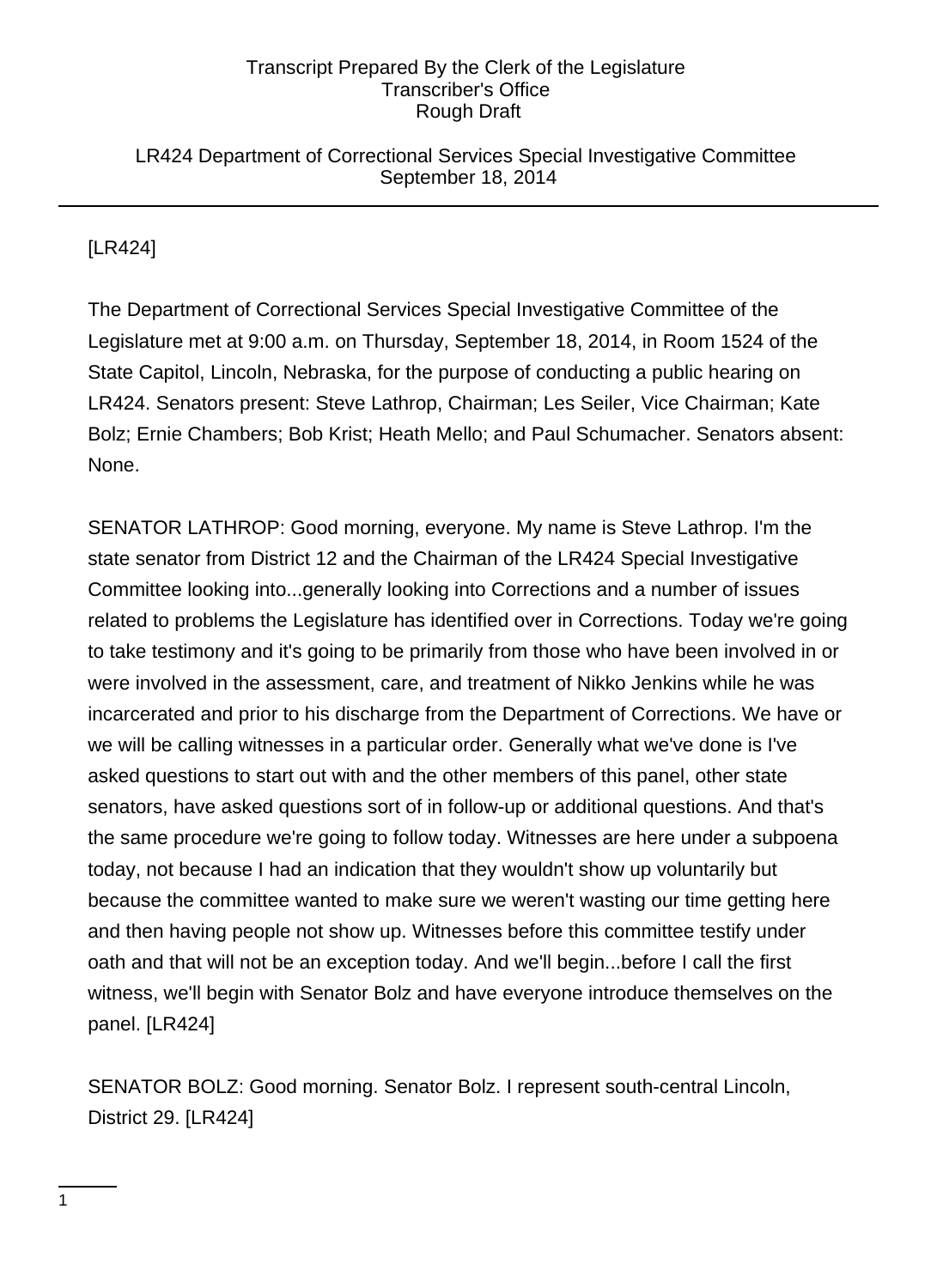[LR424]

The Department of Correctional Services Special Investigative Committee of the Legislature met at 9:00 a.m. on Thursday, September 18, 2014, in Room 1524 of the State Capitol, Lincoln, Nebraska, for the purpose of conducting a public hearing on LR424. Senators present: Steve Lathrop, Chairman; Les Seiler, Vice Chairman; Kate Bolz; Ernie Chambers; Bob Krist; Heath Mello; and Paul Schumacher. Senators absent: None.

SENATOR LATHROP: Good morning, everyone. My name is Steve Lathrop. I'm the state senator from District 12 and the Chairman of the LR424 Special Investigative Committee looking into...generally looking into Corrections and a number of issues related to problems the Legislature has identified over in Corrections. Today we're going to take testimony and it's going to be primarily from those who have been involved in or were involved in the assessment, care, and treatment of Nikko Jenkins while he was incarcerated and prior to his discharge from the Department of Corrections. We have or we will be calling witnesses in a particular order. Generally what we've done is I've asked questions to start out with and the other members of this panel, other state senators, have asked questions sort of in follow-up or additional questions. And that's the same procedure we're going to follow today. Witnesses are here under a subpoena today, not because I had an indication that they wouldn't show up voluntarily but because the committee wanted to make sure we weren't wasting our time getting here and then having people not show up. Witnesses before this committee testify under oath and that will not be an exception today. And we'll begin...before I call the first witness, we'll begin with Senator Bolz and have everyone introduce themselves on the panel. [LR424]

SENATOR BOLZ: Good morning. Senator Bolz. I represent south-central Lincoln, District 29. [LR424]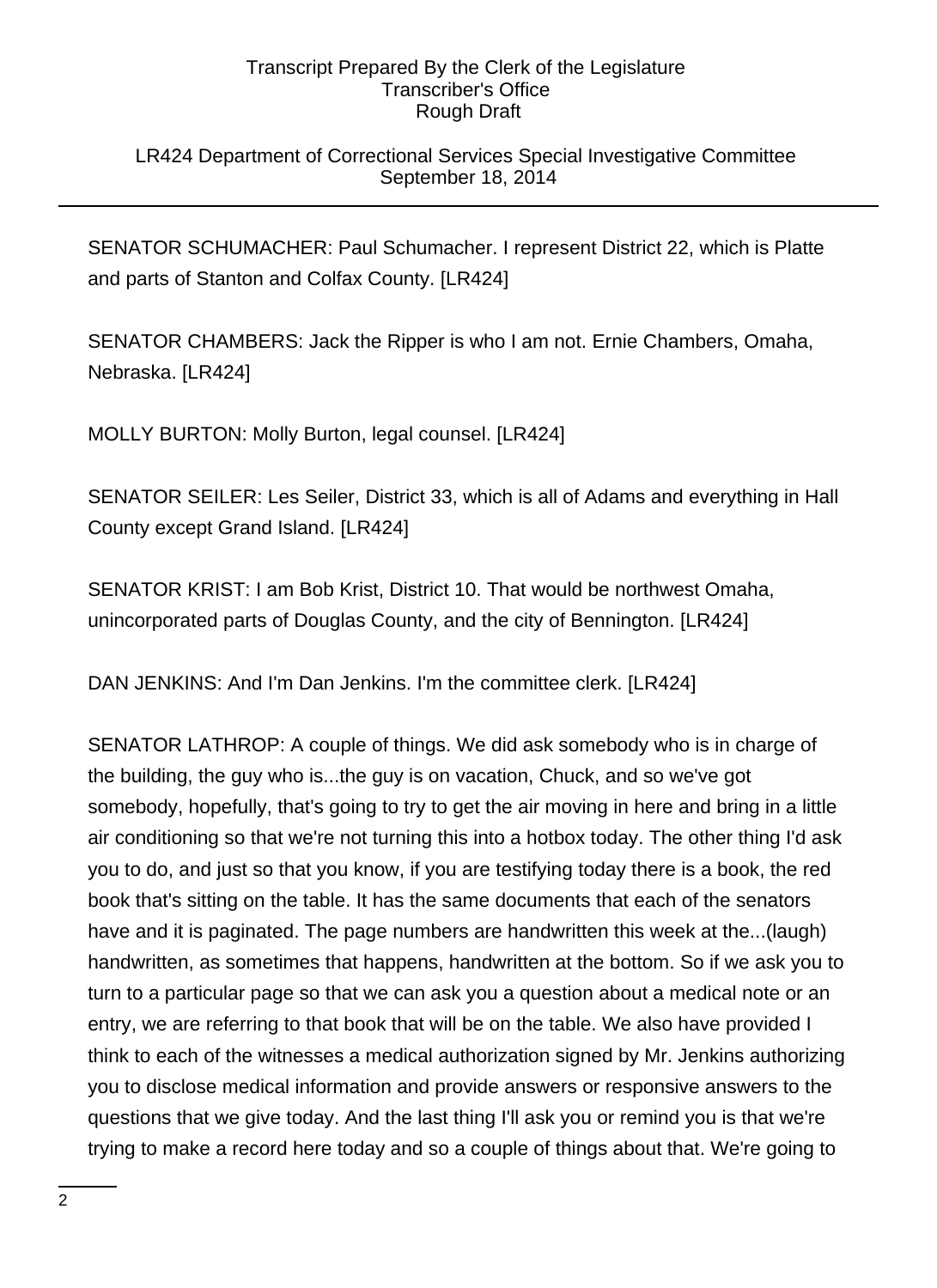SENATOR SCHUMACHER: Paul Schumacher. I represent District 22, which is Platte and parts of Stanton and Colfax County. [LR424]

SENATOR CHAMBERS: Jack the Ripper is who I am not. Ernie Chambers, Omaha, Nebraska. [LR424]

MOLLY BURTON: Molly Burton, legal counsel. [LR424]

SENATOR SEILER: Les Seiler, District 33, which is all of Adams and everything in Hall County except Grand Island. [LR424]

SENATOR KRIST: I am Bob Krist, District 10. That would be northwest Omaha, unincorporated parts of Douglas County, and the city of Bennington. [LR424]

DAN JENKINS: And I'm Dan Jenkins. I'm the committee clerk. [LR424]

SENATOR LATHROP: A couple of things. We did ask somebody who is in charge of the building, the guy who is...the guy is on vacation, Chuck, and so we've got somebody, hopefully, that's going to try to get the air moving in here and bring in a little air conditioning so that we're not turning this into a hotbox today. The other thing I'd ask you to do, and just so that you know, if you are testifying today there is a book, the red book that's sitting on the table. It has the same documents that each of the senators have and it is paginated. The page numbers are handwritten this week at the...(laugh) handwritten, as sometimes that happens, handwritten at the bottom. So if we ask you to turn to a particular page so that we can ask you a question about a medical note or an entry, we are referring to that book that will be on the table. We also have provided I think to each of the witnesses a medical authorization signed by Mr. Jenkins authorizing you to disclose medical information and provide answers or responsive answers to the questions that we give today. And the last thing I'll ask you or remind you is that we're trying to make a record here today and so a couple of things about that. We're going to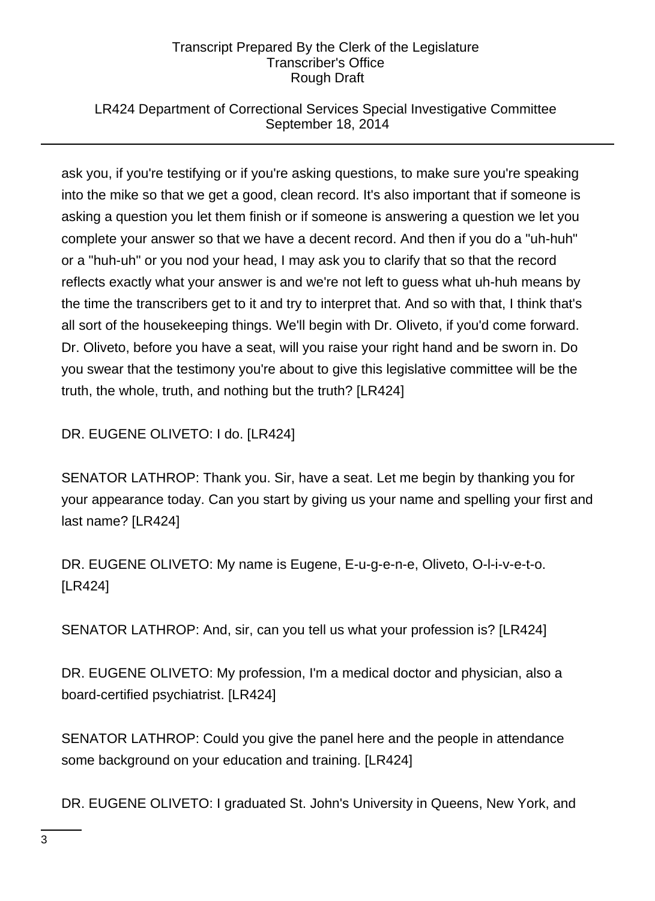ask you, if you're testifying or if you're asking questions, to make sure you're speaking into the mike so that we get a good, clean record. It's also important that if someone is asking a question you let them finish or if someone is answering a question we let you complete your answer so that we have a decent record. And then if you do a "uh-huh" or a "huh-uh" or you nod your head, I may ask you to clarify that so that the record reflects exactly what your answer is and we're not left to guess what uh-huh means by the time the transcribers get to it and try to interpret that. And so with that, I think that's all sort of the housekeeping things. We'll begin with Dr. Oliveto, if you'd come forward. Dr. Oliveto, before you have a seat, will you raise your right hand and be sworn in. Do you swear that the testimony you're about to give this legislative committee will be the truth, the whole, truth, and nothing but the truth? [LR424]

DR. EUGENE OLIVETO: I do. [LR424]

SENATOR LATHROP: Thank you. Sir, have a seat. Let me begin by thanking you for your appearance today. Can you start by giving us your name and spelling your first and last name? [LR424]

DR. EUGENE OLIVETO: My name is Eugene, E-u-g-e-n-e, Oliveto, O-l-i-v-e-t-o. [LR424]

SENATOR LATHROP: And, sir, can you tell us what your profession is? [LR424]

DR. EUGENE OLIVETO: My profession, I'm a medical doctor and physician, also a board-certified psychiatrist. [LR424]

SENATOR LATHROP: Could you give the panel here and the people in attendance some background on your education and training. [LR424]

DR. EUGENE OLIVETO: I graduated St. John's University in Queens, New York, and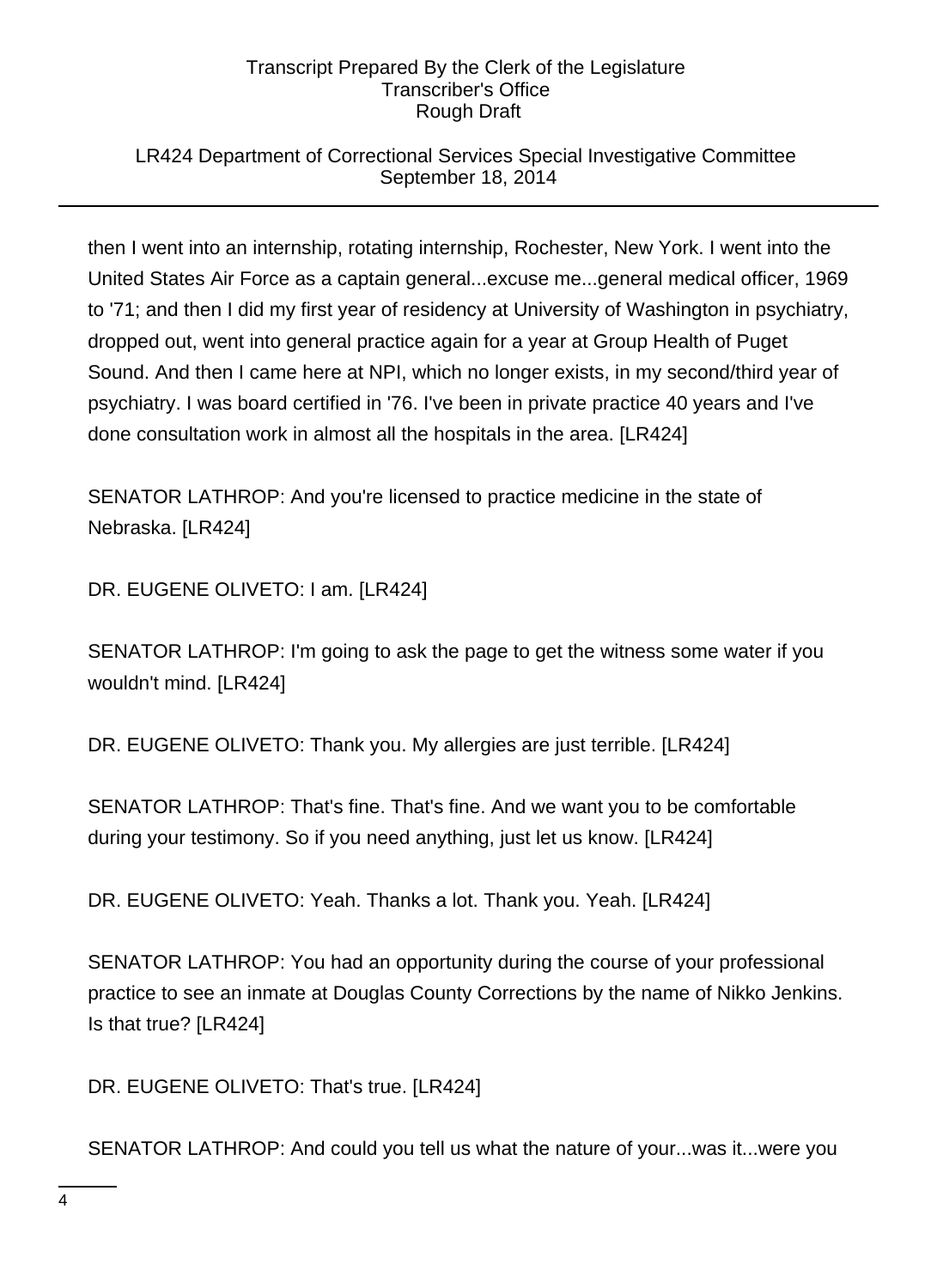then I went into an internship, rotating internship, Rochester, New York. I went into the United States Air Force as a captain general...excuse me...general medical officer, 1969 to '71; and then I did my first year of residency at University of Washington in psychiatry, dropped out, went into general practice again for a year at Group Health of Puget Sound. And then I came here at NPI, which no longer exists, in my second/third year of psychiatry. I was board certified in '76. I've been in private practice 40 years and I've done consultation work in almost all the hospitals in the area. [LR424]

SENATOR LATHROP: And you're licensed to practice medicine in the state of Nebraska. [LR424]

DR. EUGENE OLIVETO: I am. [LR424]

SENATOR LATHROP: I'm going to ask the page to get the witness some water if you wouldn't mind. [LR424]

DR. EUGENE OLIVETO: Thank you. My allergies are just terrible. [LR424]

SENATOR LATHROP: That's fine. That's fine. And we want you to be comfortable during your testimony. So if you need anything, just let us know. [LR424]

DR. EUGENE OLIVETO: Yeah. Thanks a lot. Thank you. Yeah. [LR424]

SENATOR LATHROP: You had an opportunity during the course of your professional practice to see an inmate at Douglas County Corrections by the name of Nikko Jenkins. Is that true? [LR424]

DR. EUGENE OLIVETO: That's true. [LR424]

SENATOR LATHROP: And could you tell us what the nature of your...was it...were you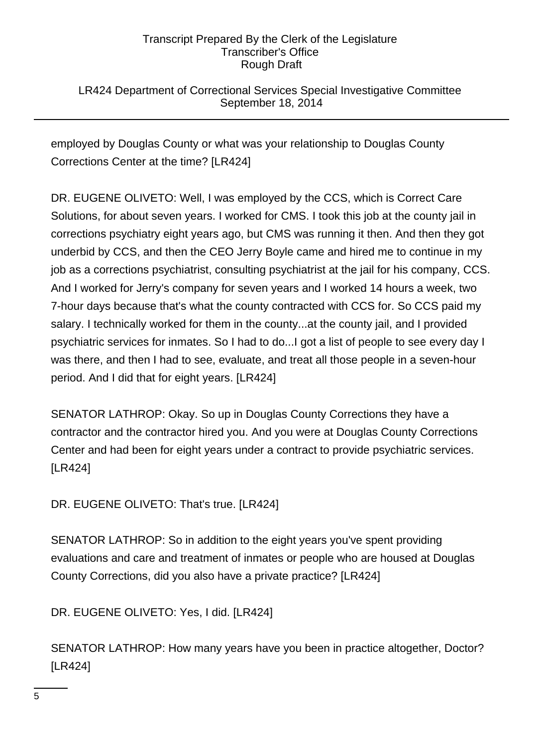employed by Douglas County or what was your relationship to Douglas County Corrections Center at the time? [LR424]

DR. EUGENE OLIVETO: Well, I was employed by the CCS, which is Correct Care Solutions, for about seven years. I worked for CMS. I took this job at the county jail in corrections psychiatry eight years ago, but CMS was running it then. And then they got underbid by CCS, and then the CEO Jerry Boyle came and hired me to continue in my job as a corrections psychiatrist, consulting psychiatrist at the jail for his company, CCS. And I worked for Jerry's company for seven years and I worked 14 hours a week, two 7-hour days because that's what the county contracted with CCS for. So CCS paid my salary. I technically worked for them in the county...at the county jail, and I provided psychiatric services for inmates. So I had to do...I got a list of people to see every day I was there, and then I had to see, evaluate, and treat all those people in a seven-hour period. And I did that for eight years. [LR424]

SENATOR LATHROP: Okay. So up in Douglas County Corrections they have a contractor and the contractor hired you. And you were at Douglas County Corrections Center and had been for eight years under a contract to provide psychiatric services. [LR424]

DR. EUGENE OLIVETO: That's true. [LR424]

SENATOR LATHROP: So in addition to the eight years you've spent providing evaluations and care and treatment of inmates or people who are housed at Douglas County Corrections, did you also have a private practice? [LR424]

DR. EUGENE OLIVETO: Yes, I did. [LR424]

SENATOR LATHROP: How many years have you been in practice altogether, Doctor? [LR424]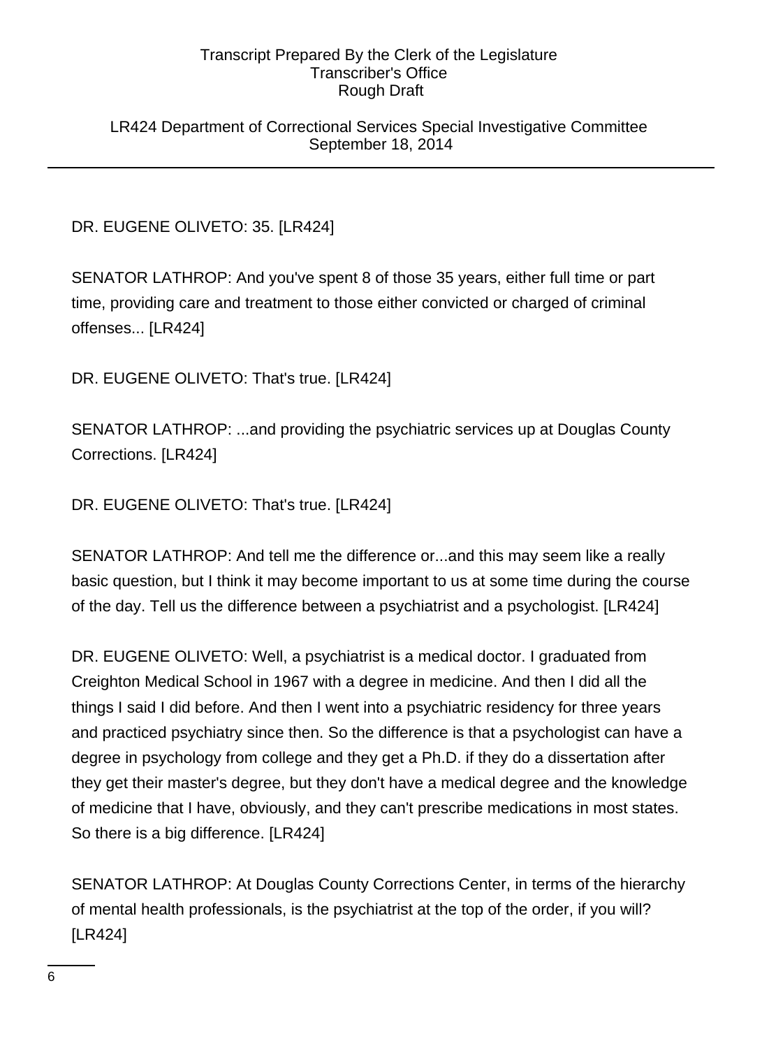DR. EUGENE OLIVETO: 35. [LR424]

SENATOR LATHROP: And you've spent 8 of those 35 years, either full time or part time, providing care and treatment to those either convicted or charged of criminal offenses... [LR424]

DR. EUGENE OLIVETO: That's true. [LR424]

SENATOR LATHROP: ...and providing the psychiatric services up at Douglas County Corrections. [LR424]

DR. EUGENE OLIVETO: That's true. [LR424]

SENATOR LATHROP: And tell me the difference or...and this may seem like a really basic question, but I think it may become important to us at some time during the course of the day. Tell us the difference between a psychiatrist and a psychologist. [LR424]

DR. EUGENE OLIVETO: Well, a psychiatrist is a medical doctor. I graduated from Creighton Medical School in 1967 with a degree in medicine. And then I did all the things I said I did before. And then I went into a psychiatric residency for three years and practiced psychiatry since then. So the difference is that a psychologist can have a degree in psychology from college and they get a Ph.D. if they do a dissertation after they get their master's degree, but they don't have a medical degree and the knowledge of medicine that I have, obviously, and they can't prescribe medications in most states. So there is a big difference. [LR424]

SENATOR LATHROP: At Douglas County Corrections Center, in terms of the hierarchy of mental health professionals, is the psychiatrist at the top of the order, if you will? [LR424]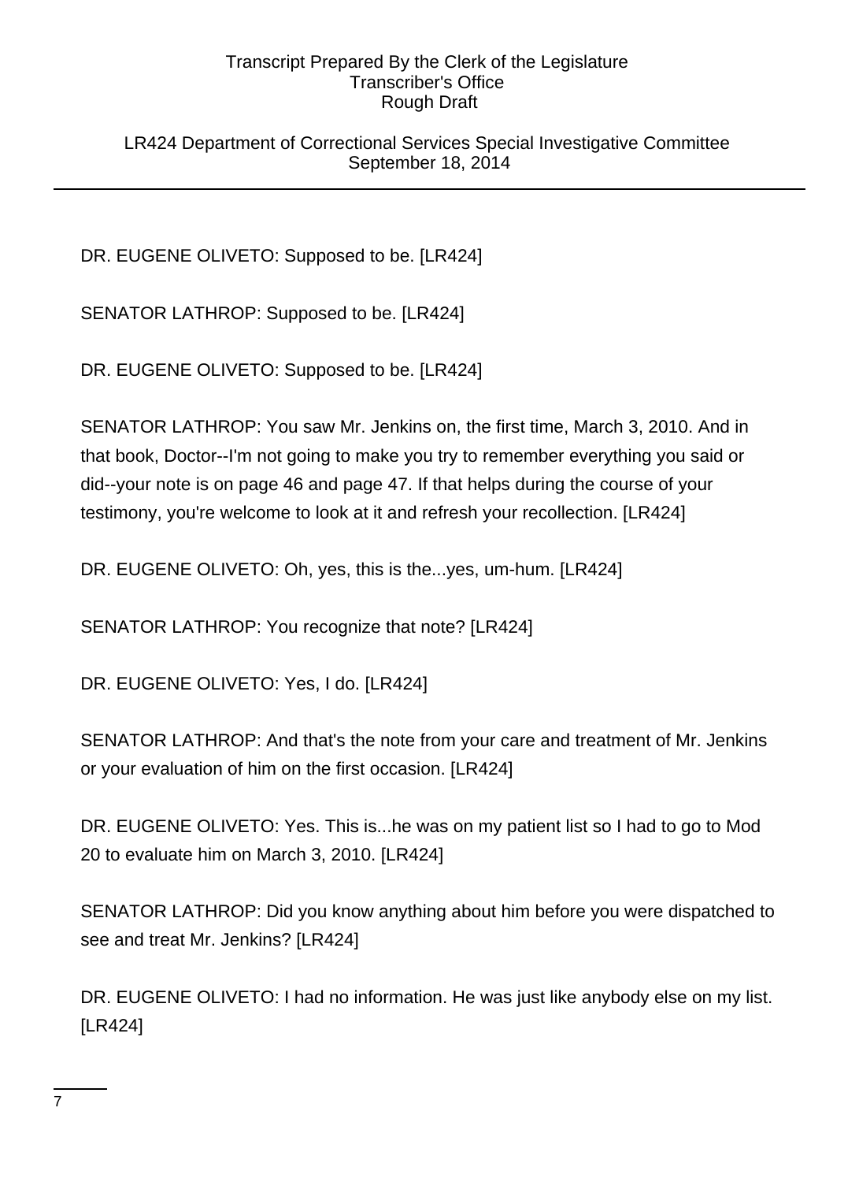DR. EUGENE OLIVETO: Supposed to be. [LR424]

SENATOR LATHROP: Supposed to be. [LR424]

DR. EUGENE OLIVETO: Supposed to be. [LR424]

SENATOR LATHROP: You saw Mr. Jenkins on, the first time, March 3, 2010. And in that book, Doctor--I'm not going to make you try to remember everything you said or did--your note is on page 46 and page 47. If that helps during the course of your testimony, you're welcome to look at it and refresh your recollection. [LR424]

DR. EUGENE OLIVETO: Oh, yes, this is the...yes, um-hum. [LR424]

SENATOR LATHROP: You recognize that note? [LR424]

DR. EUGENE OLIVETO: Yes, I do. [LR424]

SENATOR LATHROP: And that's the note from your care and treatment of Mr. Jenkins or your evaluation of him on the first occasion. [LR424]

DR. EUGENE OLIVETO: Yes. This is...he was on my patient list so I had to go to Mod 20 to evaluate him on March 3, 2010. [LR424]

SENATOR LATHROP: Did you know anything about him before you were dispatched to see and treat Mr. Jenkins? [LR424]

DR. EUGENE OLIVETO: I had no information. He was just like anybody else on my list. [LR424]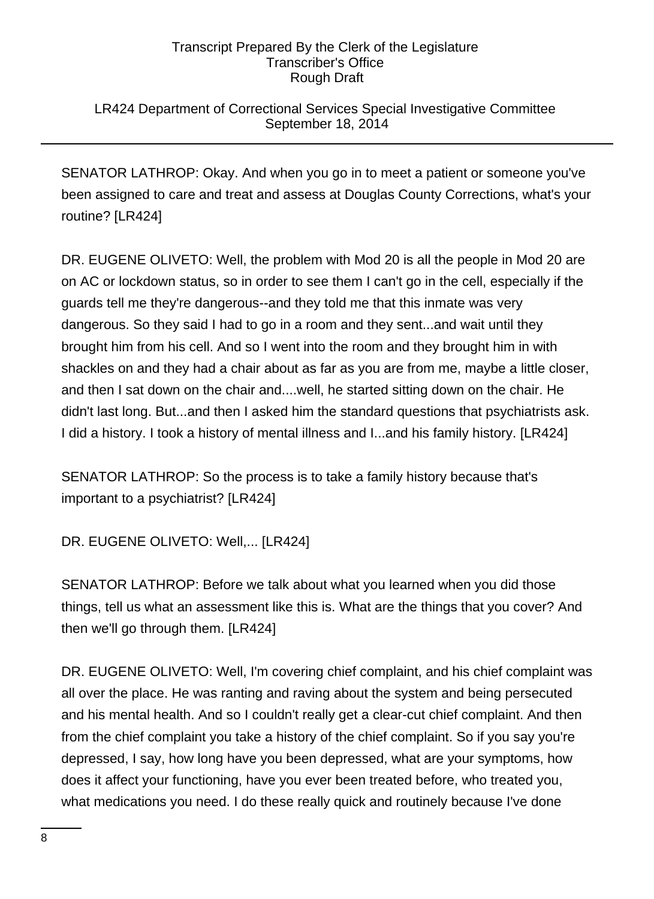SENATOR LATHROP: Okay. And when you go in to meet a patient or someone you've been assigned to care and treat and assess at Douglas County Corrections, what's your routine? [LR424]

DR. EUGENE OLIVETO: Well, the problem with Mod 20 is all the people in Mod 20 are on AC or lockdown status, so in order to see them I can't go in the cell, especially if the guards tell me they're dangerous--and they told me that this inmate was very dangerous. So they said I had to go in a room and they sent...and wait until they brought him from his cell. And so I went into the room and they brought him in with shackles on and they had a chair about as far as you are from me, maybe a little closer, and then I sat down on the chair and....well, he started sitting down on the chair. He didn't last long. But...and then I asked him the standard questions that psychiatrists ask. I did a history. I took a history of mental illness and I...and his family history. [LR424]

SENATOR LATHROP: So the process is to take a family history because that's important to a psychiatrist? [LR424]

DR. EUGENE OLIVETO: Well,... [LR424]

SENATOR LATHROP: Before we talk about what you learned when you did those things, tell us what an assessment like this is. What are the things that you cover? And then we'll go through them. [LR424]

DR. EUGENE OLIVETO: Well, I'm covering chief complaint, and his chief complaint was all over the place. He was ranting and raving about the system and being persecuted and his mental health. And so I couldn't really get a clear-cut chief complaint. And then from the chief complaint you take a history of the chief complaint. So if you say you're depressed, I say, how long have you been depressed, what are your symptoms, how does it affect your functioning, have you ever been treated before, who treated you, what medications you need. I do these really quick and routinely because I've done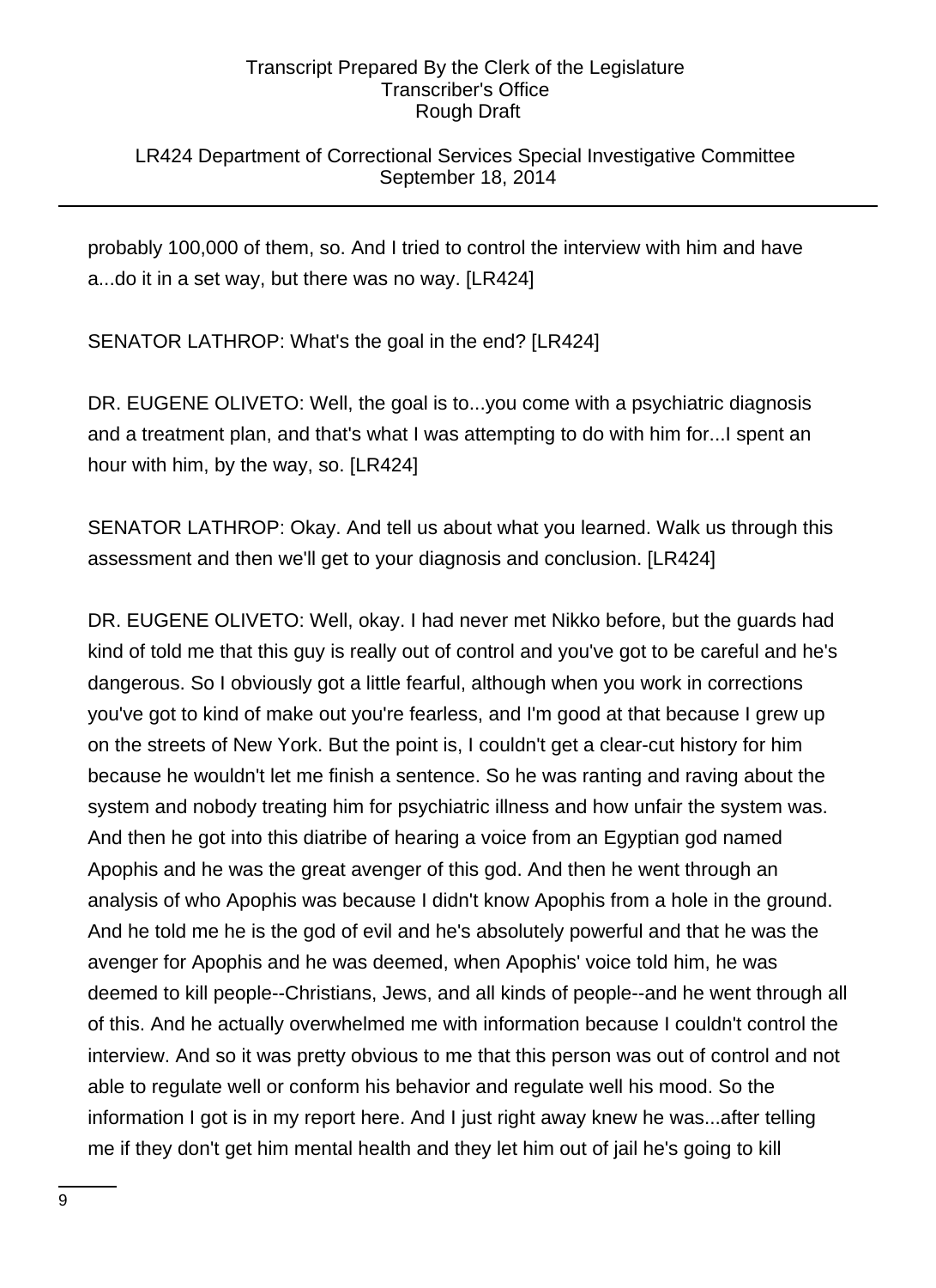probably 100,000 of them, so. And I tried to control the interview with him and have a...do it in a set way, but there was no way. [LR424]

SENATOR LATHROP: What's the goal in the end? [LR424]

DR. EUGENE OLIVETO: Well, the goal is to...you come with a psychiatric diagnosis and a treatment plan, and that's what I was attempting to do with him for...I spent an hour with him, by the way, so. [LR424]

SENATOR LATHROP: Okay. And tell us about what you learned. Walk us through this assessment and then we'll get to your diagnosis and conclusion. [LR424]

DR. EUGENE OLIVETO: Well, okay. I had never met Nikko before, but the guards had kind of told me that this guy is really out of control and you've got to be careful and he's dangerous. So I obviously got a little fearful, although when you work in corrections you've got to kind of make out you're fearless, and I'm good at that because I grew up on the streets of New York. But the point is, I couldn't get a clear-cut history for him because he wouldn't let me finish a sentence. So he was ranting and raving about the system and nobody treating him for psychiatric illness and how unfair the system was. And then he got into this diatribe of hearing a voice from an Egyptian god named Apophis and he was the great avenger of this god. And then he went through an analysis of who Apophis was because I didn't know Apophis from a hole in the ground. And he told me he is the god of evil and he's absolutely powerful and that he was the avenger for Apophis and he was deemed, when Apophis' voice told him, he was deemed to kill people--Christians, Jews, and all kinds of people--and he went through all of this. And he actually overwhelmed me with information because I couldn't control the interview. And so it was pretty obvious to me that this person was out of control and not able to regulate well or conform his behavior and regulate well his mood. So the information I got is in my report here. And I just right away knew he was...after telling me if they don't get him mental health and they let him out of jail he's going to kill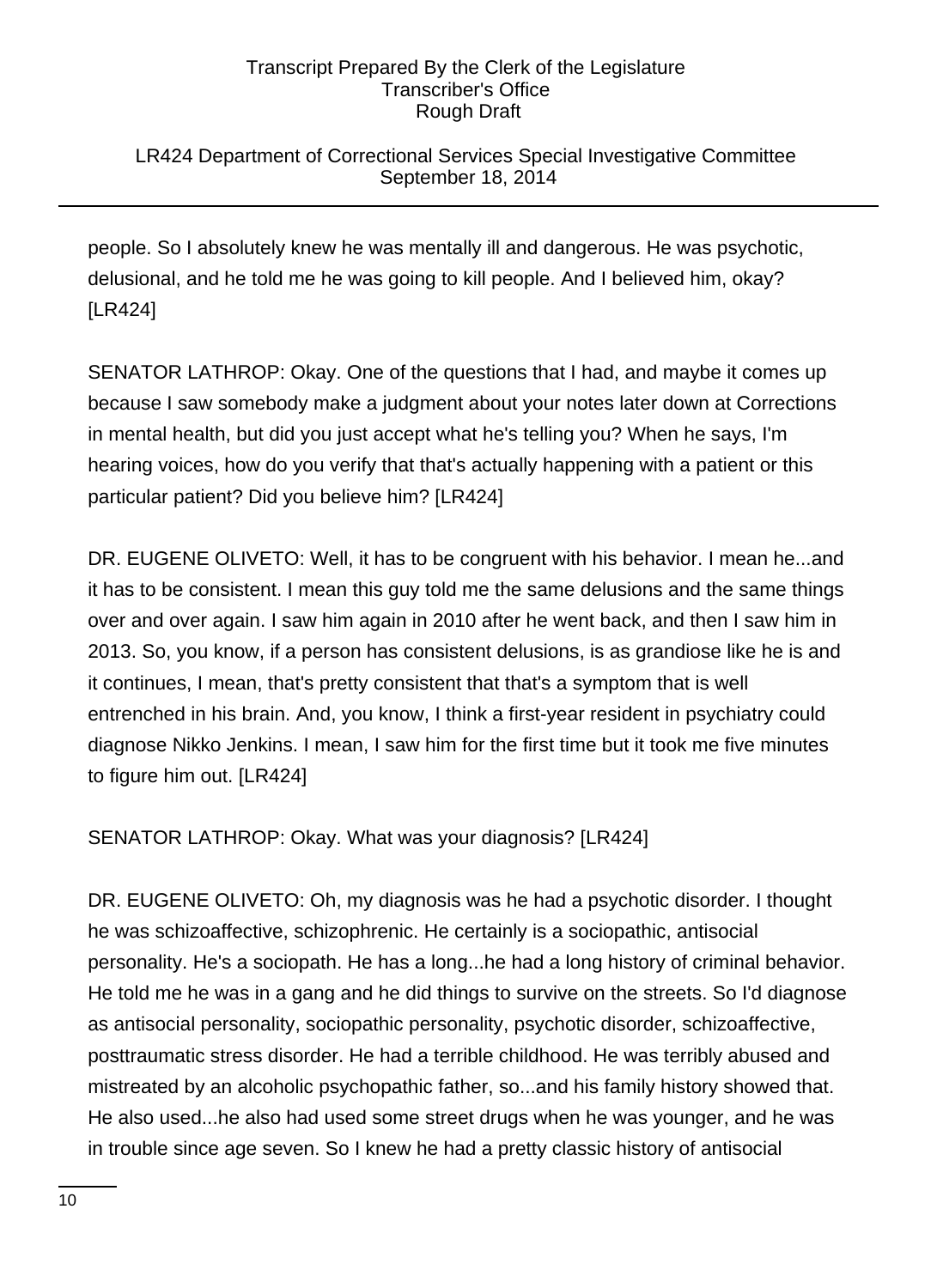people. So I absolutely knew he was mentally ill and dangerous. He was psychotic, delusional, and he told me he was going to kill people. And I believed him, okay? [LR424]

SENATOR LATHROP: Okay. One of the questions that I had, and maybe it comes up because I saw somebody make a judgment about your notes later down at Corrections in mental health, but did you just accept what he's telling you? When he says, I'm hearing voices, how do you verify that that's actually happening with a patient or this particular patient? Did you believe him? [LR424]

DR. EUGENE OLIVETO: Well, it has to be congruent with his behavior. I mean he...and it has to be consistent. I mean this guy told me the same delusions and the same things over and over again. I saw him again in 2010 after he went back, and then I saw him in 2013. So, you know, if a person has consistent delusions, is as grandiose like he is and it continues, I mean, that's pretty consistent that that's a symptom that is well entrenched in his brain. And, you know, I think a first-year resident in psychiatry could diagnose Nikko Jenkins. I mean, I saw him for the first time but it took me five minutes to figure him out. [LR424]

SENATOR LATHROP: Okay. What was your diagnosis? [LR424]

DR. EUGENE OLIVETO: Oh, my diagnosis was he had a psychotic disorder. I thought he was schizoaffective, schizophrenic. He certainly is a sociopathic, antisocial personality. He's a sociopath. He has a long...he had a long history of criminal behavior. He told me he was in a gang and he did things to survive on the streets. So I'd diagnose as antisocial personality, sociopathic personality, psychotic disorder, schizoaffective, posttraumatic stress disorder. He had a terrible childhood. He was terribly abused and mistreated by an alcoholic psychopathic father, so...and his family history showed that. He also used...he also had used some street drugs when he was younger, and he was in trouble since age seven. So I knew he had a pretty classic history of antisocial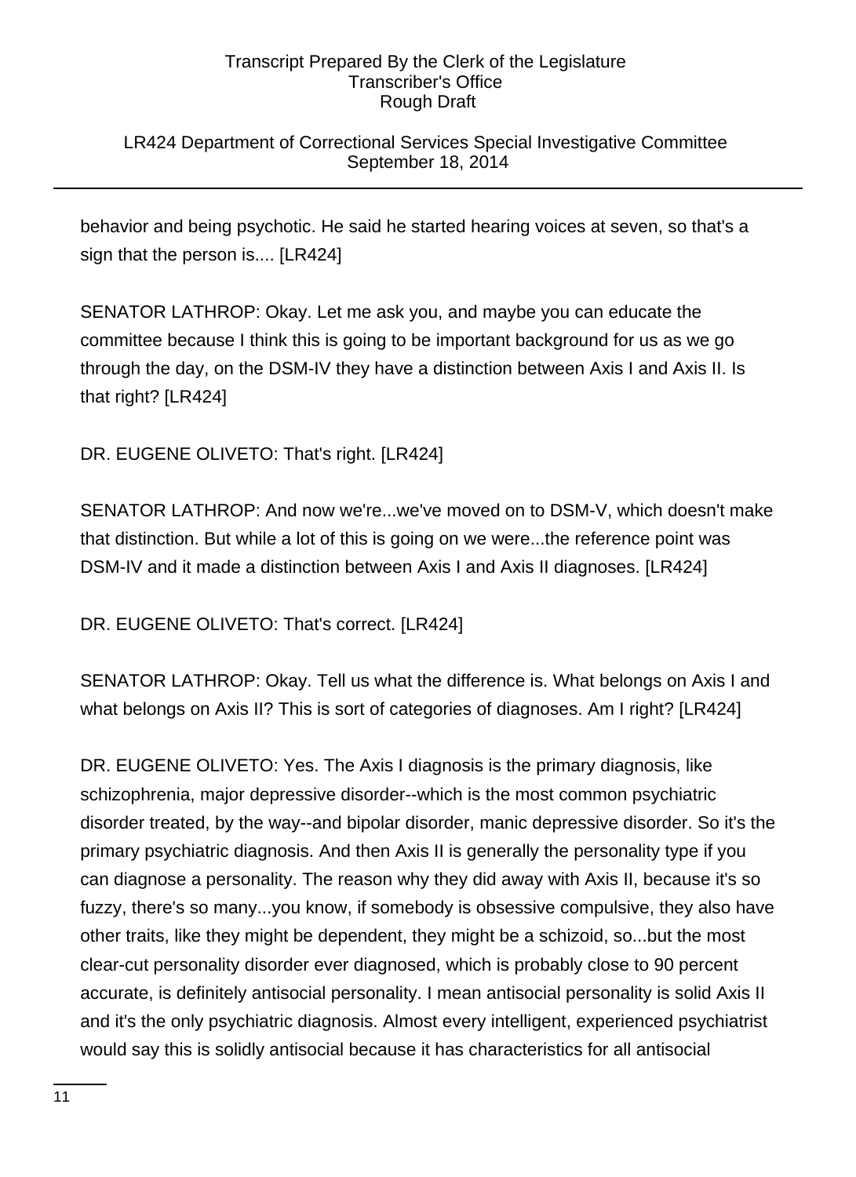behavior and being psychotic. He said he started hearing voices at seven, so that's a sign that the person is.... [LR424]

SENATOR LATHROP: Okay. Let me ask you, and maybe you can educate the committee because I think this is going to be important background for us as we go through the day, on the DSM-IV they have a distinction between Axis I and Axis II. Is that right? [LR424]

DR. EUGENE OLIVETO: That's right. [LR424]

SENATOR LATHROP: And now we're...we've moved on to DSM-V, which doesn't make that distinction. But while a lot of this is going on we were...the reference point was DSM-IV and it made a distinction between Axis I and Axis II diagnoses. [LR424]

DR. EUGENE OLIVETO: That's correct. [LR424]

SENATOR LATHROP: Okay. Tell us what the difference is. What belongs on Axis I and what belongs on Axis II? This is sort of categories of diagnoses. Am I right? [LR424]

DR. EUGENE OLIVETO: Yes. The Axis I diagnosis is the primary diagnosis, like schizophrenia, major depressive disorder--which is the most common psychiatric disorder treated, by the way--and bipolar disorder, manic depressive disorder. So it's the primary psychiatric diagnosis. And then Axis II is generally the personality type if you can diagnose a personality. The reason why they did away with Axis II, because it's so fuzzy, there's so many...you know, if somebody is obsessive compulsive, they also have other traits, like they might be dependent, they might be a schizoid, so...but the most clear-cut personality disorder ever diagnosed, which is probably close to 90 percent accurate, is definitely antisocial personality. I mean antisocial personality is solid Axis II and it's the only psychiatric diagnosis. Almost every intelligent, experienced psychiatrist would say this is solidly antisocial because it has characteristics for all antisocial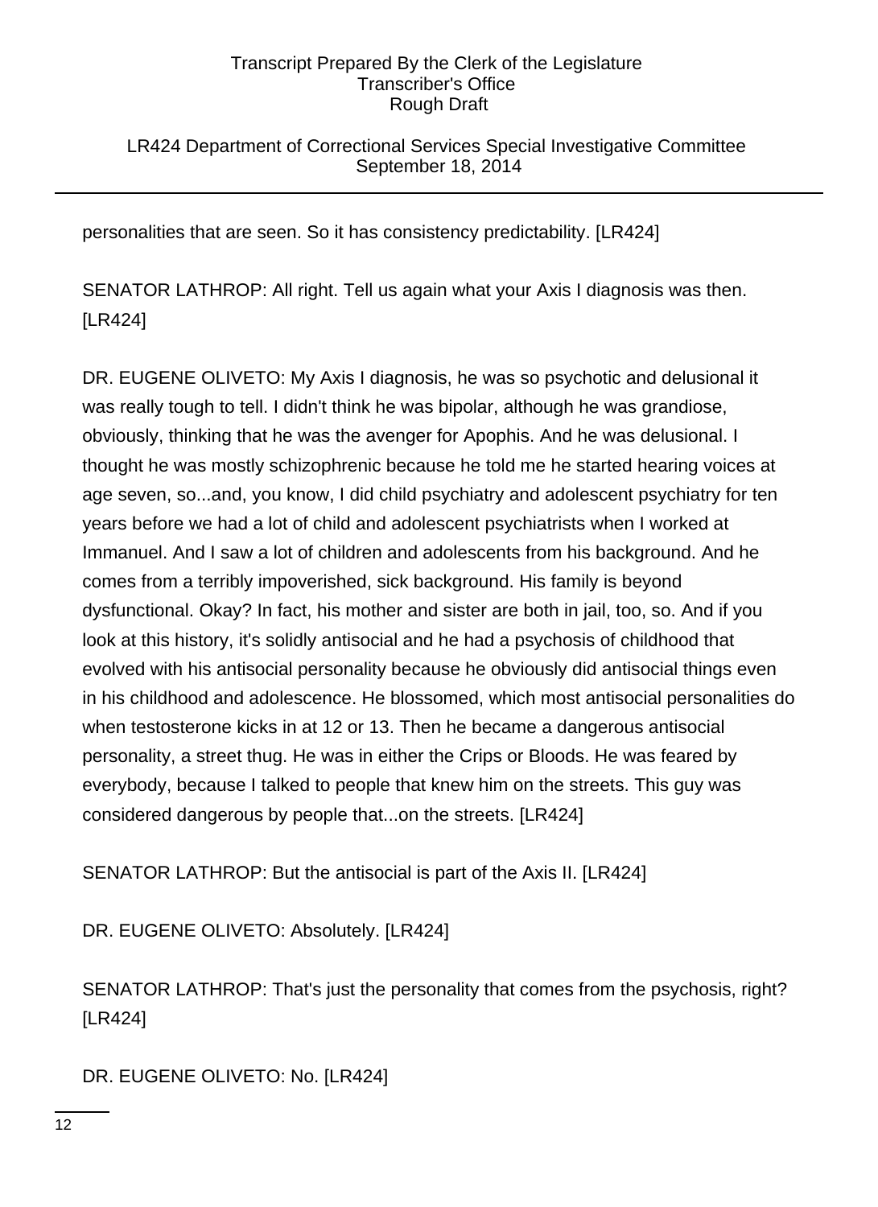personalities that are seen. So it has consistency predictability. [LR424]

SENATOR LATHROP: All right. Tell us again what your Axis I diagnosis was then. [LR424]

DR. EUGENE OLIVETO: My Axis I diagnosis, he was so psychotic and delusional it was really tough to tell. I didn't think he was bipolar, although he was grandiose, obviously, thinking that he was the avenger for Apophis. And he was delusional. I thought he was mostly schizophrenic because he told me he started hearing voices at age seven, so...and, you know, I did child psychiatry and adolescent psychiatry for ten years before we had a lot of child and adolescent psychiatrists when I worked at Immanuel. And I saw a lot of children and adolescents from his background. And he comes from a terribly impoverished, sick background. His family is beyond dysfunctional. Okay? In fact, his mother and sister are both in jail, too, so. And if you look at this history, it's solidly antisocial and he had a psychosis of childhood that evolved with his antisocial personality because he obviously did antisocial things even in his childhood and adolescence. He blossomed, which most antisocial personalities do when testosterone kicks in at 12 or 13. Then he became a dangerous antisocial personality, a street thug. He was in either the Crips or Bloods. He was feared by everybody, because I talked to people that knew him on the streets. This guy was considered dangerous by people that...on the streets. [LR424]

SENATOR LATHROP: But the antisocial is part of the Axis II. [LR424]

DR. EUGENE OLIVETO: Absolutely. [LR424]

SENATOR LATHROP: That's just the personality that comes from the psychosis, right? [LR424]

DR. EUGENE OLIVETO: No. [LR424]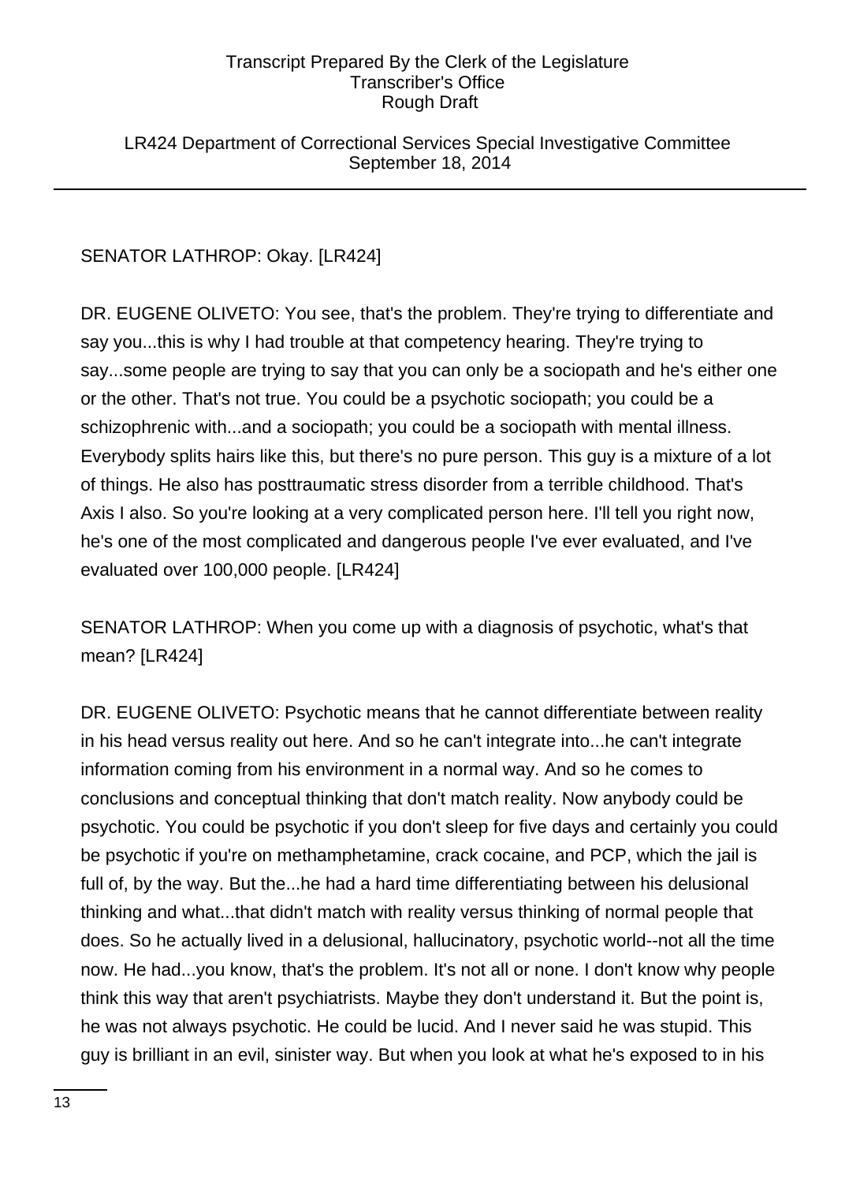SENATOR LATHROP: Okay. [LR424]

DR. EUGENE OLIVETO: You see, that's the problem. They're trying to differentiate and say you...this is why I had trouble at that competency hearing. They're trying to say...some people are trying to say that you can only be a sociopath and he's either one or the other. That's not true. You could be a psychotic sociopath; you could be a schizophrenic with...and a sociopath; you could be a sociopath with mental illness. Everybody splits hairs like this, but there's no pure person. This guy is a mixture of a lot of things. He also has posttraumatic stress disorder from a terrible childhood. That's Axis I also. So you're looking at a very complicated person here. I'll tell you right now, he's one of the most complicated and dangerous people I've ever evaluated, and I've evaluated over 100,000 people. [LR424]

SENATOR LATHROP: When you come up with a diagnosis of psychotic, what's that mean? [LR424]

DR. EUGENE OLIVETO: Psychotic means that he cannot differentiate between reality in his head versus reality out here. And so he can't integrate into...he can't integrate information coming from his environment in a normal way. And so he comes to conclusions and conceptual thinking that don't match reality. Now anybody could be psychotic. You could be psychotic if you don't sleep for five days and certainly you could be psychotic if you're on methamphetamine, crack cocaine, and PCP, which the jail is full of, by the way. But the...he had a hard time differentiating between his delusional thinking and what...that didn't match with reality versus thinking of normal people that does. So he actually lived in a delusional, hallucinatory, psychotic world--not all the time now. He had...you know, that's the problem. It's not all or none. I don't know why people think this way that aren't psychiatrists. Maybe they don't understand it. But the point is, he was not always psychotic. He could be lucid. And I never said he was stupid. This guy is brilliant in an evil, sinister way. But when you look at what he's exposed to in his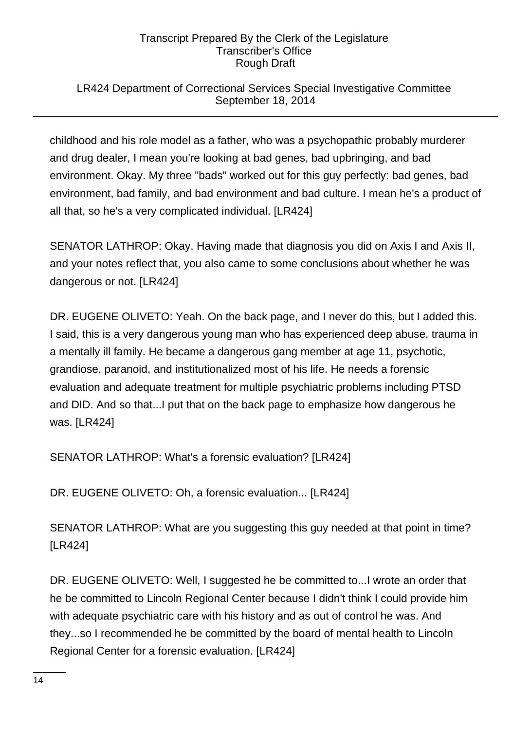childhood and his role model as a father, who was a psychopathic probably murderer and drug dealer, I mean you're looking at bad genes, bad upbringing, and bad environment. Okay. My three "bads" worked out for this guy perfectly: bad genes, bad environment, bad family, and bad environment and bad culture. I mean he's a product of all that, so he's a very complicated individual. [LR424]

SENATOR LATHROP: Okay. Having made that diagnosis you did on Axis I and Axis II, and your notes reflect that, you also came to some conclusions about whether he was dangerous or not. [LR424]

DR. EUGENE OLIVETO: Yeah. On the back page, and I never do this, but I added this. I said, this is a very dangerous young man who has experienced deep abuse, trauma in a mentally ill family. He became a dangerous gang member at age 11, psychotic, grandiose, paranoid, and institutionalized most of his life. He needs a forensic evaluation and adequate treatment for multiple psychiatric problems including PTSD and DID. And so that...I put that on the back page to emphasize how dangerous he was. [LR424]

SENATOR LATHROP: What's a forensic evaluation? [LR424]

DR. EUGENE OLIVETO: Oh, a forensic evaluation... [LR424]

SENATOR LATHROP: What are you suggesting this guy needed at that point in time? [LR424]

DR. EUGENE OLIVETO: Well, I suggested he be committed to...I wrote an order that he be committed to Lincoln Regional Center because I didn't think I could provide him with adequate psychiatric care with his history and as out of control he was. And they...so I recommended he be committed by the board of mental health to Lincoln Regional Center for a forensic evaluation. [LR424]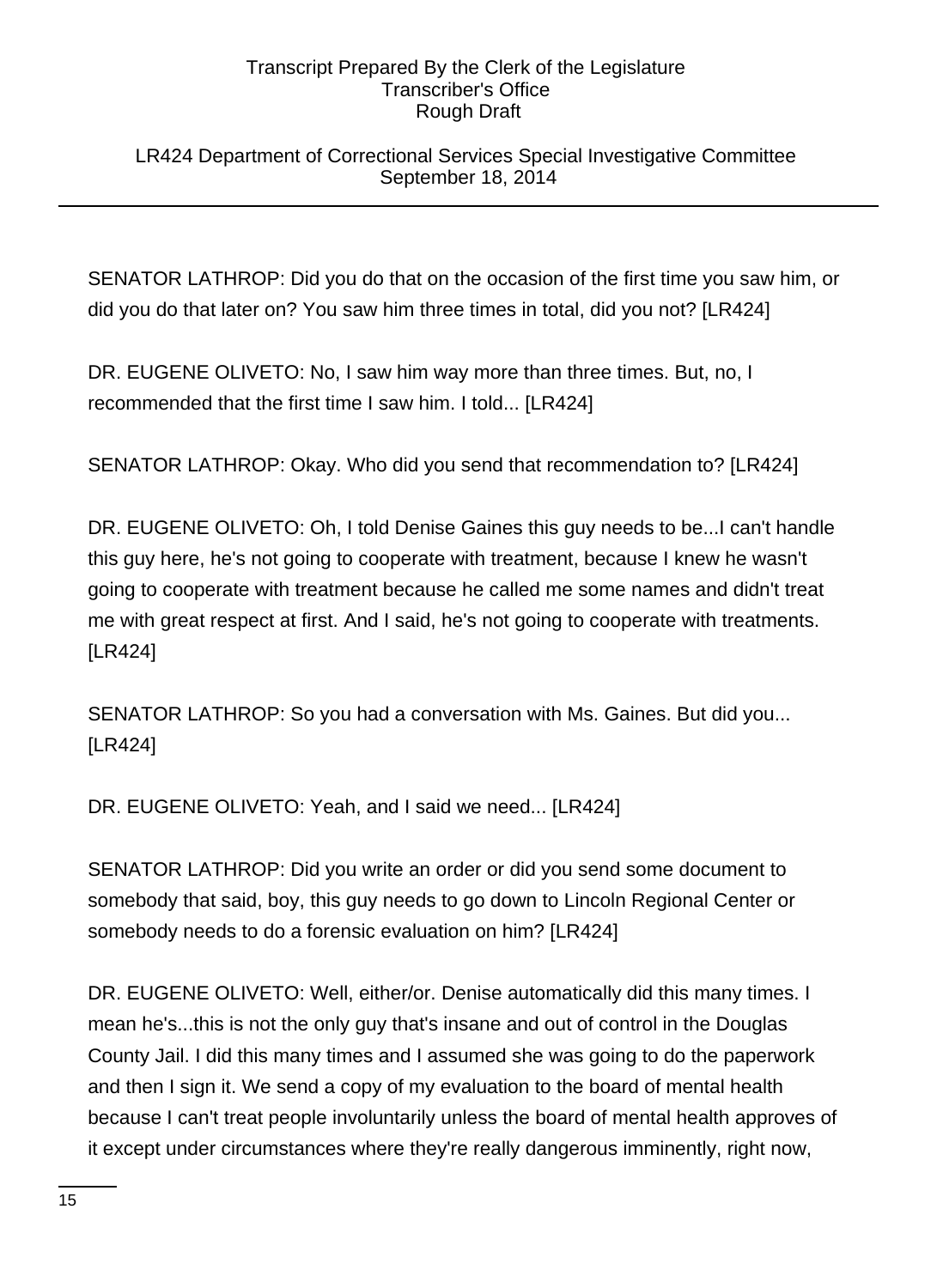SENATOR LATHROP: Did you do that on the occasion of the first time you saw him, or did you do that later on? You saw him three times in total, did you not? [LR424]

DR. EUGENE OLIVETO: No, I saw him way more than three times. But, no, I recommended that the first time I saw him. I told... [LR424]

SENATOR LATHROP: Okay. Who did you send that recommendation to? [LR424]

DR. EUGENE OLIVETO: Oh, I told Denise Gaines this guy needs to be...I can't handle this guy here, he's not going to cooperate with treatment, because I knew he wasn't going to cooperate with treatment because he called me some names and didn't treat me with great respect at first. And I said, he's not going to cooperate with treatments. [LR424]

SENATOR LATHROP: So you had a conversation with Ms. Gaines. But did you... [LR424]

DR. EUGENE OLIVETO: Yeah, and I said we need... [LR424]

SENATOR LATHROP: Did you write an order or did you send some document to somebody that said, boy, this guy needs to go down to Lincoln Regional Center or somebody needs to do a forensic evaluation on him? [LR424]

DR. EUGENE OLIVETO: Well, either/or. Denise automatically did this many times. I mean he's...this is not the only guy that's insane and out of control in the Douglas County Jail. I did this many times and I assumed she was going to do the paperwork and then I sign it. We send a copy of my evaluation to the board of mental health because I can't treat people involuntarily unless the board of mental health approves of it except under circumstances where they're really dangerous imminently, right now,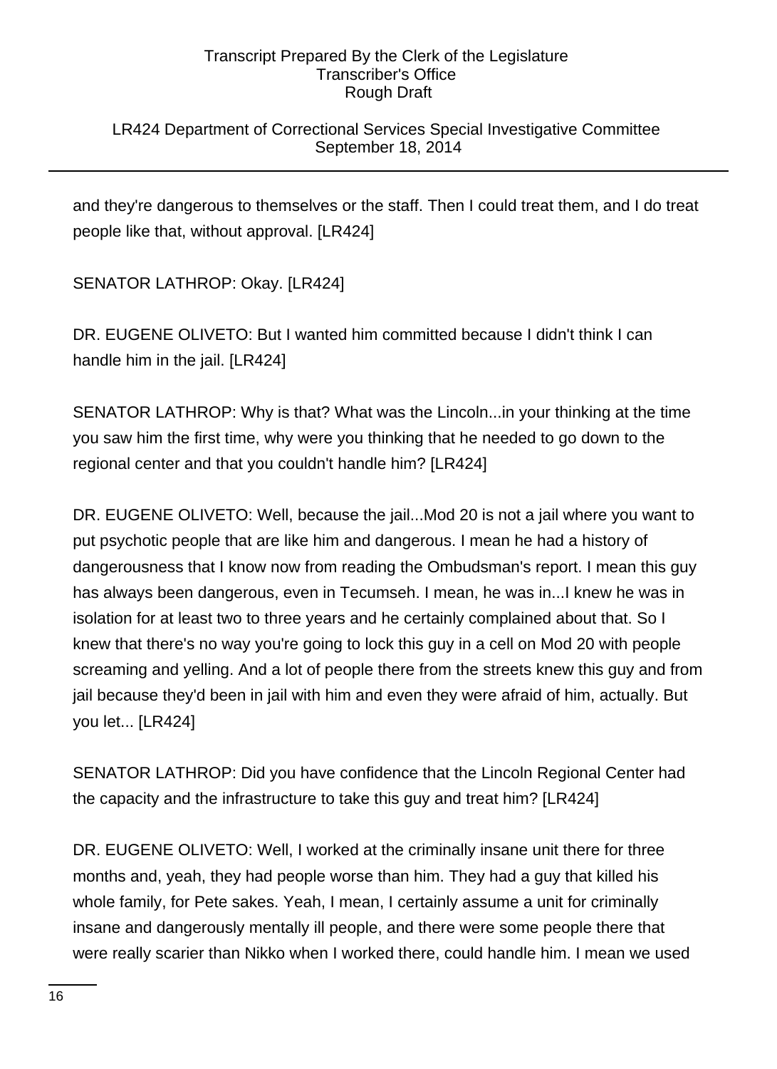and they're dangerous to themselves or the staff. Then I could treat them, and I do treat people like that, without approval. [LR424]

SENATOR LATHROP: Okay. [LR424]

DR. EUGENE OLIVETO: But I wanted him committed because I didn't think I can handle him in the jail. [LR424]

SENATOR LATHROP: Why is that? What was the Lincoln...in your thinking at the time you saw him the first time, why were you thinking that he needed to go down to the regional center and that you couldn't handle him? [LR424]

DR. EUGENE OLIVETO: Well, because the jail...Mod 20 is not a jail where you want to put psychotic people that are like him and dangerous. I mean he had a history of dangerousness that I know now from reading the Ombudsman's report. I mean this guy has always been dangerous, even in Tecumseh. I mean, he was in...I knew he was in isolation for at least two to three years and he certainly complained about that. So I knew that there's no way you're going to lock this guy in a cell on Mod 20 with people screaming and yelling. And a lot of people there from the streets knew this guy and from jail because they'd been in jail with him and even they were afraid of him, actually. But you let... [LR424]

SENATOR LATHROP: Did you have confidence that the Lincoln Regional Center had the capacity and the infrastructure to take this guy and treat him? [LR424]

DR. EUGENE OLIVETO: Well, I worked at the criminally insane unit there for three months and, yeah, they had people worse than him. They had a guy that killed his whole family, for Pete sakes. Yeah, I mean, I certainly assume a unit for criminally insane and dangerously mentally ill people, and there were some people there that were really scarier than Nikko when I worked there, could handle him. I mean we used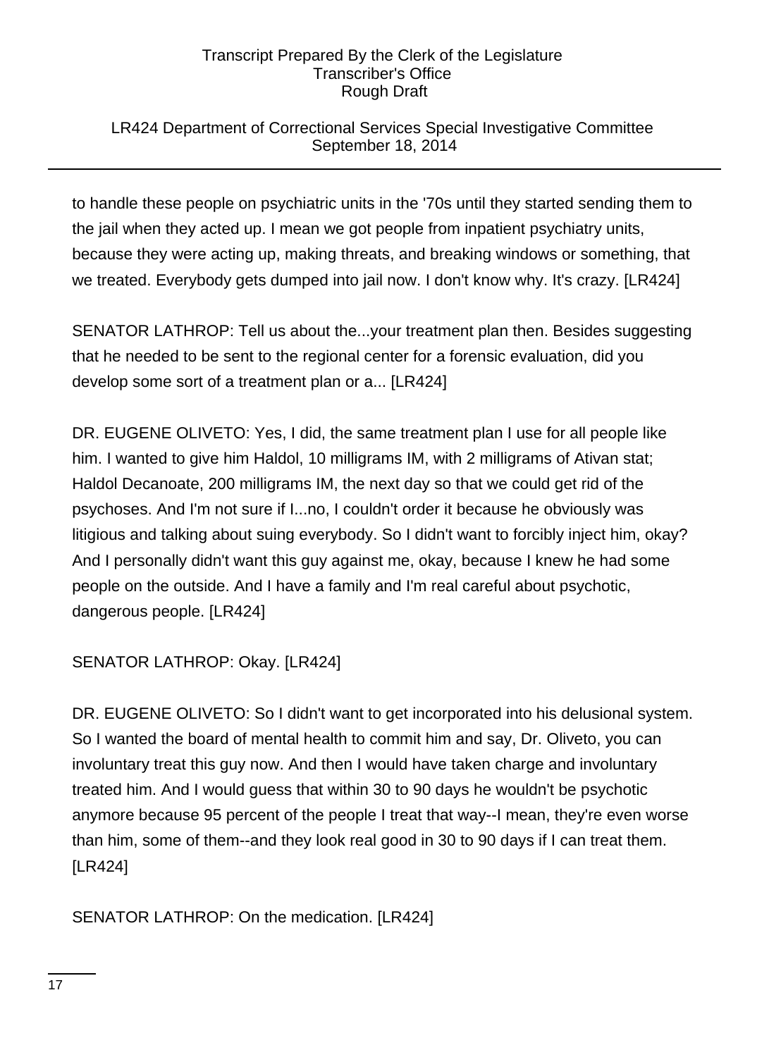to handle these people on psychiatric units in the '70s until they started sending them to the jail when they acted up. I mean we got people from inpatient psychiatry units, because they were acting up, making threats, and breaking windows or something, that we treated. Everybody gets dumped into jail now. I don't know why. It's crazy. [LR424]

SENATOR LATHROP: Tell us about the...your treatment plan then. Besides suggesting that he needed to be sent to the regional center for a forensic evaluation, did you develop some sort of a treatment plan or a... [LR424]

DR. EUGENE OLIVETO: Yes, I did, the same treatment plan I use for all people like him. I wanted to give him Haldol, 10 milligrams IM, with 2 milligrams of Ativan stat; Haldol Decanoate, 200 milligrams IM, the next day so that we could get rid of the psychoses. And I'm not sure if I...no, I couldn't order it because he obviously was litigious and talking about suing everybody. So I didn't want to forcibly inject him, okay? And I personally didn't want this guy against me, okay, because I knew he had some people on the outside. And I have a family and I'm real careful about psychotic, dangerous people. [LR424]

SENATOR LATHROP: Okay. [LR424]

DR. EUGENE OLIVETO: So I didn't want to get incorporated into his delusional system. So I wanted the board of mental health to commit him and say, Dr. Oliveto, you can involuntary treat this guy now. And then I would have taken charge and involuntary treated him. And I would guess that within 30 to 90 days he wouldn't be psychotic anymore because 95 percent of the people I treat that way--I mean, they're even worse than him, some of them--and they look real good in 30 to 90 days if I can treat them. [LR424]

SENATOR LATHROP: On the medication. [LR424]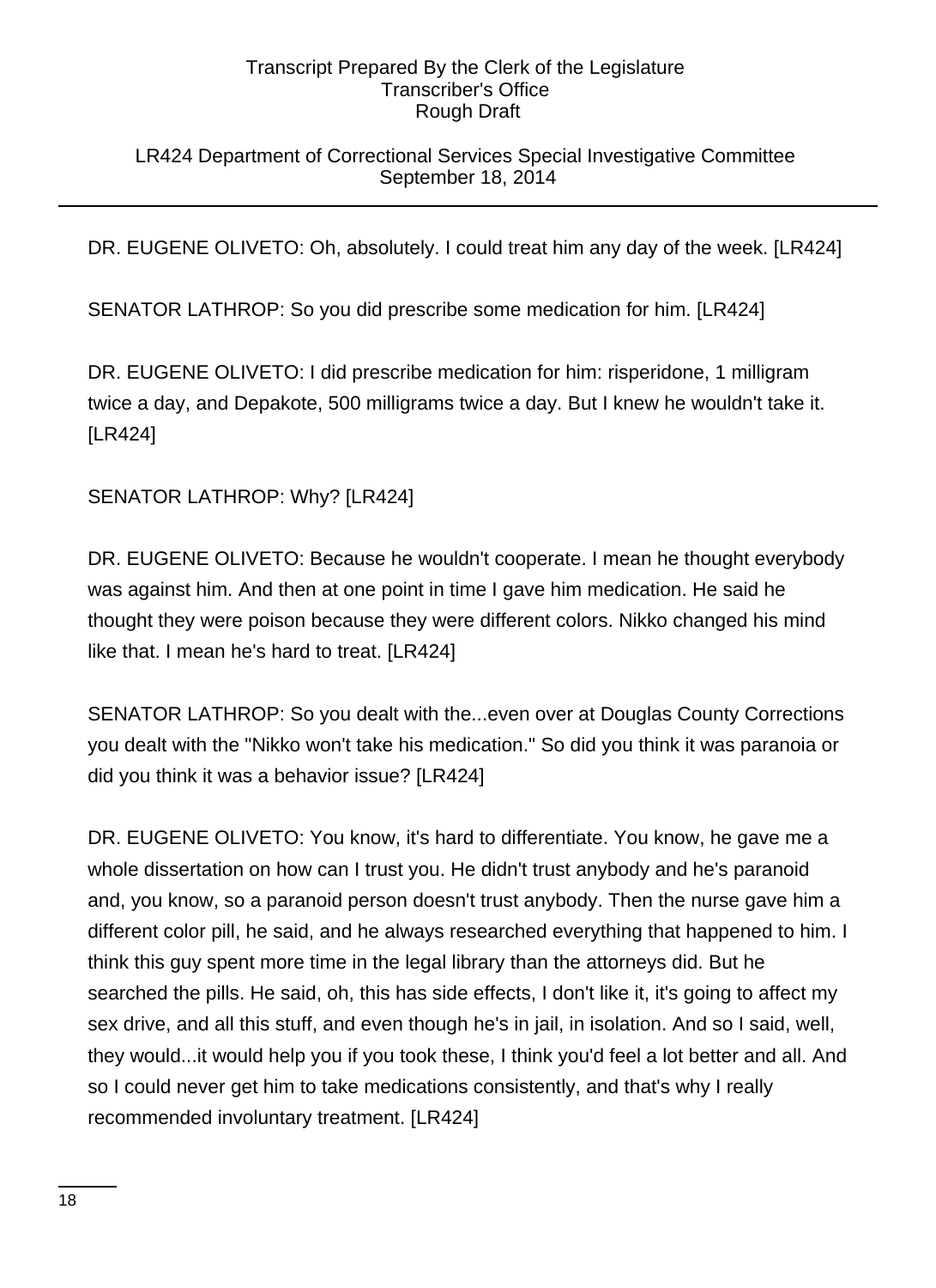DR. EUGENE OLIVETO: Oh, absolutely. I could treat him any day of the week. [LR424]

SENATOR LATHROP: So you did prescribe some medication for him. [LR424]

DR. EUGENE OLIVETO: I did prescribe medication for him: risperidone, 1 milligram twice a day, and Depakote, 500 milligrams twice a day. But I knew he wouldn't take it. [LR424]

SENATOR LATHROP: Why? [LR424]

DR. EUGENE OLIVETO: Because he wouldn't cooperate. I mean he thought everybody was against him. And then at one point in time I gave him medication. He said he thought they were poison because they were different colors. Nikko changed his mind like that. I mean he's hard to treat. [LR424]

SENATOR LATHROP: So you dealt with the...even over at Douglas County Corrections you dealt with the "Nikko won't take his medication." So did you think it was paranoia or did you think it was a behavior issue? [LR424]

DR. EUGENE OLIVETO: You know, it's hard to differentiate. You know, he gave me a whole dissertation on how can I trust you. He didn't trust anybody and he's paranoid and, you know, so a paranoid person doesn't trust anybody. Then the nurse gave him a different color pill, he said, and he always researched everything that happened to him. I think this guy spent more time in the legal library than the attorneys did. But he searched the pills. He said, oh, this has side effects, I don't like it, it's going to affect my sex drive, and all this stuff, and even though he's in jail, in isolation. And so I said, well, they would...it would help you if you took these, I think you'd feel a lot better and all. And so I could never get him to take medications consistently, and that's why I really recommended involuntary treatment. [LR424]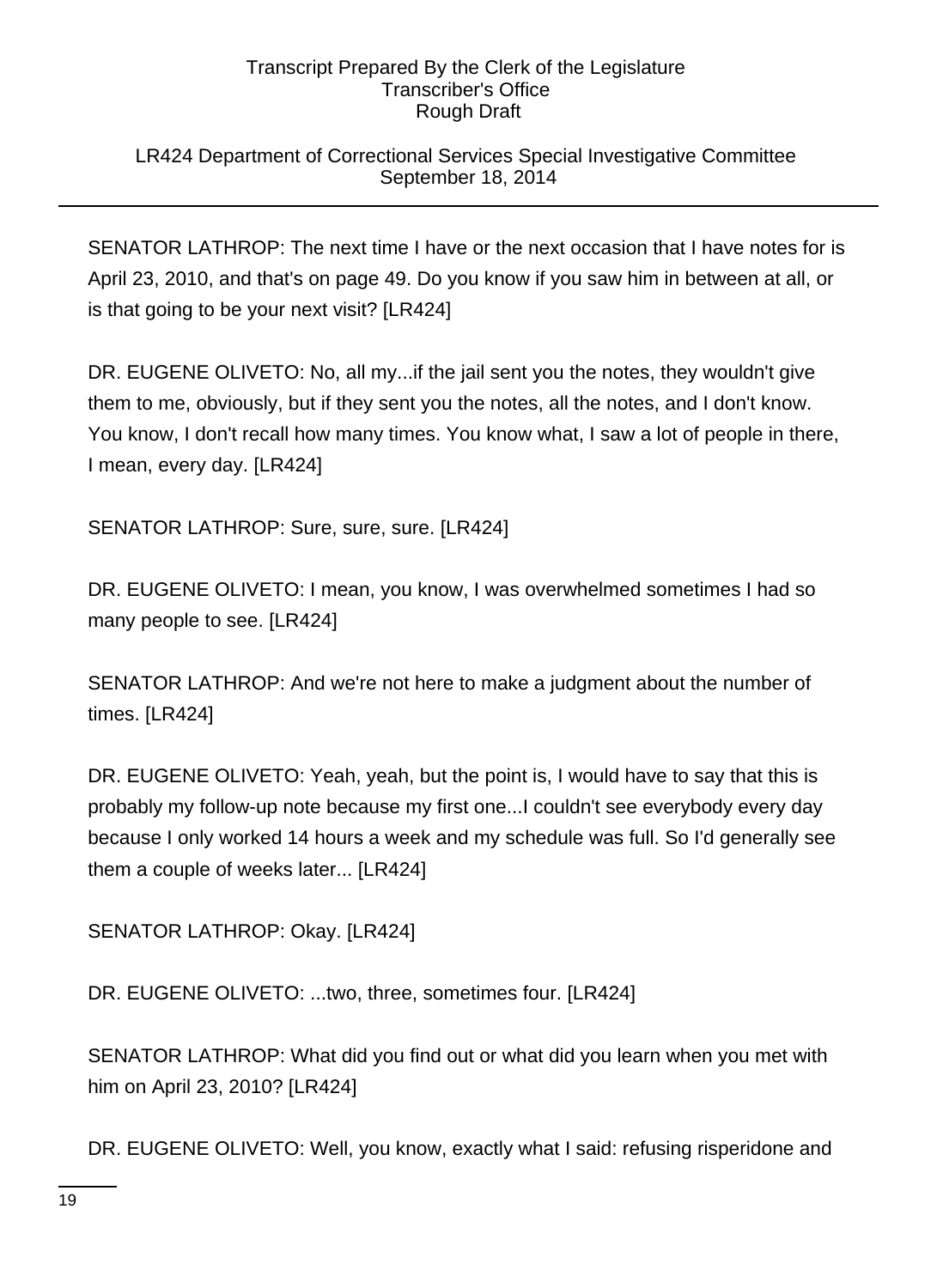SENATOR LATHROP: The next time I have or the next occasion that I have notes for is April 23, 2010, and that's on page 49. Do you know if you saw him in between at all, or is that going to be your next visit? [LR424]

DR. EUGENE OLIVETO: No, all my...if the jail sent you the notes, they wouldn't give them to me, obviously, but if they sent you the notes, all the notes, and I don't know. You know, I don't recall how many times. You know what, I saw a lot of people in there, I mean, every day. [LR424]

SENATOR LATHROP: Sure, sure, sure. [LR424]

DR. EUGENE OLIVETO: I mean, you know, I was overwhelmed sometimes I had so many people to see. [LR424]

SENATOR LATHROP: And we're not here to make a judgment about the number of times. [LR424]

DR. EUGENE OLIVETO: Yeah, yeah, but the point is, I would have to say that this is probably my follow-up note because my first one...I couldn't see everybody every day because I only worked 14 hours a week and my schedule was full. So I'd generally see them a couple of weeks later... [LR424]

SENATOR LATHROP: Okay. [LR424]

DR. EUGENE OLIVETO: ...two, three, sometimes four. [LR424]

SENATOR LATHROP: What did you find out or what did you learn when you met with him on April 23, 2010? [LR424]

DR. EUGENE OLIVETO: Well, you know, exactly what I said: refusing risperidone and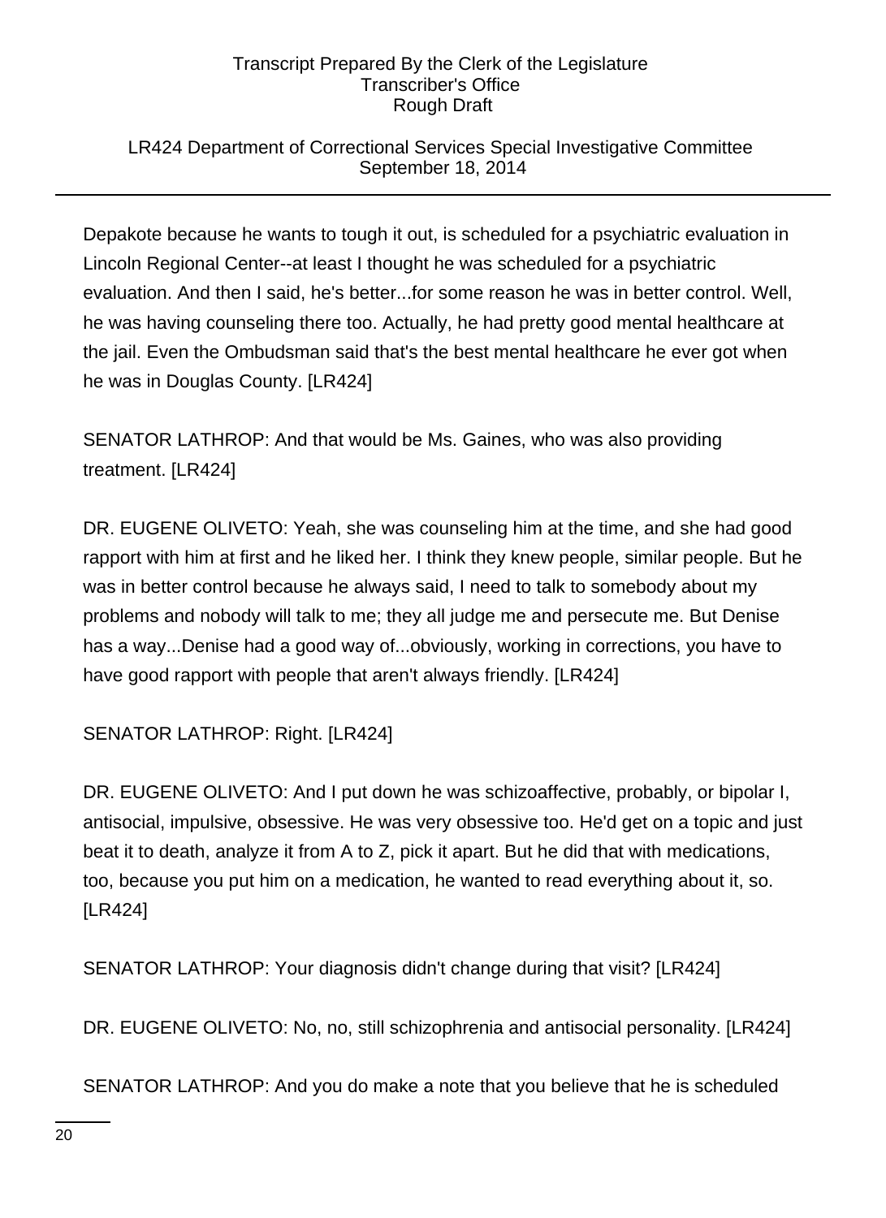Depakote because he wants to tough it out, is scheduled for a psychiatric evaluation in Lincoln Regional Center--at least I thought he was scheduled for a psychiatric evaluation. And then I said, he's better...for some reason he was in better control. Well, he was having counseling there too. Actually, he had pretty good mental healthcare at the jail. Even the Ombudsman said that's the best mental healthcare he ever got when he was in Douglas County. [LR424]

SENATOR LATHROP: And that would be Ms. Gaines, who was also providing treatment. [LR424]

DR. EUGENE OLIVETO: Yeah, she was counseling him at the time, and she had good rapport with him at first and he liked her. I think they knew people, similar people. But he was in better control because he always said, I need to talk to somebody about my problems and nobody will talk to me; they all judge me and persecute me. But Denise has a way...Denise had a good way of...obviously, working in corrections, you have to have good rapport with people that aren't always friendly. [LR424]

SENATOR LATHROP: Right. [LR424]

DR. EUGENE OLIVETO: And I put down he was schizoaffective, probably, or bipolar I, antisocial, impulsive, obsessive. He was very obsessive too. He'd get on a topic and just beat it to death, analyze it from A to Z, pick it apart. But he did that with medications, too, because you put him on a medication, he wanted to read everything about it, so. [LR424]

SENATOR LATHROP: Your diagnosis didn't change during that visit? [LR424]

DR. EUGENE OLIVETO: No, no, still schizophrenia and antisocial personality. [LR424]

SENATOR LATHROP: And you do make a note that you believe that he is scheduled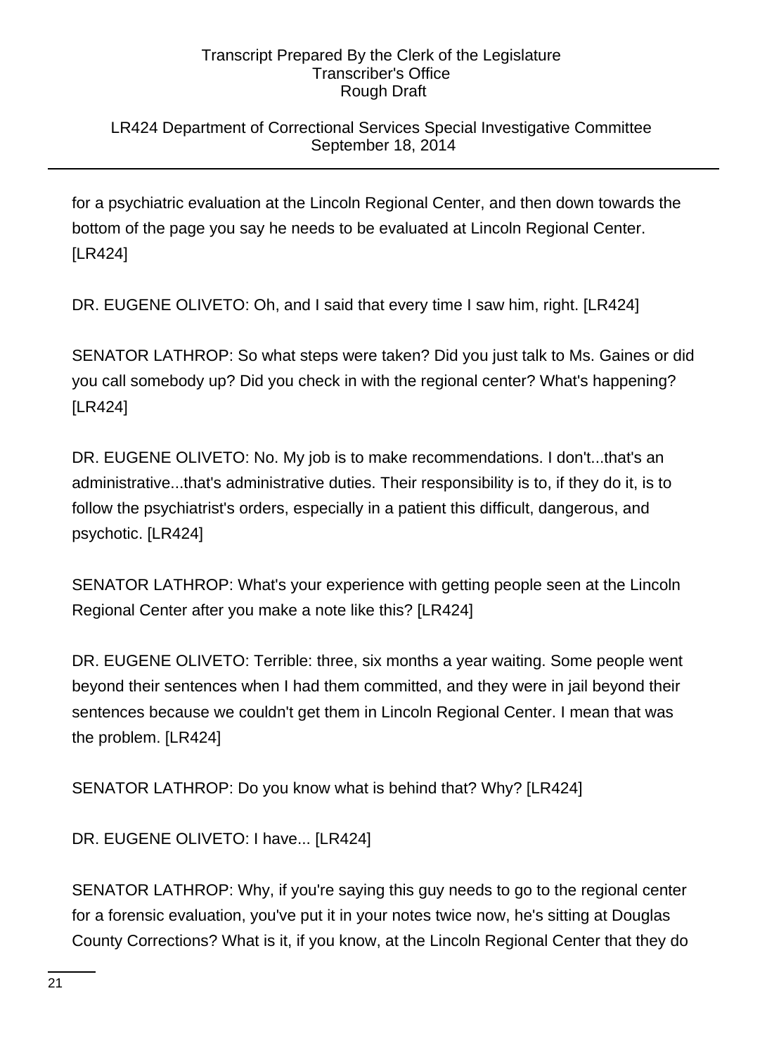for a psychiatric evaluation at the Lincoln Regional Center, and then down towards the bottom of the page you say he needs to be evaluated at Lincoln Regional Center. [LR424]

DR. EUGENE OLIVETO: Oh, and I said that every time I saw him, right. [LR424]

SENATOR LATHROP: So what steps were taken? Did you just talk to Ms. Gaines or did you call somebody up? Did you check in with the regional center? What's happening? [LR424]

DR. EUGENE OLIVETO: No. My job is to make recommendations. I don't...that's an administrative...that's administrative duties. Their responsibility is to, if they do it, is to follow the psychiatrist's orders, especially in a patient this difficult, dangerous, and psychotic. [LR424]

SENATOR LATHROP: What's your experience with getting people seen at the Lincoln Regional Center after you make a note like this? [LR424]

DR. EUGENE OLIVETO: Terrible: three, six months a year waiting. Some people went beyond their sentences when I had them committed, and they were in jail beyond their sentences because we couldn't get them in Lincoln Regional Center. I mean that was the problem. [LR424]

SENATOR LATHROP: Do you know what is behind that? Why? [LR424]

DR. EUGENE OLIVETO: I have... [LR424]

SENATOR LATHROP: Why, if you're saying this guy needs to go to the regional center for a forensic evaluation, you've put it in your notes twice now, he's sitting at Douglas County Corrections? What is it, if you know, at the Lincoln Regional Center that they do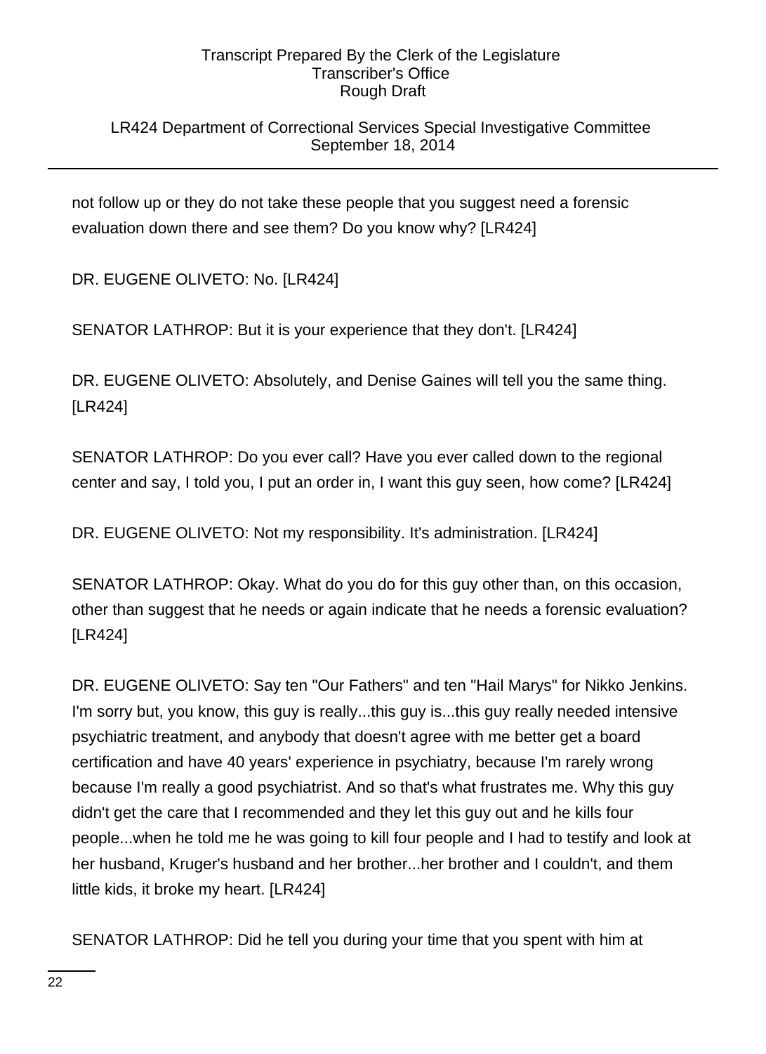not follow up or they do not take these people that you suggest need a forensic evaluation down there and see them? Do you know why? [LR424]

DR. EUGENE OLIVETO: No. [LR424]

SENATOR LATHROP: But it is your experience that they don't. [LR424]

DR. EUGENE OLIVETO: Absolutely, and Denise Gaines will tell you the same thing. [LR424]

SENATOR LATHROP: Do you ever call? Have you ever called down to the regional center and say, I told you, I put an order in, I want this guy seen, how come? [LR424]

DR. EUGENE OLIVETO: Not my responsibility. It's administration. [LR424]

SENATOR LATHROP: Okay. What do you do for this guy other than, on this occasion, other than suggest that he needs or again indicate that he needs a forensic evaluation? [LR424]

DR. EUGENE OLIVETO: Say ten "Our Fathers" and ten "Hail Marys" for Nikko Jenkins. I'm sorry but, you know, this guy is really...this guy is...this guy really needed intensive psychiatric treatment, and anybody that doesn't agree with me better get a board certification and have 40 years' experience in psychiatry, because I'm rarely wrong because I'm really a good psychiatrist. And so that's what frustrates me. Why this guy didn't get the care that I recommended and they let this guy out and he kills four people...when he told me he was going to kill four people and I had to testify and look at her husband, Kruger's husband and her brother...her brother and I couldn't, and them little kids, it broke my heart. [LR424]

SENATOR LATHROP: Did he tell you during your time that you spent with him at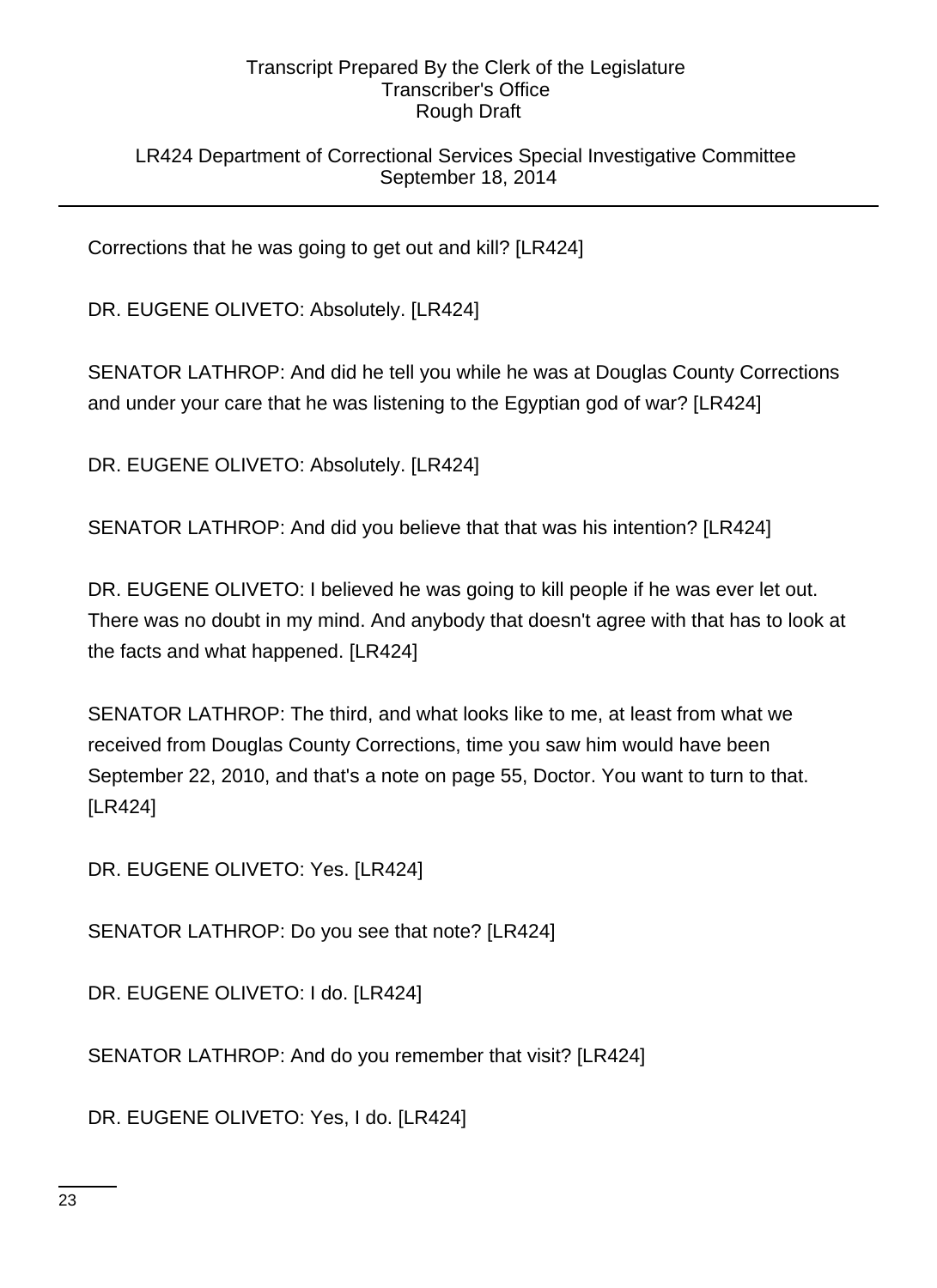Corrections that he was going to get out and kill? [LR424]

DR. EUGENE OLIVETO: Absolutely. [LR424]

SENATOR LATHROP: And did he tell you while he was at Douglas County Corrections and under your care that he was listening to the Egyptian god of war? [LR424]

DR. EUGENE OLIVETO: Absolutely. [LR424]

SENATOR LATHROP: And did you believe that that was his intention? [LR424]

DR. EUGENE OLIVETO: I believed he was going to kill people if he was ever let out. There was no doubt in my mind. And anybody that doesn't agree with that has to look at the facts and what happened. [LR424]

SENATOR LATHROP: The third, and what looks like to me, at least from what we received from Douglas County Corrections, time you saw him would have been September 22, 2010, and that's a note on page 55, Doctor. You want to turn to that. [LR424]

DR. EUGENE OLIVETO: Yes. [LR424]

SENATOR LATHROP: Do you see that note? [LR424]

DR. EUGENE OLIVETO: I do. [LR424]

SENATOR LATHROP: And do you remember that visit? [LR424]

DR. EUGENE OLIVETO: Yes, I do. [LR424]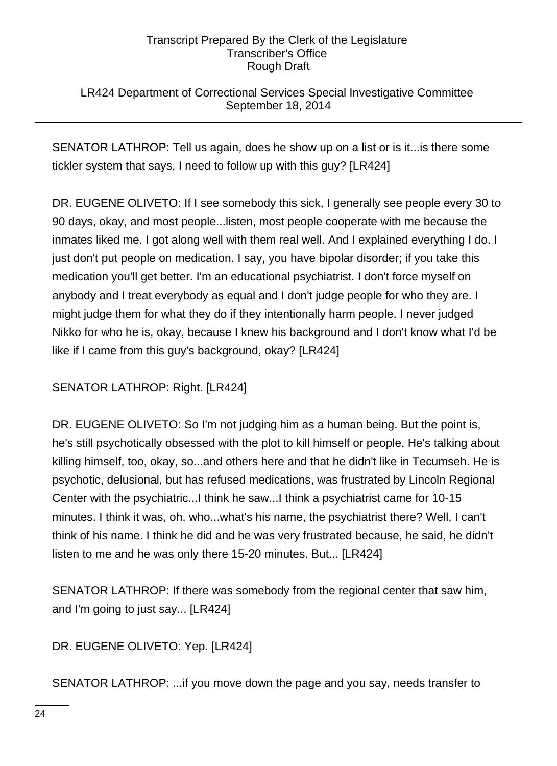SENATOR LATHROP: Tell us again, does he show up on a list or is it...is there some tickler system that says, I need to follow up with this guy? [LR424]

DR. EUGENE OLIVETO: If I see somebody this sick, I generally see people every 30 to 90 days, okay, and most people...listen, most people cooperate with me because the inmates liked me. I got along well with them real well. And I explained everything I do. I just don't put people on medication. I say, you have bipolar disorder; if you take this medication you'll get better. I'm an educational psychiatrist. I don't force myself on anybody and I treat everybody as equal and I don't judge people for who they are. I might judge them for what they do if they intentionally harm people. I never judged Nikko for who he is, okay, because I knew his background and I don't know what I'd be like if I came from this guy's background, okay? [LR424]

SENATOR LATHROP: Right. [LR424]

DR. EUGENE OLIVETO: So I'm not judging him as a human being. But the point is, he's still psychotically obsessed with the plot to kill himself or people. He's talking about killing himself, too, okay, so...and others here and that he didn't like in Tecumseh. He is psychotic, delusional, but has refused medications, was frustrated by Lincoln Regional Center with the psychiatric...I think he saw...I think a psychiatrist came for 10-15 minutes. I think it was, oh, who...what's his name, the psychiatrist there? Well, I can't think of his name. I think he did and he was very frustrated because, he said, he didn't listen to me and he was only there 15-20 minutes. But... [LR424]

SENATOR LATHROP: If there was somebody from the regional center that saw him, and I'm going to just say... [LR424]

DR. EUGENE OLIVETO: Yep. [LR424]

SENATOR LATHROP: ...if you move down the page and you say, needs transfer to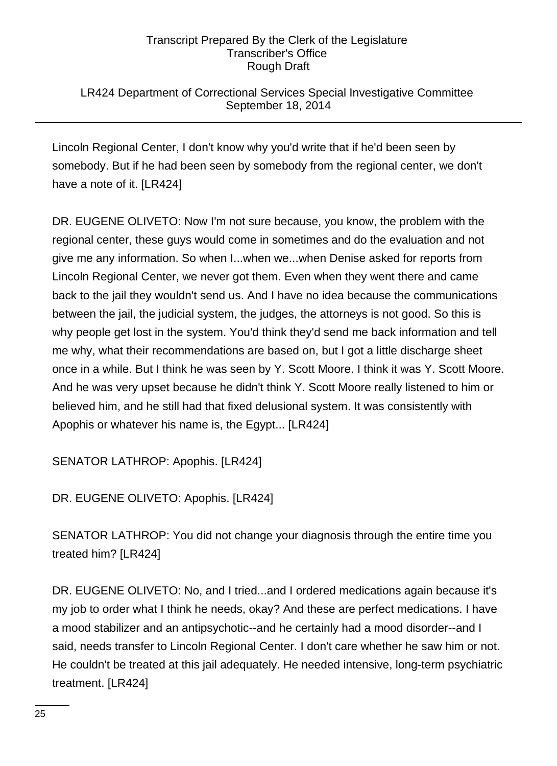Lincoln Regional Center, I don't know why you'd write that if he'd been seen by somebody. But if he had been seen by somebody from the regional center, we don't have a note of it. [LR424]

DR. EUGENE OLIVETO: Now I'm not sure because, you know, the problem with the regional center, these guys would come in sometimes and do the evaluation and not give me any information. So when I...when we...when Denise asked for reports from Lincoln Regional Center, we never got them. Even when they went there and came back to the jail they wouldn't send us. And I have no idea because the communications between the jail, the judicial system, the judges, the attorneys is not good. So this is why people get lost in the system. You'd think they'd send me back information and tell me why, what their recommendations are based on, but I got a little discharge sheet once in a while. But I think he was seen by Y. Scott Moore. I think it was Y. Scott Moore. And he was very upset because he didn't think Y. Scott Moore really listened to him or believed him, and he still had that fixed delusional system. It was consistently with Apophis or whatever his name is, the Egypt... [LR424]

SENATOR LATHROP: Apophis. [LR424]

DR. EUGENE OLIVETO: Apophis. [LR424]

SENATOR LATHROP: You did not change your diagnosis through the entire time you treated him? [LR424]

DR. EUGENE OLIVETO: No, and I tried...and I ordered medications again because it's my job to order what I think he needs, okay? And these are perfect medications. I have a mood stabilizer and an antipsychotic--and he certainly had a mood disorder--and I said, needs transfer to Lincoln Regional Center. I don't care whether he saw him or not. He couldn't be treated at this jail adequately. He needed intensive, long-term psychiatric treatment. [LR424]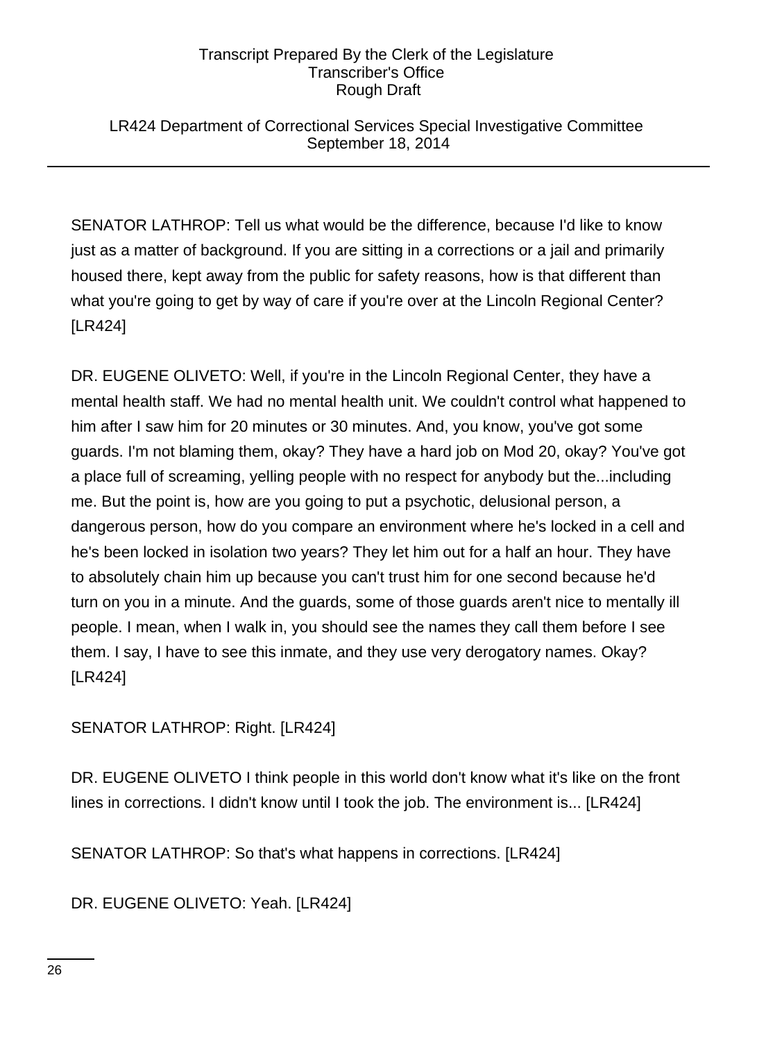SENATOR LATHROP: Tell us what would be the difference, because I'd like to know just as a matter of background. If you are sitting in a corrections or a jail and primarily housed there, kept away from the public for safety reasons, how is that different than what you're going to get by way of care if you're over at the Lincoln Regional Center? [LR424]

DR. EUGENE OLIVETO: Well, if you're in the Lincoln Regional Center, they have a mental health staff. We had no mental health unit. We couldn't control what happened to him after I saw him for 20 minutes or 30 minutes. And, you know, you've got some guards. I'm not blaming them, okay? They have a hard job on Mod 20, okay? You've got a place full of screaming, yelling people with no respect for anybody but the...including me. But the point is, how are you going to put a psychotic, delusional person, a dangerous person, how do you compare an environment where he's locked in a cell and he's been locked in isolation two years? They let him out for a half an hour. They have to absolutely chain him up because you can't trust him for one second because he'd turn on you in a minute. And the guards, some of those guards aren't nice to mentally ill people. I mean, when I walk in, you should see the names they call them before I see them. I say, I have to see this inmate, and they use very derogatory names. Okay? [LR424]

SENATOR LATHROP: Right. [LR424]

DR. EUGENE OLIVETO I think people in this world don't know what it's like on the front lines in corrections. I didn't know until I took the job. The environment is... [LR424]

SENATOR LATHROP: So that's what happens in corrections. [LR424]

DR. EUGENE OLIVETO: Yeah. [LR424]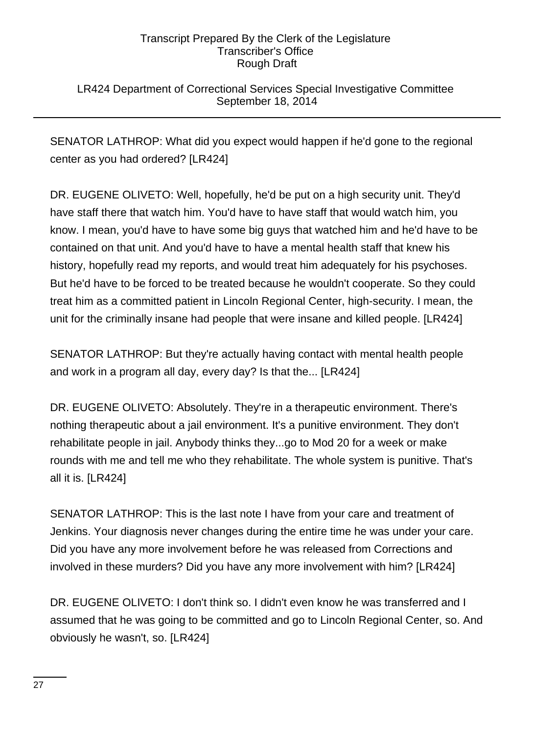SENATOR LATHROP: What did you expect would happen if he'd gone to the regional center as you had ordered? [LR424]

DR. EUGENE OLIVETO: Well, hopefully, he'd be put on a high security unit. They'd have staff there that watch him. You'd have to have staff that would watch him, you know. I mean, you'd have to have some big guys that watched him and he'd have to be contained on that unit. And you'd have to have a mental health staff that knew his history, hopefully read my reports, and would treat him adequately for his psychoses. But he'd have to be forced to be treated because he wouldn't cooperate. So they could treat him as a committed patient in Lincoln Regional Center, high-security. I mean, the unit for the criminally insane had people that were insane and killed people. [LR424]

SENATOR LATHROP: But they're actually having contact with mental health people and work in a program all day, every day? Is that the... [LR424]

DR. EUGENE OLIVETO: Absolutely. They're in a therapeutic environment. There's nothing therapeutic about a jail environment. It's a punitive environment. They don't rehabilitate people in jail. Anybody thinks they...go to Mod 20 for a week or make rounds with me and tell me who they rehabilitate. The whole system is punitive. That's all it is. [LR424]

SENATOR LATHROP: This is the last note I have from your care and treatment of Jenkins. Your diagnosis never changes during the entire time he was under your care. Did you have any more involvement before he was released from Corrections and involved in these murders? Did you have any more involvement with him? [LR424]

DR. EUGENE OLIVETO: I don't think so. I didn't even know he was transferred and I assumed that he was going to be committed and go to Lincoln Regional Center, so. And obviously he wasn't, so. [LR424]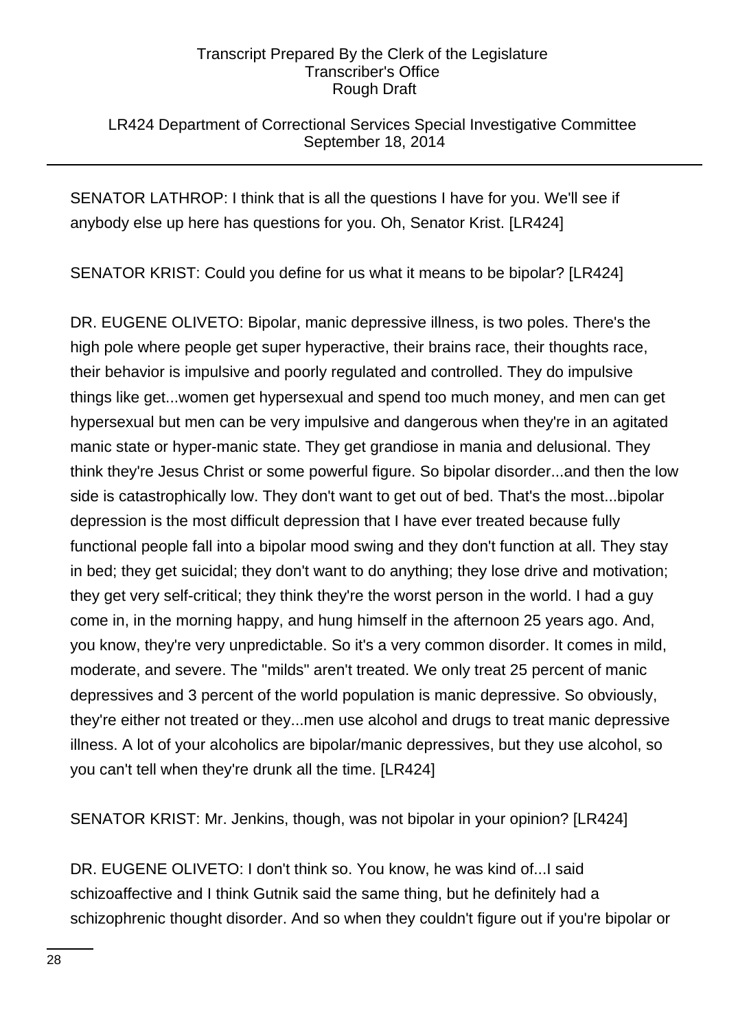SENATOR LATHROP: I think that is all the questions I have for you. We'll see if anybody else up here has questions for you. Oh, Senator Krist. [LR424]

SENATOR KRIST: Could you define for us what it means to be bipolar? [LR424]

DR. EUGENE OLIVETO: Bipolar, manic depressive illness, is two poles. There's the high pole where people get super hyperactive, their brains race, their thoughts race, their behavior is impulsive and poorly regulated and controlled. They do impulsive things like get...women get hypersexual and spend too much money, and men can get hypersexual but men can be very impulsive and dangerous when they're in an agitated manic state or hyper-manic state. They get grandiose in mania and delusional. They think they're Jesus Christ or some powerful figure. So bipolar disorder...and then the low side is catastrophically low. They don't want to get out of bed. That's the most...bipolar depression is the most difficult depression that I have ever treated because fully functional people fall into a bipolar mood swing and they don't function at all. They stay in bed; they get suicidal; they don't want to do anything; they lose drive and motivation; they get very self-critical; they think they're the worst person in the world. I had a guy come in, in the morning happy, and hung himself in the afternoon 25 years ago. And, you know, they're very unpredictable. So it's a very common disorder. It comes in mild, moderate, and severe. The "milds" aren't treated. We only treat 25 percent of manic depressives and 3 percent of the world population is manic depressive. So obviously, they're either not treated or they...men use alcohol and drugs to treat manic depressive illness. A lot of your alcoholics are bipolar/manic depressives, but they use alcohol, so you can't tell when they're drunk all the time. [LR424]

SENATOR KRIST: Mr. Jenkins, though, was not bipolar in your opinion? [LR424]

DR. EUGENE OLIVETO: I don't think so. You know, he was kind of...I said schizoaffective and I think Gutnik said the same thing, but he definitely had a schizophrenic thought disorder. And so when they couldn't figure out if you're bipolar or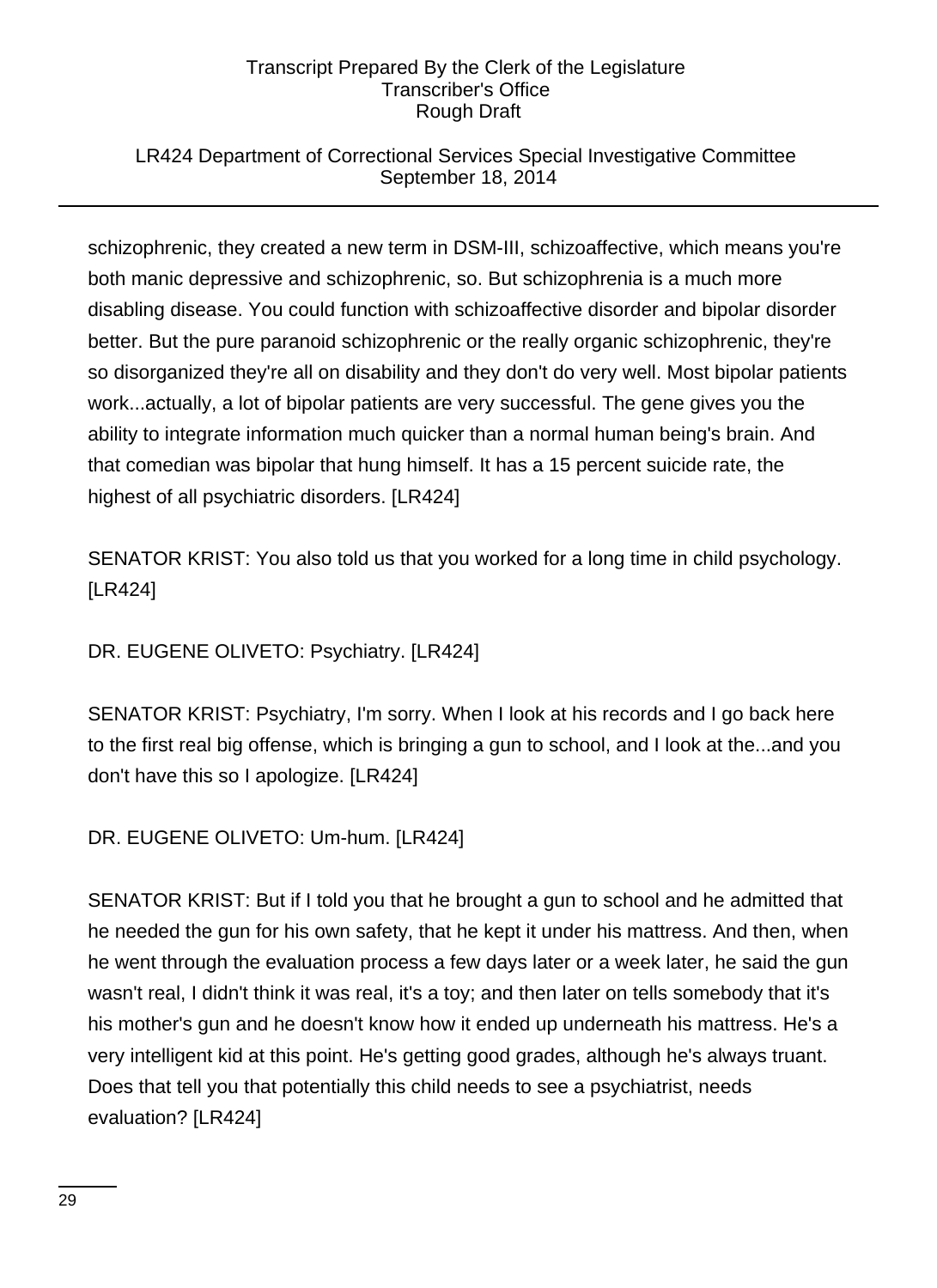schizophrenic, they created a new term in DSM-III, schizoaffective, which means you're both manic depressive and schizophrenic, so. But schizophrenia is a much more disabling disease. You could function with schizoaffective disorder and bipolar disorder better. But the pure paranoid schizophrenic or the really organic schizophrenic, they're so disorganized they're all on disability and they don't do very well. Most bipolar patients work...actually, a lot of bipolar patients are very successful. The gene gives you the ability to integrate information much quicker than a normal human being's brain. And that comedian was bipolar that hung himself. It has a 15 percent suicide rate, the highest of all psychiatric disorders. [LR424]

SENATOR KRIST: You also told us that you worked for a long time in child psychology. [LR424]

DR. EUGENE OLIVETO: Psychiatry. [LR424]

SENATOR KRIST: Psychiatry, I'm sorry. When I look at his records and I go back here to the first real big offense, which is bringing a gun to school, and I look at the...and you don't have this so I apologize. [LR424]

DR. EUGENE OLIVETO: Um-hum. [LR424]

SENATOR KRIST: But if I told you that he brought a gun to school and he admitted that he needed the gun for his own safety, that he kept it under his mattress. And then, when he went through the evaluation process a few days later or a week later, he said the gun wasn't real, I didn't think it was real, it's a toy; and then later on tells somebody that it's his mother's gun and he doesn't know how it ended up underneath his mattress. He's a very intelligent kid at this point. He's getting good grades, although he's always truant. Does that tell you that potentially this child needs to see a psychiatrist, needs evaluation? [LR424]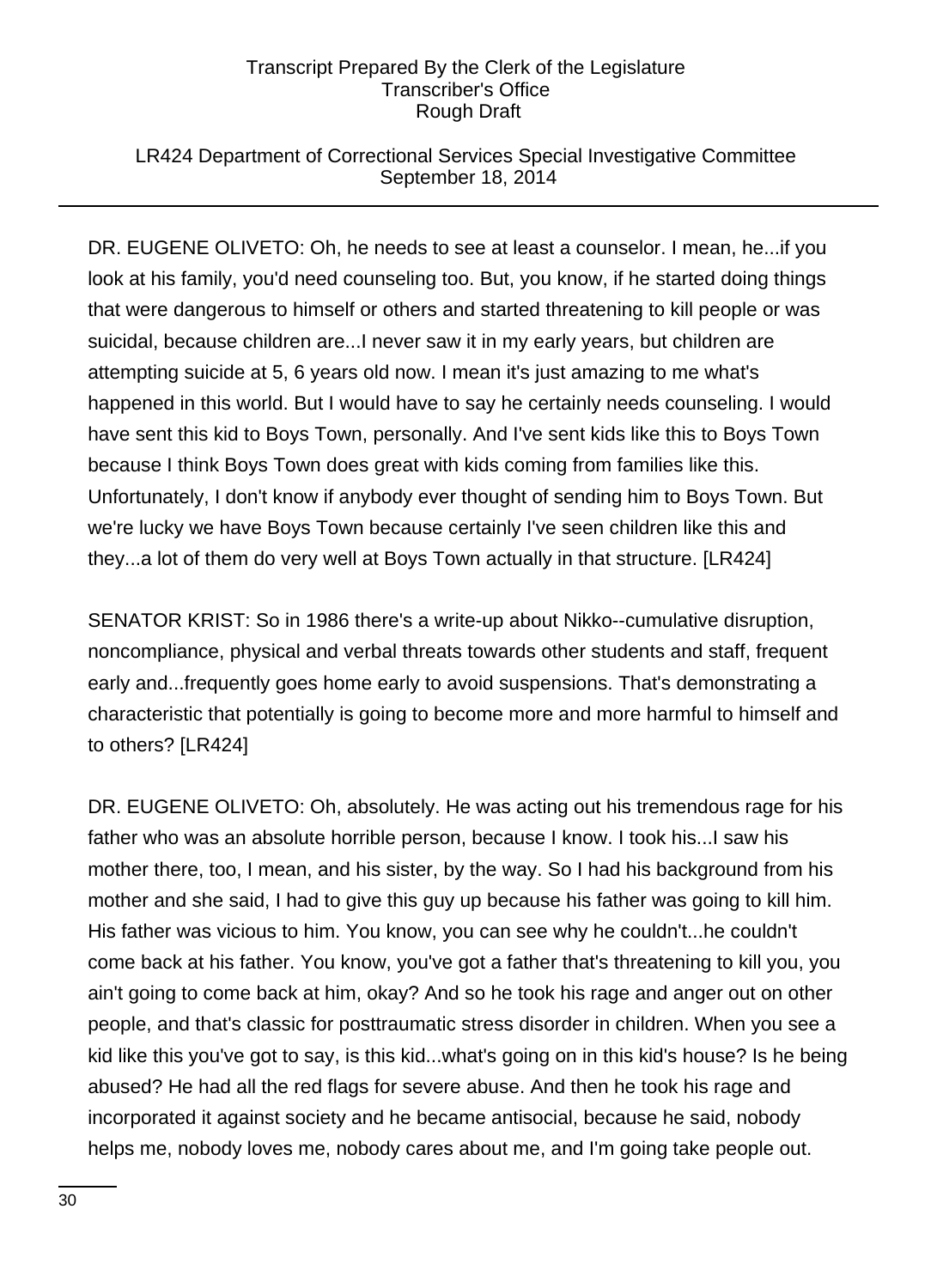DR. EUGENE OLIVETO: Oh, he needs to see at least a counselor. I mean, he...if you look at his family, you'd need counseling too. But, you know, if he started doing things that were dangerous to himself or others and started threatening to kill people or was suicidal, because children are...I never saw it in my early years, but children are attempting suicide at 5, 6 years old now. I mean it's just amazing to me what's happened in this world. But I would have to say he certainly needs counseling. I would have sent this kid to Boys Town, personally. And I've sent kids like this to Boys Town because I think Boys Town does great with kids coming from families like this. Unfortunately, I don't know if anybody ever thought of sending him to Boys Town. But we're lucky we have Boys Town because certainly I've seen children like this and they...a lot of them do very well at Boys Town actually in that structure. [LR424]

SENATOR KRIST: So in 1986 there's a write-up about Nikko--cumulative disruption, noncompliance, physical and verbal threats towards other students and staff, frequent early and...frequently goes home early to avoid suspensions. That's demonstrating a characteristic that potentially is going to become more and more harmful to himself and to others? [LR424]

DR. EUGENE OLIVETO: Oh, absolutely. He was acting out his tremendous rage for his father who was an absolute horrible person, because I know. I took his...I saw his mother there, too, I mean, and his sister, by the way. So I had his background from his mother and she said, I had to give this guy up because his father was going to kill him. His father was vicious to him. You know, you can see why he couldn't...he couldn't come back at his father. You know, you've got a father that's threatening to kill you, you ain't going to come back at him, okay? And so he took his rage and anger out on other people, and that's classic for posttraumatic stress disorder in children. When you see a kid like this you've got to say, is this kid...what's going on in this kid's house? Is he being abused? He had all the red flags for severe abuse. And then he took his rage and incorporated it against society and he became antisocial, because he said, nobody helps me, nobody loves me, nobody cares about me, and I'm going take people out.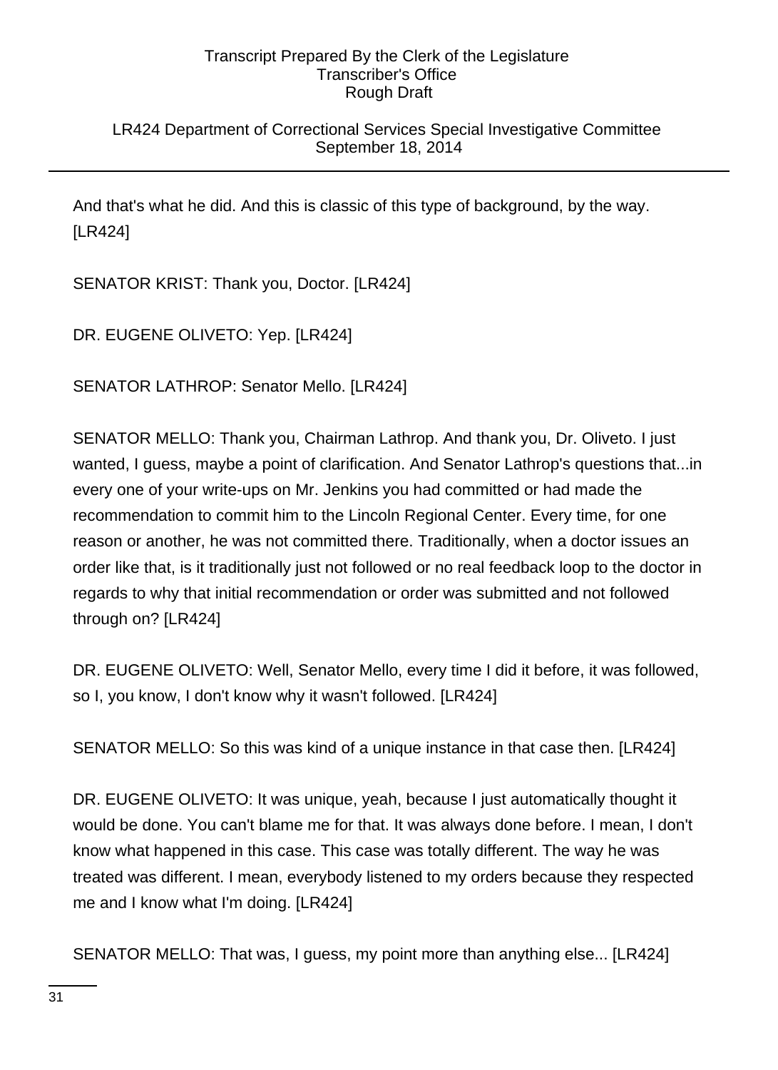And that's what he did. And this is classic of this type of background, by the way. [LR424]

SENATOR KRIST: Thank you, Doctor. [LR424]

DR. EUGENE OLIVETO: Yep. [LR424]

SENATOR LATHROP: Senator Mello. [LR424]

SENATOR MELLO: Thank you, Chairman Lathrop. And thank you, Dr. Oliveto. I just wanted, I guess, maybe a point of clarification. And Senator Lathrop's questions that...in every one of your write-ups on Mr. Jenkins you had committed or had made the recommendation to commit him to the Lincoln Regional Center. Every time, for one reason or another, he was not committed there. Traditionally, when a doctor issues an order like that, is it traditionally just not followed or no real feedback loop to the doctor in regards to why that initial recommendation or order was submitted and not followed through on? [LR424]

DR. EUGENE OLIVETO: Well, Senator Mello, every time I did it before, it was followed, so I, you know, I don't know why it wasn't followed. [LR424]

SENATOR MELLO: So this was kind of a unique instance in that case then. [LR424]

DR. EUGENE OLIVETO: It was unique, yeah, because I just automatically thought it would be done. You can't blame me for that. It was always done before. I mean, I don't know what happened in this case. This case was totally different. The way he was treated was different. I mean, everybody listened to my orders because they respected me and I know what I'm doing. [LR424]

SENATOR MELLO: That was, I guess, my point more than anything else... [LR424]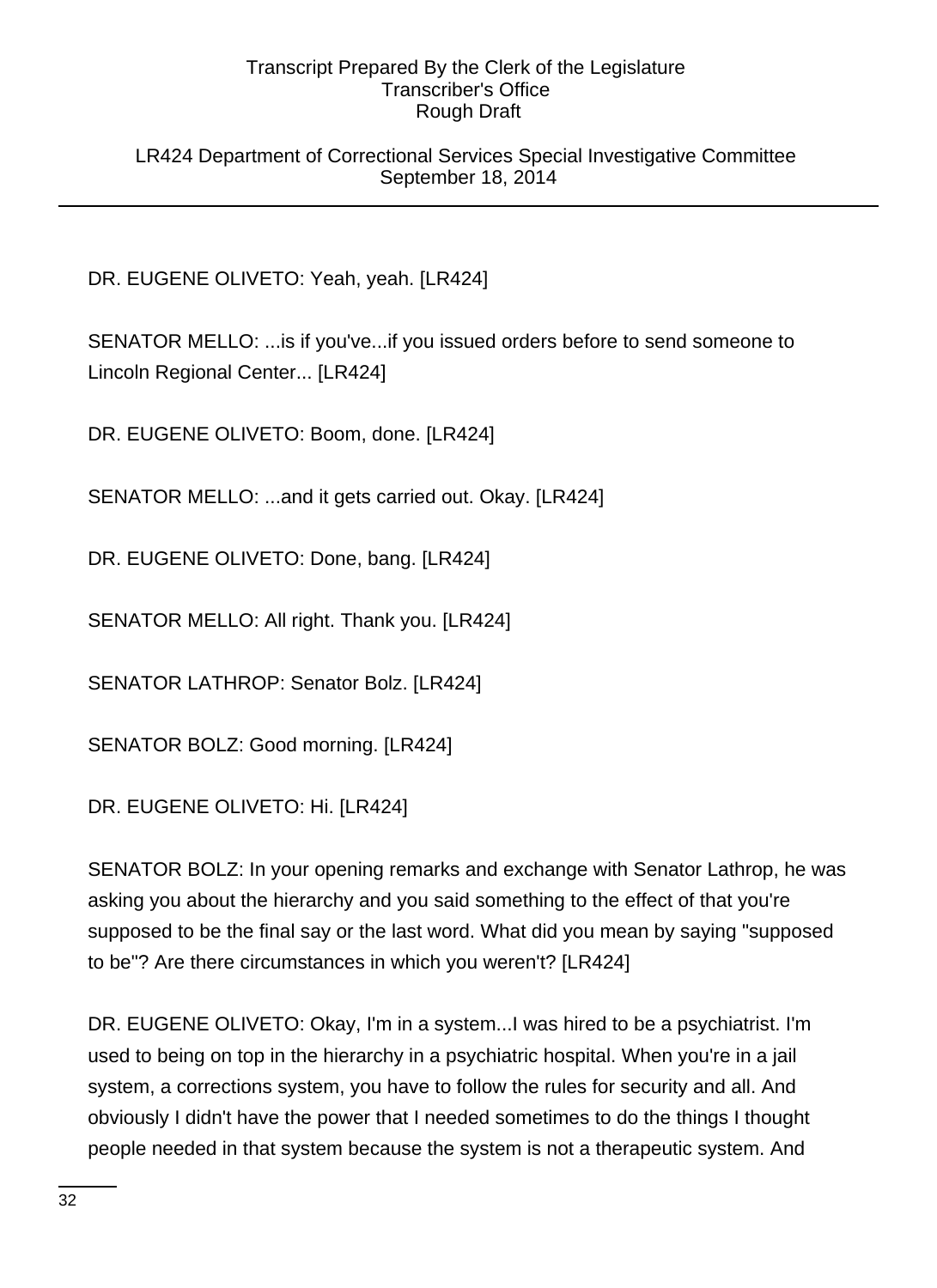DR. EUGENE OLIVETO: Yeah, yeah. [LR424]

SENATOR MELLO: ...is if you've...if you issued orders before to send someone to Lincoln Regional Center... [LR424]

DR. EUGENE OLIVETO: Boom, done. [LR424]

SENATOR MELLO: ...and it gets carried out. Okay. [LR424]

DR. EUGENE OLIVETO: Done, bang. [LR424]

SENATOR MELLO: All right. Thank you. [LR424]

SENATOR LATHROP: Senator Bolz. [LR424]

SENATOR BOLZ: Good morning. [LR424]

DR. EUGENE OLIVETO: Hi. [LR424]

SENATOR BOLZ: In your opening remarks and exchange with Senator Lathrop, he was asking you about the hierarchy and you said something to the effect of that you're supposed to be the final say or the last word. What did you mean by saying "supposed to be"? Are there circumstances in which you weren't? [LR424]

DR. EUGENE OLIVETO: Okay, I'm in a system...I was hired to be a psychiatrist. I'm used to being on top in the hierarchy in a psychiatric hospital. When you're in a jail system, a corrections system, you have to follow the rules for security and all. And obviously I didn't have the power that I needed sometimes to do the things I thought people needed in that system because the system is not a therapeutic system. And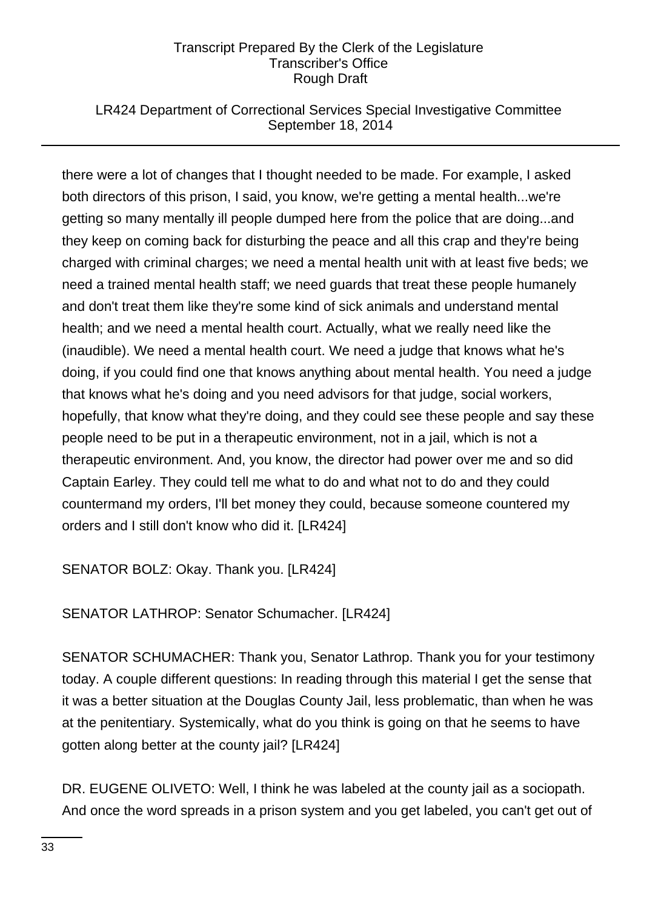there were a lot of changes that I thought needed to be made. For example, I asked both directors of this prison, I said, you know, we're getting a mental health...we're getting so many mentally ill people dumped here from the police that are doing...and they keep on coming back for disturbing the peace and all this crap and they're being charged with criminal charges; we need a mental health unit with at least five beds; we need a trained mental health staff; we need guards that treat these people humanely and don't treat them like they're some kind of sick animals and understand mental health; and we need a mental health court. Actually, what we really need like the (inaudible). We need a mental health court. We need a judge that knows what he's doing, if you could find one that knows anything about mental health. You need a judge that knows what he's doing and you need advisors for that judge, social workers, hopefully, that know what they're doing, and they could see these people and say these people need to be put in a therapeutic environment, not in a jail, which is not a therapeutic environment. And, you know, the director had power over me and so did Captain Earley. They could tell me what to do and what not to do and they could countermand my orders, I'll bet money they could, because someone countered my orders and I still don't know who did it. [LR424]

SENATOR BOLZ: Okay. Thank you. [LR424]

SENATOR LATHROP: Senator Schumacher. [LR424]

SENATOR SCHUMACHER: Thank you, Senator Lathrop. Thank you for your testimony today. A couple different questions: In reading through this material I get the sense that it was a better situation at the Douglas County Jail, less problematic, than when he was at the penitentiary. Systemically, what do you think is going on that he seems to have gotten along better at the county jail? [LR424]

DR. EUGENE OLIVETO: Well, I think he was labeled at the county jail as a sociopath. And once the word spreads in a prison system and you get labeled, you can't get out of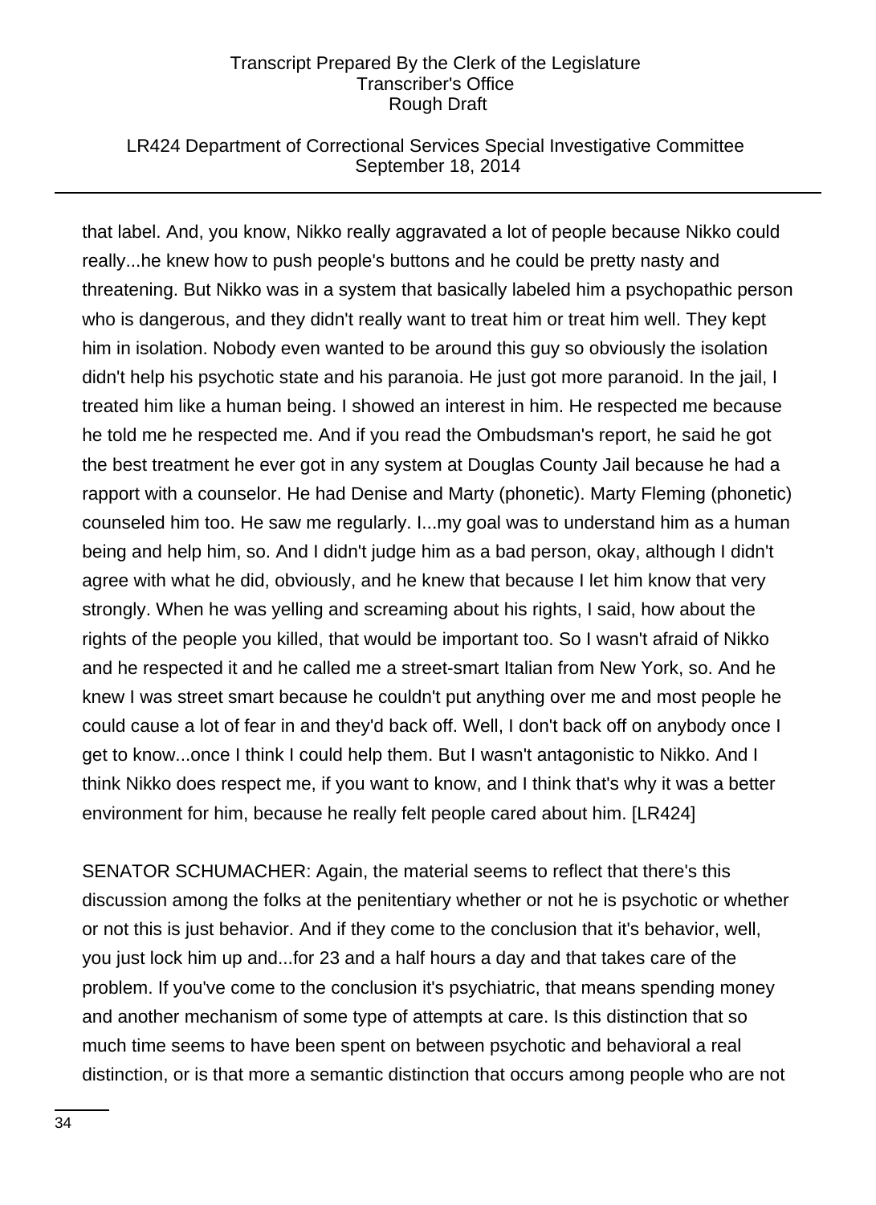that label. And, you know, Nikko really aggravated a lot of people because Nikko could really...he knew how to push people's buttons and he could be pretty nasty and threatening. But Nikko was in a system that basically labeled him a psychopathic person who is dangerous, and they didn't really want to treat him or treat him well. They kept him in isolation. Nobody even wanted to be around this guy so obviously the isolation didn't help his psychotic state and his paranoia. He just got more paranoid. In the jail, I treated him like a human being. I showed an interest in him. He respected me because he told me he respected me. And if you read the Ombudsman's report, he said he got the best treatment he ever got in any system at Douglas County Jail because he had a rapport with a counselor. He had Denise and Marty (phonetic). Marty Fleming (phonetic) counseled him too. He saw me regularly. I...my goal was to understand him as a human being and help him, so. And I didn't judge him as a bad person, okay, although I didn't agree with what he did, obviously, and he knew that because I let him know that very strongly. When he was yelling and screaming about his rights, I said, how about the rights of the people you killed, that would be important too. So I wasn't afraid of Nikko and he respected it and he called me a street-smart Italian from New York, so. And he knew I was street smart because he couldn't put anything over me and most people he could cause a lot of fear in and they'd back off. Well, I don't back off on anybody once I get to know...once I think I could help them. But I wasn't antagonistic to Nikko. And I think Nikko does respect me, if you want to know, and I think that's why it was a better environment for him, because he really felt people cared about him. [LR424]

SENATOR SCHUMACHER: Again, the material seems to reflect that there's this discussion among the folks at the penitentiary whether or not he is psychotic or whether or not this is just behavior. And if they come to the conclusion that it's behavior, well, you just lock him up and...for 23 and a half hours a day and that takes care of the problem. If you've come to the conclusion it's psychiatric, that means spending money and another mechanism of some type of attempts at care. Is this distinction that so much time seems to have been spent on between psychotic and behavioral a real distinction, or is that more a semantic distinction that occurs among people who are not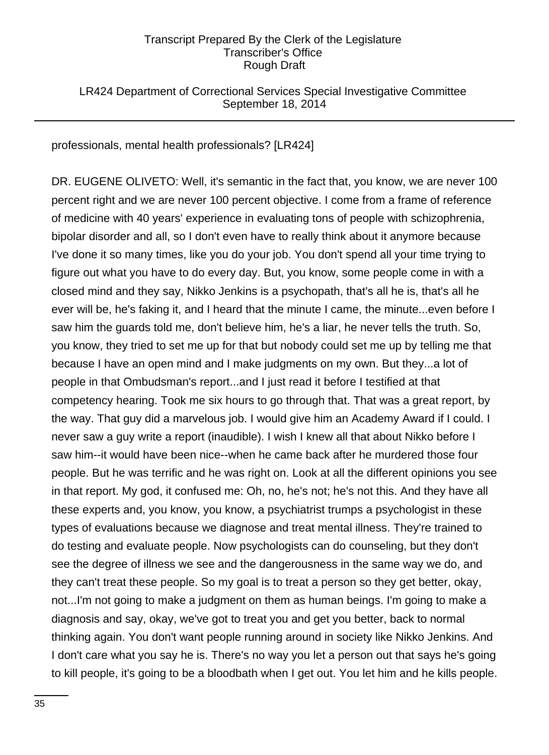professionals, mental health professionals? [LR424]

DR. EUGENE OLIVETO: Well, it's semantic in the fact that, you know, we are never 100 percent right and we are never 100 percent objective. I come from a frame of reference of medicine with 40 years' experience in evaluating tons of people with schizophrenia, bipolar disorder and all, so I don't even have to really think about it anymore because I've done it so many times, like you do your job. You don't spend all your time trying to figure out what you have to do every day. But, you know, some people come in with a closed mind and they say, Nikko Jenkins is a psychopath, that's all he is, that's all he ever will be, he's faking it, and I heard that the minute I came, the minute...even before I saw him the guards told me, don't believe him, he's a liar, he never tells the truth. So, you know, they tried to set me up for that but nobody could set me up by telling me that because I have an open mind and I make judgments on my own. But they...a lot of people in that Ombudsman's report...and I just read it before I testified at that competency hearing. Took me six hours to go through that. That was a great report, by the way. That guy did a marvelous job. I would give him an Academy Award if I could. I never saw a guy write a report (inaudible). I wish I knew all that about Nikko before I saw him--it would have been nice--when he came back after he murdered those four people. But he was terrific and he was right on. Look at all the different opinions you see in that report. My god, it confused me: Oh, no, he's not; he's not this. And they have all these experts and, you know, you know, a psychiatrist trumps a psychologist in these types of evaluations because we diagnose and treat mental illness. They're trained to do testing and evaluate people. Now psychologists can do counseling, but they don't see the degree of illness we see and the dangerousness in the same way we do, and they can't treat these people. So my goal is to treat a person so they get better, okay, not...I'm not going to make a judgment on them as human beings. I'm going to make a diagnosis and say, okay, we've got to treat you and get you better, back to normal thinking again. You don't want people running around in society like Nikko Jenkins. And I don't care what you say he is. There's no way you let a person out that says he's going to kill people, it's going to be a bloodbath when I get out. You let him and he kills people.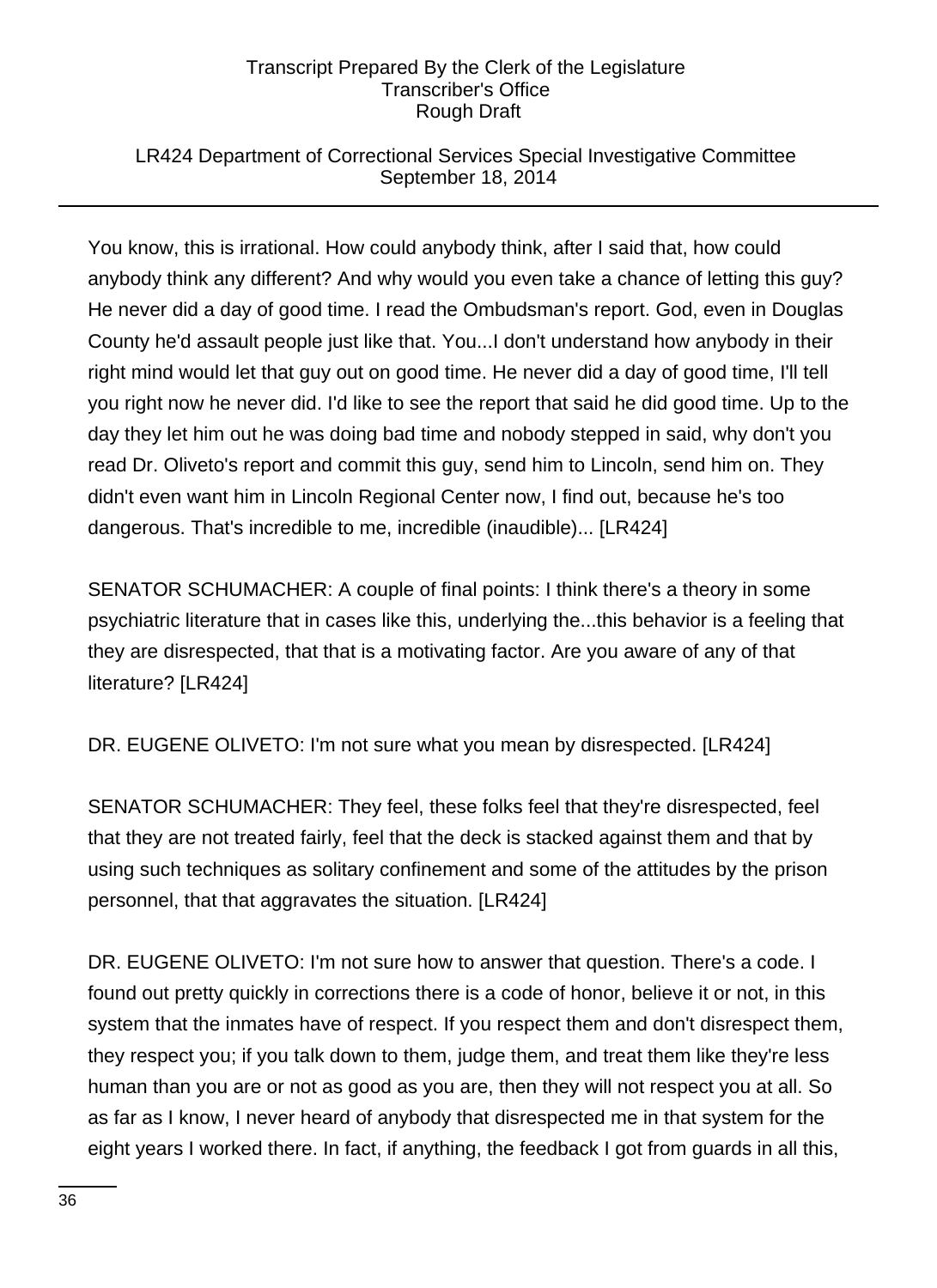You know, this is irrational. How could anybody think, after I said that, how could anybody think any different? And why would you even take a chance of letting this guy? He never did a day of good time. I read the Ombudsman's report. God, even in Douglas County he'd assault people just like that. You...I don't understand how anybody in their right mind would let that guy out on good time. He never did a day of good time, I'll tell you right now he never did. I'd like to see the report that said he did good time. Up to the day they let him out he was doing bad time and nobody stepped in said, why don't you read Dr. Oliveto's report and commit this guy, send him to Lincoln, send him on. They didn't even want him in Lincoln Regional Center now, I find out, because he's too dangerous. That's incredible to me, incredible (inaudible)... [LR424]

SENATOR SCHUMACHER: A couple of final points: I think there's a theory in some psychiatric literature that in cases like this, underlying the...this behavior is a feeling that they are disrespected, that that is a motivating factor. Are you aware of any of that literature? [LR424]

DR. EUGENE OLIVETO: I'm not sure what you mean by disrespected. [LR424]

SENATOR SCHUMACHER: They feel, these folks feel that they're disrespected, feel that they are not treated fairly, feel that the deck is stacked against them and that by using such techniques as solitary confinement and some of the attitudes by the prison personnel, that that aggravates the situation. [LR424]

DR. EUGENE OLIVETO: I'm not sure how to answer that question. There's a code. I found out pretty quickly in corrections there is a code of honor, believe it or not, in this system that the inmates have of respect. If you respect them and don't disrespect them, they respect you; if you talk down to them, judge them, and treat them like they're less human than you are or not as good as you are, then they will not respect you at all. So as far as I know, I never heard of anybody that disrespected me in that system for the eight years I worked there. In fact, if anything, the feedback I got from guards in all this,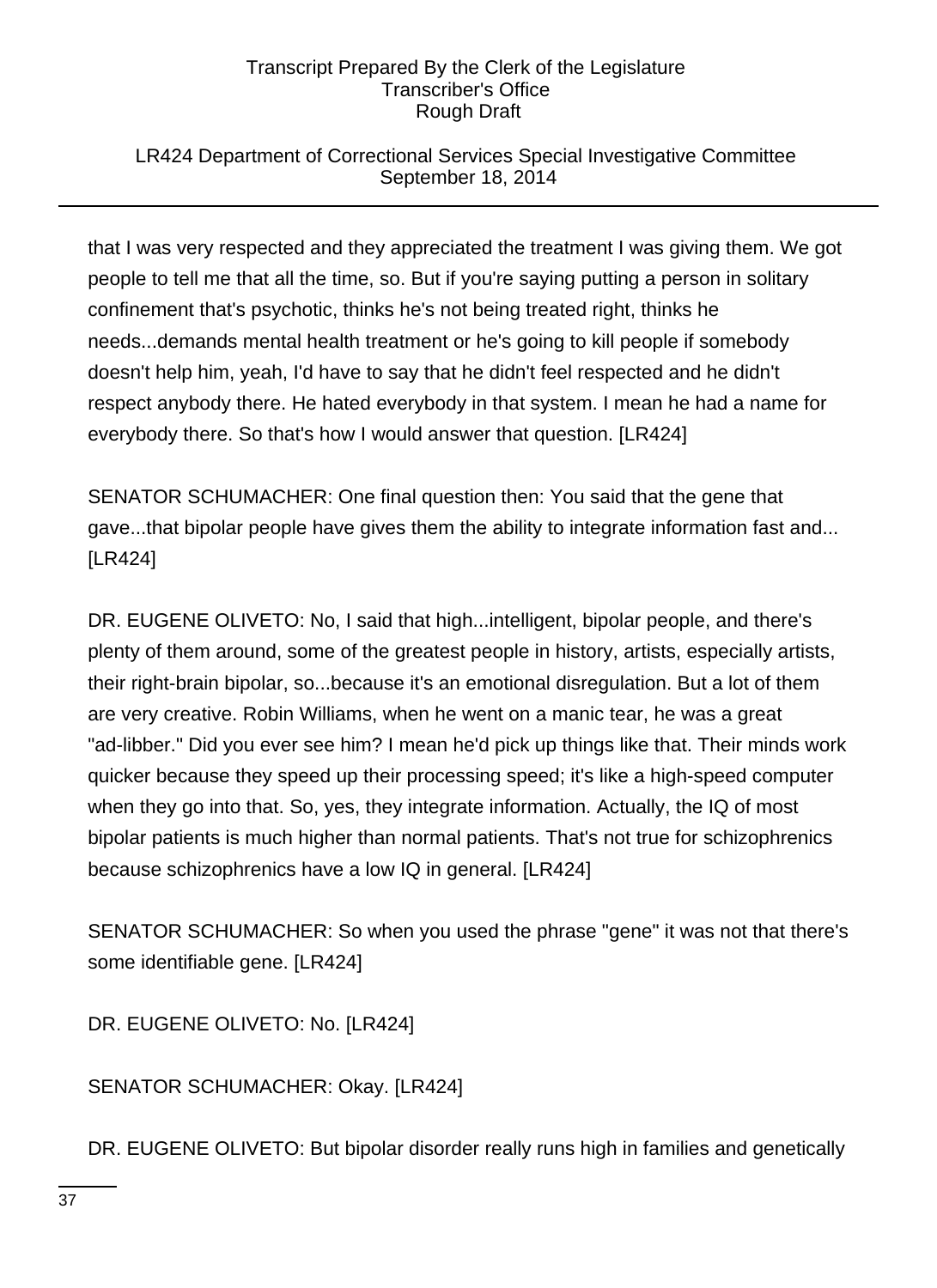that I was very respected and they appreciated the treatment I was giving them. We got people to tell me that all the time, so. But if you're saying putting a person in solitary confinement that's psychotic, thinks he's not being treated right, thinks he needs...demands mental health treatment or he's going to kill people if somebody doesn't help him, yeah, I'd have to say that he didn't feel respected and he didn't respect anybody there. He hated everybody in that system. I mean he had a name for everybody there. So that's how I would answer that question. [LR424]

SENATOR SCHUMACHER: One final question then: You said that the gene that gave...that bipolar people have gives them the ability to integrate information fast and... [LR424]

DR. EUGENE OLIVETO: No, I said that high...intelligent, bipolar people, and there's plenty of them around, some of the greatest people in history, artists, especially artists, their right-brain bipolar, so...because it's an emotional disregulation. But a lot of them are very creative. Robin Williams, when he went on a manic tear, he was a great "ad-libber." Did you ever see him? I mean he'd pick up things like that. Their minds work quicker because they speed up their processing speed; it's like a high-speed computer when they go into that. So, yes, they integrate information. Actually, the IQ of most bipolar patients is much higher than normal patients. That's not true for schizophrenics because schizophrenics have a low IQ in general. [LR424]

SENATOR SCHUMACHER: So when you used the phrase "gene" it was not that there's some identifiable gene. [LR424]

DR. EUGENE OLIVETO: No. [LR424]

SENATOR SCHUMACHER: Okay. [LR424]

DR. EUGENE OLIVETO: But bipolar disorder really runs high in families and genetically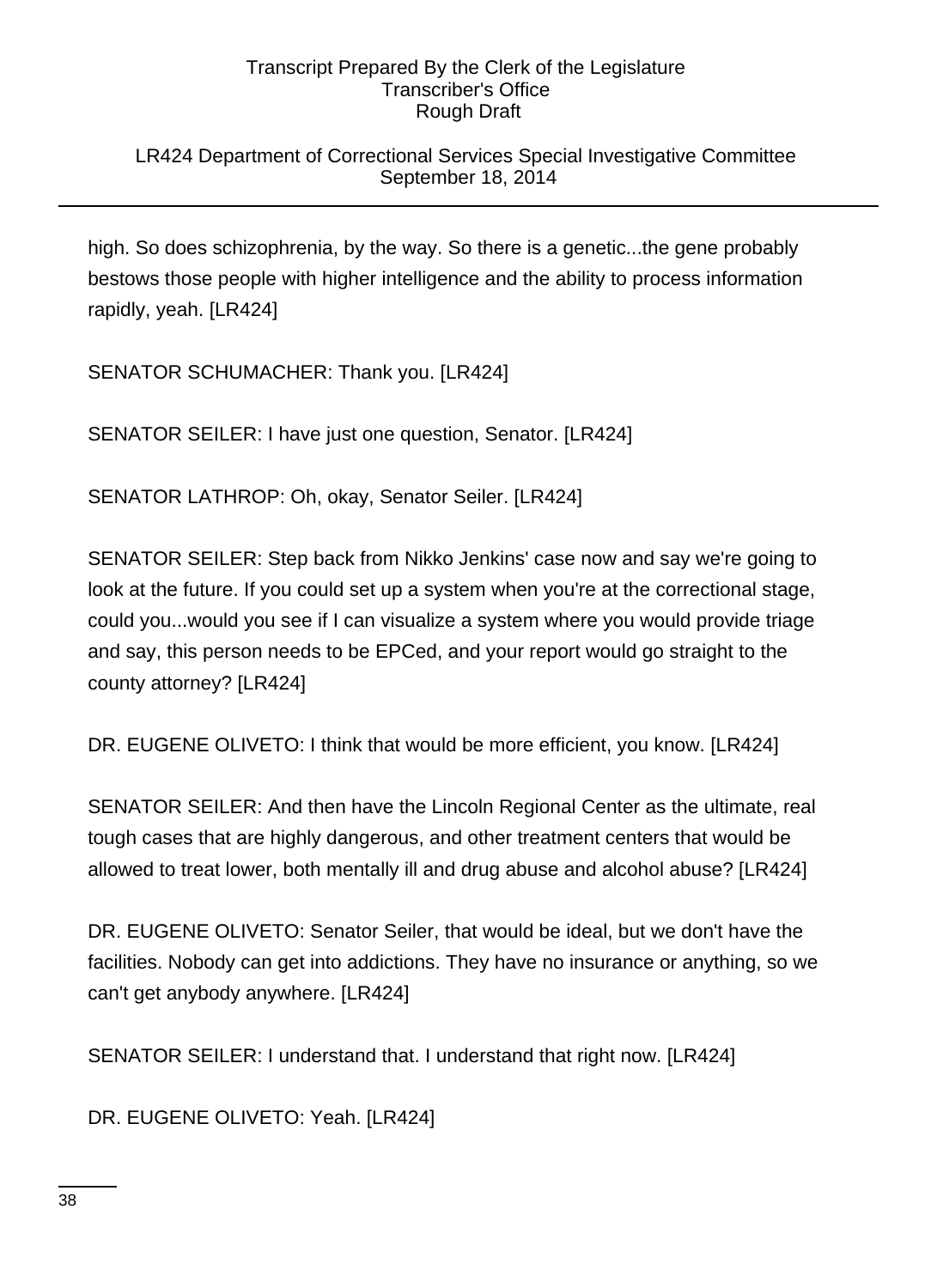high. So does schizophrenia, by the way. So there is a genetic...the gene probably bestows those people with higher intelligence and the ability to process information rapidly, yeah. [LR424]

SENATOR SCHUMACHER: Thank you. [LR424]

SENATOR SEILER: I have just one question, Senator. [LR424]

SENATOR LATHROP: Oh, okay, Senator Seiler. [LR424]

SENATOR SEILER: Step back from Nikko Jenkins' case now and say we're going to look at the future. If you could set up a system when you're at the correctional stage, could you...would you see if I can visualize a system where you would provide triage and say, this person needs to be EPCed, and your report would go straight to the county attorney? [LR424]

DR. EUGENE OLIVETO: I think that would be more efficient, you know. [LR424]

SENATOR SEILER: And then have the Lincoln Regional Center as the ultimate, real tough cases that are highly dangerous, and other treatment centers that would be allowed to treat lower, both mentally ill and drug abuse and alcohol abuse? [LR424]

DR. EUGENE OLIVETO: Senator Seiler, that would be ideal, but we don't have the facilities. Nobody can get into addictions. They have no insurance or anything, so we can't get anybody anywhere. [LR424]

SENATOR SEILER: I understand that. I understand that right now. [LR424]

DR. EUGENE OLIVETO: Yeah. [LR424]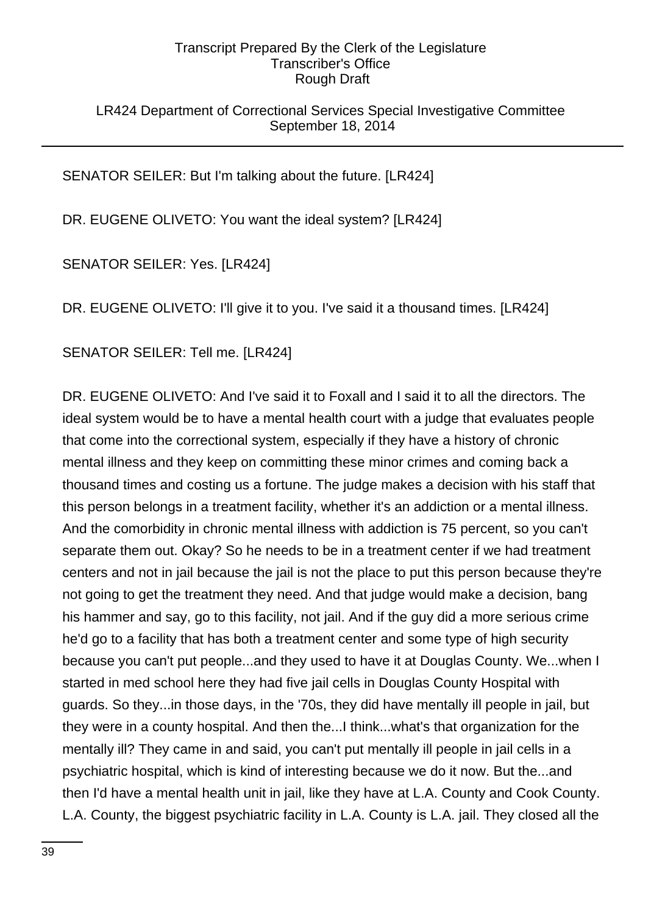SENATOR SEILER: But I'm talking about the future. [LR424]

DR. EUGENE OLIVETO: You want the ideal system? [LR424]

SENATOR SEILER: Yes. [LR424]

DR. EUGENE OLIVETO: I'll give it to you. I've said it a thousand times. [LR424]

SENATOR SEILER: Tell me. [LR424]

DR. EUGENE OLIVETO: And I've said it to Foxall and I said it to all the directors. The ideal system would be to have a mental health court with a judge that evaluates people that come into the correctional system, especially if they have a history of chronic mental illness and they keep on committing these minor crimes and coming back a thousand times and costing us a fortune. The judge makes a decision with his staff that this person belongs in a treatment facility, whether it's an addiction or a mental illness. And the comorbidity in chronic mental illness with addiction is 75 percent, so you can't separate them out. Okay? So he needs to be in a treatment center if we had treatment centers and not in jail because the jail is not the place to put this person because they're not going to get the treatment they need. And that judge would make a decision, bang his hammer and say, go to this facility, not jail. And if the guy did a more serious crime he'd go to a facility that has both a treatment center and some type of high security because you can't put people...and they used to have it at Douglas County. We...when I started in med school here they had five jail cells in Douglas County Hospital with guards. So they...in those days, in the '70s, they did have mentally ill people in jail, but they were in a county hospital. And then the...I think...what's that organization for the mentally ill? They came in and said, you can't put mentally ill people in jail cells in a psychiatric hospital, which is kind of interesting because we do it now. But the...and then I'd have a mental health unit in jail, like they have at L.A. County and Cook County. L.A. County, the biggest psychiatric facility in L.A. County is L.A. jail. They closed all the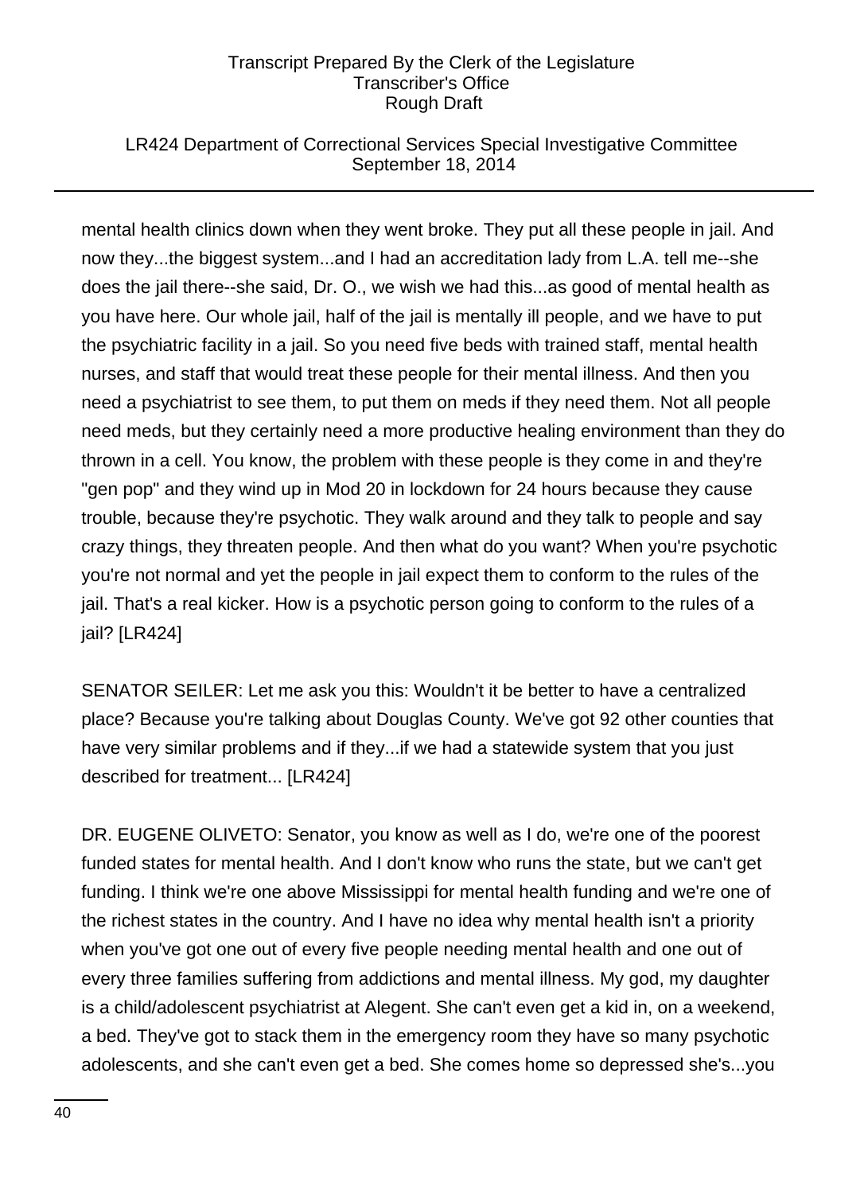mental health clinics down when they went broke. They put all these people in jail. And now they...the biggest system...and I had an accreditation lady from L.A. tell me--she does the jail there--she said, Dr. O., we wish we had this...as good of mental health as you have here. Our whole jail, half of the jail is mentally ill people, and we have to put the psychiatric facility in a jail. So you need five beds with trained staff, mental health nurses, and staff that would treat these people for their mental illness. And then you need a psychiatrist to see them, to put them on meds if they need them. Not all people need meds, but they certainly need a more productive healing environment than they do thrown in a cell. You know, the problem with these people is they come in and they're "gen pop" and they wind up in Mod 20 in lockdown for 24 hours because they cause trouble, because they're psychotic. They walk around and they talk to people and say crazy things, they threaten people. And then what do you want? When you're psychotic you're not normal and yet the people in jail expect them to conform to the rules of the jail. That's a real kicker. How is a psychotic person going to conform to the rules of a jail? [LR424]

SENATOR SEILER: Let me ask you this: Wouldn't it be better to have a centralized place? Because you're talking about Douglas County. We've got 92 other counties that have very similar problems and if they...if we had a statewide system that you just described for treatment... [LR424]

DR. EUGENE OLIVETO: Senator, you know as well as I do, we're one of the poorest funded states for mental health. And I don't know who runs the state, but we can't get funding. I think we're one above Mississippi for mental health funding and we're one of the richest states in the country. And I have no idea why mental health isn't a priority when you've got one out of every five people needing mental health and one out of every three families suffering from addictions and mental illness. My god, my daughter is a child/adolescent psychiatrist at Alegent. She can't even get a kid in, on a weekend, a bed. They've got to stack them in the emergency room they have so many psychotic adolescents, and she can't even get a bed. She comes home so depressed she's...you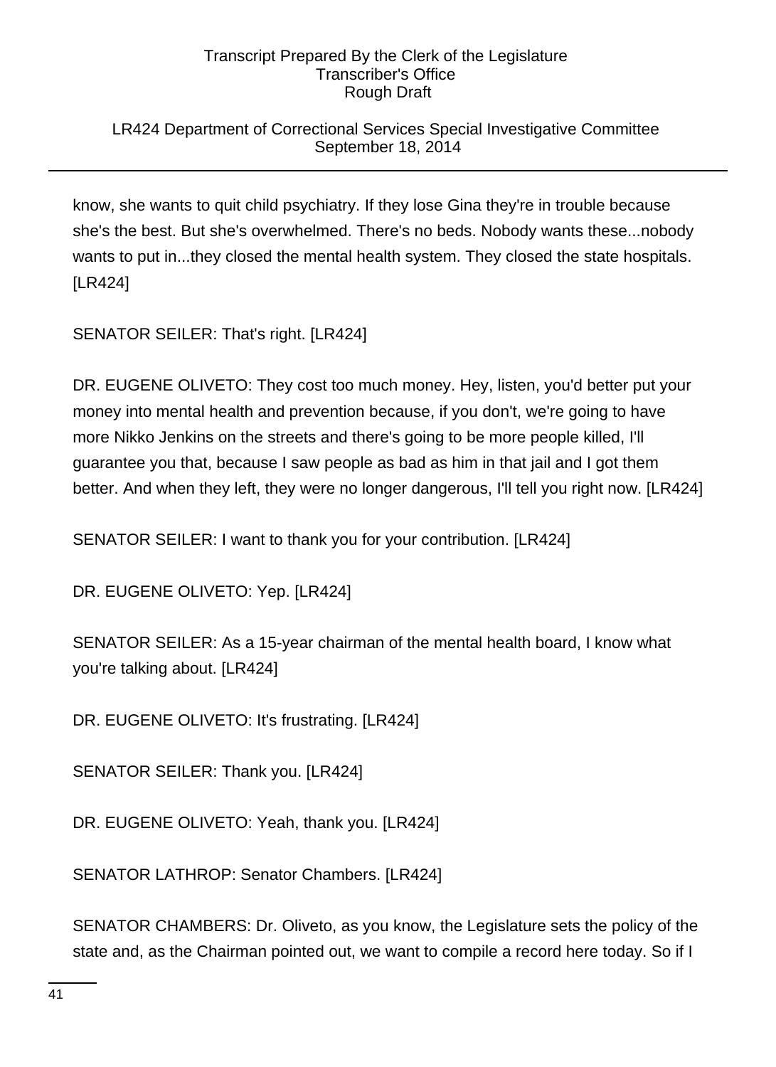know, she wants to quit child psychiatry. If they lose Gina they're in trouble because she's the best. But she's overwhelmed. There's no beds. Nobody wants these...nobody wants to put in...they closed the mental health system. They closed the state hospitals. [LR424]

SENATOR SEILER: That's right. [LR424]

DR. EUGENE OLIVETO: They cost too much money. Hey, listen, you'd better put your money into mental health and prevention because, if you don't, we're going to have more Nikko Jenkins on the streets and there's going to be more people killed, I'll guarantee you that, because I saw people as bad as him in that jail and I got them better. And when they left, they were no longer dangerous, I'll tell you right now. [LR424]

SENATOR SEILER: I want to thank you for your contribution. [LR424]

DR. EUGENE OLIVETO: Yep. [LR424]

SENATOR SEILER: As a 15-year chairman of the mental health board, I know what you're talking about. [LR424]

DR. EUGENE OLIVETO: It's frustrating. [LR424]

SENATOR SEILER: Thank you. [LR424]

DR. EUGENE OLIVETO: Yeah, thank you. [LR424]

SENATOR LATHROP: Senator Chambers. [LR424]

SENATOR CHAMBERS: Dr. Oliveto, as you know, the Legislature sets the policy of the state and, as the Chairman pointed out, we want to compile a record here today. So if I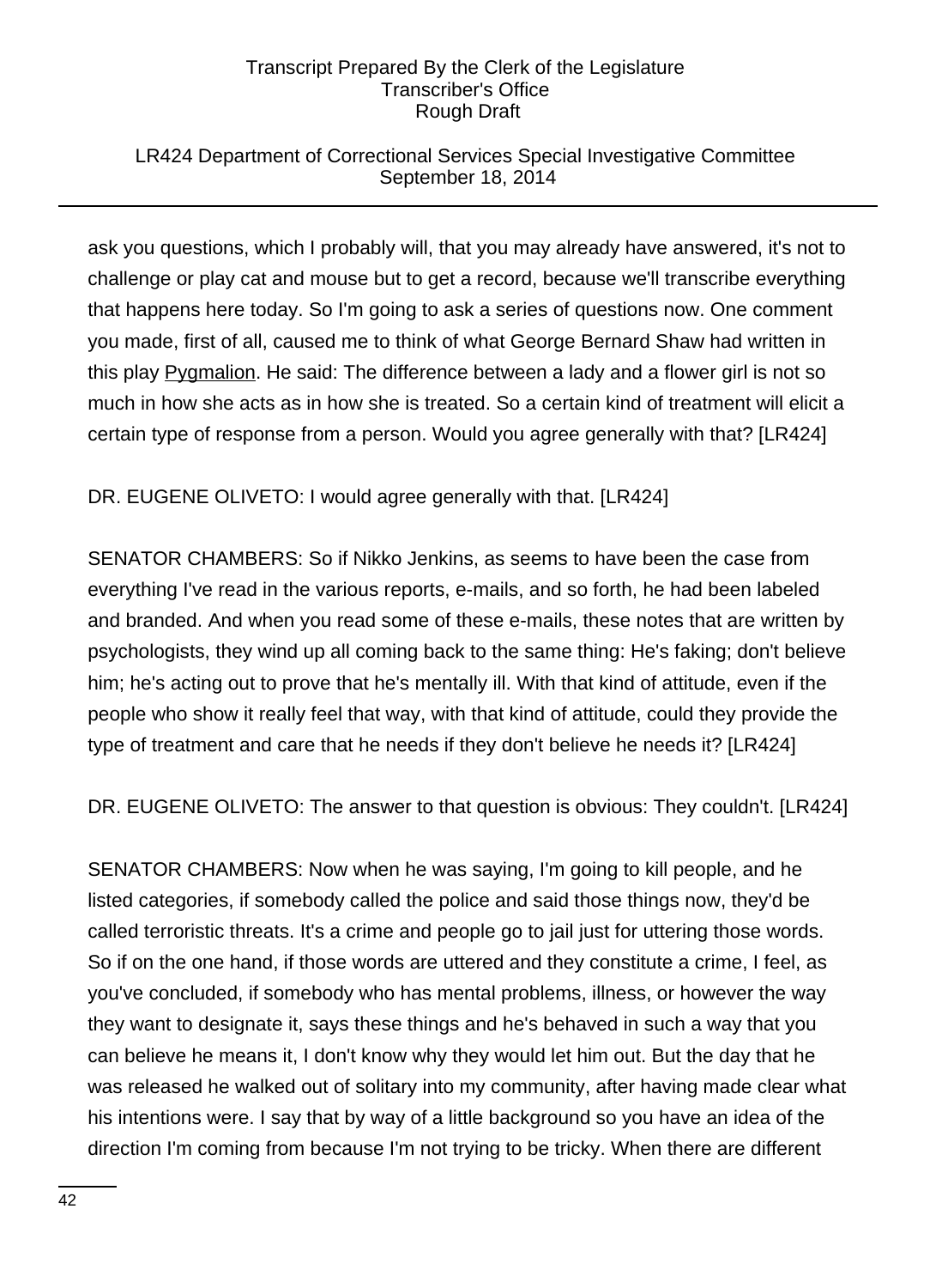ask you questions, which I probably will, that you may already have answered, it's not to challenge or play cat and mouse but to get a record, because we'll transcribe everything that happens here today. So I'm going to ask a series of questions now. One comment you made, first of all, caused me to think of what George Bernard Shaw had written in this play Pygmalion. He said: The difference between a lady and a flower girl is not so much in how she acts as in how she is treated. So a certain kind of treatment will elicit a certain type of response from a person. Would you agree generally with that? [LR424]

DR. EUGENE OLIVETO: I would agree generally with that. [LR424]

SENATOR CHAMBERS: So if Nikko Jenkins, as seems to have been the case from everything I've read in the various reports, e-mails, and so forth, he had been labeled and branded. And when you read some of these e-mails, these notes that are written by psychologists, they wind up all coming back to the same thing: He's faking; don't believe him; he's acting out to prove that he's mentally ill. With that kind of attitude, even if the people who show it really feel that way, with that kind of attitude, could they provide the type of treatment and care that he needs if they don't believe he needs it? [LR424]

DR. EUGENE OLIVETO: The answer to that question is obvious: They couldn't. [LR424]

SENATOR CHAMBERS: Now when he was saying, I'm going to kill people, and he listed categories, if somebody called the police and said those things now, they'd be called terroristic threats. It's a crime and people go to jail just for uttering those words. So if on the one hand, if those words are uttered and they constitute a crime, I feel, as you've concluded, if somebody who has mental problems, illness, or however the way they want to designate it, says these things and he's behaved in such a way that you can believe he means it, I don't know why they would let him out. But the day that he was released he walked out of solitary into my community, after having made clear what his intentions were. I say that by way of a little background so you have an idea of the direction I'm coming from because I'm not trying to be tricky. When there are different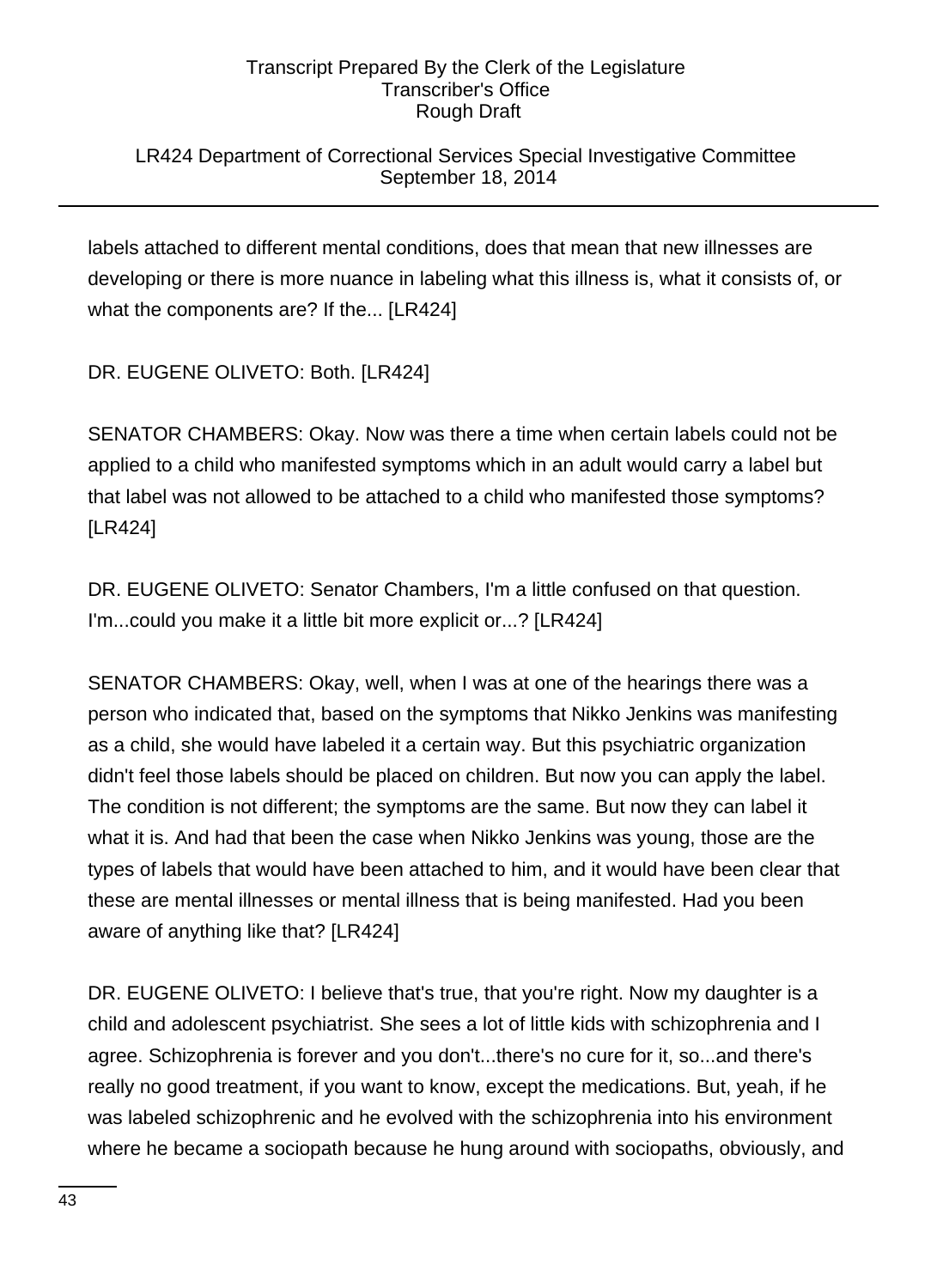labels attached to different mental conditions, does that mean that new illnesses are developing or there is more nuance in labeling what this illness is, what it consists of, or what the components are? If the... [LR424]

DR. EUGENE OLIVETO: Both. [LR424]

SENATOR CHAMBERS: Okay. Now was there a time when certain labels could not be applied to a child who manifested symptoms which in an adult would carry a label but that label was not allowed to be attached to a child who manifested those symptoms? [LR424]

DR. EUGENE OLIVETO: Senator Chambers, I'm a little confused on that question. I'm...could you make it a little bit more explicit or...? [LR424]

SENATOR CHAMBERS: Okay, well, when I was at one of the hearings there was a person who indicated that, based on the symptoms that Nikko Jenkins was manifesting as a child, she would have labeled it a certain way. But this psychiatric organization didn't feel those labels should be placed on children. But now you can apply the label. The condition is not different; the symptoms are the same. But now they can label it what it is. And had that been the case when Nikko Jenkins was young, those are the types of labels that would have been attached to him, and it would have been clear that these are mental illnesses or mental illness that is being manifested. Had you been aware of anything like that? [LR424]

DR. EUGENE OLIVETO: I believe that's true, that you're right. Now my daughter is a child and adolescent psychiatrist. She sees a lot of little kids with schizophrenia and I agree. Schizophrenia is forever and you don't...there's no cure for it, so...and there's really no good treatment, if you want to know, except the medications. But, yeah, if he was labeled schizophrenic and he evolved with the schizophrenia into his environment where he became a sociopath because he hung around with sociopaths, obviously, and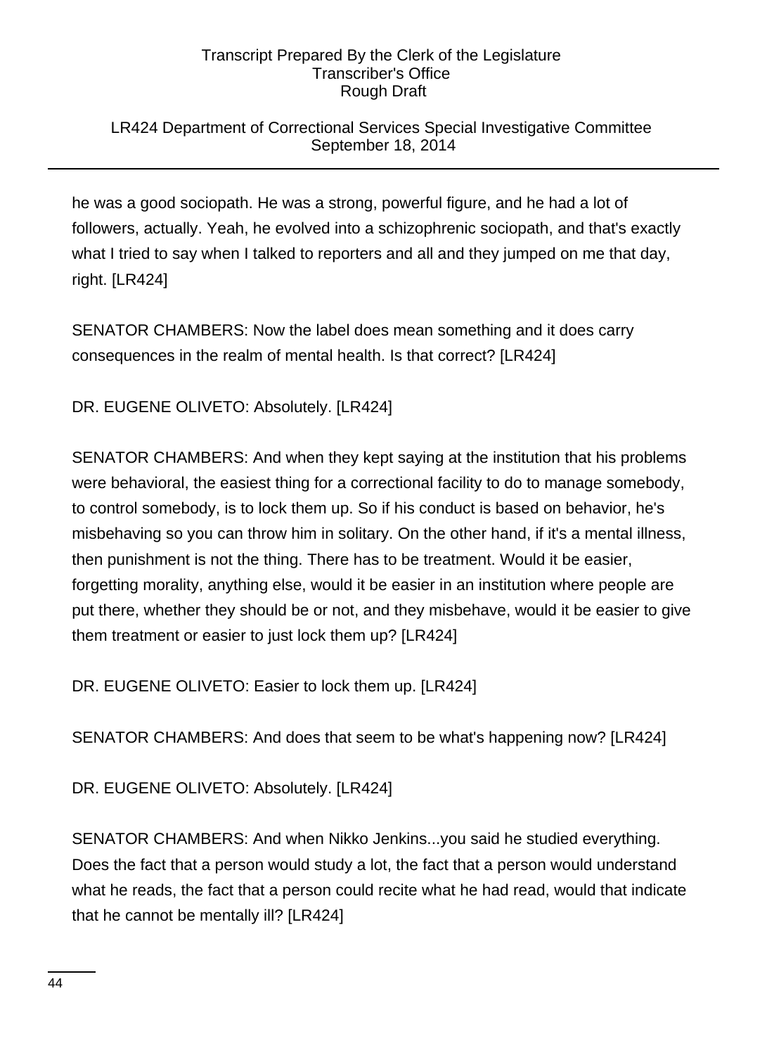he was a good sociopath. He was a strong, powerful figure, and he had a lot of followers, actually. Yeah, he evolved into a schizophrenic sociopath, and that's exactly what I tried to say when I talked to reporters and all and they jumped on me that day, right. [LR424]

SENATOR CHAMBERS: Now the label does mean something and it does carry consequences in the realm of mental health. Is that correct? [LR424]

DR. EUGENE OLIVETO: Absolutely. [LR424]

SENATOR CHAMBERS: And when they kept saying at the institution that his problems were behavioral, the easiest thing for a correctional facility to do to manage somebody, to control somebody, is to lock them up. So if his conduct is based on behavior, he's misbehaving so you can throw him in solitary. On the other hand, if it's a mental illness, then punishment is not the thing. There has to be treatment. Would it be easier, forgetting morality, anything else, would it be easier in an institution where people are put there, whether they should be or not, and they misbehave, would it be easier to give them treatment or easier to just lock them up? [LR424]

DR. EUGENE OLIVETO: Easier to lock them up. [LR424]

SENATOR CHAMBERS: And does that seem to be what's happening now? [LR424]

DR. EUGENE OLIVETO: Absolutely. [LR424]

SENATOR CHAMBERS: And when Nikko Jenkins...you said he studied everything. Does the fact that a person would study a lot, the fact that a person would understand what he reads, the fact that a person could recite what he had read, would that indicate that he cannot be mentally ill? [LR424]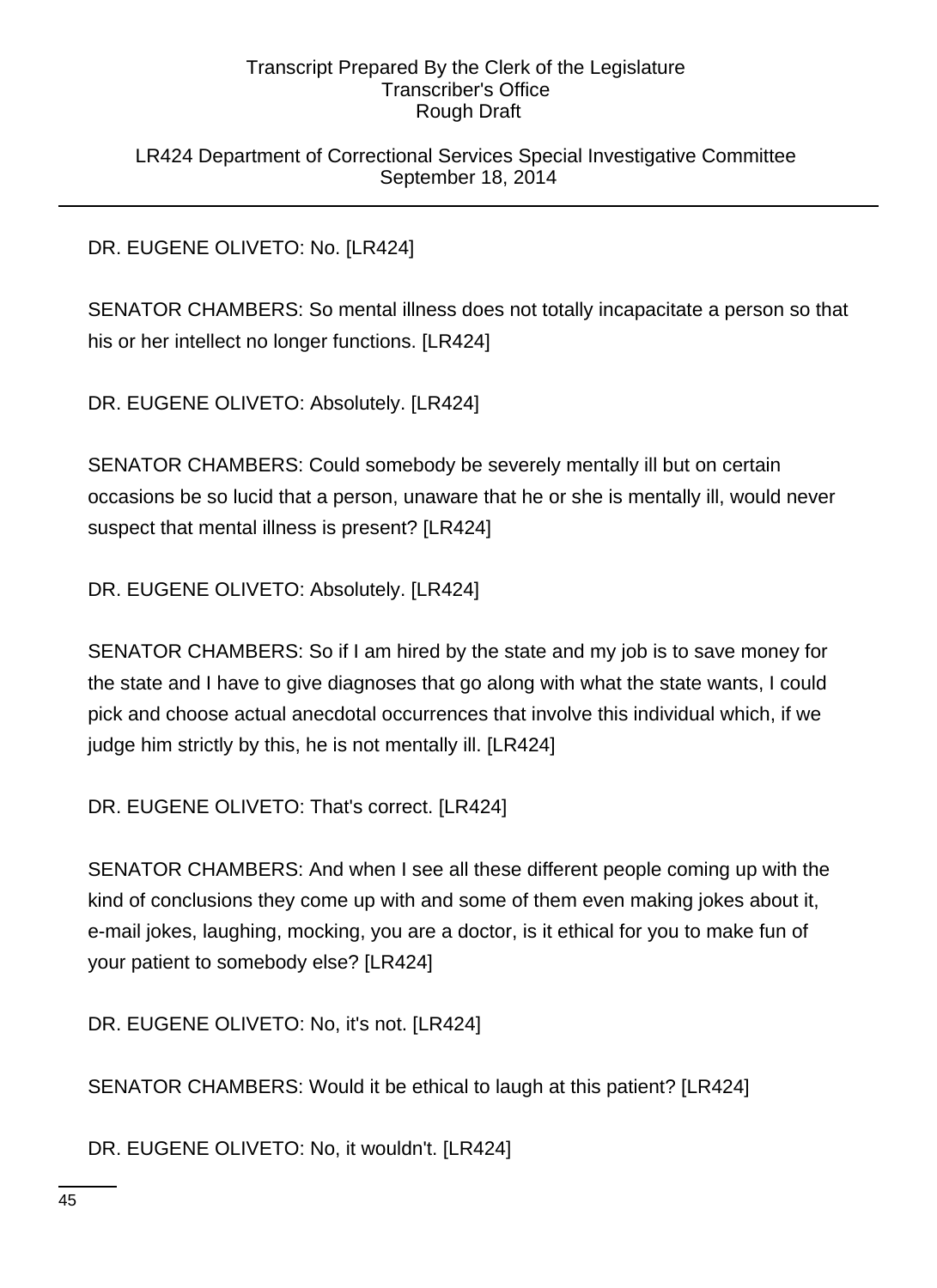DR. EUGENE OLIVETO: No. [LR424]

SENATOR CHAMBERS: So mental illness does not totally incapacitate a person so that his or her intellect no longer functions. [LR424]

DR. EUGENE OLIVETO: Absolutely. [LR424]

SENATOR CHAMBERS: Could somebody be severely mentally ill but on certain occasions be so lucid that a person, unaware that he or she is mentally ill, would never suspect that mental illness is present? [LR424]

DR. EUGENE OLIVETO: Absolutely. [LR424]

SENATOR CHAMBERS: So if I am hired by the state and my job is to save money for the state and I have to give diagnoses that go along with what the state wants, I could pick and choose actual anecdotal occurrences that involve this individual which, if we judge him strictly by this, he is not mentally ill. [LR424]

DR. EUGENE OLIVETO: That's correct. [LR424]

SENATOR CHAMBERS: And when I see all these different people coming up with the kind of conclusions they come up with and some of them even making jokes about it, e-mail jokes, laughing, mocking, you are a doctor, is it ethical for you to make fun of your patient to somebody else? [LR424]

DR. EUGENE OLIVETO: No, it's not. [LR424]

SENATOR CHAMBERS: Would it be ethical to laugh at this patient? [LR424]

DR. EUGENE OLIVETO: No, it wouldn't. [LR424]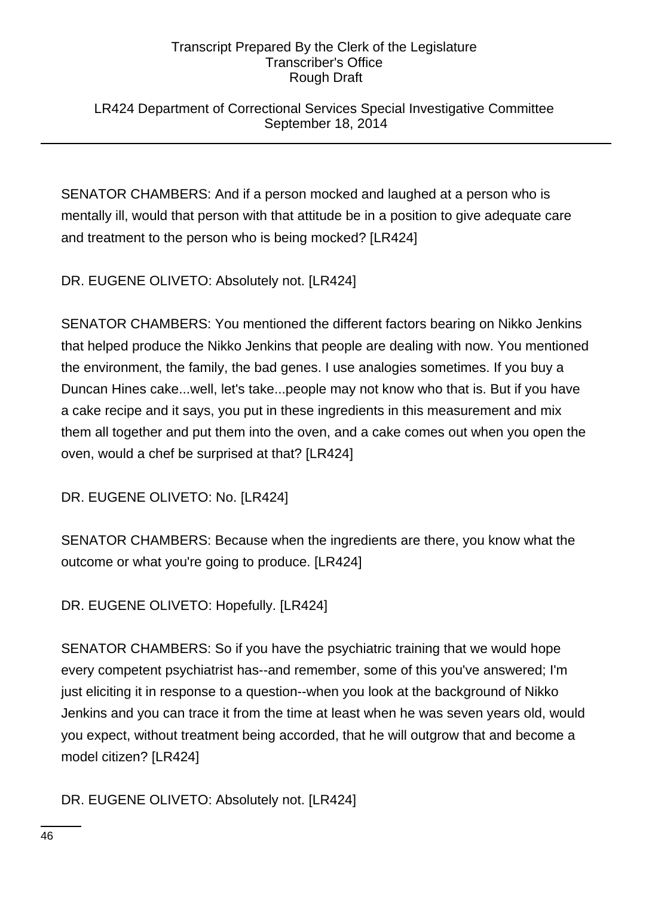SENATOR CHAMBERS: And if a person mocked and laughed at a person who is mentally ill, would that person with that attitude be in a position to give adequate care and treatment to the person who is being mocked? [LR424]

DR. EUGENE OLIVETO: Absolutely not. [LR424]

SENATOR CHAMBERS: You mentioned the different factors bearing on Nikko Jenkins that helped produce the Nikko Jenkins that people are dealing with now. You mentioned the environment, the family, the bad genes. I use analogies sometimes. If you buy a Duncan Hines cake...well, let's take...people may not know who that is. But if you have a cake recipe and it says, you put in these ingredients in this measurement and mix them all together and put them into the oven, and a cake comes out when you open the oven, would a chef be surprised at that? [LR424]

DR. EUGENE OLIVETO: No. [LR424]

SENATOR CHAMBERS: Because when the ingredients are there, you know what the outcome or what you're going to produce. [LR424]

DR. EUGENE OLIVETO: Hopefully. [LR424]

SENATOR CHAMBERS: So if you have the psychiatric training that we would hope every competent psychiatrist has--and remember, some of this you've answered; I'm just eliciting it in response to a question--when you look at the background of Nikko Jenkins and you can trace it from the time at least when he was seven years old, would you expect, without treatment being accorded, that he will outgrow that and become a model citizen? [LR424]

DR. EUGENE OLIVETO: Absolutely not. [LR424]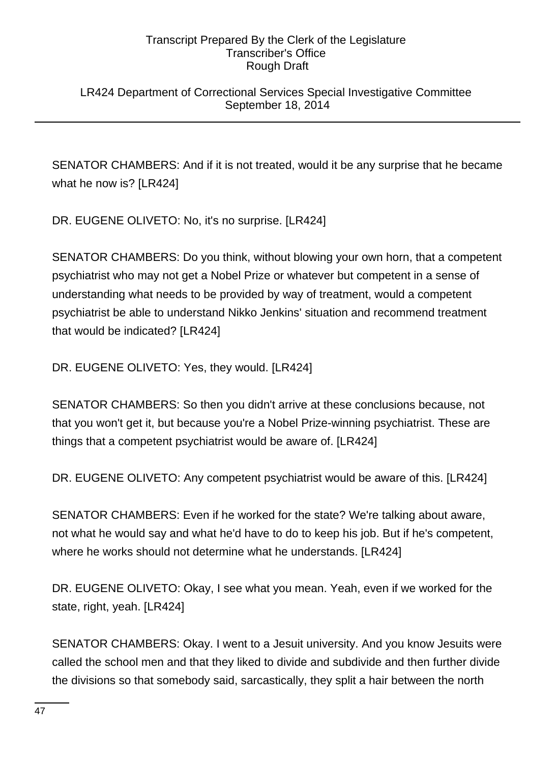SENATOR CHAMBERS: And if it is not treated, would it be any surprise that he became what he now is? [LR424]

DR. EUGENE OLIVETO: No, it's no surprise. [LR424]

SENATOR CHAMBERS: Do you think, without blowing your own horn, that a competent psychiatrist who may not get a Nobel Prize or whatever but competent in a sense of understanding what needs to be provided by way of treatment, would a competent psychiatrist be able to understand Nikko Jenkins' situation and recommend treatment that would be indicated? [LR424]

DR. EUGENE OLIVETO: Yes, they would. [LR424]

SENATOR CHAMBERS: So then you didn't arrive at these conclusions because, not that you won't get it, but because you're a Nobel Prize-winning psychiatrist. These are things that a competent psychiatrist would be aware of. [LR424]

DR. EUGENE OLIVETO: Any competent psychiatrist would be aware of this. [LR424]

SENATOR CHAMBERS: Even if he worked for the state? We're talking about aware, not what he would say and what he'd have to do to keep his job. But if he's competent, where he works should not determine what he understands. [LR424]

DR. EUGENE OLIVETO: Okay, I see what you mean. Yeah, even if we worked for the state, right, yeah. [LR424]

SENATOR CHAMBERS: Okay. I went to a Jesuit university. And you know Jesuits were called the school men and that they liked to divide and subdivide and then further divide the divisions so that somebody said, sarcastically, they split a hair between the north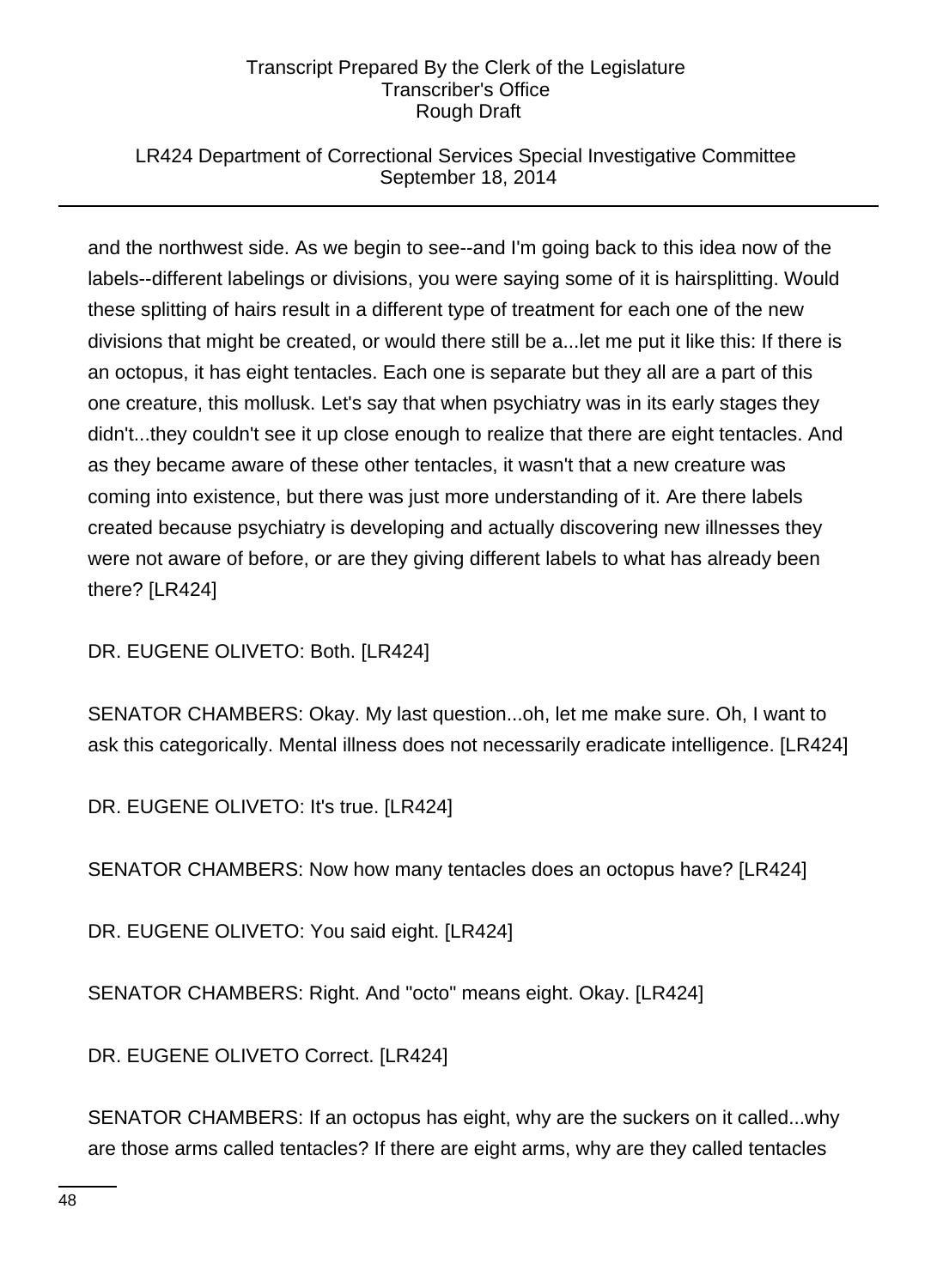and the northwest side. As we begin to see--and I'm going back to this idea now of the labels--different labelings or divisions, you were saying some of it is hairsplitting. Would these splitting of hairs result in a different type of treatment for each one of the new divisions that might be created, or would there still be a...let me put it like this: If there is an octopus, it has eight tentacles. Each one is separate but they all are a part of this one creature, this mollusk. Let's say that when psychiatry was in its early stages they didn't...they couldn't see it up close enough to realize that there are eight tentacles. And as they became aware of these other tentacles, it wasn't that a new creature was coming into existence, but there was just more understanding of it. Are there labels created because psychiatry is developing and actually discovering new illnesses they were not aware of before, or are they giving different labels to what has already been there? [LR424]

DR. EUGENE OLIVETO: Both. [LR424]

SENATOR CHAMBERS: Okay. My last question...oh, let me make sure. Oh, I want to ask this categorically. Mental illness does not necessarily eradicate intelligence. [LR424]

DR. EUGENE OLIVETO: It's true. [LR424]

SENATOR CHAMBERS: Now how many tentacles does an octopus have? [LR424]

DR. EUGENE OLIVETO: You said eight. [LR424]

SENATOR CHAMBERS: Right. And "octo" means eight. Okay. [LR424]

DR. EUGENE OLIVETO Correct. [LR424]

SENATOR CHAMBERS: If an octopus has eight, why are the suckers on it called...why are those arms called tentacles? If there are eight arms, why are they called tentacles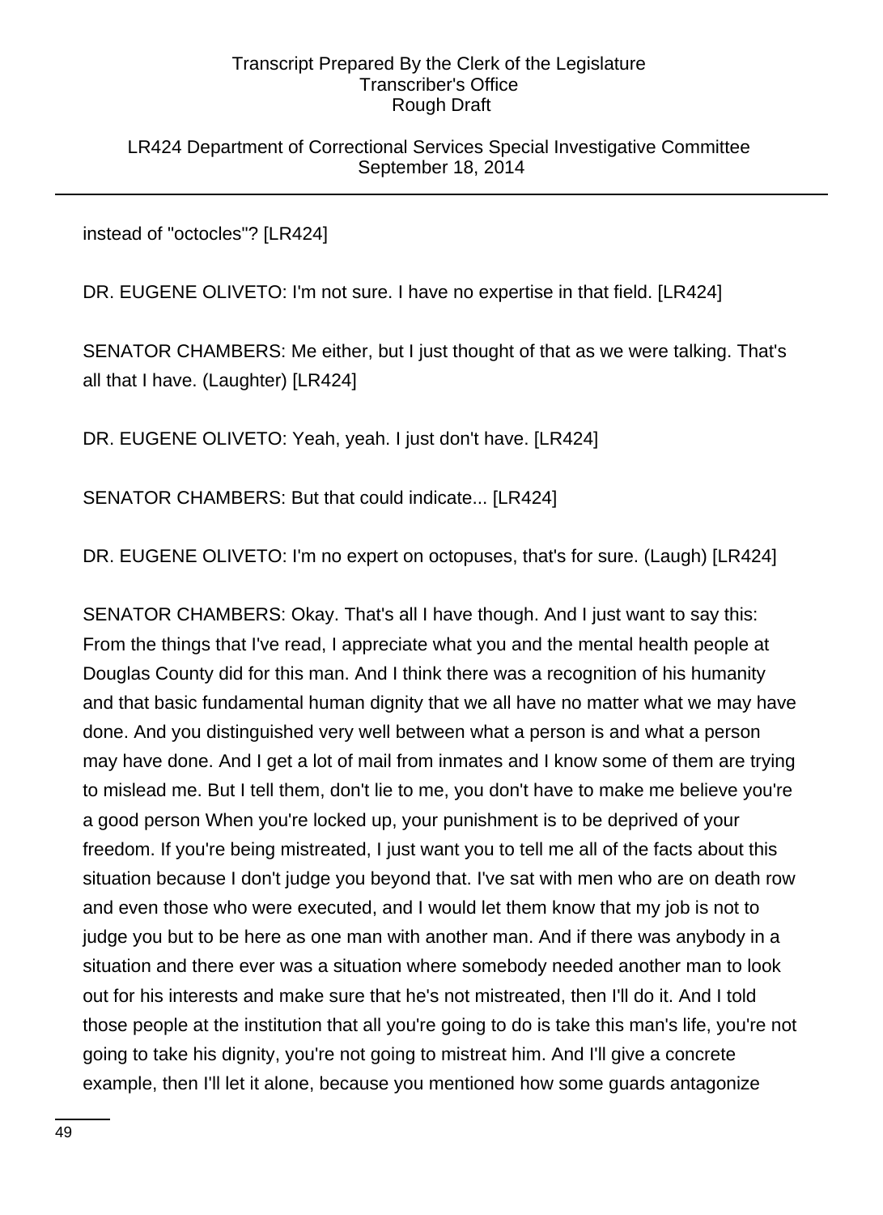instead of "octocles"? [LR424]

DR. EUGENE OLIVETO: I'm not sure. I have no expertise in that field. [LR424]

SENATOR CHAMBERS: Me either, but I just thought of that as we were talking. That's all that I have. (Laughter) [LR424]

DR. EUGENE OLIVETO: Yeah, yeah. I just don't have. [LR424]

SENATOR CHAMBERS: But that could indicate... [LR424]

DR. EUGENE OLIVETO: I'm no expert on octopuses, that's for sure. (Laugh) [LR424]

SENATOR CHAMBERS: Okay. That's all I have though. And I just want to say this: From the things that I've read, I appreciate what you and the mental health people at Douglas County did for this man. And I think there was a recognition of his humanity and that basic fundamental human dignity that we all have no matter what we may have done. And you distinguished very well between what a person is and what a person may have done. And I get a lot of mail from inmates and I know some of them are trying to mislead me. But I tell them, don't lie to me, you don't have to make me believe you're a good person When you're locked up, your punishment is to be deprived of your freedom. If you're being mistreated, I just want you to tell me all of the facts about this situation because I don't judge you beyond that. I've sat with men who are on death row and even those who were executed, and I would let them know that my job is not to judge you but to be here as one man with another man. And if there was anybody in a situation and there ever was a situation where somebody needed another man to look out for his interests and make sure that he's not mistreated, then I'll do it. And I told those people at the institution that all you're going to do is take this man's life, you're not going to take his dignity, you're not going to mistreat him. And I'll give a concrete example, then I'll let it alone, because you mentioned how some guards antagonize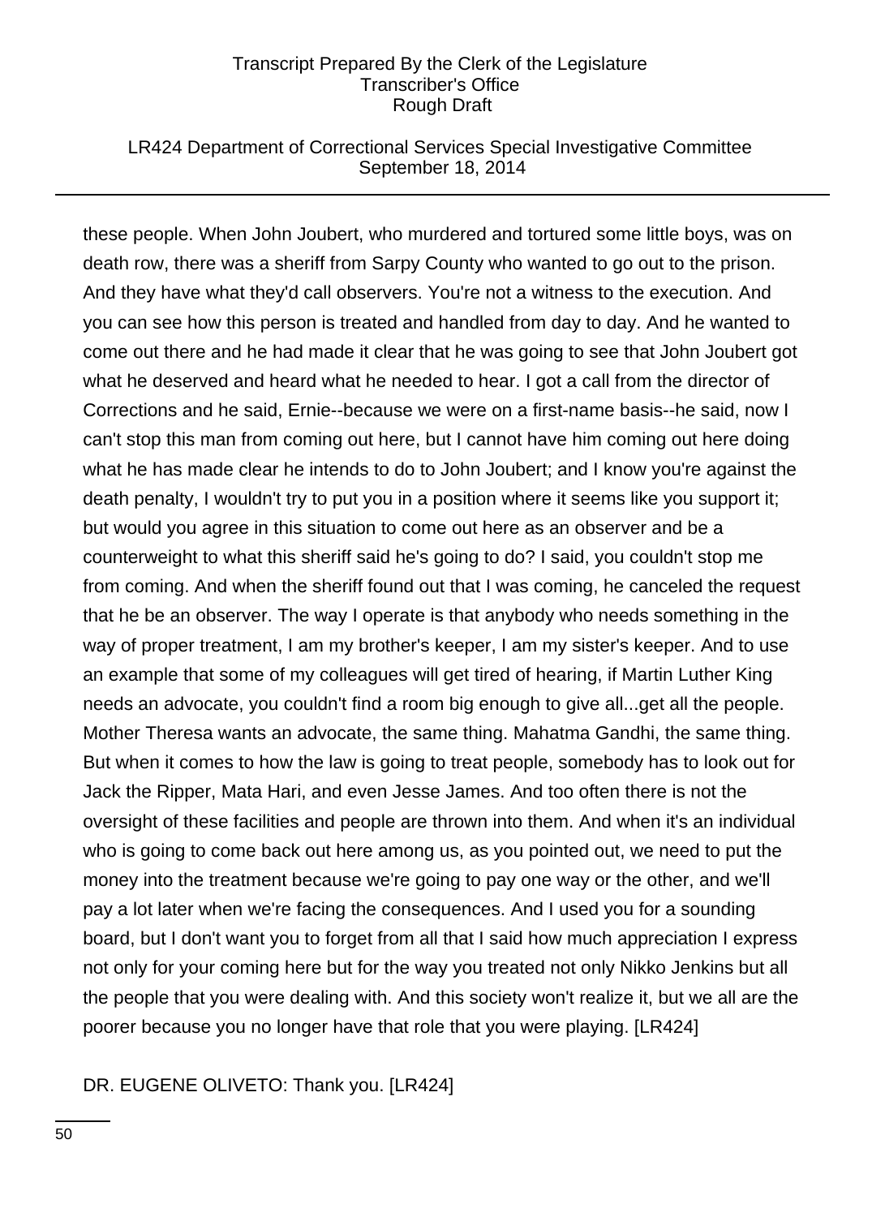these people. When John Joubert, who murdered and tortured some little boys, was on death row, there was a sheriff from Sarpy County who wanted to go out to the prison. And they have what they'd call observers. You're not a witness to the execution. And you can see how this person is treated and handled from day to day. And he wanted to come out there and he had made it clear that he was going to see that John Joubert got what he deserved and heard what he needed to hear. I got a call from the director of Corrections and he said, Ernie--because we were on a first-name basis--he said, now I can't stop this man from coming out here, but I cannot have him coming out here doing what he has made clear he intends to do to John Joubert; and I know you're against the death penalty, I wouldn't try to put you in a position where it seems like you support it; but would you agree in this situation to come out here as an observer and be a counterweight to what this sheriff said he's going to do? I said, you couldn't stop me from coming. And when the sheriff found out that I was coming, he canceled the request that he be an observer. The way I operate is that anybody who needs something in the way of proper treatment, I am my brother's keeper, I am my sister's keeper. And to use an example that some of my colleagues will get tired of hearing, if Martin Luther King needs an advocate, you couldn't find a room big enough to give all...get all the people. Mother Theresa wants an advocate, the same thing. Mahatma Gandhi, the same thing. But when it comes to how the law is going to treat people, somebody has to look out for Jack the Ripper, Mata Hari, and even Jesse James. And too often there is not the oversight of these facilities and people are thrown into them. And when it's an individual who is going to come back out here among us, as you pointed out, we need to put the money into the treatment because we're going to pay one way or the other, and we'll pay a lot later when we're facing the consequences. And I used you for a sounding board, but I don't want you to forget from all that I said how much appreciation I express not only for your coming here but for the way you treated not only Nikko Jenkins but all the people that you were dealing with. And this society won't realize it, but we all are the poorer because you no longer have that role that you were playing. [LR424]

DR. EUGENE OLIVETO: Thank you. [LR424]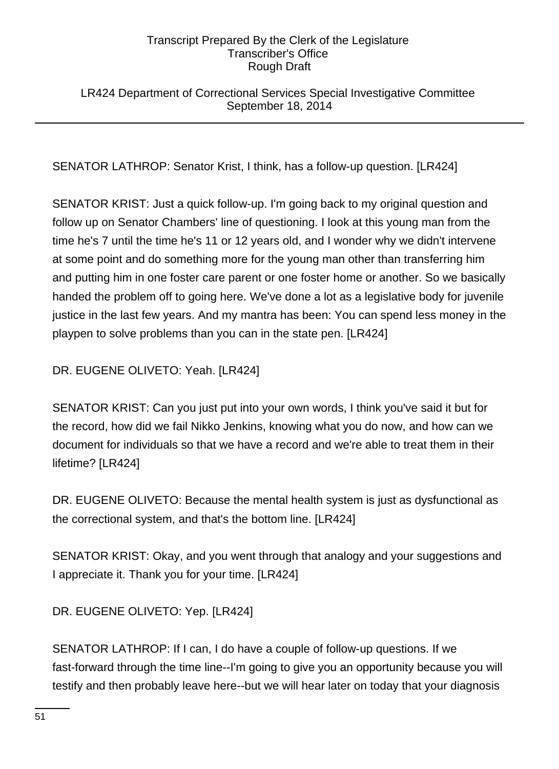SENATOR LATHROP: Senator Krist, I think, has a follow-up question. [LR424]

SENATOR KRIST: Just a quick follow-up. I'm going back to my original question and follow up on Senator Chambers' line of questioning. I look at this young man from the time he's 7 until the time he's 11 or 12 years old, and I wonder why we didn't intervene at some point and do something more for the young man other than transferring him and putting him in one foster care parent or one foster home or another. So we basically handed the problem off to going here. We've done a lot as a legislative body for juvenile justice in the last few years. And my mantra has been: You can spend less money in the playpen to solve problems than you can in the state pen. [LR424]

DR. EUGENE OLIVETO: Yeah. [LR424]

SENATOR KRIST: Can you just put into your own words, I think you've said it but for the record, how did we fail Nikko Jenkins, knowing what you do now, and how can we document for individuals so that we have a record and we're able to treat them in their lifetime? [LR424]

DR. EUGENE OLIVETO: Because the mental health system is just as dysfunctional as the correctional system, and that's the bottom line. [LR424]

SENATOR KRIST: Okay, and you went through that analogy and your suggestions and I appreciate it. Thank you for your time. [LR424]

DR. EUGENE OLIVETO: Yep. [LR424]

SENATOR LATHROP: If I can, I do have a couple of follow-up questions. If we fast-forward through the time line--I'm going to give you an opportunity because you will testify and then probably leave here--but we will hear later on today that your diagnosis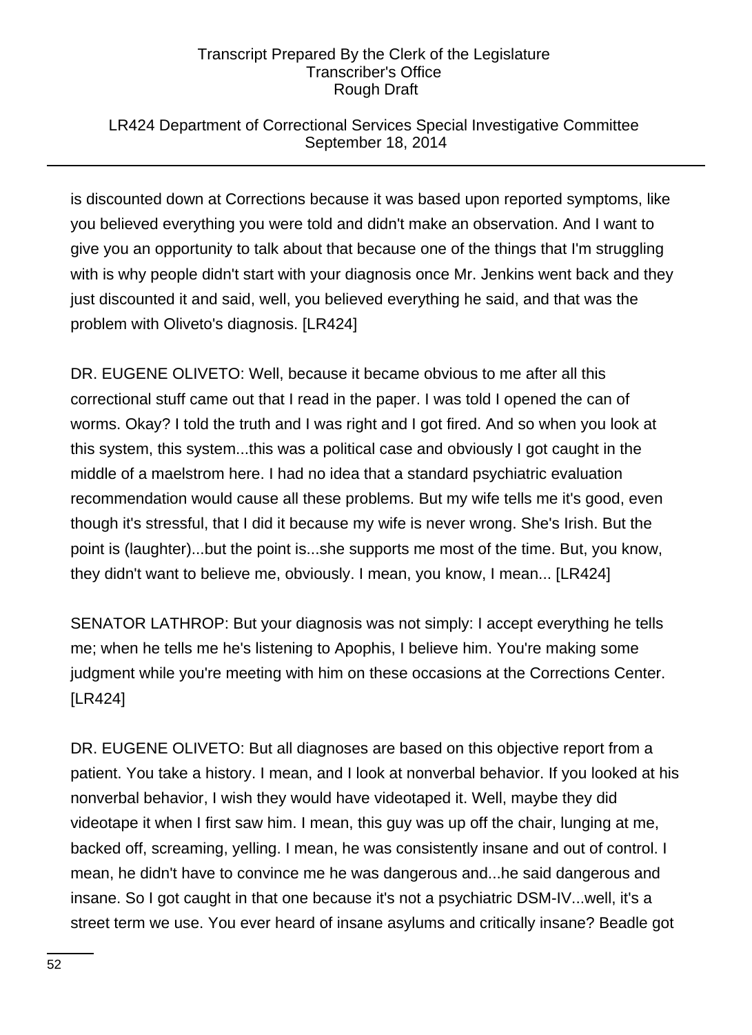is discounted down at Corrections because it was based upon reported symptoms, like you believed everything you were told and didn't make an observation. And I want to give you an opportunity to talk about that because one of the things that I'm struggling with is why people didn't start with your diagnosis once Mr. Jenkins went back and they just discounted it and said, well, you believed everything he said, and that was the problem with Oliveto's diagnosis. [LR424]

DR. EUGENE OLIVETO: Well, because it became obvious to me after all this correctional stuff came out that I read in the paper. I was told I opened the can of worms. Okay? I told the truth and I was right and I got fired. And so when you look at this system, this system...this was a political case and obviously I got caught in the middle of a maelstrom here. I had no idea that a standard psychiatric evaluation recommendation would cause all these problems. But my wife tells me it's good, even though it's stressful, that I did it because my wife is never wrong. She's Irish. But the point is (laughter)...but the point is...she supports me most of the time. But, you know, they didn't want to believe me, obviously. I mean, you know, I mean... [LR424]

SENATOR LATHROP: But your diagnosis was not simply: I accept everything he tells me; when he tells me he's listening to Apophis, I believe him. You're making some judgment while you're meeting with him on these occasions at the Corrections Center. [LR424]

DR. EUGENE OLIVETO: But all diagnoses are based on this objective report from a patient. You take a history. I mean, and I look at nonverbal behavior. If you looked at his nonverbal behavior, I wish they would have videotaped it. Well, maybe they did videotape it when I first saw him. I mean, this guy was up off the chair, lunging at me, backed off, screaming, yelling. I mean, he was consistently insane and out of control. I mean, he didn't have to convince me he was dangerous and...he said dangerous and insane. So I got caught in that one because it's not a psychiatric DSM-IV...well, it's a street term we use. You ever heard of insane asylums and critically insane? Beadle got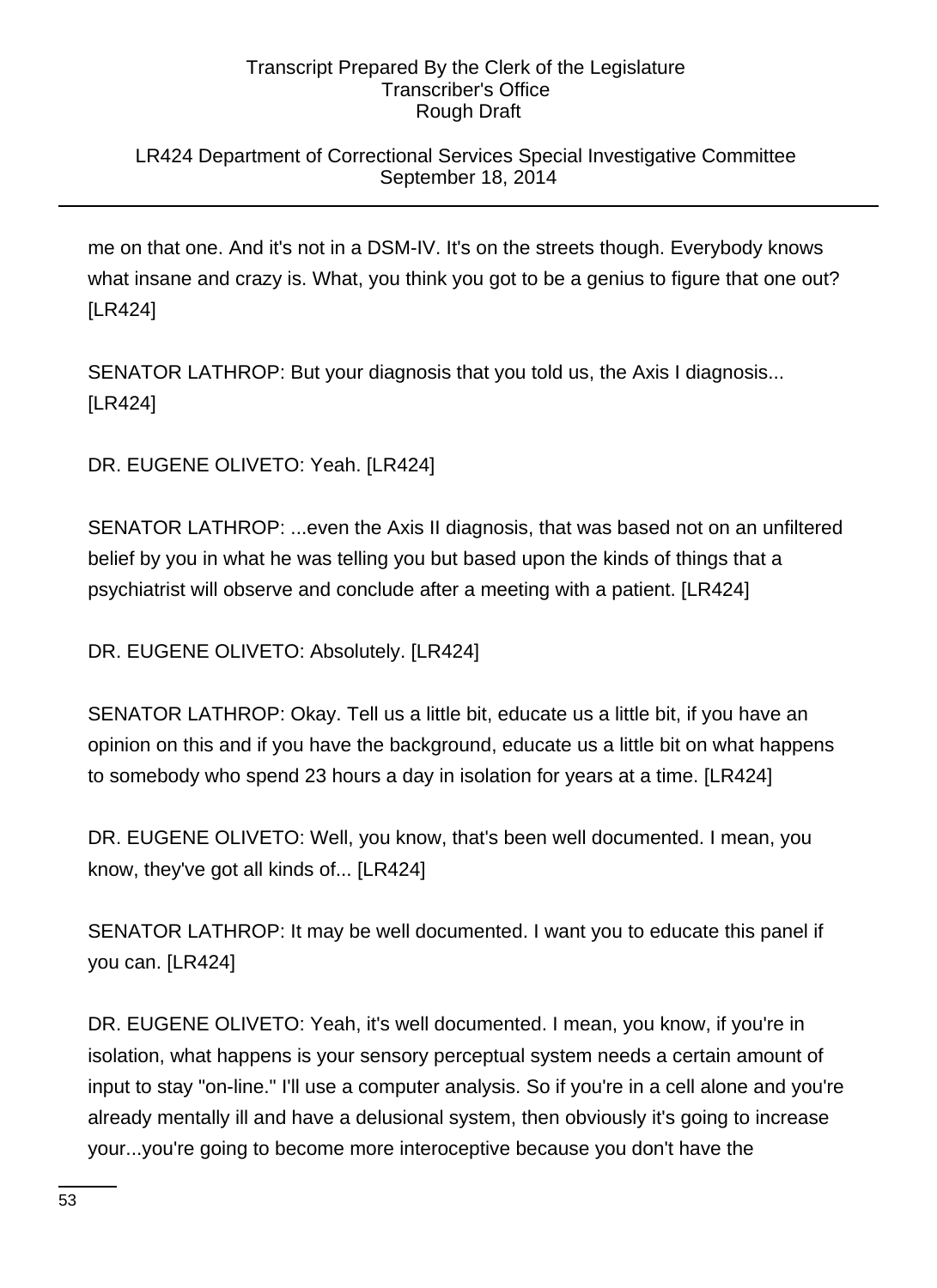me on that one. And it's not in a DSM-IV. It's on the streets though. Everybody knows what insane and crazy is. What, you think you got to be a genius to figure that one out? [LR424]

SENATOR LATHROP: But your diagnosis that you told us, the Axis I diagnosis... [LR424]

DR. EUGENE OLIVETO: Yeah. [LR424]

SENATOR LATHROP: ...even the Axis II diagnosis, that was based not on an unfiltered belief by you in what he was telling you but based upon the kinds of things that a psychiatrist will observe and conclude after a meeting with a patient. [LR424]

DR. EUGENE OLIVETO: Absolutely. [LR424]

SENATOR LATHROP: Okay. Tell us a little bit, educate us a little bit, if you have an opinion on this and if you have the background, educate us a little bit on what happens to somebody who spend 23 hours a day in isolation for years at a time. [LR424]

DR. EUGENE OLIVETO: Well, you know, that's been well documented. I mean, you know, they've got all kinds of... [LR424]

SENATOR LATHROP: It may be well documented. I want you to educate this panel if you can. [LR424]

DR. EUGENE OLIVETO: Yeah, it's well documented. I mean, you know, if you're in isolation, what happens is your sensory perceptual system needs a certain amount of input to stay "on-line." I'll use a computer analysis. So if you're in a cell alone and you're already mentally ill and have a delusional system, then obviously it's going to increase your...you're going to become more interoceptive because you don't have the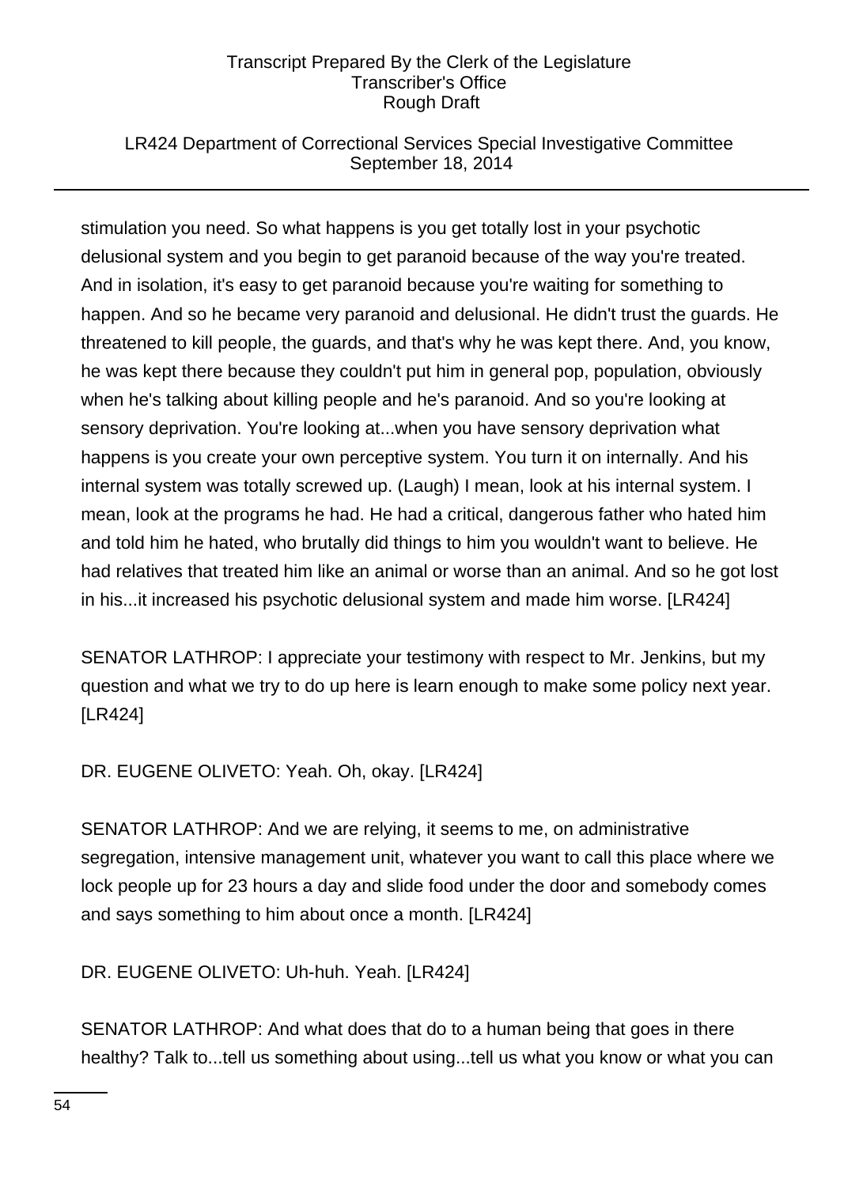stimulation you need. So what happens is you get totally lost in your psychotic delusional system and you begin to get paranoid because of the way you're treated. And in isolation, it's easy to get paranoid because you're waiting for something to happen. And so he became very paranoid and delusional. He didn't trust the guards. He threatened to kill people, the guards, and that's why he was kept there. And, you know, he was kept there because they couldn't put him in general pop, population, obviously when he's talking about killing people and he's paranoid. And so you're looking at sensory deprivation. You're looking at...when you have sensory deprivation what happens is you create your own perceptive system. You turn it on internally. And his internal system was totally screwed up. (Laugh) I mean, look at his internal system. I mean, look at the programs he had. He had a critical, dangerous father who hated him and told him he hated, who brutally did things to him you wouldn't want to believe. He had relatives that treated him like an animal or worse than an animal. And so he got lost in his...it increased his psychotic delusional system and made him worse. [LR424]

SENATOR LATHROP: I appreciate your testimony with respect to Mr. Jenkins, but my question and what we try to do up here is learn enough to make some policy next year. [LR424]

DR. EUGENE OLIVETO: Yeah. Oh, okay. [LR424]

SENATOR LATHROP: And we are relying, it seems to me, on administrative segregation, intensive management unit, whatever you want to call this place where we lock people up for 23 hours a day and slide food under the door and somebody comes and says something to him about once a month. [LR424]

DR. EUGENE OLIVETO: Uh-huh. Yeah. [LR424]

SENATOR LATHROP: And what does that do to a human being that goes in there healthy? Talk to...tell us something about using...tell us what you know or what you can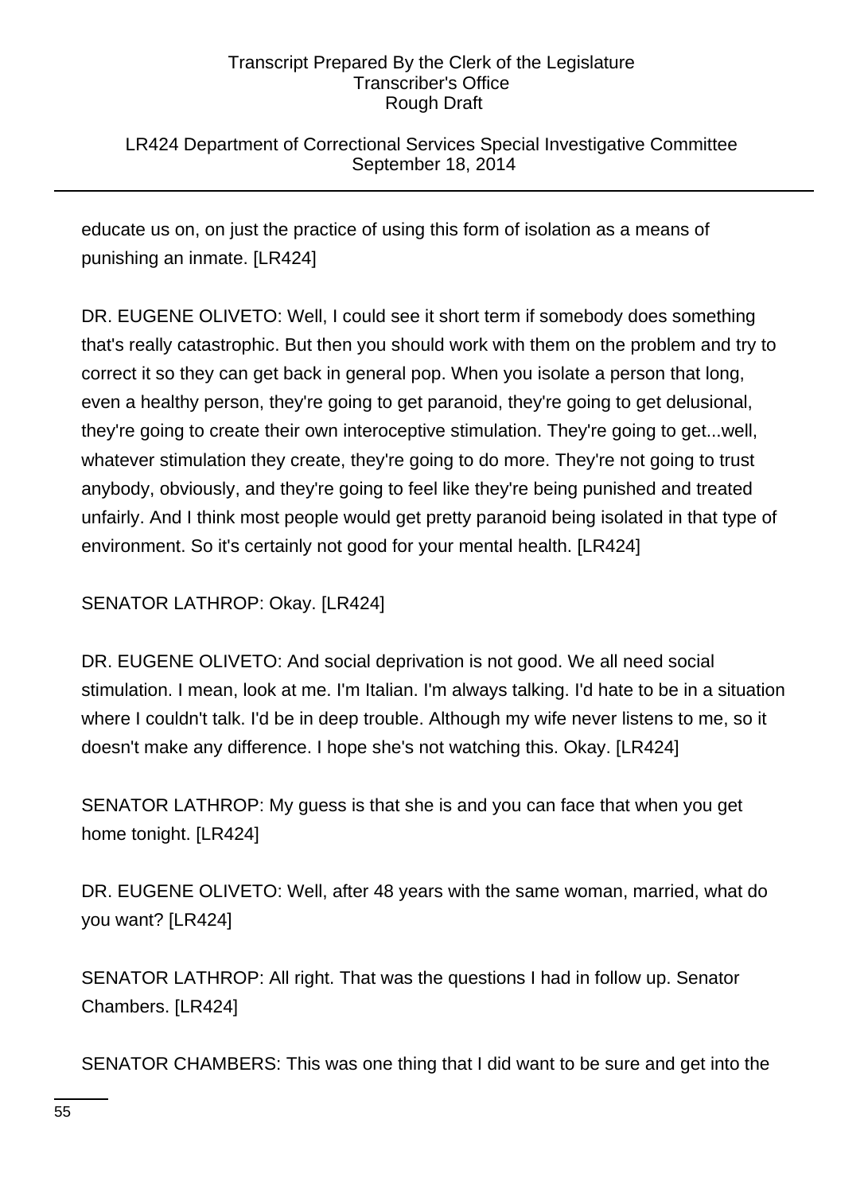educate us on, on just the practice of using this form of isolation as a means of punishing an inmate. [LR424]

DR. EUGENE OLIVETO: Well, I could see it short term if somebody does something that's really catastrophic. But then you should work with them on the problem and try to correct it so they can get back in general pop. When you isolate a person that long, even a healthy person, they're going to get paranoid, they're going to get delusional, they're going to create their own interoceptive stimulation. They're going to get...well, whatever stimulation they create, they're going to do more. They're not going to trust anybody, obviously, and they're going to feel like they're being punished and treated unfairly. And I think most people would get pretty paranoid being isolated in that type of environment. So it's certainly not good for your mental health. [LR424]

SENATOR LATHROP: Okay. [LR424]

DR. EUGENE OLIVETO: And social deprivation is not good. We all need social stimulation. I mean, look at me. I'm Italian. I'm always talking. I'd hate to be in a situation where I couldn't talk. I'd be in deep trouble. Although my wife never listens to me, so it doesn't make any difference. I hope she's not watching this. Okay. [LR424]

SENATOR LATHROP: My guess is that she is and you can face that when you get home tonight. [LR424]

DR. EUGENE OLIVETO: Well, after 48 years with the same woman, married, what do you want? [LR424]

SENATOR LATHROP: All right. That was the questions I had in follow up. Senator Chambers. [LR424]

SENATOR CHAMBERS: This was one thing that I did want to be sure and get into the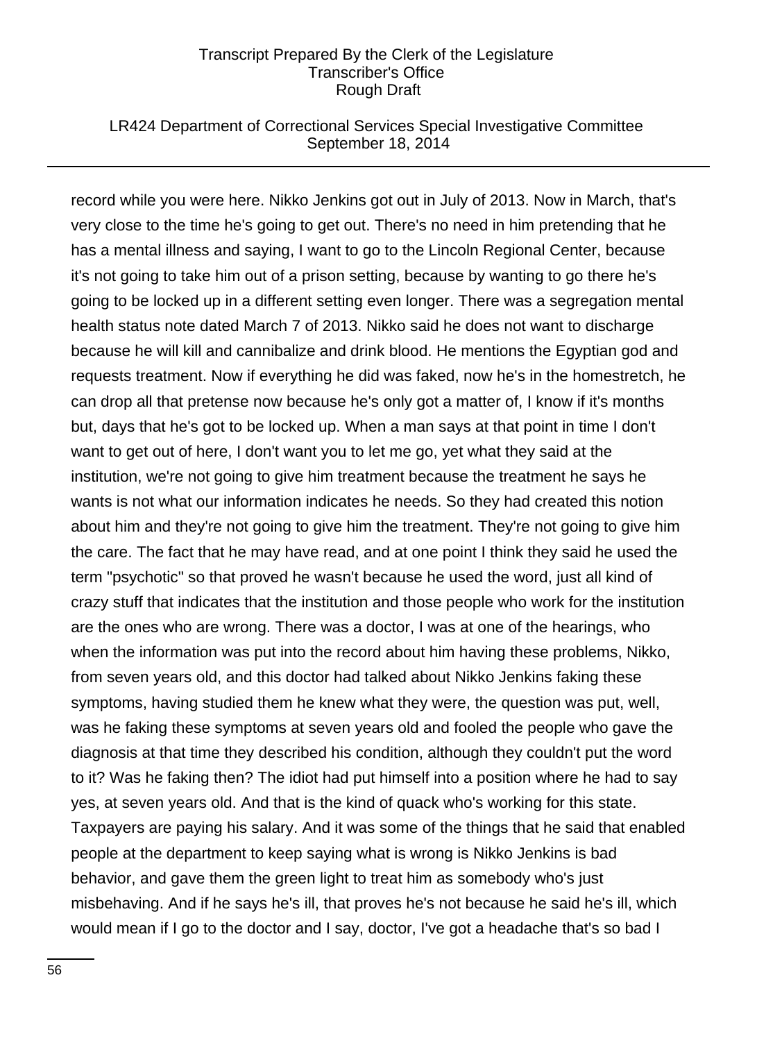record while you were here. Nikko Jenkins got out in July of 2013. Now in March, that's very close to the time he's going to get out. There's no need in him pretending that he has a mental illness and saying, I want to go to the Lincoln Regional Center, because it's not going to take him out of a prison setting, because by wanting to go there he's going to be locked up in a different setting even longer. There was a segregation mental health status note dated March 7 of 2013. Nikko said he does not want to discharge because he will kill and cannibalize and drink blood. He mentions the Egyptian god and requests treatment. Now if everything he did was faked, now he's in the homestretch, he can drop all that pretense now because he's only got a matter of, I know if it's months but, days that he's got to be locked up. When a man says at that point in time I don't want to get out of here, I don't want you to let me go, yet what they said at the institution, we're not going to give him treatment because the treatment he says he wants is not what our information indicates he needs. So they had created this notion about him and they're not going to give him the treatment. They're not going to give him the care. The fact that he may have read, and at one point I think they said he used the term "psychotic" so that proved he wasn't because he used the word, just all kind of crazy stuff that indicates that the institution and those people who work for the institution are the ones who are wrong. There was a doctor, I was at one of the hearings, who when the information was put into the record about him having these problems, Nikko, from seven years old, and this doctor had talked about Nikko Jenkins faking these symptoms, having studied them he knew what they were, the question was put, well, was he faking these symptoms at seven years old and fooled the people who gave the diagnosis at that time they described his condition, although they couldn't put the word to it? Was he faking then? The idiot had put himself into a position where he had to say yes, at seven years old. And that is the kind of quack who's working for this state. Taxpayers are paying his salary. And it was some of the things that he said that enabled people at the department to keep saying what is wrong is Nikko Jenkins is bad behavior, and gave them the green light to treat him as somebody who's just misbehaving. And if he says he's ill, that proves he's not because he said he's ill, which would mean if I go to the doctor and I say, doctor, I've got a headache that's so bad I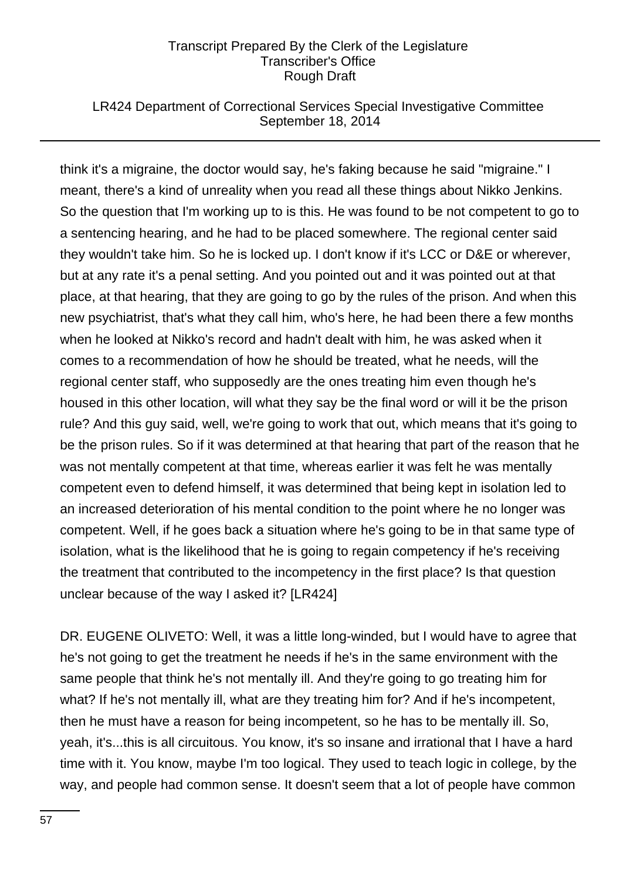think it's a migraine, the doctor would say, he's faking because he said "migraine." I meant, there's a kind of unreality when you read all these things about Nikko Jenkins. So the question that I'm working up to is this. He was found to be not competent to go to a sentencing hearing, and he had to be placed somewhere. The regional center said they wouldn't take him. So he is locked up. I don't know if it's LCC or D&E or wherever, but at any rate it's a penal setting. And you pointed out and it was pointed out at that place, at that hearing, that they are going to go by the rules of the prison. And when this new psychiatrist, that's what they call him, who's here, he had been there a few months when he looked at Nikko's record and hadn't dealt with him, he was asked when it comes to a recommendation of how he should be treated, what he needs, will the regional center staff, who supposedly are the ones treating him even though he's housed in this other location, will what they say be the final word or will it be the prison rule? And this guy said, well, we're going to work that out, which means that it's going to be the prison rules. So if it was determined at that hearing that part of the reason that he was not mentally competent at that time, whereas earlier it was felt he was mentally competent even to defend himself, it was determined that being kept in isolation led to an increased deterioration of his mental condition to the point where he no longer was competent. Well, if he goes back a situation where he's going to be in that same type of isolation, what is the likelihood that he is going to regain competency if he's receiving the treatment that contributed to the incompetency in the first place? Is that question unclear because of the way I asked it? [LR424]

DR. EUGENE OLIVETO: Well, it was a little long-winded, but I would have to agree that he's not going to get the treatment he needs if he's in the same environment with the same people that think he's not mentally ill. And they're going to go treating him for what? If he's not mentally ill, what are they treating him for? And if he's incompetent, then he must have a reason for being incompetent, so he has to be mentally ill. So, yeah, it's...this is all circuitous. You know, it's so insane and irrational that I have a hard time with it. You know, maybe I'm too logical. They used to teach logic in college, by the way, and people had common sense. It doesn't seem that a lot of people have common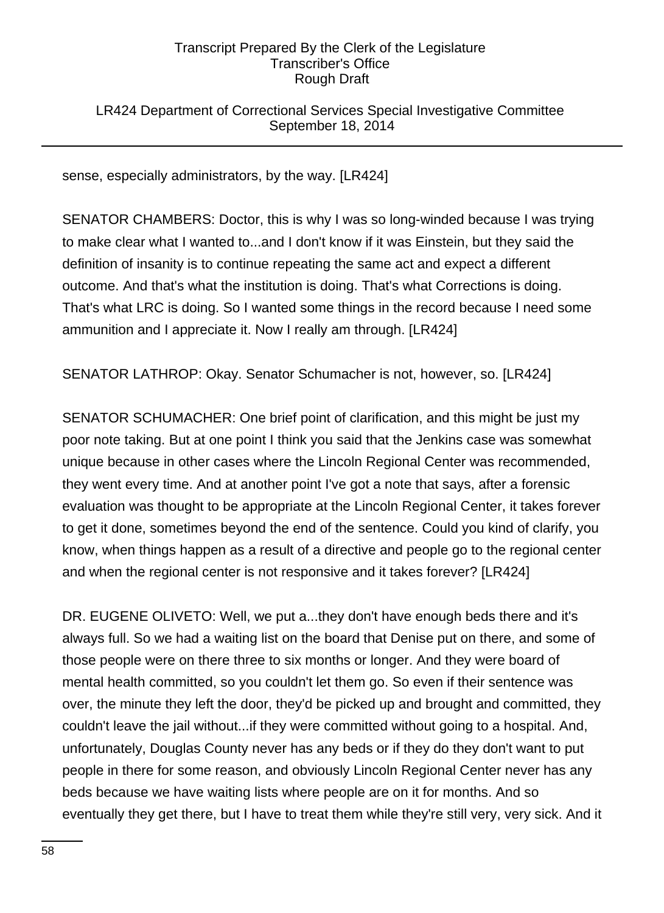sense, especially administrators, by the way. [LR424]

SENATOR CHAMBERS: Doctor, this is why I was so long-winded because I was trying to make clear what I wanted to...and I don't know if it was Einstein, but they said the definition of insanity is to continue repeating the same act and expect a different outcome. And that's what the institution is doing. That's what Corrections is doing. That's what LRC is doing. So I wanted some things in the record because I need some ammunition and I appreciate it. Now I really am through. [LR424]

SENATOR LATHROP: Okay. Senator Schumacher is not, however, so. [LR424]

SENATOR SCHUMACHER: One brief point of clarification, and this might be just my poor note taking. But at one point I think you said that the Jenkins case was somewhat unique because in other cases where the Lincoln Regional Center was recommended, they went every time. And at another point I've got a note that says, after a forensic evaluation was thought to be appropriate at the Lincoln Regional Center, it takes forever to get it done, sometimes beyond the end of the sentence. Could you kind of clarify, you know, when things happen as a result of a directive and people go to the regional center and when the regional center is not responsive and it takes forever? [LR424]

DR. EUGENE OLIVETO: Well, we put a...they don't have enough beds there and it's always full. So we had a waiting list on the board that Denise put on there, and some of those people were on there three to six months or longer. And they were board of mental health committed, so you couldn't let them go. So even if their sentence was over, the minute they left the door, they'd be picked up and brought and committed, they couldn't leave the jail without...if they were committed without going to a hospital. And, unfortunately, Douglas County never has any beds or if they do they don't want to put people in there for some reason, and obviously Lincoln Regional Center never has any beds because we have waiting lists where people are on it for months. And so eventually they get there, but I have to treat them while they're still very, very sick. And it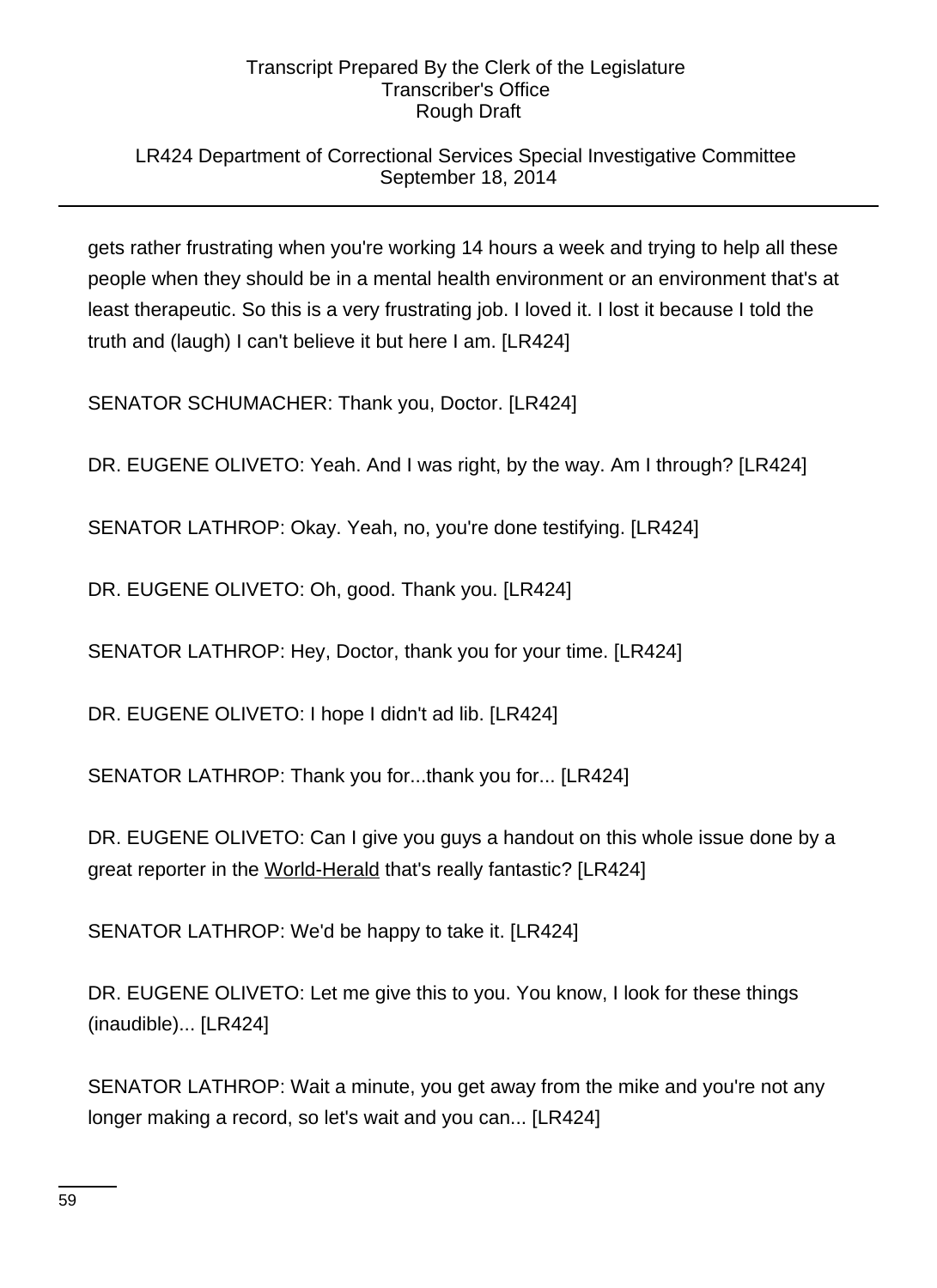gets rather frustrating when you're working 14 hours a week and trying to help all these people when they should be in a mental health environment or an environment that's at least therapeutic. So this is a very frustrating job. I loved it. I lost it because I told the truth and (laugh) I can't believe it but here I am. [LR424]

SENATOR SCHUMACHER: Thank you, Doctor. [LR424]

DR. EUGENE OLIVETO: Yeah. And I was right, by the way. Am I through? [LR424]

SENATOR LATHROP: Okay. Yeah, no, you're done testifying. [LR424]

DR. EUGENE OLIVETO: Oh, good. Thank you. [LR424]

SENATOR LATHROP: Hey, Doctor, thank you for your time. [LR424]

DR. EUGENE OLIVETO: I hope I didn't ad lib. [LR424]

SENATOR LATHROP: Thank you for...thank you for... [LR424]

DR. EUGENE OLIVETO: Can I give you guys a handout on this whole issue done by a great reporter in the World-Herald that's really fantastic? [LR424]

SENATOR LATHROP: We'd be happy to take it. [LR424]

DR. EUGENE OLIVETO: Let me give this to you. You know, I look for these things (inaudible)... [LR424]

SENATOR LATHROP: Wait a minute, you get away from the mike and you're not any longer making a record, so let's wait and you can... [LR424]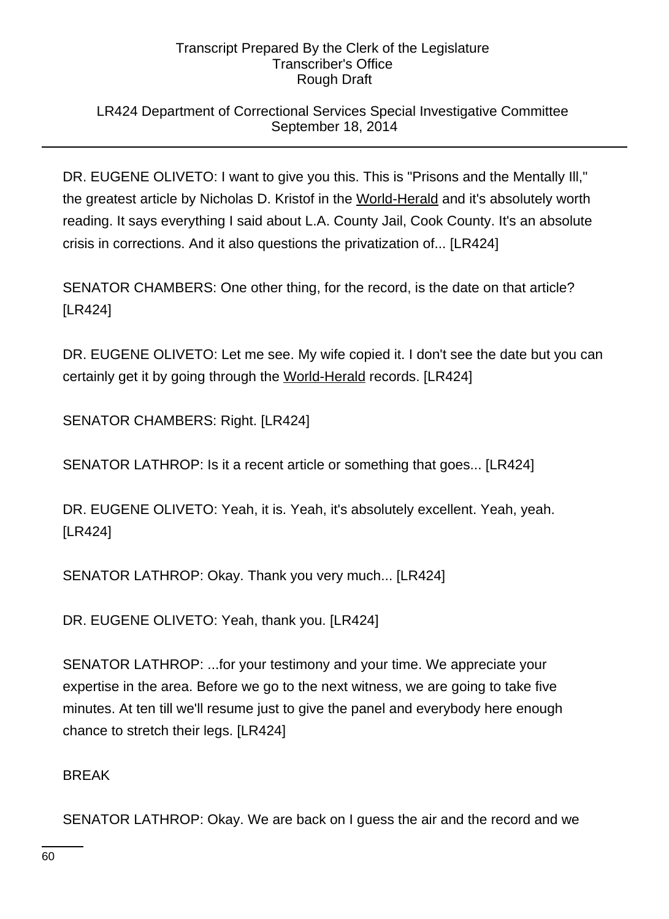DR. EUGENE OLIVETO: I want to give you this. This is "Prisons and the Mentally Ill," the greatest article by Nicholas D. Kristof in the World-Herald and it's absolutely worth reading. It says everything I said about L.A. County Jail, Cook County. It's an absolute crisis in corrections. And it also questions the privatization of... [LR424]

SENATOR CHAMBERS: One other thing, for the record, is the date on that article? [LR424]

DR. EUGENE OLIVETO: Let me see. My wife copied it. I don't see the date but you can certainly get it by going through the World-Herald records. [LR424]

SENATOR CHAMBERS: Right. [LR424]

SENATOR LATHROP: Is it a recent article or something that goes... [LR424]

DR. EUGENE OLIVETO: Yeah, it is. Yeah, it's absolutely excellent. Yeah, yeah. [LR424]

SENATOR LATHROP: Okay. Thank you very much... [LR424]

DR. EUGENE OLIVETO: Yeah, thank you. [LR424]

SENATOR LATHROP: ...for your testimony and your time. We appreciate your expertise in the area. Before we go to the next witness, we are going to take five minutes. At ten till we'll resume just to give the panel and everybody here enough chance to stretch their legs. [LR424]

BREAK

SENATOR LATHROP: Okay. We are back on I guess the air and the record and we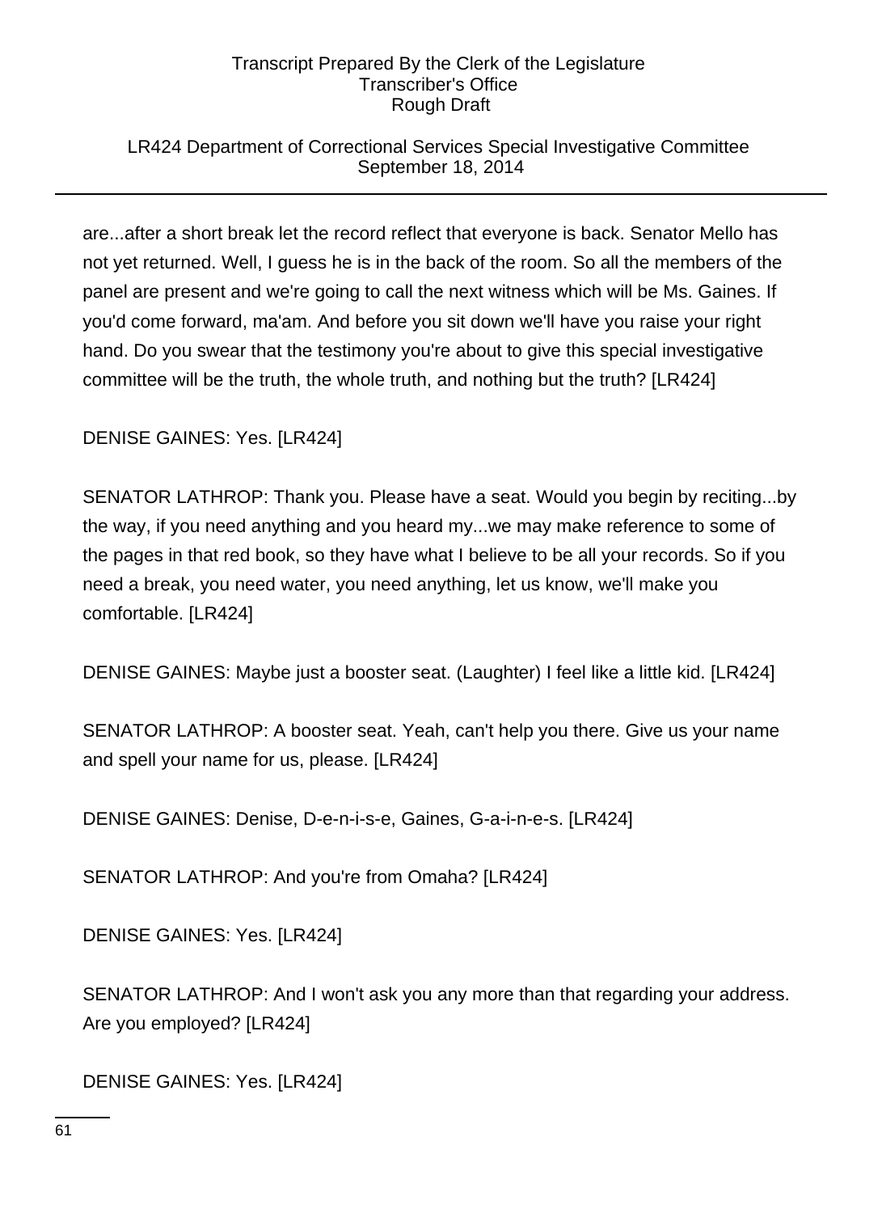are...after a short break let the record reflect that everyone is back. Senator Mello has not yet returned. Well, I guess he is in the back of the room. So all the members of the panel are present and we're going to call the next witness which will be Ms. Gaines. If you'd come forward, ma'am. And before you sit down we'll have you raise your right hand. Do you swear that the testimony you're about to give this special investigative committee will be the truth, the whole truth, and nothing but the truth? [LR424]

DENISE GAINES: Yes. [LR424]

SENATOR LATHROP: Thank you. Please have a seat. Would you begin by reciting...by the way, if you need anything and you heard my...we may make reference to some of the pages in that red book, so they have what I believe to be all your records. So if you need a break, you need water, you need anything, let us know, we'll make you comfortable. [LR424]

DENISE GAINES: Maybe just a booster seat. (Laughter) I feel like a little kid. [LR424]

SENATOR LATHROP: A booster seat. Yeah, can't help you there. Give us your name and spell your name for us, please. [LR424]

DENISE GAINES: Denise, D-e-n-i-s-e, Gaines, G-a-i-n-e-s. [LR424]

SENATOR LATHROP: And you're from Omaha? [LR424]

DENISE GAINES: Yes. [LR424]

SENATOR LATHROP: And I won't ask you any more than that regarding your address. Are you employed? [LR424]

DENISE GAINES: Yes. [LR424]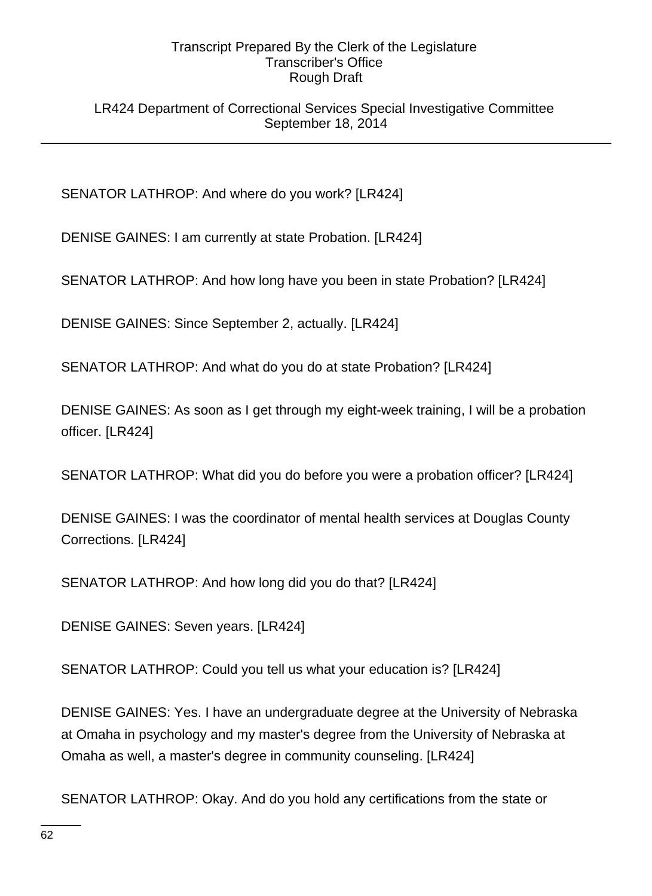SENATOR LATHROP: And where do you work? [LR424]

DENISE GAINES: I am currently at state Probation. [LR424]

SENATOR LATHROP: And how long have you been in state Probation? [LR424]

DENISE GAINES: Since September 2, actually. [LR424]

SENATOR LATHROP: And what do you do at state Probation? [LR424]

DENISE GAINES: As soon as I get through my eight-week training, I will be a probation officer. [LR424]

SENATOR LATHROP: What did you do before you were a probation officer? [LR424]

DENISE GAINES: I was the coordinator of mental health services at Douglas County Corrections. [LR424]

SENATOR LATHROP: And how long did you do that? [LR424]

DENISE GAINES: Seven years. [LR424]

SENATOR LATHROP: Could you tell us what your education is? [LR424]

DENISE GAINES: Yes. I have an undergraduate degree at the University of Nebraska at Omaha in psychology and my master's degree from the University of Nebraska at Omaha as well, a master's degree in community counseling. [LR424]

SENATOR LATHROP: Okay. And do you hold any certifications from the state or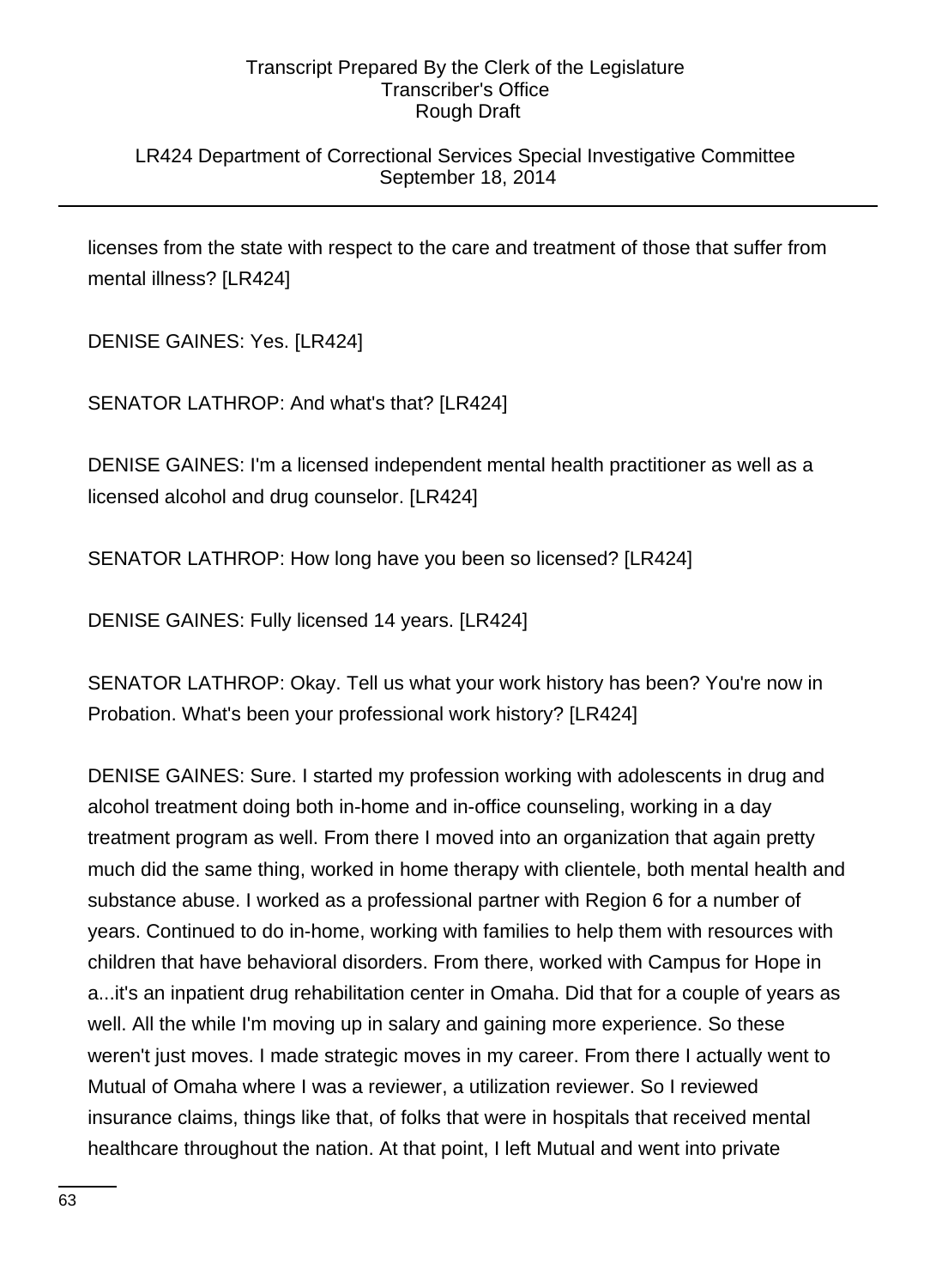licenses from the state with respect to the care and treatment of those that suffer from mental illness? [LR424]

DENISE GAINES: Yes. [LR424]

SENATOR LATHROP: And what's that? [LR424]

DENISE GAINES: I'm a licensed independent mental health practitioner as well as a licensed alcohol and drug counselor. [LR424]

SENATOR LATHROP: How long have you been so licensed? [LR424]

DENISE GAINES: Fully licensed 14 years. [LR424]

SENATOR LATHROP: Okay. Tell us what your work history has been? You're now in Probation. What's been your professional work history? [LR424]

DENISE GAINES: Sure. I started my profession working with adolescents in drug and alcohol treatment doing both in-home and in-office counseling, working in a day treatment program as well. From there I moved into an organization that again pretty much did the same thing, worked in home therapy with clientele, both mental health and substance abuse. I worked as a professional partner with Region 6 for a number of years. Continued to do in-home, working with families to help them with resources with children that have behavioral disorders. From there, worked with Campus for Hope in a...it's an inpatient drug rehabilitation center in Omaha. Did that for a couple of years as well. All the while I'm moving up in salary and gaining more experience. So these weren't just moves. I made strategic moves in my career. From there I actually went to Mutual of Omaha where I was a reviewer, a utilization reviewer. So I reviewed insurance claims, things like that, of folks that were in hospitals that received mental healthcare throughout the nation. At that point, I left Mutual and went into private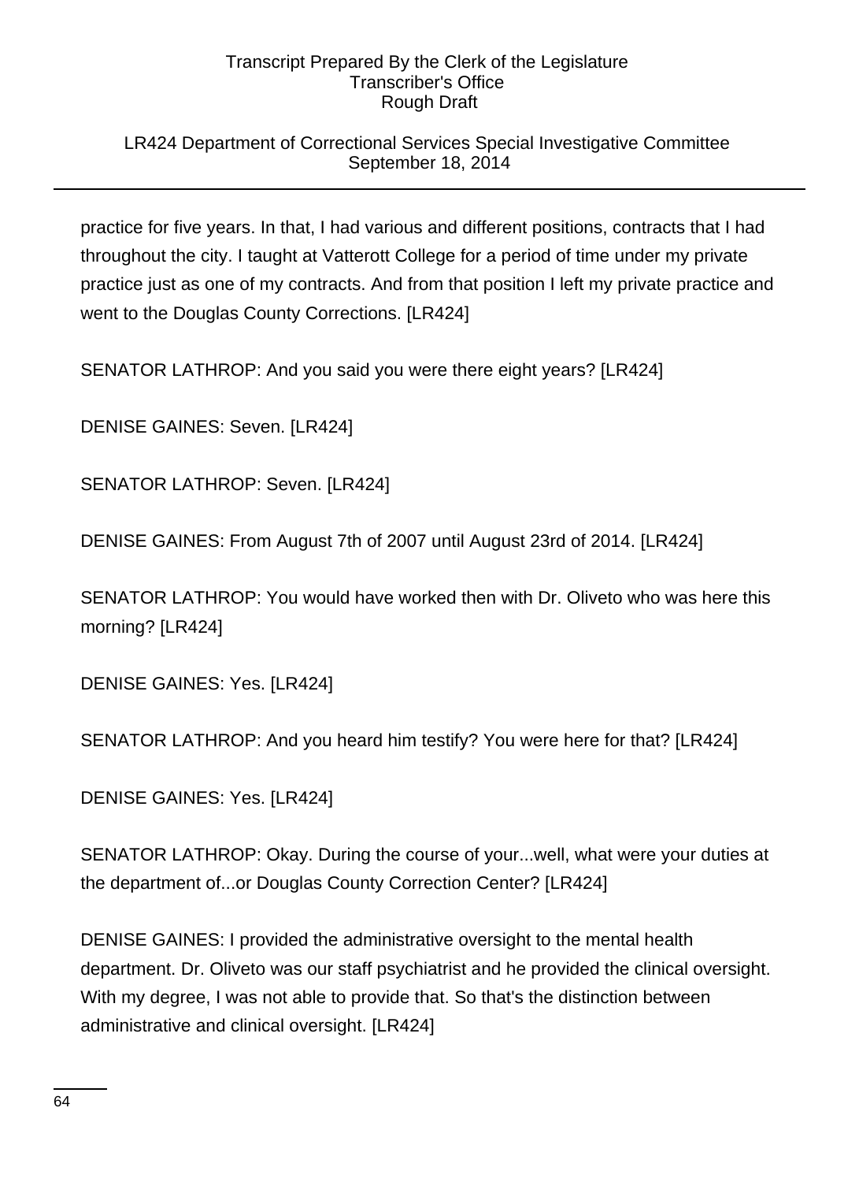practice for five years. In that, I had various and different positions, contracts that I had throughout the city. I taught at Vatterott College for a period of time under my private practice just as one of my contracts. And from that position I left my private practice and went to the Douglas County Corrections. [LR424]

SENATOR LATHROP: And you said you were there eight years? [LR424]

DENISE GAINES: Seven. [LR424]

SENATOR LATHROP: Seven. [LR424]

DENISE GAINES: From August 7th of 2007 until August 23rd of 2014. [LR424]

SENATOR LATHROP: You would have worked then with Dr. Oliveto who was here this morning? [LR424]

DENISE GAINES: Yes. [LR424]

SENATOR LATHROP: And you heard him testify? You were here for that? [LR424]

DENISE GAINES: Yes. [LR424]

SENATOR LATHROP: Okay. During the course of your...well, what were your duties at the department of...or Douglas County Correction Center? [LR424]

DENISE GAINES: I provided the administrative oversight to the mental health department. Dr. Oliveto was our staff psychiatrist and he provided the clinical oversight. With my degree, I was not able to provide that. So that's the distinction between administrative and clinical oversight. [LR424]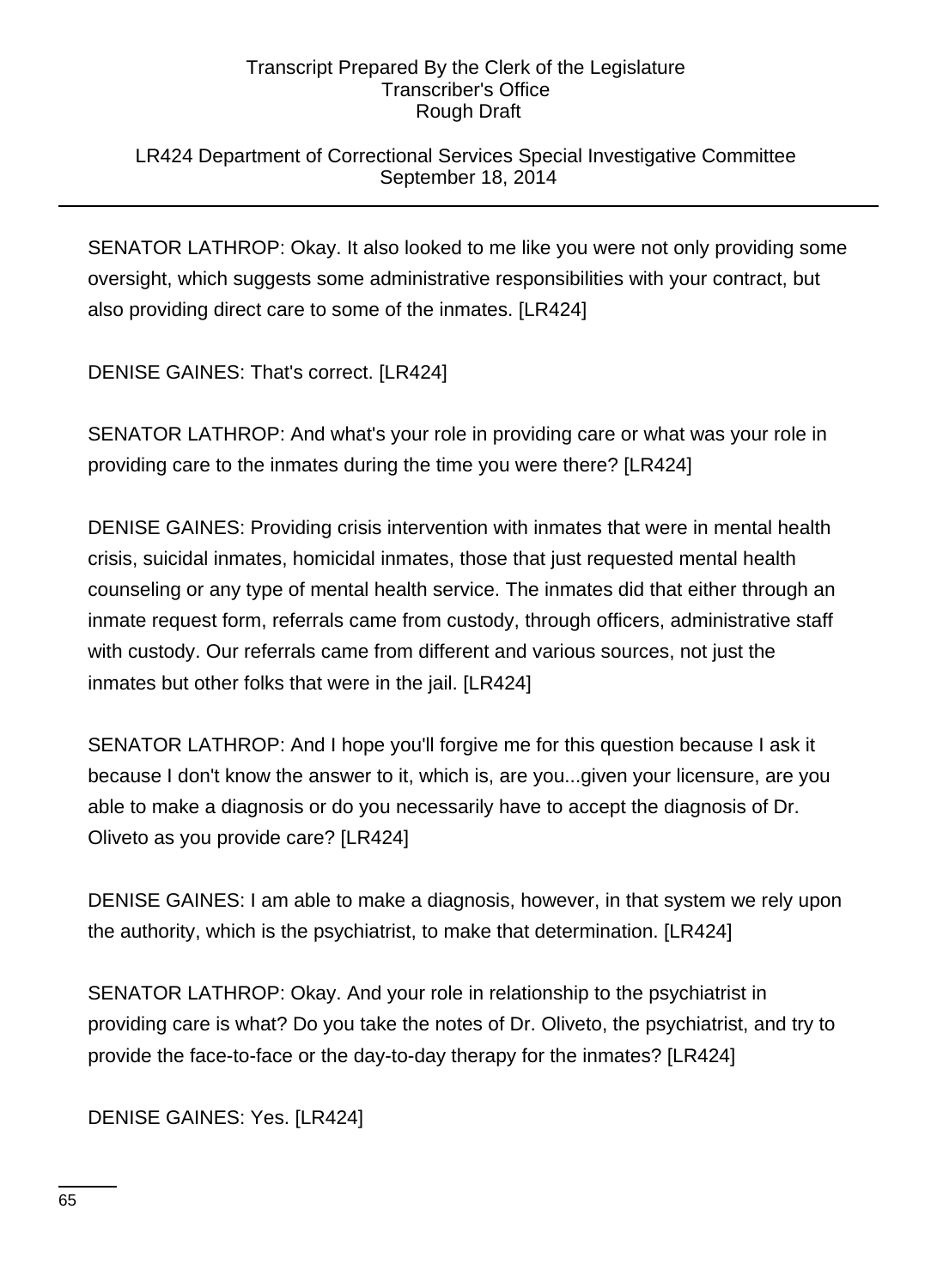SENATOR LATHROP: Okay. It also looked to me like you were not only providing some oversight, which suggests some administrative responsibilities with your contract, but also providing direct care to some of the inmates. [LR424]

DENISE GAINES: That's correct. [LR424]

SENATOR LATHROP: And what's your role in providing care or what was your role in providing care to the inmates during the time you were there? [LR424]

DENISE GAINES: Providing crisis intervention with inmates that were in mental health crisis, suicidal inmates, homicidal inmates, those that just requested mental health counseling or any type of mental health service. The inmates did that either through an inmate request form, referrals came from custody, through officers, administrative staff with custody. Our referrals came from different and various sources, not just the inmates but other folks that were in the jail. [LR424]

SENATOR LATHROP: And I hope you'll forgive me for this question because I ask it because I don't know the answer to it, which is, are you...given your licensure, are you able to make a diagnosis or do you necessarily have to accept the diagnosis of Dr. Oliveto as you provide care? [LR424]

DENISE GAINES: I am able to make a diagnosis, however, in that system we rely upon the authority, which is the psychiatrist, to make that determination. [LR424]

SENATOR LATHROP: Okay. And your role in relationship to the psychiatrist in providing care is what? Do you take the notes of Dr. Oliveto, the psychiatrist, and try to provide the face-to-face or the day-to-day therapy for the inmates? [LR424]

DENISE GAINES: Yes. [LR424]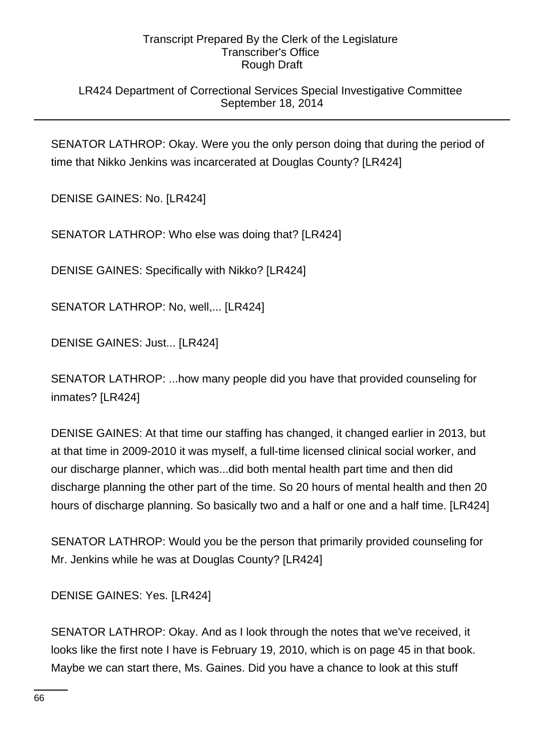SENATOR LATHROP: Okay. Were you the only person doing that during the period of time that Nikko Jenkins was incarcerated at Douglas County? [LR424]

DENISE GAINES: No. [LR424]

SENATOR LATHROP: Who else was doing that? [LR424]

DENISE GAINES: Specifically with Nikko? [LR424]

SENATOR LATHROP: No, well,... [LR424]

DENISE GAINES: Just... [LR424]

SENATOR LATHROP: ...how many people did you have that provided counseling for inmates? [LR424]

DENISE GAINES: At that time our staffing has changed, it changed earlier in 2013, but at that time in 2009-2010 it was myself, a full-time licensed clinical social worker, and our discharge planner, which was...did both mental health part time and then did discharge planning the other part of the time. So 20 hours of mental health and then 20 hours of discharge planning. So basically two and a half or one and a half time. [LR424]

SENATOR LATHROP: Would you be the person that primarily provided counseling for Mr. Jenkins while he was at Douglas County? [LR424]

DENISE GAINES: Yes. [LR424]

SENATOR LATHROP: Okay. And as I look through the notes that we've received, it looks like the first note I have is February 19, 2010, which is on page 45 in that book. Maybe we can start there, Ms. Gaines. Did you have a chance to look at this stuff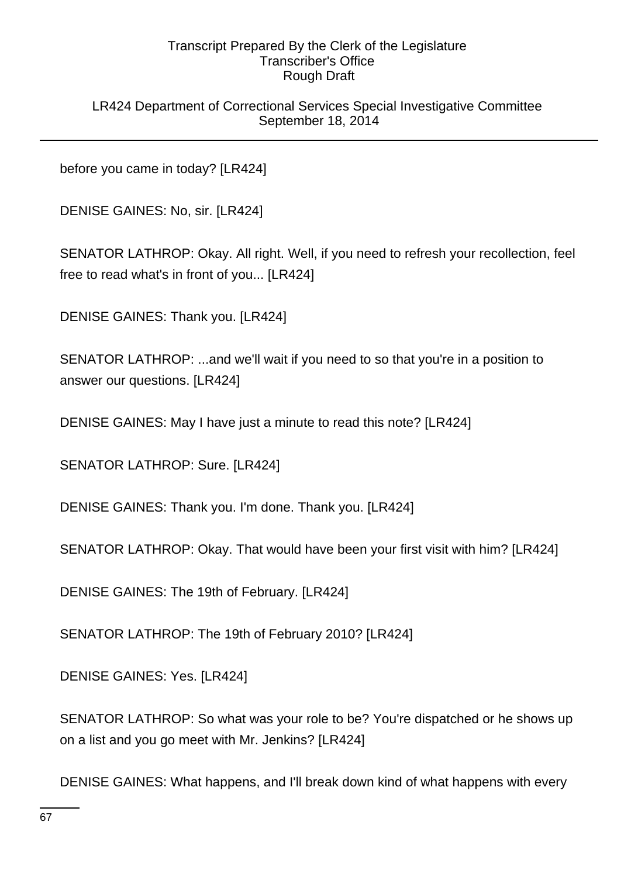before you came in today? [LR424]

DENISE GAINES: No, sir. [LR424]

SENATOR LATHROP: Okay. All right. Well, if you need to refresh your recollection, feel free to read what's in front of you... [LR424]

DENISE GAINES: Thank you. [LR424]

SENATOR LATHROP: ...and we'll wait if you need to so that you're in a position to answer our questions. [LR424]

DENISE GAINES: May I have just a minute to read this note? [LR424]

SENATOR LATHROP: Sure. [LR424]

DENISE GAINES: Thank you. I'm done. Thank you. [LR424]

SENATOR LATHROP: Okay. That would have been your first visit with him? [LR424]

DENISE GAINES: The 19th of February. [LR424]

SENATOR LATHROP: The 19th of February 2010? [LR424]

DENISE GAINES: Yes. [LR424]

SENATOR LATHROP: So what was your role to be? You're dispatched or he shows up on a list and you go meet with Mr. Jenkins? [LR424]

DENISE GAINES: What happens, and I'll break down kind of what happens with every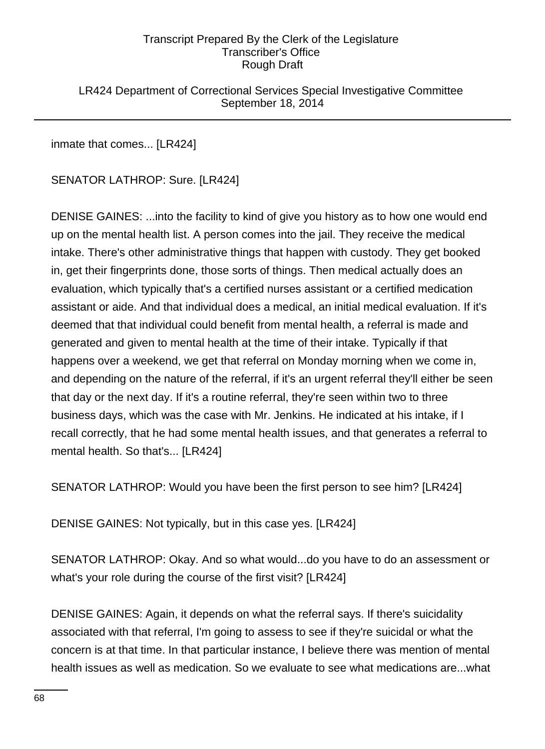inmate that comes... [LR424]

SENATOR LATHROP: Sure. [LR424]

DENISE GAINES: ...into the facility to kind of give you history as to how one would end up on the mental health list. A person comes into the jail. They receive the medical intake. There's other administrative things that happen with custody. They get booked in, get their fingerprints done, those sorts of things. Then medical actually does an evaluation, which typically that's a certified nurses assistant or a certified medication assistant or aide. And that individual does a medical, an initial medical evaluation. If it's deemed that that individual could benefit from mental health, a referral is made and generated and given to mental health at the time of their intake. Typically if that happens over a weekend, we get that referral on Monday morning when we come in, and depending on the nature of the referral, if it's an urgent referral they'll either be seen that day or the next day. If it's a routine referral, they're seen within two to three business days, which was the case with Mr. Jenkins. He indicated at his intake, if I recall correctly, that he had some mental health issues, and that generates a referral to mental health. So that's... [LR424]

SENATOR LATHROP: Would you have been the first person to see him? [LR424]

DENISE GAINES: Not typically, but in this case yes. [LR424]

SENATOR LATHROP: Okay. And so what would...do you have to do an assessment or what's your role during the course of the first visit? [LR424]

DENISE GAINES: Again, it depends on what the referral says. If there's suicidality associated with that referral, I'm going to assess to see if they're suicidal or what the concern is at that time. In that particular instance, I believe there was mention of mental health issues as well as medication. So we evaluate to see what medications are...what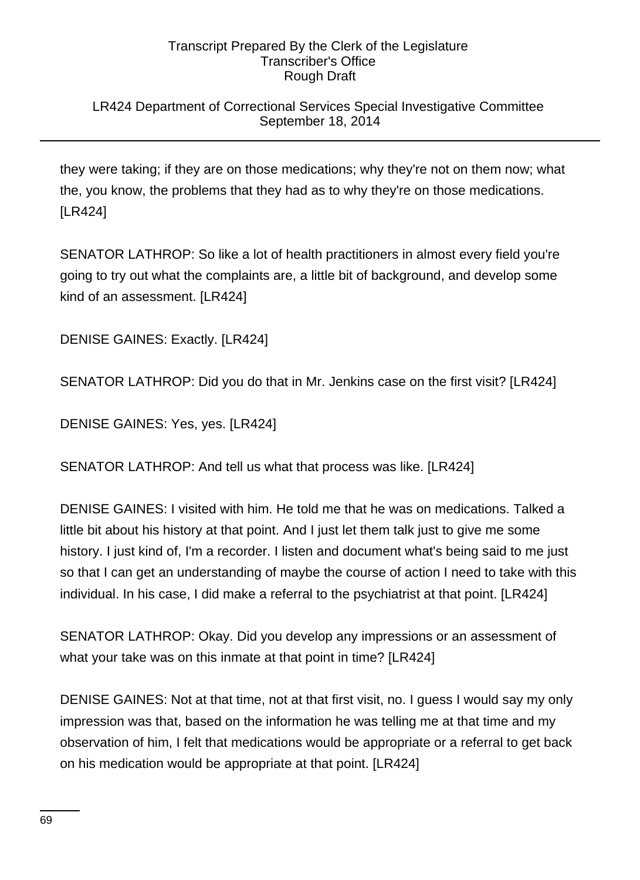they were taking; if they are on those medications; why they're not on them now; what the, you know, the problems that they had as to why they're on those medications. [LR424]

SENATOR LATHROP: So like a lot of health practitioners in almost every field you're going to try out what the complaints are, a little bit of background, and develop some kind of an assessment. [LR424]

DENISE GAINES: Exactly. [LR424]

SENATOR LATHROP: Did you do that in Mr. Jenkins case on the first visit? [LR424]

DENISE GAINES: Yes, yes. [LR424]

SENATOR LATHROP: And tell us what that process was like. [LR424]

DENISE GAINES: I visited with him. He told me that he was on medications. Talked a little bit about his history at that point. And I just let them talk just to give me some history. I just kind of, I'm a recorder. I listen and document what's being said to me just so that I can get an understanding of maybe the course of action I need to take with this individual. In his case, I did make a referral to the psychiatrist at that point. [LR424]

SENATOR LATHROP: Okay. Did you develop any impressions or an assessment of what your take was on this inmate at that point in time? [LR424]

DENISE GAINES: Not at that time, not at that first visit, no. I guess I would say my only impression was that, based on the information he was telling me at that time and my observation of him, I felt that medications would be appropriate or a referral to get back on his medication would be appropriate at that point. [LR424]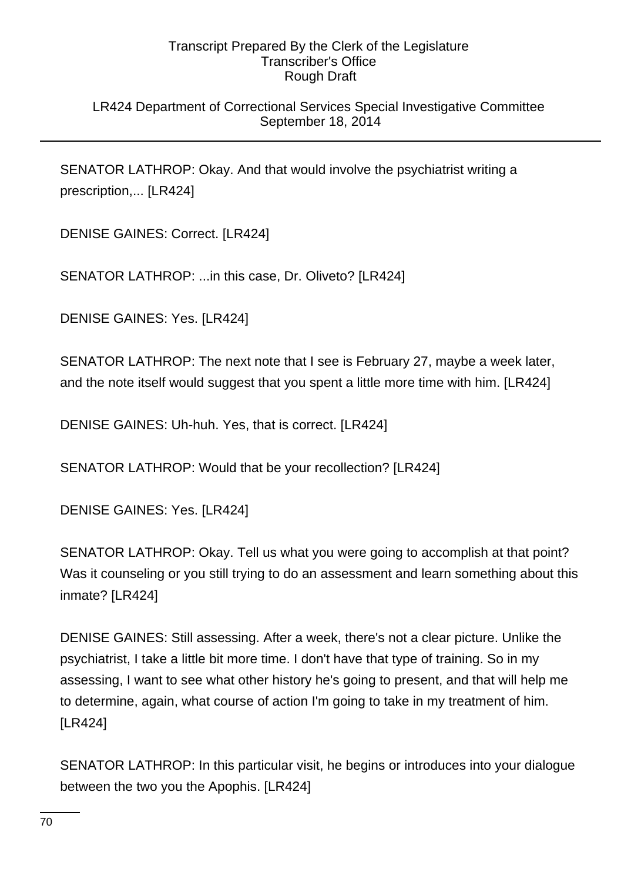SENATOR LATHROP: Okay. And that would involve the psychiatrist writing a prescription,... [LR424]

DENISE GAINES: Correct. [LR424]

SENATOR LATHROP: ...in this case, Dr. Oliveto? [LR424]

DENISE GAINES: Yes. [LR424]

SENATOR LATHROP: The next note that I see is February 27, maybe a week later, and the note itself would suggest that you spent a little more time with him. [LR424]

DENISE GAINES: Uh-huh. Yes, that is correct. [LR424]

SENATOR LATHROP: Would that be your recollection? [LR424]

DENISE GAINES: Yes. [LR424]

SENATOR LATHROP: Okay. Tell us what you were going to accomplish at that point? Was it counseling or you still trying to do an assessment and learn something about this inmate? [LR424]

DENISE GAINES: Still assessing. After a week, there's not a clear picture. Unlike the psychiatrist, I take a little bit more time. I don't have that type of training. So in my assessing, I want to see what other history he's going to present, and that will help me to determine, again, what course of action I'm going to take in my treatment of him. [LR424]

SENATOR LATHROP: In this particular visit, he begins or introduces into your dialogue between the two you the Apophis. [LR424]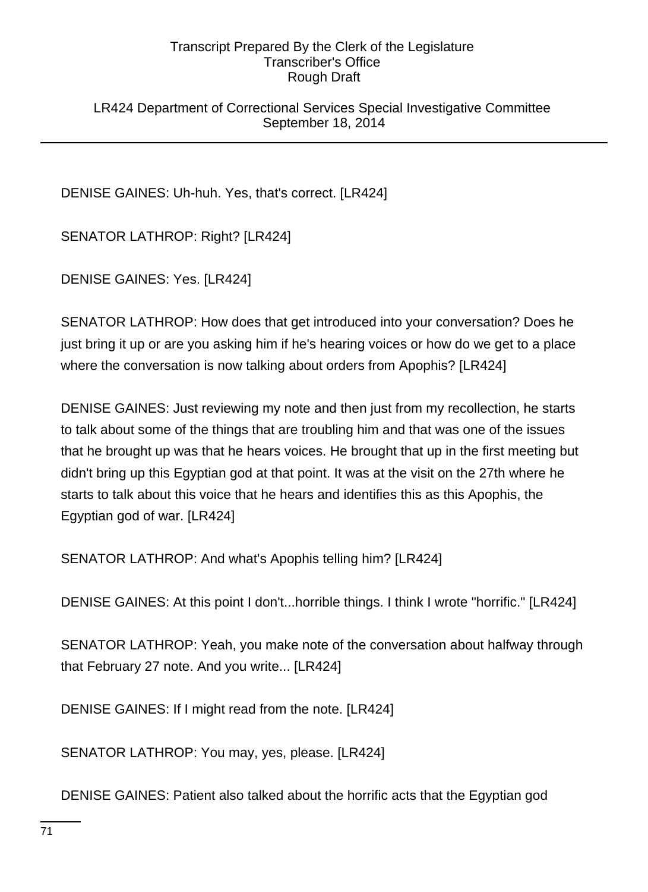DENISE GAINES: Uh-huh. Yes, that's correct. [LR424]

SENATOR LATHROP: Right? [LR424]

DENISE GAINES: Yes. [LR424]

SENATOR LATHROP: How does that get introduced into your conversation? Does he just bring it up or are you asking him if he's hearing voices or how do we get to a place where the conversation is now talking about orders from Apophis? [LR424]

DENISE GAINES: Just reviewing my note and then just from my recollection, he starts to talk about some of the things that are troubling him and that was one of the issues that he brought up was that he hears voices. He brought that up in the first meeting but didn't bring up this Egyptian god at that point. It was at the visit on the 27th where he starts to talk about this voice that he hears and identifies this as this Apophis, the Egyptian god of war. [LR424]

SENATOR LATHROP: And what's Apophis telling him? [LR424]

DENISE GAINES: At this point I don't...horrible things. I think I wrote "horrific." [LR424]

SENATOR LATHROP: Yeah, you make note of the conversation about halfway through that February 27 note. And you write... [LR424]

DENISE GAINES: If I might read from the note. [LR424]

SENATOR LATHROP: You may, yes, please. [LR424]

DENISE GAINES: Patient also talked about the horrific acts that the Egyptian god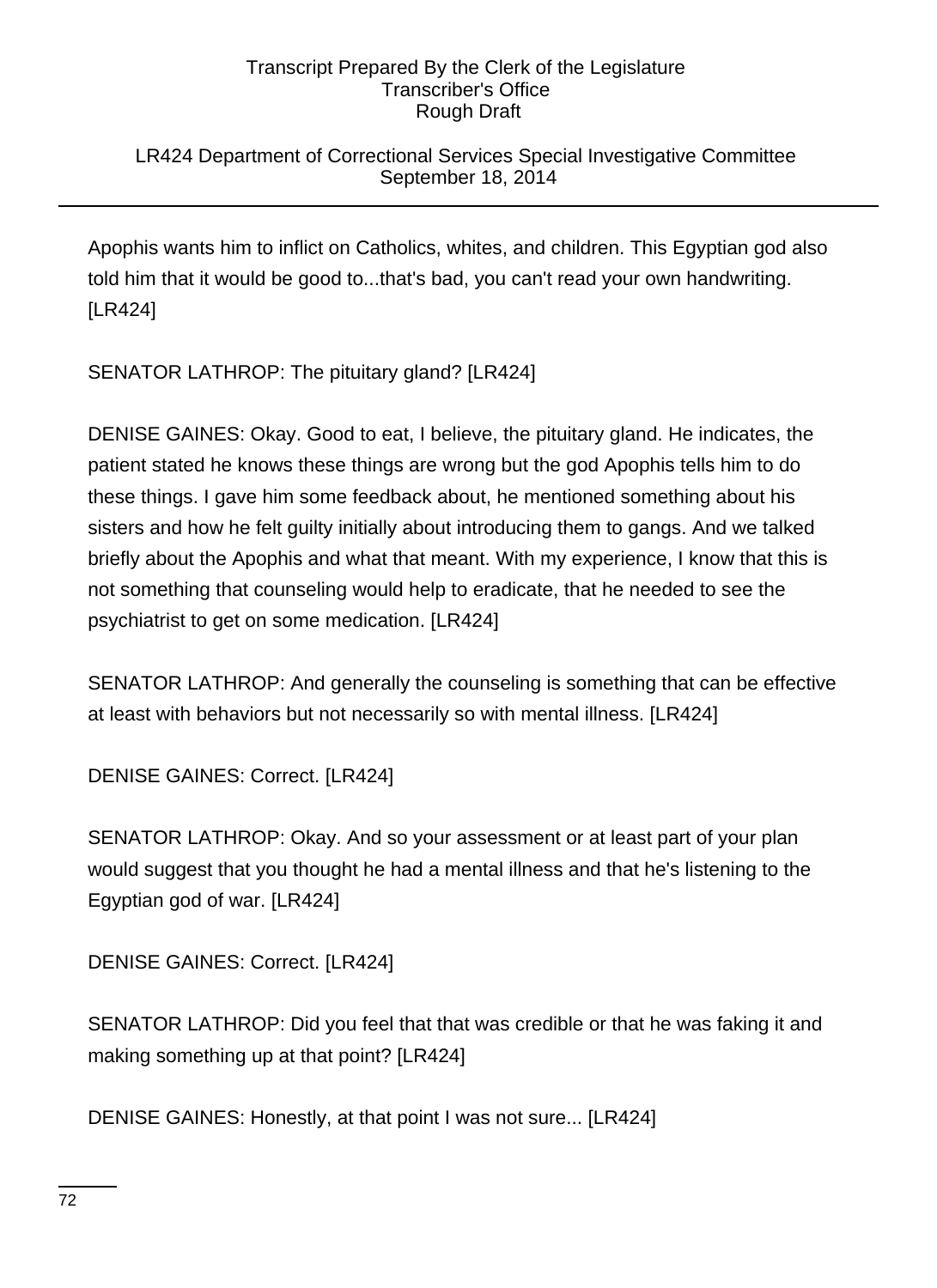Apophis wants him to inflict on Catholics, whites, and children. This Egyptian god also told him that it would be good to...that's bad, you can't read your own handwriting. [LR424]

SENATOR LATHROP: The pituitary gland? [LR424]

DENISE GAINES: Okay. Good to eat, I believe, the pituitary gland. He indicates, the patient stated he knows these things are wrong but the god Apophis tells him to do these things. I gave him some feedback about, he mentioned something about his sisters and how he felt guilty initially about introducing them to gangs. And we talked briefly about the Apophis and what that meant. With my experience, I know that this is not something that counseling would help to eradicate, that he needed to see the psychiatrist to get on some medication. [LR424]

SENATOR LATHROP: And generally the counseling is something that can be effective at least with behaviors but not necessarily so with mental illness. [LR424]

DENISE GAINES: Correct. [LR424]

SENATOR LATHROP: Okay. And so your assessment or at least part of your plan would suggest that you thought he had a mental illness and that he's listening to the Egyptian god of war. [LR424]

DENISE GAINES: Correct. [LR424]

SENATOR LATHROP: Did you feel that that was credible or that he was faking it and making something up at that point? [LR424]

DENISE GAINES: Honestly, at that point I was not sure... [LR424]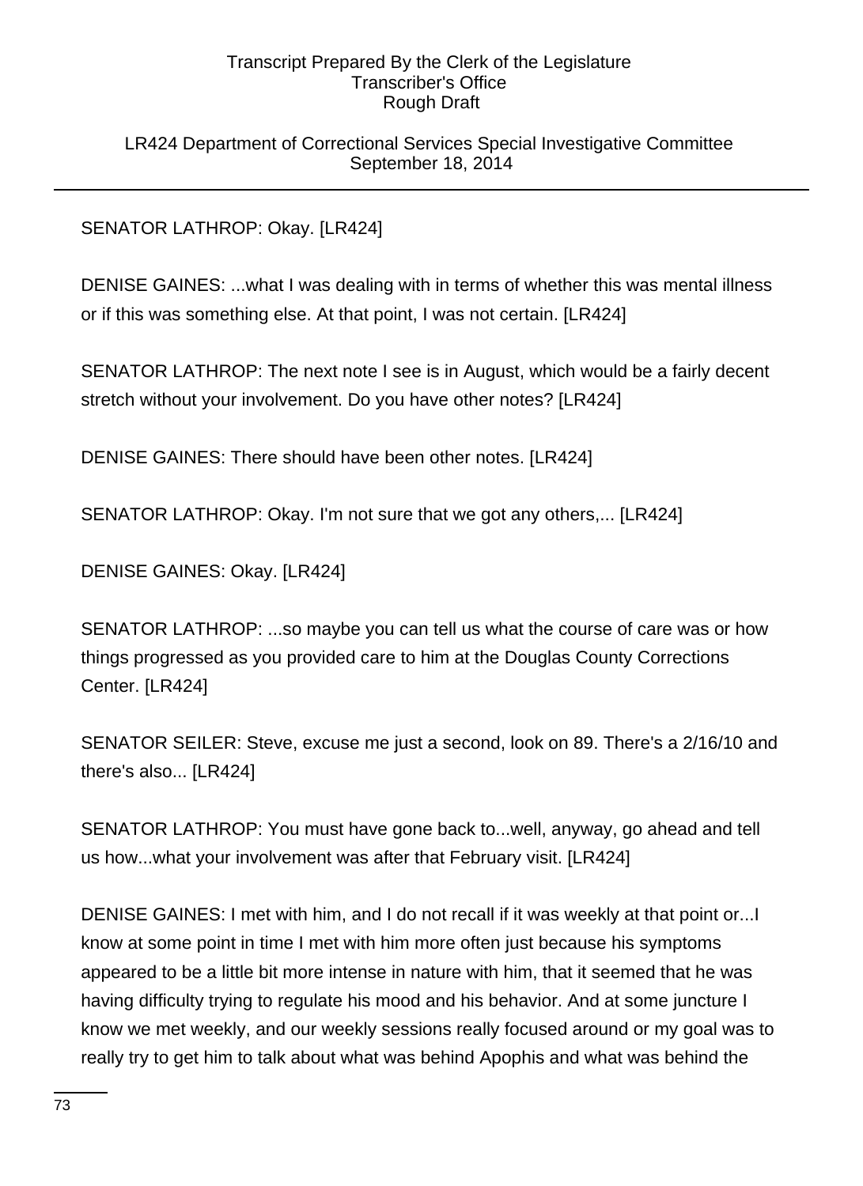SENATOR LATHROP: Okay. [LR424]

DENISE GAINES: ...what I was dealing with in terms of whether this was mental illness or if this was something else. At that point, I was not certain. [LR424]

SENATOR LATHROP: The next note I see is in August, which would be a fairly decent stretch without your involvement. Do you have other notes? [LR424]

DENISE GAINES: There should have been other notes. [LR424]

SENATOR LATHROP: Okay. I'm not sure that we got any others,... [LR424]

DENISE GAINES: Okay. [LR424]

SENATOR LATHROP: ...so maybe you can tell us what the course of care was or how things progressed as you provided care to him at the Douglas County Corrections Center. [LR424]

SENATOR SEILER: Steve, excuse me just a second, look on 89. There's a 2/16/10 and there's also... [LR424]

SENATOR LATHROP: You must have gone back to...well, anyway, go ahead and tell us how...what your involvement was after that February visit. [LR424]

DENISE GAINES: I met with him, and I do not recall if it was weekly at that point or...I know at some point in time I met with him more often just because his symptoms appeared to be a little bit more intense in nature with him, that it seemed that he was having difficulty trying to regulate his mood and his behavior. And at some juncture I know we met weekly, and our weekly sessions really focused around or my goal was to really try to get him to talk about what was behind Apophis and what was behind the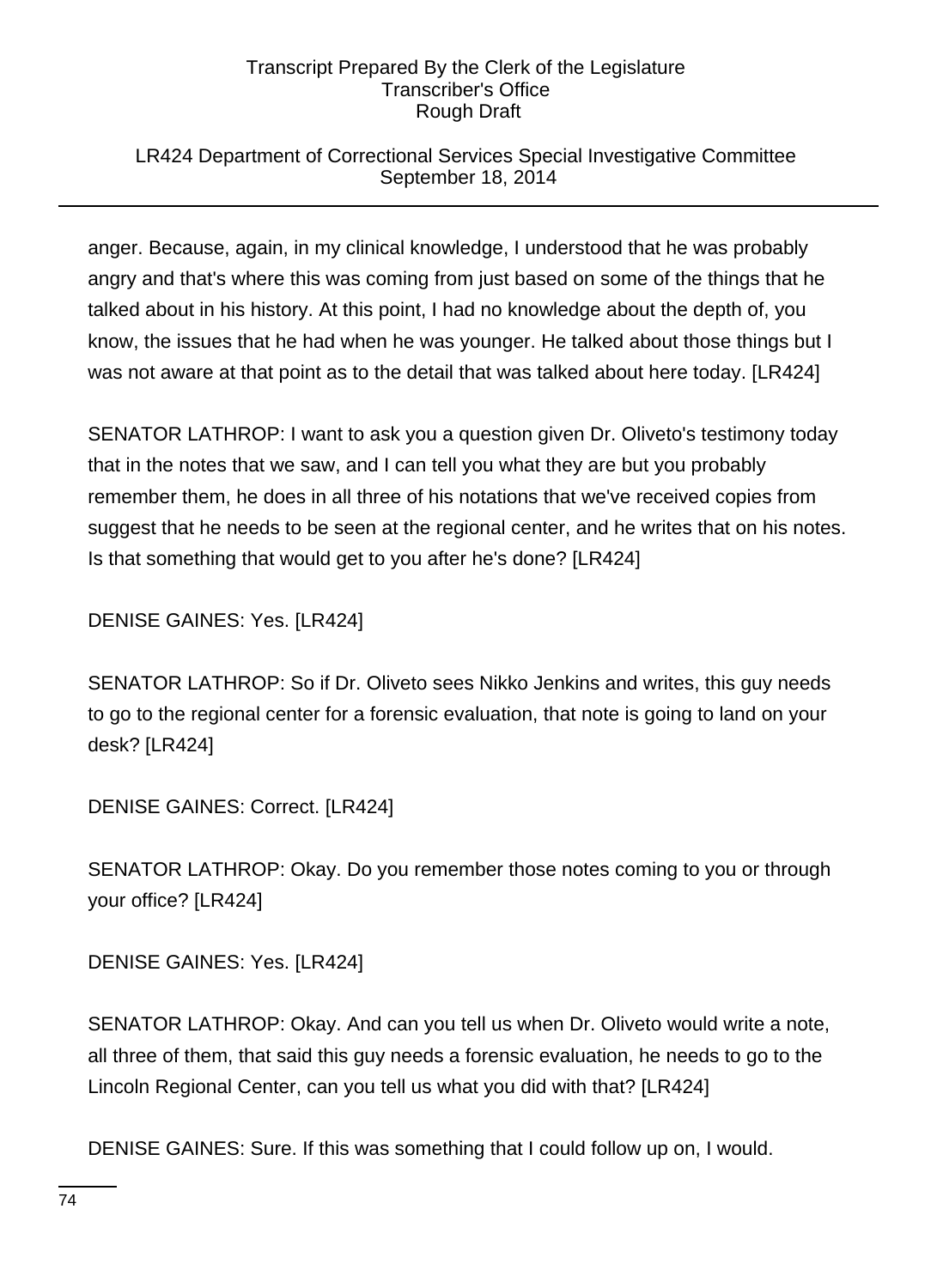anger. Because, again, in my clinical knowledge, I understood that he was probably angry and that's where this was coming from just based on some of the things that he talked about in his history. At this point, I had no knowledge about the depth of, you know, the issues that he had when he was younger. He talked about those things but I was not aware at that point as to the detail that was talked about here today. [LR424]

SENATOR LATHROP: I want to ask you a question given Dr. Oliveto's testimony today that in the notes that we saw, and I can tell you what they are but you probably remember them, he does in all three of his notations that we've received copies from suggest that he needs to be seen at the regional center, and he writes that on his notes. Is that something that would get to you after he's done? [LR424]

DENISE GAINES: Yes. [LR424]

SENATOR LATHROP: So if Dr. Oliveto sees Nikko Jenkins and writes, this guy needs to go to the regional center for a forensic evaluation, that note is going to land on your desk? [LR424]

DENISE GAINES: Correct. [LR424]

SENATOR LATHROP: Okay. Do you remember those notes coming to you or through your office? [LR424]

DENISE GAINES: Yes. [LR424]

SENATOR LATHROP: Okay. And can you tell us when Dr. Oliveto would write a note, all three of them, that said this guy needs a forensic evaluation, he needs to go to the Lincoln Regional Center, can you tell us what you did with that? [LR424]

DENISE GAINES: Sure. If this was something that I could follow up on, I would.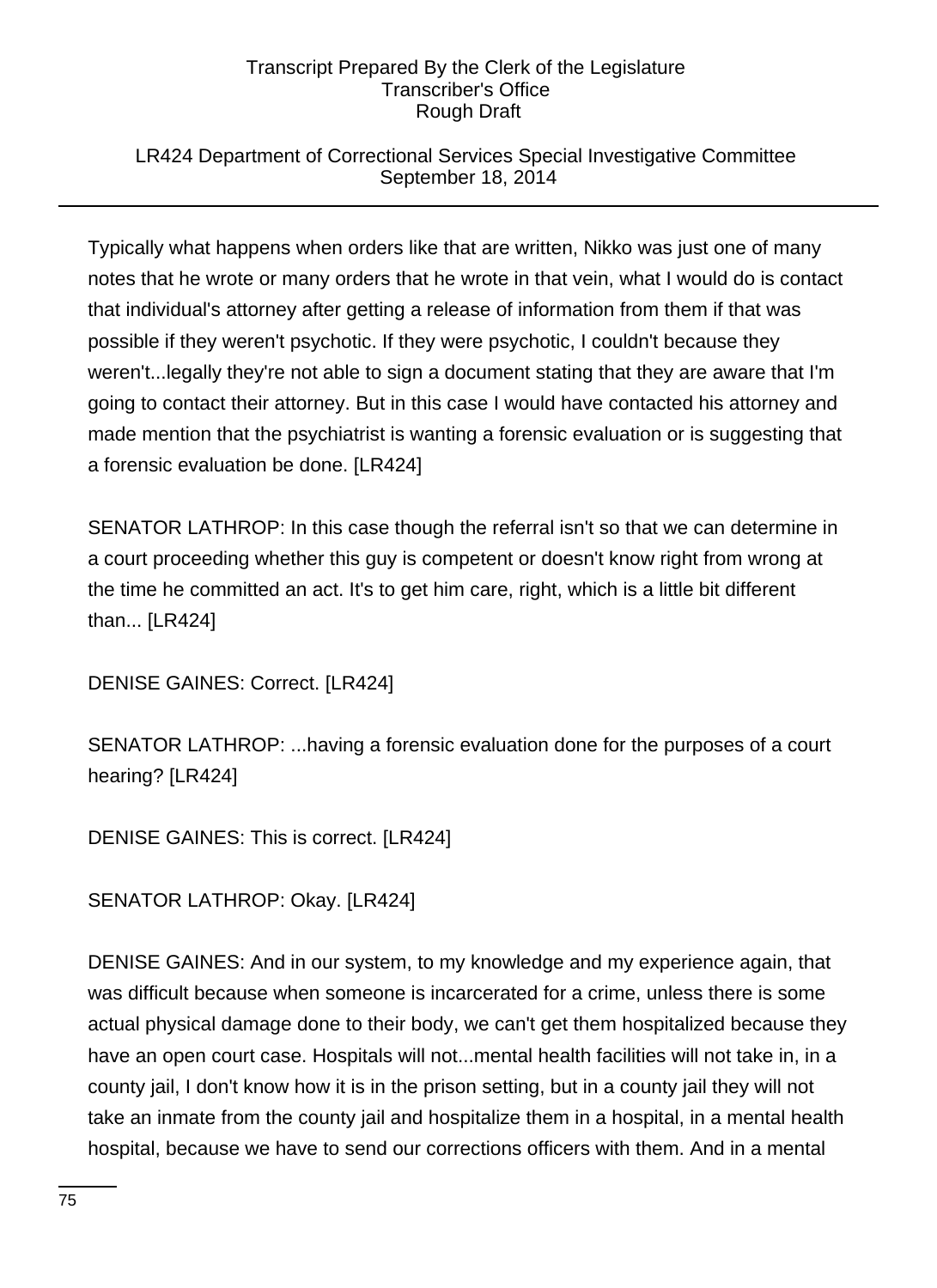Typically what happens when orders like that are written, Nikko was just one of many notes that he wrote or many orders that he wrote in that vein, what I would do is contact that individual's attorney after getting a release of information from them if that was possible if they weren't psychotic. If they were psychotic, I couldn't because they weren't...legally they're not able to sign a document stating that they are aware that I'm going to contact their attorney. But in this case I would have contacted his attorney and made mention that the psychiatrist is wanting a forensic evaluation or is suggesting that a forensic evaluation be done. [LR424]

SENATOR LATHROP: In this case though the referral isn't so that we can determine in a court proceeding whether this guy is competent or doesn't know right from wrong at the time he committed an act. It's to get him care, right, which is a little bit different than... [LR424]

DENISE GAINES: Correct. [LR424]

SENATOR LATHROP: ...having a forensic evaluation done for the purposes of a court hearing? [LR424]

DENISE GAINES: This is correct. [LR424]

SENATOR LATHROP: Okay. [LR424]

DENISE GAINES: And in our system, to my knowledge and my experience again, that was difficult because when someone is incarcerated for a crime, unless there is some actual physical damage done to their body, we can't get them hospitalized because they have an open court case. Hospitals will not...mental health facilities will not take in, in a county jail, I don't know how it is in the prison setting, but in a county jail they will not take an inmate from the county jail and hospitalize them in a hospital, in a mental health hospital, because we have to send our corrections officers with them. And in a mental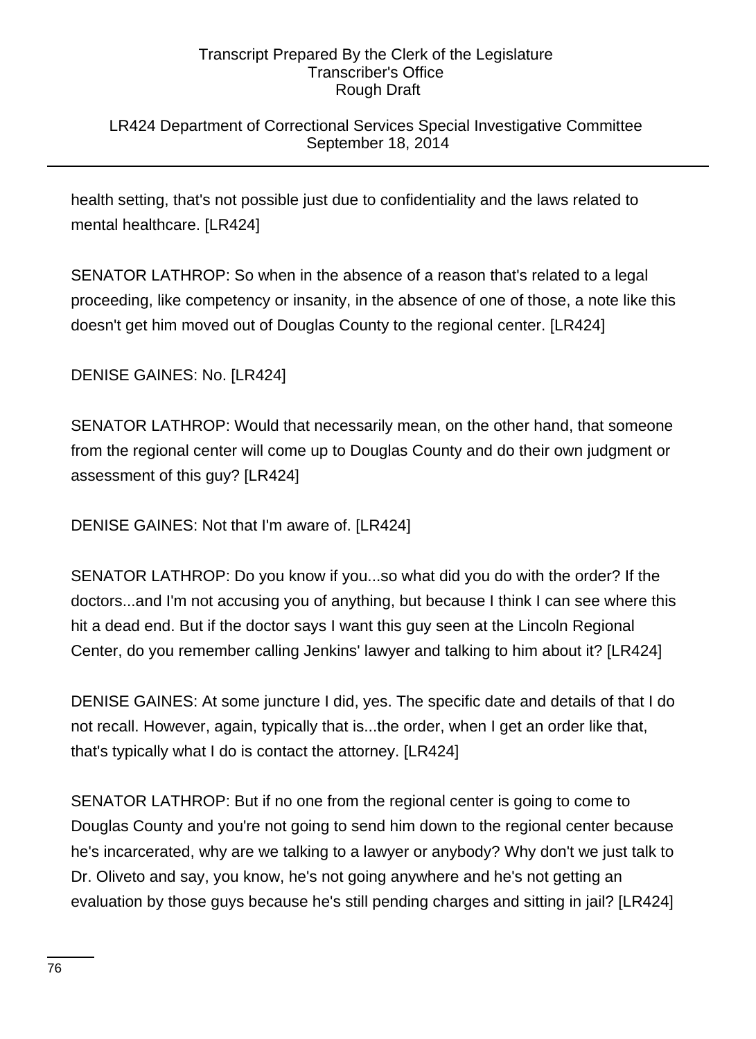health setting, that's not possible just due to confidentiality and the laws related to mental healthcare. [LR424]

SENATOR LATHROP: So when in the absence of a reason that's related to a legal proceeding, like competency or insanity, in the absence of one of those, a note like this doesn't get him moved out of Douglas County to the regional center. [LR424]

DENISE GAINES: No. [LR424]

SENATOR LATHROP: Would that necessarily mean, on the other hand, that someone from the regional center will come up to Douglas County and do their own judgment or assessment of this guy? [LR424]

DENISE GAINES: Not that I'm aware of. [LR424]

SENATOR LATHROP: Do you know if you...so what did you do with the order? If the doctors...and I'm not accusing you of anything, but because I think I can see where this hit a dead end. But if the doctor says I want this guy seen at the Lincoln Regional Center, do you remember calling Jenkins' lawyer and talking to him about it? [LR424]

DENISE GAINES: At some juncture I did, yes. The specific date and details of that I do not recall. However, again, typically that is...the order, when I get an order like that, that's typically what I do is contact the attorney. [LR424]

SENATOR LATHROP: But if no one from the regional center is going to come to Douglas County and you're not going to send him down to the regional center because he's incarcerated, why are we talking to a lawyer or anybody? Why don't we just talk to Dr. Oliveto and say, you know, he's not going anywhere and he's not getting an evaluation by those guys because he's still pending charges and sitting in jail? [LR424]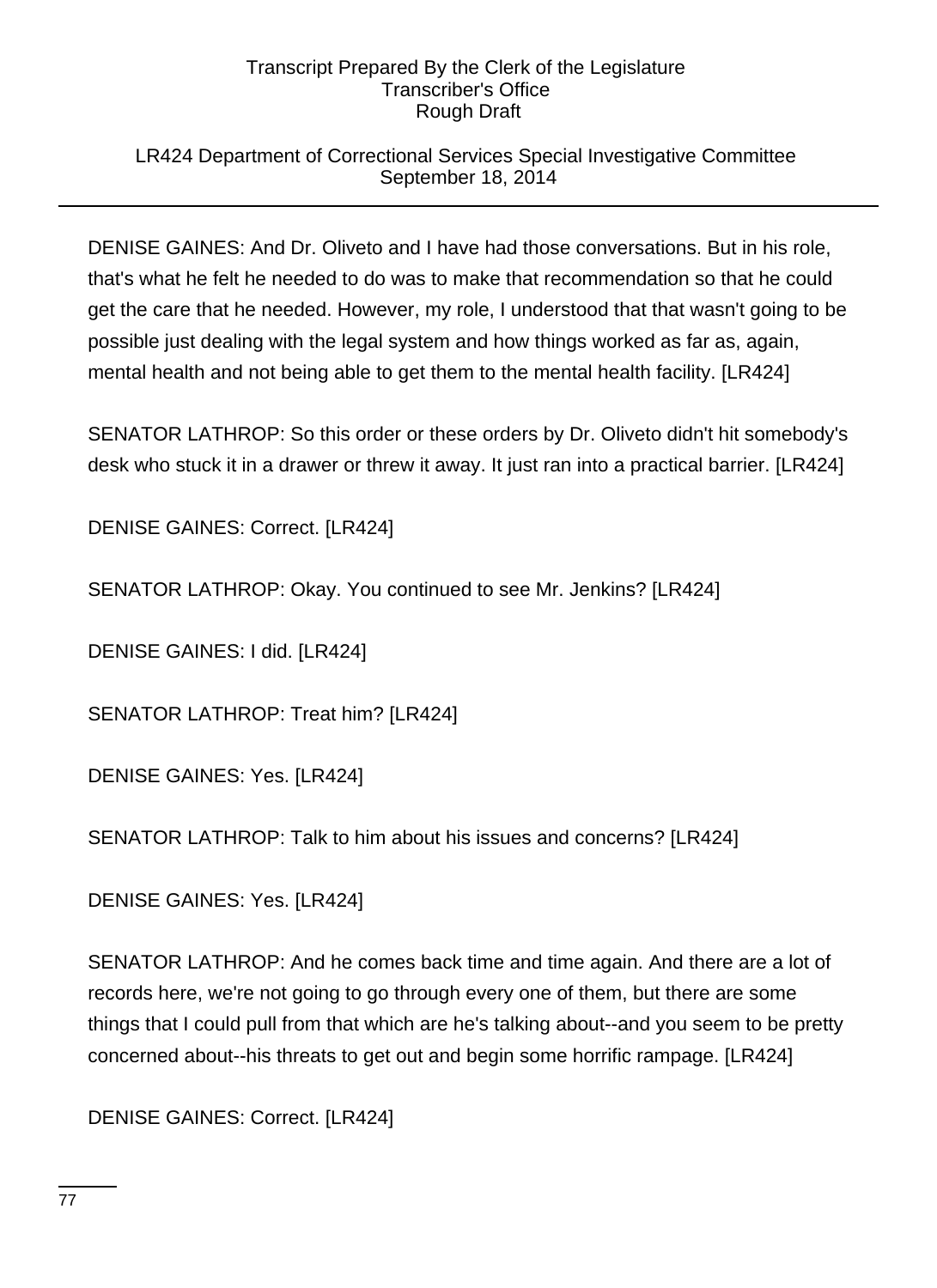DENISE GAINES: And Dr. Oliveto and I have had those conversations. But in his role, that's what he felt he needed to do was to make that recommendation so that he could get the care that he needed. However, my role, I understood that that wasn't going to be possible just dealing with the legal system and how things worked as far as, again, mental health and not being able to get them to the mental health facility. [LR424]

SENATOR LATHROP: So this order or these orders by Dr. Oliveto didn't hit somebody's desk who stuck it in a drawer or threw it away. It just ran into a practical barrier. [LR424]

DENISE GAINES: Correct. [LR424]

SENATOR LATHROP: Okay. You continued to see Mr. Jenkins? [LR424]

DENISE GAINES: I did. [LR424]

SENATOR LATHROP: Treat him? [LR424]

DENISE GAINES: Yes. [LR424]

SENATOR LATHROP: Talk to him about his issues and concerns? [LR424]

DENISE GAINES: Yes. [LR424]

SENATOR LATHROP: And he comes back time and time again. And there are a lot of records here, we're not going to go through every one of them, but there are some things that I could pull from that which are he's talking about--and you seem to be pretty concerned about--his threats to get out and begin some horrific rampage. [LR424]

DENISE GAINES: Correct. [LR424]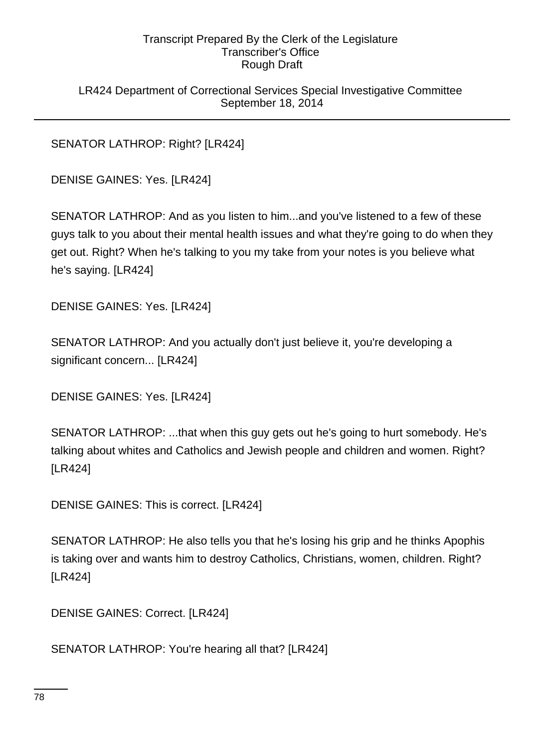SENATOR LATHROP: Right? [LR424]

DENISE GAINES: Yes. [LR424]

SENATOR LATHROP: And as you listen to him...and you've listened to a few of these guys talk to you about their mental health issues and what they're going to do when they get out. Right? When he's talking to you my take from your notes is you believe what he's saying. [LR424]

DENISE GAINES: Yes. [LR424]

SENATOR LATHROP: And you actually don't just believe it, you're developing a significant concern... [LR424]

DENISE GAINES: Yes. [LR424]

SENATOR LATHROP: ...that when this guy gets out he's going to hurt somebody. He's talking about whites and Catholics and Jewish people and children and women. Right? [LR424]

DENISE GAINES: This is correct. [LR424]

SENATOR LATHROP: He also tells you that he's losing his grip and he thinks Apophis is taking over and wants him to destroy Catholics, Christians, women, children. Right? [LR424]

DENISE GAINES: Correct. [LR424]

SENATOR LATHROP: You're hearing all that? [LR424]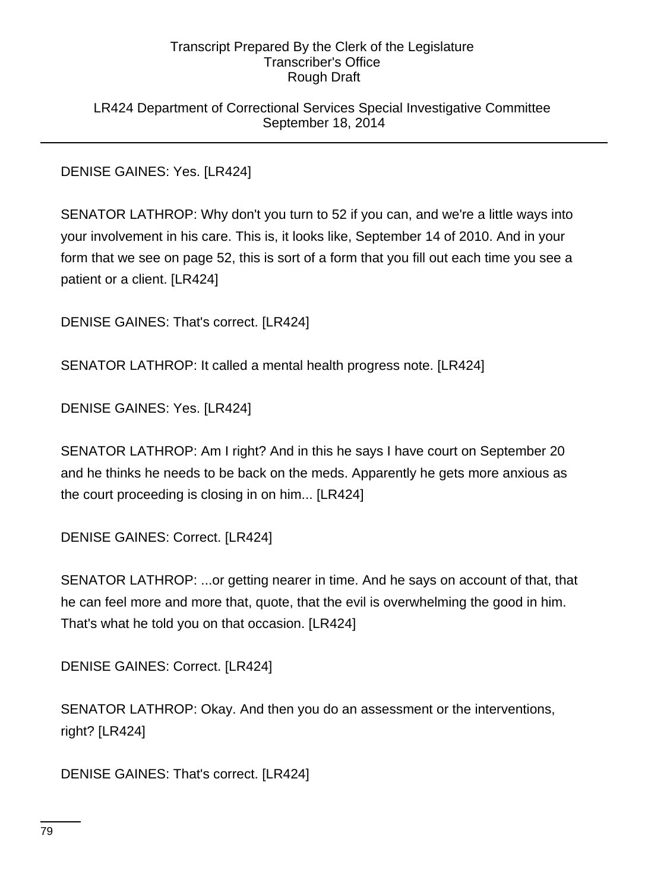DENISE GAINES: Yes. [LR424]

SENATOR LATHROP: Why don't you turn to 52 if you can, and we're a little ways into your involvement in his care. This is, it looks like, September 14 of 2010. And in your form that we see on page 52, this is sort of a form that you fill out each time you see a patient or a client. [LR424]

DENISE GAINES: That's correct. [LR424]

SENATOR LATHROP: It called a mental health progress note. [LR424]

DENISE GAINES: Yes. [LR424]

SENATOR LATHROP: Am I right? And in this he says I have court on September 20 and he thinks he needs to be back on the meds. Apparently he gets more anxious as the court proceeding is closing in on him... [LR424]

DENISE GAINES: Correct. [LR424]

SENATOR LATHROP: ...or getting nearer in time. And he says on account of that, that he can feel more and more that, quote, that the evil is overwhelming the good in him. That's what he told you on that occasion. [LR424]

DENISE GAINES: Correct. [LR424]

SENATOR LATHROP: Okay. And then you do an assessment or the interventions, right? [LR424]

DENISE GAINES: That's correct. [LR424]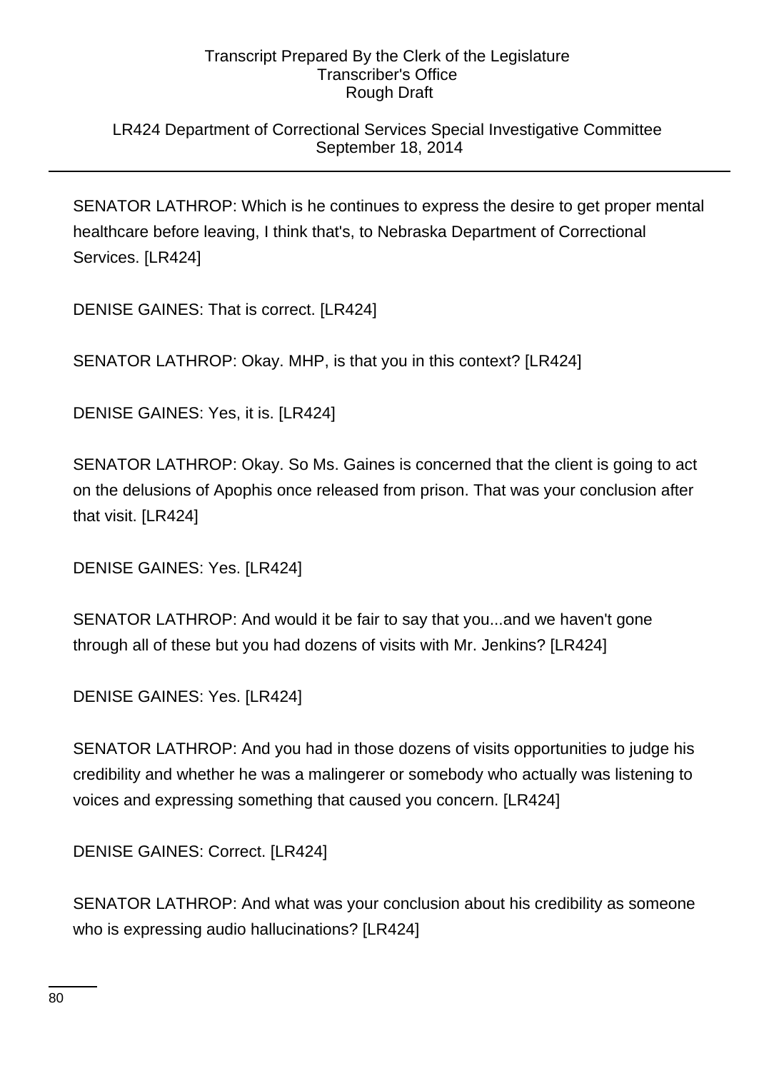SENATOR LATHROP: Which is he continues to express the desire to get proper mental healthcare before leaving, I think that's, to Nebraska Department of Correctional Services. [LR424]

DENISE GAINES: That is correct. [LR424]

SENATOR LATHROP: Okay. MHP, is that you in this context? [LR424]

DENISE GAINES: Yes, it is. [LR424]

SENATOR LATHROP: Okay. So Ms. Gaines is concerned that the client is going to act on the delusions of Apophis once released from prison. That was your conclusion after that visit. [LR424]

DENISE GAINES: Yes. [LR424]

SENATOR LATHROP: And would it be fair to say that you...and we haven't gone through all of these but you had dozens of visits with Mr. Jenkins? [LR424]

DENISE GAINES: Yes. [LR424]

SENATOR LATHROP: And you had in those dozens of visits opportunities to judge his credibility and whether he was a malingerer or somebody who actually was listening to voices and expressing something that caused you concern. [LR424]

DENISE GAINES: Correct. [LR424]

SENATOR LATHROP: And what was your conclusion about his credibility as someone who is expressing audio hallucinations? [LR424]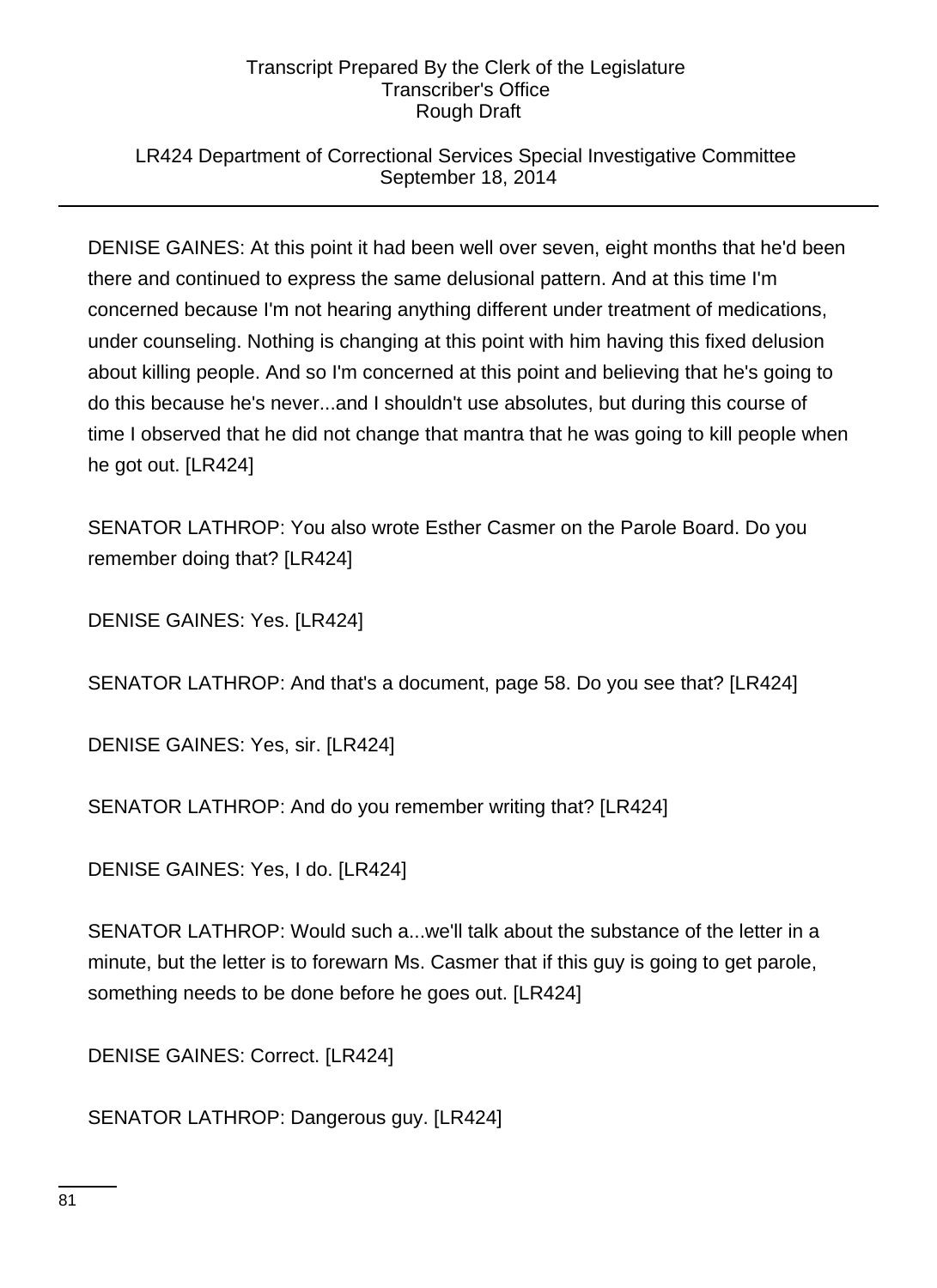DENISE GAINES: At this point it had been well over seven, eight months that he'd been there and continued to express the same delusional pattern. And at this time I'm concerned because I'm not hearing anything different under treatment of medications, under counseling. Nothing is changing at this point with him having this fixed delusion about killing people. And so I'm concerned at this point and believing that he's going to do this because he's never...and I shouldn't use absolutes, but during this course of time I observed that he did not change that mantra that he was going to kill people when he got out. [LR424]

SENATOR LATHROP: You also wrote Esther Casmer on the Parole Board. Do you remember doing that? [LR424]

DENISE GAINES: Yes. [LR424]

SENATOR LATHROP: And that's a document, page 58. Do you see that? [LR424]

DENISE GAINES: Yes, sir. [LR424]

SENATOR LATHROP: And do you remember writing that? [LR424]

DENISE GAINES: Yes, I do. [LR424]

SENATOR LATHROP: Would such a...we'll talk about the substance of the letter in a minute, but the letter is to forewarn Ms. Casmer that if this guy is going to get parole, something needs to be done before he goes out. [LR424]

DENISE GAINES: Correct. [LR424]

SENATOR LATHROP: Dangerous guy. [LR424]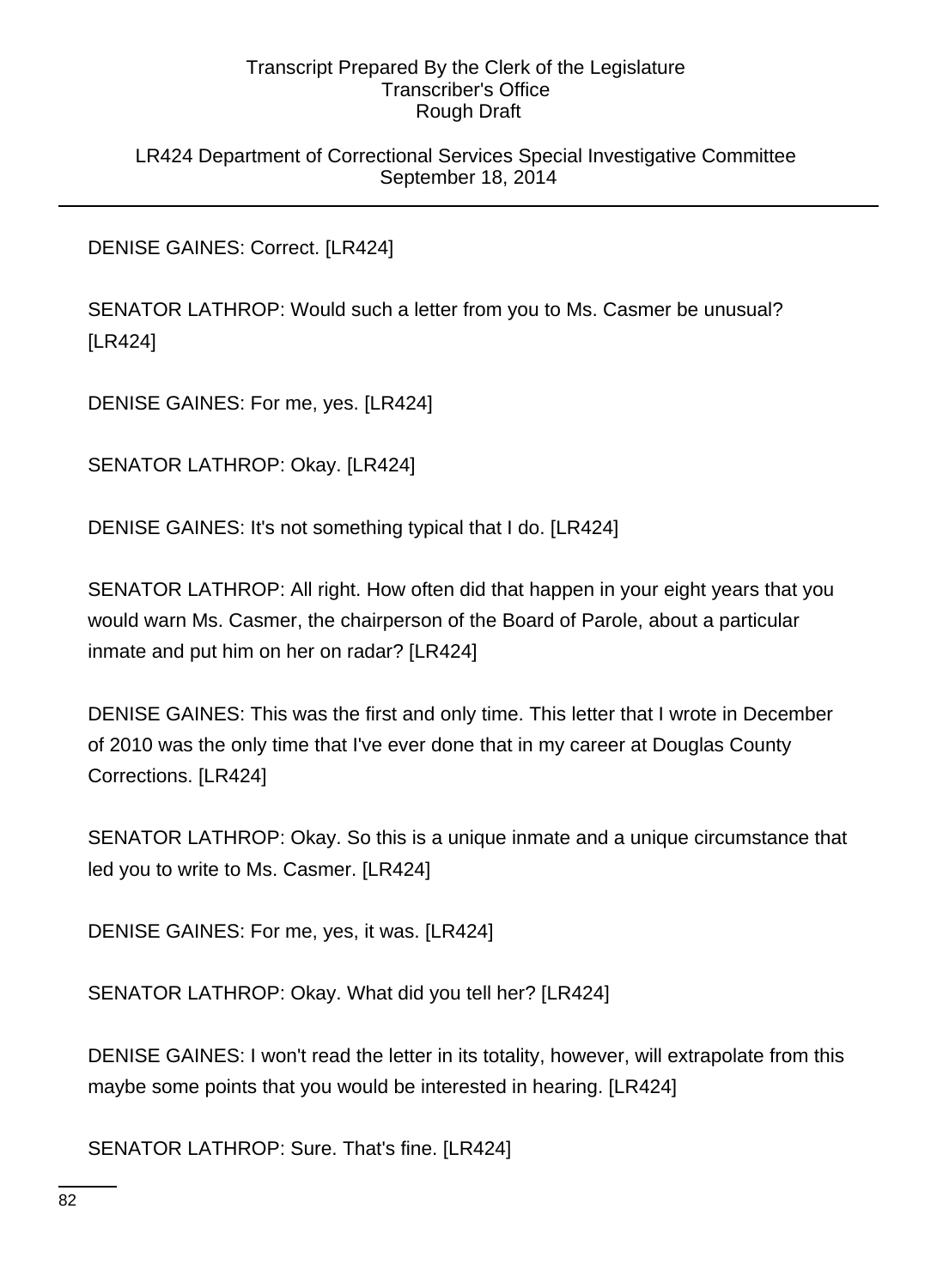DENISE GAINES: Correct. [LR424]

SENATOR LATHROP: Would such a letter from you to Ms. Casmer be unusual? [LR424]

DENISE GAINES: For me, yes. [LR424]

SENATOR LATHROP: Okay. [LR424]

DENISE GAINES: It's not something typical that I do. [LR424]

SENATOR LATHROP: All right. How often did that happen in your eight years that you would warn Ms. Casmer, the chairperson of the Board of Parole, about a particular inmate and put him on her on radar? [LR424]

DENISE GAINES: This was the first and only time. This letter that I wrote in December of 2010 was the only time that I've ever done that in my career at Douglas County Corrections. [LR424]

SENATOR LATHROP: Okay. So this is a unique inmate and a unique circumstance that led you to write to Ms. Casmer. [LR424]

DENISE GAINES: For me, yes, it was. [LR424]

SENATOR LATHROP: Okay. What did you tell her? [LR424]

DENISE GAINES: I won't read the letter in its totality, however, will extrapolate from this maybe some points that you would be interested in hearing. [LR424]

SENATOR LATHROP: Sure. That's fine. [LR424]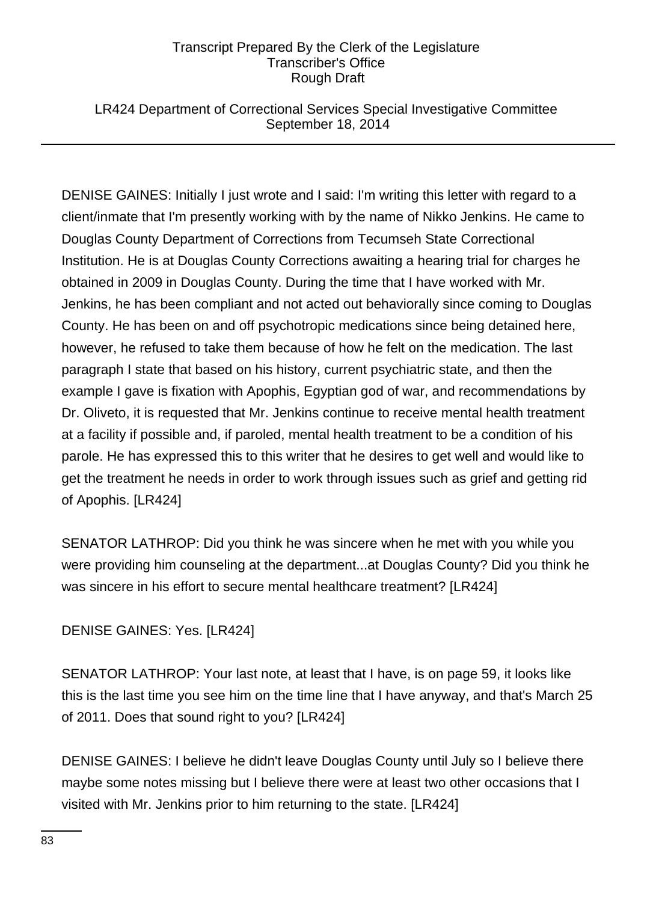DENISE GAINES: Initially I just wrote and I said: I'm writing this letter with regard to a client/inmate that I'm presently working with by the name of Nikko Jenkins. He came to Douglas County Department of Corrections from Tecumseh State Correctional Institution. He is at Douglas County Corrections awaiting a hearing trial for charges he obtained in 2009 in Douglas County. During the time that I have worked with Mr. Jenkins, he has been compliant and not acted out behaviorally since coming to Douglas County. He has been on and off psychotropic medications since being detained here, however, he refused to take them because of how he felt on the medication. The last paragraph I state that based on his history, current psychiatric state, and then the example I gave is fixation with Apophis, Egyptian god of war, and recommendations by Dr. Oliveto, it is requested that Mr. Jenkins continue to receive mental health treatment at a facility if possible and, if paroled, mental health treatment to be a condition of his parole. He has expressed this to this writer that he desires to get well and would like to get the treatment he needs in order to work through issues such as grief and getting rid of Apophis. [LR424]

SENATOR LATHROP: Did you think he was sincere when he met with you while you were providing him counseling at the department...at Douglas County? Did you think he was sincere in his effort to secure mental healthcare treatment? [LR424]

DENISE GAINES: Yes. [LR424]

SENATOR LATHROP: Your last note, at least that I have, is on page 59, it looks like this is the last time you see him on the time line that I have anyway, and that's March 25 of 2011. Does that sound right to you? [LR424]

DENISE GAINES: I believe he didn't leave Douglas County until July so I believe there maybe some notes missing but I believe there were at least two other occasions that I visited with Mr. Jenkins prior to him returning to the state. [LR424]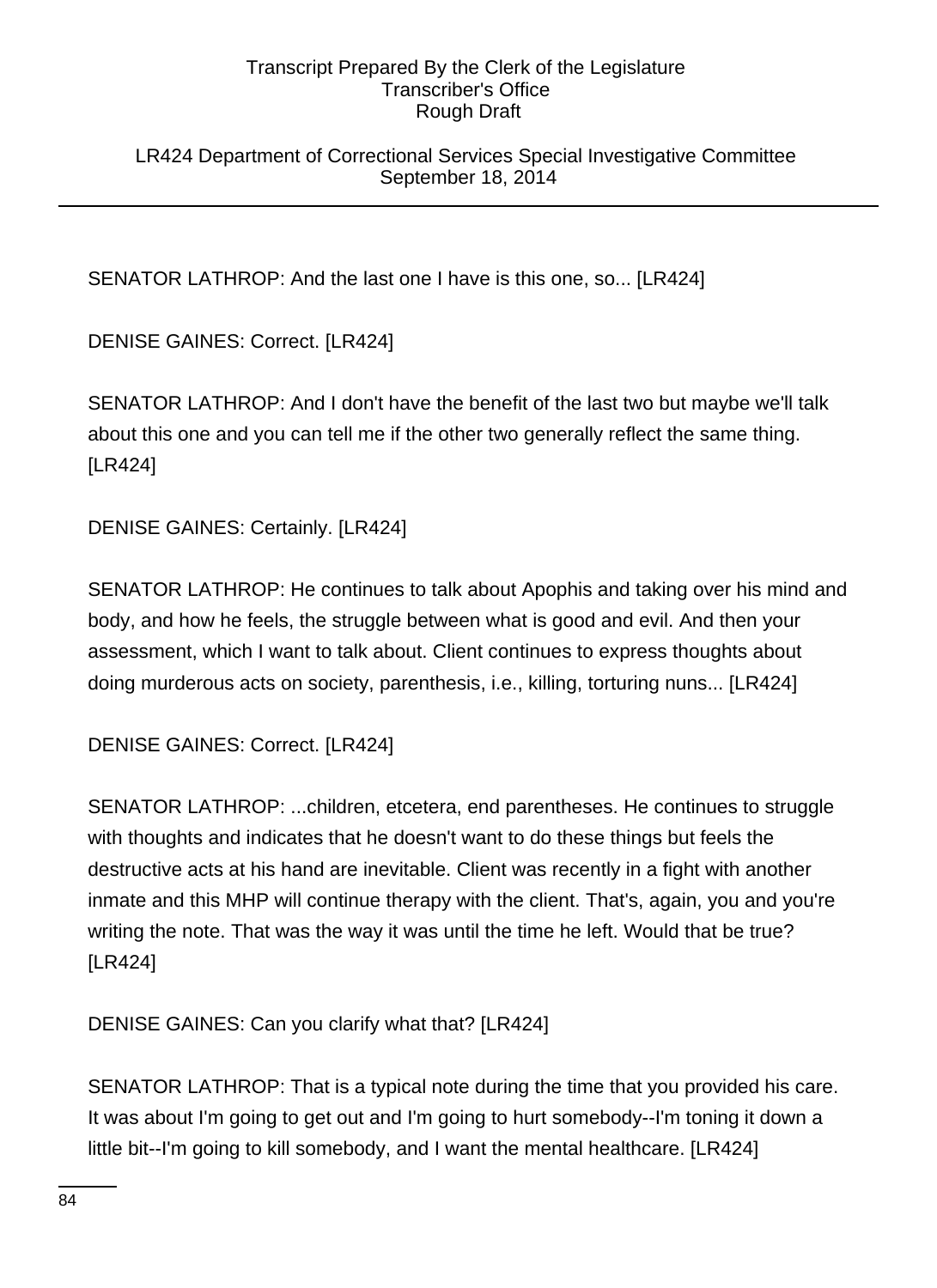SENATOR LATHROP: And the last one I have is this one, so... [LR424]

DENISE GAINES: Correct. [LR424]

SENATOR LATHROP: And I don't have the benefit of the last two but maybe we'll talk about this one and you can tell me if the other two generally reflect the same thing. [LR424]

DENISE GAINES: Certainly. [LR424]

SENATOR LATHROP: He continues to talk about Apophis and taking over his mind and body, and how he feels, the struggle between what is good and evil. And then your assessment, which I want to talk about. Client continues to express thoughts about doing murderous acts on society, parenthesis, i.e., killing, torturing nuns... [LR424]

DENISE GAINES: Correct. [LR424]

SENATOR LATHROP: ...children, etcetera, end parentheses. He continues to struggle with thoughts and indicates that he doesn't want to do these things but feels the destructive acts at his hand are inevitable. Client was recently in a fight with another inmate and this MHP will continue therapy with the client. That's, again, you and you're writing the note. That was the way it was until the time he left. Would that be true? [LR424]

DENISE GAINES: Can you clarify what that? [LR424]

SENATOR LATHROP: That is a typical note during the time that you provided his care. It was about I'm going to get out and I'm going to hurt somebody--I'm toning it down a little bit--I'm going to kill somebody, and I want the mental healthcare. [LR424]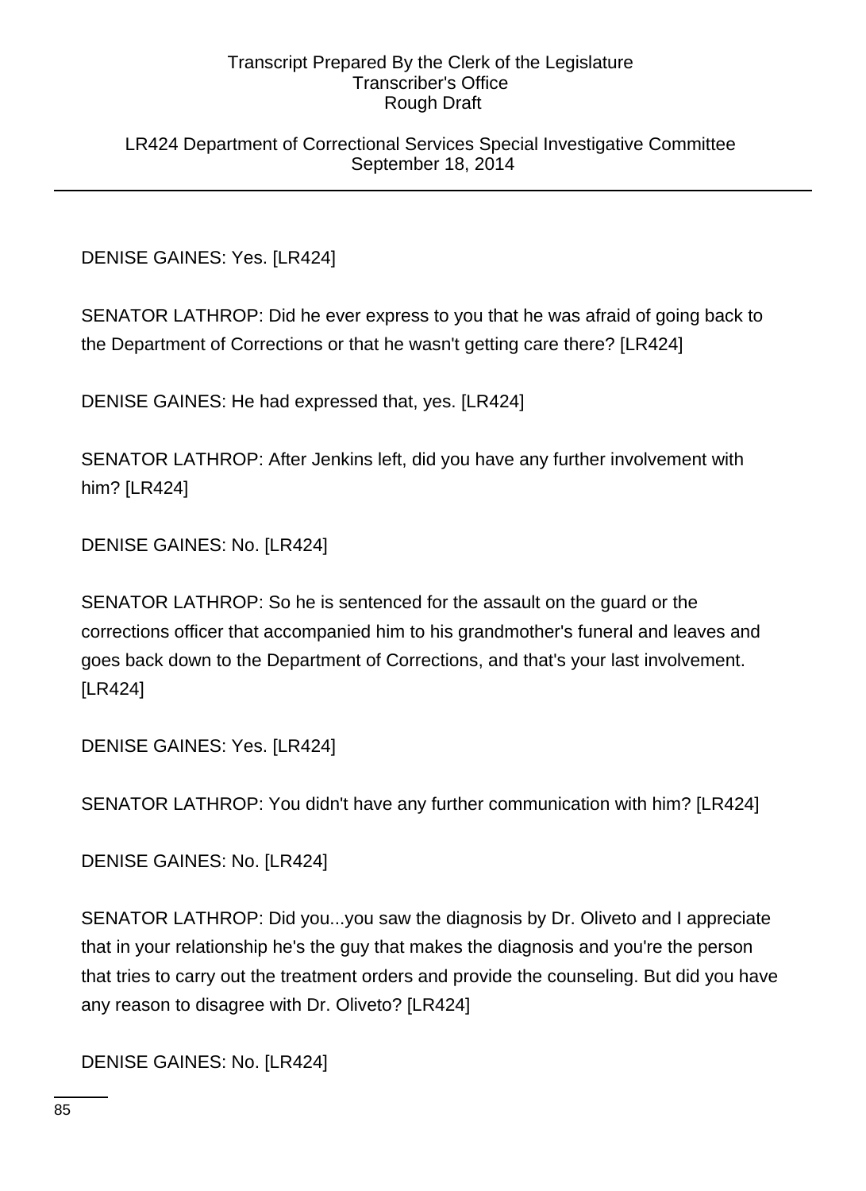DENISE GAINES: Yes. [LR424]

SENATOR LATHROP: Did he ever express to you that he was afraid of going back to the Department of Corrections or that he wasn't getting care there? [LR424]

DENISE GAINES: He had expressed that, yes. [LR424]

SENATOR LATHROP: After Jenkins left, did you have any further involvement with him? [LR424]

DENISE GAINES: No. [LR424]

SENATOR LATHROP: So he is sentenced for the assault on the guard or the corrections officer that accompanied him to his grandmother's funeral and leaves and goes back down to the Department of Corrections, and that's your last involvement. [LR424]

DENISE GAINES: Yes. [LR424]

SENATOR LATHROP: You didn't have any further communication with him? [LR424]

DENISE GAINES: No. [LR424]

SENATOR LATHROP: Did you...you saw the diagnosis by Dr. Oliveto and I appreciate that in your relationship he's the guy that makes the diagnosis and you're the person that tries to carry out the treatment orders and provide the counseling. But did you have any reason to disagree with Dr. Oliveto? [LR424]

DENISE GAINES: No. [LR424]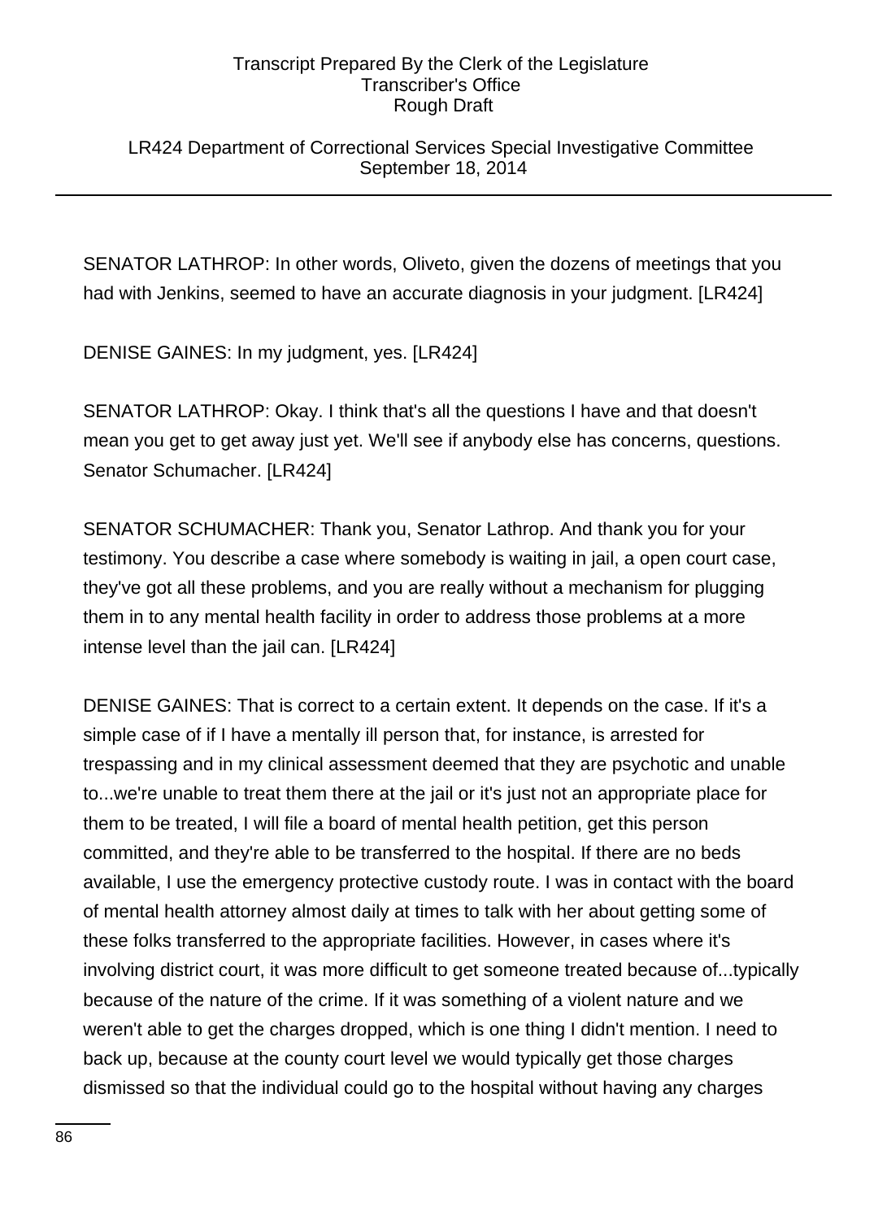SENATOR LATHROP: In other words, Oliveto, given the dozens of meetings that you had with Jenkins, seemed to have an accurate diagnosis in your judgment. [LR424]

DENISE GAINES: In my judgment, yes. [LR424]

SENATOR LATHROP: Okay. I think that's all the questions I have and that doesn't mean you get to get away just yet. We'll see if anybody else has concerns, questions. Senator Schumacher. [LR424]

SENATOR SCHUMACHER: Thank you, Senator Lathrop. And thank you for your testimony. You describe a case where somebody is waiting in jail, a open court case, they've got all these problems, and you are really without a mechanism for plugging them in to any mental health facility in order to address those problems at a more intense level than the jail can. [LR424]

DENISE GAINES: That is correct to a certain extent. It depends on the case. If it's a simple case of if I have a mentally ill person that, for instance, is arrested for trespassing and in my clinical assessment deemed that they are psychotic and unable to...we're unable to treat them there at the jail or it's just not an appropriate place for them to be treated, I will file a board of mental health petition, get this person committed, and they're able to be transferred to the hospital. If there are no beds available, I use the emergency protective custody route. I was in contact with the board of mental health attorney almost daily at times to talk with her about getting some of these folks transferred to the appropriate facilities. However, in cases where it's involving district court, it was more difficult to get someone treated because of...typically because of the nature of the crime. If it was something of a violent nature and we weren't able to get the charges dropped, which is one thing I didn't mention. I need to back up, because at the county court level we would typically get those charges dismissed so that the individual could go to the hospital without having any charges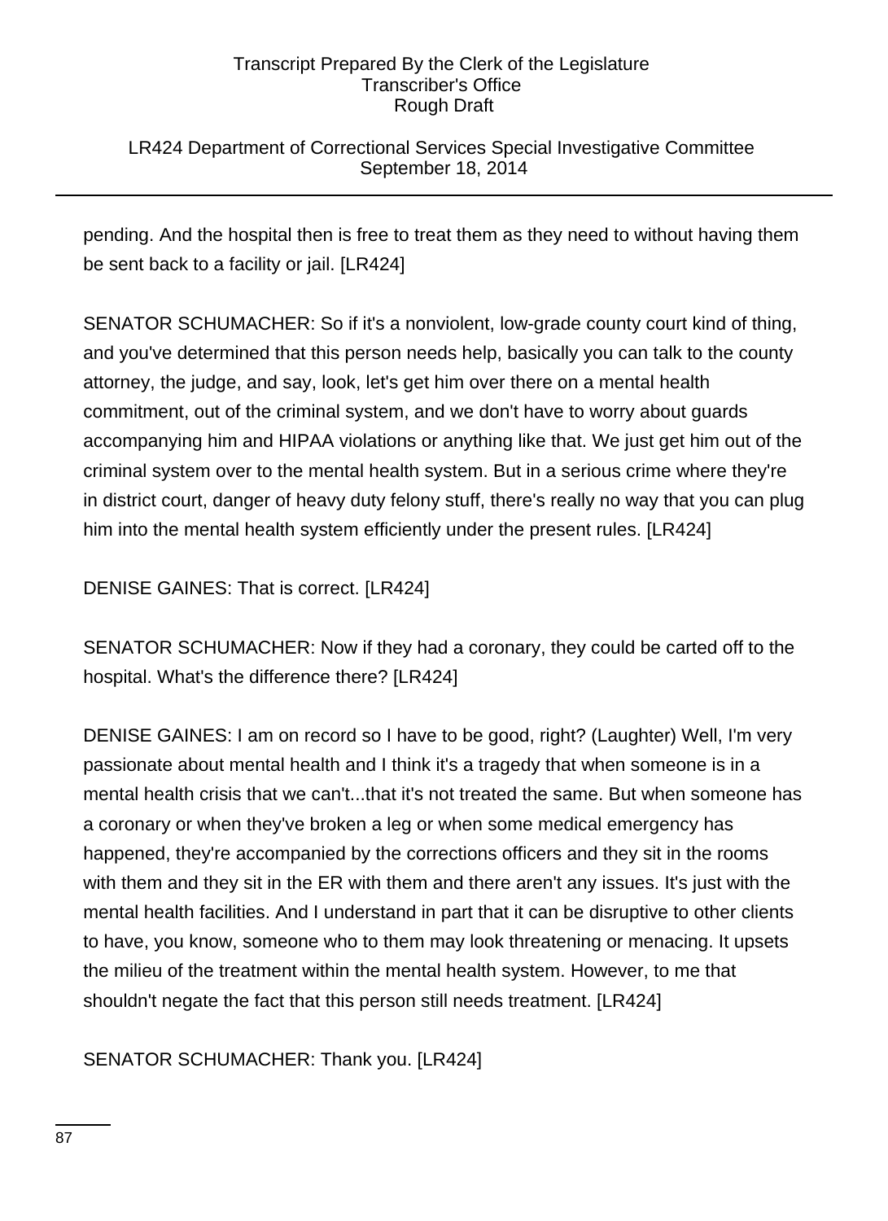pending. And the hospital then is free to treat them as they need to without having them be sent back to a facility or jail. [LR424]

SENATOR SCHUMACHER: So if it's a nonviolent, low-grade county court kind of thing, and you've determined that this person needs help, basically you can talk to the county attorney, the judge, and say, look, let's get him over there on a mental health commitment, out of the criminal system, and we don't have to worry about guards accompanying him and HIPAA violations or anything like that. We just get him out of the criminal system over to the mental health system. But in a serious crime where they're in district court, danger of heavy duty felony stuff, there's really no way that you can plug him into the mental health system efficiently under the present rules. [LR424]

DENISE GAINES: That is correct. [LR424]

SENATOR SCHUMACHER: Now if they had a coronary, they could be carted off to the hospital. What's the difference there? [LR424]

DENISE GAINES: I am on record so I have to be good, right? (Laughter) Well, I'm very passionate about mental health and I think it's a tragedy that when someone is in a mental health crisis that we can't...that it's not treated the same. But when someone has a coronary or when they've broken a leg or when some medical emergency has happened, they're accompanied by the corrections officers and they sit in the rooms with them and they sit in the ER with them and there aren't any issues. It's just with the mental health facilities. And I understand in part that it can be disruptive to other clients to have, you know, someone who to them may look threatening or menacing. It upsets the milieu of the treatment within the mental health system. However, to me that shouldn't negate the fact that this person still needs treatment. [LR424]

SENATOR SCHUMACHER: Thank you. [LR424]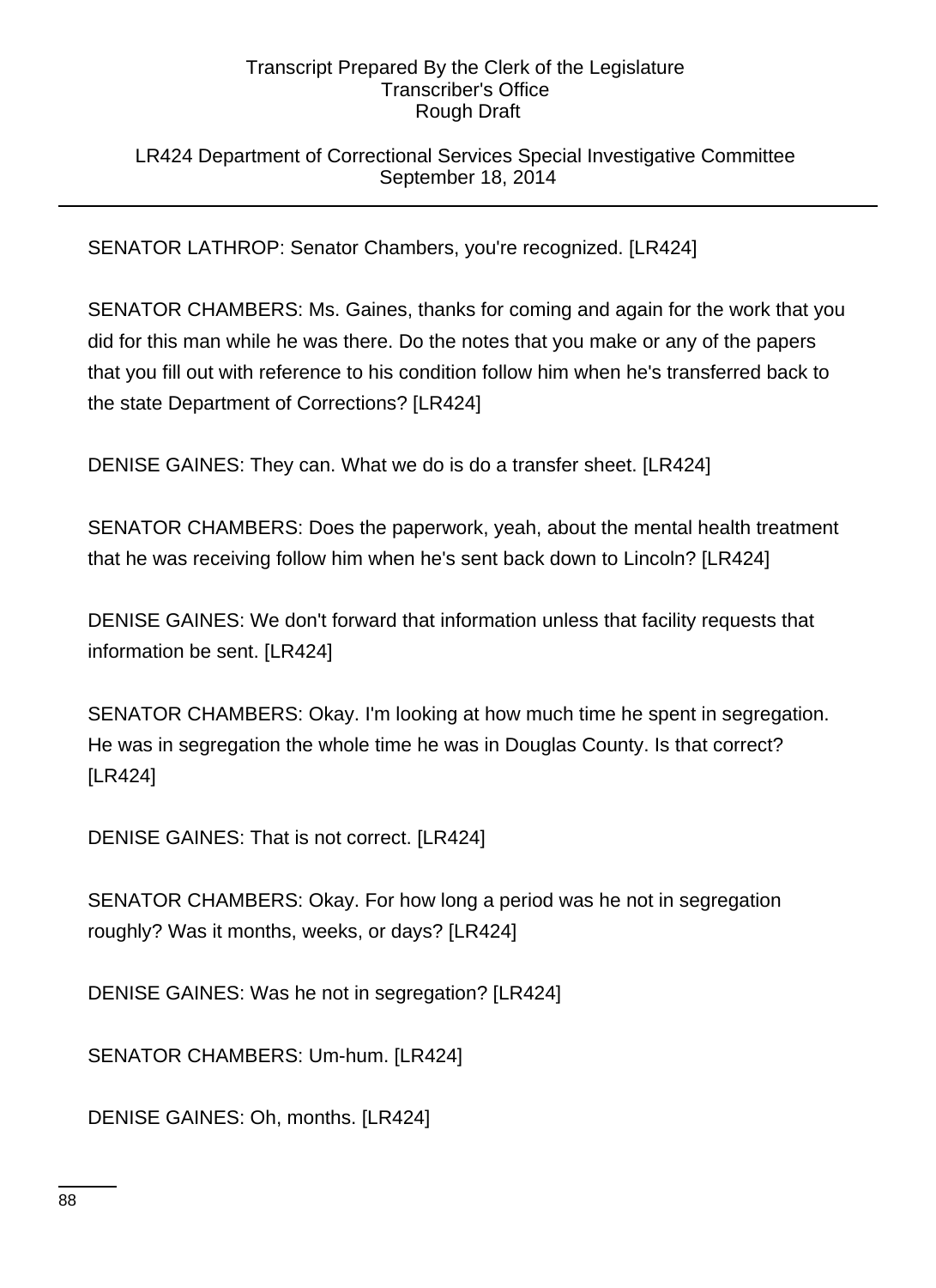SENATOR LATHROP: Senator Chambers, you're recognized. [LR424]

SENATOR CHAMBERS: Ms. Gaines, thanks for coming and again for the work that you did for this man while he was there. Do the notes that you make or any of the papers that you fill out with reference to his condition follow him when he's transferred back to the state Department of Corrections? [LR424]

DENISE GAINES: They can. What we do is do a transfer sheet. [LR424]

SENATOR CHAMBERS: Does the paperwork, yeah, about the mental health treatment that he was receiving follow him when he's sent back down to Lincoln? [LR424]

DENISE GAINES: We don't forward that information unless that facility requests that information be sent. [LR424]

SENATOR CHAMBERS: Okay. I'm looking at how much time he spent in segregation. He was in segregation the whole time he was in Douglas County. Is that correct? [LR424]

DENISE GAINES: That is not correct. [LR424]

SENATOR CHAMBERS: Okay. For how long a period was he not in segregation roughly? Was it months, weeks, or days? [LR424]

DENISE GAINES: Was he not in segregation? [LR424]

SENATOR CHAMBERS: Um-hum. [LR424]

DENISE GAINES: Oh, months. [LR424]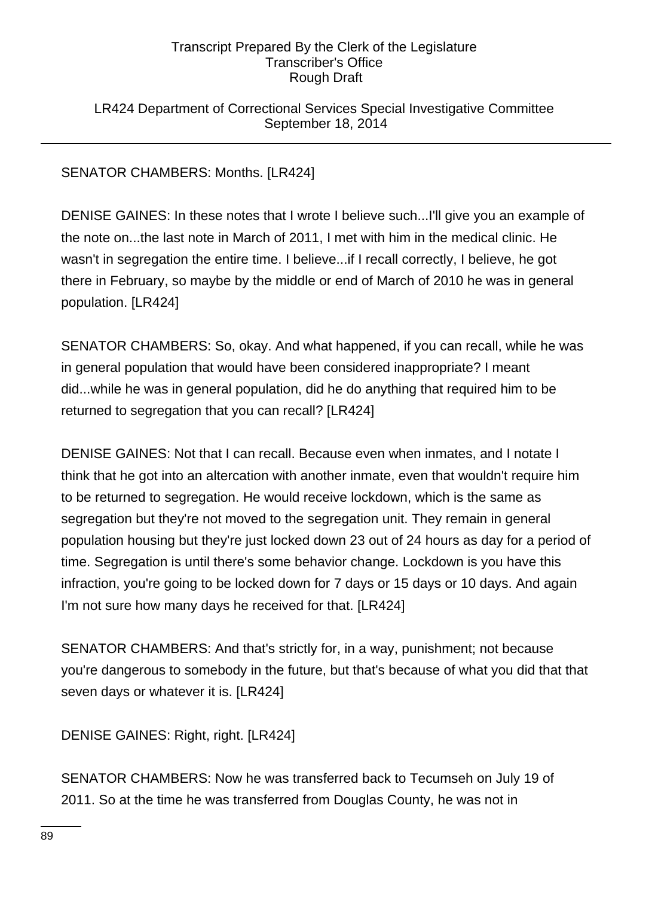SENATOR CHAMBERS: Months. [LR424]

DENISE GAINES: In these notes that I wrote I believe such...I'll give you an example of the note on...the last note in March of 2011, I met with him in the medical clinic. He wasn't in segregation the entire time. I believe...if I recall correctly, I believe, he got there in February, so maybe by the middle or end of March of 2010 he was in general population. [LR424]

SENATOR CHAMBERS: So, okay. And what happened, if you can recall, while he was in general population that would have been considered inappropriate? I meant did...while he was in general population, did he do anything that required him to be returned to segregation that you can recall? [LR424]

DENISE GAINES: Not that I can recall. Because even when inmates, and I notate I think that he got into an altercation with another inmate, even that wouldn't require him to be returned to segregation. He would receive lockdown, which is the same as segregation but they're not moved to the segregation unit. They remain in general population housing but they're just locked down 23 out of 24 hours as day for a period of time. Segregation is until there's some behavior change. Lockdown is you have this infraction, you're going to be locked down for 7 days or 15 days or 10 days. And again I'm not sure how many days he received for that. [LR424]

SENATOR CHAMBERS: And that's strictly for, in a way, punishment; not because you're dangerous to somebody in the future, but that's because of what you did that that seven days or whatever it is. [LR424]

DENISE GAINES: Right, right. [LR424]

SENATOR CHAMBERS: Now he was transferred back to Tecumseh on July 19 of 2011. So at the time he was transferred from Douglas County, he was not in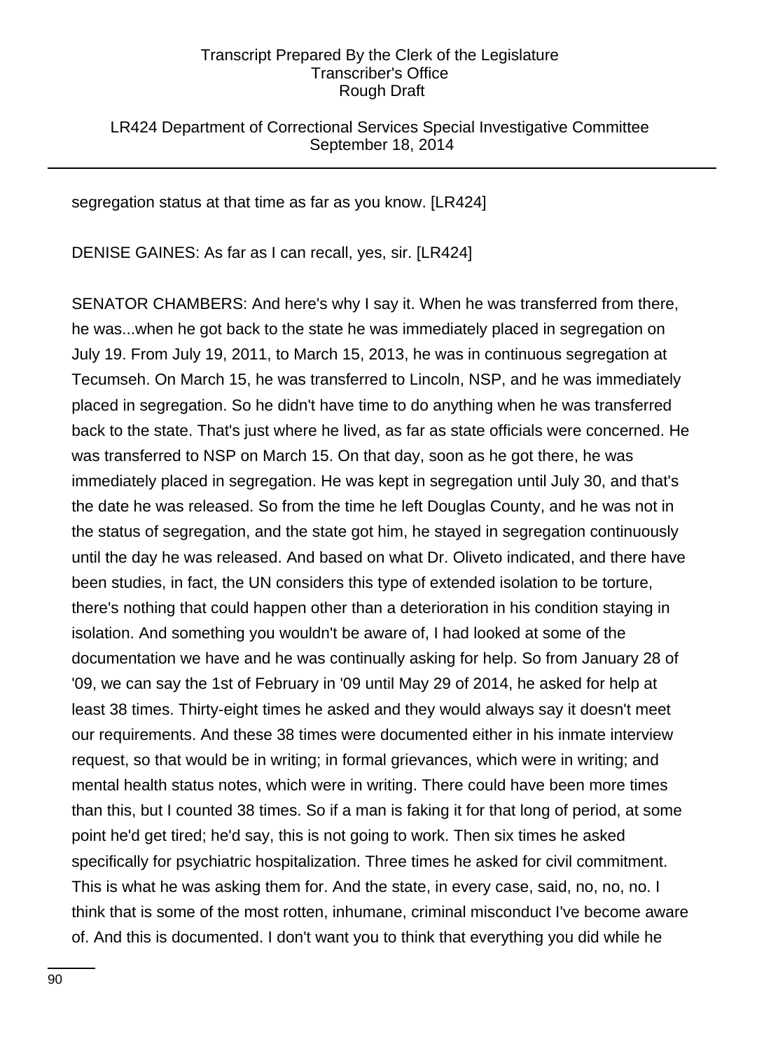segregation status at that time as far as you know. [LR424]

DENISE GAINES: As far as I can recall, yes, sir. [LR424]

SENATOR CHAMBERS: And here's why I say it. When he was transferred from there, he was...when he got back to the state he was immediately placed in segregation on July 19. From July 19, 2011, to March 15, 2013, he was in continuous segregation at Tecumseh. On March 15, he was transferred to Lincoln, NSP, and he was immediately placed in segregation. So he didn't have time to do anything when he was transferred back to the state. That's just where he lived, as far as state officials were concerned. He was transferred to NSP on March 15. On that day, soon as he got there, he was immediately placed in segregation. He was kept in segregation until July 30, and that's the date he was released. So from the time he left Douglas County, and he was not in the status of segregation, and the state got him, he stayed in segregation continuously until the day he was released. And based on what Dr. Oliveto indicated, and there have been studies, in fact, the UN considers this type of extended isolation to be torture, there's nothing that could happen other than a deterioration in his condition staying in isolation. And something you wouldn't be aware of, I had looked at some of the documentation we have and he was continually asking for help. So from January 28 of '09, we can say the 1st of February in '09 until May 29 of 2014, he asked for help at least 38 times. Thirty-eight times he asked and they would always say it doesn't meet our requirements. And these 38 times were documented either in his inmate interview request, so that would be in writing; in formal grievances, which were in writing; and mental health status notes, which were in writing. There could have been more times than this, but I counted 38 times. So if a man is faking it for that long of period, at some point he'd get tired; he'd say, this is not going to work. Then six times he asked specifically for psychiatric hospitalization. Three times he asked for civil commitment. This is what he was asking them for. And the state, in every case, said, no, no, no. I think that is some of the most rotten, inhumane, criminal misconduct I've become aware of. And this is documented. I don't want you to think that everything you did while he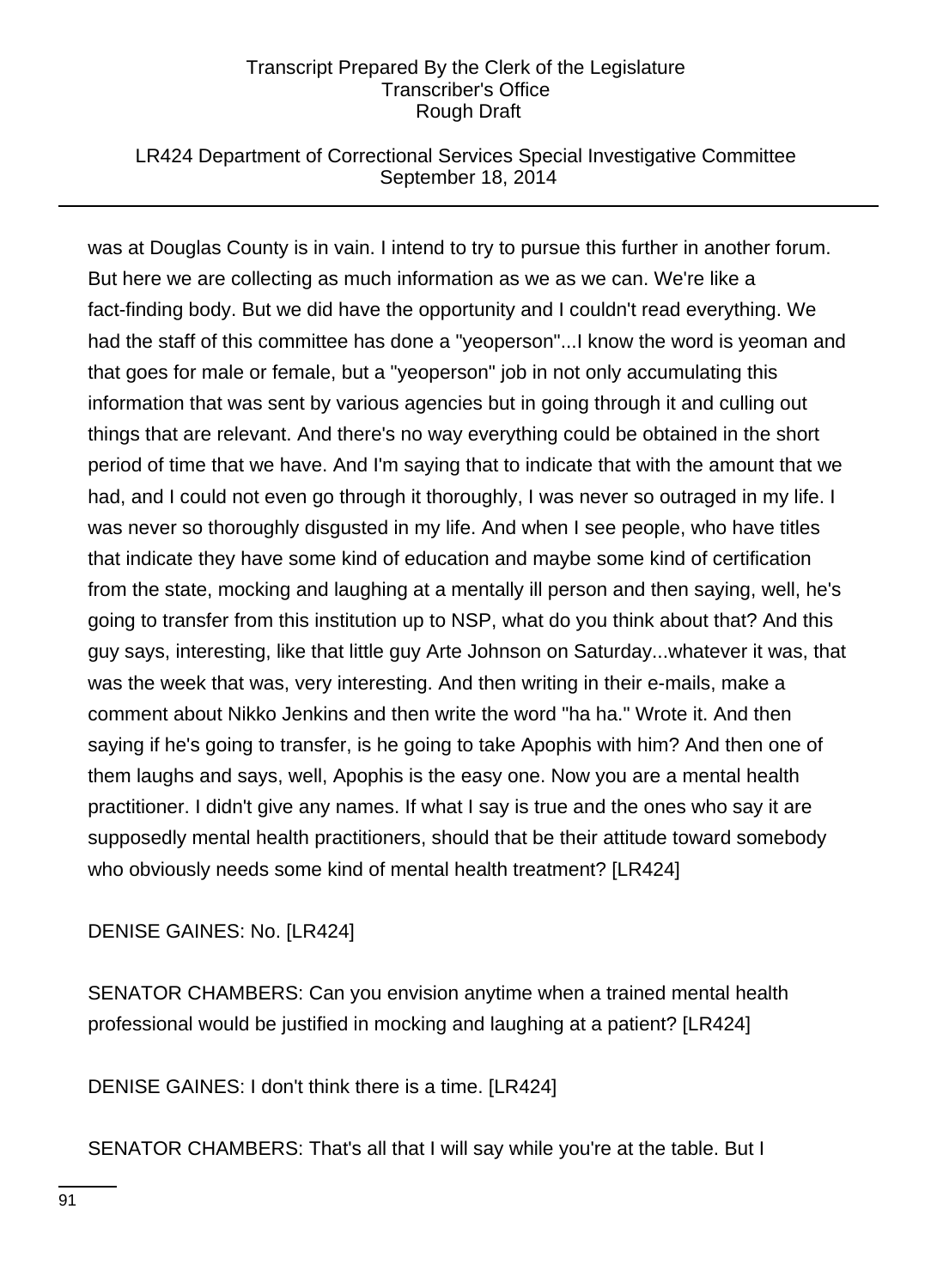was at Douglas County is in vain. I intend to try to pursue this further in another forum. But here we are collecting as much information as we as we can. We're like a fact-finding body. But we did have the opportunity and I couldn't read everything. We had the staff of this committee has done a "yeoperson"...I know the word is yeoman and that goes for male or female, but a "yeoperson" job in not only accumulating this information that was sent by various agencies but in going through it and culling out things that are relevant. And there's no way everything could be obtained in the short period of time that we have. And I'm saying that to indicate that with the amount that we had, and I could not even go through it thoroughly, I was never so outraged in my life. I was never so thoroughly disgusted in my life. And when I see people, who have titles that indicate they have some kind of education and maybe some kind of certification from the state, mocking and laughing at a mentally ill person and then saying, well, he's going to transfer from this institution up to NSP, what do you think about that? And this guy says, interesting, like that little guy Arte Johnson on Saturday...whatever it was, that was the week that was, very interesting. And then writing in their e-mails, make a comment about Nikko Jenkins and then write the word "ha ha." Wrote it. And then saying if he's going to transfer, is he going to take Apophis with him? And then one of them laughs and says, well, Apophis is the easy one. Now you are a mental health practitioner. I didn't give any names. If what I say is true and the ones who say it are supposedly mental health practitioners, should that be their attitude toward somebody who obviously needs some kind of mental health treatment? [LR424]

DENISE GAINES: No. [LR424]

SENATOR CHAMBERS: Can you envision anytime when a trained mental health professional would be justified in mocking and laughing at a patient? [LR424]

DENISE GAINES: I don't think there is a time. [LR424]

SENATOR CHAMBERS: That's all that I will say while you're at the table. But I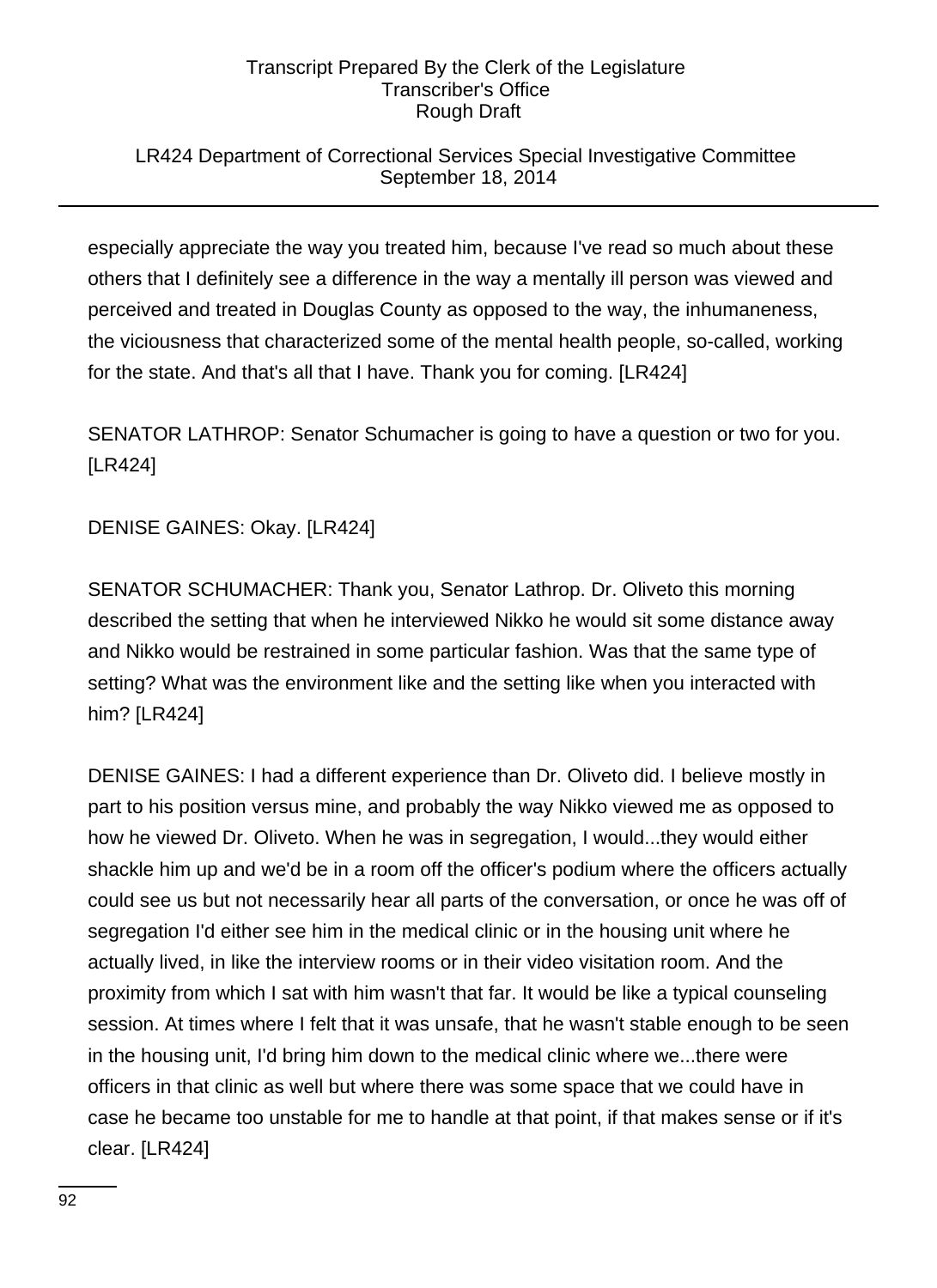especially appreciate the way you treated him, because I've read so much about these others that I definitely see a difference in the way a mentally ill person was viewed and perceived and treated in Douglas County as opposed to the way, the inhumaneness, the viciousness that characterized some of the mental health people, so-called, working for the state. And that's all that I have. Thank you for coming. [LR424]

SENATOR LATHROP: Senator Schumacher is going to have a question or two for you. [LR424]

DENISE GAINES: Okay. [LR424]

SENATOR SCHUMACHER: Thank you, Senator Lathrop. Dr. Oliveto this morning described the setting that when he interviewed Nikko he would sit some distance away and Nikko would be restrained in some particular fashion. Was that the same type of setting? What was the environment like and the setting like when you interacted with him? [LR424]

DENISE GAINES: I had a different experience than Dr. Oliveto did. I believe mostly in part to his position versus mine, and probably the way Nikko viewed me as opposed to how he viewed Dr. Oliveto. When he was in segregation, I would...they would either shackle him up and we'd be in a room off the officer's podium where the officers actually could see us but not necessarily hear all parts of the conversation, or once he was off of segregation I'd either see him in the medical clinic or in the housing unit where he actually lived, in like the interview rooms or in their video visitation room. And the proximity from which I sat with him wasn't that far. It would be like a typical counseling session. At times where I felt that it was unsafe, that he wasn't stable enough to be seen in the housing unit, I'd bring him down to the medical clinic where we...there were officers in that clinic as well but where there was some space that we could have in case he became too unstable for me to handle at that point, if that makes sense or if it's clear. [LR424]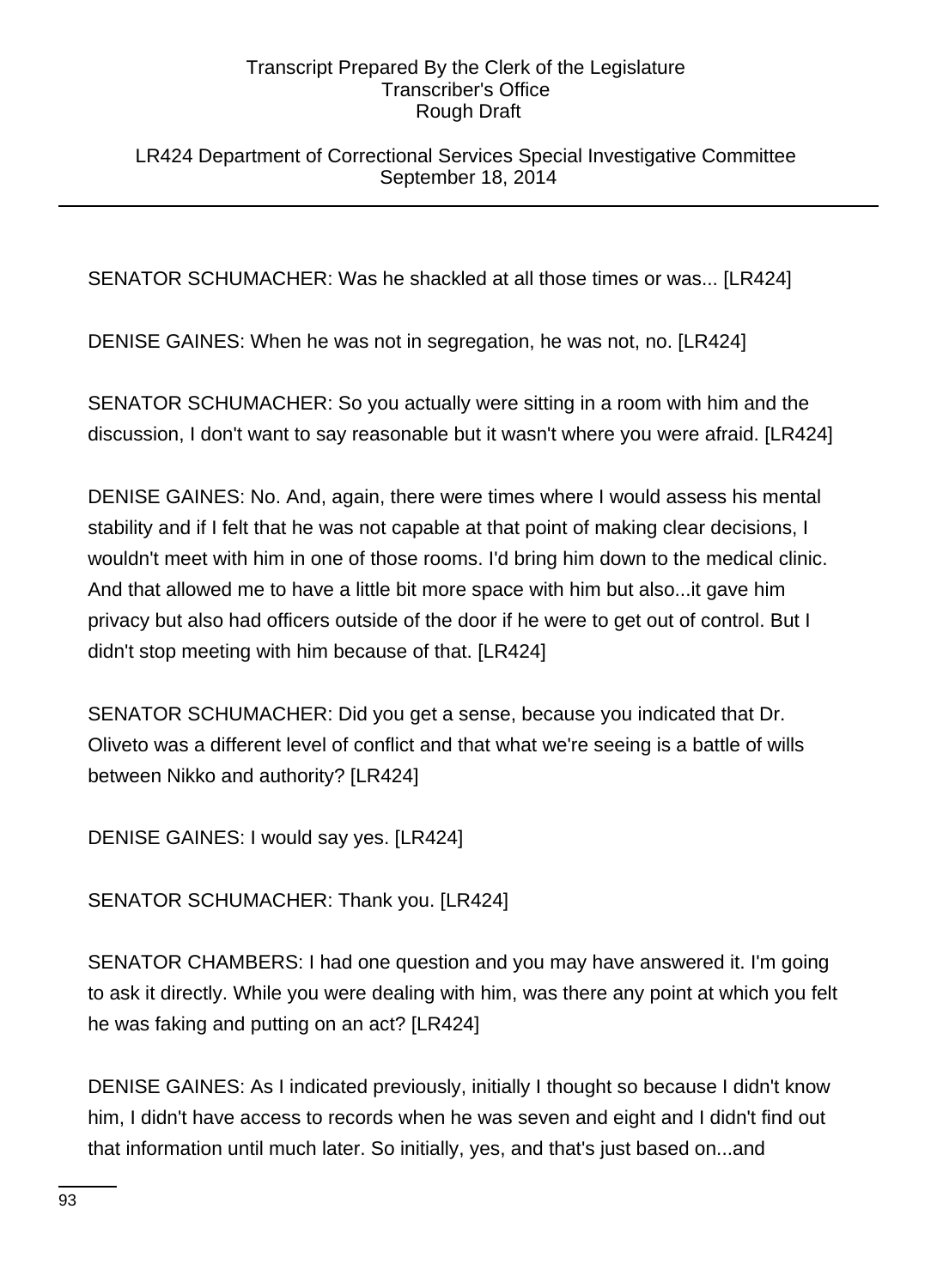SENATOR SCHUMACHER: Was he shackled at all those times or was... [LR424]

DENISE GAINES: When he was not in segregation, he was not, no. [LR424]

SENATOR SCHUMACHER: So you actually were sitting in a room with him and the discussion, I don't want to say reasonable but it wasn't where you were afraid. [LR424]

DENISE GAINES: No. And, again, there were times where I would assess his mental stability and if I felt that he was not capable at that point of making clear decisions, I wouldn't meet with him in one of those rooms. I'd bring him down to the medical clinic. And that allowed me to have a little bit more space with him but also...it gave him privacy but also had officers outside of the door if he were to get out of control. But I didn't stop meeting with him because of that. [LR424]

SENATOR SCHUMACHER: Did you get a sense, because you indicated that Dr. Oliveto was a different level of conflict and that what we're seeing is a battle of wills between Nikko and authority? [LR424]

DENISE GAINES: I would say yes. [LR424]

SENATOR SCHUMACHER: Thank you. [LR424]

SENATOR CHAMBERS: I had one question and you may have answered it. I'm going to ask it directly. While you were dealing with him, was there any point at which you felt he was faking and putting on an act? [LR424]

DENISE GAINES: As I indicated previously, initially I thought so because I didn't know him, I didn't have access to records when he was seven and eight and I didn't find out that information until much later. So initially, yes, and that's just based on...and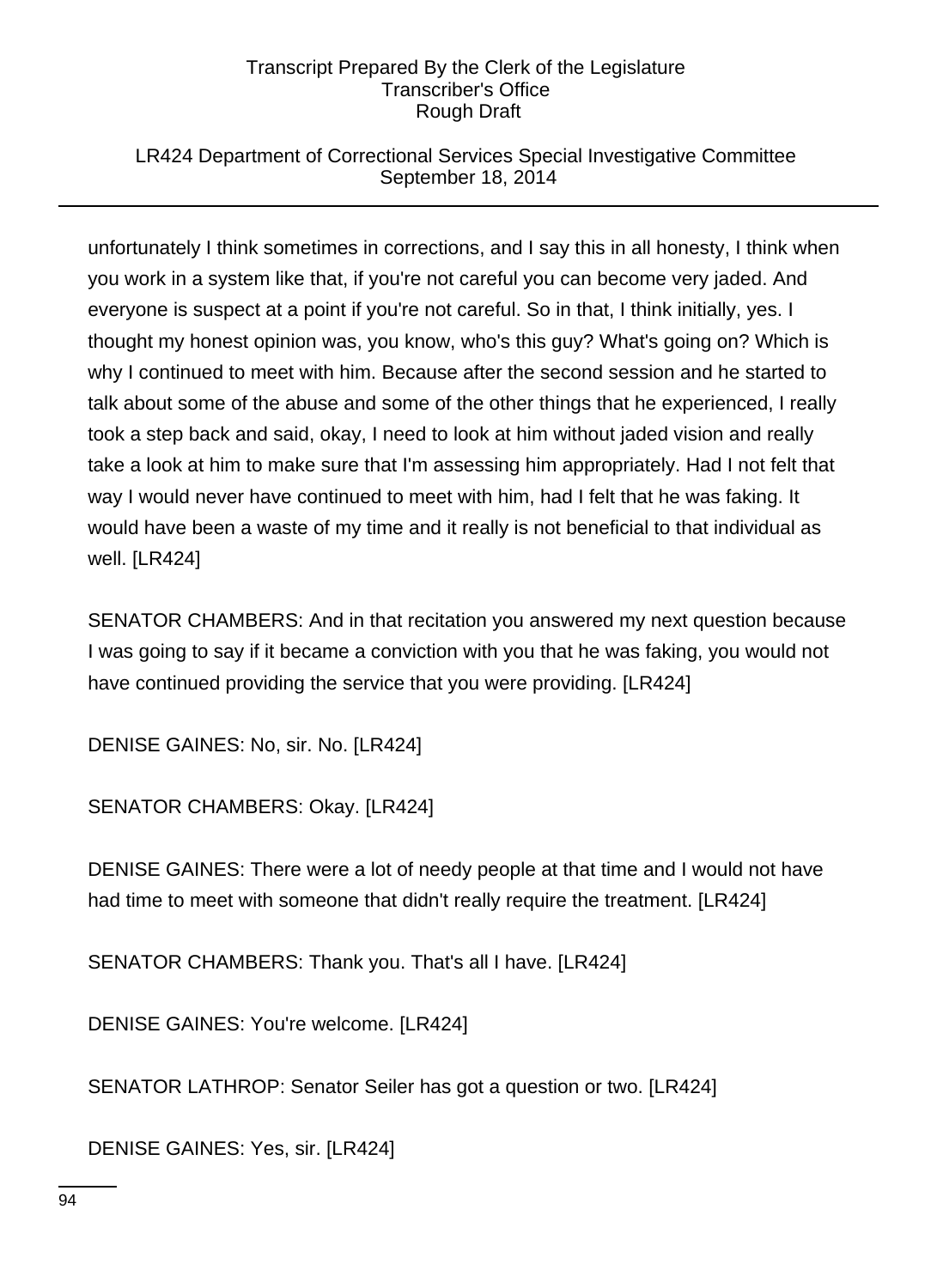unfortunately I think sometimes in corrections, and I say this in all honesty, I think when you work in a system like that, if you're not careful you can become very jaded. And everyone is suspect at a point if you're not careful. So in that, I think initially, yes. I thought my honest opinion was, you know, who's this guy? What's going on? Which is why I continued to meet with him. Because after the second session and he started to talk about some of the abuse and some of the other things that he experienced, I really took a step back and said, okay, I need to look at him without jaded vision and really take a look at him to make sure that I'm assessing him appropriately. Had I not felt that way I would never have continued to meet with him, had I felt that he was faking. It would have been a waste of my time and it really is not beneficial to that individual as well. [LR424]

SENATOR CHAMBERS: And in that recitation you answered my next question because I was going to say if it became a conviction with you that he was faking, you would not have continued providing the service that you were providing. [LR424]

DENISE GAINES: No, sir. No. [LR424]

SENATOR CHAMBERS: Okay. [LR424]

DENISE GAINES: There were a lot of needy people at that time and I would not have had time to meet with someone that didn't really require the treatment. [LR424]

SENATOR CHAMBERS: Thank you. That's all I have. [LR424]

DENISE GAINES: You're welcome. [LR424]

SENATOR LATHROP: Senator Seiler has got a question or two. [LR424]

DENISE GAINES: Yes, sir. [LR424]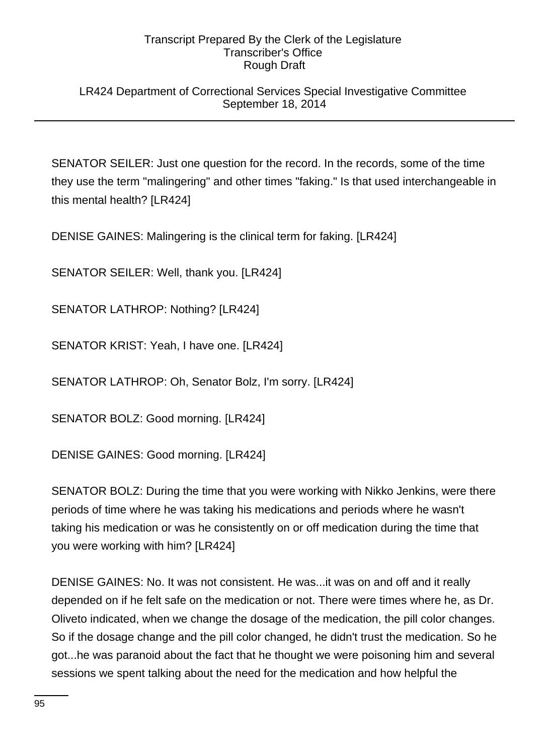SENATOR SEILER: Just one question for the record. In the records, some of the time they use the term "malingering" and other times "faking." Is that used interchangeable in this mental health? [LR424]

DENISE GAINES: Malingering is the clinical term for faking. [LR424]

SENATOR SEILER: Well, thank you. [LR424]

SENATOR LATHROP: Nothing? [LR424]

SENATOR KRIST: Yeah, I have one. [LR424]

SENATOR LATHROP: Oh, Senator Bolz, I'm sorry. [LR424]

SENATOR BOLZ: Good morning. [LR424]

DENISE GAINES: Good morning. [LR424]

SENATOR BOLZ: During the time that you were working with Nikko Jenkins, were there periods of time where he was taking his medications and periods where he wasn't taking his medication or was he consistently on or off medication during the time that you were working with him? [LR424]

DENISE GAINES: No. It was not consistent. He was...it was on and off and it really depended on if he felt safe on the medication or not. There were times where he, as Dr. Oliveto indicated, when we change the dosage of the medication, the pill color changes. So if the dosage change and the pill color changed, he didn't trust the medication. So he got...he was paranoid about the fact that he thought we were poisoning him and several sessions we spent talking about the need for the medication and how helpful the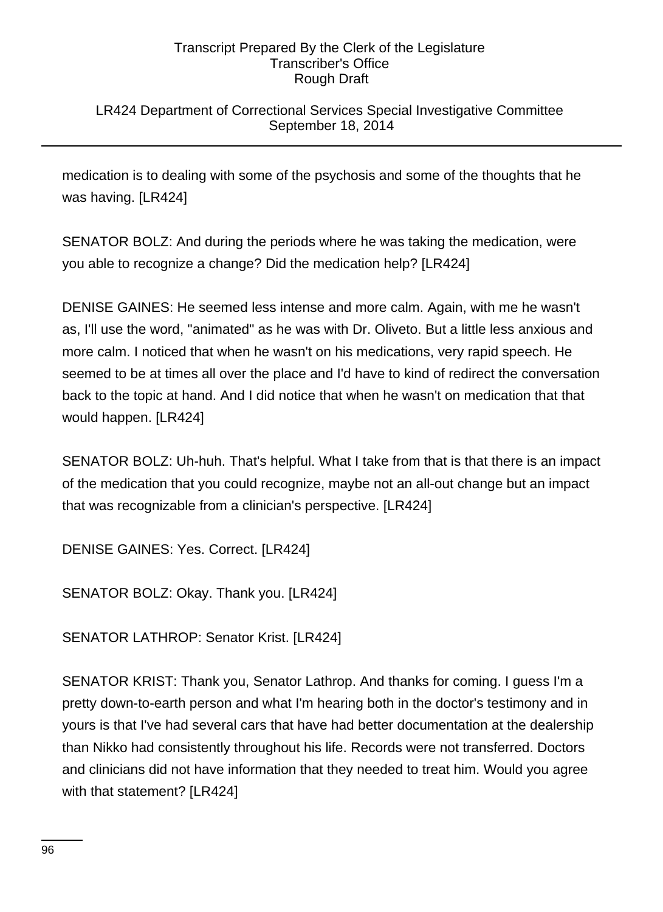medication is to dealing with some of the psychosis and some of the thoughts that he was having. [LR424]

SENATOR BOLZ: And during the periods where he was taking the medication, were you able to recognize a change? Did the medication help? [LR424]

DENISE GAINES: He seemed less intense and more calm. Again, with me he wasn't as, I'll use the word, "animated" as he was with Dr. Oliveto. But a little less anxious and more calm. I noticed that when he wasn't on his medications, very rapid speech. He seemed to be at times all over the place and I'd have to kind of redirect the conversation back to the topic at hand. And I did notice that when he wasn't on medication that that would happen. [LR424]

SENATOR BOLZ: Uh-huh. That's helpful. What I take from that is that there is an impact of the medication that you could recognize, maybe not an all-out change but an impact that was recognizable from a clinician's perspective. [LR424]

DENISE GAINES: Yes. Correct. [LR424]

SENATOR BOLZ: Okay. Thank you. [LR424]

SENATOR LATHROP: Senator Krist. [LR424]

SENATOR KRIST: Thank you, Senator Lathrop. And thanks for coming. I guess I'm a pretty down-to-earth person and what I'm hearing both in the doctor's testimony and in yours is that I've had several cars that have had better documentation at the dealership than Nikko had consistently throughout his life. Records were not transferred. Doctors and clinicians did not have information that they needed to treat him. Would you agree with that statement? [LR424]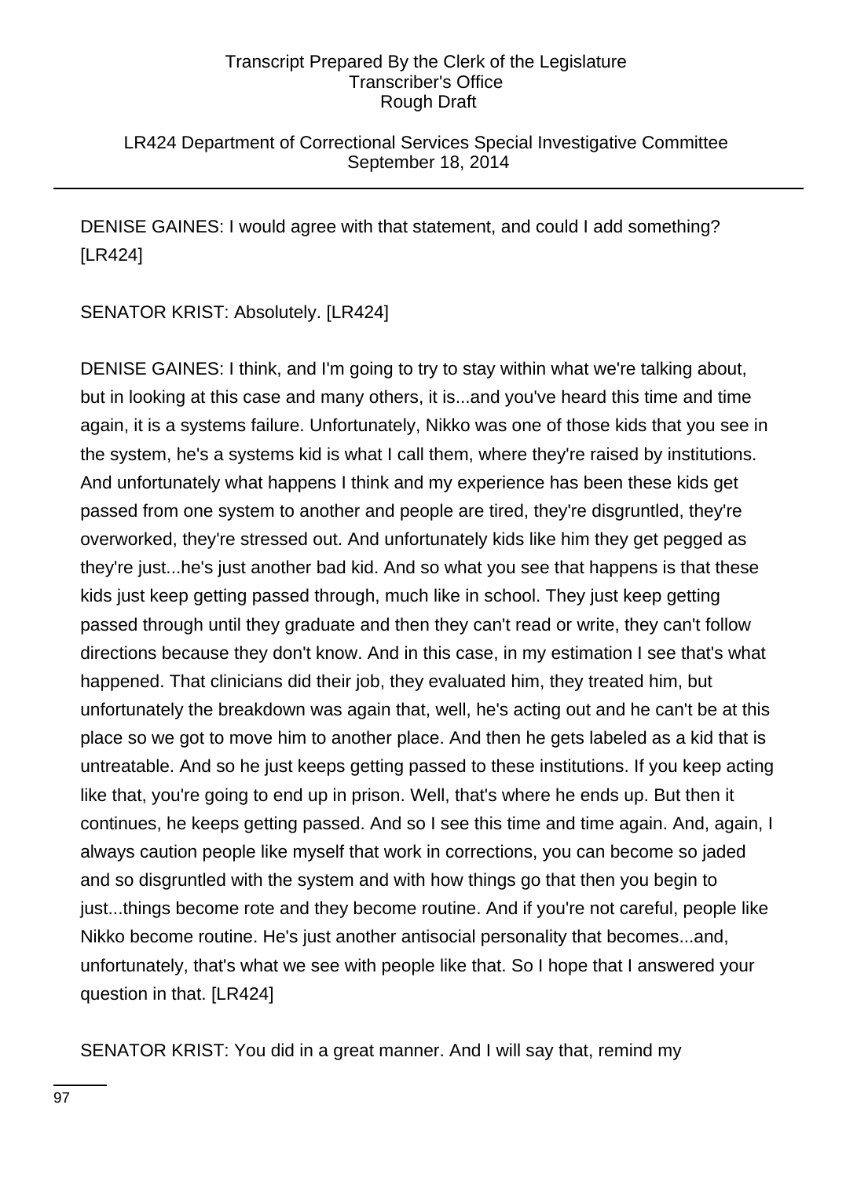DENISE GAINES: I would agree with that statement, and could I add something? [LR424]

SENATOR KRIST: Absolutely. [LR424]

DENISE GAINES: I think, and I'm going to try to stay within what we're talking about, but in looking at this case and many others, it is...and you've heard this time and time again, it is a systems failure. Unfortunately, Nikko was one of those kids that you see in the system, he's a systems kid is what I call them, where they're raised by institutions. And unfortunately what happens I think and my experience has been these kids get passed from one system to another and people are tired, they're disgruntled, they're overworked, they're stressed out. And unfortunately kids like him they get pegged as they're just...he's just another bad kid. And so what you see that happens is that these kids just keep getting passed through, much like in school. They just keep getting passed through until they graduate and then they can't read or write, they can't follow directions because they don't know. And in this case, in my estimation I see that's what happened. That clinicians did their job, they evaluated him, they treated him, but unfortunately the breakdown was again that, well, he's acting out and he can't be at this place so we got to move him to another place. And then he gets labeled as a kid that is untreatable. And so he just keeps getting passed to these institutions. If you keep acting like that, you're going to end up in prison. Well, that's where he ends up. But then it continues, he keeps getting passed. And so I see this time and time again. And, again, I always caution people like myself that work in corrections, you can become so jaded and so disgruntled with the system and with how things go that then you begin to just...things become rote and they become routine. And if you're not careful, people like Nikko become routine. He's just another antisocial personality that becomes...and, unfortunately, that's what we see with people like that. So I hope that I answered your question in that. [LR424]

SENATOR KRIST: You did in a great manner. And I will say that, remind my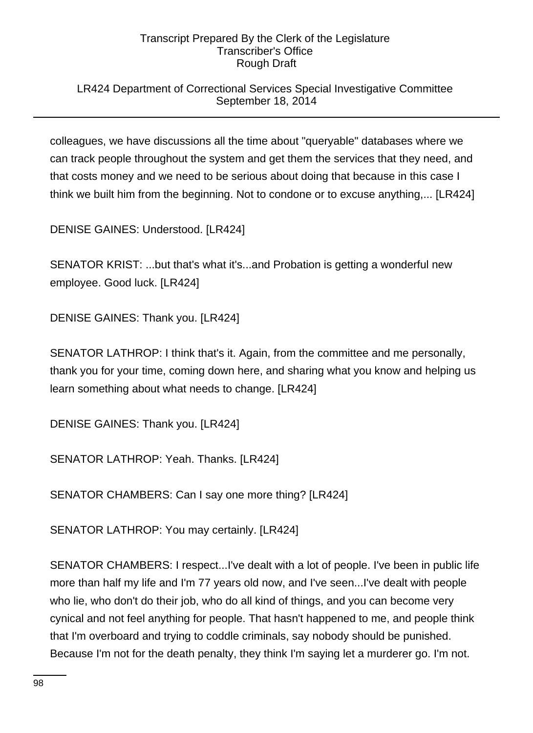colleagues, we have discussions all the time about "queryable" databases where we can track people throughout the system and get them the services that they need, and that costs money and we need to be serious about doing that because in this case I think we built him from the beginning. Not to condone or to excuse anything,... [LR424]

DENISE GAINES: Understood. [LR424]

SENATOR KRIST: ...but that's what it's...and Probation is getting a wonderful new employee. Good luck. [LR424]

DENISE GAINES: Thank you. [LR424]

SENATOR LATHROP: I think that's it. Again, from the committee and me personally, thank you for your time, coming down here, and sharing what you know and helping us learn something about what needs to change. [LR424]

DENISE GAINES: Thank you. [LR424]

SENATOR LATHROP: Yeah. Thanks. [LR424]

SENATOR CHAMBERS: Can I say one more thing? [LR424]

SENATOR LATHROP: You may certainly. [LR424]

SENATOR CHAMBERS: I respect...I've dealt with a lot of people. I've been in public life more than half my life and I'm 77 years old now, and I've seen...I've dealt with people who lie, who don't do their job, who do all kind of things, and you can become very cynical and not feel anything for people. That hasn't happened to me, and people think that I'm overboard and trying to coddle criminals, say nobody should be punished. Because I'm not for the death penalty, they think I'm saying let a murderer go. I'm not.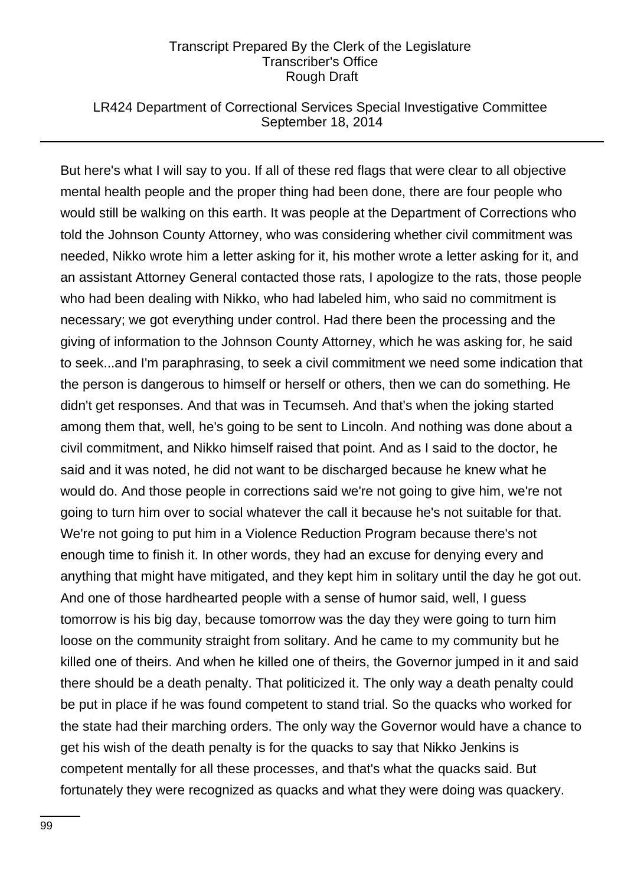But here's what I will say to you. If all of these red flags that were clear to all objective mental health people and the proper thing had been done, there are four people who would still be walking on this earth. It was people at the Department of Corrections who told the Johnson County Attorney, who was considering whether civil commitment was needed, Nikko wrote him a letter asking for it, his mother wrote a letter asking for it, and an assistant Attorney General contacted those rats, I apologize to the rats, those people who had been dealing with Nikko, who had labeled him, who said no commitment is necessary; we got everything under control. Had there been the processing and the giving of information to the Johnson County Attorney, which he was asking for, he said to seek...and I'm paraphrasing, to seek a civil commitment we need some indication that the person is dangerous to himself or herself or others, then we can do something. He didn't get responses. And that was in Tecumseh. And that's when the joking started among them that, well, he's going to be sent to Lincoln. And nothing was done about a civil commitment, and Nikko himself raised that point. And as I said to the doctor, he said and it was noted, he did not want to be discharged because he knew what he would do. And those people in corrections said we're not going to give him, we're not going to turn him over to social whatever the call it because he's not suitable for that. We're not going to put him in a Violence Reduction Program because there's not enough time to finish it. In other words, they had an excuse for denying every and anything that might have mitigated, and they kept him in solitary until the day he got out. And one of those hardhearted people with a sense of humor said, well, I guess tomorrow is his big day, because tomorrow was the day they were going to turn him loose on the community straight from solitary. And he came to my community but he killed one of theirs. And when he killed one of theirs, the Governor jumped in it and said there should be a death penalty. That politicized it. The only way a death penalty could be put in place if he was found competent to stand trial. So the quacks who worked for the state had their marching orders. The only way the Governor would have a chance to get his wish of the death penalty is for the quacks to say that Nikko Jenkins is competent mentally for all these processes, and that's what the quacks said. But fortunately they were recognized as quacks and what they were doing was quackery.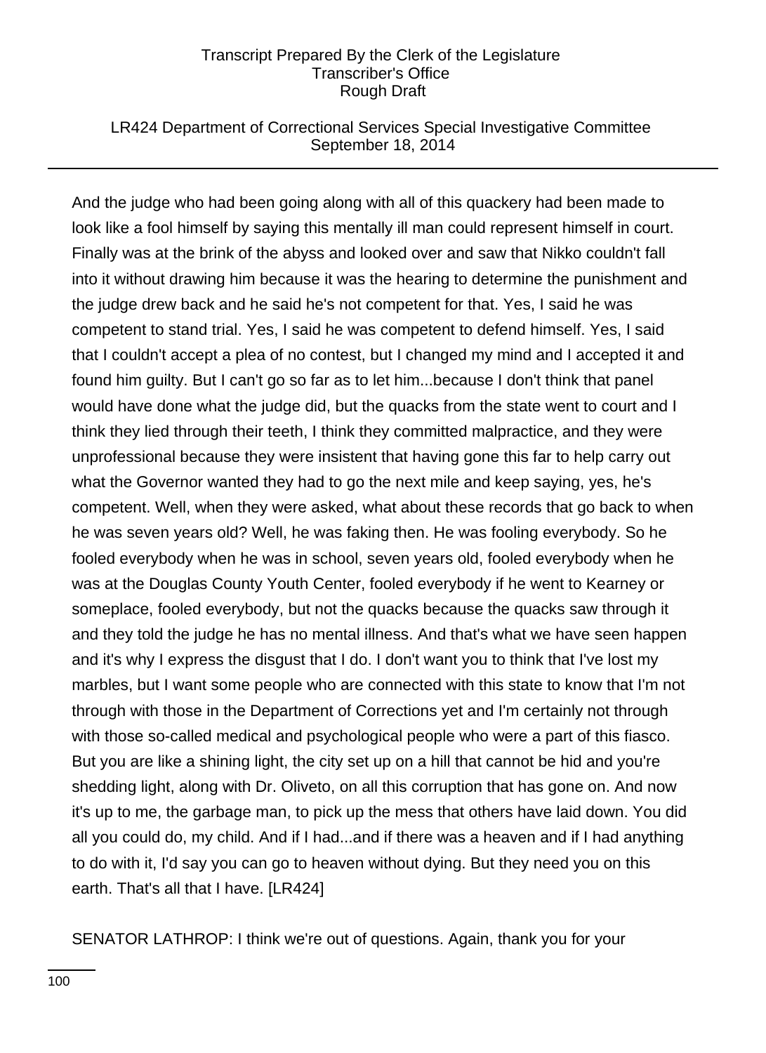And the judge who had been going along with all of this quackery had been made to look like a fool himself by saying this mentally ill man could represent himself in court. Finally was at the brink of the abyss and looked over and saw that Nikko couldn't fall into it without drawing him because it was the hearing to determine the punishment and the judge drew back and he said he's not competent for that. Yes, I said he was competent to stand trial. Yes, I said he was competent to defend himself. Yes, I said that I couldn't accept a plea of no contest, but I changed my mind and I accepted it and found him guilty. But I can't go so far as to let him...because I don't think that panel would have done what the judge did, but the quacks from the state went to court and I think they lied through their teeth, I think they committed malpractice, and they were unprofessional because they were insistent that having gone this far to help carry out what the Governor wanted they had to go the next mile and keep saying, yes, he's competent. Well, when they were asked, what about these records that go back to when he was seven years old? Well, he was faking then. He was fooling everybody. So he fooled everybody when he was in school, seven years old, fooled everybody when he was at the Douglas County Youth Center, fooled everybody if he went to Kearney or someplace, fooled everybody, but not the quacks because the quacks saw through it and they told the judge he has no mental illness. And that's what we have seen happen and it's why I express the disgust that I do. I don't want you to think that I've lost my marbles, but I want some people who are connected with this state to know that I'm not through with those in the Department of Corrections yet and I'm certainly not through with those so-called medical and psychological people who were a part of this fiasco. But you are like a shining light, the city set up on a hill that cannot be hid and you're shedding light, along with Dr. Oliveto, on all this corruption that has gone on. And now it's up to me, the garbage man, to pick up the mess that others have laid down. You did all you could do, my child. And if I had...and if there was a heaven and if I had anything to do with it, I'd say you can go to heaven without dying. But they need you on this earth. That's all that I have. [LR424]

SENATOR LATHROP: I think we're out of questions. Again, thank you for your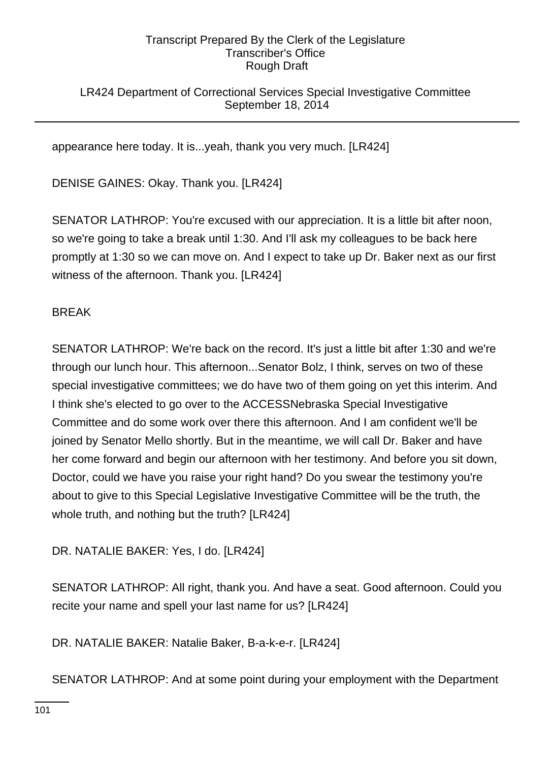appearance here today. It is...yeah, thank you very much. [LR424]

DENISE GAINES: Okay. Thank you. [LR424]

SENATOR LATHROP: You're excused with our appreciation. It is a little bit after noon, so we're going to take a break until 1:30. And I'll ask my colleagues to be back here promptly at 1:30 so we can move on. And I expect to take up Dr. Baker next as our first witness of the afternoon. Thank you. [LR424]

BREAK

SENATOR LATHROP: We're back on the record. It's just a little bit after 1:30 and we're through our lunch hour. This afternoon...Senator Bolz, I think, serves on two of these special investigative committees; we do have two of them going on yet this interim. And I think she's elected to go over to the ACCESSNebraska Special Investigative Committee and do some work over there this afternoon. And I am confident we'll be joined by Senator Mello shortly. But in the meantime, we will call Dr. Baker and have her come forward and begin our afternoon with her testimony. And before you sit down, Doctor, could we have you raise your right hand? Do you swear the testimony you're about to give to this Special Legislative Investigative Committee will be the truth, the whole truth, and nothing but the truth? [LR424]

DR. NATALIE BAKER: Yes, I do. [LR424]

SENATOR LATHROP: All right, thank you. And have a seat. Good afternoon. Could you recite your name and spell your last name for us? [LR424]

DR. NATALIE BAKER: Natalie Baker, B-a-k-e-r. [LR424]

SENATOR LATHROP: And at some point during your employment with the Department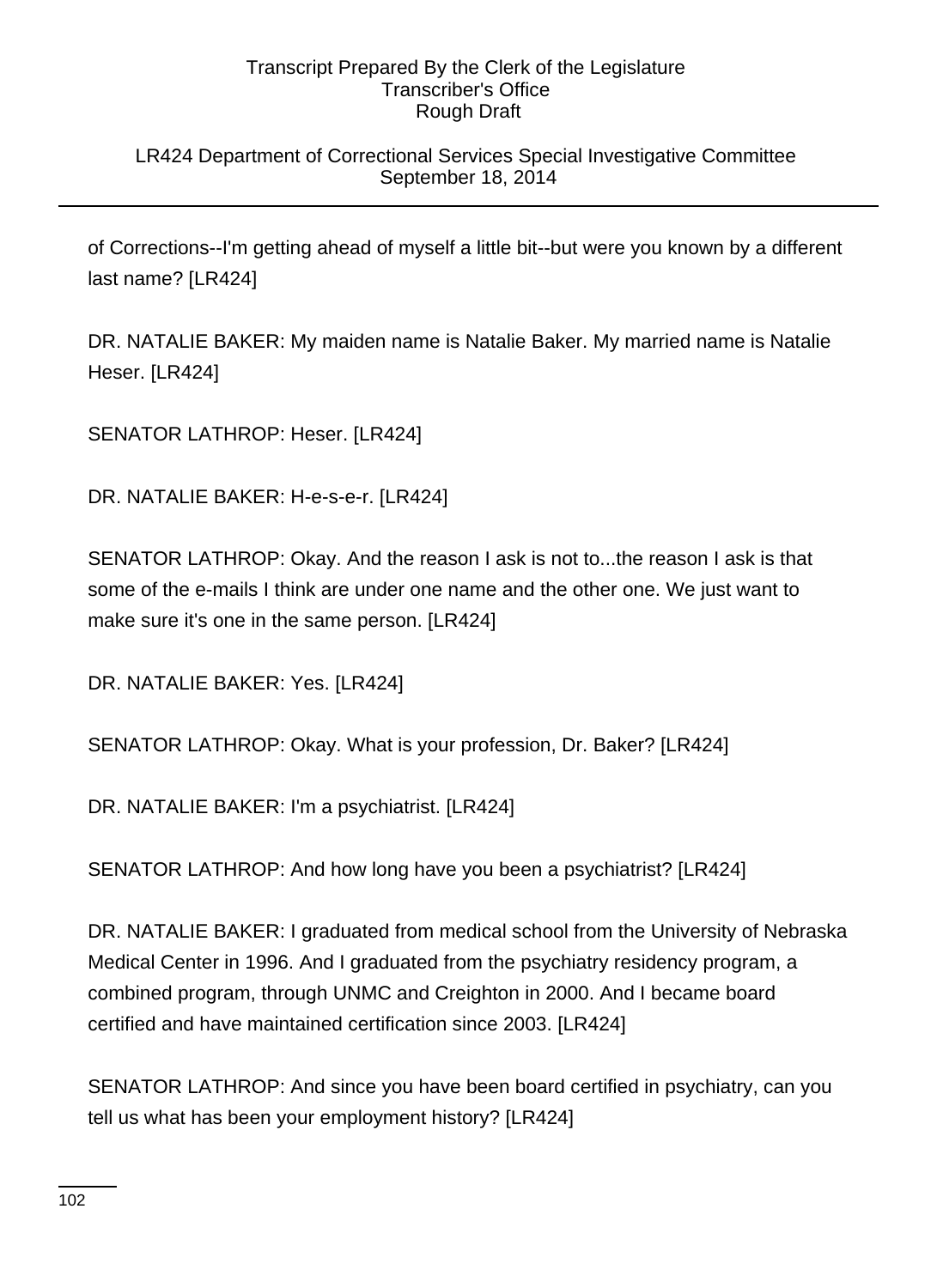of Corrections--I'm getting ahead of myself a little bit--but were you known by a different last name? [LR424]

DR. NATALIE BAKER: My maiden name is Natalie Baker. My married name is Natalie Heser. [LR424]

SENATOR LATHROP: Heser. [LR424]

DR. NATALIE BAKER: H-e-s-e-r. [LR424]

SENATOR LATHROP: Okay. And the reason I ask is not to...the reason I ask is that some of the e-mails I think are under one name and the other one. We just want to make sure it's one in the same person. [LR424]

DR. NATALIE BAKER: Yes. [LR424]

SENATOR LATHROP: Okay. What is your profession, Dr. Baker? [LR424]

DR. NATALIE BAKER: I'm a psychiatrist. [LR424]

SENATOR LATHROP: And how long have you been a psychiatrist? [LR424]

DR. NATALIE BAKER: I graduated from medical school from the University of Nebraska Medical Center in 1996. And I graduated from the psychiatry residency program, a combined program, through UNMC and Creighton in 2000. And I became board certified and have maintained certification since 2003. [LR424]

SENATOR LATHROP: And since you have been board certified in psychiatry, can you tell us what has been your employment history? [LR424]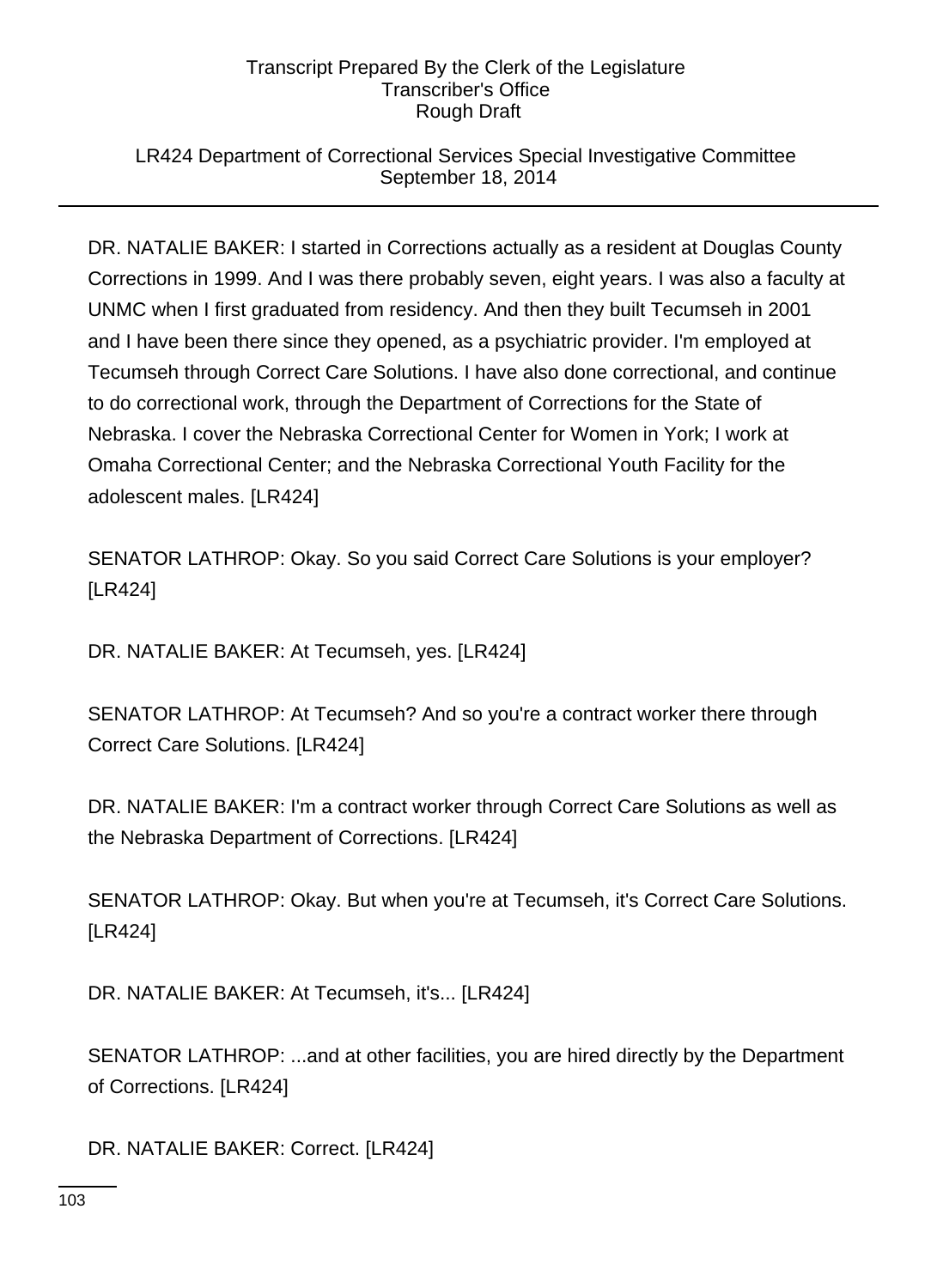DR. NATALIE BAKER: I started in Corrections actually as a resident at Douglas County Corrections in 1999. And I was there probably seven, eight years. I was also a faculty at UNMC when I first graduated from residency. And then they built Tecumseh in 2001 and I have been there since they opened, as a psychiatric provider. I'm employed at Tecumseh through Correct Care Solutions. I have also done correctional, and continue to do correctional work, through the Department of Corrections for the State of Nebraska. I cover the Nebraska Correctional Center for Women in York; I work at Omaha Correctional Center; and the Nebraska Correctional Youth Facility for the adolescent males. [LR424]

SENATOR LATHROP: Okay. So you said Correct Care Solutions is your employer? [LR424]

DR. NATALIE BAKER: At Tecumseh, yes. [LR424]

SENATOR LATHROP: At Tecumseh? And so you're a contract worker there through Correct Care Solutions. [LR424]

DR. NATALIE BAKER: I'm a contract worker through Correct Care Solutions as well as the Nebraska Department of Corrections. [LR424]

SENATOR LATHROP: Okay. But when you're at Tecumseh, it's Correct Care Solutions. [LR424]

DR. NATALIE BAKER: At Tecumseh, it's... [LR424]

SENATOR LATHROP: ...and at other facilities, you are hired directly by the Department of Corrections. [LR424]

DR. NATALIE BAKER: Correct. [LR424]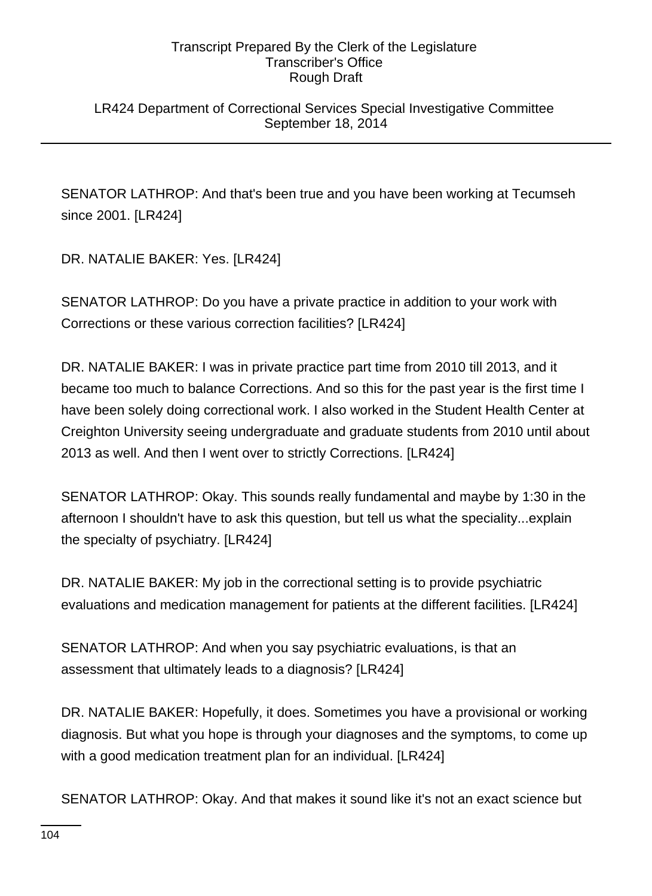SENATOR LATHROP: And that's been true and you have been working at Tecumseh since 2001. [LR424]

DR. NATALIE BAKER: Yes. [LR424]

SENATOR LATHROP: Do you have a private practice in addition to your work with Corrections or these various correction facilities? [LR424]

DR. NATALIE BAKER: I was in private practice part time from 2010 till 2013, and it became too much to balance Corrections. And so this for the past year is the first time I have been solely doing correctional work. I also worked in the Student Health Center at Creighton University seeing undergraduate and graduate students from 2010 until about 2013 as well. And then I went over to strictly Corrections. [LR424]

SENATOR LATHROP: Okay. This sounds really fundamental and maybe by 1:30 in the afternoon I shouldn't have to ask this question, but tell us what the speciality...explain the specialty of psychiatry. [LR424]

DR. NATALIE BAKER: My job in the correctional setting is to provide psychiatric evaluations and medication management for patients at the different facilities. [LR424]

SENATOR LATHROP: And when you say psychiatric evaluations, is that an assessment that ultimately leads to a diagnosis? [LR424]

DR. NATALIE BAKER: Hopefully, it does. Sometimes you have a provisional or working diagnosis. But what you hope is through your diagnoses and the symptoms, to come up with a good medication treatment plan for an individual. [LR424]

SENATOR LATHROP: Okay. And that makes it sound like it's not an exact science but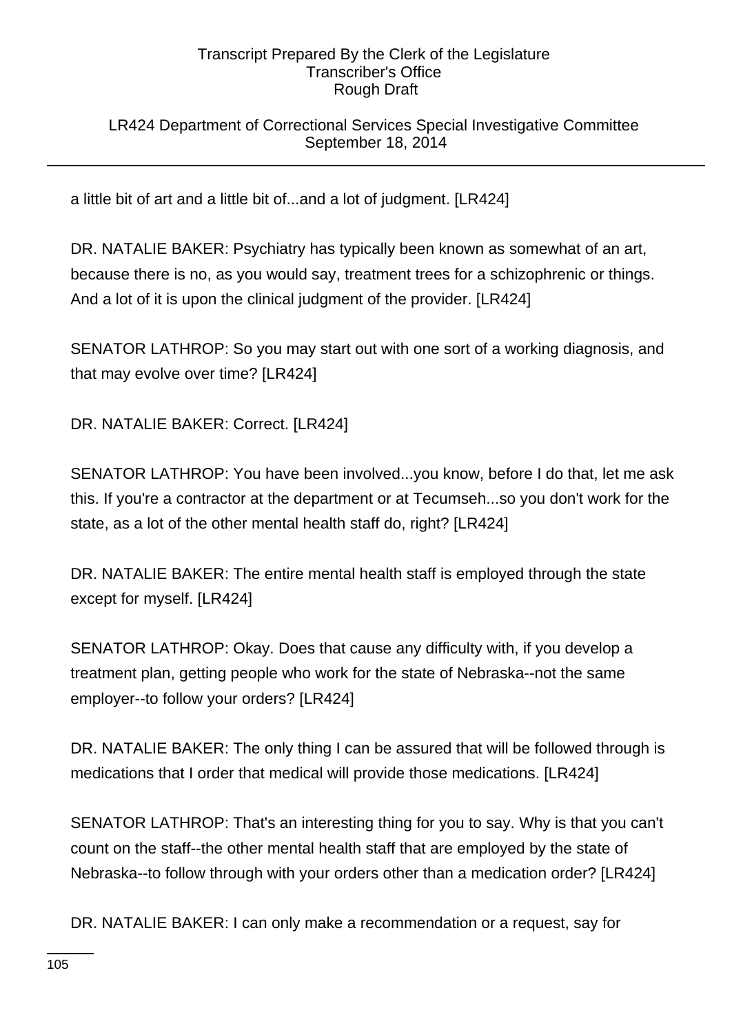a little bit of art and a little bit of...and a lot of judgment. [LR424]

DR. NATALIE BAKER: Psychiatry has typically been known as somewhat of an art, because there is no, as you would say, treatment trees for a schizophrenic or things. And a lot of it is upon the clinical judgment of the provider. [LR424]

SENATOR LATHROP: So you may start out with one sort of a working diagnosis, and that may evolve over time? [LR424]

DR. NATALIE BAKER: Correct. [LR424]

SENATOR LATHROP: You have been involved...you know, before I do that, let me ask this. If you're a contractor at the department or at Tecumseh...so you don't work for the state, as a lot of the other mental health staff do, right? [LR424]

DR. NATALIE BAKER: The entire mental health staff is employed through the state except for myself. [LR424]

SENATOR LATHROP: Okay. Does that cause any difficulty with, if you develop a treatment plan, getting people who work for the state of Nebraska--not the same employer--to follow your orders? [LR424]

DR. NATALIE BAKER: The only thing I can be assured that will be followed through is medications that I order that medical will provide those medications. [LR424]

SENATOR LATHROP: That's an interesting thing for you to say. Why is that you can't count on the staff--the other mental health staff that are employed by the state of Nebraska--to follow through with your orders other than a medication order? [LR424]

DR. NATALIE BAKER: I can only make a recommendation or a request, say for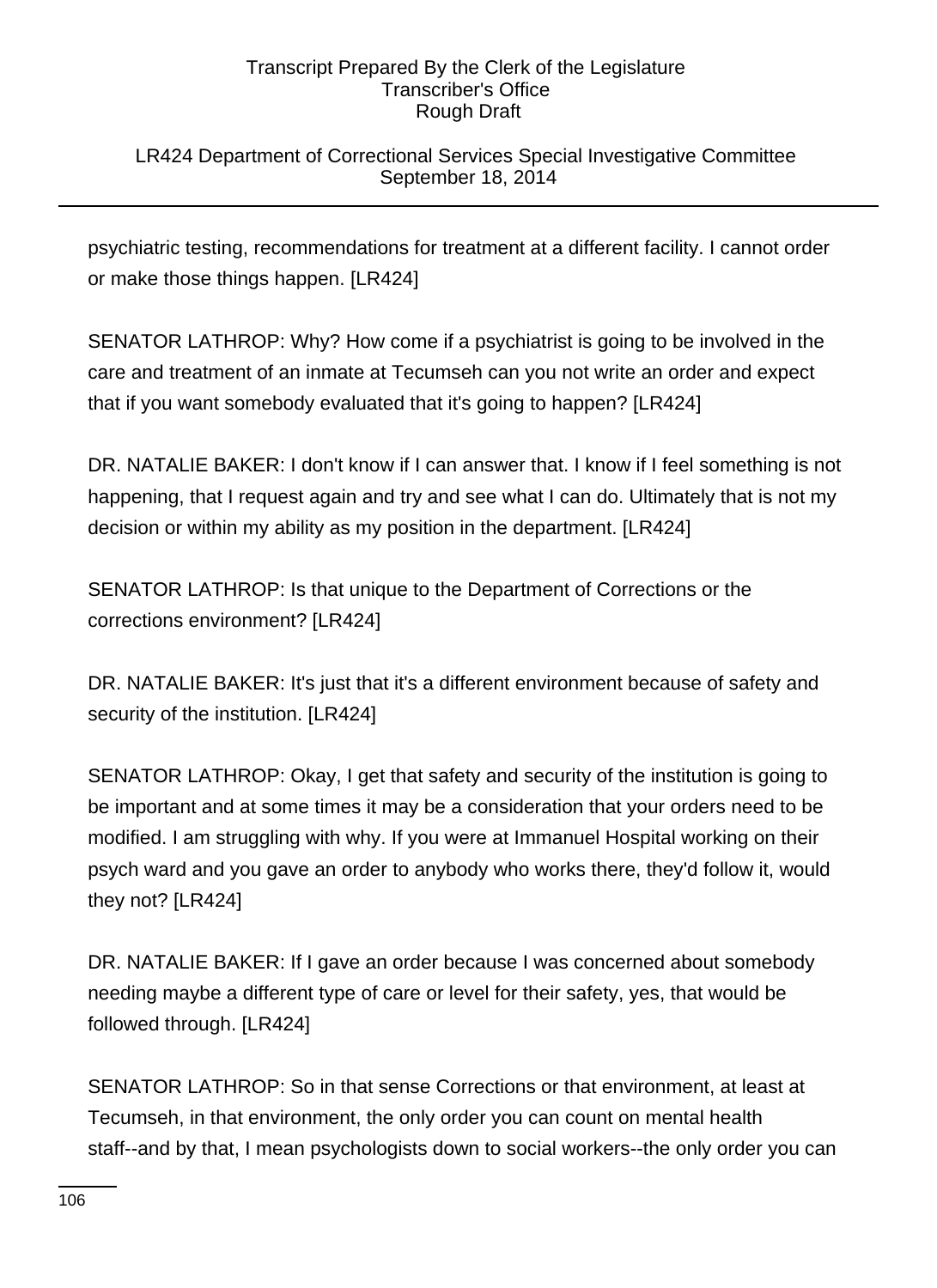psychiatric testing, recommendations for treatment at a different facility. I cannot order or make those things happen. [LR424]

SENATOR LATHROP: Why? How come if a psychiatrist is going to be involved in the care and treatment of an inmate at Tecumseh can you not write an order and expect that if you want somebody evaluated that it's going to happen? [LR424]

DR. NATALIE BAKER: I don't know if I can answer that. I know if I feel something is not happening, that I request again and try and see what I can do. Ultimately that is not my decision or within my ability as my position in the department. [LR424]

SENATOR LATHROP: Is that unique to the Department of Corrections or the corrections environment? [LR424]

DR. NATALIE BAKER: It's just that it's a different environment because of safety and security of the institution. [LR424]

SENATOR LATHROP: Okay, I get that safety and security of the institution is going to be important and at some times it may be a consideration that your orders need to be modified. I am struggling with why. If you were at Immanuel Hospital working on their psych ward and you gave an order to anybody who works there, they'd follow it, would they not? [LR424]

DR. NATALIE BAKER: If I gave an order because I was concerned about somebody needing maybe a different type of care or level for their safety, yes, that would be followed through. [LR424]

SENATOR LATHROP: So in that sense Corrections or that environment, at least at Tecumseh, in that environment, the only order you can count on mental health staff--and by that, I mean psychologists down to social workers--the only order you can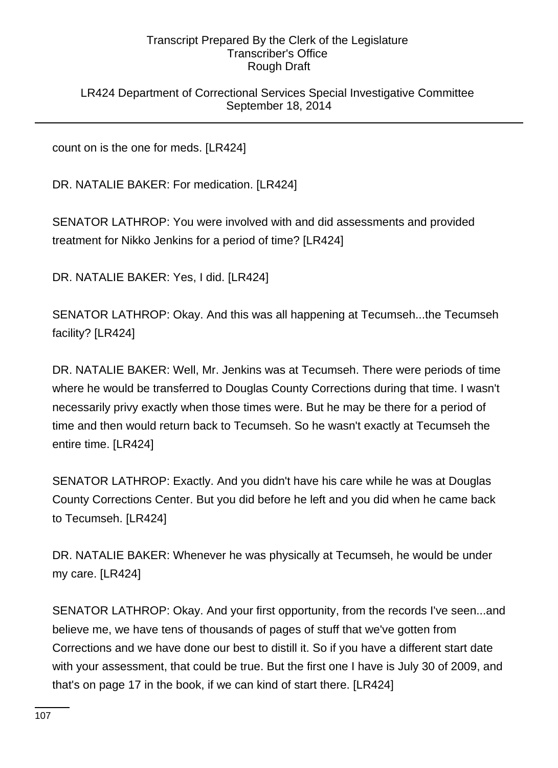count on is the one for meds. [LR424]

DR. NATALIE BAKER: For medication. [LR424]

SENATOR LATHROP: You were involved with and did assessments and provided treatment for Nikko Jenkins for a period of time? [LR424]

DR. NATALIE BAKER: Yes, I did. [LR424]

SENATOR LATHROP: Okay. And this was all happening at Tecumseh...the Tecumseh facility? [LR424]

DR. NATALIE BAKER: Well, Mr. Jenkins was at Tecumseh. There were periods of time where he would be transferred to Douglas County Corrections during that time. I wasn't necessarily privy exactly when those times were. But he may be there for a period of time and then would return back to Tecumseh. So he wasn't exactly at Tecumseh the entire time. [LR424]

SENATOR LATHROP: Exactly. And you didn't have his care while he was at Douglas County Corrections Center. But you did before he left and you did when he came back to Tecumseh. [LR424]

DR. NATALIE BAKER: Whenever he was physically at Tecumseh, he would be under my care. [LR424]

SENATOR LATHROP: Okay. And your first opportunity, from the records I've seen...and believe me, we have tens of thousands of pages of stuff that we've gotten from Corrections and we have done our best to distill it. So if you have a different start date with your assessment, that could be true. But the first one I have is July 30 of 2009, and that's on page 17 in the book, if we can kind of start there. [LR424]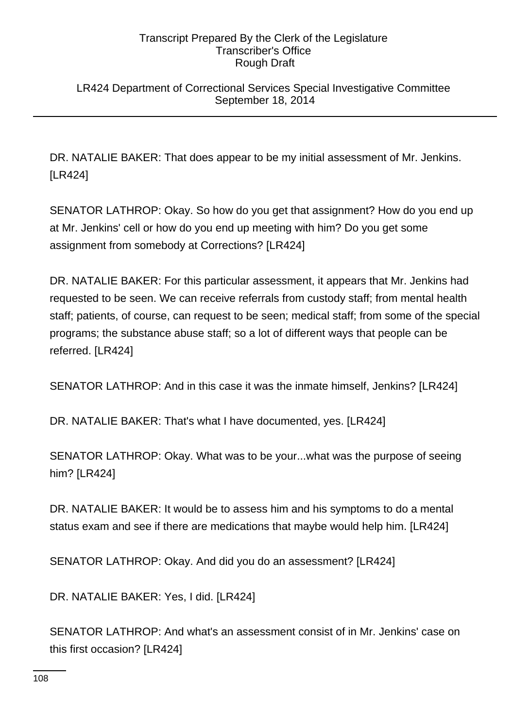DR. NATALIE BAKER: That does appear to be my initial assessment of Mr. Jenkins. [LR424]

SENATOR LATHROP: Okay. So how do you get that assignment? How do you end up at Mr. Jenkins' cell or how do you end up meeting with him? Do you get some assignment from somebody at Corrections? [LR424]

DR. NATALIE BAKER: For this particular assessment, it appears that Mr. Jenkins had requested to be seen. We can receive referrals from custody staff; from mental health staff; patients, of course, can request to be seen; medical staff; from some of the special programs; the substance abuse staff; so a lot of different ways that people can be referred. [LR424]

SENATOR LATHROP: And in this case it was the inmate himself, Jenkins? [LR424]

DR. NATALIE BAKER: That's what I have documented, yes. [LR424]

SENATOR LATHROP: Okay. What was to be your...what was the purpose of seeing him? [LR424]

DR. NATALIE BAKER: It would be to assess him and his symptoms to do a mental status exam and see if there are medications that maybe would help him. [LR424]

SENATOR LATHROP: Okay. And did you do an assessment? [LR424]

DR. NATALIE BAKER: Yes, I did. [LR424]

SENATOR LATHROP: And what's an assessment consist of in Mr. Jenkins' case on this first occasion? [LR424]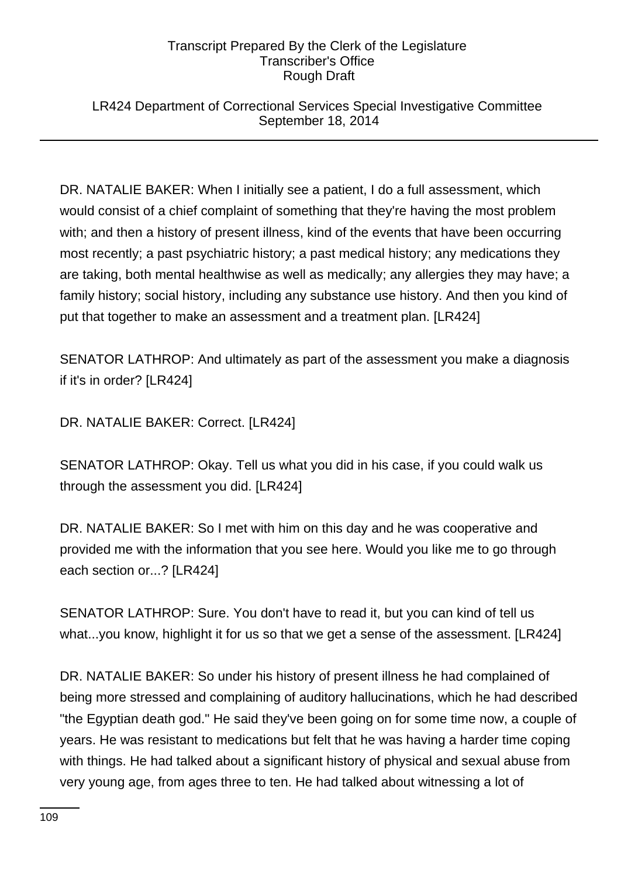DR. NATALIE BAKER: When I initially see a patient, I do a full assessment, which would consist of a chief complaint of something that they're having the most problem with; and then a history of present illness, kind of the events that have been occurring most recently; a past psychiatric history; a past medical history; any medications they are taking, both mental healthwise as well as medically; any allergies they may have; a family history; social history, including any substance use history. And then you kind of put that together to make an assessment and a treatment plan. [LR424]

SENATOR LATHROP: And ultimately as part of the assessment you make a diagnosis if it's in order? [LR424]

DR. NATALIE BAKER: Correct. [LR424]

SENATOR LATHROP: Okay. Tell us what you did in his case, if you could walk us through the assessment you did. [LR424]

DR. NATALIE BAKER: So I met with him on this day and he was cooperative and provided me with the information that you see here. Would you like me to go through each section or...? [LR424]

SENATOR LATHROP: Sure. You don't have to read it, but you can kind of tell us what...you know, highlight it for us so that we get a sense of the assessment. [LR424]

DR. NATALIE BAKER: So under his history of present illness he had complained of being more stressed and complaining of auditory hallucinations, which he had described "the Egyptian death god." He said they've been going on for some time now, a couple of years. He was resistant to medications but felt that he was having a harder time coping with things. He had talked about a significant history of physical and sexual abuse from very young age, from ages three to ten. He had talked about witnessing a lot of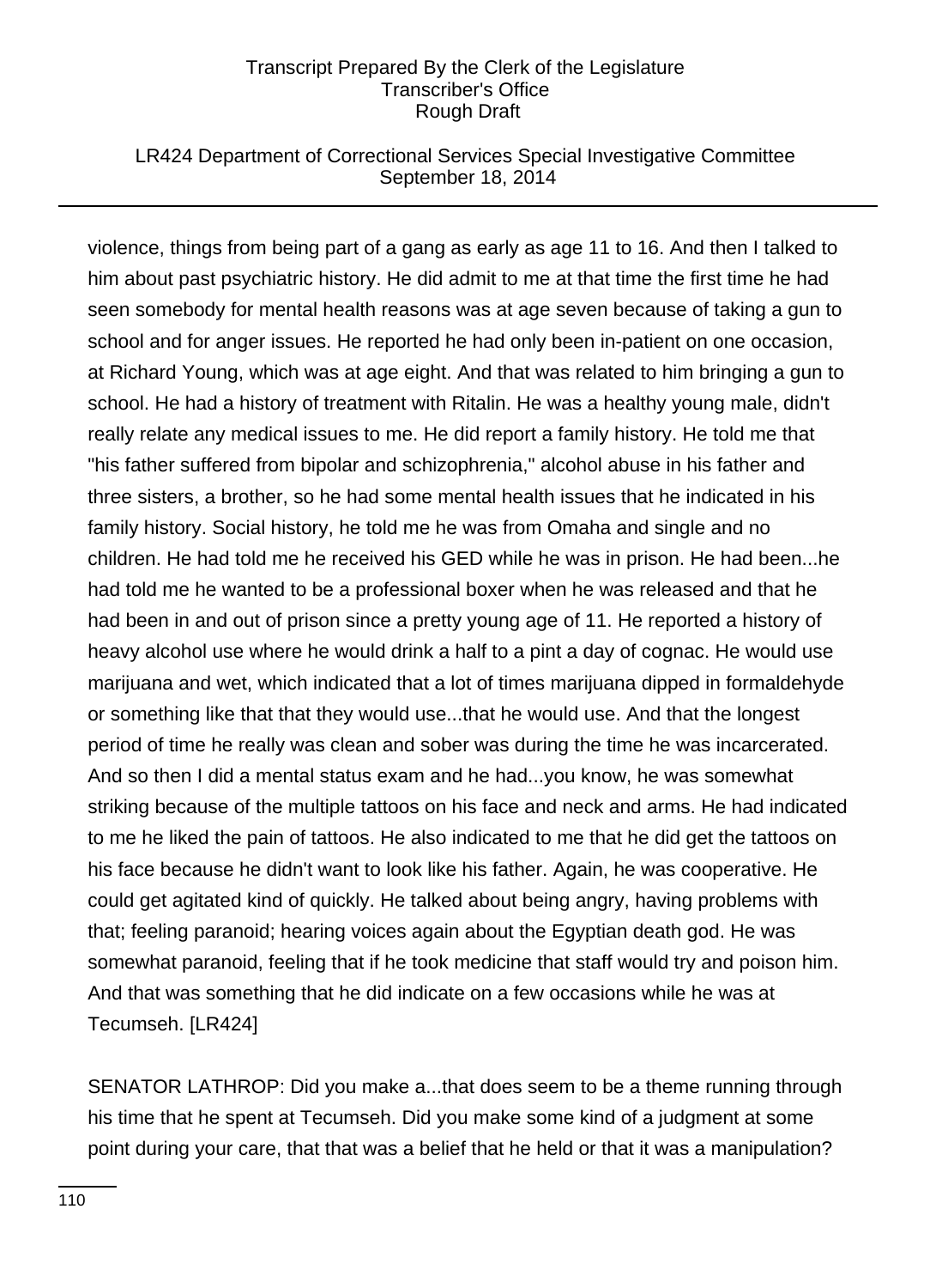violence, things from being part of a gang as early as age 11 to 16. And then I talked to him about past psychiatric history. He did admit to me at that time the first time he had seen somebody for mental health reasons was at age seven because of taking a gun to school and for anger issues. He reported he had only been in-patient on one occasion, at Richard Young, which was at age eight. And that was related to him bringing a gun to school. He had a history of treatment with Ritalin. He was a healthy young male, didn't really relate any medical issues to me. He did report a family history. He told me that "his father suffered from bipolar and schizophrenia," alcohol abuse in his father and three sisters, a brother, so he had some mental health issues that he indicated in his family history. Social history, he told me he was from Omaha and single and no children. He had told me he received his GED while he was in prison. He had been...he had told me he wanted to be a professional boxer when he was released and that he had been in and out of prison since a pretty young age of 11. He reported a history of heavy alcohol use where he would drink a half to a pint a day of cognac. He would use marijuana and wet, which indicated that a lot of times marijuana dipped in formaldehyde or something like that that they would use...that he would use. And that the longest period of time he really was clean and sober was during the time he was incarcerated. And so then I did a mental status exam and he had...you know, he was somewhat striking because of the multiple tattoos on his face and neck and arms. He had indicated to me he liked the pain of tattoos. He also indicated to me that he did get the tattoos on his face because he didn't want to look like his father. Again, he was cooperative. He could get agitated kind of quickly. He talked about being angry, having problems with that; feeling paranoid; hearing voices again about the Egyptian death god. He was somewhat paranoid, feeling that if he took medicine that staff would try and poison him. And that was something that he did indicate on a few occasions while he was at Tecumseh. [LR424]

SENATOR LATHROP: Did you make a...that does seem to be a theme running through his time that he spent at Tecumseh. Did you make some kind of a judgment at some point during your care, that that was a belief that he held or that it was a manipulation?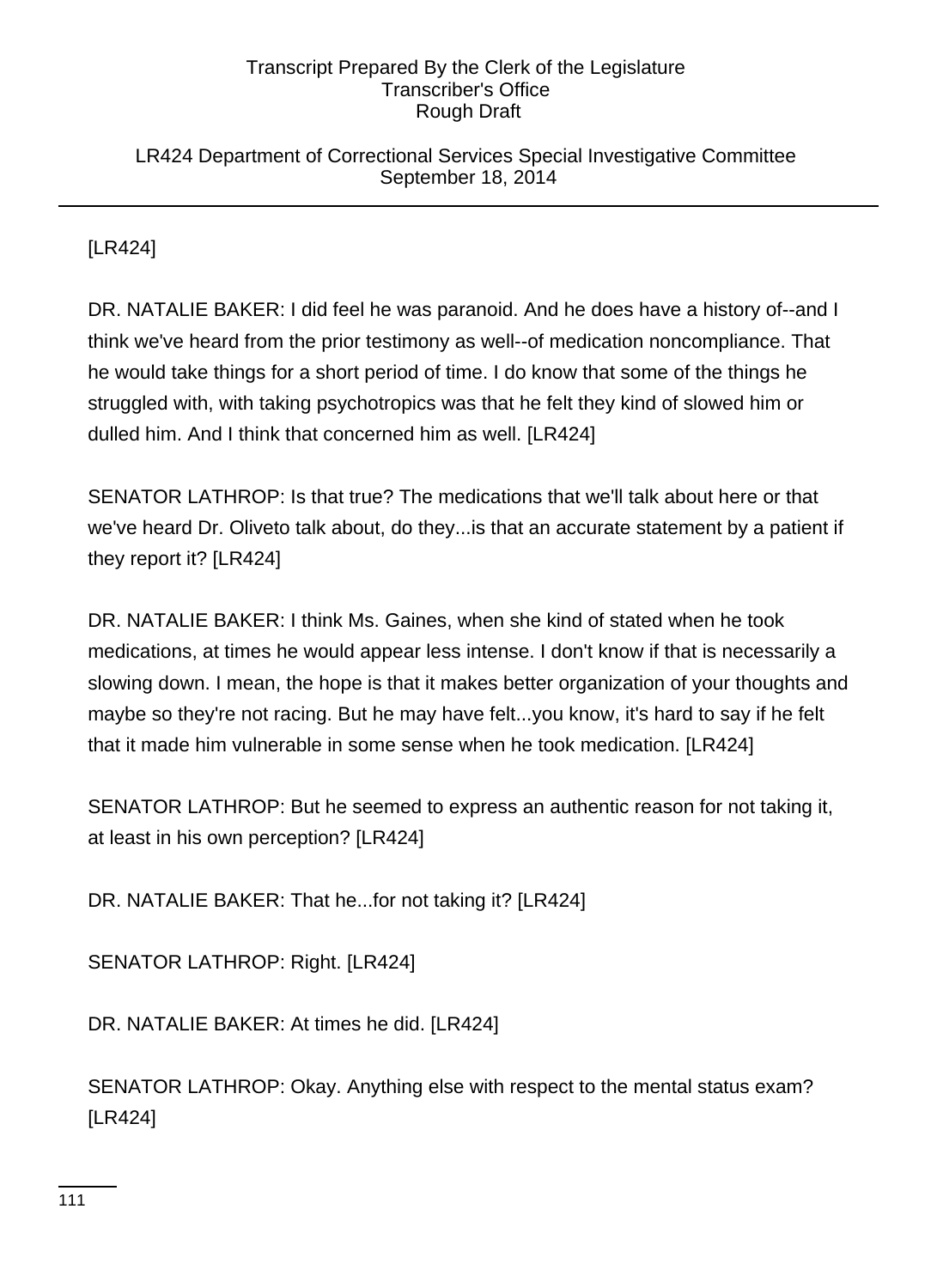[LR424]

DR. NATALIE BAKER: I did feel he was paranoid. And he does have a history of--and I think we've heard from the prior testimony as well--of medication noncompliance. That he would take things for a short period of time. I do know that some of the things he struggled with, with taking psychotropics was that he felt they kind of slowed him or dulled him. And I think that concerned him as well. [LR424]

SENATOR LATHROP: Is that true? The medications that we'll talk about here or that we've heard Dr. Oliveto talk about, do they...is that an accurate statement by a patient if they report it? [LR424]

DR. NATALIE BAKER: I think Ms. Gaines, when she kind of stated when he took medications, at times he would appear less intense. I don't know if that is necessarily a slowing down. I mean, the hope is that it makes better organization of your thoughts and maybe so they're not racing. But he may have felt...you know, it's hard to say if he felt that it made him vulnerable in some sense when he took medication. [LR424]

SENATOR LATHROP: But he seemed to express an authentic reason for not taking it, at least in his own perception? [LR424]

DR. NATALIE BAKER: That he...for not taking it? [LR424]

SENATOR LATHROP: Right. [LR424]

DR. NATALIE BAKER: At times he did. [LR424]

SENATOR LATHROP: Okay. Anything else with respect to the mental status exam? [LR424]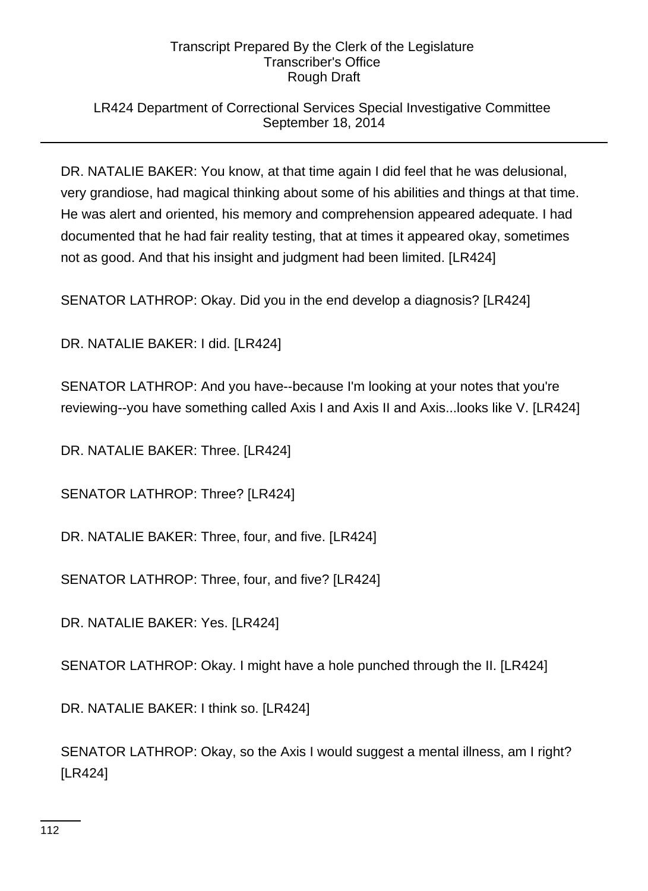DR. NATALIE BAKER: You know, at that time again I did feel that he was delusional, very grandiose, had magical thinking about some of his abilities and things at that time. He was alert and oriented, his memory and comprehension appeared adequate. I had documented that he had fair reality testing, that at times it appeared okay, sometimes not as good. And that his insight and judgment had been limited. [LR424]

SENATOR LATHROP: Okay. Did you in the end develop a diagnosis? [LR424]

DR. NATALIE BAKER: I did. [LR424]

SENATOR LATHROP: And you have--because I'm looking at your notes that you're reviewing--you have something called Axis I and Axis II and Axis...looks like V. [LR424]

DR. NATALIE BAKER: Three. [LR424]

SENATOR LATHROP: Three? [LR424]

DR. NATALIE BAKER: Three, four, and five. [LR424]

SENATOR LATHROP: Three, four, and five? [LR424]

DR. NATALIE BAKER: Yes. [LR424]

SENATOR LATHROP: Okay. I might have a hole punched through the II. [LR424]

DR. NATALIE BAKER: I think so. [LR424]

SENATOR LATHROP: Okay, so the Axis I would suggest a mental illness, am I right? [LR424]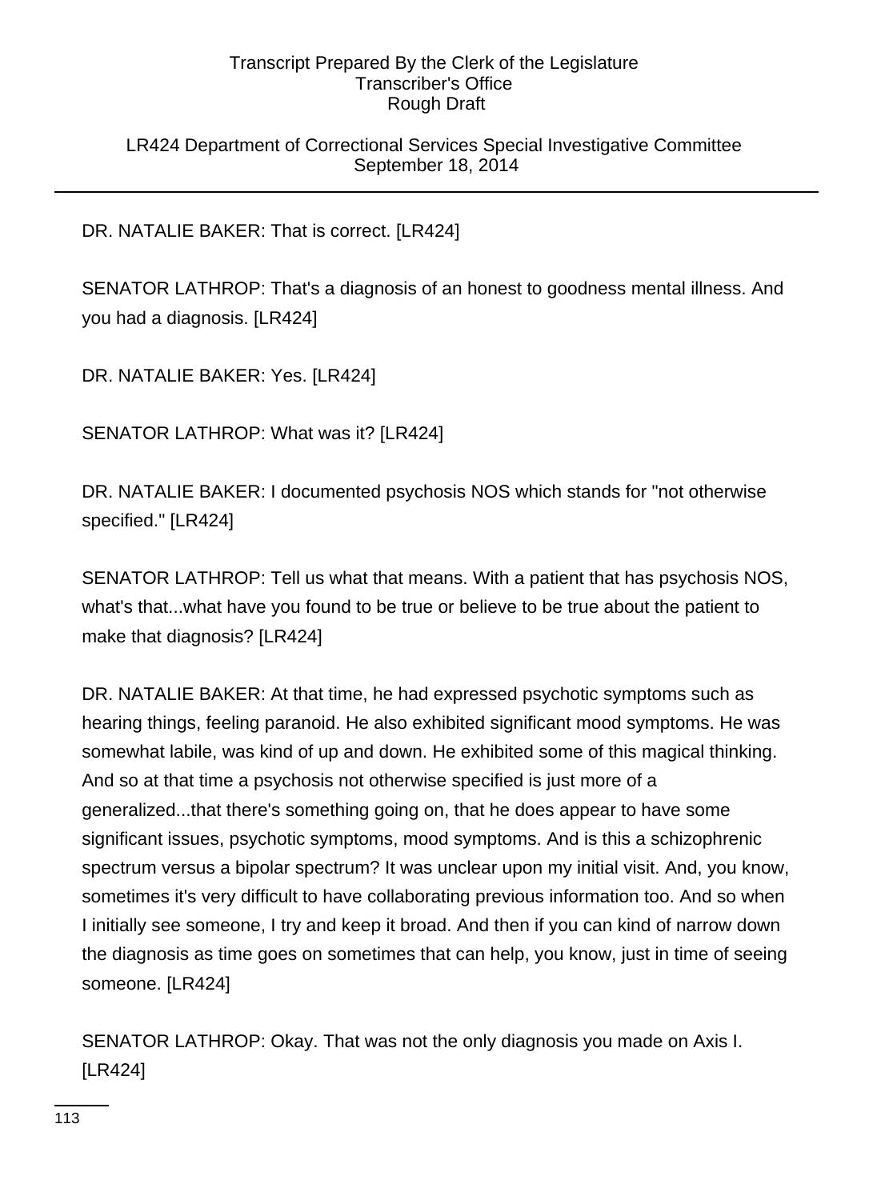DR. NATALIE BAKER: That is correct. [LR424]

SENATOR LATHROP: That's a diagnosis of an honest to goodness mental illness. And you had a diagnosis. [LR424]

DR. NATALIE BAKER: Yes. [LR424]

SENATOR LATHROP: What was it? [LR424]

DR. NATALIE BAKER: I documented psychosis NOS which stands for "not otherwise specified." [LR424]

SENATOR LATHROP: Tell us what that means. With a patient that has psychosis NOS, what's that...what have you found to be true or believe to be true about the patient to make that diagnosis? [LR424]

DR. NATALIE BAKER: At that time, he had expressed psychotic symptoms such as hearing things, feeling paranoid. He also exhibited significant mood symptoms. He was somewhat labile, was kind of up and down. He exhibited some of this magical thinking. And so at that time a psychosis not otherwise specified is just more of a generalized...that there's something going on, that he does appear to have some significant issues, psychotic symptoms, mood symptoms. And is this a schizophrenic spectrum versus a bipolar spectrum? It was unclear upon my initial visit. And, you know, sometimes it's very difficult to have collaborating previous information too. And so when I initially see someone, I try and keep it broad. And then if you can kind of narrow down the diagnosis as time goes on sometimes that can help, you know, just in time of seeing someone. [LR424]

SENATOR LATHROP: Okay. That was not the only diagnosis you made on Axis I. [LR424]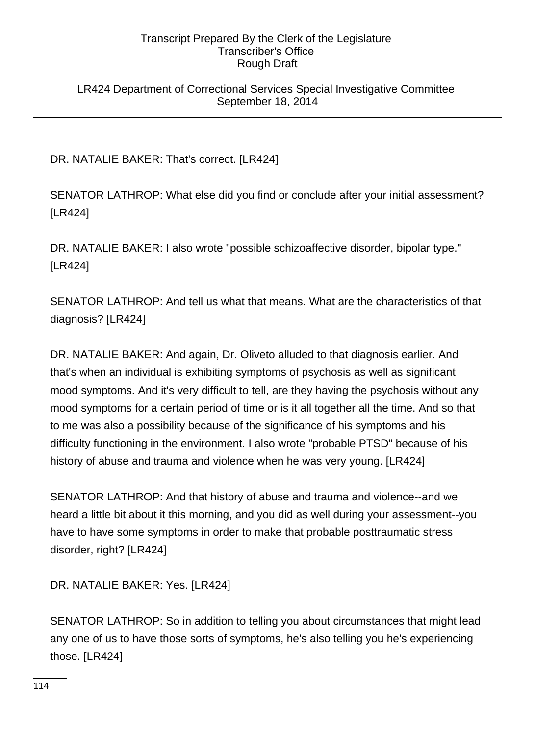DR. NATALIE BAKER: That's correct. [LR424]

SENATOR LATHROP: What else did you find or conclude after your initial assessment? [LR424]

DR. NATALIE BAKER: I also wrote "possible schizoaffective disorder, bipolar type." [LR424]

SENATOR LATHROP: And tell us what that means. What are the characteristics of that diagnosis? [LR424]

DR. NATALIE BAKER: And again, Dr. Oliveto alluded to that diagnosis earlier. And that's when an individual is exhibiting symptoms of psychosis as well as significant mood symptoms. And it's very difficult to tell, are they having the psychosis without any mood symptoms for a certain period of time or is it all together all the time. And so that to me was also a possibility because of the significance of his symptoms and his difficulty functioning in the environment. I also wrote "probable PTSD" because of his history of abuse and trauma and violence when he was very young. [LR424]

SENATOR LATHROP: And that history of abuse and trauma and violence--and we heard a little bit about it this morning, and you did as well during your assessment--you have to have some symptoms in order to make that probable posttraumatic stress disorder, right? [LR424]

DR. NATALIE BAKER: Yes. [LR424]

SENATOR LATHROP: So in addition to telling you about circumstances that might lead any one of us to have those sorts of symptoms, he's also telling you he's experiencing those. [LR424]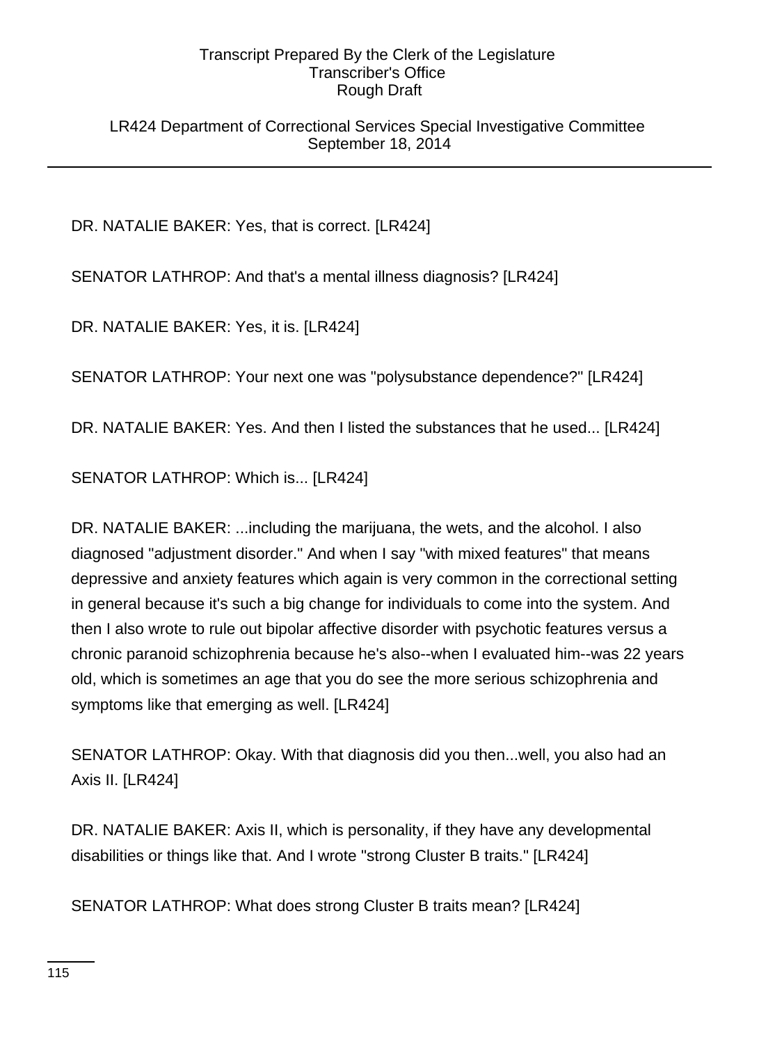DR. NATALIE BAKER: Yes, that is correct. [LR424]

SENATOR LATHROP: And that's a mental illness diagnosis? [LR424]

DR. NATALIE BAKER: Yes, it is. [LR424]

SENATOR LATHROP: Your next one was "polysubstance dependence?" [LR424]

DR. NATALIE BAKER: Yes. And then I listed the substances that he used... [LR424]

SENATOR LATHROP: Which is... [LR424]

DR. NATALIE BAKER: ...including the marijuana, the wets, and the alcohol. I also diagnosed "adjustment disorder." And when I say "with mixed features" that means depressive and anxiety features which again is very common in the correctional setting in general because it's such a big change for individuals to come into the system. And then I also wrote to rule out bipolar affective disorder with psychotic features versus a chronic paranoid schizophrenia because he's also--when I evaluated him--was 22 years old, which is sometimes an age that you do see the more serious schizophrenia and symptoms like that emerging as well. [LR424]

SENATOR LATHROP: Okay. With that diagnosis did you then...well, you also had an Axis II. [LR424]

DR. NATALIE BAKER: Axis II, which is personality, if they have any developmental disabilities or things like that. And I wrote "strong Cluster B traits." [LR424]

SENATOR LATHROP: What does strong Cluster B traits mean? [LR424]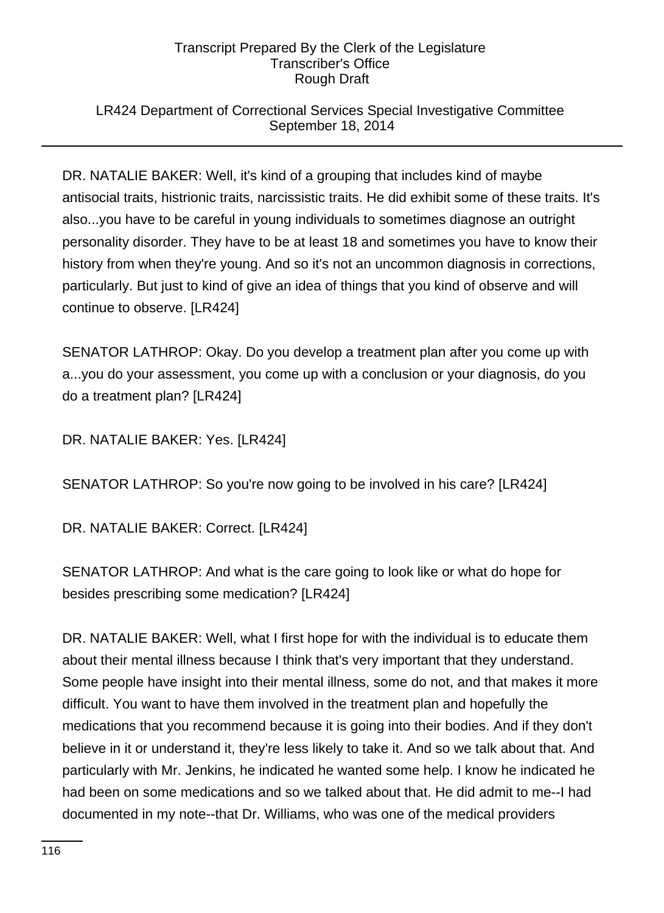DR. NATALIE BAKER: Well, it's kind of a grouping that includes kind of maybe antisocial traits, histrionic traits, narcissistic traits. He did exhibit some of these traits. It's also...you have to be careful in young individuals to sometimes diagnose an outright personality disorder. They have to be at least 18 and sometimes you have to know their history from when they're young. And so it's not an uncommon diagnosis in corrections, particularly. But just to kind of give an idea of things that you kind of observe and will continue to observe. [LR424]

SENATOR LATHROP: Okay. Do you develop a treatment plan after you come up with a...you do your assessment, you come up with a conclusion or your diagnosis, do you do a treatment plan? [LR424]

DR. NATALIE BAKER: Yes. [LR424]

SENATOR LATHROP: So you're now going to be involved in his care? [LR424]

DR. NATALIE BAKER: Correct. [LR424]

SENATOR LATHROP: And what is the care going to look like or what do hope for besides prescribing some medication? [LR424]

DR. NATALIE BAKER: Well, what I first hope for with the individual is to educate them about their mental illness because I think that's very important that they understand. Some people have insight into their mental illness, some do not, and that makes it more difficult. You want to have them involved in the treatment plan and hopefully the medications that you recommend because it is going into their bodies. And if they don't believe in it or understand it, they're less likely to take it. And so we talk about that. And particularly with Mr. Jenkins, he indicated he wanted some help. I know he indicated he had been on some medications and so we talked about that. He did admit to me--I had documented in my note--that Dr. Williams, who was one of the medical providers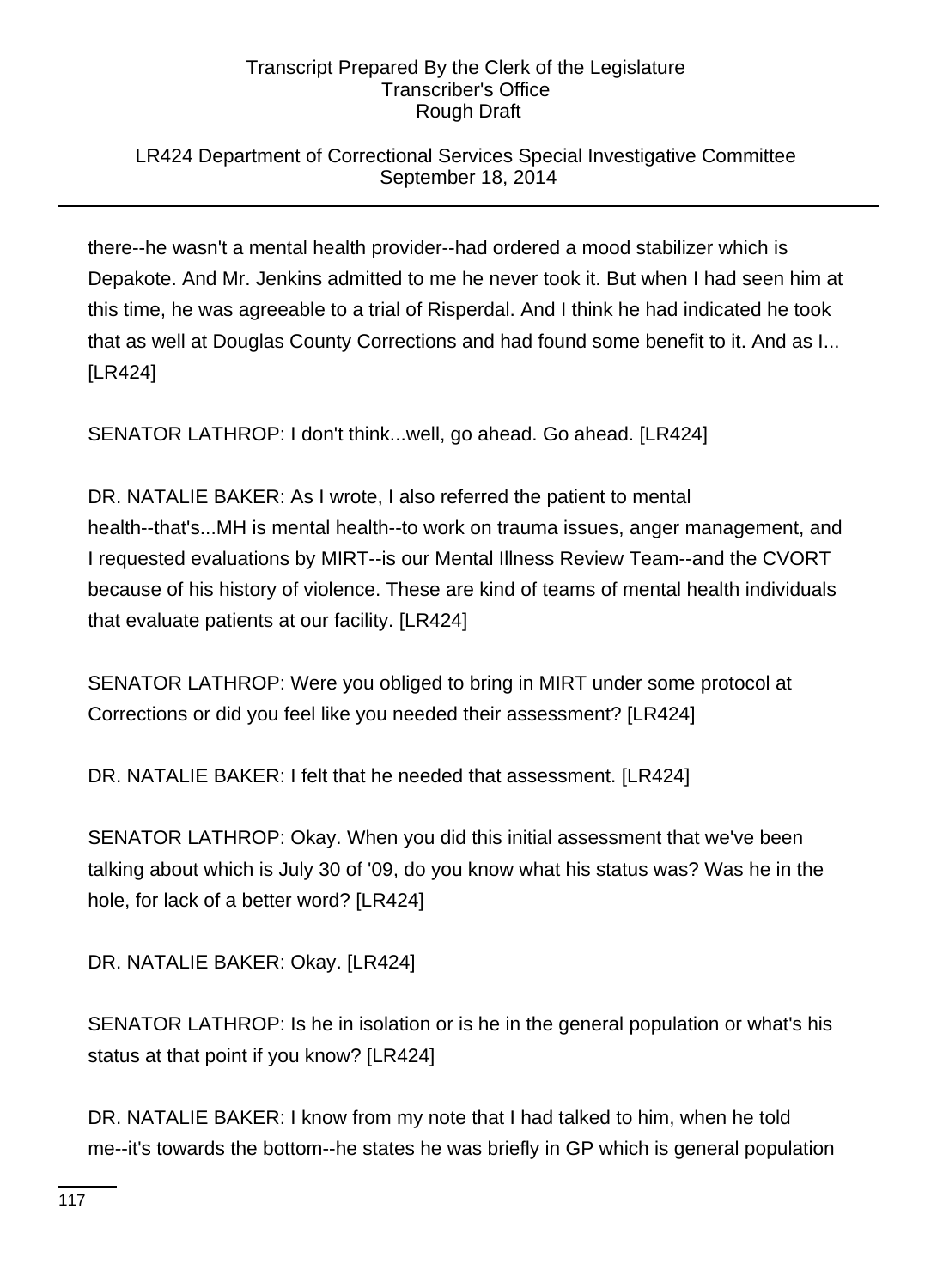there--he wasn't a mental health provider--had ordered a mood stabilizer which is Depakote. And Mr. Jenkins admitted to me he never took it. But when I had seen him at this time, he was agreeable to a trial of Risperdal. And I think he had indicated he took that as well at Douglas County Corrections and had found some benefit to it. And as I... [LR424]

SENATOR LATHROP: I don't think...well, go ahead. Go ahead. [LR424]

DR. NATALIE BAKER: As I wrote, I also referred the patient to mental health--that's...MH is mental health--to work on trauma issues, anger management, and I requested evaluations by MIRT--is our Mental Illness Review Team--and the CVORT because of his history of violence. These are kind of teams of mental health individuals that evaluate patients at our facility. [LR424]

SENATOR LATHROP: Were you obliged to bring in MIRT under some protocol at Corrections or did you feel like you needed their assessment? [LR424]

DR. NATALIE BAKER: I felt that he needed that assessment. [LR424]

SENATOR LATHROP: Okay. When you did this initial assessment that we've been talking about which is July 30 of '09, do you know what his status was? Was he in the hole, for lack of a better word? [LR424]

DR. NATALIE BAKER: Okay. [LR424]

SENATOR LATHROP: Is he in isolation or is he in the general population or what's his status at that point if you know? [LR424]

DR. NATALIE BAKER: I know from my note that I had talked to him, when he told me--it's towards the bottom--he states he was briefly in GP which is general population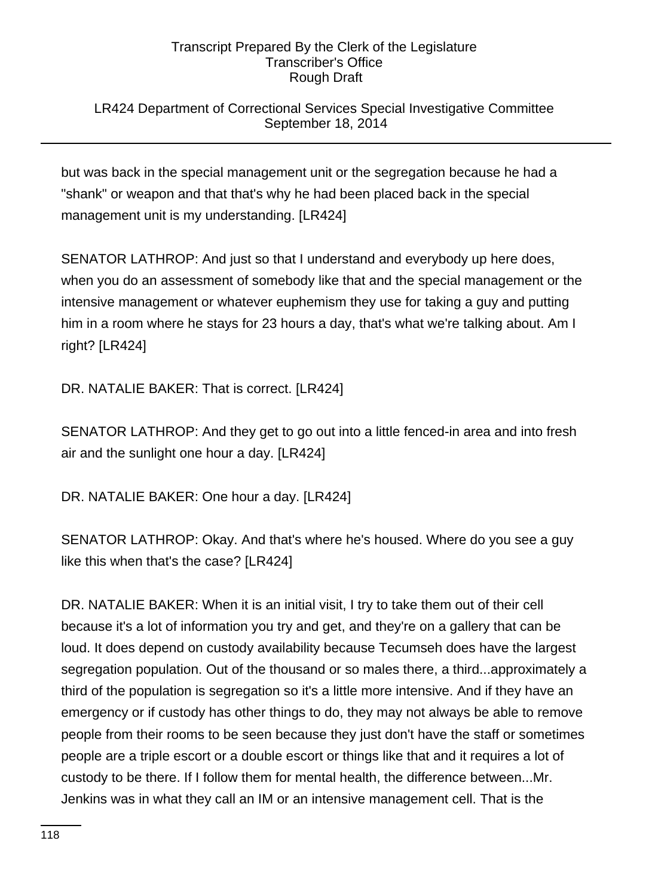but was back in the special management unit or the segregation because he had a "shank" or weapon and that that's why he had been placed back in the special management unit is my understanding. [LR424]

SENATOR LATHROP: And just so that I understand and everybody up here does, when you do an assessment of somebody like that and the special management or the intensive management or whatever euphemism they use for taking a guy and putting him in a room where he stays for 23 hours a day, that's what we're talking about. Am I right? [LR424]

DR. NATALIE BAKER: That is correct. [LR424]

SENATOR LATHROP: And they get to go out into a little fenced-in area and into fresh air and the sunlight one hour a day. [LR424]

DR. NATALIE BAKER: One hour a day. [LR424]

SENATOR LATHROP: Okay. And that's where he's housed. Where do you see a guy like this when that's the case? [LR424]

DR. NATALIE BAKER: When it is an initial visit, I try to take them out of their cell because it's a lot of information you try and get, and they're on a gallery that can be loud. It does depend on custody availability because Tecumseh does have the largest segregation population. Out of the thousand or so males there, a third...approximately a third of the population is segregation so it's a little more intensive. And if they have an emergency or if custody has other things to do, they may not always be able to remove people from their rooms to be seen because they just don't have the staff or sometimes people are a triple escort or a double escort or things like that and it requires a lot of custody to be there. If I follow them for mental health, the difference between...Mr. Jenkins was in what they call an IM or an intensive management cell. That is the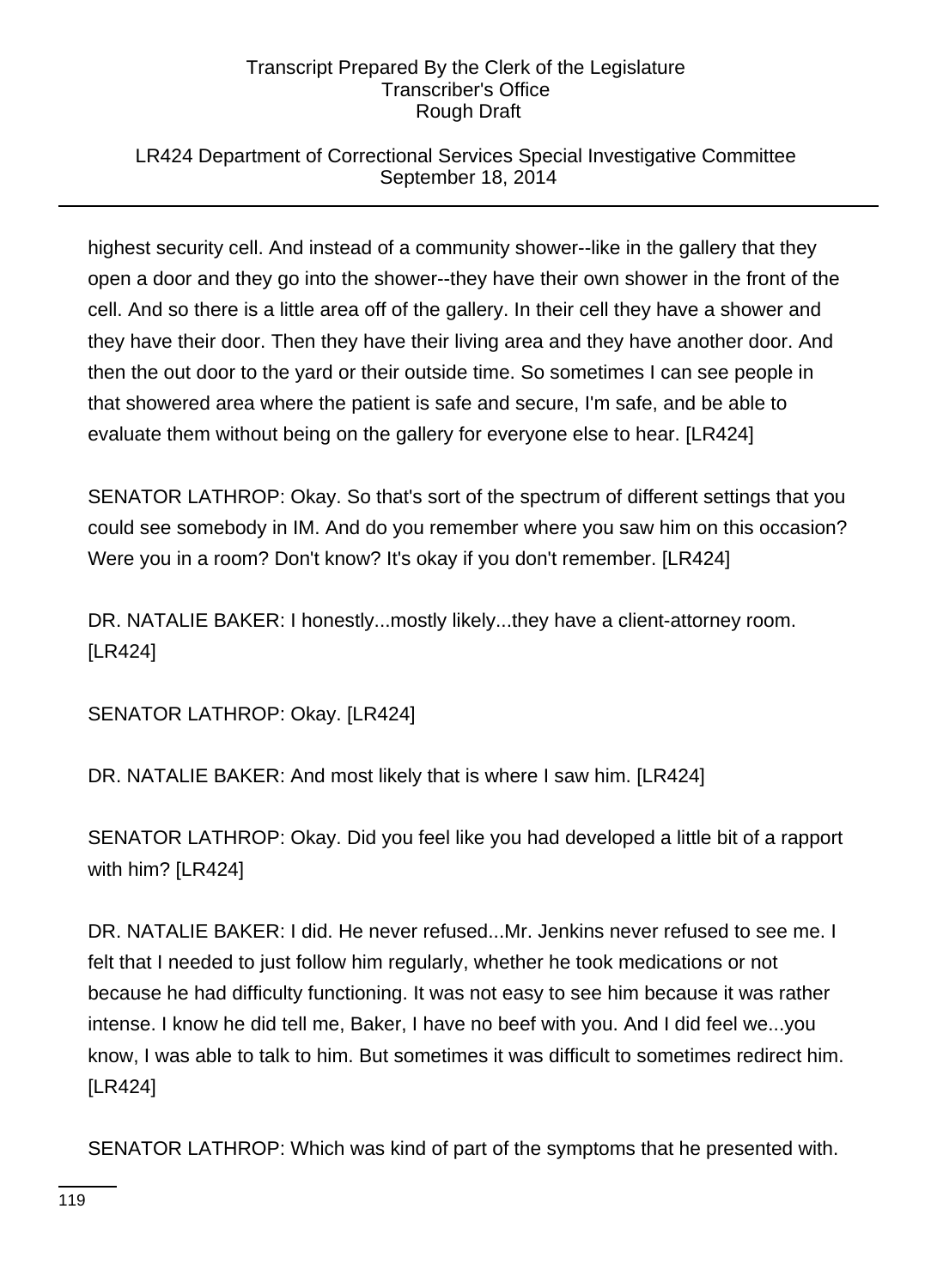highest security cell. And instead of a community shower--like in the gallery that they open a door and they go into the shower--they have their own shower in the front of the cell. And so there is a little area off of the gallery. In their cell they have a shower and they have their door. Then they have their living area and they have another door. And then the out door to the yard or their outside time. So sometimes I can see people in that showered area where the patient is safe and secure, I'm safe, and be able to evaluate them without being on the gallery for everyone else to hear. [LR424]

SENATOR LATHROP: Okay. So that's sort of the spectrum of different settings that you could see somebody in IM. And do you remember where you saw him on this occasion? Were you in a room? Don't know? It's okay if you don't remember. [LR424]

DR. NATALIE BAKER: I honestly...mostly likely...they have a client-attorney room. [LR424]

SENATOR LATHROP: Okay. [LR424]

DR. NATALIE BAKER: And most likely that is where I saw him. [LR424]

SENATOR LATHROP: Okay. Did you feel like you had developed a little bit of a rapport with him? [LR424]

DR. NATALIE BAKER: I did. He never refused...Mr. Jenkins never refused to see me. I felt that I needed to just follow him regularly, whether he took medications or not because he had difficulty functioning. It was not easy to see him because it was rather intense. I know he did tell me, Baker, I have no beef with you. And I did feel we...you know, I was able to talk to him. But sometimes it was difficult to sometimes redirect him. [LR424]

SENATOR LATHROP: Which was kind of part of the symptoms that he presented with.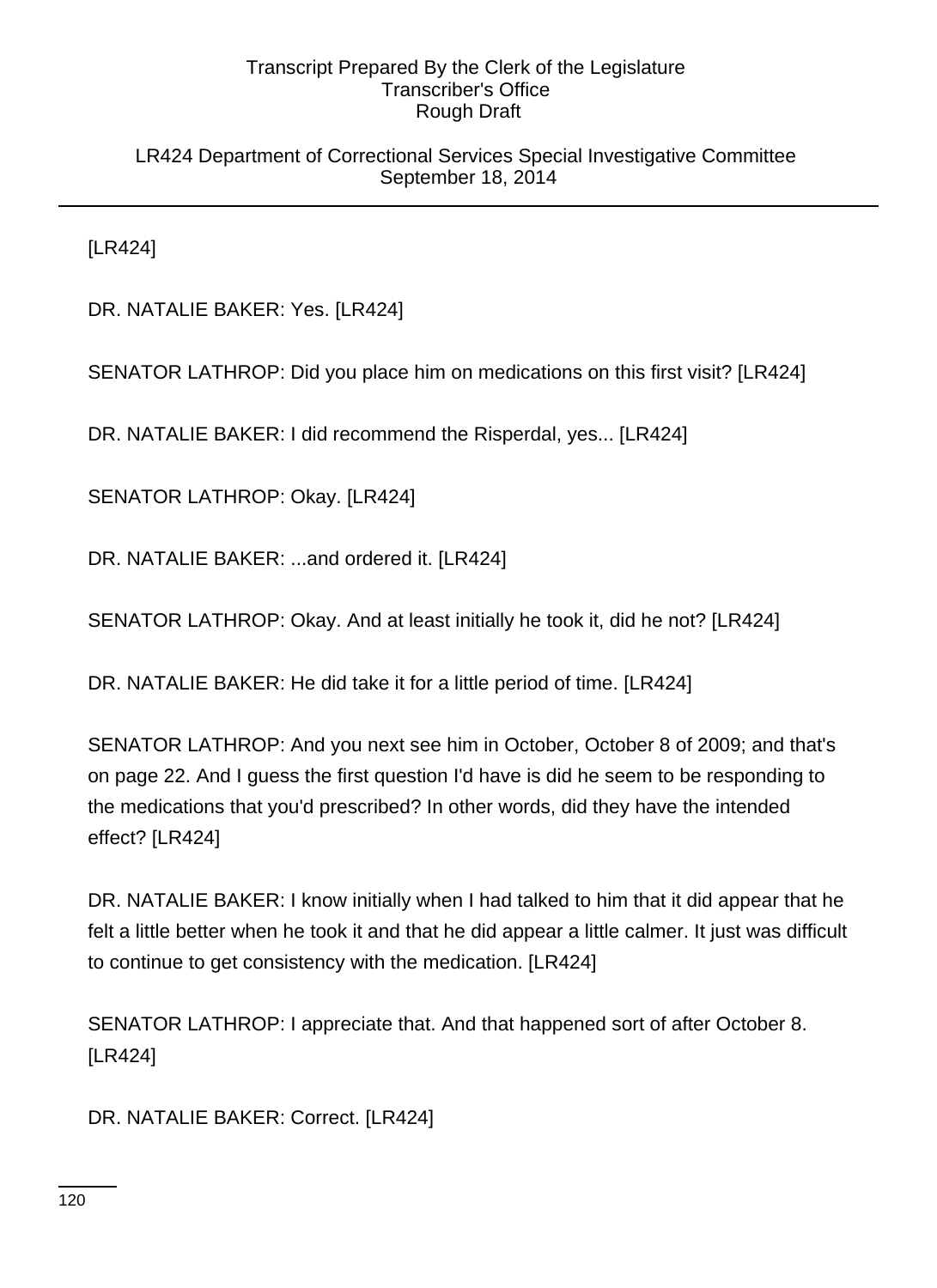[LR424]

DR. NATALIE BAKER: Yes. [LR424]

SENATOR LATHROP: Did you place him on medications on this first visit? [LR424]

DR. NATALIE BAKER: I did recommend the Risperdal, yes... [LR424]

SENATOR LATHROP: Okay. [LR424]

DR. NATALIE BAKER: ...and ordered it. [LR424]

SENATOR LATHROP: Okay. And at least initially he took it, did he not? [LR424]

DR. NATALIE BAKER: He did take it for a little period of time. [LR424]

SENATOR LATHROP: And you next see him in October, October 8 of 2009; and that's on page 22. And I guess the first question I'd have is did he seem to be responding to the medications that you'd prescribed? In other words, did they have the intended effect? [LR424]

DR. NATALIE BAKER: I know initially when I had talked to him that it did appear that he felt a little better when he took it and that he did appear a little calmer. It just was difficult to continue to get consistency with the medication. [LR424]

SENATOR LATHROP: I appreciate that. And that happened sort of after October 8. [LR424]

DR. NATALIE BAKER: Correct. [LR424]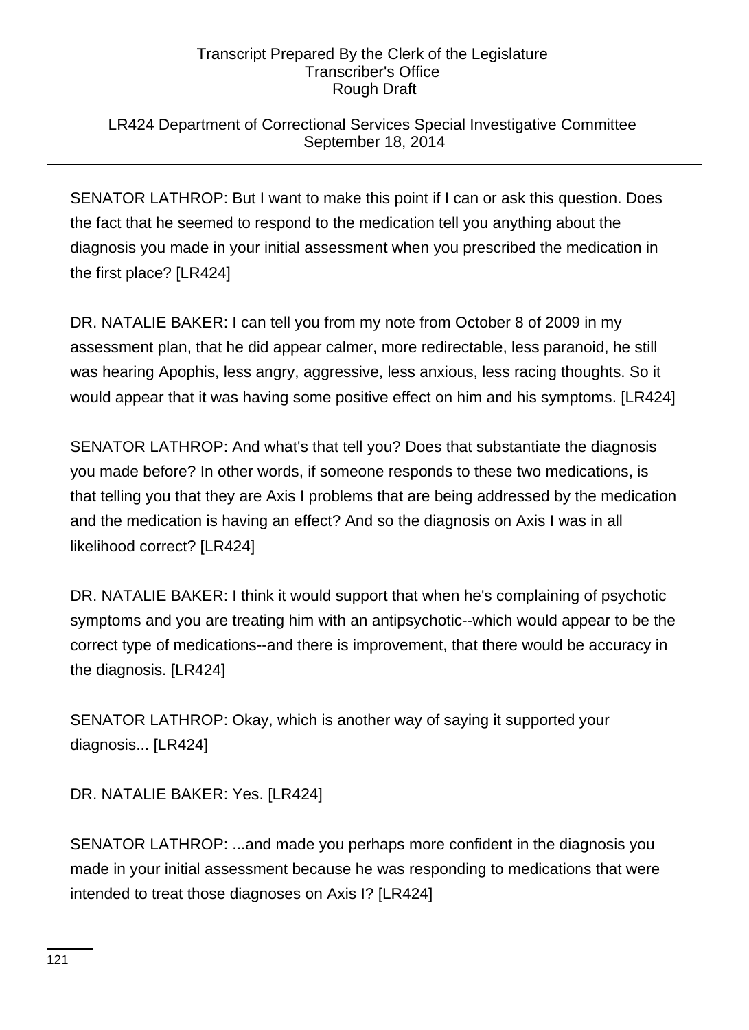SENATOR LATHROP: But I want to make this point if I can or ask this question. Does the fact that he seemed to respond to the medication tell you anything about the diagnosis you made in your initial assessment when you prescribed the medication in the first place? [LR424]

DR. NATALIE BAKER: I can tell you from my note from October 8 of 2009 in my assessment plan, that he did appear calmer, more redirectable, less paranoid, he still was hearing Apophis, less angry, aggressive, less anxious, less racing thoughts. So it would appear that it was having some positive effect on him and his symptoms. [LR424]

SENATOR LATHROP: And what's that tell you? Does that substantiate the diagnosis you made before? In other words, if someone responds to these two medications, is that telling you that they are Axis I problems that are being addressed by the medication and the medication is having an effect? And so the diagnosis on Axis I was in all likelihood correct? [LR424]

DR. NATALIE BAKER: I think it would support that when he's complaining of psychotic symptoms and you are treating him with an antipsychotic--which would appear to be the correct type of medications--and there is improvement, that there would be accuracy in the diagnosis. [LR424]

SENATOR LATHROP: Okay, which is another way of saying it supported your diagnosis... [LR424]

DR. NATALIE BAKER: Yes. [LR424]

SENATOR LATHROP: ...and made you perhaps more confident in the diagnosis you made in your initial assessment because he was responding to medications that were intended to treat those diagnoses on Axis I? [LR424]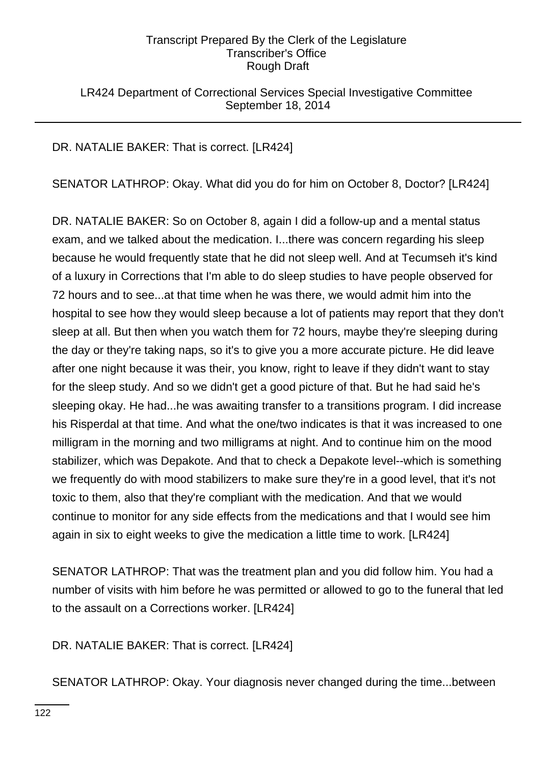DR. NATALIE BAKER: That is correct. [LR424]

SENATOR LATHROP: Okay. What did you do for him on October 8, Doctor? [LR424]

DR. NATALIE BAKER: So on October 8, again I did a follow-up and a mental status exam, and we talked about the medication. I...there was concern regarding his sleep because he would frequently state that he did not sleep well. And at Tecumseh it's kind of a luxury in Corrections that I'm able to do sleep studies to have people observed for 72 hours and to see...at that time when he was there, we would admit him into the hospital to see how they would sleep because a lot of patients may report that they don't sleep at all. But then when you watch them for 72 hours, maybe they're sleeping during the day or they're taking naps, so it's to give you a more accurate picture. He did leave after one night because it was their, you know, right to leave if they didn't want to stay for the sleep study. And so we didn't get a good picture of that. But he had said he's sleeping okay. He had...he was awaiting transfer to a transitions program. I did increase his Risperdal at that time. And what the one/two indicates is that it was increased to one milligram in the morning and two milligrams at night. And to continue him on the mood stabilizer, which was Depakote. And that to check a Depakote level--which is something we frequently do with mood stabilizers to make sure they're in a good level, that it's not toxic to them, also that they're compliant with the medication. And that we would continue to monitor for any side effects from the medications and that I would see him again in six to eight weeks to give the medication a little time to work. [LR424]

SENATOR LATHROP: That was the treatment plan and you did follow him. You had a number of visits with him before he was permitted or allowed to go to the funeral that led to the assault on a Corrections worker. [LR424]

DR. NATALIE BAKER: That is correct. [LR424]

SENATOR LATHROP: Okay. Your diagnosis never changed during the time...between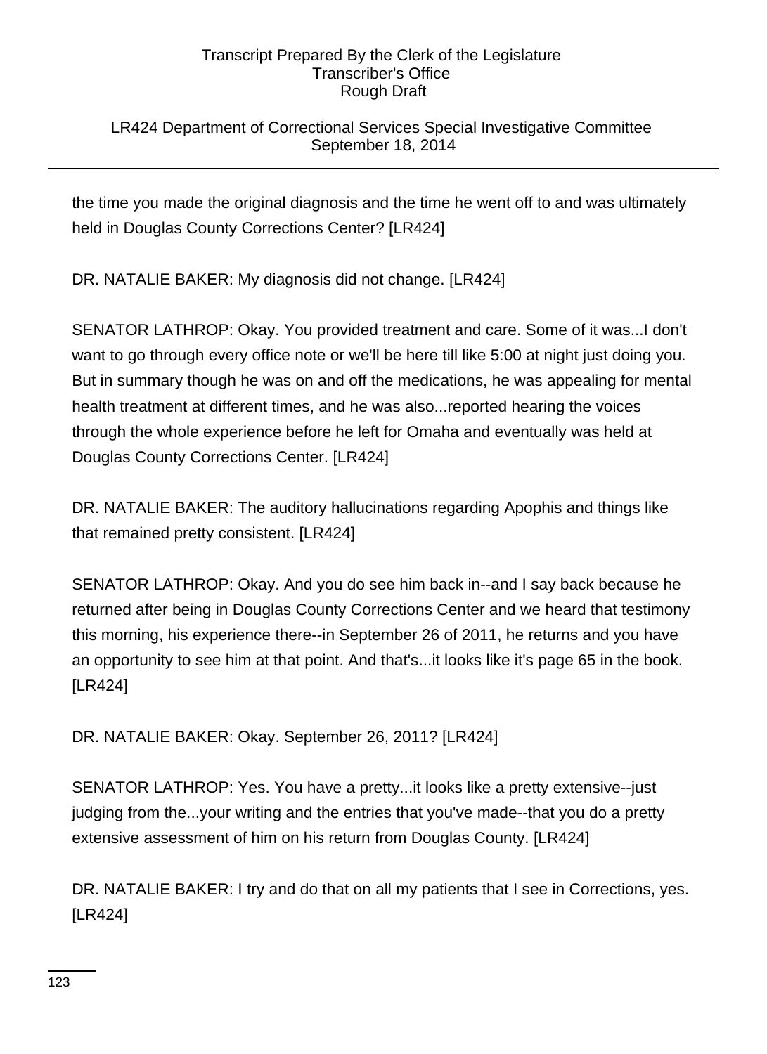the time you made the original diagnosis and the time he went off to and was ultimately held in Douglas County Corrections Center? [LR424]

DR. NATALIE BAKER: My diagnosis did not change. [LR424]

SENATOR LATHROP: Okay. You provided treatment and care. Some of it was...I don't want to go through every office note or we'll be here till like 5:00 at night just doing you. But in summary though he was on and off the medications, he was appealing for mental health treatment at different times, and he was also...reported hearing the voices through the whole experience before he left for Omaha and eventually was held at Douglas County Corrections Center. [LR424]

DR. NATALIE BAKER: The auditory hallucinations regarding Apophis and things like that remained pretty consistent. [LR424]

SENATOR LATHROP: Okay. And you do see him back in--and I say back because he returned after being in Douglas County Corrections Center and we heard that testimony this morning, his experience there--in September 26 of 2011, he returns and you have an opportunity to see him at that point. And that's...it looks like it's page 65 in the book. [LR424]

DR. NATALIE BAKER: Okay. September 26, 2011? [LR424]

SENATOR LATHROP: Yes. You have a pretty...it looks like a pretty extensive--just judging from the...your writing and the entries that you've made--that you do a pretty extensive assessment of him on his return from Douglas County. [LR424]

DR. NATALIE BAKER: I try and do that on all my patients that I see in Corrections, yes. [LR424]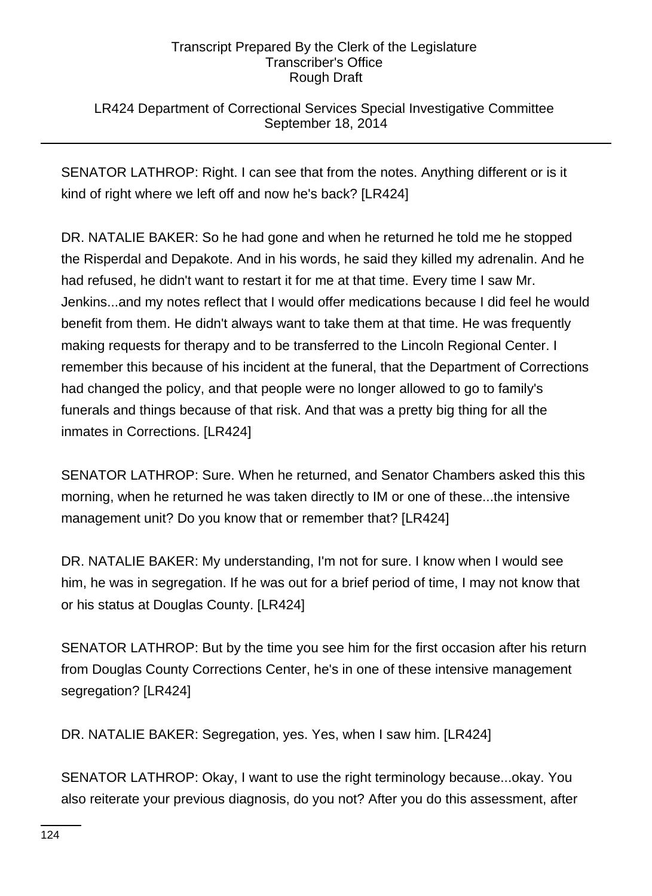SENATOR LATHROP: Right. I can see that from the notes. Anything different or is it kind of right where we left off and now he's back? [LR424]

DR. NATALIE BAKER: So he had gone and when he returned he told me he stopped the Risperdal and Depakote. And in his words, he said they killed my adrenalin. And he had refused, he didn't want to restart it for me at that time. Every time I saw Mr. Jenkins...and my notes reflect that I would offer medications because I did feel he would benefit from them. He didn't always want to take them at that time. He was frequently making requests for therapy and to be transferred to the Lincoln Regional Center. I remember this because of his incident at the funeral, that the Department of Corrections had changed the policy, and that people were no longer allowed to go to family's funerals and things because of that risk. And that was a pretty big thing for all the inmates in Corrections. [LR424]

SENATOR LATHROP: Sure. When he returned, and Senator Chambers asked this this morning, when he returned he was taken directly to IM or one of these...the intensive management unit? Do you know that or remember that? [LR424]

DR. NATALIE BAKER: My understanding, I'm not for sure. I know when I would see him, he was in segregation. If he was out for a brief period of time, I may not know that or his status at Douglas County. [LR424]

SENATOR LATHROP: But by the time you see him for the first occasion after his return from Douglas County Corrections Center, he's in one of these intensive management segregation? [LR424]

DR. NATALIE BAKER: Segregation, yes. Yes, when I saw him. [LR424]

SENATOR LATHROP: Okay, I want to use the right terminology because...okay. You also reiterate your previous diagnosis, do you not? After you do this assessment, after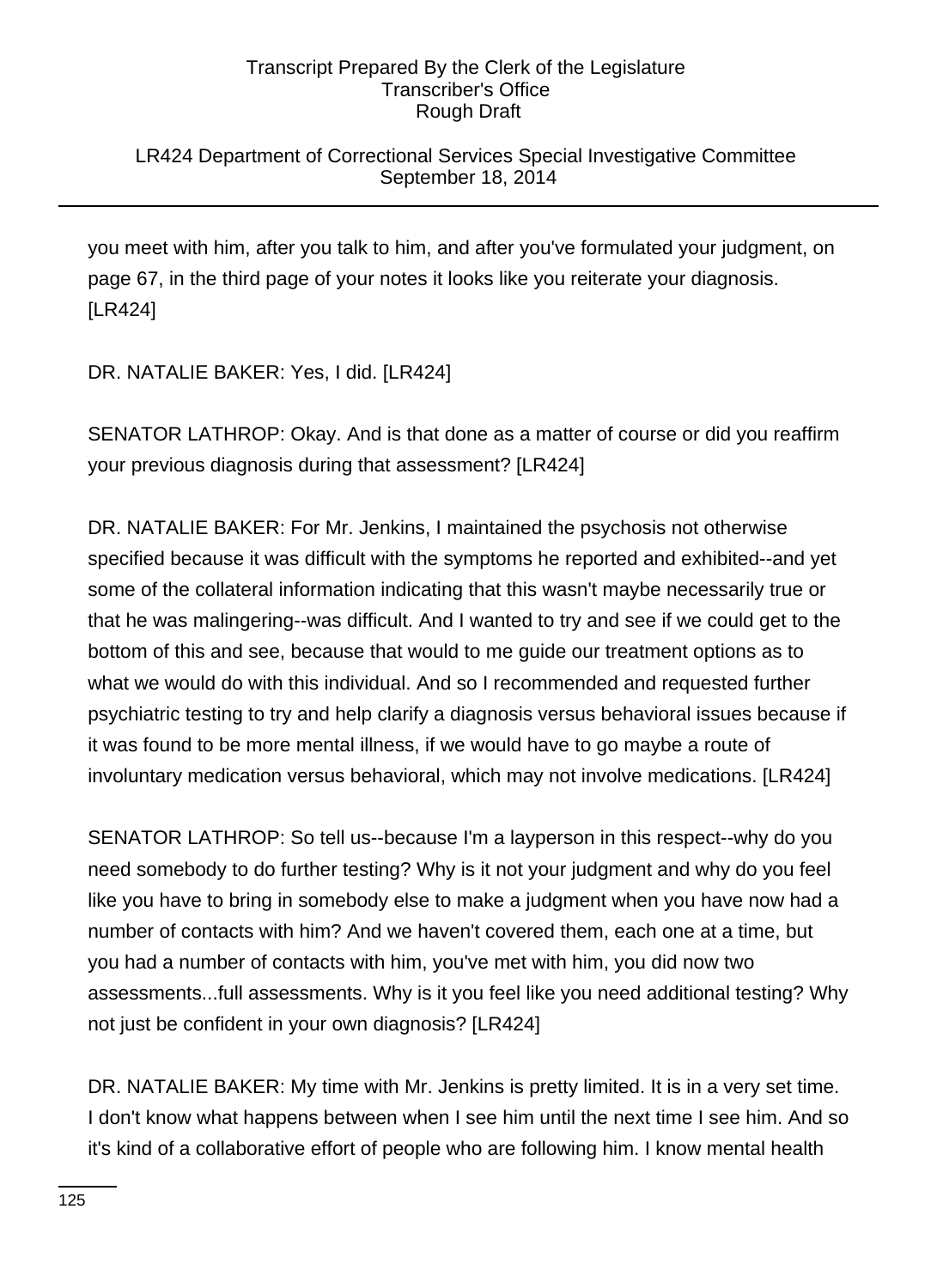you meet with him, after you talk to him, and after you've formulated your judgment, on page 67, in the third page of your notes it looks like you reiterate your diagnosis. [LR424]

DR. NATALIE BAKER: Yes, I did. [LR424]

SENATOR LATHROP: Okay. And is that done as a matter of course or did you reaffirm your previous diagnosis during that assessment? [LR424]

DR. NATALIE BAKER: For Mr. Jenkins, I maintained the psychosis not otherwise specified because it was difficult with the symptoms he reported and exhibited--and yet some of the collateral information indicating that this wasn't maybe necessarily true or that he was malingering--was difficult. And I wanted to try and see if we could get to the bottom of this and see, because that would to me guide our treatment options as to what we would do with this individual. And so I recommended and requested further psychiatric testing to try and help clarify a diagnosis versus behavioral issues because if it was found to be more mental illness, if we would have to go maybe a route of involuntary medication versus behavioral, which may not involve medications. [LR424]

SENATOR LATHROP: So tell us--because I'm a layperson in this respect--why do you need somebody to do further testing? Why is it not your judgment and why do you feel like you have to bring in somebody else to make a judgment when you have now had a number of contacts with him? And we haven't covered them, each one at a time, but you had a number of contacts with him, you've met with him, you did now two assessments...full assessments. Why is it you feel like you need additional testing? Why not just be confident in your own diagnosis? [LR424]

DR. NATALIE BAKER: My time with Mr. Jenkins is pretty limited. It is in a very set time. I don't know what happens between when I see him until the next time I see him. And so it's kind of a collaborative effort of people who are following him. I know mental health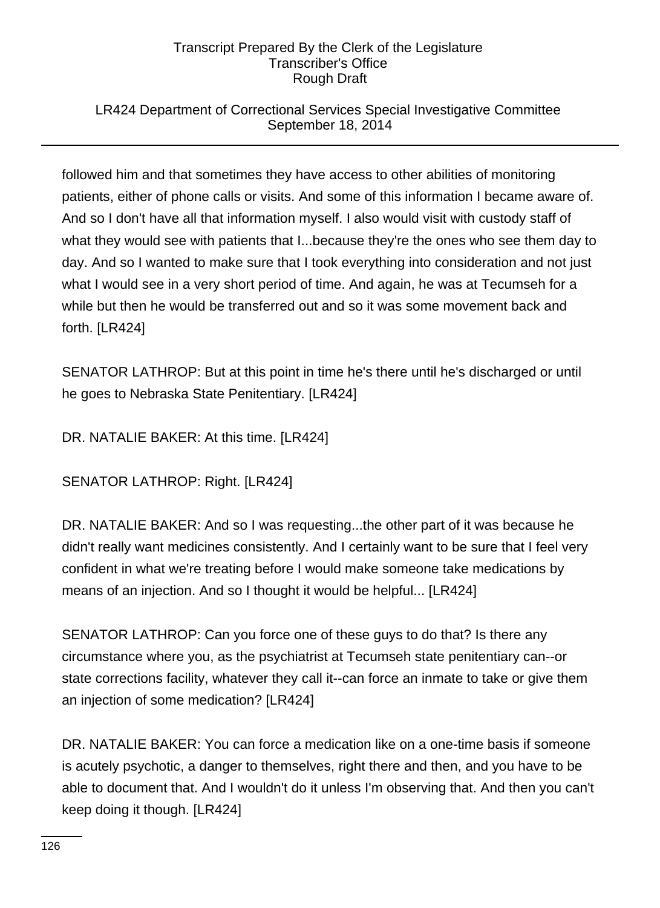followed him and that sometimes they have access to other abilities of monitoring patients, either of phone calls or visits. And some of this information I became aware of. And so I don't have all that information myself. I also would visit with custody staff of what they would see with patients that I...because they're the ones who see them day to day. And so I wanted to make sure that I took everything into consideration and not just what I would see in a very short period of time. And again, he was at Tecumseh for a while but then he would be transferred out and so it was some movement back and forth. [LR424]

SENATOR LATHROP: But at this point in time he's there until he's discharged or until he goes to Nebraska State Penitentiary. [LR424]

DR. NATALIE BAKER: At this time. [LR424]

SENATOR LATHROP: Right. [LR424]

DR. NATALIE BAKER: And so I was requesting...the other part of it was because he didn't really want medicines consistently. And I certainly want to be sure that I feel very confident in what we're treating before I would make someone take medications by means of an injection. And so I thought it would be helpful... [LR424]

SENATOR LATHROP: Can you force one of these guys to do that? Is there any circumstance where you, as the psychiatrist at Tecumseh state penitentiary can--or state corrections facility, whatever they call it--can force an inmate to take or give them an injection of some medication? [LR424]

DR. NATALIE BAKER: You can force a medication like on a one-time basis if someone is acutely psychotic, a danger to themselves, right there and then, and you have to be able to document that. And I wouldn't do it unless I'm observing that. And then you can't keep doing it though. [LR424]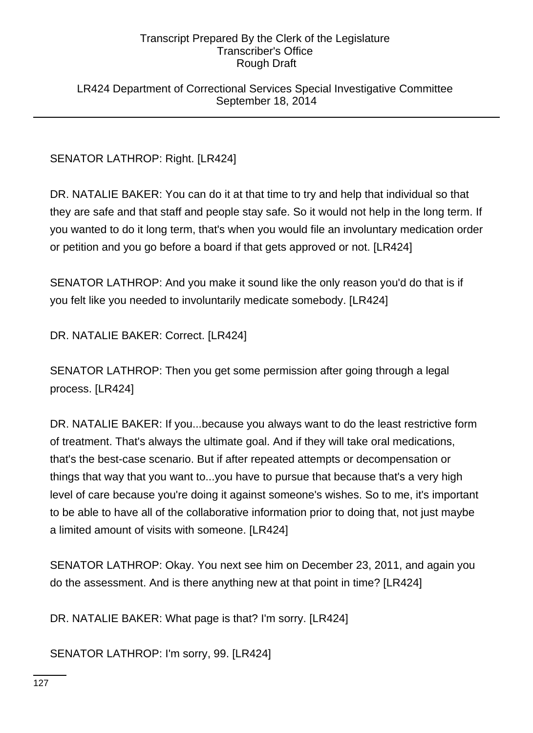SENATOR LATHROP: Right. [LR424]

DR. NATALIE BAKER: You can do it at that time to try and help that individual so that they are safe and that staff and people stay safe. So it would not help in the long term. If you wanted to do it long term, that's when you would file an involuntary medication order or petition and you go before a board if that gets approved or not. [LR424]

SENATOR LATHROP: And you make it sound like the only reason you'd do that is if you felt like you needed to involuntarily medicate somebody. [LR424]

DR. NATALIE BAKER: Correct. [LR424]

SENATOR LATHROP: Then you get some permission after going through a legal process. [LR424]

DR. NATALIE BAKER: If you...because you always want to do the least restrictive form of treatment. That's always the ultimate goal. And if they will take oral medications, that's the best-case scenario. But if after repeated attempts or decompensation or things that way that you want to...you have to pursue that because that's a very high level of care because you're doing it against someone's wishes. So to me, it's important to be able to have all of the collaborative information prior to doing that, not just maybe a limited amount of visits with someone. [LR424]

SENATOR LATHROP: Okay. You next see him on December 23, 2011, and again you do the assessment. And is there anything new at that point in time? [LR424]

DR. NATALIE BAKER: What page is that? I'm sorry. [LR424]

SENATOR LATHROP: I'm sorry, 99. [LR424]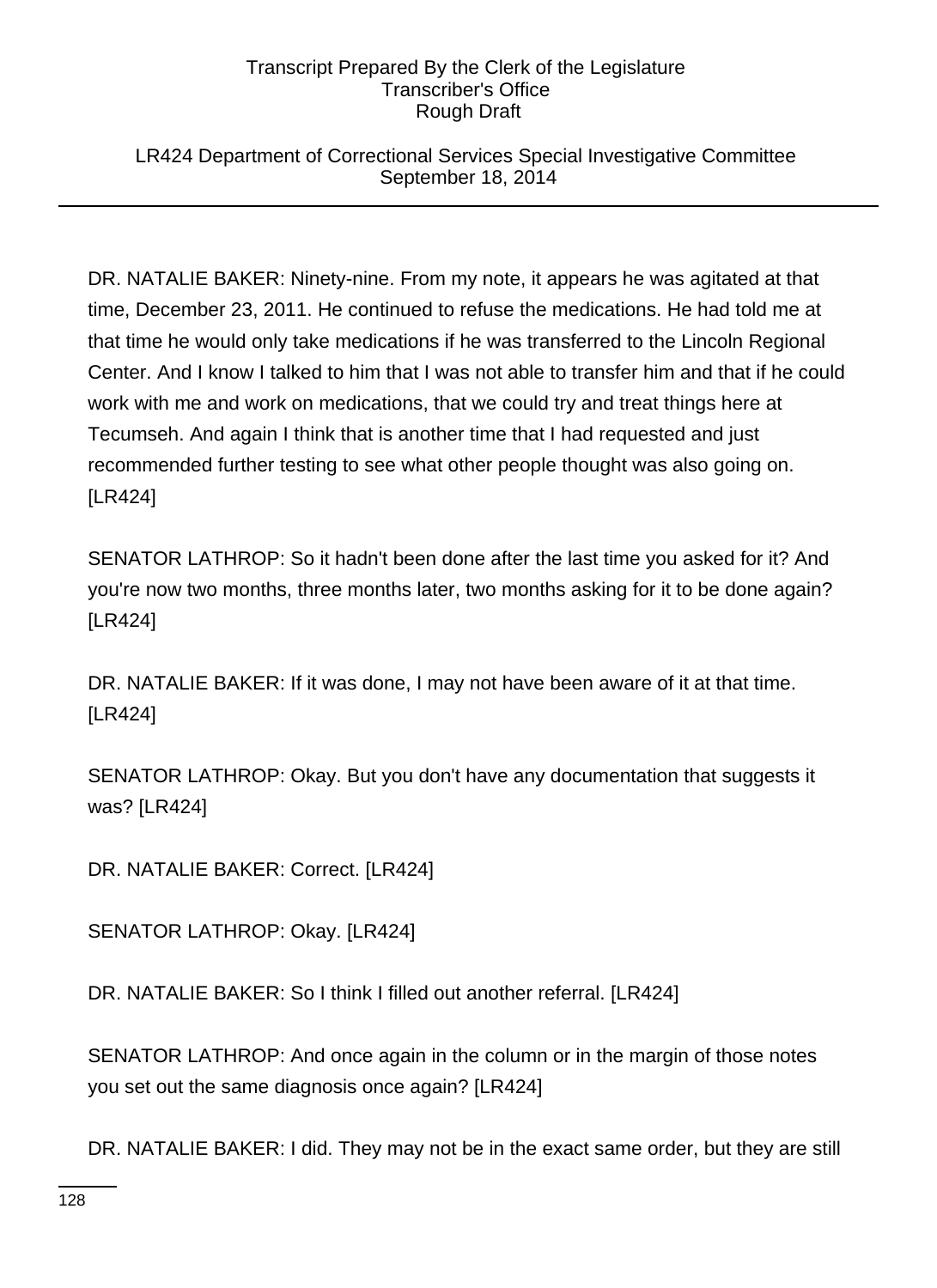DR. NATALIE BAKER: Ninety-nine. From my note, it appears he was agitated at that time, December 23, 2011. He continued to refuse the medications. He had told me at that time he would only take medications if he was transferred to the Lincoln Regional Center. And I know I talked to him that I was not able to transfer him and that if he could work with me and work on medications, that we could try and treat things here at Tecumseh. And again I think that is another time that I had requested and just recommended further testing to see what other people thought was also going on. [LR424]

SENATOR LATHROP: So it hadn't been done after the last time you asked for it? And you're now two months, three months later, two months asking for it to be done again? [LR424]

DR. NATALIE BAKER: If it was done, I may not have been aware of it at that time. [LR424]

SENATOR LATHROP: Okay. But you don't have any documentation that suggests it was? [LR424]

DR. NATALIE BAKER: Correct. [LR424]

SENATOR LATHROP: Okay. [LR424]

DR. NATALIE BAKER: So I think I filled out another referral. [LR424]

SENATOR LATHROP: And once again in the column or in the margin of those notes you set out the same diagnosis once again? [LR424]

DR. NATALIE BAKER: I did. They may not be in the exact same order, but they are still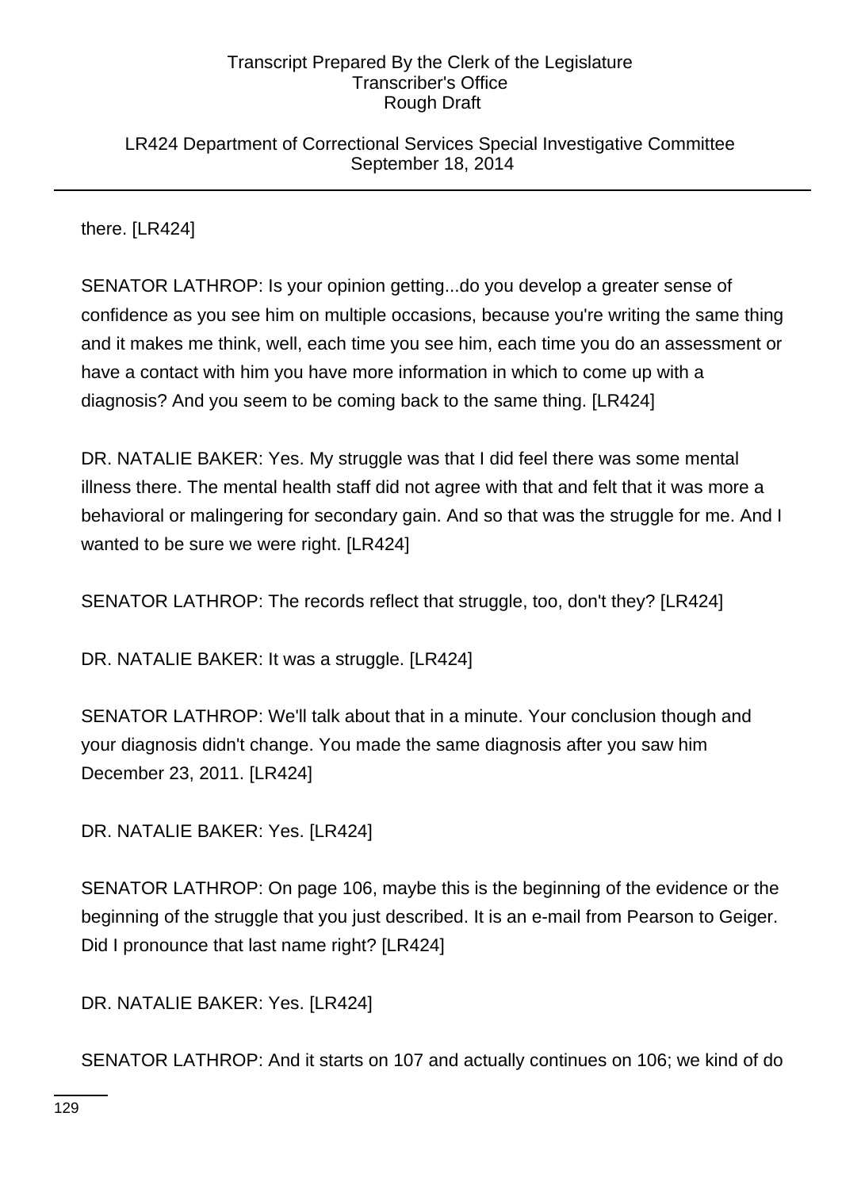there. [LR424]

SENATOR LATHROP: Is your opinion getting...do you develop a greater sense of confidence as you see him on multiple occasions, because you're writing the same thing and it makes me think, well, each time you see him, each time you do an assessment or have a contact with him you have more information in which to come up with a diagnosis? And you seem to be coming back to the same thing. [LR424]

DR. NATALIE BAKER: Yes. My struggle was that I did feel there was some mental illness there. The mental health staff did not agree with that and felt that it was more a behavioral or malingering for secondary gain. And so that was the struggle for me. And I wanted to be sure we were right. [LR424]

SENATOR LATHROP: The records reflect that struggle, too, don't they? [LR424]

DR. NATALIE BAKER: It was a struggle. [LR424]

SENATOR LATHROP: We'll talk about that in a minute. Your conclusion though and your diagnosis didn't change. You made the same diagnosis after you saw him December 23, 2011. [LR424]

DR. NATALIE BAKER: Yes. [LR424]

SENATOR LATHROP: On page 106, maybe this is the beginning of the evidence or the beginning of the struggle that you just described. It is an e-mail from Pearson to Geiger. Did I pronounce that last name right? [LR424]

DR. NATALIE BAKER: Yes. [LR424]

SENATOR LATHROP: And it starts on 107 and actually continues on 106; we kind of do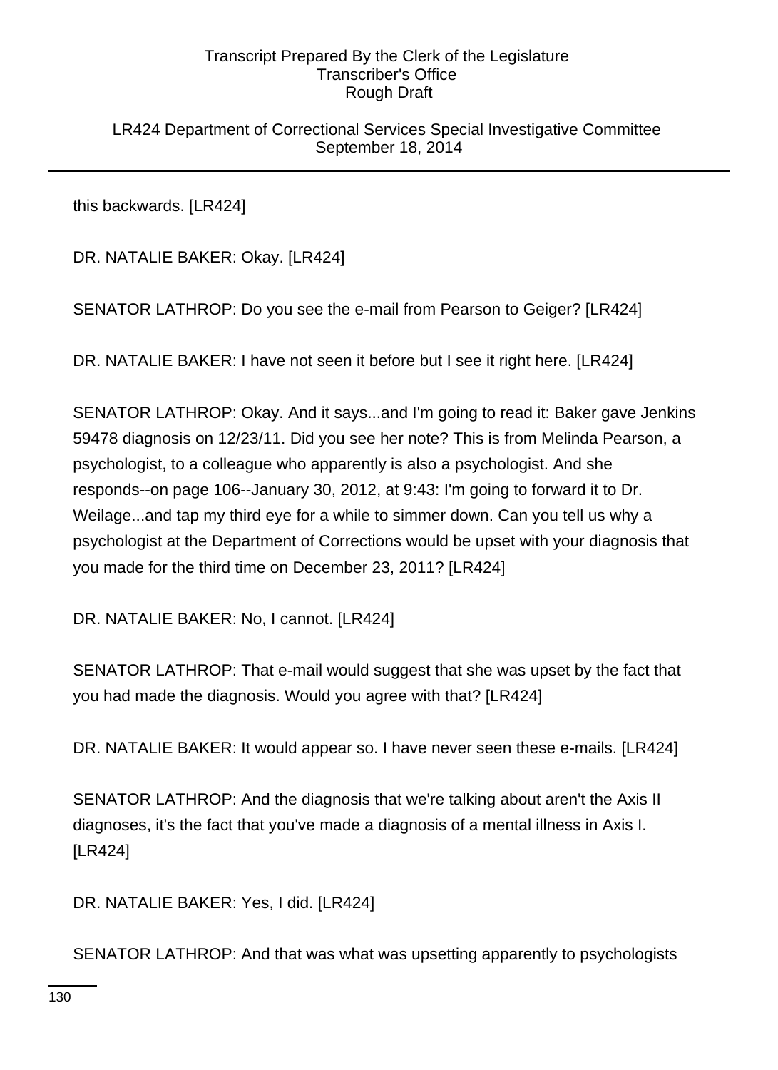this backwards. [LR424]

DR. NATALIE BAKER: Okay. [LR424]

SENATOR LATHROP: Do you see the e-mail from Pearson to Geiger? [LR424]

DR. NATALIE BAKER: I have not seen it before but I see it right here. [LR424]

SENATOR LATHROP: Okay. And it says...and I'm going to read it: Baker gave Jenkins 59478 diagnosis on 12/23/11. Did you see her note? This is from Melinda Pearson, a psychologist, to a colleague who apparently is also a psychologist. And she responds--on page 106--January 30, 2012, at 9:43: I'm going to forward it to Dr. Weilage...and tap my third eye for a while to simmer down. Can you tell us why a psychologist at the Department of Corrections would be upset with your diagnosis that you made for the third time on December 23, 2011? [LR424]

DR. NATALIE BAKER: No, I cannot. [LR424]

SENATOR LATHROP: That e-mail would suggest that she was upset by the fact that you had made the diagnosis. Would you agree with that? [LR424]

DR. NATALIE BAKER: It would appear so. I have never seen these e-mails. [LR424]

SENATOR LATHROP: And the diagnosis that we're talking about aren't the Axis II diagnoses, it's the fact that you've made a diagnosis of a mental illness in Axis I. [LR424]

DR. NATALIE BAKER: Yes, I did. [LR424]

SENATOR LATHROP: And that was what was upsetting apparently to psychologists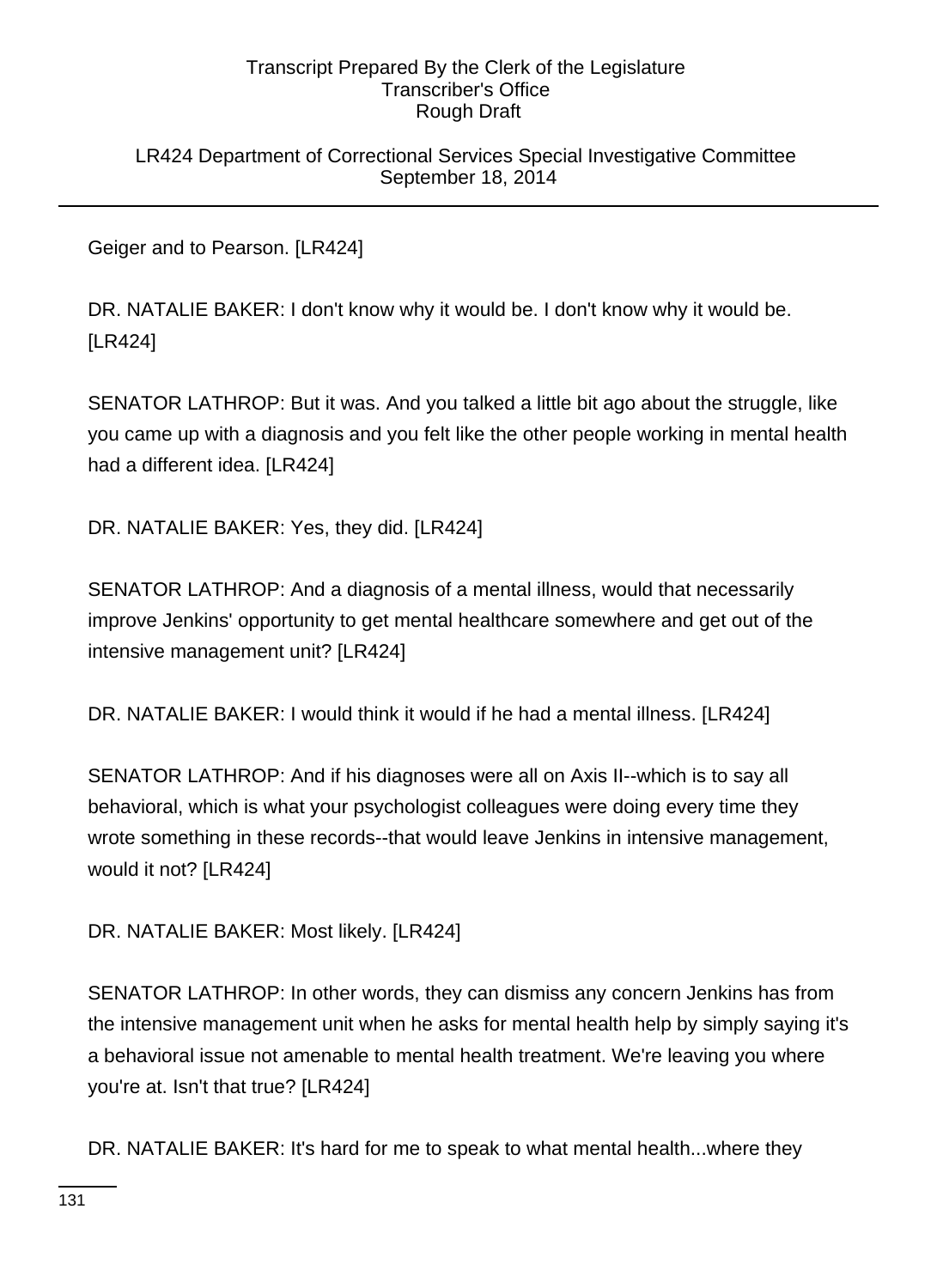Geiger and to Pearson. [LR424]

DR. NATALIE BAKER: I don't know why it would be. I don't know why it would be. [LR424]

SENATOR LATHROP: But it was. And you talked a little bit ago about the struggle, like you came up with a diagnosis and you felt like the other people working in mental health had a different idea. [LR424]

DR. NATALIE BAKER: Yes, they did. [LR424]

SENATOR LATHROP: And a diagnosis of a mental illness, would that necessarily improve Jenkins' opportunity to get mental healthcare somewhere and get out of the intensive management unit? [LR424]

DR. NATALIE BAKER: I would think it would if he had a mental illness. [LR424]

SENATOR LATHROP: And if his diagnoses were all on Axis II--which is to say all behavioral, which is what your psychologist colleagues were doing every time they wrote something in these records--that would leave Jenkins in intensive management, would it not? [LR424]

DR. NATALIE BAKER: Most likely. [LR424]

SENATOR LATHROP: In other words, they can dismiss any concern Jenkins has from the intensive management unit when he asks for mental health help by simply saying it's a behavioral issue not amenable to mental health treatment. We're leaving you where you're at. Isn't that true? [LR424]

DR. NATALIE BAKER: It's hard for me to speak to what mental health...where they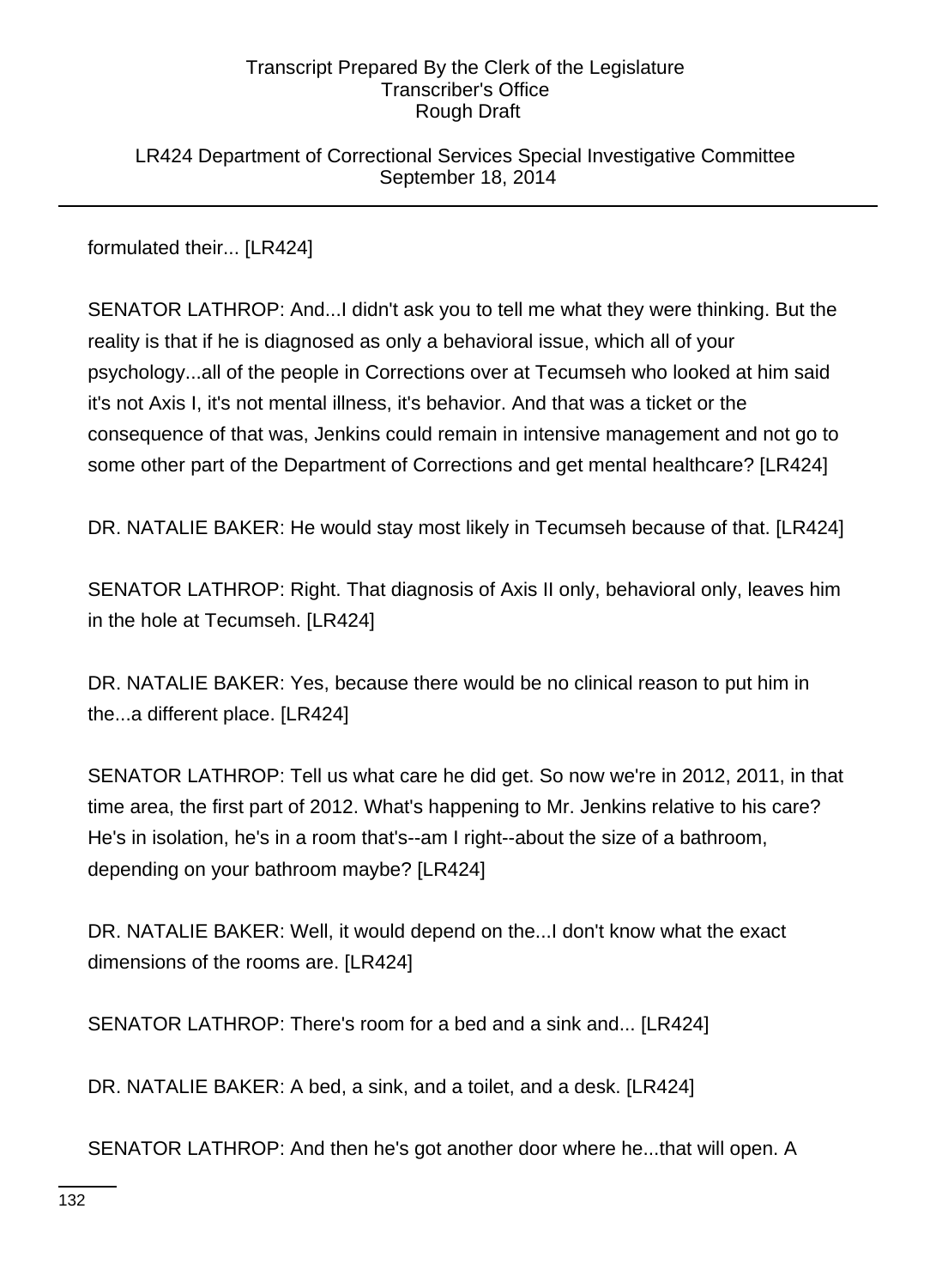formulated their... [LR424]

SENATOR LATHROP: And...I didn't ask you to tell me what they were thinking. But the reality is that if he is diagnosed as only a behavioral issue, which all of your psychology...all of the people in Corrections over at Tecumseh who looked at him said it's not Axis I, it's not mental illness, it's behavior. And that was a ticket or the consequence of that was, Jenkins could remain in intensive management and not go to some other part of the Department of Corrections and get mental healthcare? [LR424]

DR. NATALIE BAKER: He would stay most likely in Tecumseh because of that. [LR424]

SENATOR LATHROP: Right. That diagnosis of Axis II only, behavioral only, leaves him in the hole at Tecumseh. [LR424]

DR. NATALIE BAKER: Yes, because there would be no clinical reason to put him in the...a different place. [LR424]

SENATOR LATHROP: Tell us what care he did get. So now we're in 2012, 2011, in that time area, the first part of 2012. What's happening to Mr. Jenkins relative to his care? He's in isolation, he's in a room that's--am I right--about the size of a bathroom, depending on your bathroom maybe? [LR424]

DR. NATALIE BAKER: Well, it would depend on the...I don't know what the exact dimensions of the rooms are. [LR424]

SENATOR LATHROP: There's room for a bed and a sink and... [LR424]

DR. NATALIE BAKER: A bed, a sink, and a toilet, and a desk. [LR424]

SENATOR LATHROP: And then he's got another door where he...that will open. A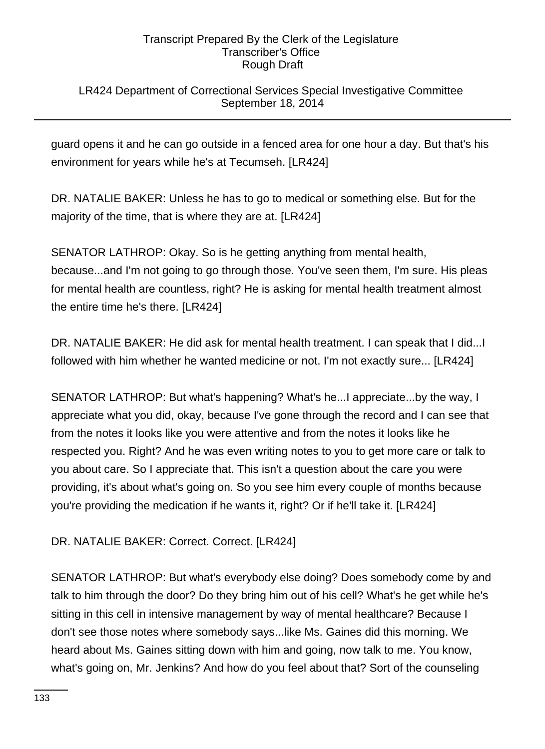guard opens it and he can go outside in a fenced area for one hour a day. But that's his environment for years while he's at Tecumseh. [LR424]

DR. NATALIE BAKER: Unless he has to go to medical or something else. But for the majority of the time, that is where they are at. [LR424]

SENATOR LATHROP: Okay. So is he getting anything from mental health, because...and I'm not going to go through those. You've seen them, I'm sure. His pleas for mental health are countless, right? He is asking for mental health treatment almost the entire time he's there. [LR424]

DR. NATALIE BAKER: He did ask for mental health treatment. I can speak that I did...I followed with him whether he wanted medicine or not. I'm not exactly sure... [LR424]

SENATOR LATHROP: But what's happening? What's he...I appreciate...by the way, I appreciate what you did, okay, because I've gone through the record and I can see that from the notes it looks like you were attentive and from the notes it looks like he respected you. Right? And he was even writing notes to you to get more care or talk to you about care. So I appreciate that. This isn't a question about the care you were providing, it's about what's going on. So you see him every couple of months because you're providing the medication if he wants it, right? Or if he'll take it. [LR424]

DR. NATALIE BAKER: Correct. Correct. [LR424]

SENATOR LATHROP: But what's everybody else doing? Does somebody come by and talk to him through the door? Do they bring him out of his cell? What's he get while he's sitting in this cell in intensive management by way of mental healthcare? Because I don't see those notes where somebody says...like Ms. Gaines did this morning. We heard about Ms. Gaines sitting down with him and going, now talk to me. You know, what's going on, Mr. Jenkins? And how do you feel about that? Sort of the counseling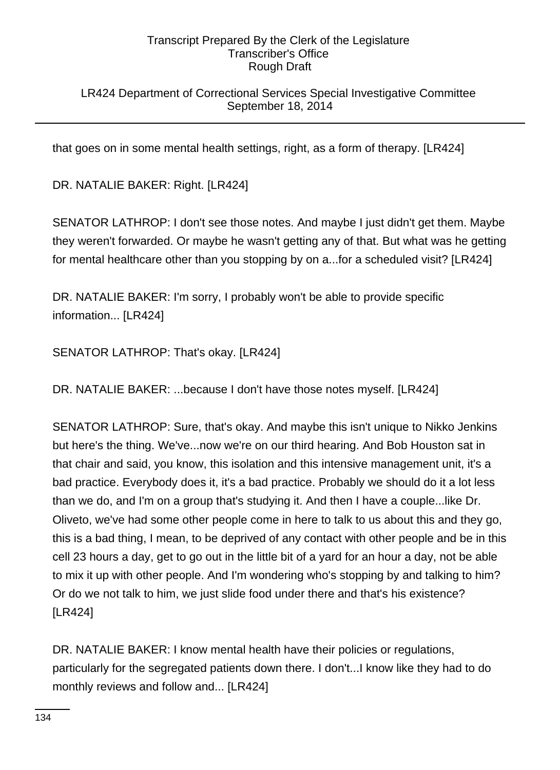that goes on in some mental health settings, right, as a form of therapy. [LR424]

DR. NATALIE BAKER: Right. [LR424]

SENATOR LATHROP: I don't see those notes. And maybe I just didn't get them. Maybe they weren't forwarded. Or maybe he wasn't getting any of that. But what was he getting for mental healthcare other than you stopping by on a...for a scheduled visit? [LR424]

DR. NATALIE BAKER: I'm sorry, I probably won't be able to provide specific information... [LR424]

SENATOR LATHROP: That's okay. [LR424]

DR. NATALIE BAKER: ...because I don't have those notes myself. [LR424]

SENATOR LATHROP: Sure, that's okay. And maybe this isn't unique to Nikko Jenkins but here's the thing. We've...now we're on our third hearing. And Bob Houston sat in that chair and said, you know, this isolation and this intensive management unit, it's a bad practice. Everybody does it, it's a bad practice. Probably we should do it a lot less than we do, and I'm on a group that's studying it. And then I have a couple...like Dr. Oliveto, we've had some other people come in here to talk to us about this and they go, this is a bad thing, I mean, to be deprived of any contact with other people and be in this cell 23 hours a day, get to go out in the little bit of a yard for an hour a day, not be able to mix it up with other people. And I'm wondering who's stopping by and talking to him? Or do we not talk to him, we just slide food under there and that's his existence? [LR424]

DR. NATALIE BAKER: I know mental health have their policies or regulations, particularly for the segregated patients down there. I don't...I know like they had to do monthly reviews and follow and... [LR424]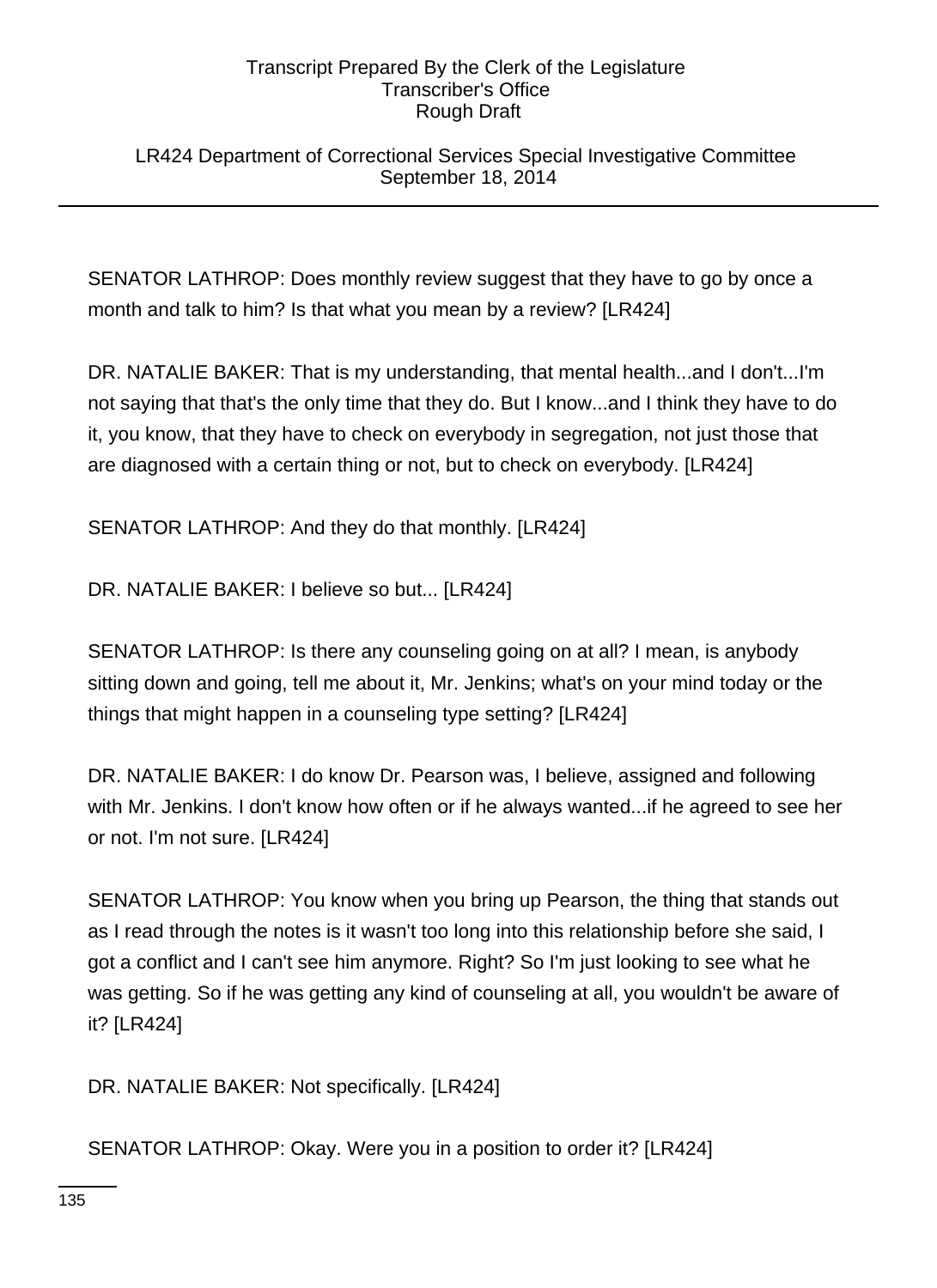SENATOR LATHROP: Does monthly review suggest that they have to go by once a month and talk to him? Is that what you mean by a review? [LR424]

DR. NATALIE BAKER: That is my understanding, that mental health...and I don't...I'm not saying that that's the only time that they do. But I know...and I think they have to do it, you know, that they have to check on everybody in segregation, not just those that are diagnosed with a certain thing or not, but to check on everybody. [LR424]

SENATOR LATHROP: And they do that monthly. [LR424]

DR. NATALIE BAKER: I believe so but... [LR424]

SENATOR LATHROP: Is there any counseling going on at all? I mean, is anybody sitting down and going, tell me about it, Mr. Jenkins; what's on your mind today or the things that might happen in a counseling type setting? [LR424]

DR. NATALIE BAKER: I do know Dr. Pearson was, I believe, assigned and following with Mr. Jenkins. I don't know how often or if he always wanted...if he agreed to see her or not. I'm not sure. [LR424]

SENATOR LATHROP: You know when you bring up Pearson, the thing that stands out as I read through the notes is it wasn't too long into this relationship before she said, I got a conflict and I can't see him anymore. Right? So I'm just looking to see what he was getting. So if he was getting any kind of counseling at all, you wouldn't be aware of it? [LR424]

DR. NATALIE BAKER: Not specifically. [LR424]

SENATOR LATHROP: Okay. Were you in a position to order it? [LR424]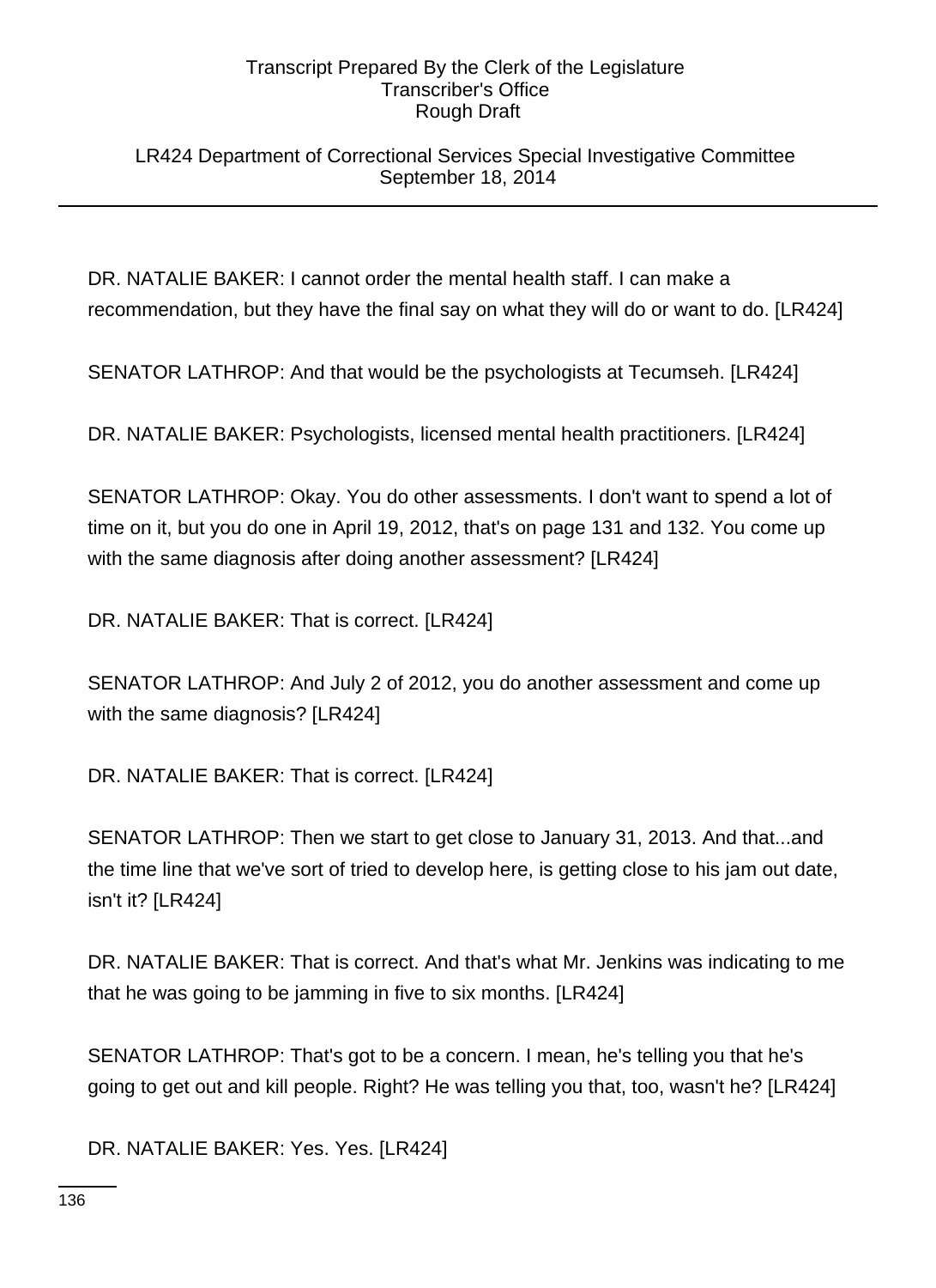DR. NATALIE BAKER: I cannot order the mental health staff. I can make a recommendation, but they have the final say on what they will do or want to do. [LR424]

SENATOR LATHROP: And that would be the psychologists at Tecumseh. [LR424]

DR. NATALIE BAKER: Psychologists, licensed mental health practitioners. [LR424]

SENATOR LATHROP: Okay. You do other assessments. I don't want to spend a lot of time on it, but you do one in April 19, 2012, that's on page 131 and 132. You come up with the same diagnosis after doing another assessment? [LR424]

DR. NATALIE BAKER: That is correct. [LR424]

SENATOR LATHROP: And July 2 of 2012, you do another assessment and come up with the same diagnosis? [LR424]

DR. NATALIE BAKER: That is correct. [LR424]

SENATOR LATHROP: Then we start to get close to January 31, 2013. And that...and the time line that we've sort of tried to develop here, is getting close to his jam out date, isn't it? [LR424]

DR. NATALIE BAKER: That is correct. And that's what Mr. Jenkins was indicating to me that he was going to be jamming in five to six months. [LR424]

SENATOR LATHROP: That's got to be a concern. I mean, he's telling you that he's going to get out and kill people. Right? He was telling you that, too, wasn't he? [LR424]

DR. NATALIE BAKER: Yes. Yes. [LR424]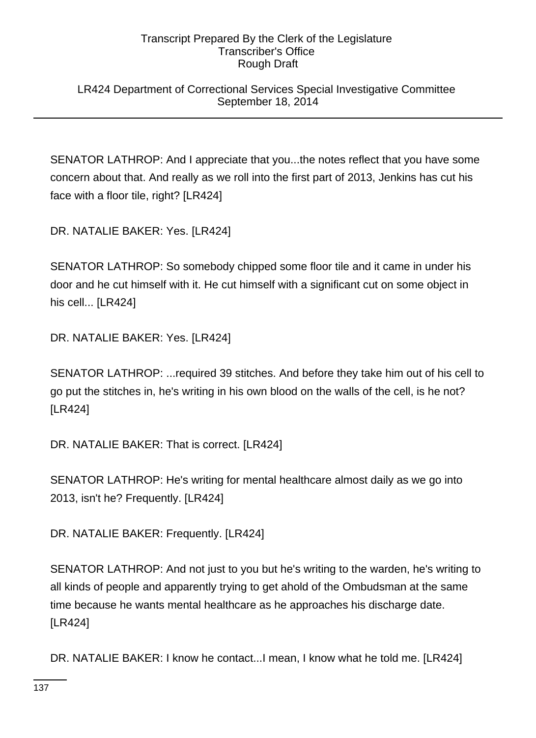SENATOR LATHROP: And I appreciate that you...the notes reflect that you have some concern about that. And really as we roll into the first part of 2013, Jenkins has cut his face with a floor tile, right? [LR424]

DR. NATALIE BAKER: Yes. [LR424]

SENATOR LATHROP: So somebody chipped some floor tile and it came in under his door and he cut himself with it. He cut himself with a significant cut on some object in his cell... [LR424]

DR. NATALIE BAKER: Yes. [LR424]

SENATOR LATHROP: ...required 39 stitches. And before they take him out of his cell to go put the stitches in, he's writing in his own blood on the walls of the cell, is he not? [LR424]

DR. NATALIE BAKER: That is correct. [LR424]

SENATOR LATHROP: He's writing for mental healthcare almost daily as we go into 2013, isn't he? Frequently. [LR424]

DR. NATALIE BAKER: Frequently. [LR424]

SENATOR LATHROP: And not just to you but he's writing to the warden, he's writing to all kinds of people and apparently trying to get ahold of the Ombudsman at the same time because he wants mental healthcare as he approaches his discharge date. [LR424]

DR. NATALIE BAKER: I know he contact...I mean, I know what he told me. [LR424]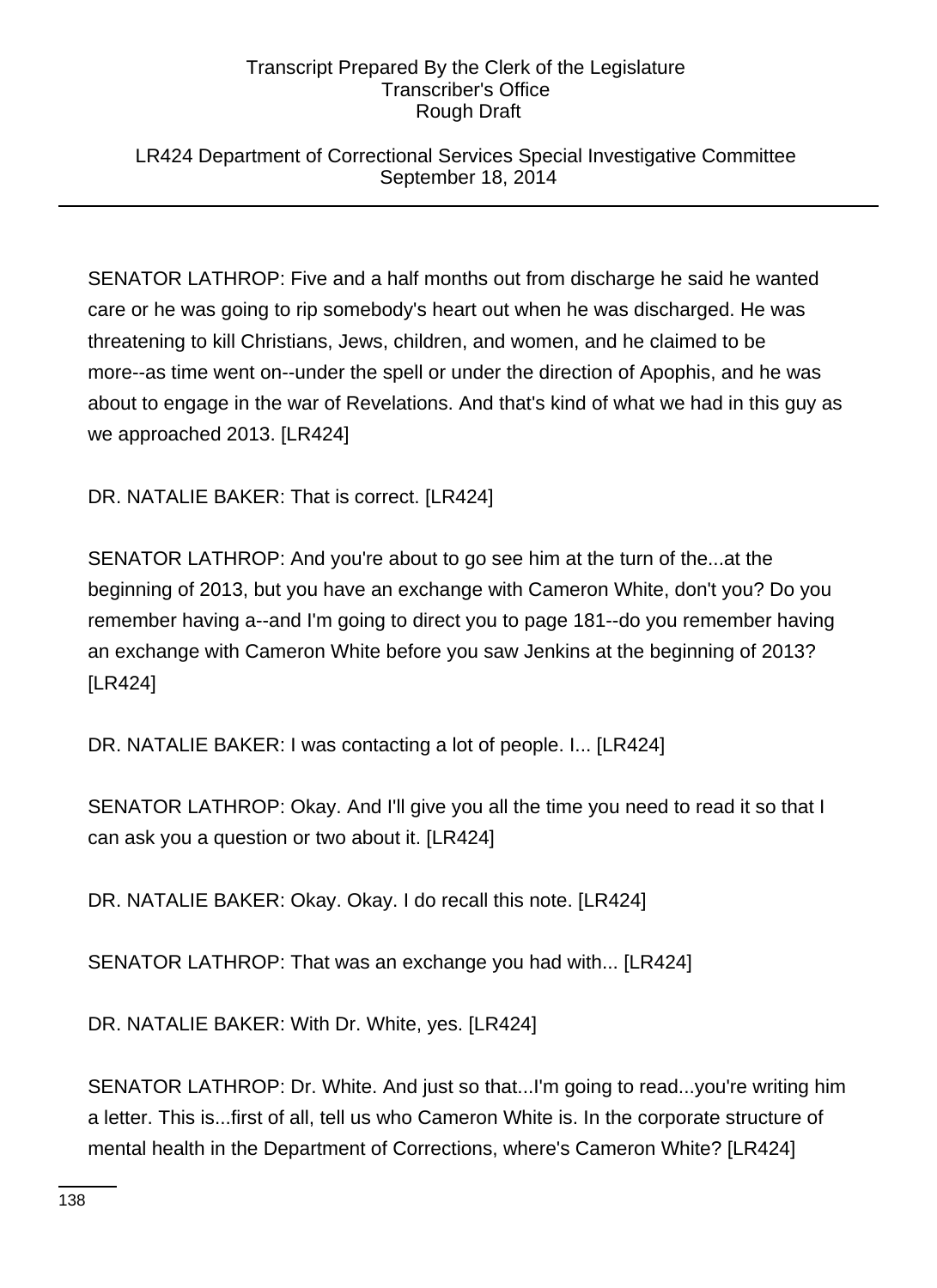SENATOR LATHROP: Five and a half months out from discharge he said he wanted care or he was going to rip somebody's heart out when he was discharged. He was threatening to kill Christians, Jews, children, and women, and he claimed to be more--as time went on--under the spell or under the direction of Apophis, and he was about to engage in the war of Revelations. And that's kind of what we had in this guy as we approached 2013. [LR424]

DR. NATALIE BAKER: That is correct. [LR424]

SENATOR LATHROP: And you're about to go see him at the turn of the...at the beginning of 2013, but you have an exchange with Cameron White, don't you? Do you remember having a--and I'm going to direct you to page 181--do you remember having an exchange with Cameron White before you saw Jenkins at the beginning of 2013? [LR424]

DR. NATALIE BAKER: I was contacting a lot of people. I... [LR424]

SENATOR LATHROP: Okay. And I'll give you all the time you need to read it so that I can ask you a question or two about it. [LR424]

DR. NATALIE BAKER: Okay. Okay. I do recall this note. [LR424]

SENATOR LATHROP: That was an exchange you had with... [LR424]

DR. NATALIE BAKER: With Dr. White, yes. [LR424]

SENATOR LATHROP: Dr. White. And just so that...I'm going to read...you're writing him a letter. This is...first of all, tell us who Cameron White is. In the corporate structure of mental health in the Department of Corrections, where's Cameron White? [LR424]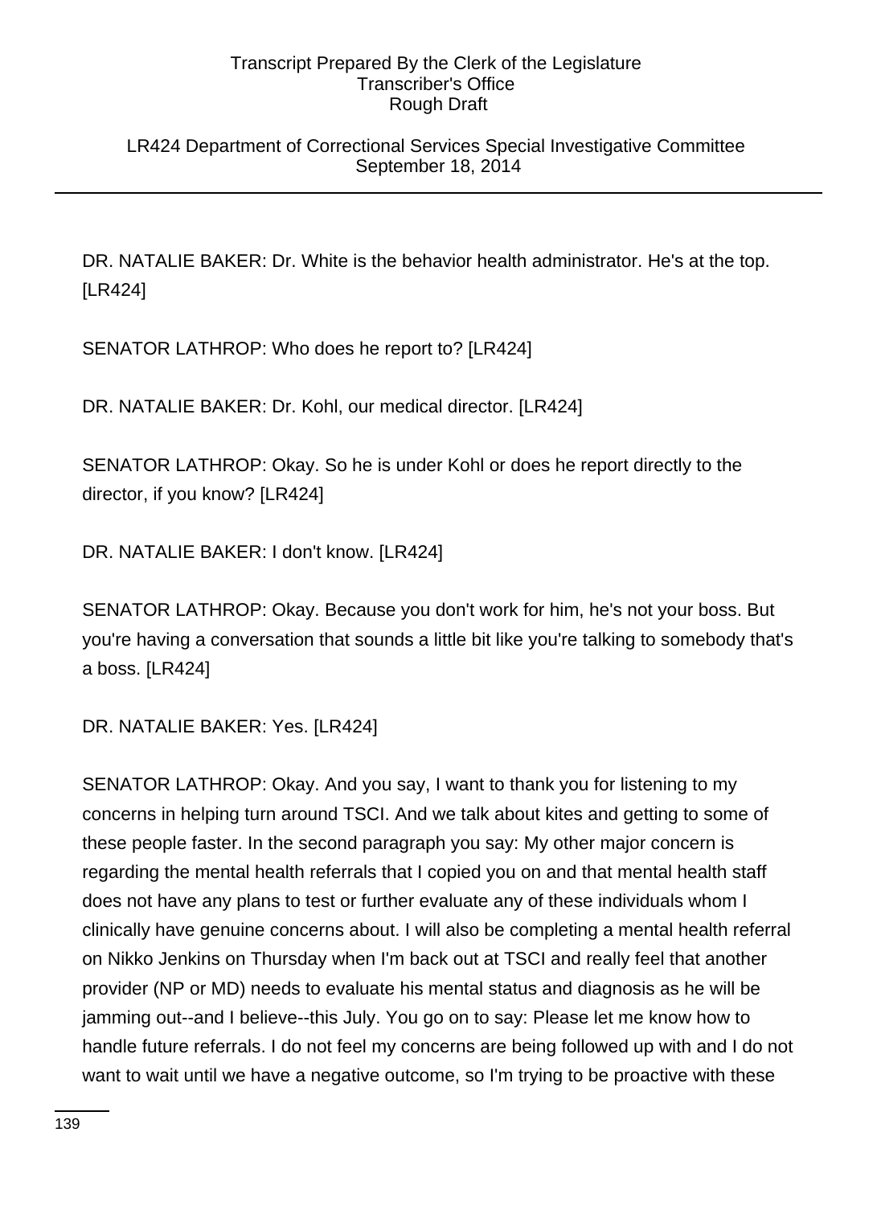DR. NATALIE BAKER: Dr. White is the behavior health administrator. He's at the top. [LR424]

SENATOR LATHROP: Who does he report to? [LR424]

DR. NATALIE BAKER: Dr. Kohl, our medical director. [LR424]

SENATOR LATHROP: Okay. So he is under Kohl or does he report directly to the director, if you know? [LR424]

DR. NATALIE BAKER: I don't know. [LR424]

SENATOR LATHROP: Okay. Because you don't work for him, he's not your boss. But you're having a conversation that sounds a little bit like you're talking to somebody that's a boss. [LR424]

DR. NATALIE BAKER: Yes. [LR424]

SENATOR LATHROP: Okay. And you say, I want to thank you for listening to my concerns in helping turn around TSCI. And we talk about kites and getting to some of these people faster. In the second paragraph you say: My other major concern is regarding the mental health referrals that I copied you on and that mental health staff does not have any plans to test or further evaluate any of these individuals whom I clinically have genuine concerns about. I will also be completing a mental health referral on Nikko Jenkins on Thursday when I'm back out at TSCI and really feel that another provider (NP or MD) needs to evaluate his mental status and diagnosis as he will be jamming out--and I believe--this July. You go on to say: Please let me know how to handle future referrals. I do not feel my concerns are being followed up with and I do not want to wait until we have a negative outcome, so I'm trying to be proactive with these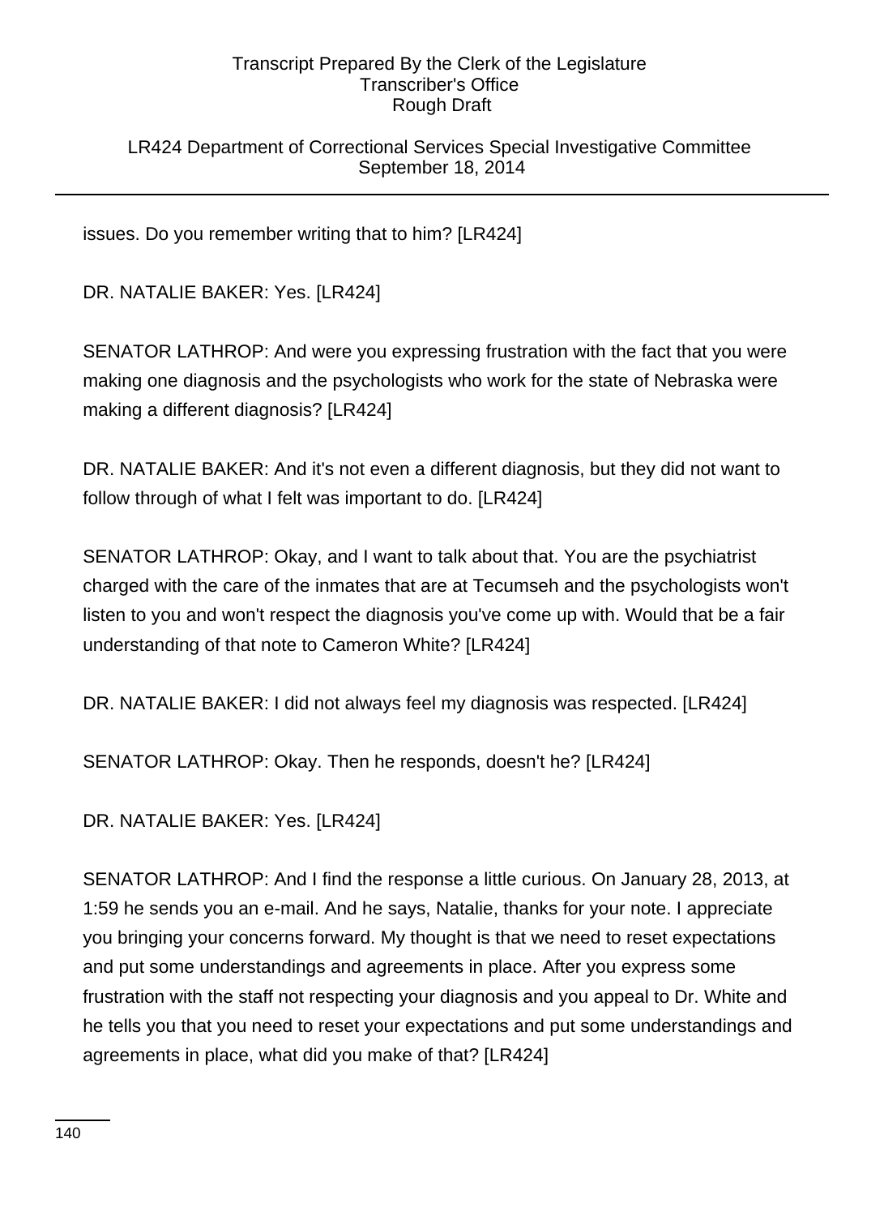issues. Do you remember writing that to him? [LR424]

DR. NATALIE BAKER: Yes. [LR424]

SENATOR LATHROP: And were you expressing frustration with the fact that you were making one diagnosis and the psychologists who work for the state of Nebraska were making a different diagnosis? [LR424]

DR. NATALIE BAKER: And it's not even a different diagnosis, but they did not want to follow through of what I felt was important to do. [LR424]

SENATOR LATHROP: Okay, and I want to talk about that. You are the psychiatrist charged with the care of the inmates that are at Tecumseh and the psychologists won't listen to you and won't respect the diagnosis you've come up with. Would that be a fair understanding of that note to Cameron White? [LR424]

DR. NATALIE BAKER: I did not always feel my diagnosis was respected. [LR424]

SENATOR LATHROP: Okay. Then he responds, doesn't he? [LR424]

DR. NATALIE BAKER: Yes. [LR424]

SENATOR LATHROP: And I find the response a little curious. On January 28, 2013, at 1:59 he sends you an e-mail. And he says, Natalie, thanks for your note. I appreciate you bringing your concerns forward. My thought is that we need to reset expectations and put some understandings and agreements in place. After you express some frustration with the staff not respecting your diagnosis and you appeal to Dr. White and he tells you that you need to reset your expectations and put some understandings and agreements in place, what did you make of that? [LR424]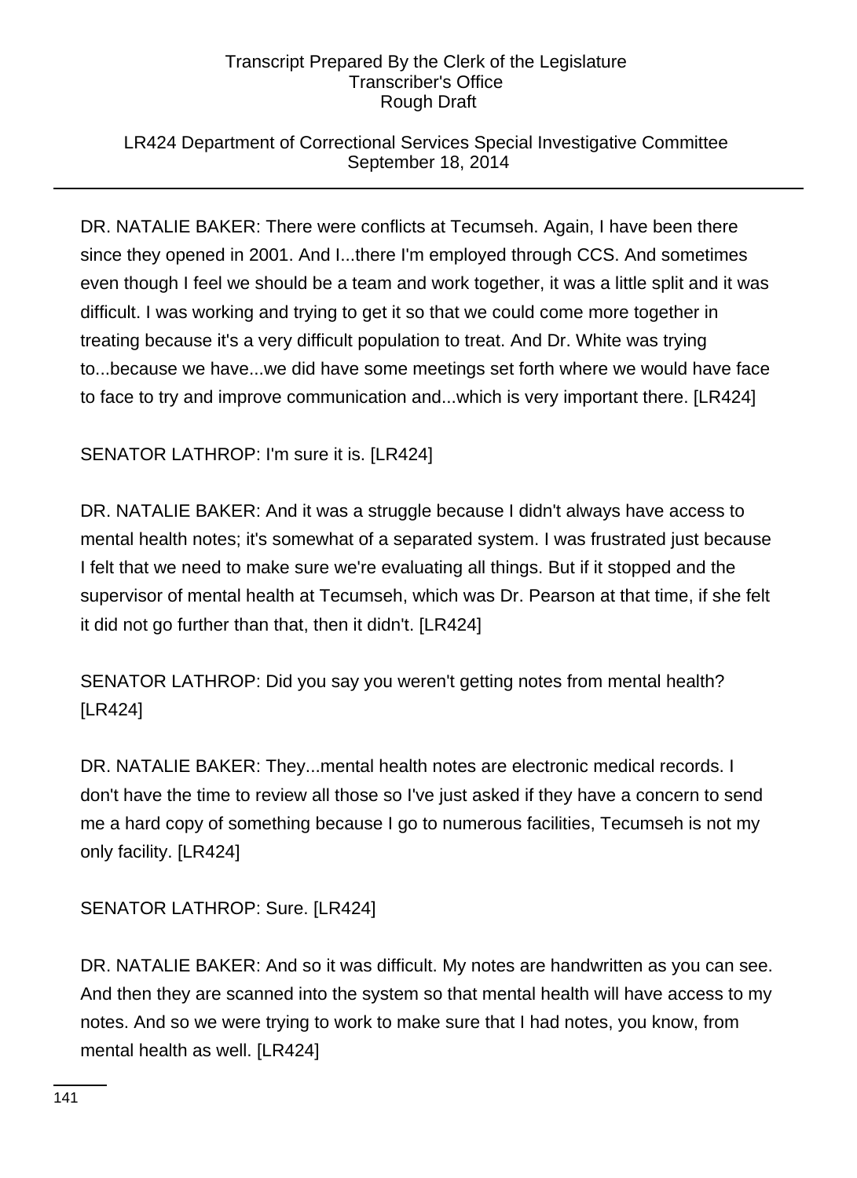DR. NATALIE BAKER: There were conflicts at Tecumseh. Again, I have been there since they opened in 2001. And I...there I'm employed through CCS. And sometimes even though I feel we should be a team and work together, it was a little split and it was difficult. I was working and trying to get it so that we could come more together in treating because it's a very difficult population to treat. And Dr. White was trying to...because we have...we did have some meetings set forth where we would have face to face to try and improve communication and...which is very important there. [LR424]

SENATOR LATHROP: I'm sure it is. [LR424]

DR. NATALIE BAKER: And it was a struggle because I didn't always have access to mental health notes; it's somewhat of a separated system. I was frustrated just because I felt that we need to make sure we're evaluating all things. But if it stopped and the supervisor of mental health at Tecumseh, which was Dr. Pearson at that time, if she felt it did not go further than that, then it didn't. [LR424]

SENATOR LATHROP: Did you say you weren't getting notes from mental health? [LR424]

DR. NATALIE BAKER: They...mental health notes are electronic medical records. I don't have the time to review all those so I've just asked if they have a concern to send me a hard copy of something because I go to numerous facilities, Tecumseh is not my only facility. [LR424]

SENATOR LATHROP: Sure. [LR424]

DR. NATALIE BAKER: And so it was difficult. My notes are handwritten as you can see. And then they are scanned into the system so that mental health will have access to my notes. And so we were trying to work to make sure that I had notes, you know, from mental health as well. [LR424]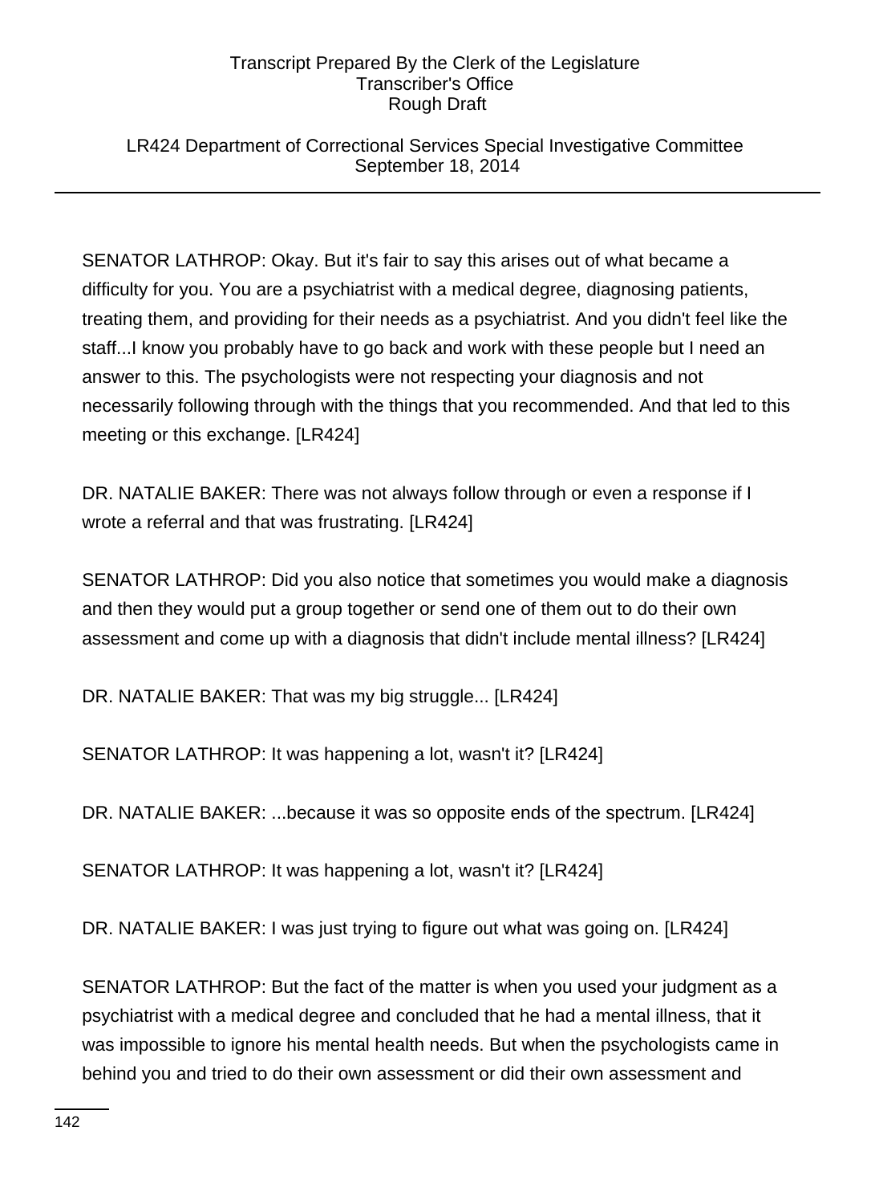SENATOR LATHROP: Okay. But it's fair to say this arises out of what became a difficulty for you. You are a psychiatrist with a medical degree, diagnosing patients, treating them, and providing for their needs as a psychiatrist. And you didn't feel like the staff...I know you probably have to go back and work with these people but I need an answer to this. The psychologists were not respecting your diagnosis and not necessarily following through with the things that you recommended. And that led to this meeting or this exchange. [LR424]

DR. NATALIE BAKER: There was not always follow through or even a response if I wrote a referral and that was frustrating. [LR424]

SENATOR LATHROP: Did you also notice that sometimes you would make a diagnosis and then they would put a group together or send one of them out to do their own assessment and come up with a diagnosis that didn't include mental illness? [LR424]

DR. NATALIE BAKER: That was my big struggle... [LR424]

SENATOR LATHROP: It was happening a lot, wasn't it? [LR424]

DR. NATALIE BAKER: ...because it was so opposite ends of the spectrum. [LR424]

SENATOR LATHROP: It was happening a lot, wasn't it? [LR424]

DR. NATALIE BAKER: I was just trying to figure out what was going on. [LR424]

SENATOR LATHROP: But the fact of the matter is when you used your judgment as a psychiatrist with a medical degree and concluded that he had a mental illness, that it was impossible to ignore his mental health needs. But when the psychologists came in behind you and tried to do their own assessment or did their own assessment and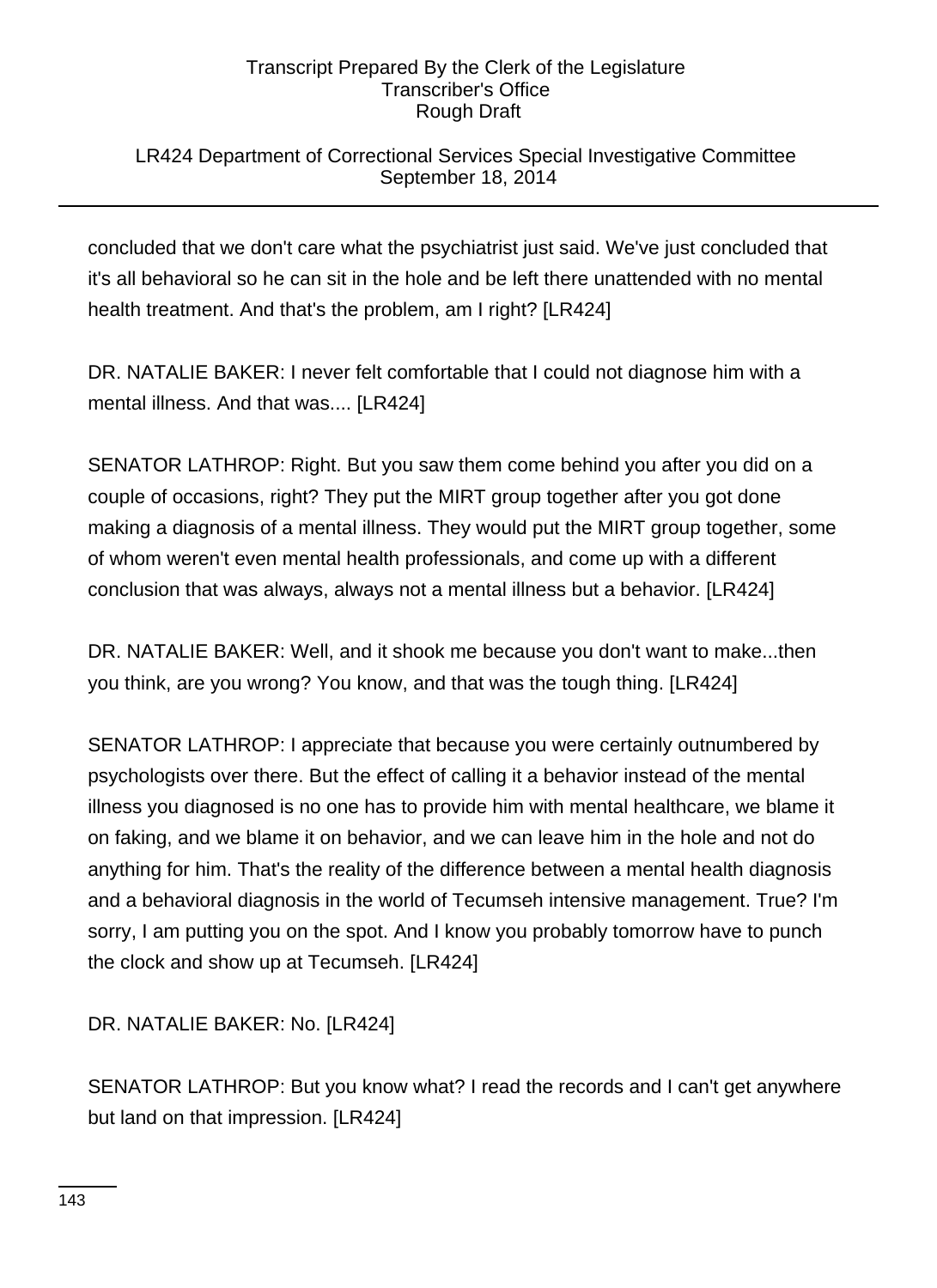concluded that we don't care what the psychiatrist just said. We've just concluded that it's all behavioral so he can sit in the hole and be left there unattended with no mental health treatment. And that's the problem, am I right? [LR424]

DR. NATALIE BAKER: I never felt comfortable that I could not diagnose him with a mental illness. And that was.... [LR424]

SENATOR LATHROP: Right. But you saw them come behind you after you did on a couple of occasions, right? They put the MIRT group together after you got done making a diagnosis of a mental illness. They would put the MIRT group together, some of whom weren't even mental health professionals, and come up with a different conclusion that was always, always not a mental illness but a behavior. [LR424]

DR. NATALIE BAKER: Well, and it shook me because you don't want to make...then you think, are you wrong? You know, and that was the tough thing. [LR424]

SENATOR LATHROP: I appreciate that because you were certainly outnumbered by psychologists over there. But the effect of calling it a behavior instead of the mental illness you diagnosed is no one has to provide him with mental healthcare, we blame it on faking, and we blame it on behavior, and we can leave him in the hole and not do anything for him. That's the reality of the difference between a mental health diagnosis and a behavioral diagnosis in the world of Tecumseh intensive management. True? I'm sorry, I am putting you on the spot. And I know you probably tomorrow have to punch the clock and show up at Tecumseh. [LR424]

DR. NATALIE BAKER: No. [LR424]

SENATOR LATHROP: But you know what? I read the records and I can't get anywhere but land on that impression. [LR424]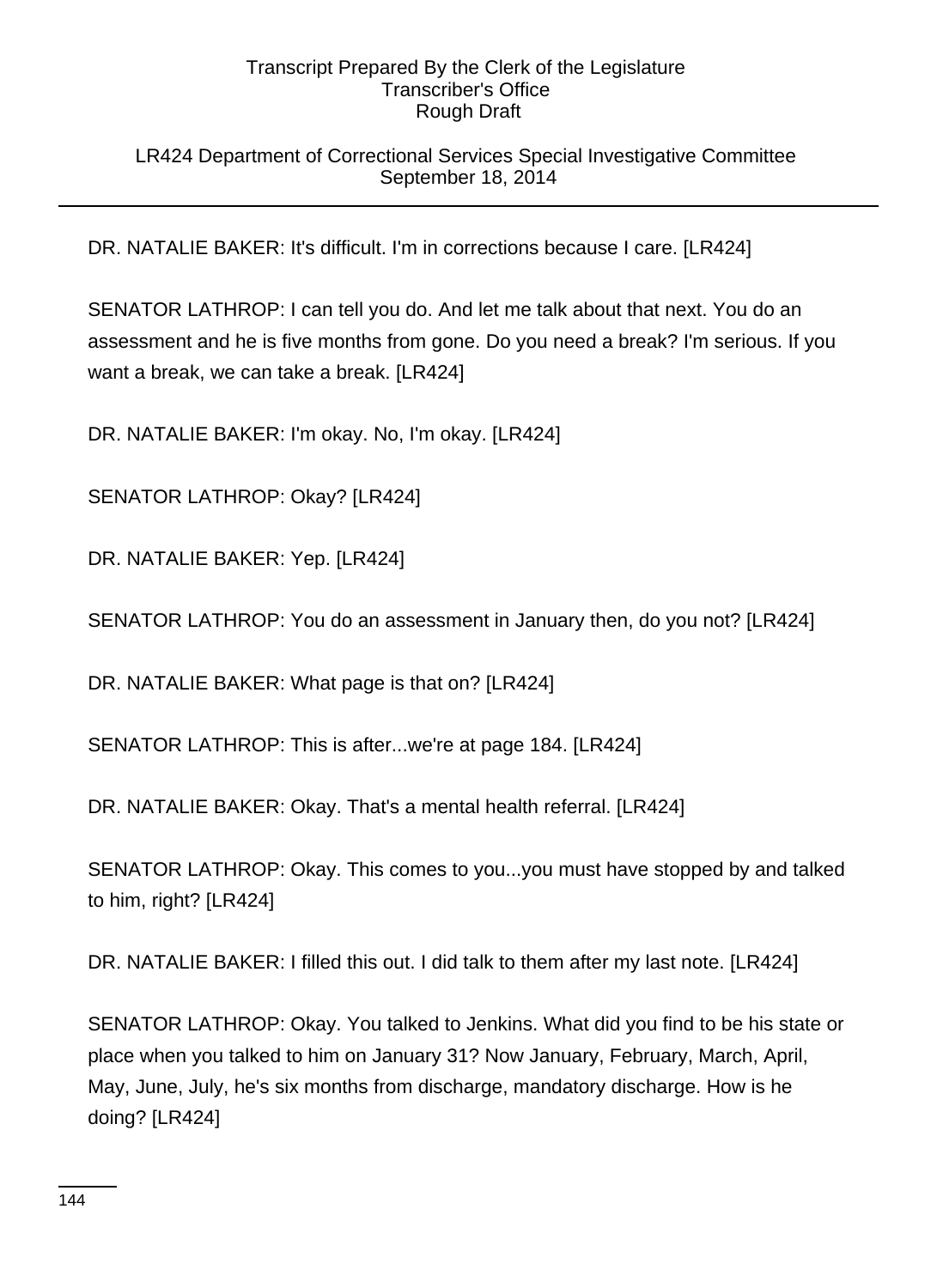DR. NATALIE BAKER: It's difficult. I'm in corrections because I care. [LR424]

SENATOR LATHROP: I can tell you do. And let me talk about that next. You do an assessment and he is five months from gone. Do you need a break? I'm serious. If you want a break, we can take a break. [LR424]

DR. NATALIE BAKER: I'm okay. No, I'm okay. [LR424]

SENATOR LATHROP: Okay? [LR424]

DR. NATALIE BAKER: Yep. [LR424]

SENATOR LATHROP: You do an assessment in January then, do you not? [LR424]

DR. NATALIE BAKER: What page is that on? [LR424]

SENATOR LATHROP: This is after...we're at page 184. [LR424]

DR. NATALIE BAKER: Okay. That's a mental health referral. [LR424]

SENATOR LATHROP: Okay. This comes to you...you must have stopped by and talked to him, right? [LR424]

DR. NATALIE BAKER: I filled this out. I did talk to them after my last note. [LR424]

SENATOR LATHROP: Okay. You talked to Jenkins. What did you find to be his state or place when you talked to him on January 31? Now January, February, March, April, May, June, July, he's six months from discharge, mandatory discharge. How is he doing? [LR424]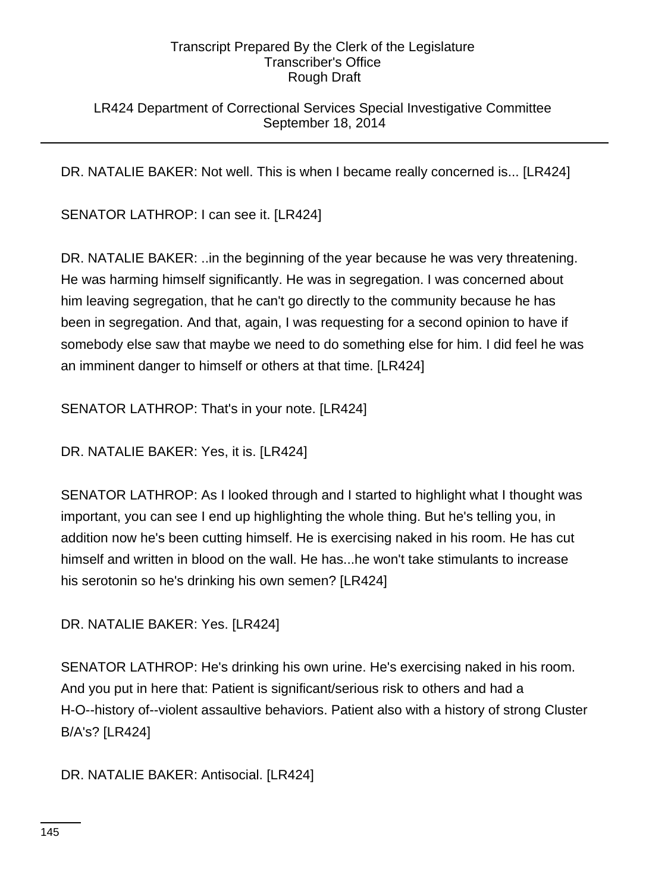DR. NATALIE BAKER: Not well. This is when I became really concerned is... [LR424]

SENATOR LATHROP: I can see it. [LR424]

DR. NATALIE BAKER: ..in the beginning of the year because he was very threatening. He was harming himself significantly. He was in segregation. I was concerned about him leaving segregation, that he can't go directly to the community because he has been in segregation. And that, again, I was requesting for a second opinion to have if somebody else saw that maybe we need to do something else for him. I did feel he was an imminent danger to himself or others at that time. [LR424]

SENATOR LATHROP: That's in your note. [LR424]

DR. NATALIE BAKER: Yes, it is. [LR424]

SENATOR LATHROP: As I looked through and I started to highlight what I thought was important, you can see I end up highlighting the whole thing. But he's telling you, in addition now he's been cutting himself. He is exercising naked in his room. He has cut himself and written in blood on the wall. He has...he won't take stimulants to increase his serotonin so he's drinking his own semen? [LR424]

DR. NATALIE BAKER: Yes. [LR424]

SENATOR LATHROP: He's drinking his own urine. He's exercising naked in his room. And you put in here that: Patient is significant/serious risk to others and had a H-O--history of--violent assaultive behaviors. Patient also with a history of strong Cluster B/A's? [LR424]

DR. NATALIE BAKER: Antisocial. [LR424]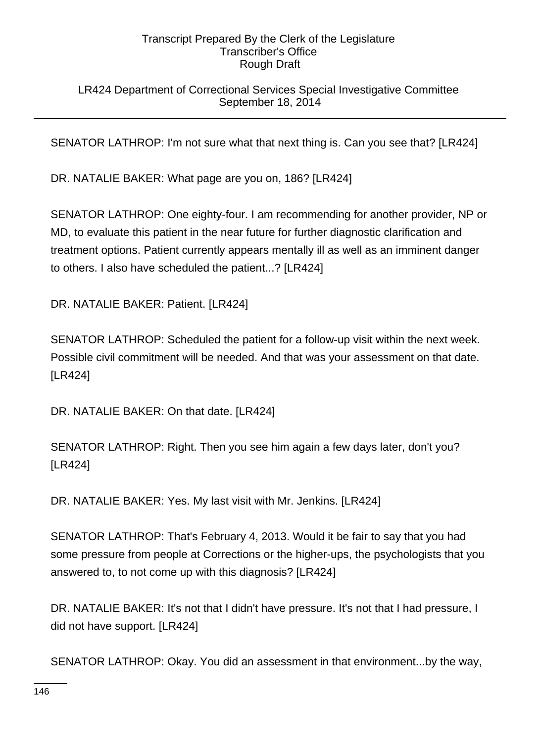SENATOR LATHROP: I'm not sure what that next thing is. Can you see that? [LR424]

DR. NATALIE BAKER: What page are you on, 186? [LR424]

SENATOR LATHROP: One eighty-four. I am recommending for another provider, NP or MD, to evaluate this patient in the near future for further diagnostic clarification and treatment options. Patient currently appears mentally ill as well as an imminent danger to others. I also have scheduled the patient...? [LR424]

DR. NATALIE BAKER: Patient. [LR424]

SENATOR LATHROP: Scheduled the patient for a follow-up visit within the next week. Possible civil commitment will be needed. And that was your assessment on that date. [LR424]

DR. NATALIE BAKER: On that date. [LR424]

SENATOR LATHROP: Right. Then you see him again a few days later, don't you? [LR424]

DR. NATALIE BAKER: Yes. My last visit with Mr. Jenkins. [LR424]

SENATOR LATHROP: That's February 4, 2013. Would it be fair to say that you had some pressure from people at Corrections or the higher-ups, the psychologists that you answered to, to not come up with this diagnosis? [LR424]

DR. NATALIE BAKER: It's not that I didn't have pressure. It's not that I had pressure, I did not have support. [LR424]

SENATOR LATHROP: Okay. You did an assessment in that environment...by the way,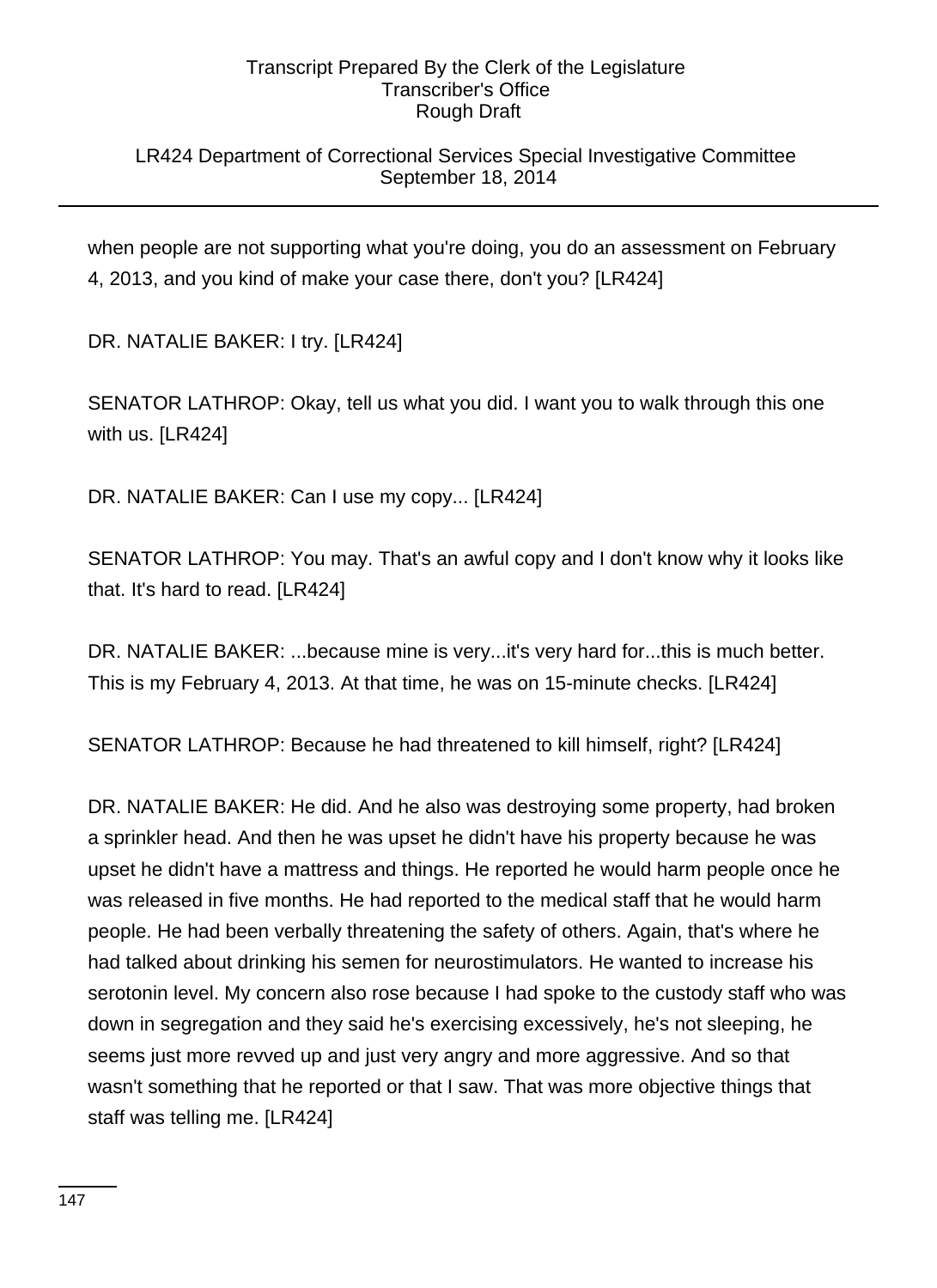when people are not supporting what you're doing, you do an assessment on February 4, 2013, and you kind of make your case there, don't you? [LR424]

DR. NATALIE BAKER: I try. [LR424]

SENATOR LATHROP: Okay, tell us what you did. I want you to walk through this one with us. [LR424]

DR. NATALIE BAKER: Can I use my copy... [LR424]

SENATOR LATHROP: You may. That's an awful copy and I don't know why it looks like that. It's hard to read. [LR424]

DR. NATALIE BAKER: ...because mine is very...it's very hard for...this is much better. This is my February 4, 2013. At that time, he was on 15-minute checks. [LR424]

SENATOR LATHROP: Because he had threatened to kill himself, right? [LR424]

DR. NATALIE BAKER: He did. And he also was destroying some property, had broken a sprinkler head. And then he was upset he didn't have his property because he was upset he didn't have a mattress and things. He reported he would harm people once he was released in five months. He had reported to the medical staff that he would harm people. He had been verbally threatening the safety of others. Again, that's where he had talked about drinking his semen for neurostimulators. He wanted to increase his serotonin level. My concern also rose because I had spoke to the custody staff who was down in segregation and they said he's exercising excessively, he's not sleeping, he seems just more revved up and just very angry and more aggressive. And so that wasn't something that he reported or that I saw. That was more objective things that staff was telling me. [LR424]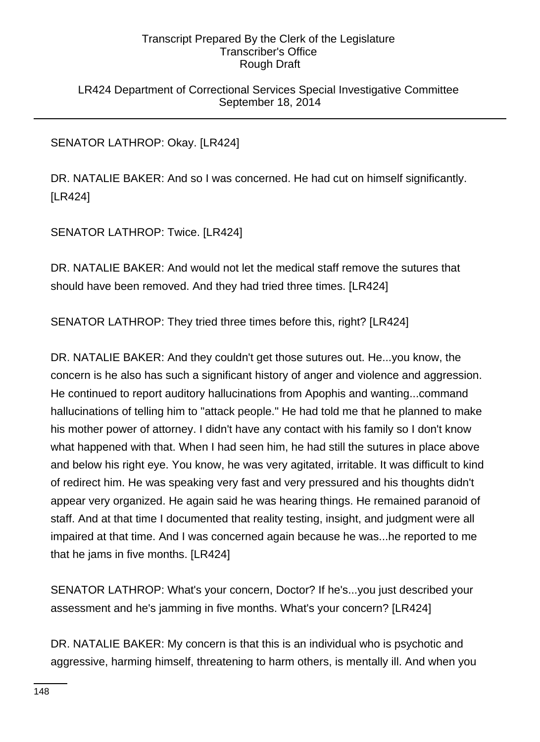SENATOR LATHROP: Okay. [LR424]

DR. NATALIE BAKER: And so I was concerned. He had cut on himself significantly. [LR424]

SENATOR LATHROP: Twice. [LR424]

DR. NATALIE BAKER: And would not let the medical staff remove the sutures that should have been removed. And they had tried three times. [LR424]

SENATOR LATHROP: They tried three times before this, right? [LR424]

DR. NATALIE BAKER: And they couldn't get those sutures out. He...you know, the concern is he also has such a significant history of anger and violence and aggression. He continued to report auditory hallucinations from Apophis and wanting...command hallucinations of telling him to "attack people." He had told me that he planned to make his mother power of attorney. I didn't have any contact with his family so I don't know what happened with that. When I had seen him, he had still the sutures in place above and below his right eye. You know, he was very agitated, irritable. It was difficult to kind of redirect him. He was speaking very fast and very pressured and his thoughts didn't appear very organized. He again said he was hearing things. He remained paranoid of staff. And at that time I documented that reality testing, insight, and judgment were all impaired at that time. And I was concerned again because he was...he reported to me that he jams in five months. [LR424]

SENATOR LATHROP: What's your concern, Doctor? If he's...you just described your assessment and he's jamming in five months. What's your concern? [LR424]

DR. NATALIE BAKER: My concern is that this is an individual who is psychotic and aggressive, harming himself, threatening to harm others, is mentally ill. And when you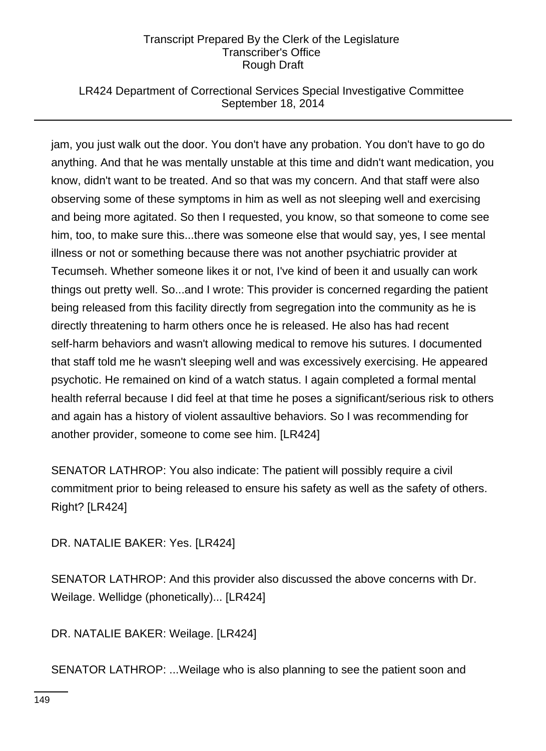jam, you just walk out the door. You don't have any probation. You don't have to go do anything. And that he was mentally unstable at this time and didn't want medication, you know, didn't want to be treated. And so that was my concern. And that staff were also observing some of these symptoms in him as well as not sleeping well and exercising and being more agitated. So then I requested, you know, so that someone to come see him, too, to make sure this...there was someone else that would say, yes, I see mental illness or not or something because there was not another psychiatric provider at Tecumseh. Whether someone likes it or not, I've kind of been it and usually can work things out pretty well. So...and I wrote: This provider is concerned regarding the patient being released from this facility directly from segregation into the community as he is directly threatening to harm others once he is released. He also has had recent self-harm behaviors and wasn't allowing medical to remove his sutures. I documented that staff told me he wasn't sleeping well and was excessively exercising. He appeared psychotic. He remained on kind of a watch status. I again completed a formal mental health referral because I did feel at that time he poses a significant/serious risk to others and again has a history of violent assaultive behaviors. So I was recommending for another provider, someone to come see him. [LR424]

SENATOR LATHROP: You also indicate: The patient will possibly require a civil commitment prior to being released to ensure his safety as well as the safety of others. Right? [LR424]

DR. NATALIE BAKER: Yes. [LR424]

SENATOR LATHROP: And this provider also discussed the above concerns with Dr. Weilage. Wellidge (phonetically)... [LR424]

DR. NATALIE BAKER: Weilage. [LR424]

SENATOR LATHROP: ...Weilage who is also planning to see the patient soon and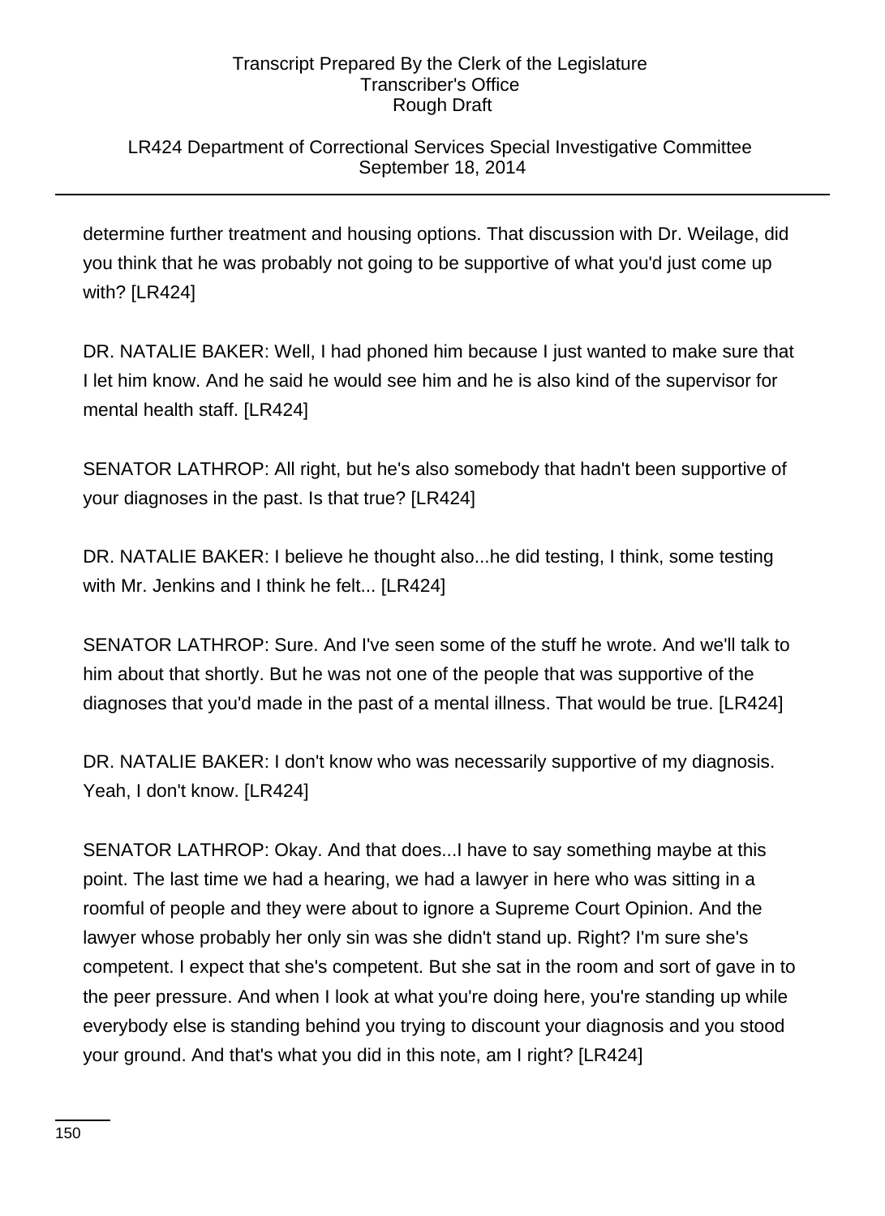determine further treatment and housing options. That discussion with Dr. Weilage, did you think that he was probably not going to be supportive of what you'd just come up with? [LR424]

DR. NATALIE BAKER: Well, I had phoned him because I just wanted to make sure that I let him know. And he said he would see him and he is also kind of the supervisor for mental health staff. [LR424]

SENATOR LATHROP: All right, but he's also somebody that hadn't been supportive of your diagnoses in the past. Is that true? [LR424]

DR. NATALIE BAKER: I believe he thought also...he did testing, I think, some testing with Mr. Jenkins and I think he felt... [LR424]

SENATOR LATHROP: Sure. And I've seen some of the stuff he wrote. And we'll talk to him about that shortly. But he was not one of the people that was supportive of the diagnoses that you'd made in the past of a mental illness. That would be true. [LR424]

DR. NATALIE BAKER: I don't know who was necessarily supportive of my diagnosis. Yeah, I don't know. [LR424]

SENATOR LATHROP: Okay. And that does...I have to say something maybe at this point. The last time we had a hearing, we had a lawyer in here who was sitting in a roomful of people and they were about to ignore a Supreme Court Opinion. And the lawyer whose probably her only sin was she didn't stand up. Right? I'm sure she's competent. I expect that she's competent. But she sat in the room and sort of gave in to the peer pressure. And when I look at what you're doing here, you're standing up while everybody else is standing behind you trying to discount your diagnosis and you stood your ground. And that's what you did in this note, am I right? [LR424]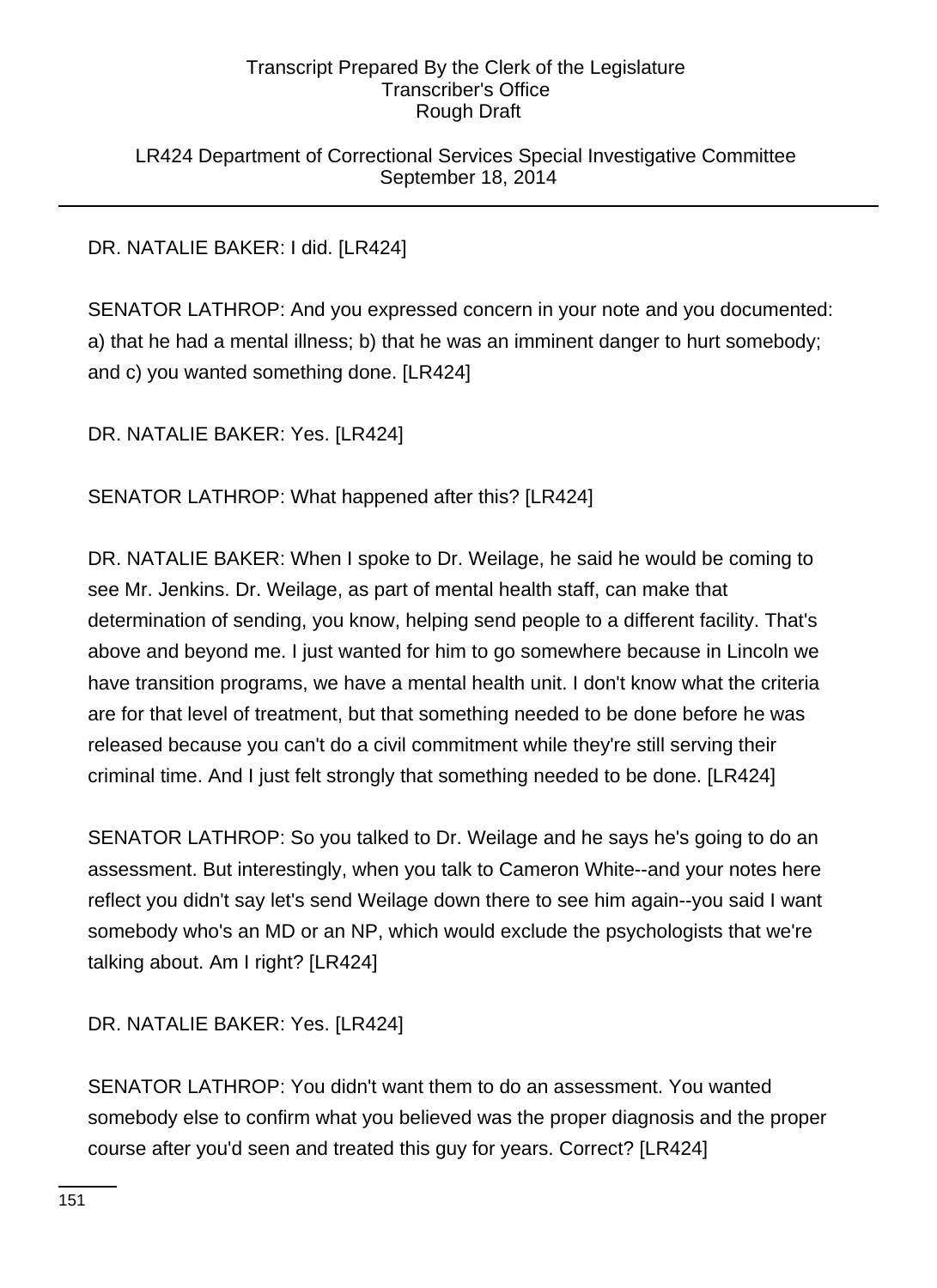DR. NATALIE BAKER: I did. [LR424]

SENATOR LATHROP: And you expressed concern in your note and you documented: a) that he had a mental illness; b) that he was an imminent danger to hurt somebody; and c) you wanted something done. [LR424]

DR. NATALIE BAKER: Yes. [LR424]

SENATOR LATHROP: What happened after this? [LR424]

DR. NATALIE BAKER: When I spoke to Dr. Weilage, he said he would be coming to see Mr. Jenkins. Dr. Weilage, as part of mental health staff, can make that determination of sending, you know, helping send people to a different facility. That's above and beyond me. I just wanted for him to go somewhere because in Lincoln we have transition programs, we have a mental health unit. I don't know what the criteria are for that level of treatment, but that something needed to be done before he was released because you can't do a civil commitment while they're still serving their criminal time. And I just felt strongly that something needed to be done. [LR424]

SENATOR LATHROP: So you talked to Dr. Weilage and he says he's going to do an assessment. But interestingly, when you talk to Cameron White--and your notes here reflect you didn't say let's send Weilage down there to see him again--you said I want somebody who's an MD or an NP, which would exclude the psychologists that we're talking about. Am I right? [LR424]

DR. NATALIE BAKER: Yes. [LR424]

SENATOR LATHROP: You didn't want them to do an assessment. You wanted somebody else to confirm what you believed was the proper diagnosis and the proper course after you'd seen and treated this guy for years. Correct? [LR424]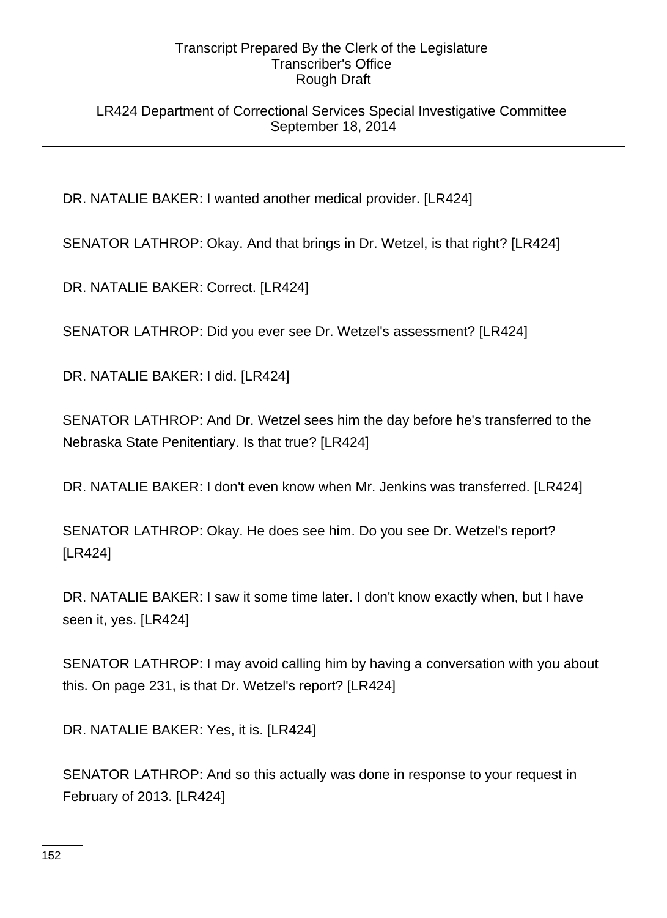DR. NATALIE BAKER: I wanted another medical provider. [LR424]

SENATOR LATHROP: Okay. And that brings in Dr. Wetzel, is that right? [LR424]

DR. NATALIE BAKER: Correct. [LR424]

SENATOR LATHROP: Did you ever see Dr. Wetzel's assessment? [LR424]

DR. NATALIE BAKER: I did. [LR424]

SENATOR LATHROP: And Dr. Wetzel sees him the day before he's transferred to the Nebraska State Penitentiary. Is that true? [LR424]

DR. NATALIE BAKER: I don't even know when Mr. Jenkins was transferred. [LR424]

SENATOR LATHROP: Okay. He does see him. Do you see Dr. Wetzel's report? [LR424]

DR. NATALIE BAKER: I saw it some time later. I don't know exactly when, but I have seen it, yes. [LR424]

SENATOR LATHROP: I may avoid calling him by having a conversation with you about this. On page 231, is that Dr. Wetzel's report? [LR424]

DR. NATALIE BAKER: Yes, it is. [LR424]

SENATOR LATHROP: And so this actually was done in response to your request in February of 2013. [LR424]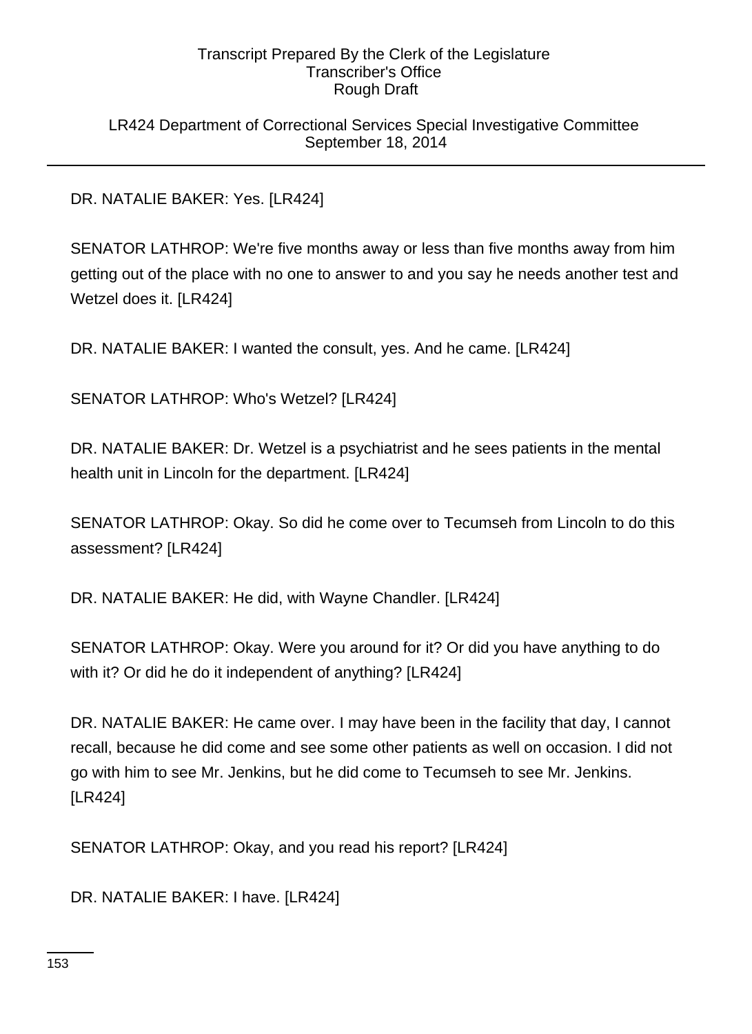DR. NATALIE BAKER: Yes. [LR424]

SENATOR LATHROP: We're five months away or less than five months away from him getting out of the place with no one to answer to and you say he needs another test and Wetzel does it. [LR424]

DR. NATALIE BAKER: I wanted the consult, yes. And he came. [LR424]

SENATOR LATHROP: Who's Wetzel? [LR424]

DR. NATALIE BAKER: Dr. Wetzel is a psychiatrist and he sees patients in the mental health unit in Lincoln for the department. [LR424]

SENATOR LATHROP: Okay. So did he come over to Tecumseh from Lincoln to do this assessment? [LR424]

DR. NATALIE BAKER: He did, with Wayne Chandler. [LR424]

SENATOR LATHROP: Okay. Were you around for it? Or did you have anything to do with it? Or did he do it independent of anything? [LR424]

DR. NATALIE BAKER: He came over. I may have been in the facility that day, I cannot recall, because he did come and see some other patients as well on occasion. I did not go with him to see Mr. Jenkins, but he did come to Tecumseh to see Mr. Jenkins. [LR424]

SENATOR LATHROP: Okay, and you read his report? [LR424]

DR. NATALIE BAKER: I have. [LR424]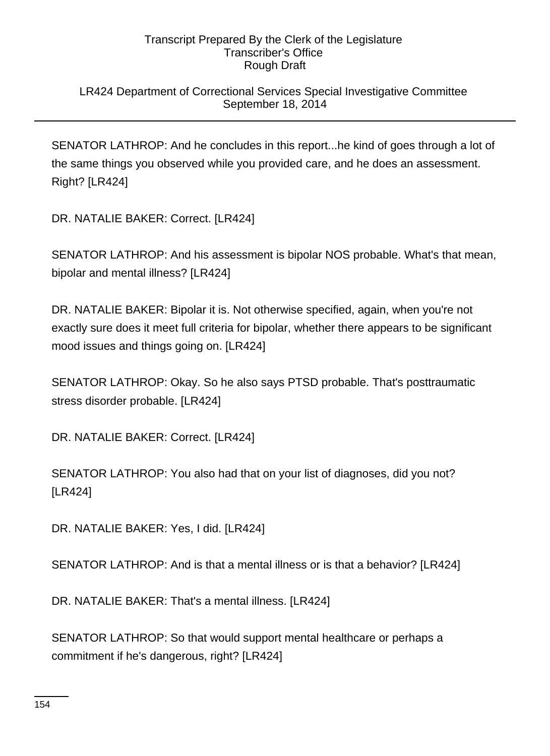SENATOR LATHROP: And he concludes in this report...he kind of goes through a lot of the same things you observed while you provided care, and he does an assessment. Right? [LR424]

DR. NATALIE BAKER: Correct. [LR424]

SENATOR LATHROP: And his assessment is bipolar NOS probable. What's that mean, bipolar and mental illness? [LR424]

DR. NATALIE BAKER: Bipolar it is. Not otherwise specified, again, when you're not exactly sure does it meet full criteria for bipolar, whether there appears to be significant mood issues and things going on. [LR424]

SENATOR LATHROP: Okay. So he also says PTSD probable. That's posttraumatic stress disorder probable. [LR424]

DR. NATALIE BAKER: Correct. [LR424]

SENATOR LATHROP: You also had that on your list of diagnoses, did you not? [LR424]

DR. NATALIE BAKER: Yes, I did. [LR424]

SENATOR LATHROP: And is that a mental illness or is that a behavior? [LR424]

DR. NATALIE BAKER: That's a mental illness. [LR424]

SENATOR LATHROP: So that would support mental healthcare or perhaps a commitment if he's dangerous, right? [LR424]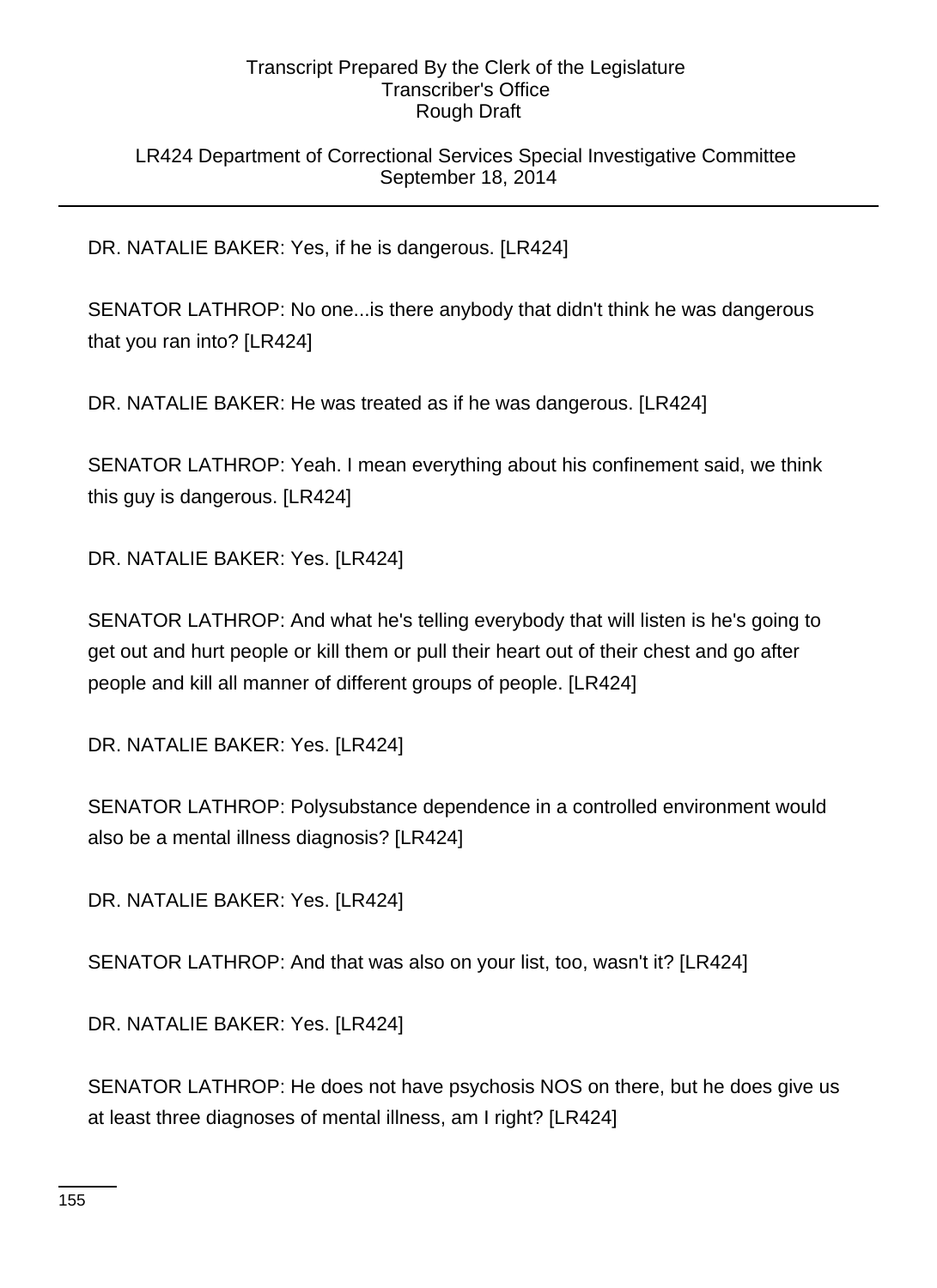DR. NATALIE BAKER: Yes, if he is dangerous. [LR424]

SENATOR LATHROP: No one...is there anybody that didn't think he was dangerous that you ran into? [LR424]

DR. NATALIE BAKER: He was treated as if he was dangerous. [LR424]

SENATOR LATHROP: Yeah. I mean everything about his confinement said, we think this guy is dangerous. [LR424]

DR. NATALIE BAKER: Yes. [LR424]

SENATOR LATHROP: And what he's telling everybody that will listen is he's going to get out and hurt people or kill them or pull their heart out of their chest and go after people and kill all manner of different groups of people. [LR424]

DR. NATALIE BAKER: Yes. [LR424]

SENATOR LATHROP: Polysubstance dependence in a controlled environment would also be a mental illness diagnosis? [LR424]

DR. NATALIE BAKER: Yes. [LR424]

SENATOR LATHROP: And that was also on your list, too, wasn't it? [LR424]

DR. NATALIE BAKER: Yes. [LR424]

SENATOR LATHROP: He does not have psychosis NOS on there, but he does give us at least three diagnoses of mental illness, am I right? [LR424]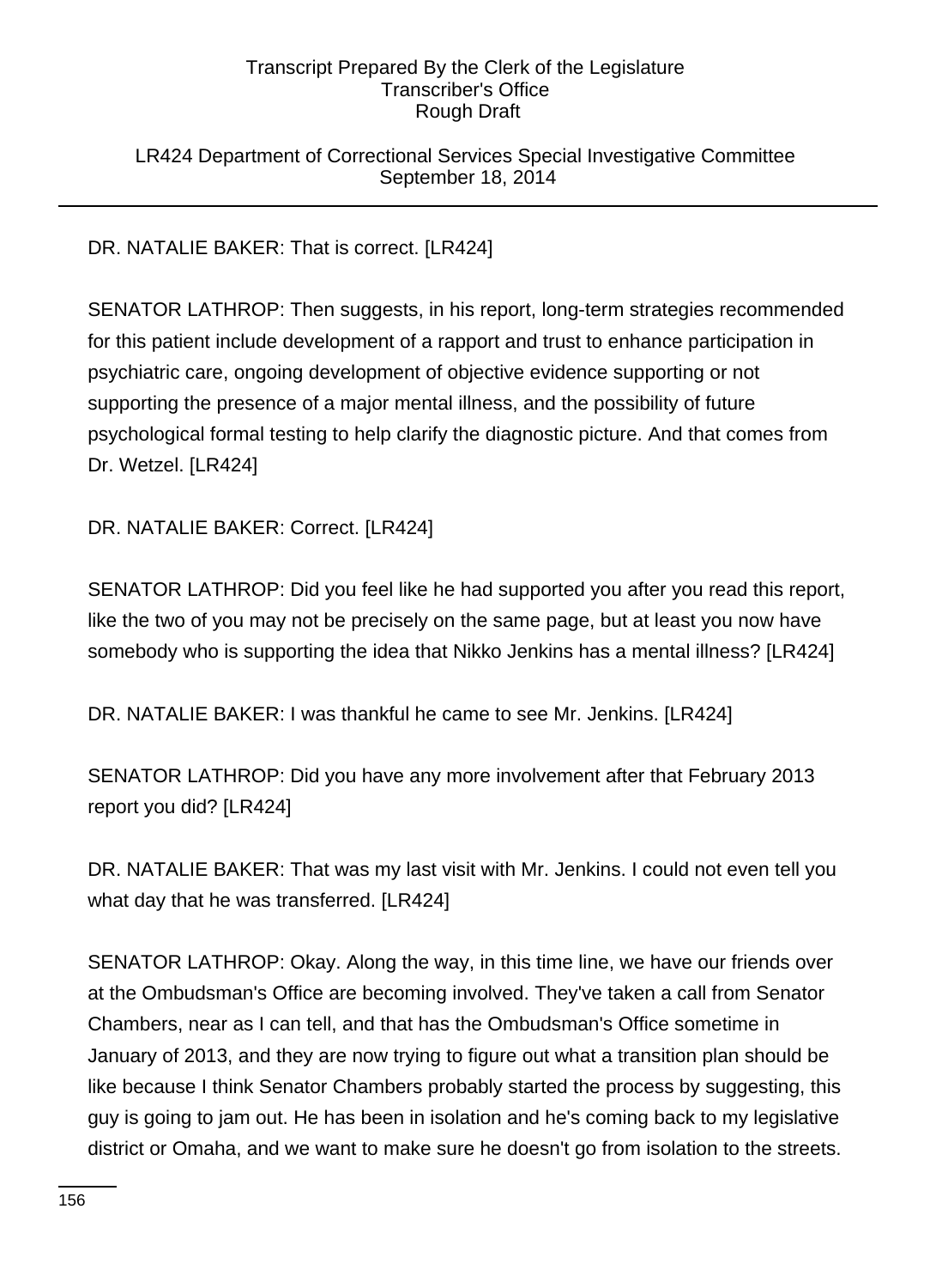DR. NATALIE BAKER: That is correct. [LR424]

SENATOR LATHROP: Then suggests, in his report, long-term strategies recommended for this patient include development of a rapport and trust to enhance participation in psychiatric care, ongoing development of objective evidence supporting or not supporting the presence of a major mental illness, and the possibility of future psychological formal testing to help clarify the diagnostic picture. And that comes from Dr. Wetzel. [LR424]

DR. NATALIE BAKER: Correct. [LR424]

SENATOR LATHROP: Did you feel like he had supported you after you read this report, like the two of you may not be precisely on the same page, but at least you now have somebody who is supporting the idea that Nikko Jenkins has a mental illness? [LR424]

DR. NATALIE BAKER: I was thankful he came to see Mr. Jenkins. [LR424]

SENATOR LATHROP: Did you have any more involvement after that February 2013 report you did? [LR424]

DR. NATALIE BAKER: That was my last visit with Mr. Jenkins. I could not even tell you what day that he was transferred. [LR424]

SENATOR LATHROP: Okay. Along the way, in this time line, we have our friends over at the Ombudsman's Office are becoming involved. They've taken a call from Senator Chambers, near as I can tell, and that has the Ombudsman's Office sometime in January of 2013, and they are now trying to figure out what a transition plan should be like because I think Senator Chambers probably started the process by suggesting, this guy is going to jam out. He has been in isolation and he's coming back to my legislative district or Omaha, and we want to make sure he doesn't go from isolation to the streets.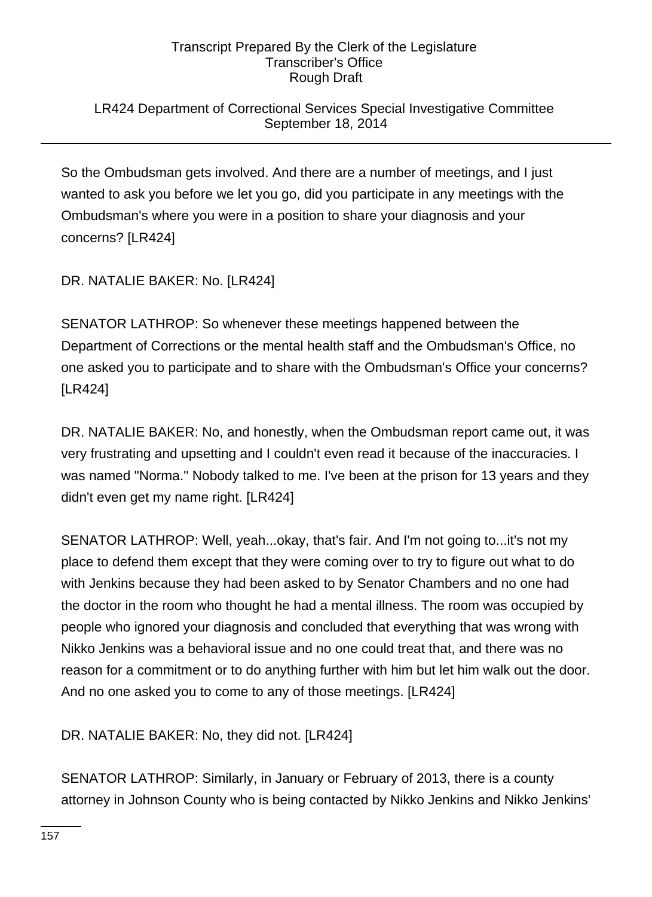So the Ombudsman gets involved. And there are a number of meetings, and I just wanted to ask you before we let you go, did you participate in any meetings with the Ombudsman's where you were in a position to share your diagnosis and your concerns? [LR424]

DR. NATALIE BAKER: No. [LR424]

SENATOR LATHROP: So whenever these meetings happened between the Department of Corrections or the mental health staff and the Ombudsman's Office, no one asked you to participate and to share with the Ombudsman's Office your concerns? [LR424]

DR. NATALIE BAKER: No, and honestly, when the Ombudsman report came out, it was very frustrating and upsetting and I couldn't even read it because of the inaccuracies. I was named "Norma." Nobody talked to me. I've been at the prison for 13 years and they didn't even get my name right. [LR424]

SENATOR LATHROP: Well, yeah...okay, that's fair. And I'm not going to...it's not my place to defend them except that they were coming over to try to figure out what to do with Jenkins because they had been asked to by Senator Chambers and no one had the doctor in the room who thought he had a mental illness. The room was occupied by people who ignored your diagnosis and concluded that everything that was wrong with Nikko Jenkins was a behavioral issue and no one could treat that, and there was no reason for a commitment or to do anything further with him but let him walk out the door. And no one asked you to come to any of those meetings. [LR424]

DR. NATALIE BAKER: No, they did not. [LR424]

SENATOR LATHROP: Similarly, in January or February of 2013, there is a county attorney in Johnson County who is being contacted by Nikko Jenkins and Nikko Jenkins'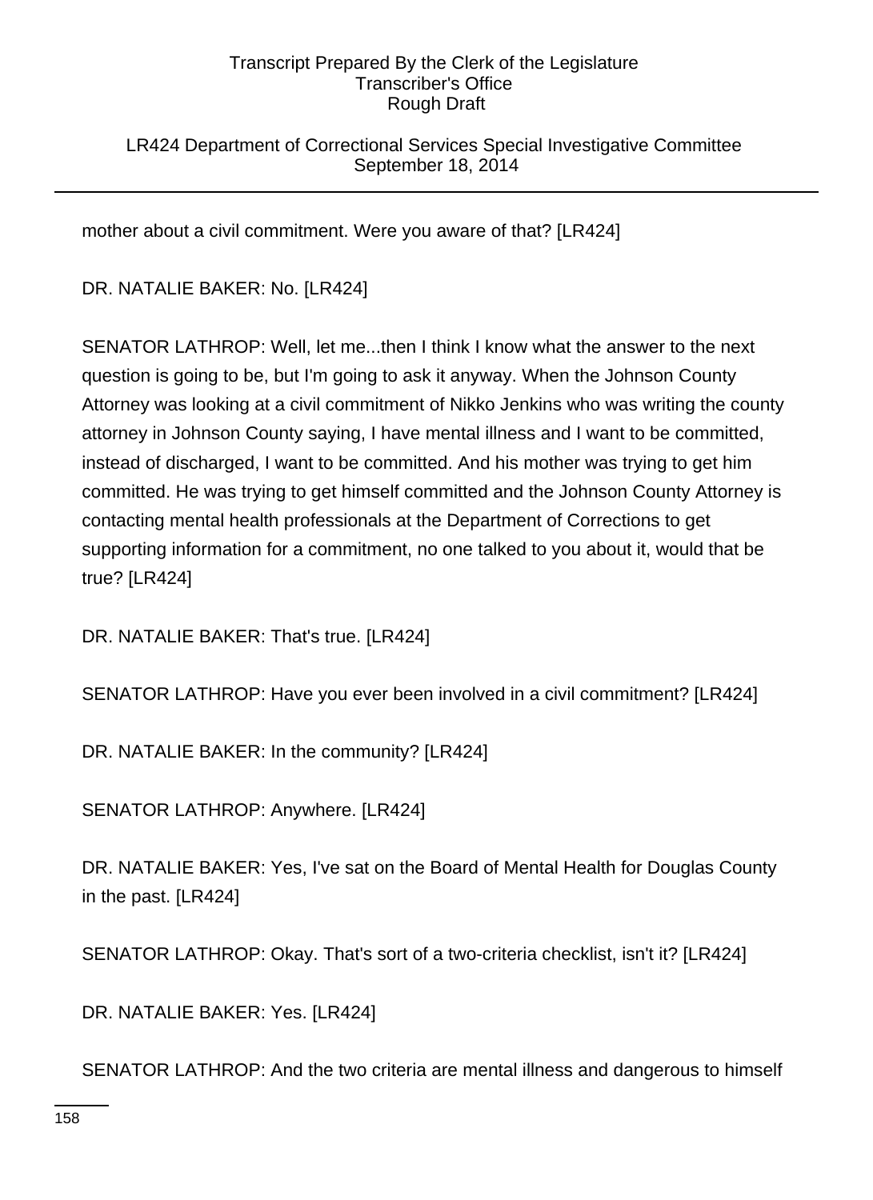mother about a civil commitment. Were you aware of that? [LR424]

DR. NATALIE BAKER: No. [LR424]

SENATOR LATHROP: Well, let me...then I think I know what the answer to the next question is going to be, but I'm going to ask it anyway. When the Johnson County Attorney was looking at a civil commitment of Nikko Jenkins who was writing the county attorney in Johnson County saying, I have mental illness and I want to be committed, instead of discharged, I want to be committed. And his mother was trying to get him committed. He was trying to get himself committed and the Johnson County Attorney is contacting mental health professionals at the Department of Corrections to get supporting information for a commitment, no one talked to you about it, would that be true? [LR424]

DR. NATALIE BAKER: That's true. [LR424]

SENATOR LATHROP: Have you ever been involved in a civil commitment? [LR424]

DR. NATALIE BAKER: In the community? [LR424]

SENATOR LATHROP: Anywhere. [LR424]

DR. NATALIE BAKER: Yes, I've sat on the Board of Mental Health for Douglas County in the past. [LR424]

SENATOR LATHROP: Okay. That's sort of a two-criteria checklist, isn't it? [LR424]

DR. NATALIE BAKER: Yes. [LR424]

SENATOR LATHROP: And the two criteria are mental illness and dangerous to himself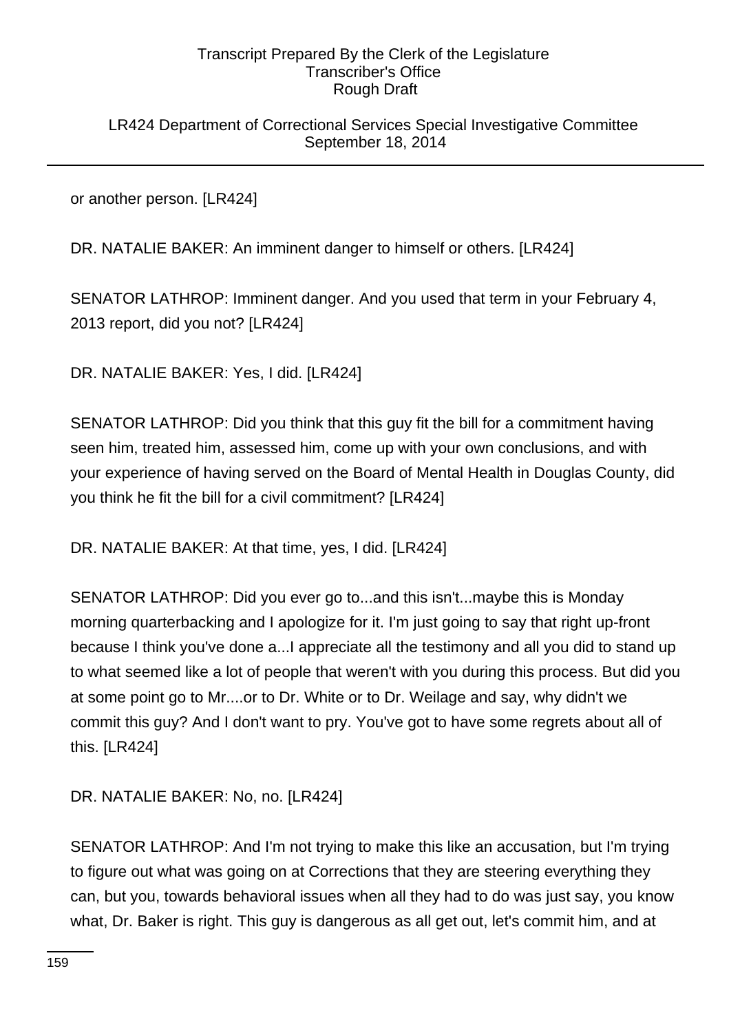or another person. [LR424]

DR. NATALIE BAKER: An imminent danger to himself or others. [LR424]

SENATOR LATHROP: Imminent danger. And you used that term in your February 4, 2013 report, did you not? [LR424]

DR. NATALIE BAKER: Yes, I did. [LR424]

SENATOR LATHROP: Did you think that this guy fit the bill for a commitment having seen him, treated him, assessed him, come up with your own conclusions, and with your experience of having served on the Board of Mental Health in Douglas County, did you think he fit the bill for a civil commitment? [LR424]

DR. NATALIE BAKER: At that time, yes, I did. [LR424]

SENATOR LATHROP: Did you ever go to...and this isn't...maybe this is Monday morning quarterbacking and I apologize for it. I'm just going to say that right up-front because I think you've done a...I appreciate all the testimony and all you did to stand up to what seemed like a lot of people that weren't with you during this process. But did you at some point go to Mr....or to Dr. White or to Dr. Weilage and say, why didn't we commit this guy? And I don't want to pry. You've got to have some regrets about all of this. [LR424]

DR. NATALIE BAKER: No, no. [LR424]

SENATOR LATHROP: And I'm not trying to make this like an accusation, but I'm trying to figure out what was going on at Corrections that they are steering everything they can, but you, towards behavioral issues when all they had to do was just say, you know what, Dr. Baker is right. This guy is dangerous as all get out, let's commit him, and at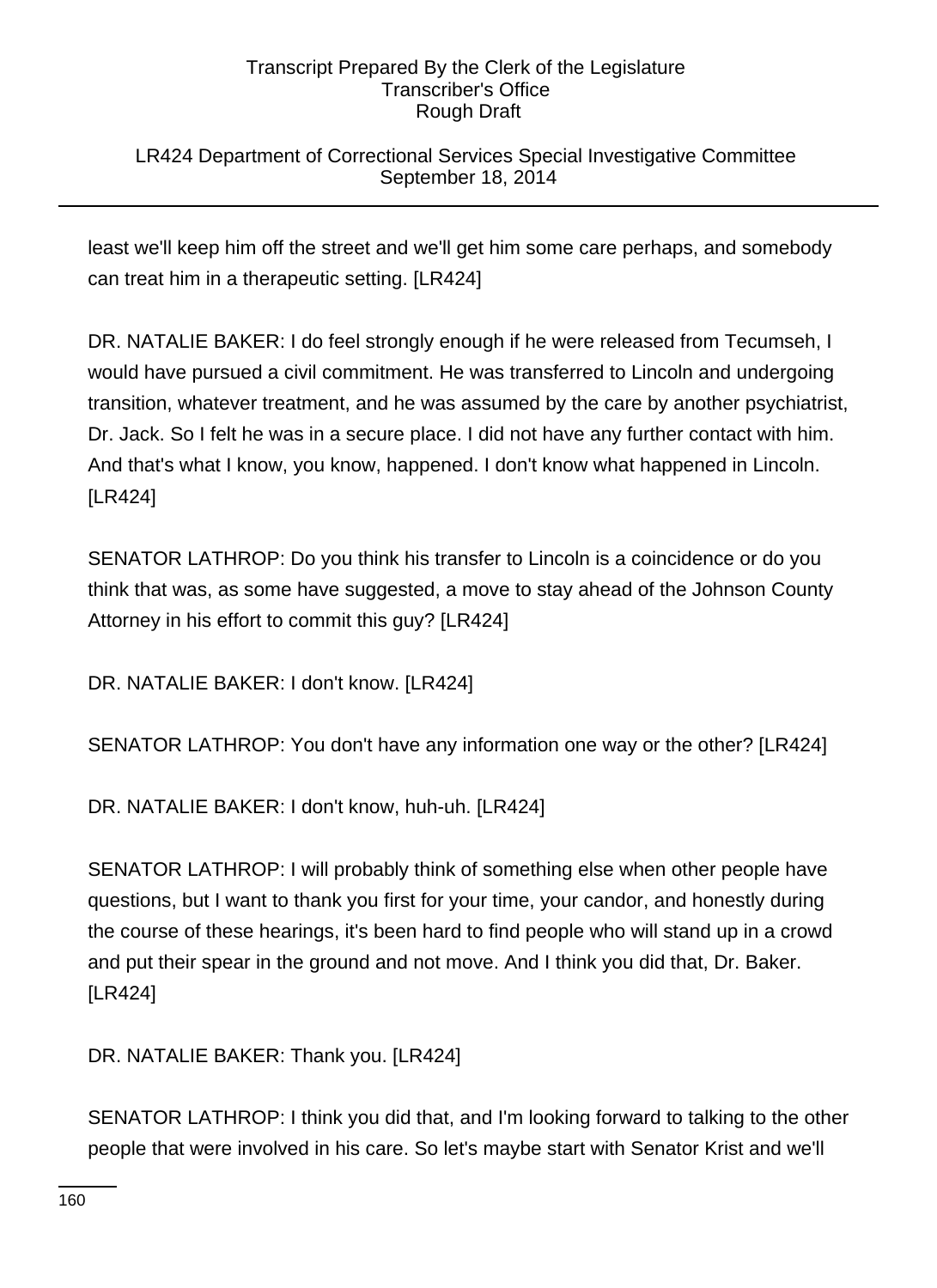least we'll keep him off the street and we'll get him some care perhaps, and somebody can treat him in a therapeutic setting. [LR424]

DR. NATALIE BAKER: I do feel strongly enough if he were released from Tecumseh, I would have pursued a civil commitment. He was transferred to Lincoln and undergoing transition, whatever treatment, and he was assumed by the care by another psychiatrist, Dr. Jack. So I felt he was in a secure place. I did not have any further contact with him. And that's what I know, you know, happened. I don't know what happened in Lincoln. [LR424]

SENATOR LATHROP: Do you think his transfer to Lincoln is a coincidence or do you think that was, as some have suggested, a move to stay ahead of the Johnson County Attorney in his effort to commit this guy? [LR424]

DR. NATALIE BAKER: I don't know. [LR424]

SENATOR LATHROP: You don't have any information one way or the other? [LR424]

DR. NATALIE BAKER: I don't know, huh-uh. [LR424]

SENATOR LATHROP: I will probably think of something else when other people have questions, but I want to thank you first for your time, your candor, and honestly during the course of these hearings, it's been hard to find people who will stand up in a crowd and put their spear in the ground and not move. And I think you did that, Dr. Baker. [LR424]

DR. NATALIE BAKER: Thank you. [LR424]

SENATOR LATHROP: I think you did that, and I'm looking forward to talking to the other people that were involved in his care. So let's maybe start with Senator Krist and we'll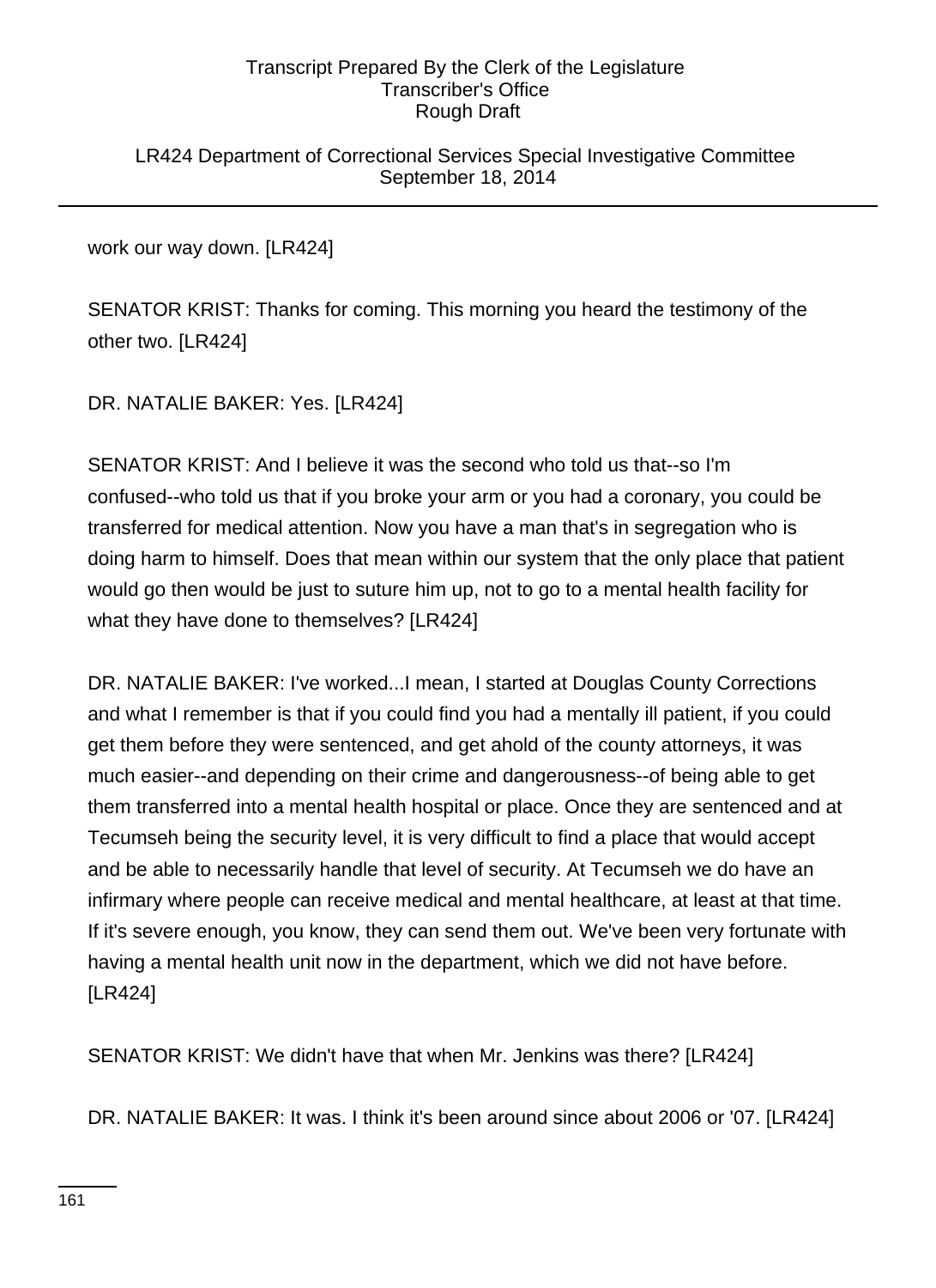work our way down. [LR424]

SENATOR KRIST: Thanks for coming. This morning you heard the testimony of the other two. [LR424]

DR. NATALIE BAKER: Yes. [LR424]

SENATOR KRIST: And I believe it was the second who told us that--so I'm confused--who told us that if you broke your arm or you had a coronary, you could be transferred for medical attention. Now you have a man that's in segregation who is doing harm to himself. Does that mean within our system that the only place that patient would go then would be just to suture him up, not to go to a mental health facility for what they have done to themselves? [LR424]

DR. NATALIE BAKER: I've worked...I mean, I started at Douglas County Corrections and what I remember is that if you could find you had a mentally ill patient, if you could get them before they were sentenced, and get ahold of the county attorneys, it was much easier--and depending on their crime and dangerousness--of being able to get them transferred into a mental health hospital or place. Once they are sentenced and at Tecumseh being the security level, it is very difficult to find a place that would accept and be able to necessarily handle that level of security. At Tecumseh we do have an infirmary where people can receive medical and mental healthcare, at least at that time. If it's severe enough, you know, they can send them out. We've been very fortunate with having a mental health unit now in the department, which we did not have before. [LR424]

SENATOR KRIST: We didn't have that when Mr. Jenkins was there? [LR424]

DR. NATALIE BAKER: It was. I think it's been around since about 2006 or '07. [LR424]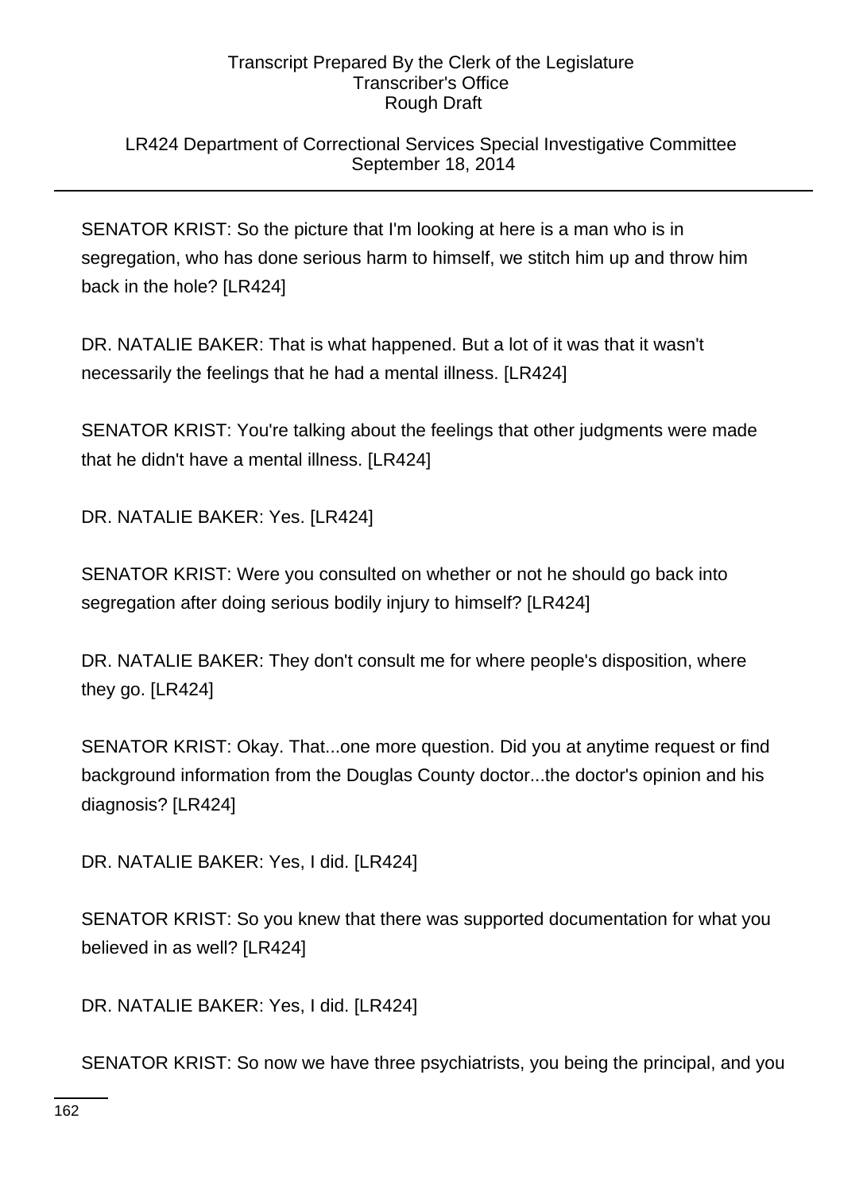SENATOR KRIST: So the picture that I'm looking at here is a man who is in segregation, who has done serious harm to himself, we stitch him up and throw him back in the hole? [LR424]

DR. NATALIE BAKER: That is what happened. But a lot of it was that it wasn't necessarily the feelings that he had a mental illness. [LR424]

SENATOR KRIST: You're talking about the feelings that other judgments were made that he didn't have a mental illness. [LR424]

DR. NATALIE BAKER: Yes. [LR424]

SENATOR KRIST: Were you consulted on whether or not he should go back into segregation after doing serious bodily injury to himself? [LR424]

DR. NATALIE BAKER: They don't consult me for where people's disposition, where they go. [LR424]

SENATOR KRIST: Okay. That...one more question. Did you at anytime request or find background information from the Douglas County doctor...the doctor's opinion and his diagnosis? [LR424]

DR. NATALIE BAKER: Yes, I did. [LR424]

SENATOR KRIST: So you knew that there was supported documentation for what you believed in as well? [LR424]

DR. NATALIE BAKER: Yes, I did. [LR424]

SENATOR KRIST: So now we have three psychiatrists, you being the principal, and you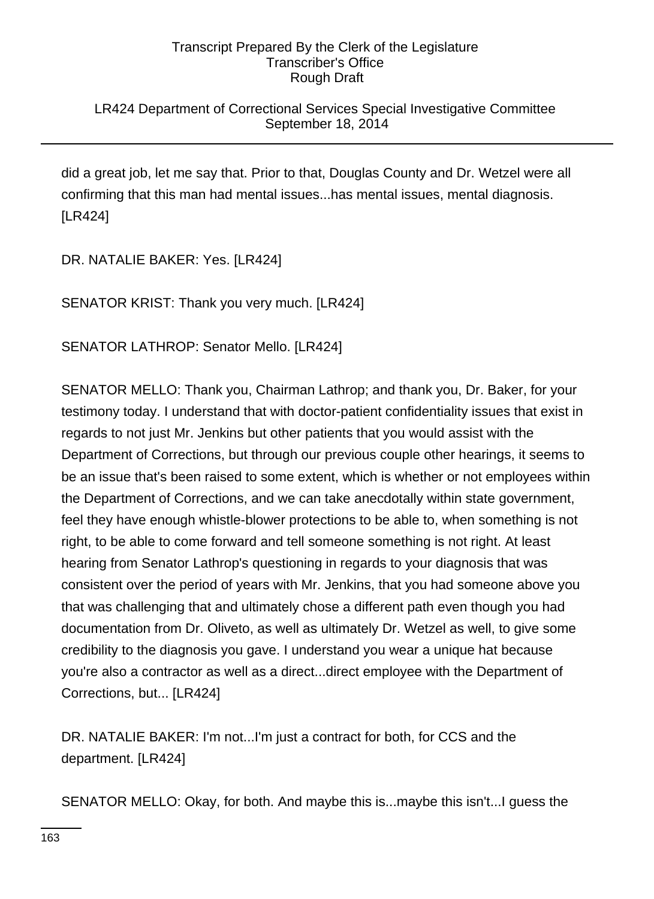did a great job, let me say that. Prior to that, Douglas County and Dr. Wetzel were all confirming that this man had mental issues...has mental issues, mental diagnosis. [LR424]

DR. NATALIE BAKER: Yes. [LR424]

SENATOR KRIST: Thank you very much. [LR424]

SENATOR LATHROP: Senator Mello. [LR424]

SENATOR MELLO: Thank you, Chairman Lathrop; and thank you, Dr. Baker, for your testimony today. I understand that with doctor-patient confidentiality issues that exist in regards to not just Mr. Jenkins but other patients that you would assist with the Department of Corrections, but through our previous couple other hearings, it seems to be an issue that's been raised to some extent, which is whether or not employees within the Department of Corrections, and we can take anecdotally within state government, feel they have enough whistle-blower protections to be able to, when something is not right, to be able to come forward and tell someone something is not right. At least hearing from Senator Lathrop's questioning in regards to your diagnosis that was consistent over the period of years with Mr. Jenkins, that you had someone above you that was challenging that and ultimately chose a different path even though you had documentation from Dr. Oliveto, as well as ultimately Dr. Wetzel as well, to give some credibility to the diagnosis you gave. I understand you wear a unique hat because you're also a contractor as well as a direct...direct employee with the Department of Corrections, but... [LR424]

DR. NATALIE BAKER: I'm not...I'm just a contract for both, for CCS and the department. [LR424]

SENATOR MELLO: Okay, for both. And maybe this is...maybe this isn't...I guess the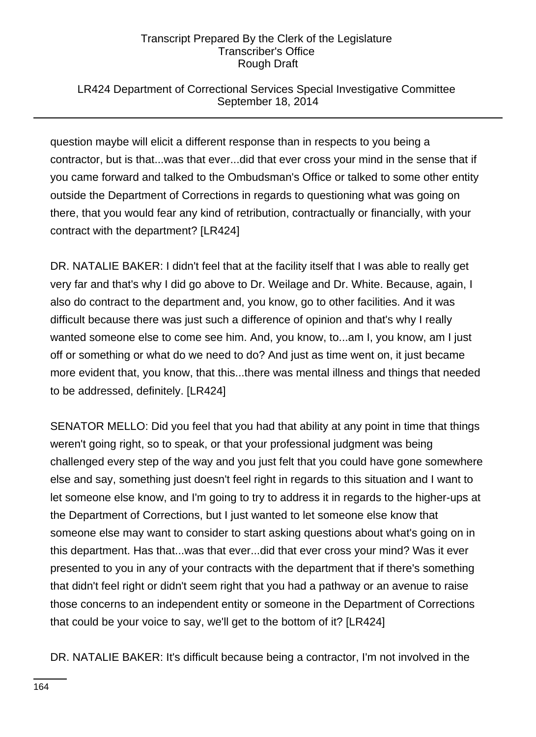question maybe will elicit a different response than in respects to you being a contractor, but is that...was that ever...did that ever cross your mind in the sense that if you came forward and talked to the Ombudsman's Office or talked to some other entity outside the Department of Corrections in regards to questioning what was going on there, that you would fear any kind of retribution, contractually or financially, with your contract with the department? [LR424]

DR. NATALIE BAKER: I didn't feel that at the facility itself that I was able to really get very far and that's why I did go above to Dr. Weilage and Dr. White. Because, again, I also do contract to the department and, you know, go to other facilities. And it was difficult because there was just such a difference of opinion and that's why I really wanted someone else to come see him. And, you know, to...am I, you know, am I just off or something or what do we need to do? And just as time went on, it just became more evident that, you know, that this...there was mental illness and things that needed to be addressed, definitely. [LR424]

SENATOR MELLO: Did you feel that you had that ability at any point in time that things weren't going right, so to speak, or that your professional judgment was being challenged every step of the way and you just felt that you could have gone somewhere else and say, something just doesn't feel right in regards to this situation and I want to let someone else know, and I'm going to try to address it in regards to the higher-ups at the Department of Corrections, but I just wanted to let someone else know that someone else may want to consider to start asking questions about what's going on in this department. Has that...was that ever...did that ever cross your mind? Was it ever presented to you in any of your contracts with the department that if there's something that didn't feel right or didn't seem right that you had a pathway or an avenue to raise those concerns to an independent entity or someone in the Department of Corrections that could be your voice to say, we'll get to the bottom of it? [LR424]

DR. NATALIE BAKER: It's difficult because being a contractor, I'm not involved in the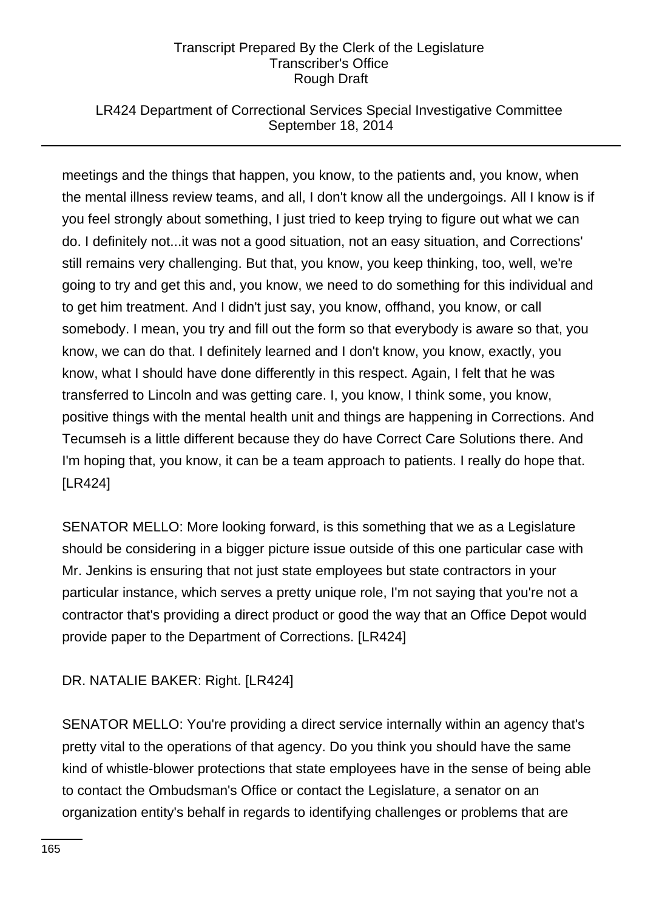meetings and the things that happen, you know, to the patients and, you know, when the mental illness review teams, and all, I don't know all the undergoings. All I know is if you feel strongly about something, I just tried to keep trying to figure out what we can do. I definitely not...it was not a good situation, not an easy situation, and Corrections' still remains very challenging. But that, you know, you keep thinking, too, well, we're going to try and get this and, you know, we need to do something for this individual and to get him treatment. And I didn't just say, you know, offhand, you know, or call somebody. I mean, you try and fill out the form so that everybody is aware so that, you know, we can do that. I definitely learned and I don't know, you know, exactly, you know, what I should have done differently in this respect. Again, I felt that he was transferred to Lincoln and was getting care. I, you know, I think some, you know, positive things with the mental health unit and things are happening in Corrections. And Tecumseh is a little different because they do have Correct Care Solutions there. And I'm hoping that, you know, it can be a team approach to patients. I really do hope that. [LR424]

SENATOR MELLO: More looking forward, is this something that we as a Legislature should be considering in a bigger picture issue outside of this one particular case with Mr. Jenkins is ensuring that not just state employees but state contractors in your particular instance, which serves a pretty unique role, I'm not saying that you're not a contractor that's providing a direct product or good the way that an Office Depot would provide paper to the Department of Corrections. [LR424]

DR. NATALIE BAKER: Right. [LR424]

SENATOR MELLO: You're providing a direct service internally within an agency that's pretty vital to the operations of that agency. Do you think you should have the same kind of whistle-blower protections that state employees have in the sense of being able to contact the Ombudsman's Office or contact the Legislature, a senator on an organization entity's behalf in regards to identifying challenges or problems that are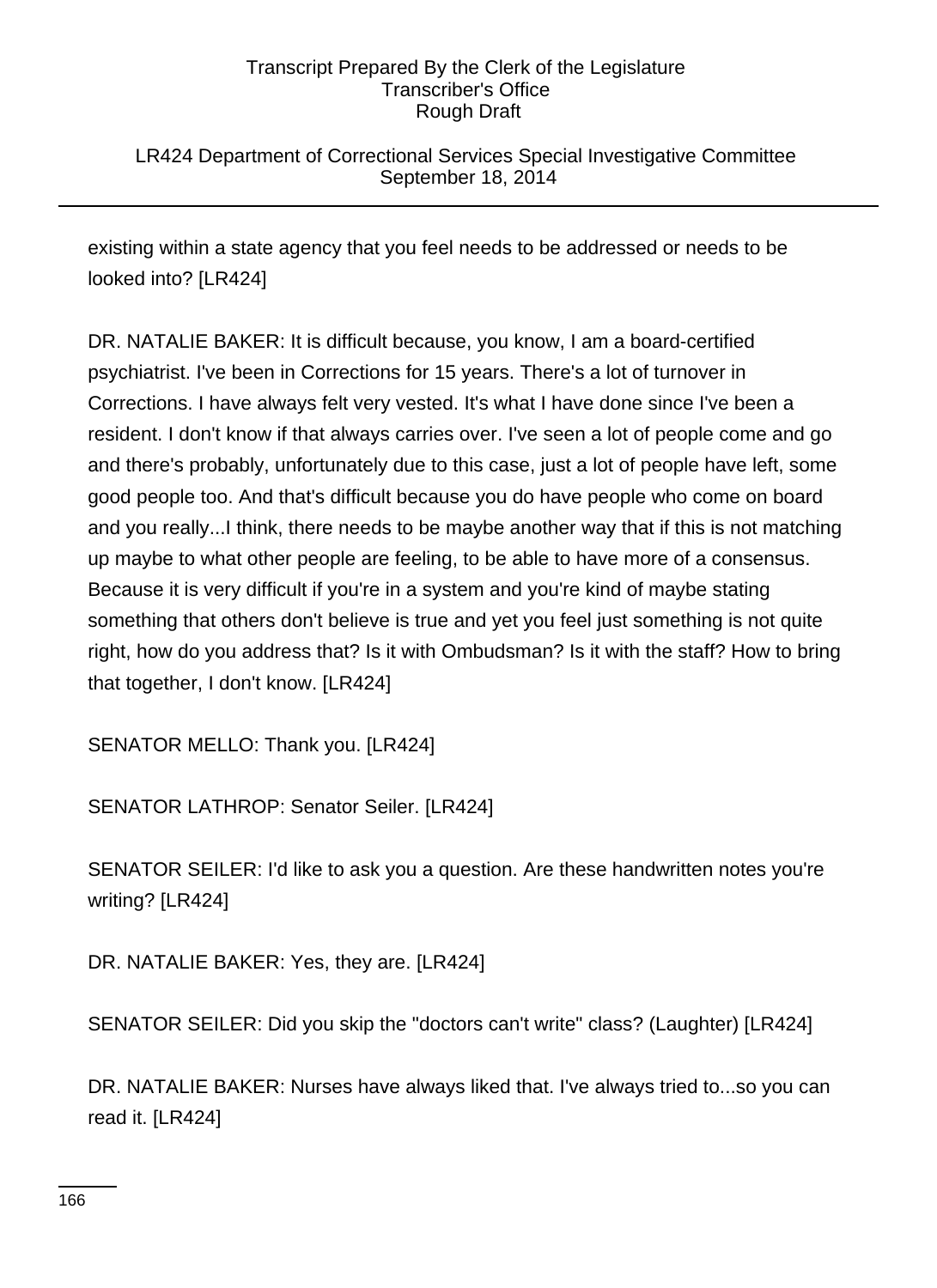existing within a state agency that you feel needs to be addressed or needs to be looked into? [LR424]

DR. NATALIE BAKER: It is difficult because, you know, I am a board-certified psychiatrist. I've been in Corrections for 15 years. There's a lot of turnover in Corrections. I have always felt very vested. It's what I have done since I've been a resident. I don't know if that always carries over. I've seen a lot of people come and go and there's probably, unfortunately due to this case, just a lot of people have left, some good people too. And that's difficult because you do have people who come on board and you really...I think, there needs to be maybe another way that if this is not matching up maybe to what other people are feeling, to be able to have more of a consensus. Because it is very difficult if you're in a system and you're kind of maybe stating something that others don't believe is true and yet you feel just something is not quite right, how do you address that? Is it with Ombudsman? Is it with the staff? How to bring that together, I don't know. [LR424]

SENATOR MELLO: Thank you. [LR424]

SENATOR LATHROP: Senator Seiler. [LR424]

SENATOR SEILER: I'd like to ask you a question. Are these handwritten notes you're writing? [LR424]

DR. NATALIE BAKER: Yes, they are. [LR424]

SENATOR SEILER: Did you skip the "doctors can't write" class? (Laughter) [LR424]

DR. NATALIE BAKER: Nurses have always liked that. I've always tried to...so you can read it. [LR424]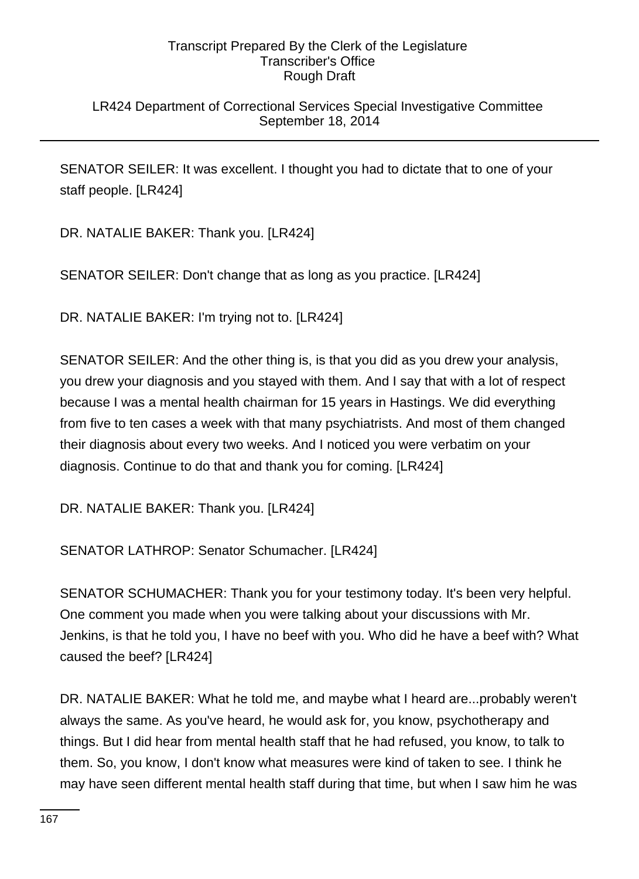SENATOR SEILER: It was excellent. I thought you had to dictate that to one of your staff people. [LR424]

DR. NATALIE BAKER: Thank you. [LR424]

SENATOR SEILER: Don't change that as long as you practice. [LR424]

DR. NATALIE BAKER: I'm trying not to. [LR424]

SENATOR SEILER: And the other thing is, is that you did as you drew your analysis, you drew your diagnosis and you stayed with them. And I say that with a lot of respect because I was a mental health chairman for 15 years in Hastings. We did everything from five to ten cases a week with that many psychiatrists. And most of them changed their diagnosis about every two weeks. And I noticed you were verbatim on your diagnosis. Continue to do that and thank you for coming. [LR424]

DR. NATALIE BAKER: Thank you. [LR424]

SENATOR LATHROP: Senator Schumacher. [LR424]

SENATOR SCHUMACHER: Thank you for your testimony today. It's been very helpful. One comment you made when you were talking about your discussions with Mr. Jenkins, is that he told you, I have no beef with you. Who did he have a beef with? What caused the beef? [LR424]

DR. NATALIE BAKER: What he told me, and maybe what I heard are...probably weren't always the same. As you've heard, he would ask for, you know, psychotherapy and things. But I did hear from mental health staff that he had refused, you know, to talk to them. So, you know, I don't know what measures were kind of taken to see. I think he may have seen different mental health staff during that time, but when I saw him he was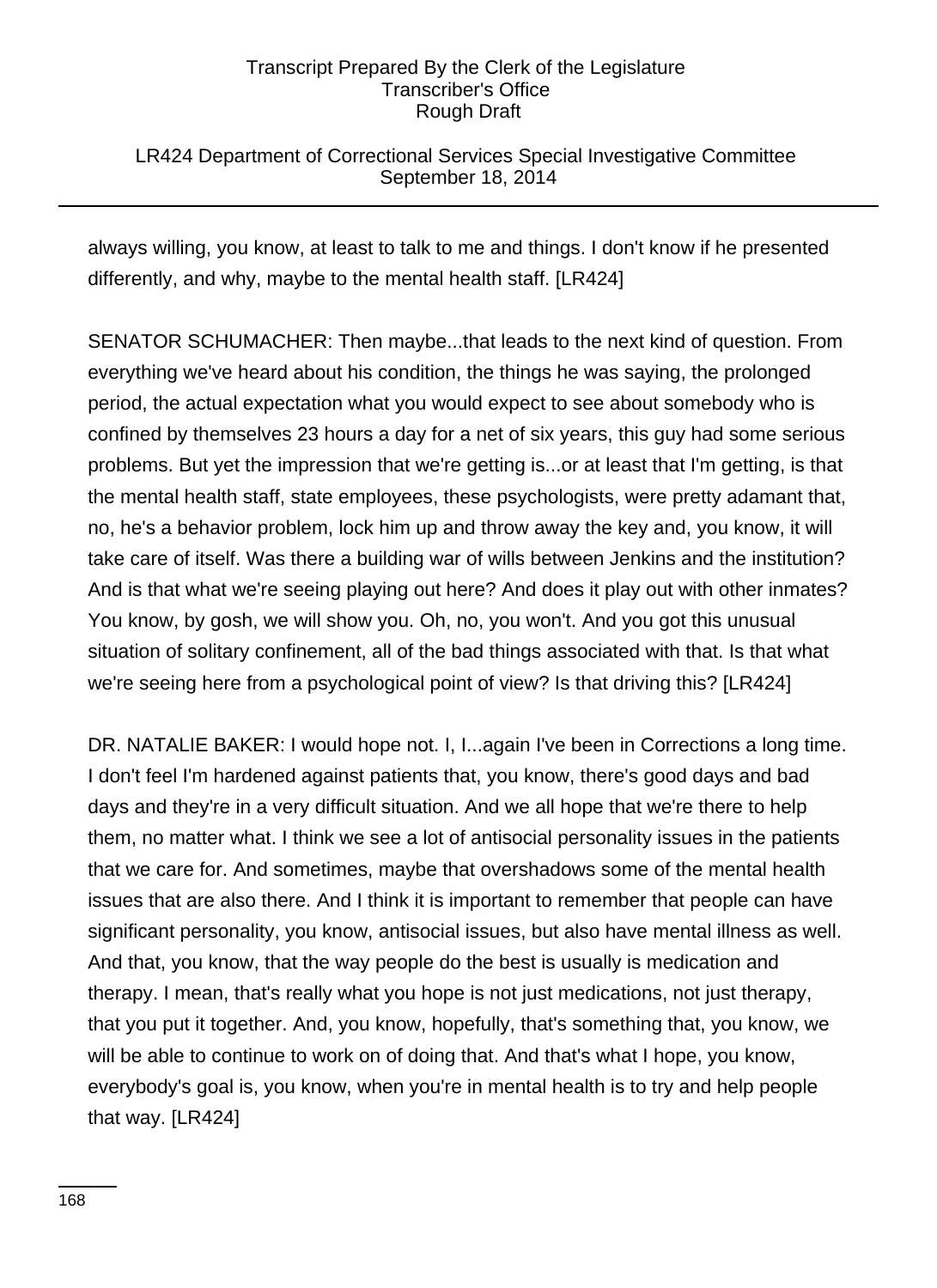always willing, you know, at least to talk to me and things. I don't know if he presented differently, and why, maybe to the mental health staff. [LR424]

SENATOR SCHUMACHER: Then maybe...that leads to the next kind of question. From everything we've heard about his condition, the things he was saying, the prolonged period, the actual expectation what you would expect to see about somebody who is confined by themselves 23 hours a day for a net of six years, this guy had some serious problems. But yet the impression that we're getting is...or at least that I'm getting, is that the mental health staff, state employees, these psychologists, were pretty adamant that, no, he's a behavior problem, lock him up and throw away the key and, you know, it will take care of itself. Was there a building war of wills between Jenkins and the institution? And is that what we're seeing playing out here? And does it play out with other inmates? You know, by gosh, we will show you. Oh, no, you won't. And you got this unusual situation of solitary confinement, all of the bad things associated with that. Is that what we're seeing here from a psychological point of view? Is that driving this? [LR424]

DR. NATALIE BAKER: I would hope not. I, I...again I've been in Corrections a long time. I don't feel I'm hardened against patients that, you know, there's good days and bad days and they're in a very difficult situation. And we all hope that we're there to help them, no matter what. I think we see a lot of antisocial personality issues in the patients that we care for. And sometimes, maybe that overshadows some of the mental health issues that are also there. And I think it is important to remember that people can have significant personality, you know, antisocial issues, but also have mental illness as well. And that, you know, that the way people do the best is usually is medication and therapy. I mean, that's really what you hope is not just medications, not just therapy, that you put it together. And, you know, hopefully, that's something that, you know, we will be able to continue to work on of doing that. And that's what I hope, you know, everybody's goal is, you know, when you're in mental health is to try and help people that way. [LR424]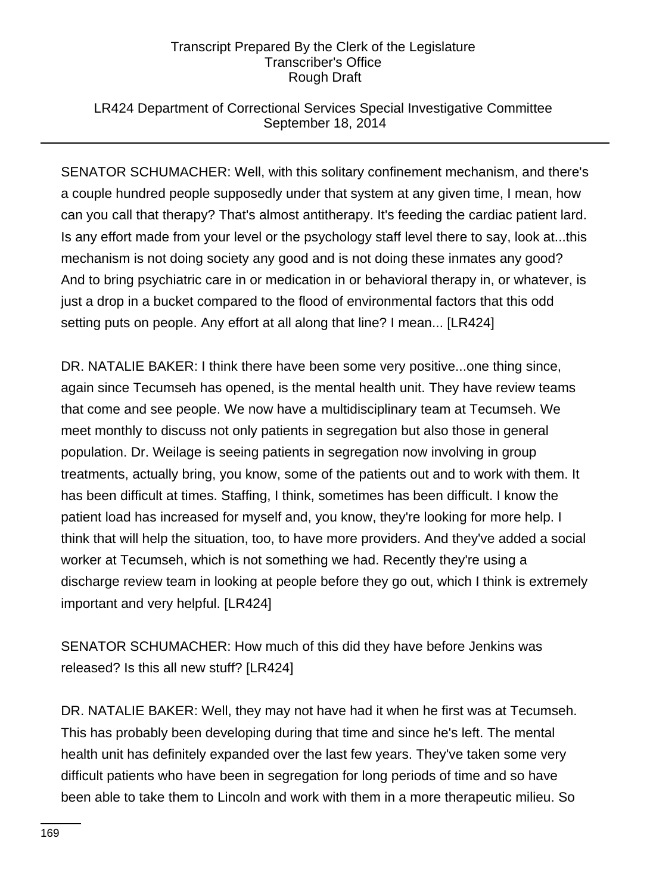SENATOR SCHUMACHER: Well, with this solitary confinement mechanism, and there's a couple hundred people supposedly under that system at any given time, I mean, how can you call that therapy? That's almost antitherapy. It's feeding the cardiac patient lard. Is any effort made from your level or the psychology staff level there to say, look at...this mechanism is not doing society any good and is not doing these inmates any good? And to bring psychiatric care in or medication in or behavioral therapy in, or whatever, is just a drop in a bucket compared to the flood of environmental factors that this odd setting puts on people. Any effort at all along that line? I mean... [LR424]

DR. NATALIE BAKER: I think there have been some very positive...one thing since, again since Tecumseh has opened, is the mental health unit. They have review teams that come and see people. We now have a multidisciplinary team at Tecumseh. We meet monthly to discuss not only patients in segregation but also those in general population. Dr. Weilage is seeing patients in segregation now involving in group treatments, actually bring, you know, some of the patients out and to work with them. It has been difficult at times. Staffing, I think, sometimes has been difficult. I know the patient load has increased for myself and, you know, they're looking for more help. I think that will help the situation, too, to have more providers. And they've added a social worker at Tecumseh, which is not something we had. Recently they're using a discharge review team in looking at people before they go out, which I think is extremely important and very helpful. [LR424]

SENATOR SCHUMACHER: How much of this did they have before Jenkins was released? Is this all new stuff? [LR424]

DR. NATALIE BAKER: Well, they may not have had it when he first was at Tecumseh. This has probably been developing during that time and since he's left. The mental health unit has definitely expanded over the last few years. They've taken some very difficult patients who have been in segregation for long periods of time and so have been able to take them to Lincoln and work with them in a more therapeutic milieu. So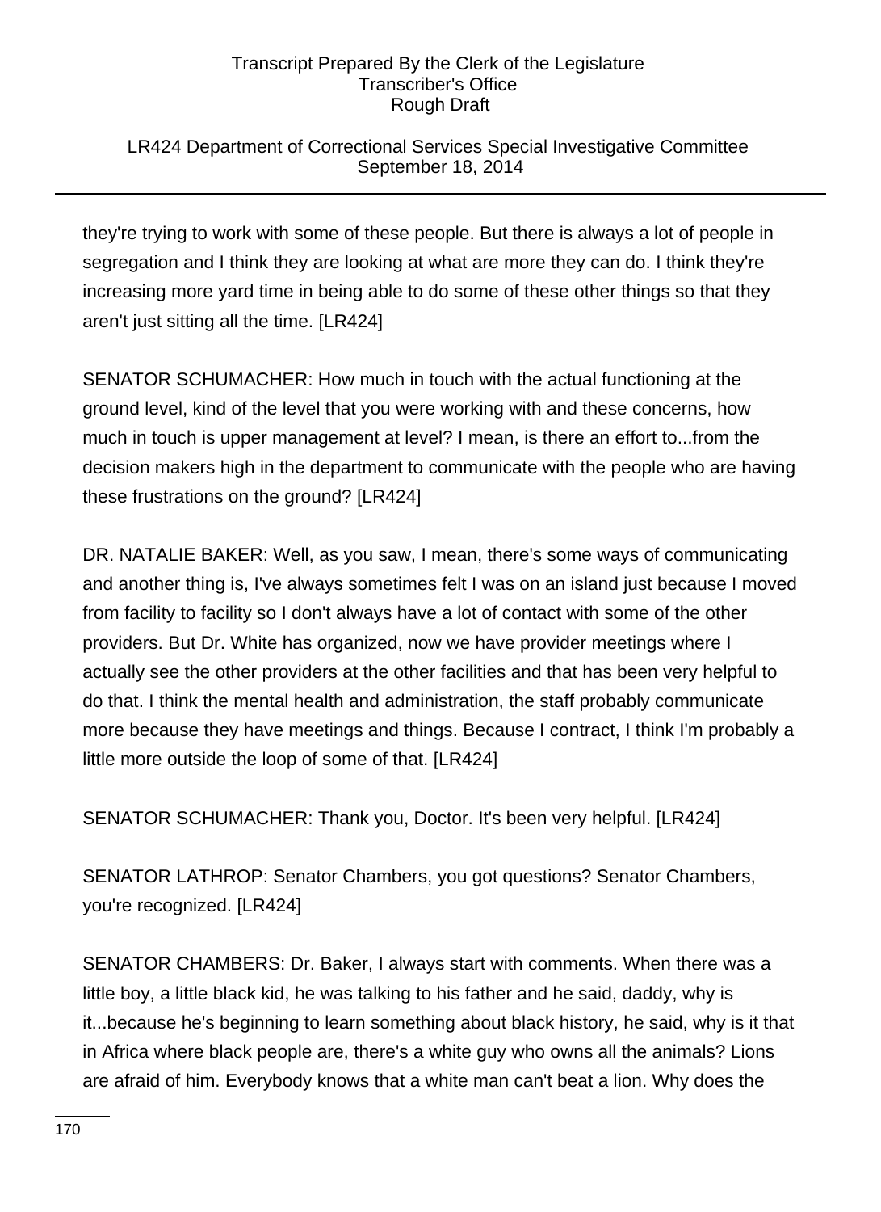they're trying to work with some of these people. But there is always a lot of people in segregation and I think they are looking at what are more they can do. I think they're increasing more yard time in being able to do some of these other things so that they aren't just sitting all the time. [LR424]

SENATOR SCHUMACHER: How much in touch with the actual functioning at the ground level, kind of the level that you were working with and these concerns, how much in touch is upper management at level? I mean, is there an effort to...from the decision makers high in the department to communicate with the people who are having these frustrations on the ground? [LR424]

DR. NATALIE BAKER: Well, as you saw, I mean, there's some ways of communicating and another thing is, I've always sometimes felt I was on an island just because I moved from facility to facility so I don't always have a lot of contact with some of the other providers. But Dr. White has organized, now we have provider meetings where I actually see the other providers at the other facilities and that has been very helpful to do that. I think the mental health and administration, the staff probably communicate more because they have meetings and things. Because I contract, I think I'm probably a little more outside the loop of some of that. [LR424]

SENATOR SCHUMACHER: Thank you, Doctor. It's been very helpful. [LR424]

SENATOR LATHROP: Senator Chambers, you got questions? Senator Chambers, you're recognized. [LR424]

SENATOR CHAMBERS: Dr. Baker, I always start with comments. When there was a little boy, a little black kid, he was talking to his father and he said, daddy, why is it...because he's beginning to learn something about black history, he said, why is it that in Africa where black people are, there's a white guy who owns all the animals? Lions are afraid of him. Everybody knows that a white man can't beat a lion. Why does the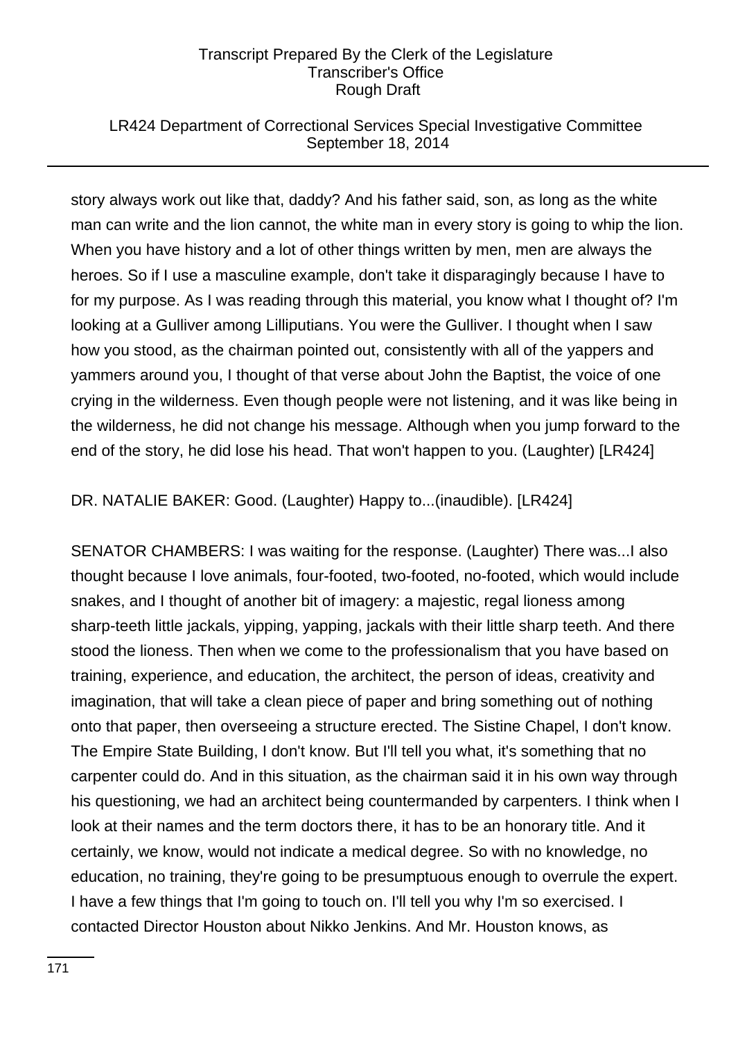story always work out like that, daddy? And his father said, son, as long as the white man can write and the lion cannot, the white man in every story is going to whip the lion. When you have history and a lot of other things written by men, men are always the heroes. So if I use a masculine example, don't take it disparagingly because I have to for my purpose. As I was reading through this material, you know what I thought of? I'm looking at a Gulliver among Lilliputians. You were the Gulliver. I thought when I saw how you stood, as the chairman pointed out, consistently with all of the yappers and yammers around you, I thought of that verse about John the Baptist, the voice of one crying in the wilderness. Even though people were not listening, and it was like being in the wilderness, he did not change his message. Although when you jump forward to the end of the story, he did lose his head. That won't happen to you. (Laughter) [LR424]

DR. NATALIE BAKER: Good. (Laughter) Happy to...(inaudible). [LR424]

SENATOR CHAMBERS: I was waiting for the response. (Laughter) There was...I also thought because I love animals, four-footed, two-footed, no-footed, which would include snakes, and I thought of another bit of imagery: a majestic, regal lioness among sharp-teeth little jackals, yipping, yapping, jackals with their little sharp teeth. And there stood the lioness. Then when we come to the professionalism that you have based on training, experience, and education, the architect, the person of ideas, creativity and imagination, that will take a clean piece of paper and bring something out of nothing onto that paper, then overseeing a structure erected. The Sistine Chapel, I don't know. The Empire State Building, I don't know. But I'll tell you what, it's something that no carpenter could do. And in this situation, as the chairman said it in his own way through his questioning, we had an architect being countermanded by carpenters. I think when I look at their names and the term doctors there, it has to be an honorary title. And it certainly, we know, would not indicate a medical degree. So with no knowledge, no education, no training, they're going to be presumptuous enough to overrule the expert. I have a few things that I'm going to touch on. I'll tell you why I'm so exercised. I contacted Director Houston about Nikko Jenkins. And Mr. Houston knows, as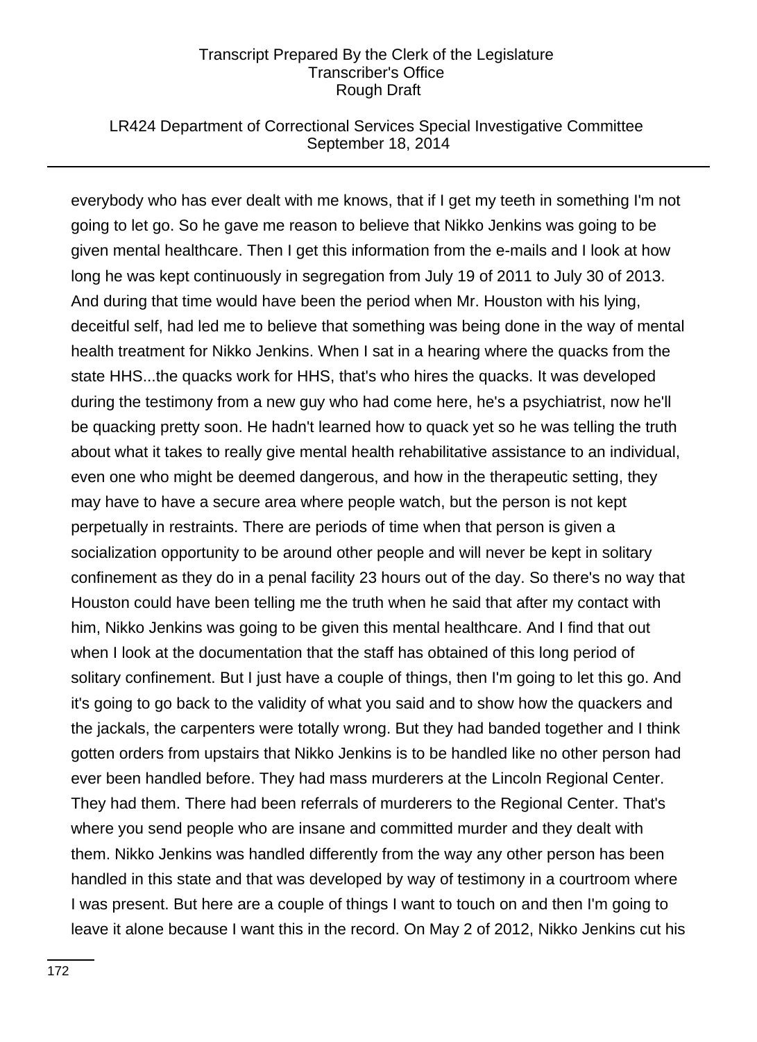everybody who has ever dealt with me knows, that if I get my teeth in something I'm not going to let go. So he gave me reason to believe that Nikko Jenkins was going to be given mental healthcare. Then I get this information from the e-mails and I look at how long he was kept continuously in segregation from July 19 of 2011 to July 30 of 2013. And during that time would have been the period when Mr. Houston with his lying, deceitful self, had led me to believe that something was being done in the way of mental health treatment for Nikko Jenkins. When I sat in a hearing where the quacks from the state HHS...the quacks work for HHS, that's who hires the quacks. It was developed during the testimony from a new guy who had come here, he's a psychiatrist, now he'll be quacking pretty soon. He hadn't learned how to quack yet so he was telling the truth about what it takes to really give mental health rehabilitative assistance to an individual, even one who might be deemed dangerous, and how in the therapeutic setting, they may have to have a secure area where people watch, but the person is not kept perpetually in restraints. There are periods of time when that person is given a socialization opportunity to be around other people and will never be kept in solitary confinement as they do in a penal facility 23 hours out of the day. So there's no way that Houston could have been telling me the truth when he said that after my contact with him, Nikko Jenkins was going to be given this mental healthcare. And I find that out when I look at the documentation that the staff has obtained of this long period of solitary confinement. But I just have a couple of things, then I'm going to let this go. And it's going to go back to the validity of what you said and to show how the quackers and the jackals, the carpenters were totally wrong. But they had banded together and I think gotten orders from upstairs that Nikko Jenkins is to be handled like no other person had ever been handled before. They had mass murderers at the Lincoln Regional Center. They had them. There had been referrals of murderers to the Regional Center. That's where you send people who are insane and committed murder and they dealt with them. Nikko Jenkins was handled differently from the way any other person has been handled in this state and that was developed by way of testimony in a courtroom where I was present. But here are a couple of things I want to touch on and then I'm going to leave it alone because I want this in the record. On May 2 of 2012, Nikko Jenkins cut his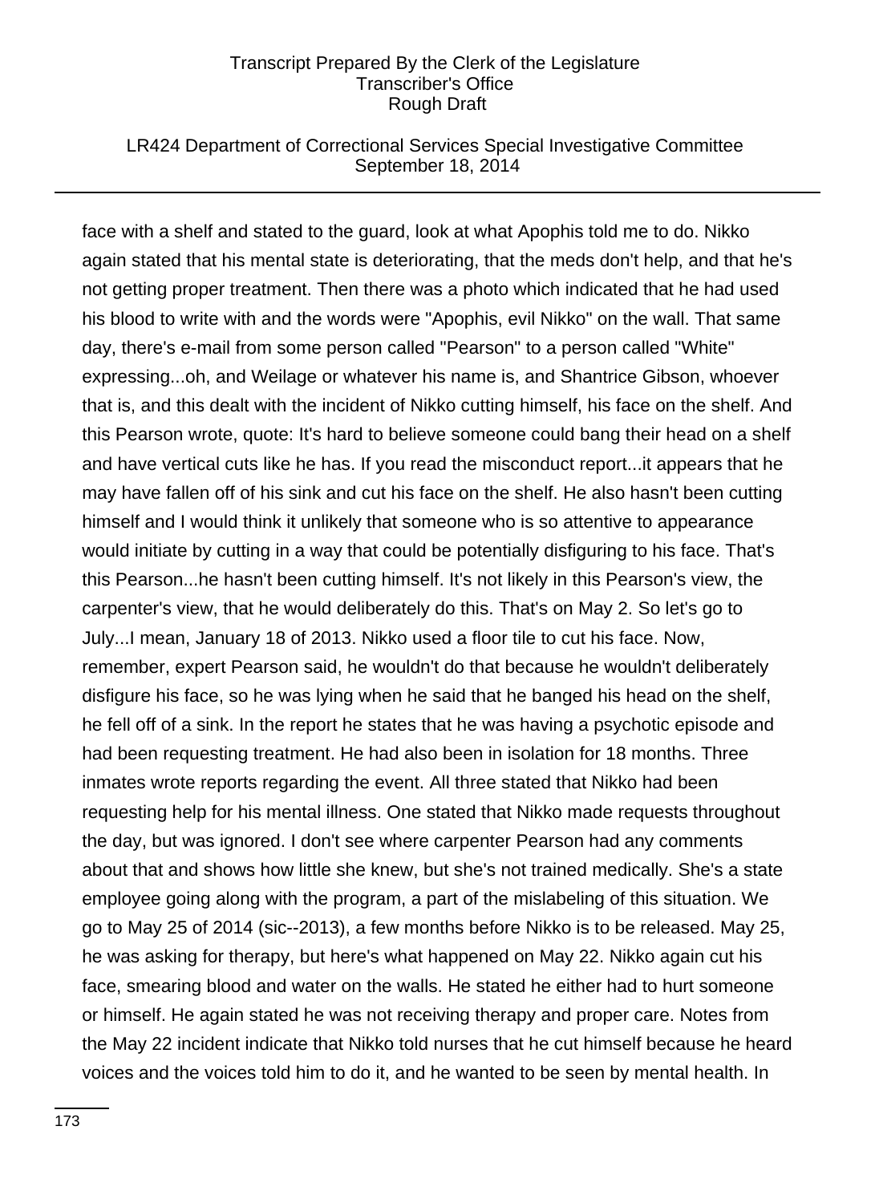face with a shelf and stated to the guard, look at what Apophis told me to do. Nikko again stated that his mental state is deteriorating, that the meds don't help, and that he's not getting proper treatment. Then there was a photo which indicated that he had used his blood to write with and the words were "Apophis, evil Nikko" on the wall. That same day, there's e-mail from some person called "Pearson" to a person called "White" expressing...oh, and Weilage or whatever his name is, and Shantrice Gibson, whoever that is, and this dealt with the incident of Nikko cutting himself, his face on the shelf. And this Pearson wrote, quote: It's hard to believe someone could bang their head on a shelf and have vertical cuts like he has. If you read the misconduct report...it appears that he may have fallen off of his sink and cut his face on the shelf. He also hasn't been cutting himself and I would think it unlikely that someone who is so attentive to appearance would initiate by cutting in a way that could be potentially disfiguring to his face. That's this Pearson...he hasn't been cutting himself. It's not likely in this Pearson's view, the carpenter's view, that he would deliberately do this. That's on May 2. So let's go to July...I mean, January 18 of 2013. Nikko used a floor tile to cut his face. Now, remember, expert Pearson said, he wouldn't do that because he wouldn't deliberately disfigure his face, so he was lying when he said that he banged his head on the shelf, he fell off of a sink. In the report he states that he was having a psychotic episode and had been requesting treatment. He had also been in isolation for 18 months. Three inmates wrote reports regarding the event. All three stated that Nikko had been requesting help for his mental illness. One stated that Nikko made requests throughout the day, but was ignored. I don't see where carpenter Pearson had any comments about that and shows how little she knew, but she's not trained medically. She's a state employee going along with the program, a part of the mislabeling of this situation. We go to May 25 of 2014 (sic--2013), a few months before Nikko is to be released. May 25, he was asking for therapy, but here's what happened on May 22. Nikko again cut his face, smearing blood and water on the walls. He stated he either had to hurt someone or himself. He again stated he was not receiving therapy and proper care. Notes from the May 22 incident indicate that Nikko told nurses that he cut himself because he heard voices and the voices told him to do it, and he wanted to be seen by mental health. In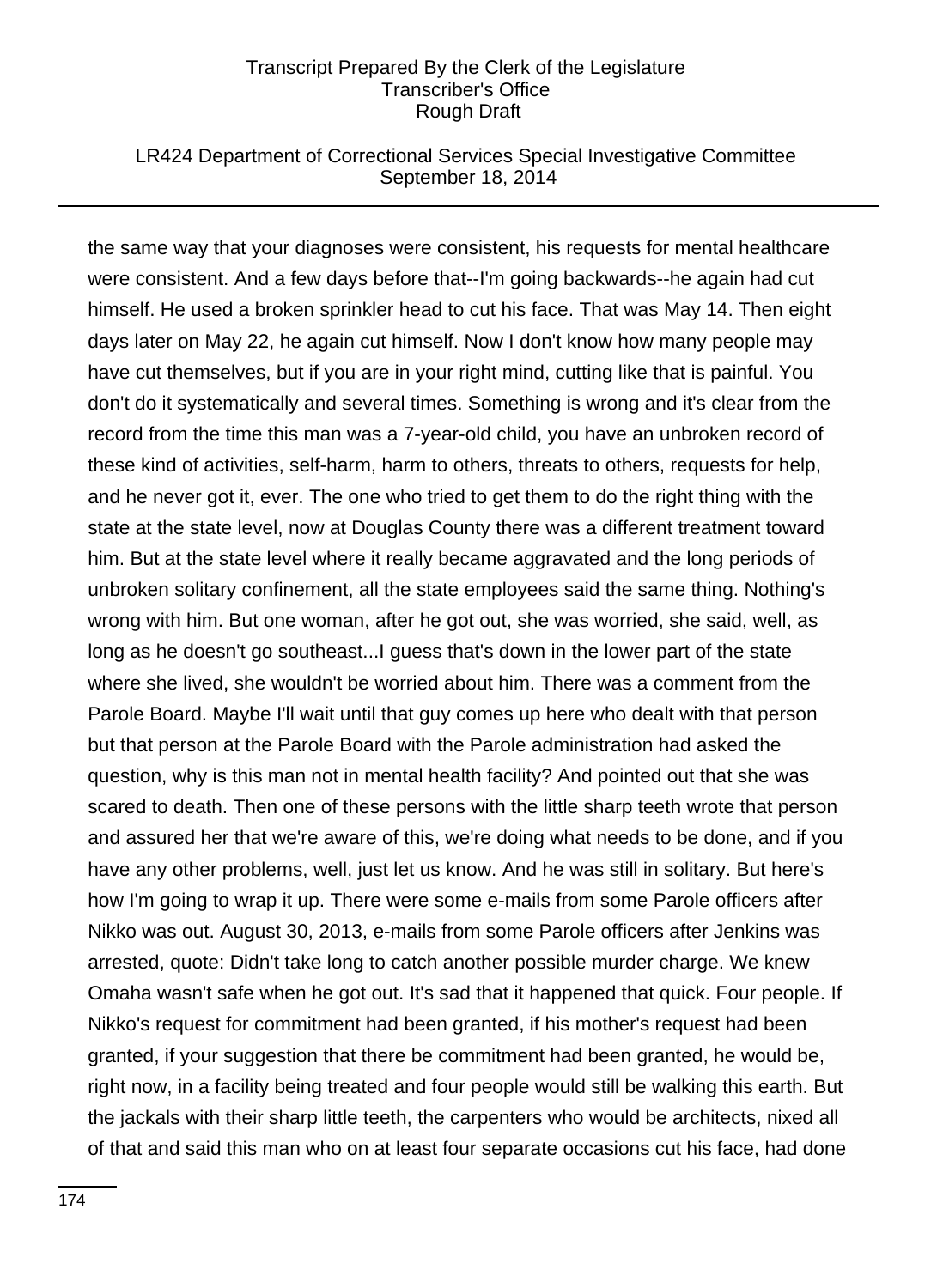the same way that your diagnoses were consistent, his requests for mental healthcare were consistent. And a few days before that--I'm going backwards--he again had cut himself. He used a broken sprinkler head to cut his face. That was May 14. Then eight days later on May 22, he again cut himself. Now I don't know how many people may have cut themselves, but if you are in your right mind, cutting like that is painful. You don't do it systematically and several times. Something is wrong and it's clear from the record from the time this man was a 7-year-old child, you have an unbroken record of these kind of activities, self-harm, harm to others, threats to others, requests for help, and he never got it, ever. The one who tried to get them to do the right thing with the state at the state level, now at Douglas County there was a different treatment toward him. But at the state level where it really became aggravated and the long periods of unbroken solitary confinement, all the state employees said the same thing. Nothing's wrong with him. But one woman, after he got out, she was worried, she said, well, as long as he doesn't go southeast...I guess that's down in the lower part of the state where she lived, she wouldn't be worried about him. There was a comment from the Parole Board. Maybe I'll wait until that guy comes up here who dealt with that person but that person at the Parole Board with the Parole administration had asked the question, why is this man not in mental health facility? And pointed out that she was scared to death. Then one of these persons with the little sharp teeth wrote that person and assured her that we're aware of this, we're doing what needs to be done, and if you have any other problems, well, just let us know. And he was still in solitary. But here's how I'm going to wrap it up. There were some e-mails from some Parole officers after Nikko was out. August 30, 2013, e-mails from some Parole officers after Jenkins was arrested, quote: Didn't take long to catch another possible murder charge. We knew Omaha wasn't safe when he got out. It's sad that it happened that quick. Four people. If Nikko's request for commitment had been granted, if his mother's request had been granted, if your suggestion that there be commitment had been granted, he would be, right now, in a facility being treated and four people would still be walking this earth. But the jackals with their sharp little teeth, the carpenters who would be architects, nixed all of that and said this man who on at least four separate occasions cut his face, had done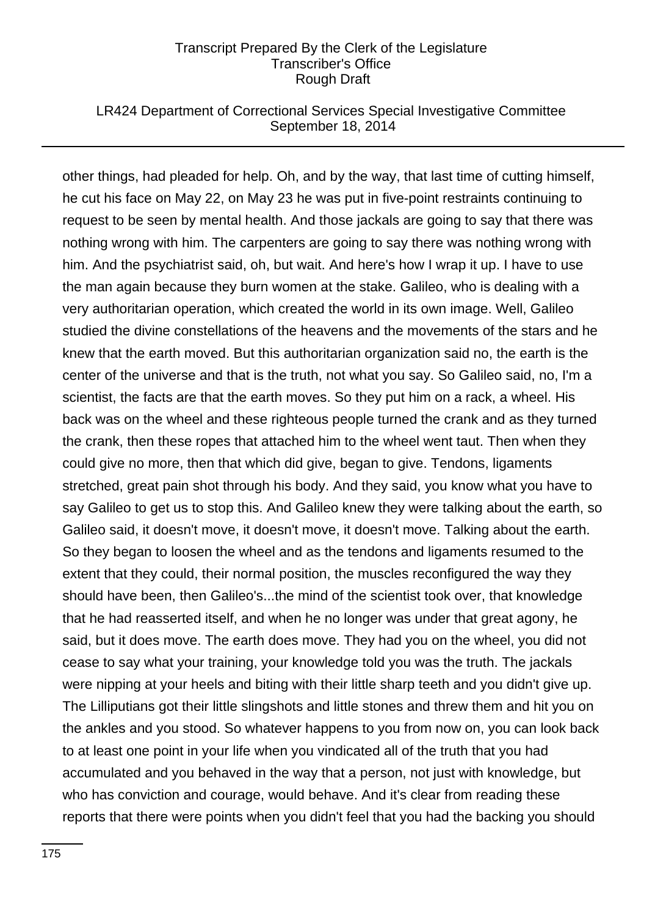other things, had pleaded for help. Oh, and by the way, that last time of cutting himself, he cut his face on May 22, on May 23 he was put in five-point restraints continuing to request to be seen by mental health. And those jackals are going to say that there was nothing wrong with him. The carpenters are going to say there was nothing wrong with him. And the psychiatrist said, oh, but wait. And here's how I wrap it up. I have to use the man again because they burn women at the stake. Galileo, who is dealing with a very authoritarian operation, which created the world in its own image. Well, Galileo studied the divine constellations of the heavens and the movements of the stars and he knew that the earth moved. But this authoritarian organization said no, the earth is the center of the universe and that is the truth, not what you say. So Galileo said, no, I'm a scientist, the facts are that the earth moves. So they put him on a rack, a wheel. His back was on the wheel and these righteous people turned the crank and as they turned the crank, then these ropes that attached him to the wheel went taut. Then when they could give no more, then that which did give, began to give. Tendons, ligaments stretched, great pain shot through his body. And they said, you know what you have to say Galileo to get us to stop this. And Galileo knew they were talking about the earth, so Galileo said, it doesn't move, it doesn't move, it doesn't move. Talking about the earth. So they began to loosen the wheel and as the tendons and ligaments resumed to the extent that they could, their normal position, the muscles reconfigured the way they should have been, then Galileo's...the mind of the scientist took over, that knowledge that he had reasserted itself, and when he no longer was under that great agony, he said, but it does move. The earth does move. They had you on the wheel, you did not cease to say what your training, your knowledge told you was the truth. The jackals were nipping at your heels and biting with their little sharp teeth and you didn't give up. The Lilliputians got their little slingshots and little stones and threw them and hit you on the ankles and you stood. So whatever happens to you from now on, you can look back to at least one point in your life when you vindicated all of the truth that you had accumulated and you behaved in the way that a person, not just with knowledge, but who has conviction and courage, would behave. And it's clear from reading these reports that there were points when you didn't feel that you had the backing you should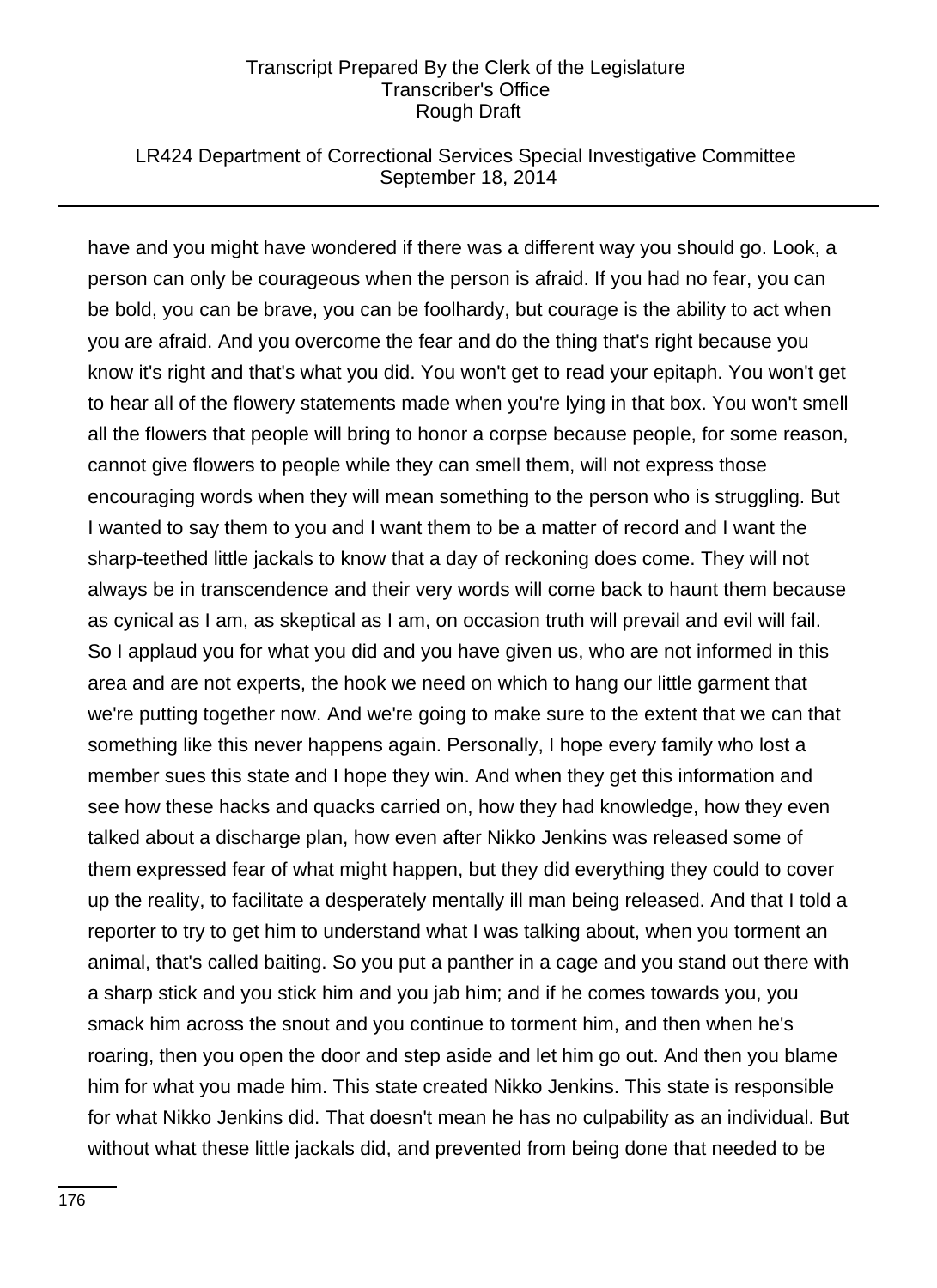have and you might have wondered if there was a different way you should go. Look, a person can only be courageous when the person is afraid. If you had no fear, you can be bold, you can be brave, you can be foolhardy, but courage is the ability to act when you are afraid. And you overcome the fear and do the thing that's right because you know it's right and that's what you did. You won't get to read your epitaph. You won't get to hear all of the flowery statements made when you're lying in that box. You won't smell all the flowers that people will bring to honor a corpse because people, for some reason, cannot give flowers to people while they can smell them, will not express those encouraging words when they will mean something to the person who is struggling. But I wanted to say them to you and I want them to be a matter of record and I want the sharp-teethed little jackals to know that a day of reckoning does come. They will not always be in transcendence and their very words will come back to haunt them because as cynical as I am, as skeptical as I am, on occasion truth will prevail and evil will fail. So I applaud you for what you did and you have given us, who are not informed in this area and are not experts, the hook we need on which to hang our little garment that we're putting together now. And we're going to make sure to the extent that we can that something like this never happens again. Personally, I hope every family who lost a member sues this state and I hope they win. And when they get this information and see how these hacks and quacks carried on, how they had knowledge, how they even talked about a discharge plan, how even after Nikko Jenkins was released some of them expressed fear of what might happen, but they did everything they could to cover up the reality, to facilitate a desperately mentally ill man being released. And that I told a reporter to try to get him to understand what I was talking about, when you torment an animal, that's called baiting. So you put a panther in a cage and you stand out there with a sharp stick and you stick him and you jab him; and if he comes towards you, you smack him across the snout and you continue to torment him, and then when he's roaring, then you open the door and step aside and let him go out. And then you blame him for what you made him. This state created Nikko Jenkins. This state is responsible for what Nikko Jenkins did. That doesn't mean he has no culpability as an individual. But without what these little jackals did, and prevented from being done that needed to be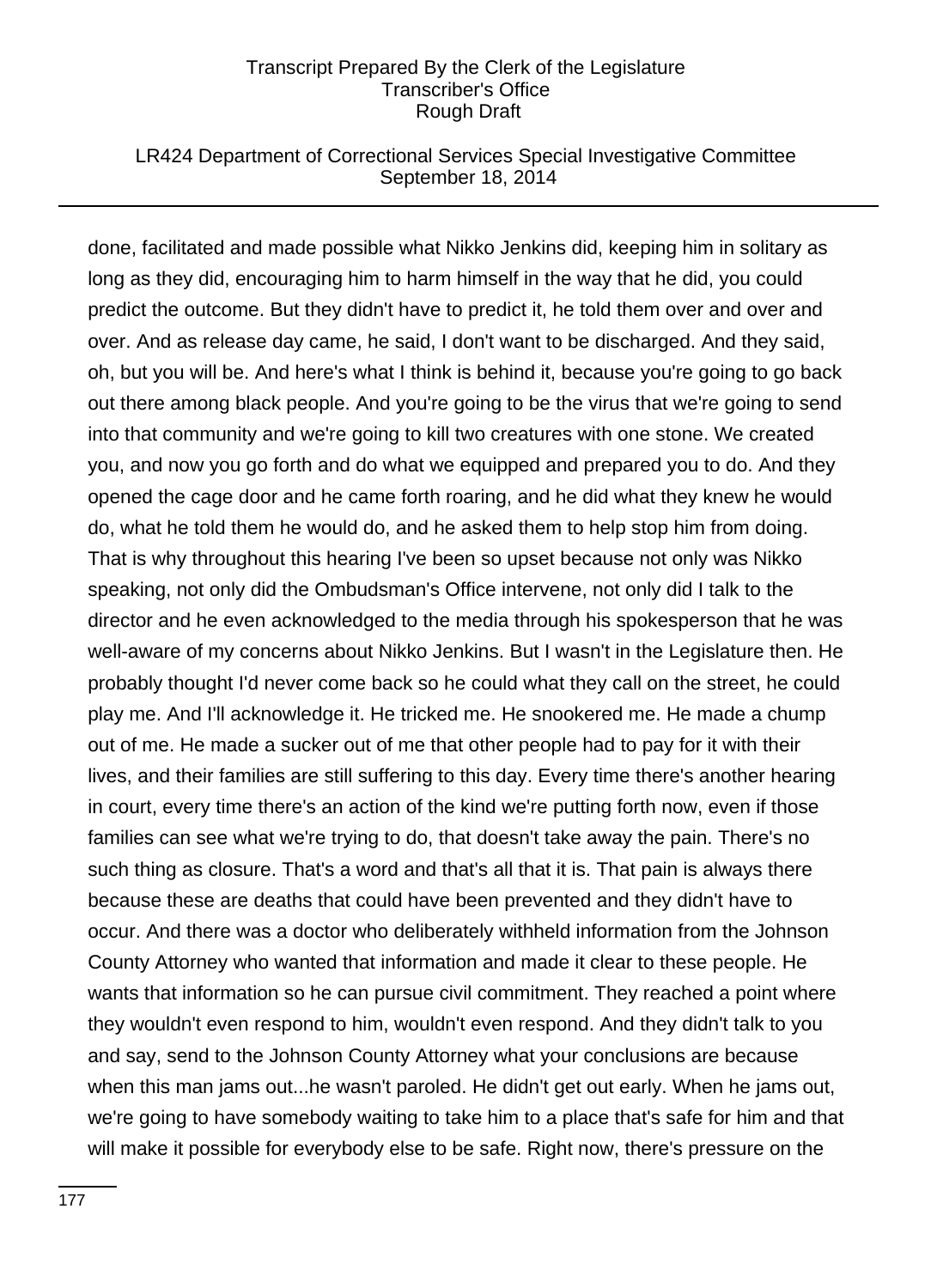done, facilitated and made possible what Nikko Jenkins did, keeping him in solitary as long as they did, encouraging him to harm himself in the way that he did, you could predict the outcome. But they didn't have to predict it, he told them over and over and over. And as release day came, he said, I don't want to be discharged. And they said, oh, but you will be. And here's what I think is behind it, because you're going to go back out there among black people. And you're going to be the virus that we're going to send into that community and we're going to kill two creatures with one stone. We created you, and now you go forth and do what we equipped and prepared you to do. And they opened the cage door and he came forth roaring, and he did what they knew he would do, what he told them he would do, and he asked them to help stop him from doing. That is why throughout this hearing I've been so upset because not only was Nikko speaking, not only did the Ombudsman's Office intervene, not only did I talk to the director and he even acknowledged to the media through his spokesperson that he was well-aware of my concerns about Nikko Jenkins. But I wasn't in the Legislature then. He probably thought I'd never come back so he could what they call on the street, he could play me. And I'll acknowledge it. He tricked me. He snookered me. He made a chump out of me. He made a sucker out of me that other people had to pay for it with their lives, and their families are still suffering to this day. Every time there's another hearing in court, every time there's an action of the kind we're putting forth now, even if those families can see what we're trying to do, that doesn't take away the pain. There's no such thing as closure. That's a word and that's all that it is. That pain is always there because these are deaths that could have been prevented and they didn't have to occur. And there was a doctor who deliberately withheld information from the Johnson County Attorney who wanted that information and made it clear to these people. He wants that information so he can pursue civil commitment. They reached a point where they wouldn't even respond to him, wouldn't even respond. And they didn't talk to you and say, send to the Johnson County Attorney what your conclusions are because when this man jams out...he wasn't paroled. He didn't get out early. When he jams out, we're going to have somebody waiting to take him to a place that's safe for him and that will make it possible for everybody else to be safe. Right now, there's pressure on the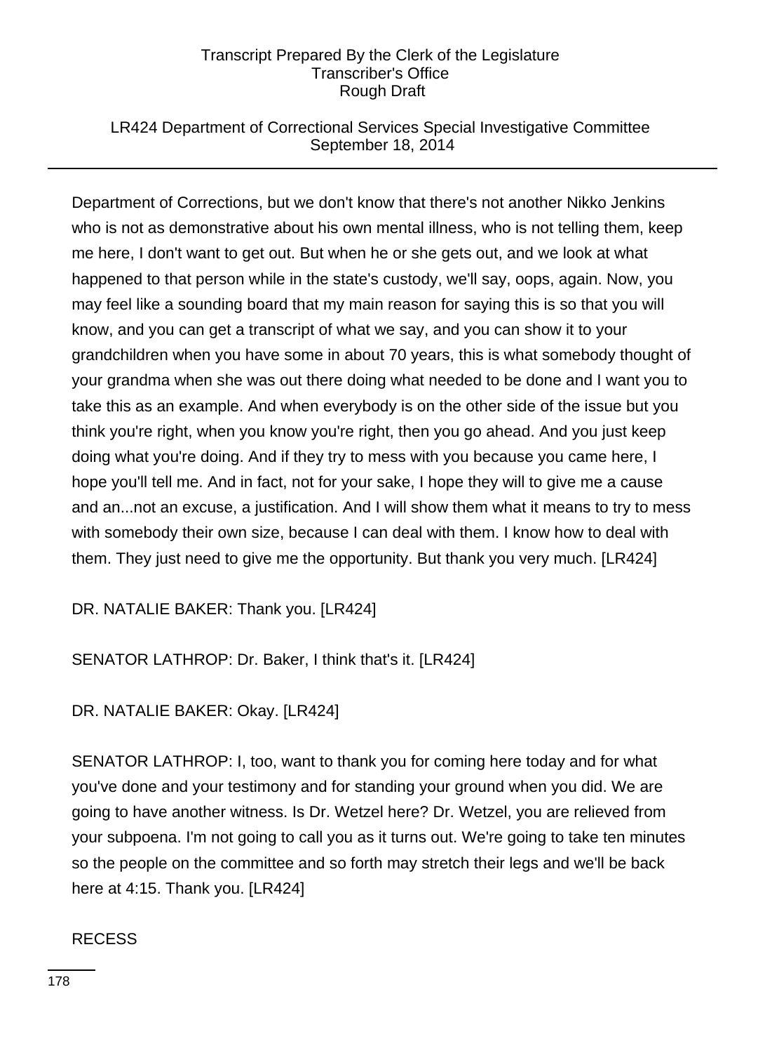Department of Corrections, but we don't know that there's not another Nikko Jenkins who is not as demonstrative about his own mental illness, who is not telling them, keep me here, I don't want to get out. But when he or she gets out, and we look at what happened to that person while in the state's custody, we'll say, oops, again. Now, you may feel like a sounding board that my main reason for saying this is so that you will know, and you can get a transcript of what we say, and you can show it to your grandchildren when you have some in about 70 years, this is what somebody thought of your grandma when she was out there doing what needed to be done and I want you to take this as an example. And when everybody is on the other side of the issue but you think you're right, when you know you're right, then you go ahead. And you just keep doing what you're doing. And if they try to mess with you because you came here, I hope you'll tell me. And in fact, not for your sake, I hope they will to give me a cause and an...not an excuse, a justification. And I will show them what it means to try to mess with somebody their own size, because I can deal with them. I know how to deal with them. They just need to give me the opportunity. But thank you very much. [LR424]

DR. NATALIE BAKER: Thank you. [LR424]

SENATOR LATHROP: Dr. Baker, I think that's it. [LR424]

DR. NATALIE BAKER: Okay. [LR424]

SENATOR LATHROP: I, too, want to thank you for coming here today and for what you've done and your testimony and for standing your ground when you did. We are going to have another witness. Is Dr. Wetzel here? Dr. Wetzel, you are relieved from your subpoena. I'm not going to call you as it turns out. We're going to take ten minutes so the people on the committee and so forth may stretch their legs and we'll be back here at 4:15. Thank you. [LR424]

RECESS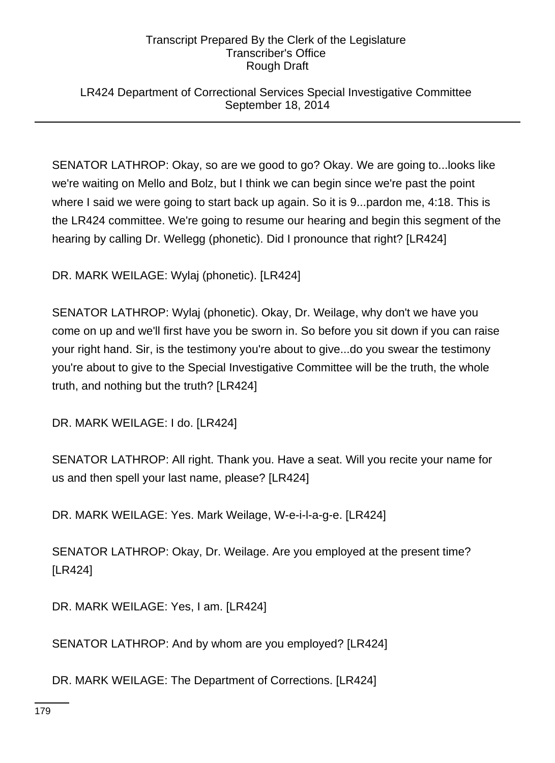SENATOR LATHROP: Okay, so are we good to go? Okay. We are going to...looks like we're waiting on Mello and Bolz, but I think we can begin since we're past the point where I said we were going to start back up again. So it is 9...pardon me, 4:18. This is the LR424 committee. We're going to resume our hearing and begin this segment of the hearing by calling Dr. Wellegg (phonetic). Did I pronounce that right? [LR424]

DR. MARK WEILAGE: Wylaj (phonetic). [LR424]

SENATOR LATHROP: Wylaj (phonetic). Okay, Dr. Weilage, why don't we have you come on up and we'll first have you be sworn in. So before you sit down if you can raise your right hand. Sir, is the testimony you're about to give...do you swear the testimony you're about to give to the Special Investigative Committee will be the truth, the whole truth, and nothing but the truth? [LR424]

DR. MARK WEILAGE: I do. [LR424]

SENATOR LATHROP: All right. Thank you. Have a seat. Will you recite your name for us and then spell your last name, please? [LR424]

DR. MARK WEILAGE: Yes. Mark Weilage, W-e-i-l-a-g-e. [LR424]

SENATOR LATHROP: Okay, Dr. Weilage. Are you employed at the present time? [LR424]

DR. MARK WEILAGE: Yes, I am. [LR424]

SENATOR LATHROP: And by whom are you employed? [LR424]

DR. MARK WEILAGE: The Department of Corrections. [LR424]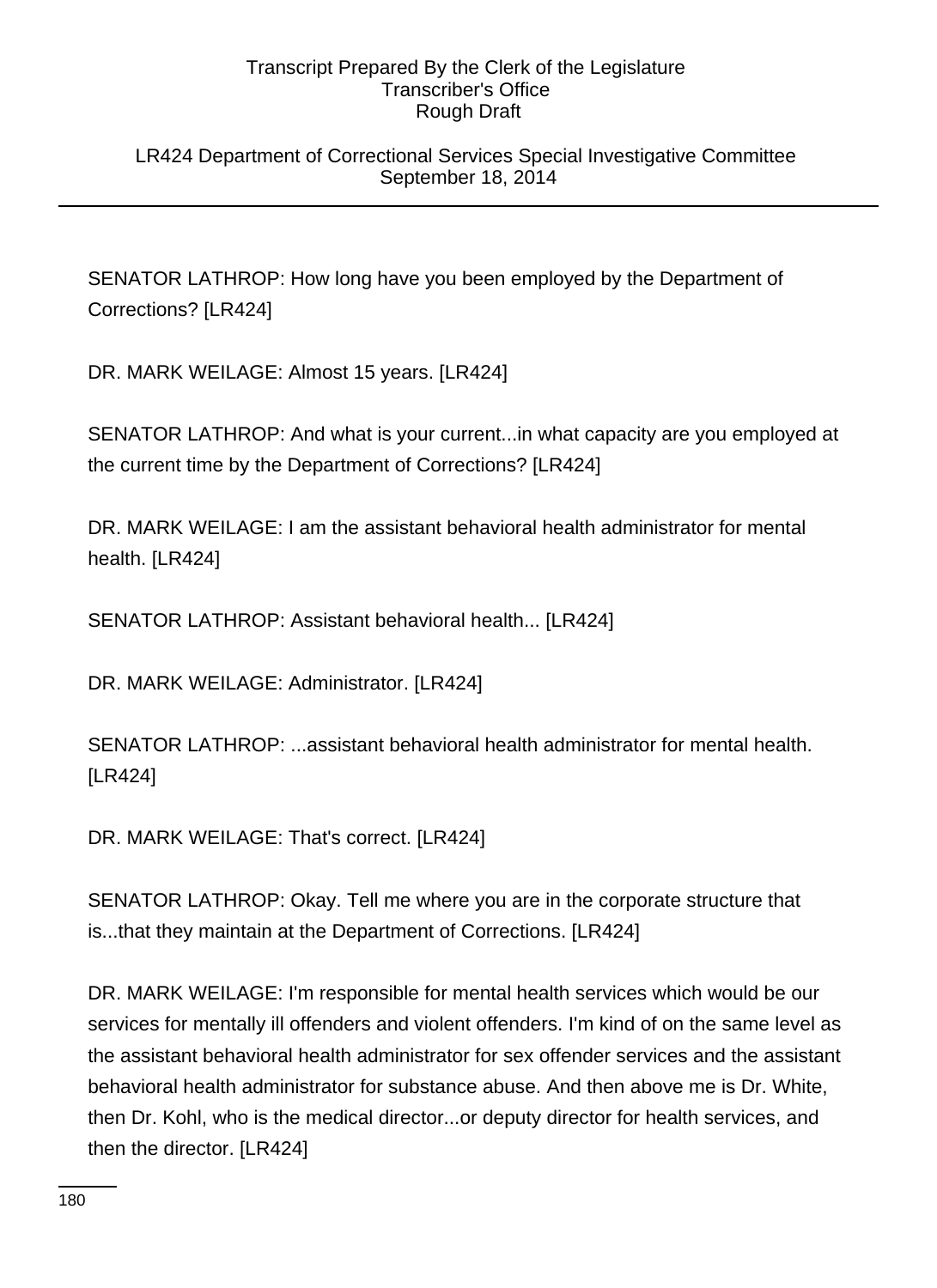SENATOR LATHROP: How long have you been employed by the Department of Corrections? [LR424]

DR. MARK WEILAGE: Almost 15 years. [LR424]

SENATOR LATHROP: And what is your current...in what capacity are you employed at the current time by the Department of Corrections? [LR424]

DR. MARK WEILAGE: I am the assistant behavioral health administrator for mental health. [LR424]

SENATOR LATHROP: Assistant behavioral health... [LR424]

DR. MARK WEILAGE: Administrator. [LR424]

SENATOR LATHROP: ...assistant behavioral health administrator for mental health. [LR424]

DR. MARK WEILAGE: That's correct. [LR424]

SENATOR LATHROP: Okay. Tell me where you are in the corporate structure that is...that they maintain at the Department of Corrections. [LR424]

DR. MARK WEILAGE: I'm responsible for mental health services which would be our services for mentally ill offenders and violent offenders. I'm kind of on the same level as the assistant behavioral health administrator for sex offender services and the assistant behavioral health administrator for substance abuse. And then above me is Dr. White, then Dr. Kohl, who is the medical director...or deputy director for health services, and then the director. [LR424]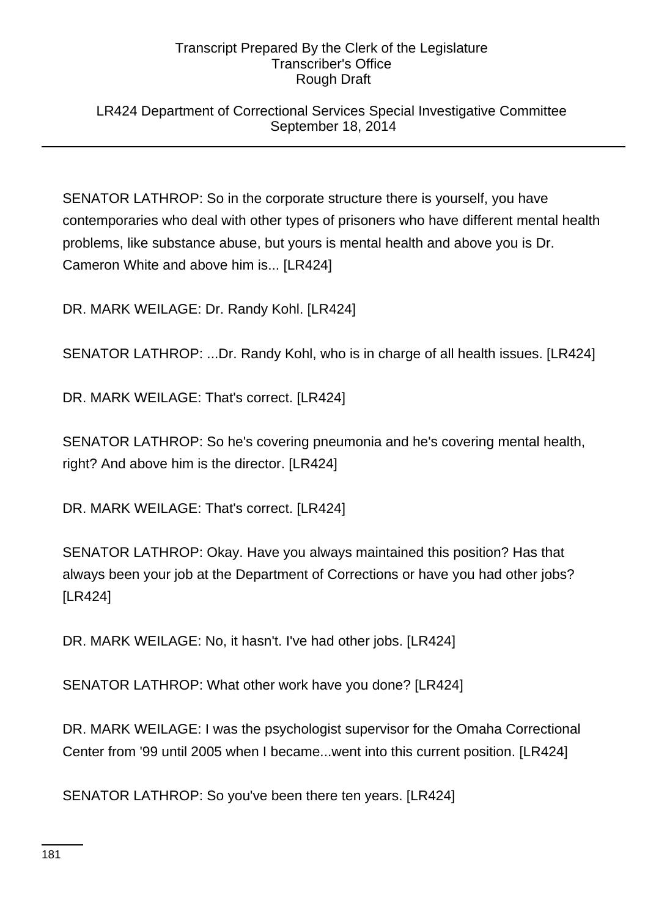SENATOR LATHROP: So in the corporate structure there is yourself, you have contemporaries who deal with other types of prisoners who have different mental health problems, like substance abuse, but yours is mental health and above you is Dr. Cameron White and above him is... [LR424]

DR. MARK WEILAGE: Dr. Randy Kohl. [LR424]

SENATOR LATHROP: ...Dr. Randy Kohl, who is in charge of all health issues. [LR424]

DR. MARK WEILAGE: That's correct. [LR424]

SENATOR LATHROP: So he's covering pneumonia and he's covering mental health, right? And above him is the director. [LR424]

DR. MARK WEILAGE: That's correct. [LR424]

SENATOR LATHROP: Okay. Have you always maintained this position? Has that always been your job at the Department of Corrections or have you had other jobs? [LR424]

DR. MARK WEILAGE: No, it hasn't. I've had other jobs. [LR424]

SENATOR LATHROP: What other work have you done? [LR424]

DR. MARK WEILAGE: I was the psychologist supervisor for the Omaha Correctional Center from '99 until 2005 when I became...went into this current position. [LR424]

SENATOR LATHROP: So you've been there ten years. [LR424]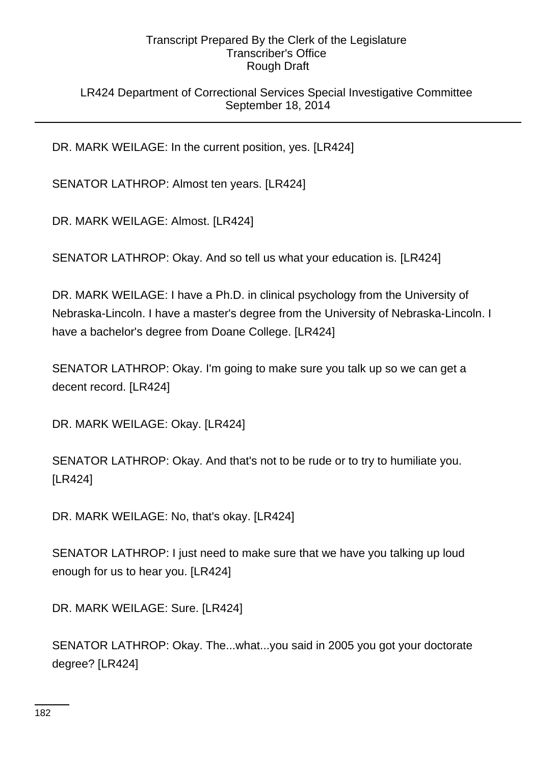DR. MARK WEILAGE: In the current position, yes. [LR424]

SENATOR LATHROP: Almost ten years. [LR424]

DR. MARK WEILAGE: Almost. [LR424]

SENATOR LATHROP: Okay. And so tell us what your education is. [LR424]

DR. MARK WEILAGE: I have a Ph.D. in clinical psychology from the University of Nebraska-Lincoln. I have a master's degree from the University of Nebraska-Lincoln. I have a bachelor's degree from Doane College. [LR424]

SENATOR LATHROP: Okay. I'm going to make sure you talk up so we can get a decent record. [LR424]

DR. MARK WEILAGE: Okay. [LR424]

SENATOR LATHROP: Okay. And that's not to be rude or to try to humiliate you. [LR424]

DR. MARK WEILAGE: No, that's okay. [LR424]

SENATOR LATHROP: I just need to make sure that we have you talking up loud enough for us to hear you. [LR424]

DR. MARK WEILAGE: Sure. [LR424]

SENATOR LATHROP: Okay. The...what...you said in 2005 you got your doctorate degree? [LR424]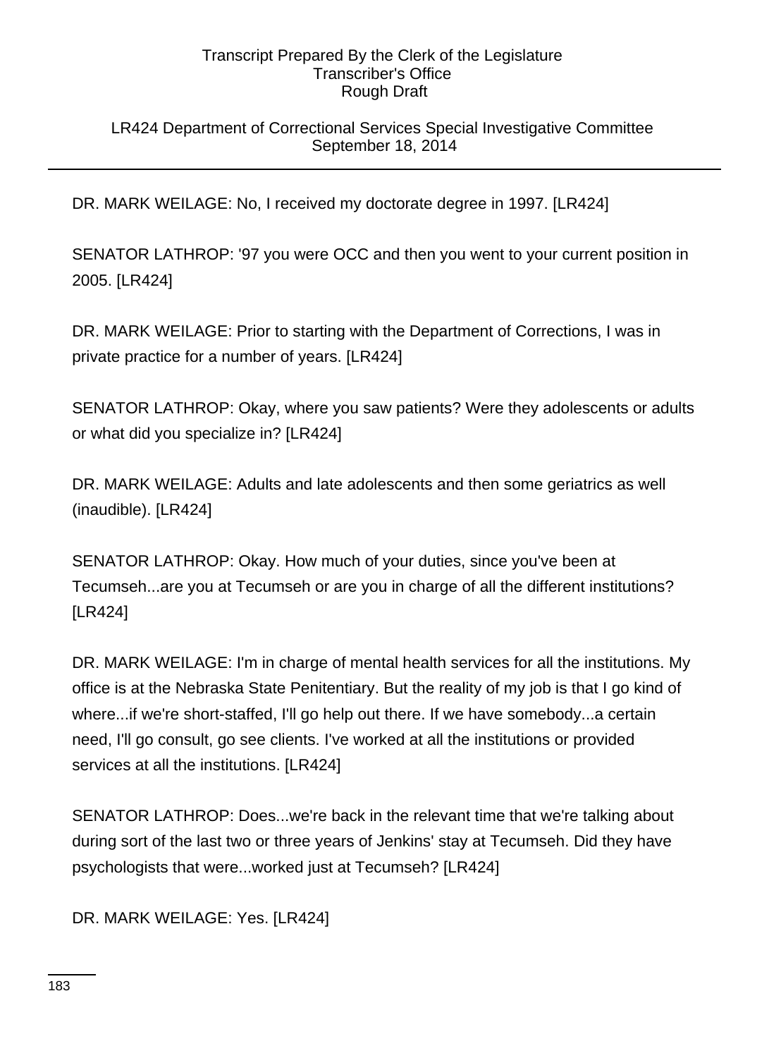DR. MARK WEILAGE: No, I received my doctorate degree in 1997. [LR424]

SENATOR LATHROP: '97 you were OCC and then you went to your current position in 2005. [LR424]

DR. MARK WEILAGE: Prior to starting with the Department of Corrections, I was in private practice for a number of years. [LR424]

SENATOR LATHROP: Okay, where you saw patients? Were they adolescents or adults or what did you specialize in? [LR424]

DR. MARK WEILAGE: Adults and late adolescents and then some geriatrics as well (inaudible). [LR424]

SENATOR LATHROP: Okay. How much of your duties, since you've been at Tecumseh...are you at Tecumseh or are you in charge of all the different institutions? [LR424]

DR. MARK WEILAGE: I'm in charge of mental health services for all the institutions. My office is at the Nebraska State Penitentiary. But the reality of my job is that I go kind of where...if we're short-staffed, I'll go help out there. If we have somebody...a certain need, I'll go consult, go see clients. I've worked at all the institutions or provided services at all the institutions. [LR424]

SENATOR LATHROP: Does...we're back in the relevant time that we're talking about during sort of the last two or three years of Jenkins' stay at Tecumseh. Did they have psychologists that were...worked just at Tecumseh? [LR424]

DR. MARK WEILAGE: Yes. [LR424]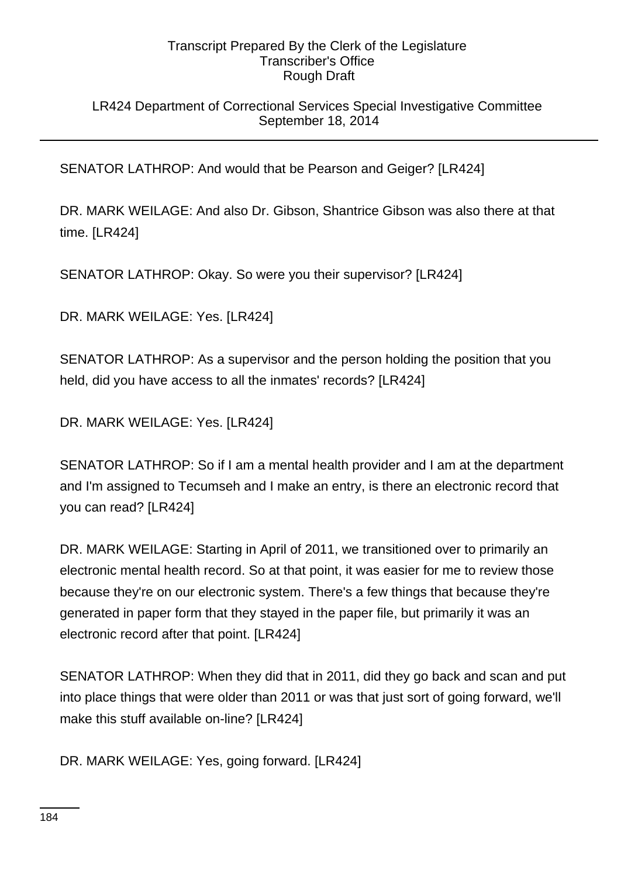SENATOR LATHROP: And would that be Pearson and Geiger? [LR424]

DR. MARK WEILAGE: And also Dr. Gibson, Shantrice Gibson was also there at that time. [LR424]

SENATOR LATHROP: Okay. So were you their supervisor? [LR424]

DR. MARK WEILAGE: Yes. [LR424]

SENATOR LATHROP: As a supervisor and the person holding the position that you held, did you have access to all the inmates' records? [LR424]

DR. MARK WEILAGE: Yes. [LR424]

SENATOR LATHROP: So if I am a mental health provider and I am at the department and I'm assigned to Tecumseh and I make an entry, is there an electronic record that you can read? [LR424]

DR. MARK WEILAGE: Starting in April of 2011, we transitioned over to primarily an electronic mental health record. So at that point, it was easier for me to review those because they're on our electronic system. There's a few things that because they're generated in paper form that they stayed in the paper file, but primarily it was an electronic record after that point. [LR424]

SENATOR LATHROP: When they did that in 2011, did they go back and scan and put into place things that were older than 2011 or was that just sort of going forward, we'll make this stuff available on-line? [LR424]

DR. MARK WEILAGE: Yes, going forward. [LR424]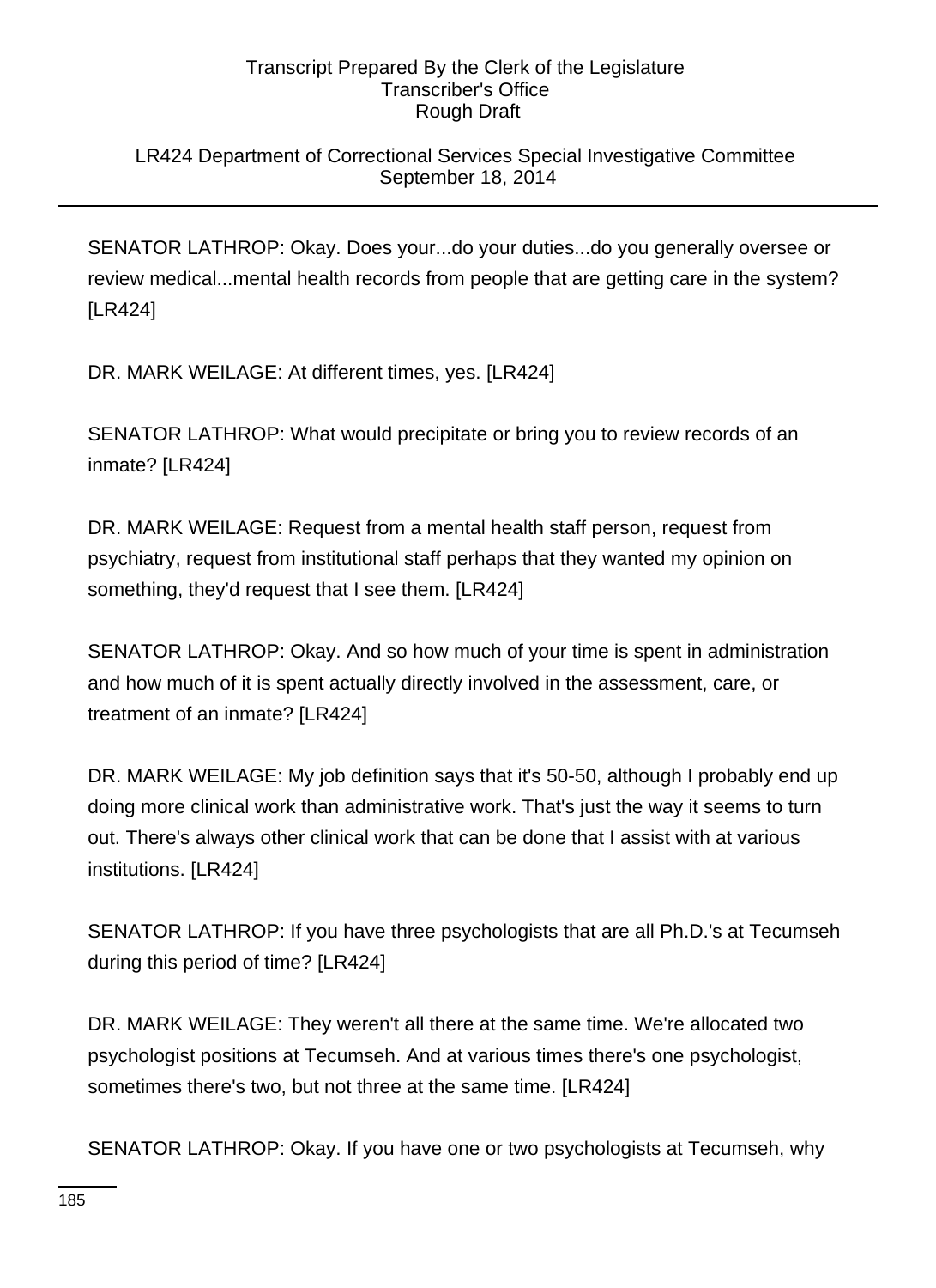SENATOR LATHROP: Okay. Does your...do your duties...do you generally oversee or review medical...mental health records from people that are getting care in the system? [LR424]

DR. MARK WEILAGE: At different times, yes. [LR424]

SENATOR LATHROP: What would precipitate or bring you to review records of an inmate? [LR424]

DR. MARK WEILAGE: Request from a mental health staff person, request from psychiatry, request from institutional staff perhaps that they wanted my opinion on something, they'd request that I see them. [LR424]

SENATOR LATHROP: Okay. And so how much of your time is spent in administration and how much of it is spent actually directly involved in the assessment, care, or treatment of an inmate? [LR424]

DR. MARK WEILAGE: My job definition says that it's 50-50, although I probably end up doing more clinical work than administrative work. That's just the way it seems to turn out. There's always other clinical work that can be done that I assist with at various institutions. [LR424]

SENATOR LATHROP: If you have three psychologists that are all Ph.D.'s at Tecumseh during this period of time? [LR424]

DR. MARK WEILAGE: They weren't all there at the same time. We're allocated two psychologist positions at Tecumseh. And at various times there's one psychologist, sometimes there's two, but not three at the same time. [LR424]

SENATOR LATHROP: Okay. If you have one or two psychologists at Tecumseh, why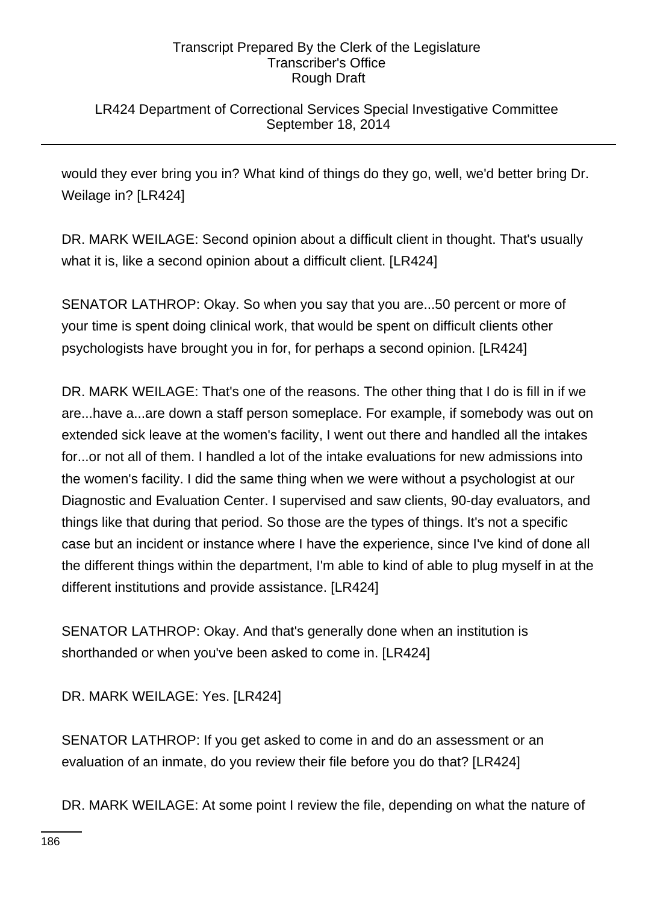would they ever bring you in? What kind of things do they go, well, we'd better bring Dr. Weilage in? [LR424]

DR. MARK WEILAGE: Second opinion about a difficult client in thought. That's usually what it is, like a second opinion about a difficult client. [LR424]

SENATOR LATHROP: Okay. So when you say that you are...50 percent or more of your time is spent doing clinical work, that would be spent on difficult clients other psychologists have brought you in for, for perhaps a second opinion. [LR424]

DR. MARK WEILAGE: That's one of the reasons. The other thing that I do is fill in if we are...have a...are down a staff person someplace. For example, if somebody was out on extended sick leave at the women's facility, I went out there and handled all the intakes for...or not all of them. I handled a lot of the intake evaluations for new admissions into the women's facility. I did the same thing when we were without a psychologist at our Diagnostic and Evaluation Center. I supervised and saw clients, 90-day evaluators, and things like that during that period. So those are the types of things. It's not a specific case but an incident or instance where I have the experience, since I've kind of done all the different things within the department, I'm able to kind of able to plug myself in at the different institutions and provide assistance. [LR424]

SENATOR LATHROP: Okay. And that's generally done when an institution is shorthanded or when you've been asked to come in. [LR424]

DR. MARK WEILAGE: Yes. [LR424]

SENATOR LATHROP: If you get asked to come in and do an assessment or an evaluation of an inmate, do you review their file before you do that? [LR424]

DR. MARK WEILAGE: At some point I review the file, depending on what the nature of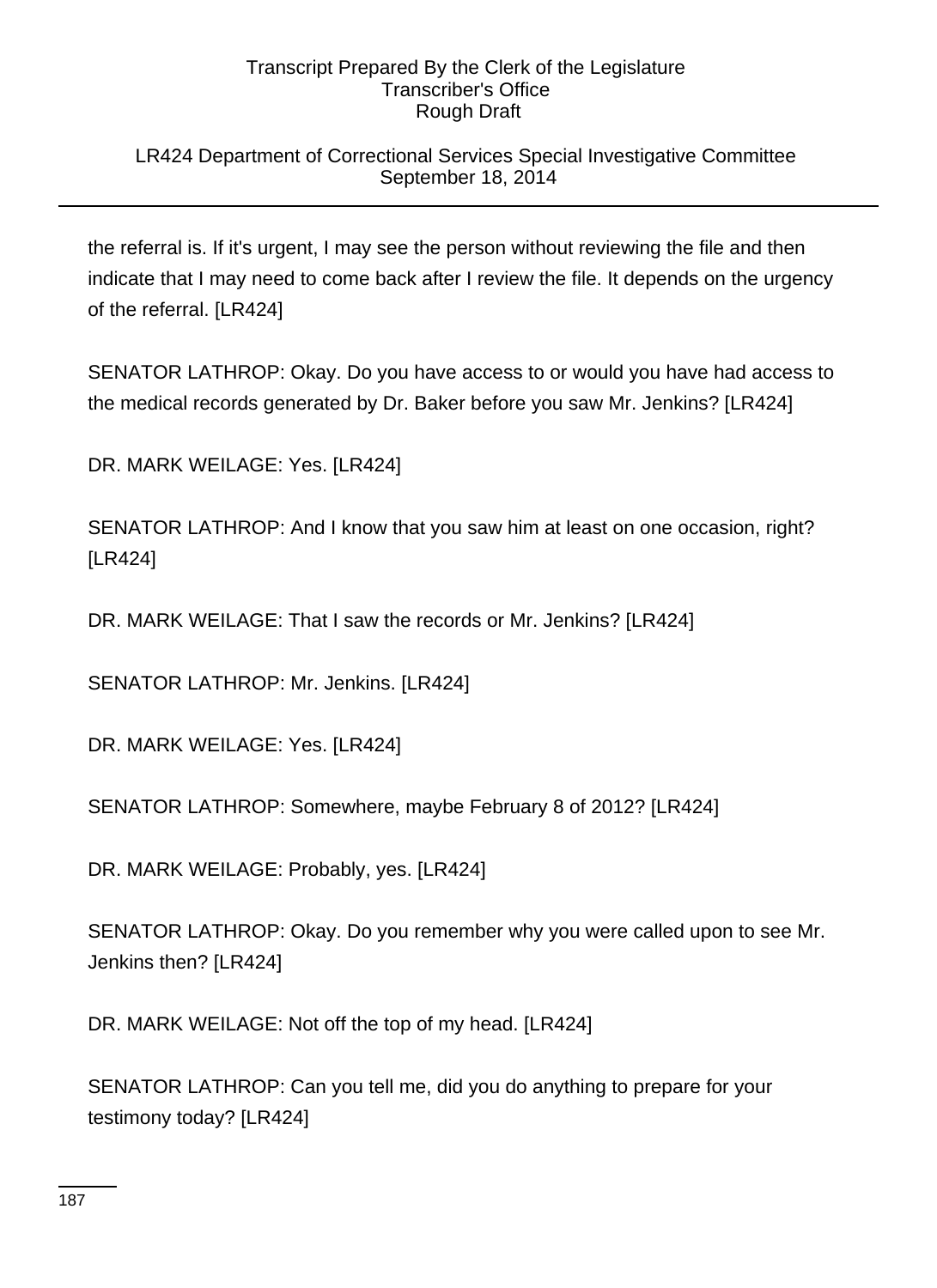the referral is. If it's urgent, I may see the person without reviewing the file and then indicate that I may need to come back after I review the file. It depends on the urgency of the referral. [LR424]

SENATOR LATHROP: Okay. Do you have access to or would you have had access to the medical records generated by Dr. Baker before you saw Mr. Jenkins? [LR424]

DR. MARK WEILAGE: Yes. [LR424]

SENATOR LATHROP: And I know that you saw him at least on one occasion, right? [LR424]

DR. MARK WEILAGE: That I saw the records or Mr. Jenkins? [LR424]

SENATOR LATHROP: Mr. Jenkins. [LR424]

DR. MARK WEILAGE: Yes. [LR424]

SENATOR LATHROP: Somewhere, maybe February 8 of 2012? [LR424]

DR. MARK WEILAGE: Probably, yes. [LR424]

SENATOR LATHROP: Okay. Do you remember why you were called upon to see Mr. Jenkins then? [LR424]

DR. MARK WEILAGE: Not off the top of my head. [LR424]

SENATOR LATHROP: Can you tell me, did you do anything to prepare for your testimony today? [LR424]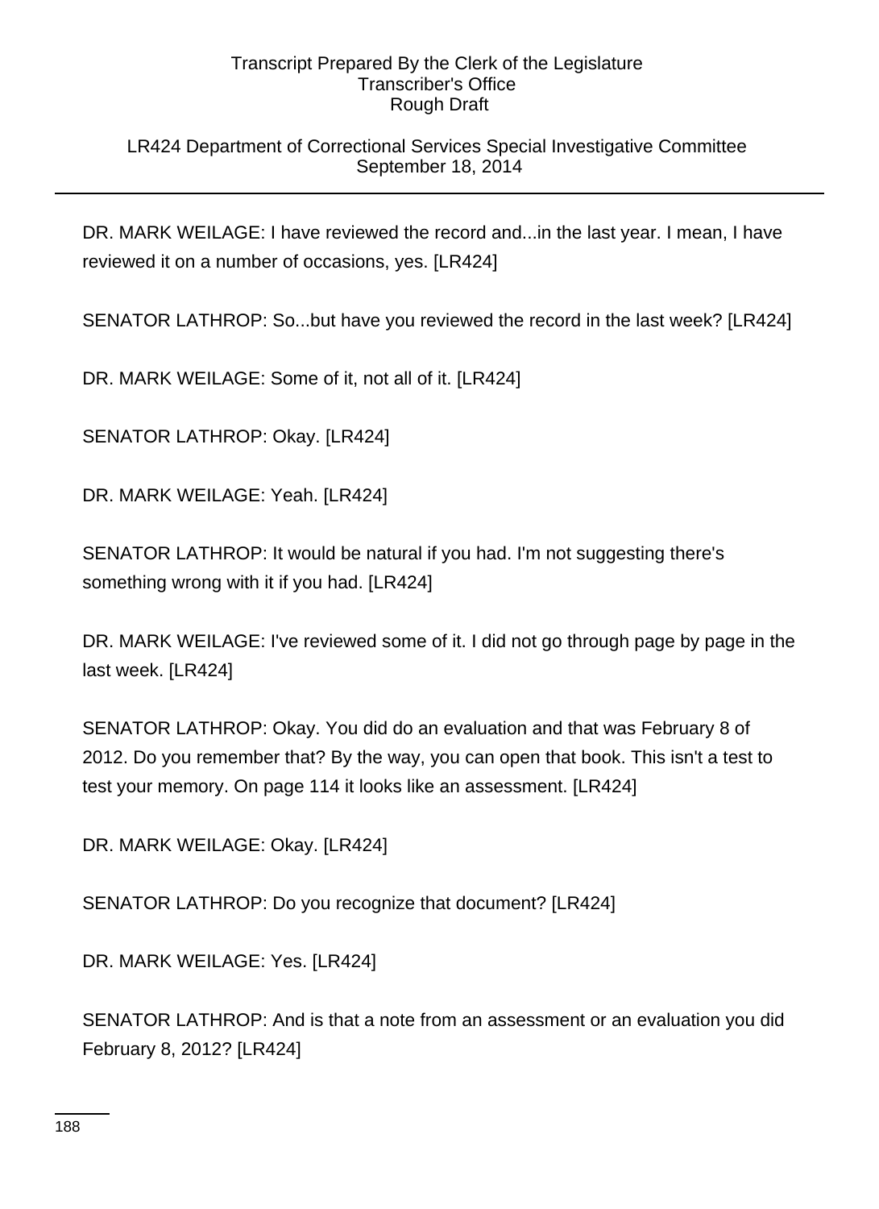DR. MARK WEILAGE: I have reviewed the record and...in the last year. I mean, I have reviewed it on a number of occasions, yes. [LR424]

SENATOR LATHROP: So...but have you reviewed the record in the last week? [LR424]

DR. MARK WEILAGE: Some of it, not all of it. [LR424]

SENATOR LATHROP: Okay. [LR424]

DR. MARK WEILAGE: Yeah. [LR424]

SENATOR LATHROP: It would be natural if you had. I'm not suggesting there's something wrong with it if you had. [LR424]

DR. MARK WEILAGE: I've reviewed some of it. I did not go through page by page in the last week. [LR424]

SENATOR LATHROP: Okay. You did do an evaluation and that was February 8 of 2012. Do you remember that? By the way, you can open that book. This isn't a test to test your memory. On page 114 it looks like an assessment. [LR424]

DR. MARK WEILAGE: Okay. [LR424]

SENATOR LATHROP: Do you recognize that document? [LR424]

DR. MARK WEILAGE: Yes. [LR424]

SENATOR LATHROP: And is that a note from an assessment or an evaluation you did February 8, 2012? [LR424]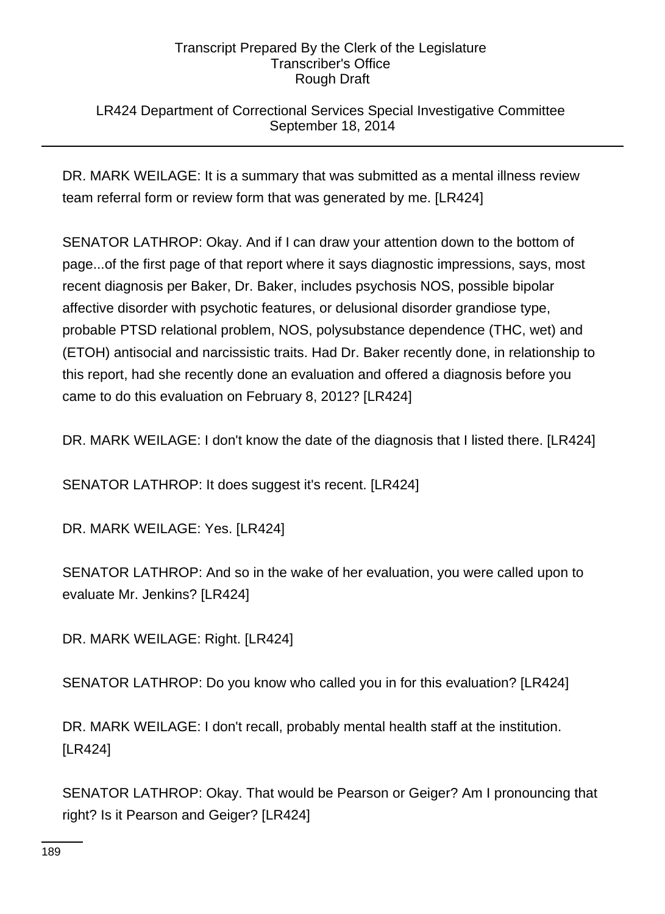DR. MARK WEILAGE: It is a summary that was submitted as a mental illness review team referral form or review form that was generated by me. [LR424]

SENATOR LATHROP: Okay. And if I can draw your attention down to the bottom of page...of the first page of that report where it says diagnostic impressions, says, most recent diagnosis per Baker, Dr. Baker, includes psychosis NOS, possible bipolar affective disorder with psychotic features, or delusional disorder grandiose type, probable PTSD relational problem, NOS, polysubstance dependence (THC, wet) and (ETOH) antisocial and narcissistic traits. Had Dr. Baker recently done, in relationship to this report, had she recently done an evaluation and offered a diagnosis before you came to do this evaluation on February 8, 2012? [LR424]

DR. MARK WEILAGE: I don't know the date of the diagnosis that I listed there. [LR424]

SENATOR LATHROP: It does suggest it's recent. [LR424]

DR. MARK WEILAGE: Yes. [LR424]

SENATOR LATHROP: And so in the wake of her evaluation, you were called upon to evaluate Mr. Jenkins? [LR424]

DR. MARK WEILAGE: Right. [LR424]

SENATOR LATHROP: Do you know who called you in for this evaluation? [LR424]

DR. MARK WEILAGE: I don't recall, probably mental health staff at the institution. [LR424]

SENATOR LATHROP: Okay. That would be Pearson or Geiger? Am I pronouncing that right? Is it Pearson and Geiger? [LR424]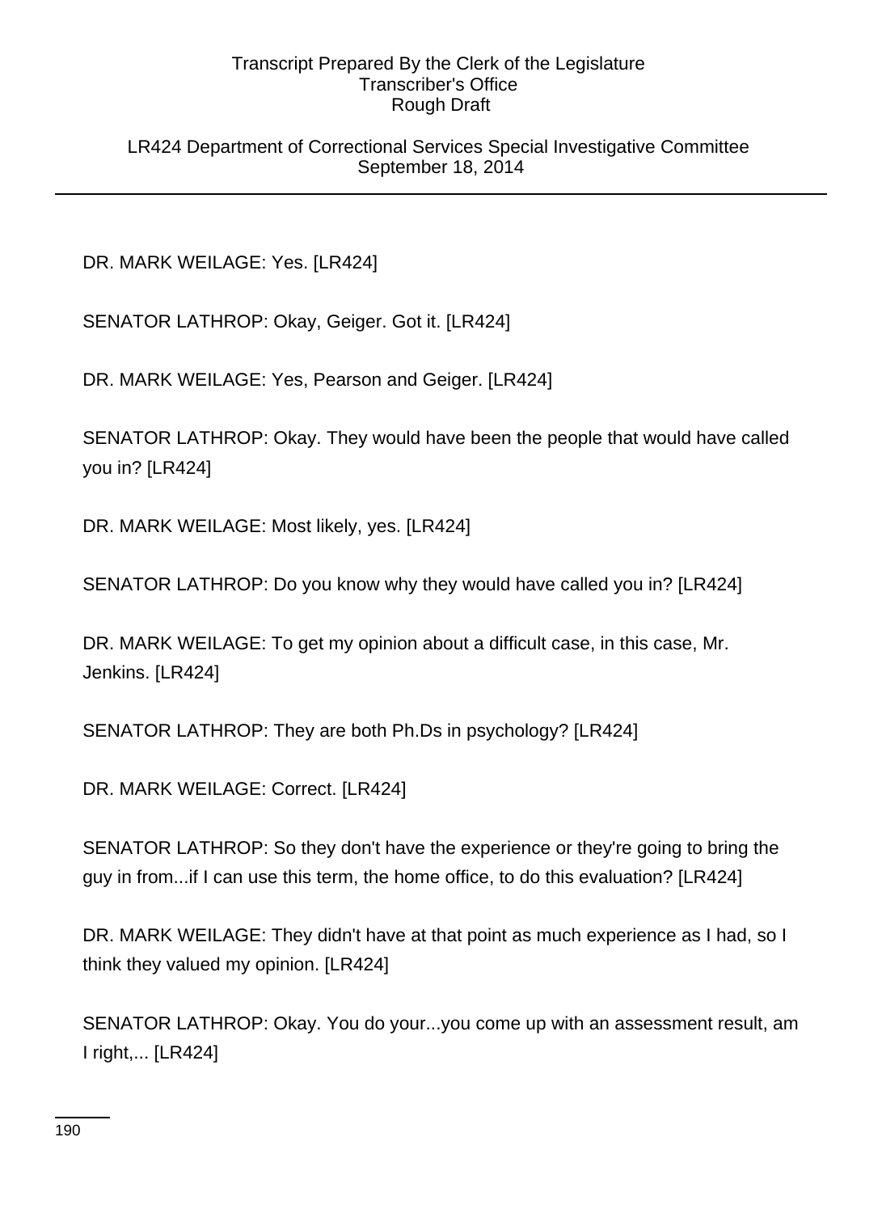DR. MARK WEILAGE: Yes. [LR424]

SENATOR LATHROP: Okay, Geiger. Got it. [LR424]

DR. MARK WEILAGE: Yes, Pearson and Geiger. [LR424]

SENATOR LATHROP: Okay. They would have been the people that would have called you in? [LR424]

DR. MARK WEILAGE: Most likely, yes. [LR424]

SENATOR LATHROP: Do you know why they would have called you in? [LR424]

DR. MARK WEILAGE: To get my opinion about a difficult case, in this case, Mr. Jenkins. [LR424]

SENATOR LATHROP: They are both Ph.Ds in psychology? [LR424]

DR. MARK WEILAGE: Correct. [LR424]

SENATOR LATHROP: So they don't have the experience or they're going to bring the guy in from...if I can use this term, the home office, to do this evaluation? [LR424]

DR. MARK WEILAGE: They didn't have at that point as much experience as I had, so I think they valued my opinion. [LR424]

SENATOR LATHROP: Okay. You do your...you come up with an assessment result, am I right,... [LR424]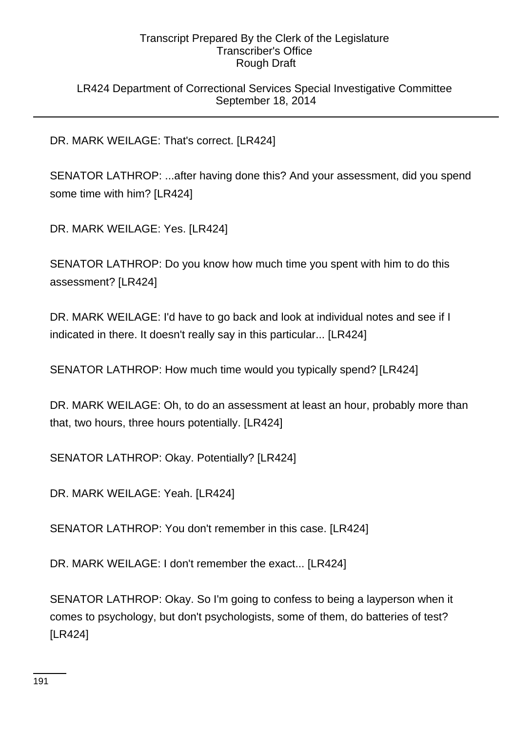DR. MARK WEILAGE: That's correct. [LR424]

SENATOR LATHROP: ...after having done this? And your assessment, did you spend some time with him? [LR424]

DR. MARK WEILAGE: Yes. [LR424]

SENATOR LATHROP: Do you know how much time you spent with him to do this assessment? [LR424]

DR. MARK WEILAGE: I'd have to go back and look at individual notes and see if I indicated in there. It doesn't really say in this particular... [LR424]

SENATOR LATHROP: How much time would you typically spend? [LR424]

DR. MARK WEILAGE: Oh, to do an assessment at least an hour, probably more than that, two hours, three hours potentially. [LR424]

SENATOR LATHROP: Okay. Potentially? [LR424]

DR. MARK WEILAGE: Yeah. [LR424]

SENATOR LATHROP: You don't remember in this case. [LR424]

DR. MARK WEILAGE: I don't remember the exact... [LR424]

SENATOR LATHROP: Okay. So I'm going to confess to being a layperson when it comes to psychology, but don't psychologists, some of them, do batteries of test? [LR424]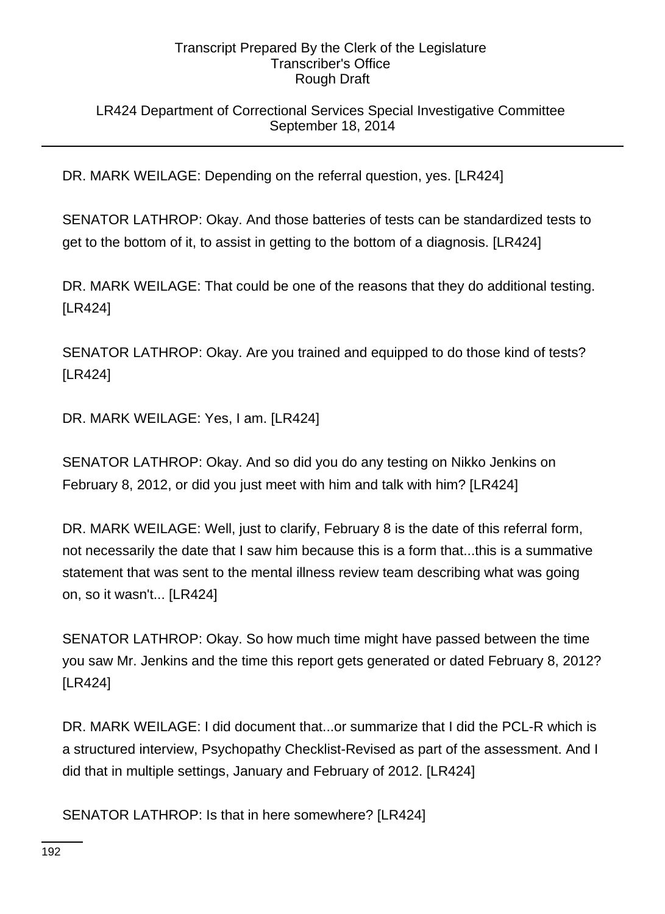DR. MARK WEILAGE: Depending on the referral question, yes. [LR424]

SENATOR LATHROP: Okay. And those batteries of tests can be standardized tests to get to the bottom of it, to assist in getting to the bottom of a diagnosis. [LR424]

DR. MARK WEILAGE: That could be one of the reasons that they do additional testing. [LR424]

SENATOR LATHROP: Okay. Are you trained and equipped to do those kind of tests? [LR424]

DR. MARK WEILAGE: Yes, I am. [LR424]

SENATOR LATHROP: Okay. And so did you do any testing on Nikko Jenkins on February 8, 2012, or did you just meet with him and talk with him? [LR424]

DR. MARK WEILAGE: Well, just to clarify, February 8 is the date of this referral form, not necessarily the date that I saw him because this is a form that...this is a summative statement that was sent to the mental illness review team describing what was going on, so it wasn't... [LR424]

SENATOR LATHROP: Okay. So how much time might have passed between the time you saw Mr. Jenkins and the time this report gets generated or dated February 8, 2012? [LR424]

DR. MARK WEILAGE: I did document that...or summarize that I did the PCL-R which is a structured interview, Psychopathy Checklist-Revised as part of the assessment. And I did that in multiple settings, January and February of 2012. [LR424]

SENATOR LATHROP: Is that in here somewhere? [LR424]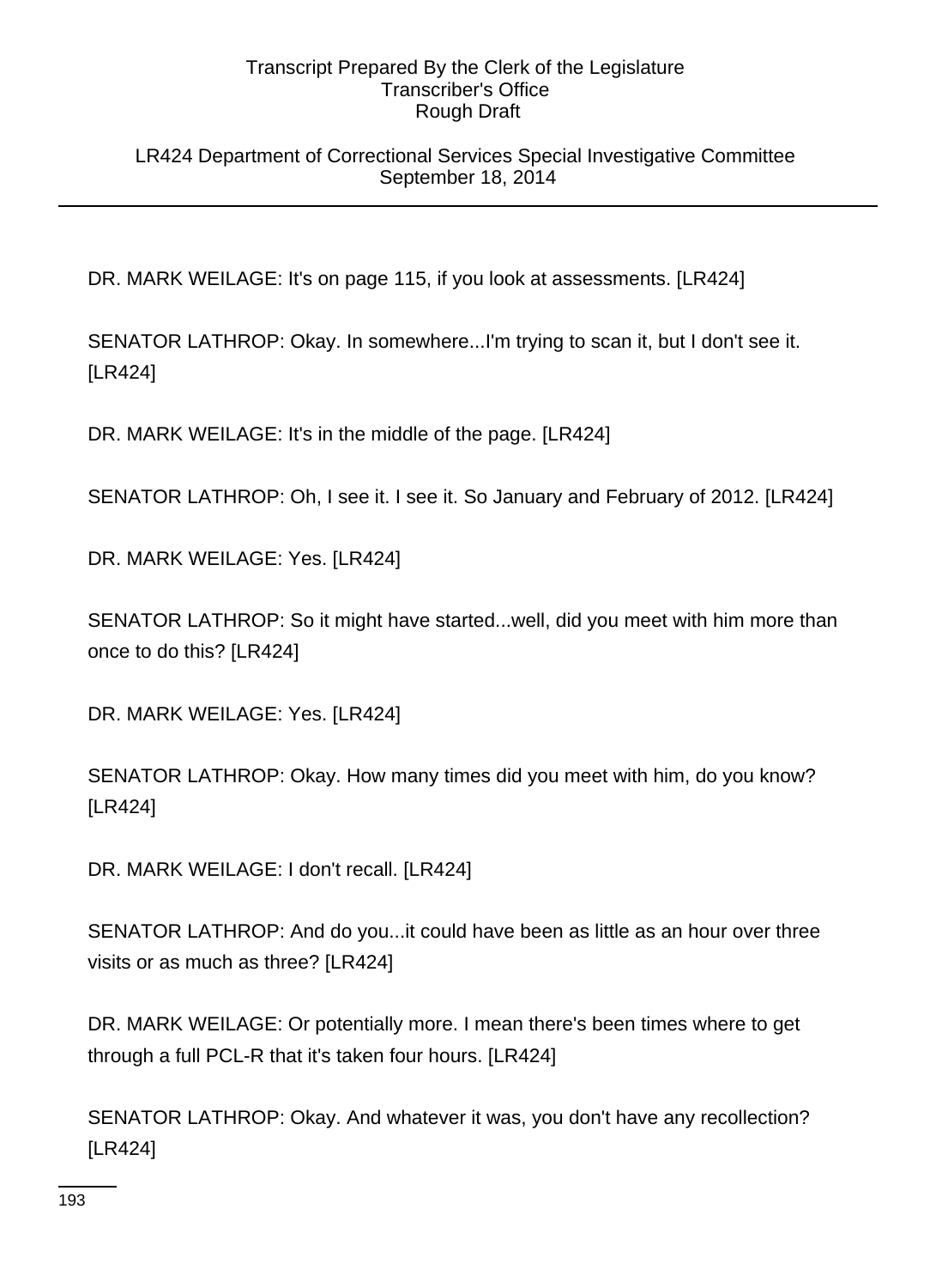DR. MARK WEILAGE: It's on page 115, if you look at assessments. [LR424]

SENATOR LATHROP: Okay. In somewhere...I'm trying to scan it, but I don't see it. [LR424]

DR. MARK WEILAGE: It's in the middle of the page. [LR424]

SENATOR LATHROP: Oh, I see it. I see it. So January and February of 2012. [LR424]

DR. MARK WEILAGE: Yes. [LR424]

SENATOR LATHROP: So it might have started...well, did you meet with him more than once to do this? [LR424]

DR. MARK WEILAGE: Yes. [LR424]

SENATOR LATHROP: Okay. How many times did you meet with him, do you know? [LR424]

DR. MARK WEILAGE: I don't recall. [LR424]

SENATOR LATHROP: And do you...it could have been as little as an hour over three visits or as much as three? [LR424]

DR. MARK WEILAGE: Or potentially more. I mean there's been times where to get through a full PCL-R that it's taken four hours. [LR424]

SENATOR LATHROP: Okay. And whatever it was, you don't have any recollection? [LR424]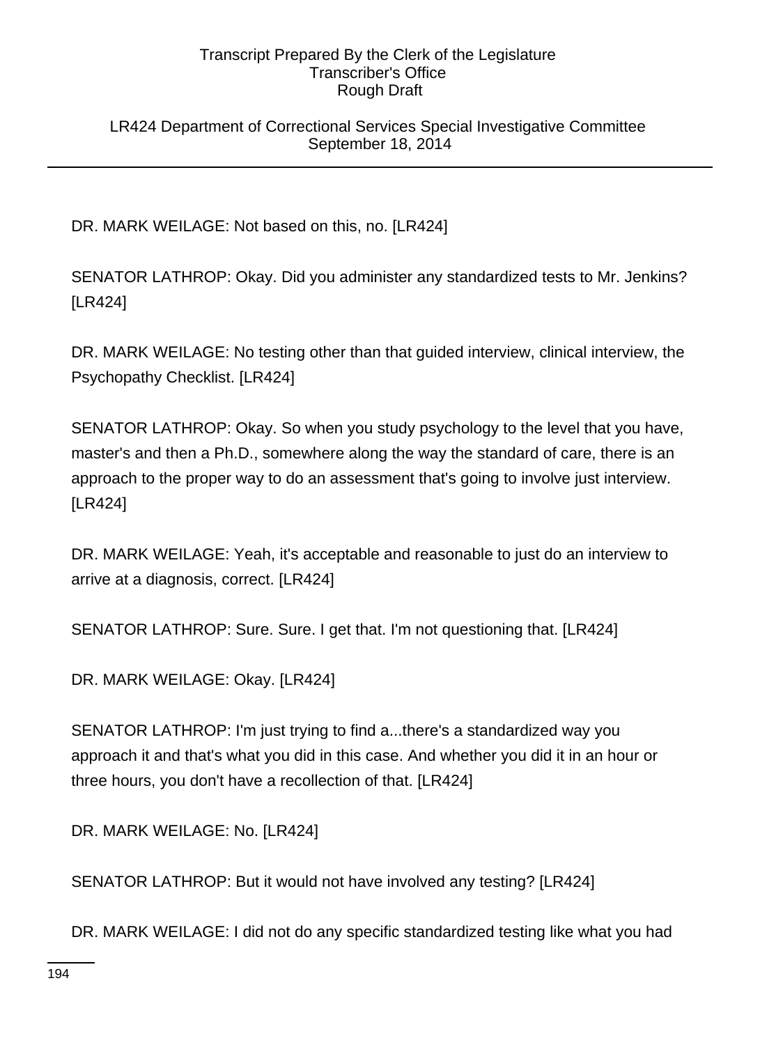DR. MARK WEILAGE: Not based on this, no. [LR424]

SENATOR LATHROP: Okay. Did you administer any standardized tests to Mr. Jenkins? [LR424]

DR. MARK WEILAGE: No testing other than that guided interview, clinical interview, the Psychopathy Checklist. [LR424]

SENATOR LATHROP: Okay. So when you study psychology to the level that you have, master's and then a Ph.D., somewhere along the way the standard of care, there is an approach to the proper way to do an assessment that's going to involve just interview. [LR424]

DR. MARK WEILAGE: Yeah, it's acceptable and reasonable to just do an interview to arrive at a diagnosis, correct. [LR424]

SENATOR LATHROP: Sure. Sure. I get that. I'm not questioning that. [LR424]

DR. MARK WEILAGE: Okay. [LR424]

SENATOR LATHROP: I'm just trying to find a...there's a standardized way you approach it and that's what you did in this case. And whether you did it in an hour or three hours, you don't have a recollection of that. [LR424]

DR. MARK WEILAGE: No. [LR424]

SENATOR LATHROP: But it would not have involved any testing? [LR424]

DR. MARK WEILAGE: I did not do any specific standardized testing like what you had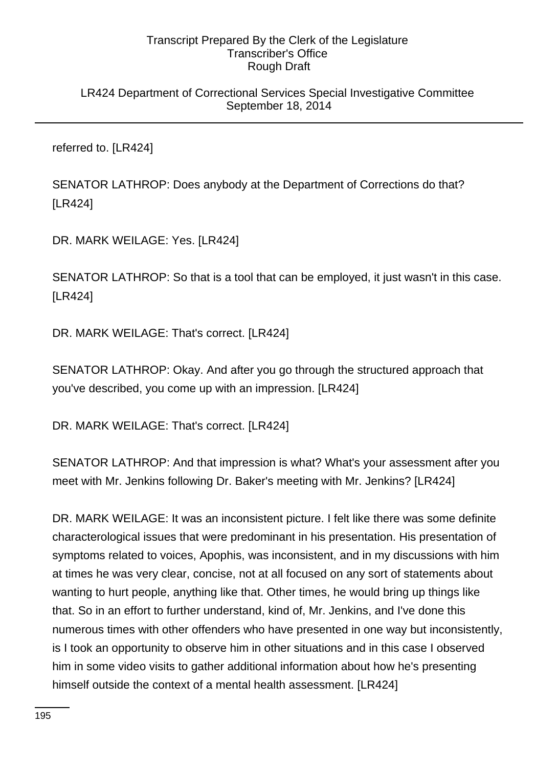referred to. [LR424]

SENATOR LATHROP: Does anybody at the Department of Corrections do that? [LR424]

DR. MARK WEILAGE: Yes. [LR424]

SENATOR LATHROP: So that is a tool that can be employed, it just wasn't in this case. [LR424]

DR. MARK WEILAGE: That's correct. [LR424]

SENATOR LATHROP: Okay. And after you go through the structured approach that you've described, you come up with an impression. [LR424]

DR. MARK WEILAGE: That's correct. [LR424]

SENATOR LATHROP: And that impression is what? What's your assessment after you meet with Mr. Jenkins following Dr. Baker's meeting with Mr. Jenkins? [LR424]

DR. MARK WEILAGE: It was an inconsistent picture. I felt like there was some definite characterological issues that were predominant in his presentation. His presentation of symptoms related to voices, Apophis, was inconsistent, and in my discussions with him at times he was very clear, concise, not at all focused on any sort of statements about wanting to hurt people, anything like that. Other times, he would bring up things like that. So in an effort to further understand, kind of, Mr. Jenkins, and I've done this numerous times with other offenders who have presented in one way but inconsistently, is I took an opportunity to observe him in other situations and in this case I observed him in some video visits to gather additional information about how he's presenting himself outside the context of a mental health assessment. [LR424]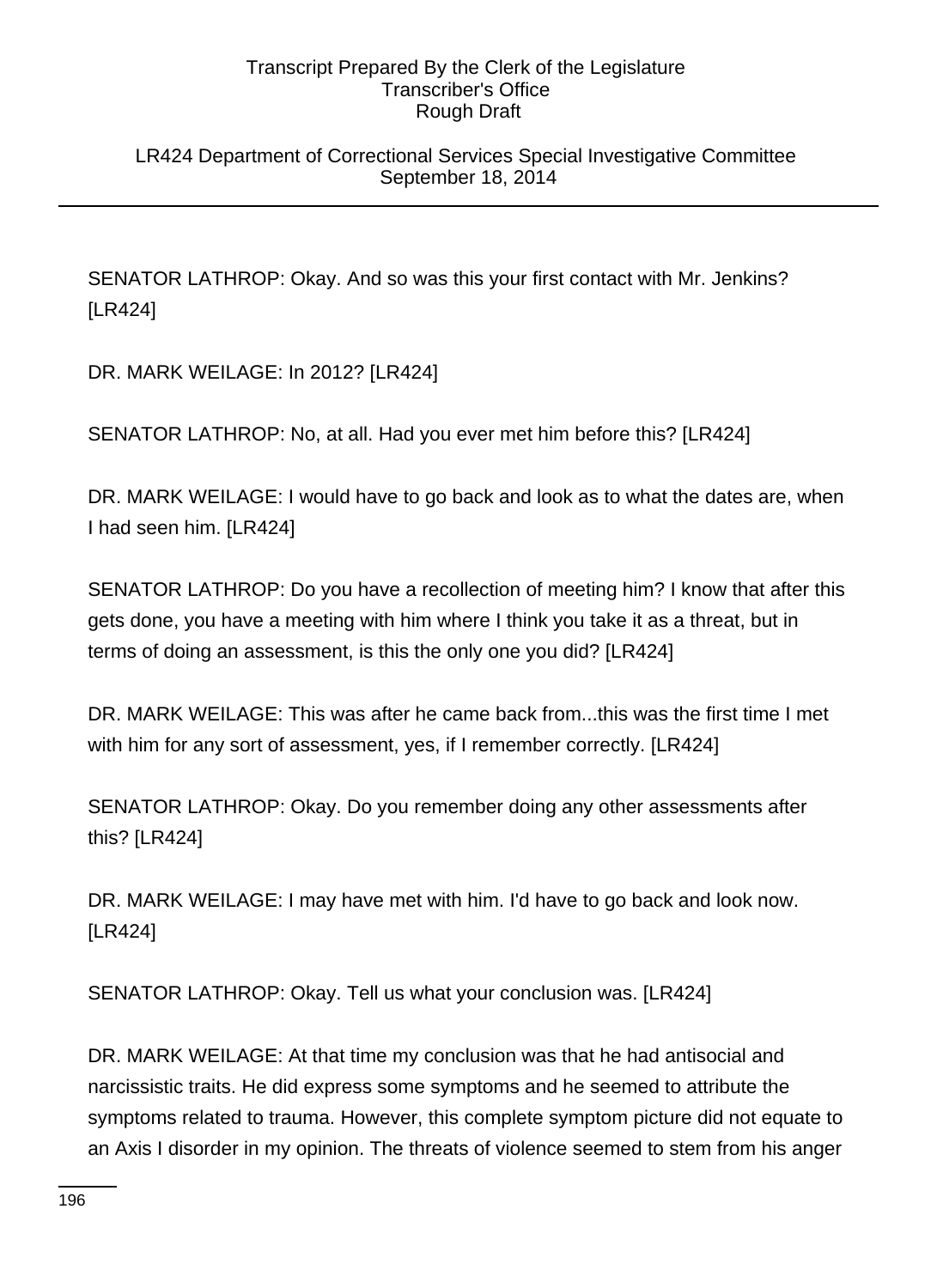SENATOR LATHROP: Okay. And so was this your first contact with Mr. Jenkins? [LR424]

DR. MARK WEILAGE: In 2012? [LR424]

SENATOR LATHROP: No, at all. Had you ever met him before this? [LR424]

DR. MARK WEILAGE: I would have to go back and look as to what the dates are, when I had seen him. [LR424]

SENATOR LATHROP: Do you have a recollection of meeting him? I know that after this gets done, you have a meeting with him where I think you take it as a threat, but in terms of doing an assessment, is this the only one you did? [LR424]

DR. MARK WEILAGE: This was after he came back from...this was the first time I met with him for any sort of assessment, yes, if I remember correctly. [LR424]

SENATOR LATHROP: Okay. Do you remember doing any other assessments after this? [LR424]

DR. MARK WEILAGE: I may have met with him. I'd have to go back and look now. [LR424]

SENATOR LATHROP: Okay. Tell us what your conclusion was. [LR424]

DR. MARK WEILAGE: At that time my conclusion was that he had antisocial and narcissistic traits. He did express some symptoms and he seemed to attribute the symptoms related to trauma. However, this complete symptom picture did not equate to an Axis I disorder in my opinion. The threats of violence seemed to stem from his anger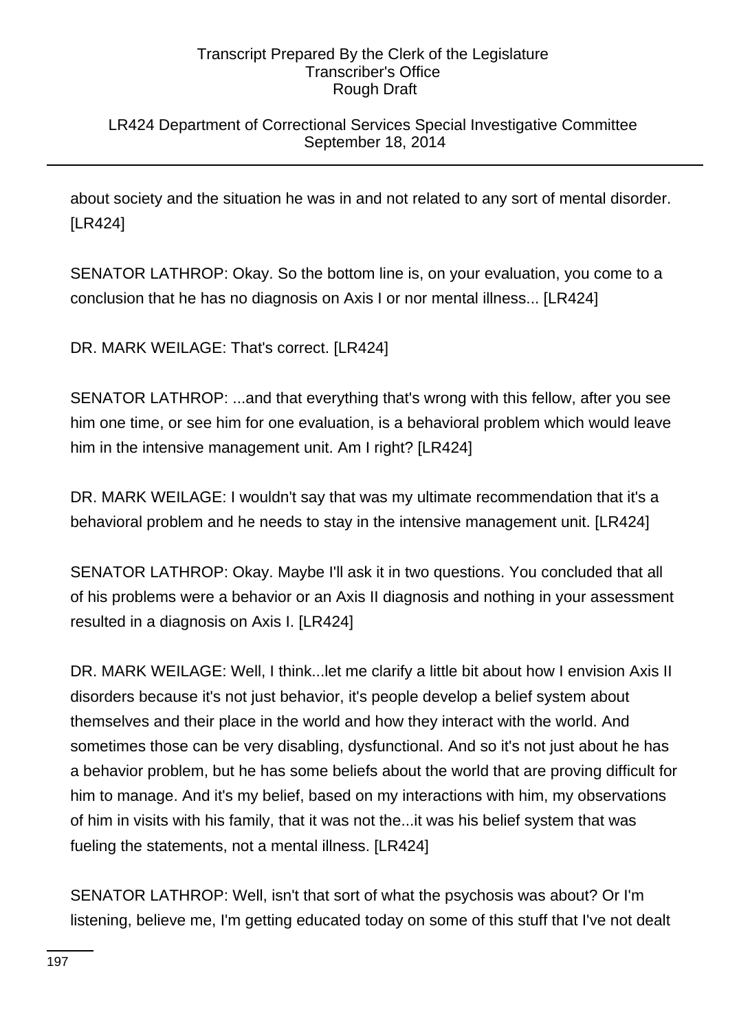about society and the situation he was in and not related to any sort of mental disorder. [LR424]

SENATOR LATHROP: Okay. So the bottom line is, on your evaluation, you come to a conclusion that he has no diagnosis on Axis I or nor mental illness... [LR424]

DR. MARK WEILAGE: That's correct. [LR424]

SENATOR LATHROP: ...and that everything that's wrong with this fellow, after you see him one time, or see him for one evaluation, is a behavioral problem which would leave him in the intensive management unit. Am I right? [LR424]

DR. MARK WEILAGE: I wouldn't say that was my ultimate recommendation that it's a behavioral problem and he needs to stay in the intensive management unit. [LR424]

SENATOR LATHROP: Okay. Maybe I'll ask it in two questions. You concluded that all of his problems were a behavior or an Axis II diagnosis and nothing in your assessment resulted in a diagnosis on Axis I. [LR424]

DR. MARK WEILAGE: Well, I think...let me clarify a little bit about how I envision Axis II disorders because it's not just behavior, it's people develop a belief system about themselves and their place in the world and how they interact with the world. And sometimes those can be very disabling, dysfunctional. And so it's not just about he has a behavior problem, but he has some beliefs about the world that are proving difficult for him to manage. And it's my belief, based on my interactions with him, my observations of him in visits with his family, that it was not the...it was his belief system that was fueling the statements, not a mental illness. [LR424]

SENATOR LATHROP: Well, isn't that sort of what the psychosis was about? Or I'm listening, believe me, I'm getting educated today on some of this stuff that I've not dealt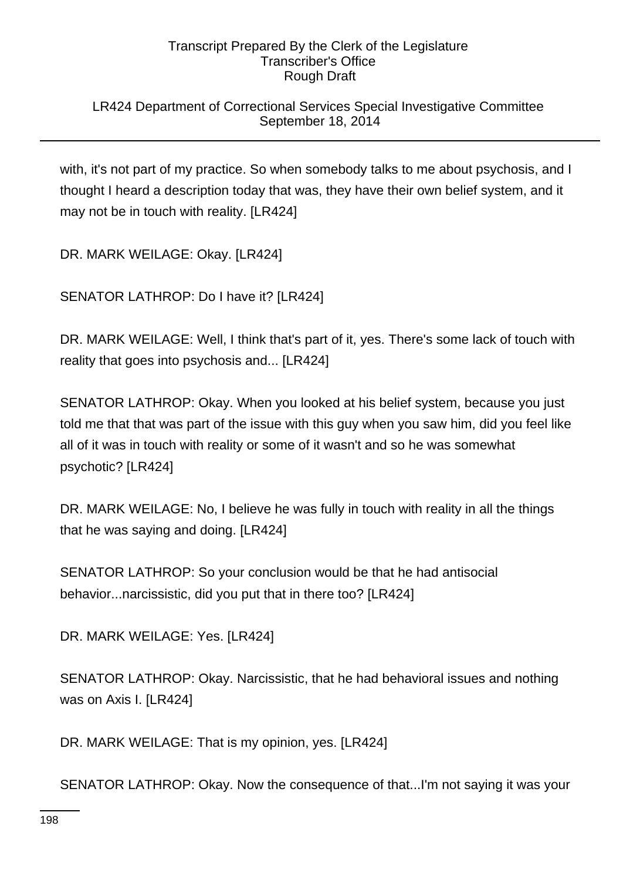with, it's not part of my practice. So when somebody talks to me about psychosis, and I thought I heard a description today that was, they have their own belief system, and it may not be in touch with reality. [LR424]

DR. MARK WEILAGE: Okay. [LR424]

SENATOR LATHROP: Do I have it? [LR424]

DR. MARK WEILAGE: Well, I think that's part of it, yes. There's some lack of touch with reality that goes into psychosis and... [LR424]

SENATOR LATHROP: Okay. When you looked at his belief system, because you just told me that that was part of the issue with this guy when you saw him, did you feel like all of it was in touch with reality or some of it wasn't and so he was somewhat psychotic? [LR424]

DR. MARK WEILAGE: No, I believe he was fully in touch with reality in all the things that he was saying and doing. [LR424]

SENATOR LATHROP: So your conclusion would be that he had antisocial behavior...narcissistic, did you put that in there too? [LR424]

DR. MARK WEILAGE: Yes. [LR424]

SENATOR LATHROP: Okay. Narcissistic, that he had behavioral issues and nothing was on Axis I. [LR424]

DR. MARK WEILAGE: That is my opinion, yes. [LR424]

SENATOR LATHROP: Okay. Now the consequence of that...I'm not saying it was your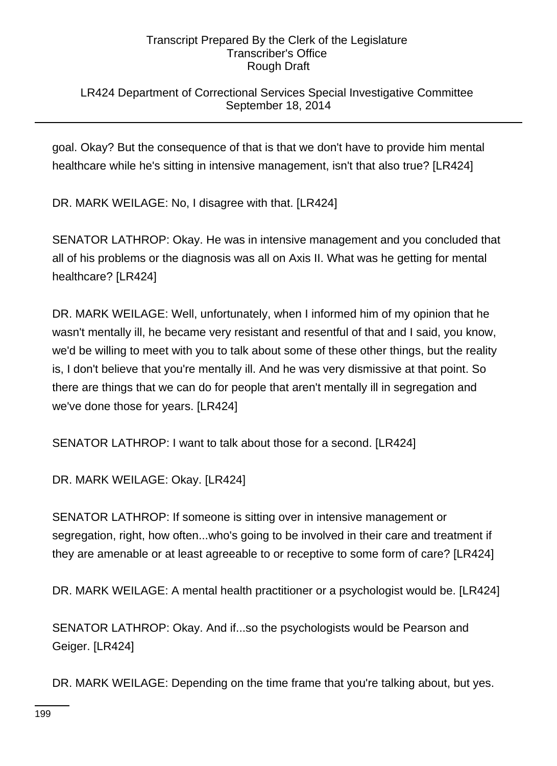goal. Okay? But the consequence of that is that we don't have to provide him mental healthcare while he's sitting in intensive management, isn't that also true? [LR424]

DR. MARK WEILAGE: No, I disagree with that. [LR424]

SENATOR LATHROP: Okay. He was in intensive management and you concluded that all of his problems or the diagnosis was all on Axis II. What was he getting for mental healthcare? [LR424]

DR. MARK WEILAGE: Well, unfortunately, when I informed him of my opinion that he wasn't mentally ill, he became very resistant and resentful of that and I said, you know, we'd be willing to meet with you to talk about some of these other things, but the reality is, I don't believe that you're mentally ill. And he was very dismissive at that point. So there are things that we can do for people that aren't mentally ill in segregation and we've done those for years. [LR424]

SENATOR LATHROP: I want to talk about those for a second. [LR424]

DR. MARK WEILAGE: Okay. [LR424]

SENATOR LATHROP: If someone is sitting over in intensive management or segregation, right, how often...who's going to be involved in their care and treatment if they are amenable or at least agreeable to or receptive to some form of care? [LR424]

DR. MARK WEILAGE: A mental health practitioner or a psychologist would be. [LR424]

SENATOR LATHROP: Okay. And if...so the psychologists would be Pearson and Geiger. [LR424]

DR. MARK WEILAGE: Depending on the time frame that you're talking about, but yes.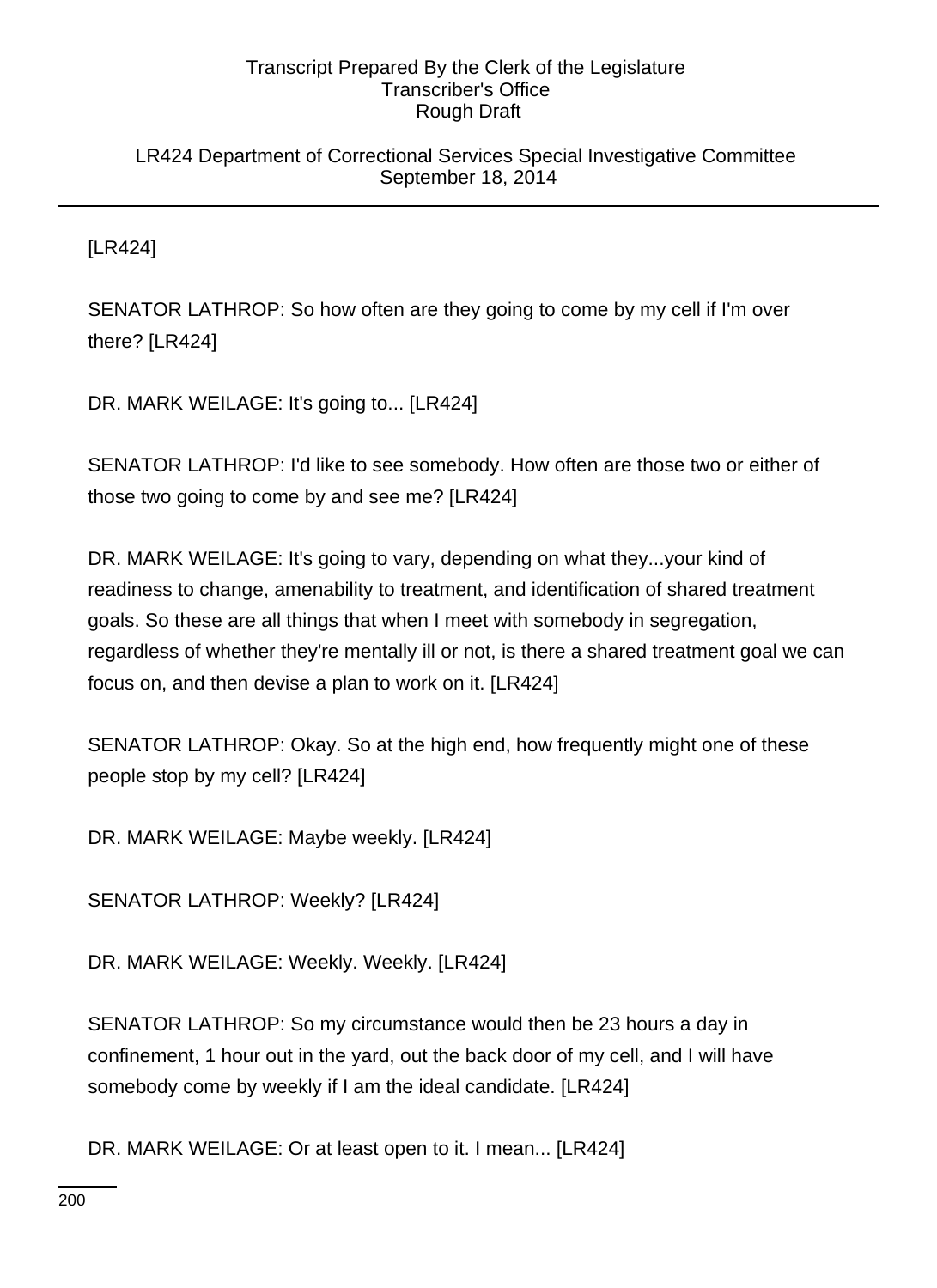[LR424]

SENATOR LATHROP: So how often are they going to come by my cell if I'm over there? [LR424]

DR. MARK WEILAGE: It's going to... [LR424]

SENATOR LATHROP: I'd like to see somebody. How often are those two or either of those two going to come by and see me? [LR424]

DR. MARK WEILAGE: It's going to vary, depending on what they...your kind of readiness to change, amenability to treatment, and identification of shared treatment goals. So these are all things that when I meet with somebody in segregation, regardless of whether they're mentally ill or not, is there a shared treatment goal we can focus on, and then devise a plan to work on it. [LR424]

SENATOR LATHROP: Okay. So at the high end, how frequently might one of these people stop by my cell? [LR424]

DR. MARK WEILAGE: Maybe weekly. [LR424]

SENATOR LATHROP: Weekly? [LR424]

DR. MARK WEILAGE: Weekly. Weekly. [LR424]

SENATOR LATHROP: So my circumstance would then be 23 hours a day in confinement, 1 hour out in the yard, out the back door of my cell, and I will have somebody come by weekly if I am the ideal candidate. [LR424]

DR. MARK WEILAGE: Or at least open to it. I mean... [LR424]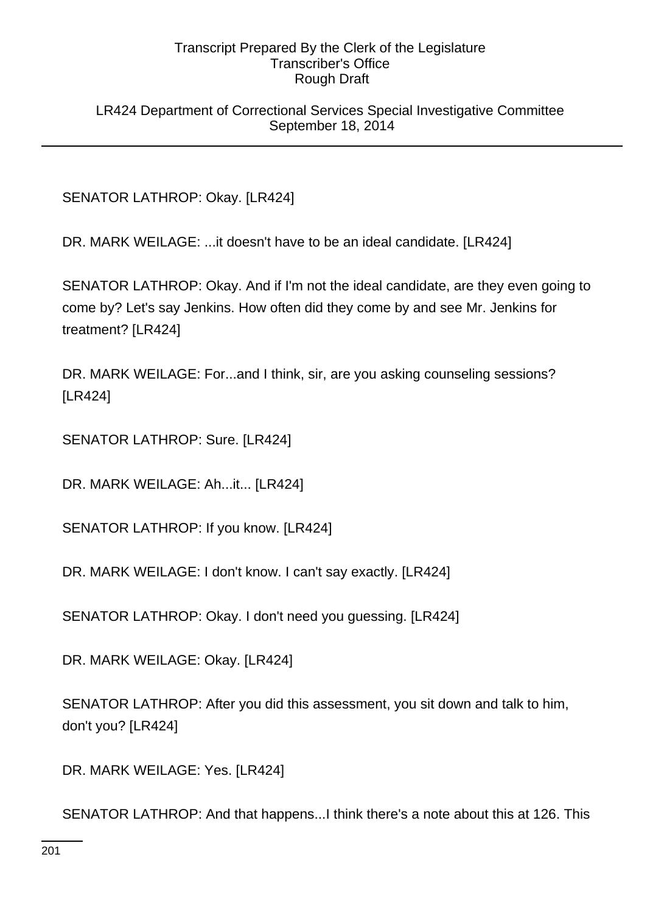SENATOR LATHROP: Okay. [LR424]

DR. MARK WEILAGE: ...it doesn't have to be an ideal candidate. [LR424]

SENATOR LATHROP: Okay. And if I'm not the ideal candidate, are they even going to come by? Let's say Jenkins. How often did they come by and see Mr. Jenkins for treatment? [LR424]

DR. MARK WEILAGE: For...and I think, sir, are you asking counseling sessions? [LR424]

SENATOR LATHROP: Sure. [LR424]

DR. MARK WEILAGE: Ah...it... [LR424]

SENATOR LATHROP: If you know. [LR424]

DR. MARK WEILAGE: I don't know. I can't say exactly. [LR424]

SENATOR LATHROP: Okay. I don't need you guessing. [LR424]

DR. MARK WEILAGE: Okay. [LR424]

SENATOR LATHROP: After you did this assessment, you sit down and talk to him, don't you? [LR424]

DR. MARK WEILAGE: Yes. [LR424]

SENATOR LATHROP: And that happens...I think there's a note about this at 126. This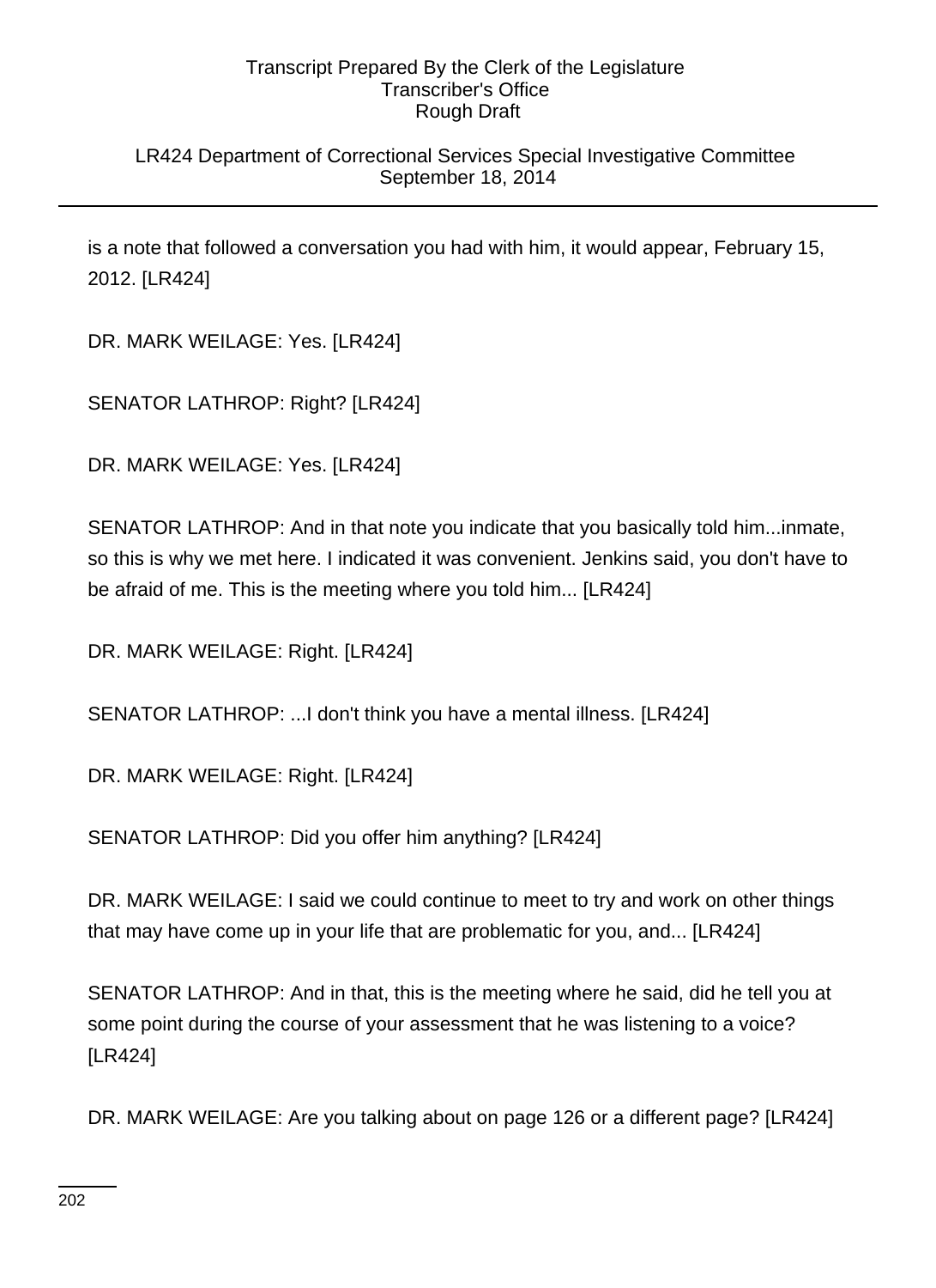is a note that followed a conversation you had with him, it would appear, February 15, 2012. [LR424]

DR. MARK WEILAGE: Yes. [LR424]

SENATOR LATHROP: Right? [LR424]

DR. MARK WEILAGE: Yes. [LR424]

SENATOR LATHROP: And in that note you indicate that you basically told him...inmate, so this is why we met here. I indicated it was convenient. Jenkins said, you don't have to be afraid of me. This is the meeting where you told him... [LR424]

DR. MARK WEILAGE: Right. [LR424]

SENATOR LATHROP: ...I don't think you have a mental illness. [LR424]

DR. MARK WEILAGE: Right. [LR424]

SENATOR LATHROP: Did you offer him anything? [LR424]

DR. MARK WEILAGE: I said we could continue to meet to try and work on other things that may have come up in your life that are problematic for you, and... [LR424]

SENATOR LATHROP: And in that, this is the meeting where he said, did he tell you at some point during the course of your assessment that he was listening to a voice? [LR424]

DR. MARK WEILAGE: Are you talking about on page 126 or a different page? [LR424]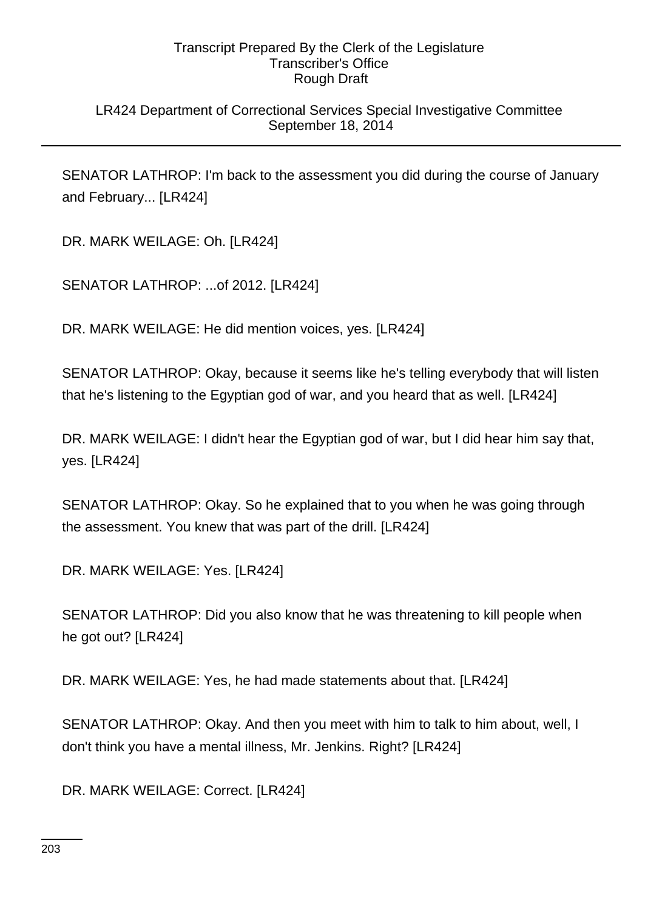SENATOR LATHROP: I'm back to the assessment you did during the course of January and February... [LR424]

DR. MARK WEILAGE: Oh. [LR424]

SENATOR LATHROP: ...of 2012. [LR424]

DR. MARK WEILAGE: He did mention voices, yes. [LR424]

SENATOR LATHROP: Okay, because it seems like he's telling everybody that will listen that he's listening to the Egyptian god of war, and you heard that as well. [LR424]

DR. MARK WEILAGE: I didn't hear the Egyptian god of war, but I did hear him say that, yes. [LR424]

SENATOR LATHROP: Okay. So he explained that to you when he was going through the assessment. You knew that was part of the drill. [LR424]

DR. MARK WEILAGE: Yes. [LR424]

SENATOR LATHROP: Did you also know that he was threatening to kill people when he got out? [LR424]

DR. MARK WEILAGE: Yes, he had made statements about that. [LR424]

SENATOR LATHROP: Okay. And then you meet with him to talk to him about, well, I don't think you have a mental illness, Mr. Jenkins. Right? [LR424]

DR. MARK WEILAGE: Correct. [LR424]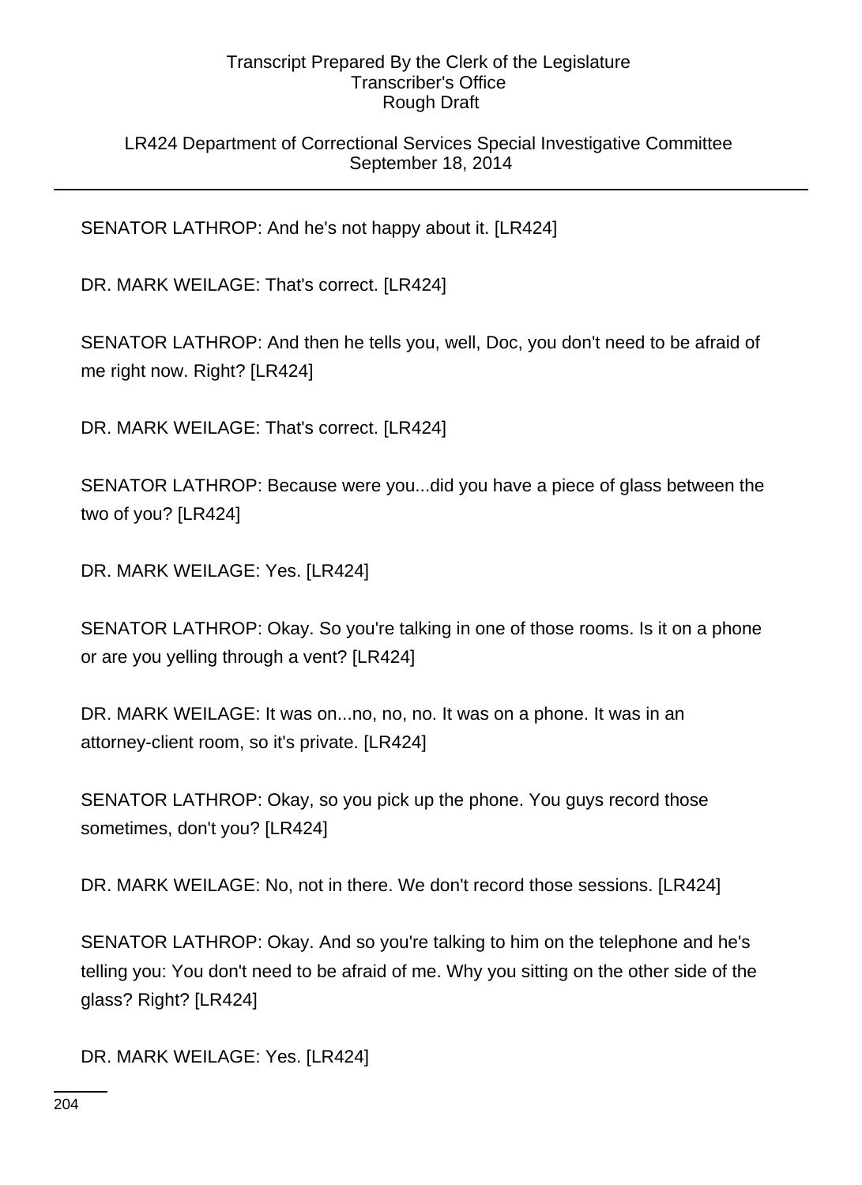SENATOR LATHROP: And he's not happy about it. [LR424]

DR. MARK WEILAGE: That's correct. [LR424]

SENATOR LATHROP: And then he tells you, well, Doc, you don't need to be afraid of me right now. Right? [LR424]

DR. MARK WEILAGE: That's correct. [LR424]

SENATOR LATHROP: Because were you...did you have a piece of glass between the two of you? [LR424]

DR. MARK WEILAGE: Yes. [LR424]

SENATOR LATHROP: Okay. So you're talking in one of those rooms. Is it on a phone or are you yelling through a vent? [LR424]

DR. MARK WEILAGE: It was on...no, no, no. It was on a phone. It was in an attorney-client room, so it's private. [LR424]

SENATOR LATHROP: Okay, so you pick up the phone. You guys record those sometimes, don't you? [LR424]

DR. MARK WEILAGE: No, not in there. We don't record those sessions. [LR424]

SENATOR LATHROP: Okay. And so you're talking to him on the telephone and he's telling you: You don't need to be afraid of me. Why you sitting on the other side of the glass? Right? [LR424]

DR. MARK WEILAGE: Yes. [LR424]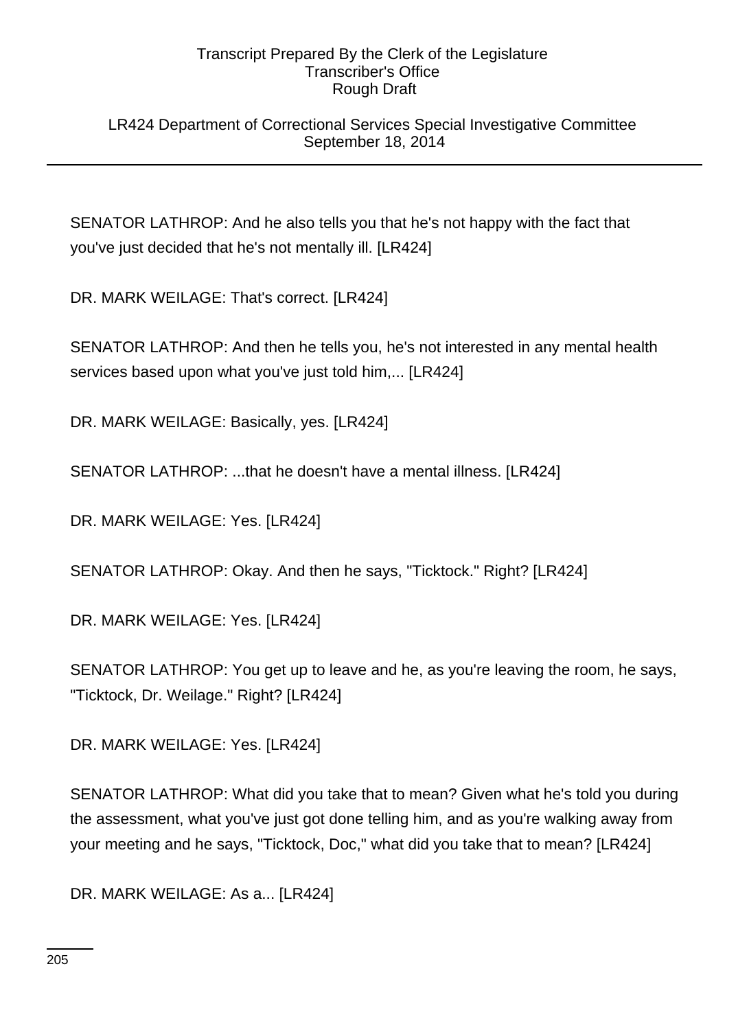SENATOR LATHROP: And he also tells you that he's not happy with the fact that you've just decided that he's not mentally ill. [LR424]

DR. MARK WEILAGE: That's correct. [LR424]

SENATOR LATHROP: And then he tells you, he's not interested in any mental health services based upon what you've just told him,... [LR424]

DR. MARK WEILAGE: Basically, yes. [LR424]

SENATOR LATHROP: ...that he doesn't have a mental illness. [LR424]

DR. MARK WEILAGE: Yes. [LR424]

SENATOR LATHROP: Okay. And then he says, "Ticktock." Right? [LR424]

DR. MARK WEILAGE: Yes. [LR424]

SENATOR LATHROP: You get up to leave and he, as you're leaving the room, he says, "Ticktock, Dr. Weilage." Right? [LR424]

DR. MARK WEILAGE: Yes. [LR424]

SENATOR LATHROP: What did you take that to mean? Given what he's told you during the assessment, what you've just got done telling him, and as you're walking away from your meeting and he says, "Ticktock, Doc," what did you take that to mean? [LR424]

DR. MARK WEILAGE: As a... [LR424]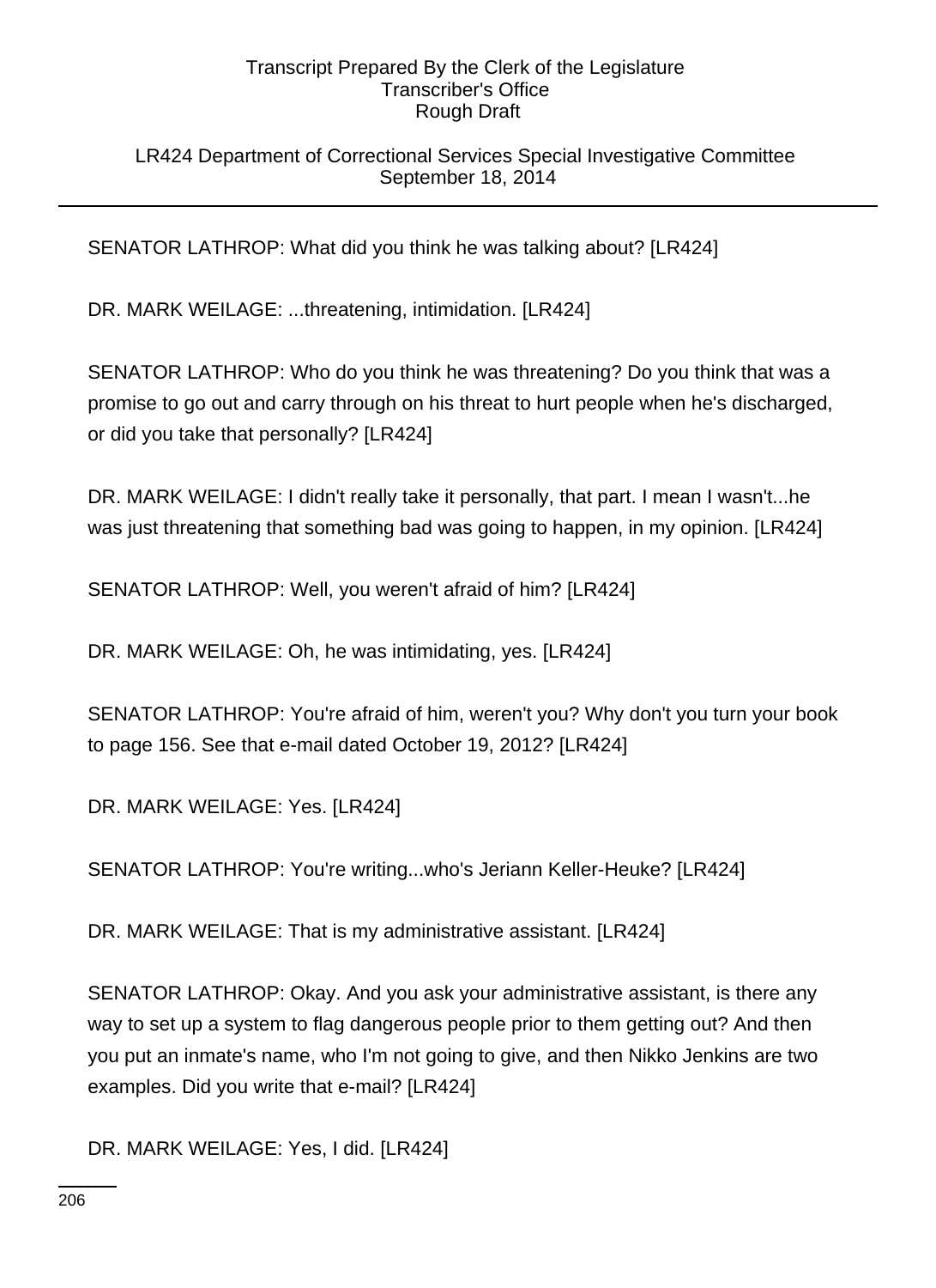SENATOR LATHROP: What did you think he was talking about? [LR424]

DR. MARK WEILAGE: ...threatening, intimidation. [LR424]

SENATOR LATHROP: Who do you think he was threatening? Do you think that was a promise to go out and carry through on his threat to hurt people when he's discharged, or did you take that personally? [LR424]

DR. MARK WEILAGE: I didn't really take it personally, that part. I mean I wasn't...he was just threatening that something bad was going to happen, in my opinion. [LR424]

SENATOR LATHROP: Well, you weren't afraid of him? [LR424]

DR. MARK WEILAGE: Oh, he was intimidating, yes. [LR424]

SENATOR LATHROP: You're afraid of him, weren't you? Why don't you turn your book to page 156. See that e-mail dated October 19, 2012? [LR424]

DR. MARK WEILAGE: Yes. [LR424]

SENATOR LATHROP: You're writing...who's Jeriann Keller-Heuke? [LR424]

DR. MARK WEILAGE: That is my administrative assistant. [LR424]

SENATOR LATHROP: Okay. And you ask your administrative assistant, is there any way to set up a system to flag dangerous people prior to them getting out? And then you put an inmate's name, who I'm not going to give, and then Nikko Jenkins are two examples. Did you write that e-mail? [LR424]

DR. MARK WEILAGE: Yes, I did. [LR424]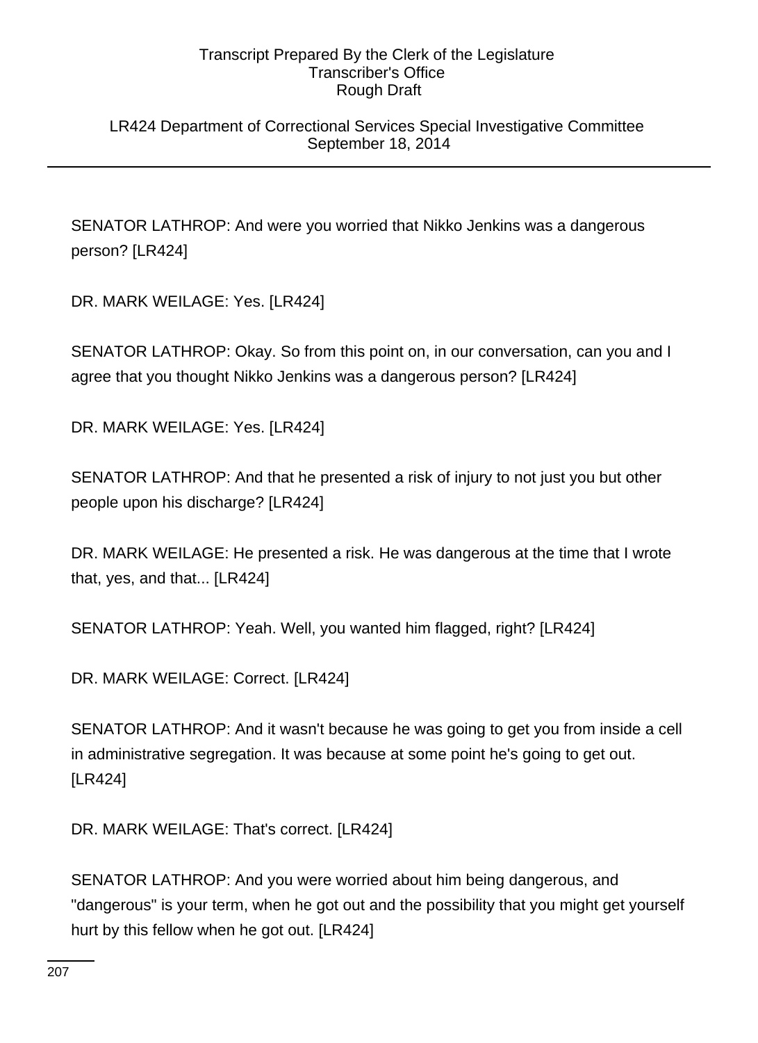SENATOR LATHROP: And were you worried that Nikko Jenkins was a dangerous person? [LR424]

DR. MARK WEILAGE: Yes. [LR424]

SENATOR LATHROP: Okay. So from this point on, in our conversation, can you and I agree that you thought Nikko Jenkins was a dangerous person? [LR424]

DR. MARK WEILAGE: Yes. [LR424]

SENATOR LATHROP: And that he presented a risk of injury to not just you but other people upon his discharge? [LR424]

DR. MARK WEILAGE: He presented a risk. He was dangerous at the time that I wrote that, yes, and that... [LR424]

SENATOR LATHROP: Yeah. Well, you wanted him flagged, right? [LR424]

DR. MARK WEILAGE: Correct. [LR424]

SENATOR LATHROP: And it wasn't because he was going to get you from inside a cell in administrative segregation. It was because at some point he's going to get out. [LR424]

DR. MARK WEILAGE: That's correct. [LR424]

SENATOR LATHROP: And you were worried about him being dangerous, and "dangerous" is your term, when he got out and the possibility that you might get yourself hurt by this fellow when he got out. [LR424]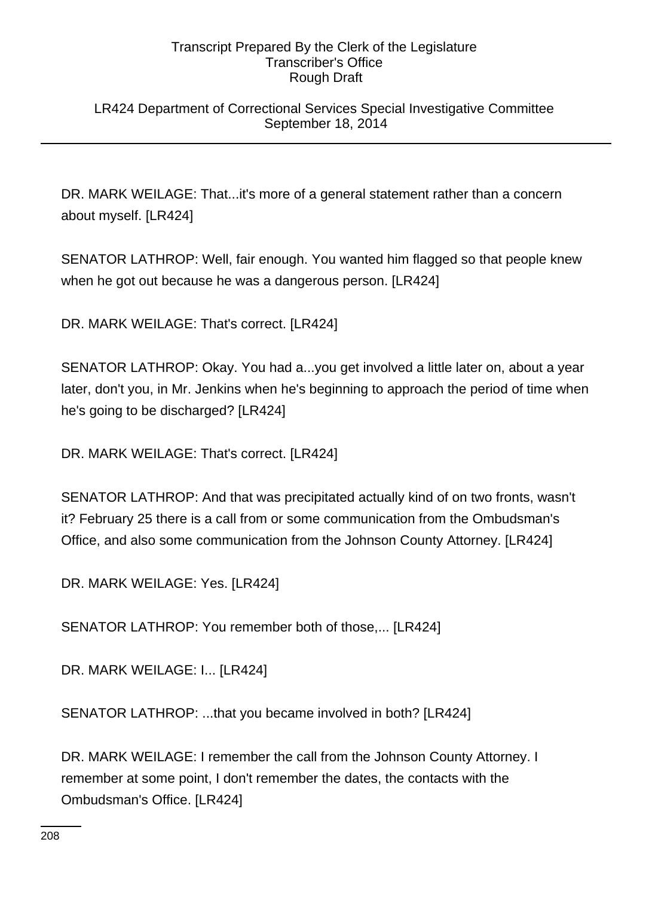DR. MARK WEILAGE: That...it's more of a general statement rather than a concern about myself. [LR424]

SENATOR LATHROP: Well, fair enough. You wanted him flagged so that people knew when he got out because he was a dangerous person. [LR424]

DR. MARK WEILAGE: That's correct. [LR424]

SENATOR LATHROP: Okay. You had a...you get involved a little later on, about a year later, don't you, in Mr. Jenkins when he's beginning to approach the period of time when he's going to be discharged? [LR424]

DR. MARK WEILAGE: That's correct. [LR424]

SENATOR LATHROP: And that was precipitated actually kind of on two fronts, wasn't it? February 25 there is a call from or some communication from the Ombudsman's Office, and also some communication from the Johnson County Attorney. [LR424]

DR. MARK WEILAGE: Yes. [LR424]

SENATOR LATHROP: You remember both of those,... [LR424]

DR. MARK WEILAGE: I... [LR424]

SENATOR LATHROP: ...that you became involved in both? [LR424]

DR. MARK WEILAGE: I remember the call from the Johnson County Attorney. I remember at some point, I don't remember the dates, the contacts with the Ombudsman's Office. [LR424]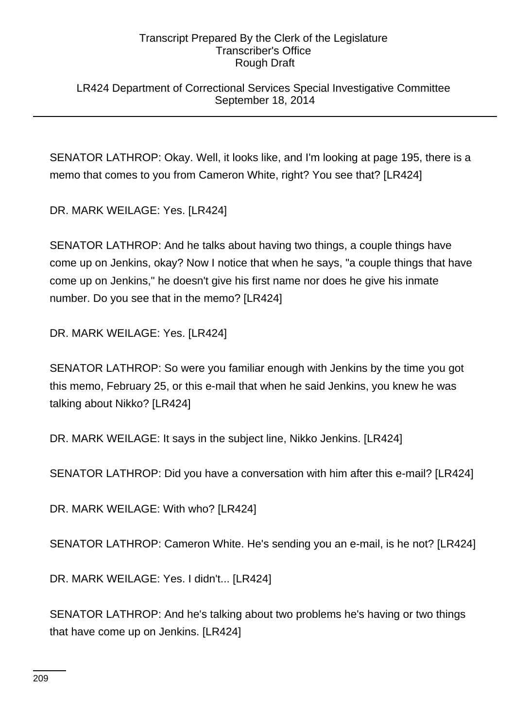SENATOR LATHROP: Okay. Well, it looks like, and I'm looking at page 195, there is a memo that comes to you from Cameron White, right? You see that? [LR424]

DR. MARK WEILAGE: Yes. [LR424]

SENATOR LATHROP: And he talks about having two things, a couple things have come up on Jenkins, okay? Now I notice that when he says, "a couple things that have come up on Jenkins," he doesn't give his first name nor does he give his inmate number. Do you see that in the memo? [LR424]

DR. MARK WEILAGE: Yes. [LR424]

SENATOR LATHROP: So were you familiar enough with Jenkins by the time you got this memo, February 25, or this e-mail that when he said Jenkins, you knew he was talking about Nikko? [LR424]

DR. MARK WEILAGE: It says in the subject line, Nikko Jenkins. [LR424]

SENATOR LATHROP: Did you have a conversation with him after this e-mail? [LR424]

DR. MARK WEILAGE: With who? [LR424]

SENATOR LATHROP: Cameron White. He's sending you an e-mail, is he not? [LR424]

DR. MARK WEILAGE: Yes. I didn't... [LR424]

SENATOR LATHROP: And he's talking about two problems he's having or two things that have come up on Jenkins. [LR424]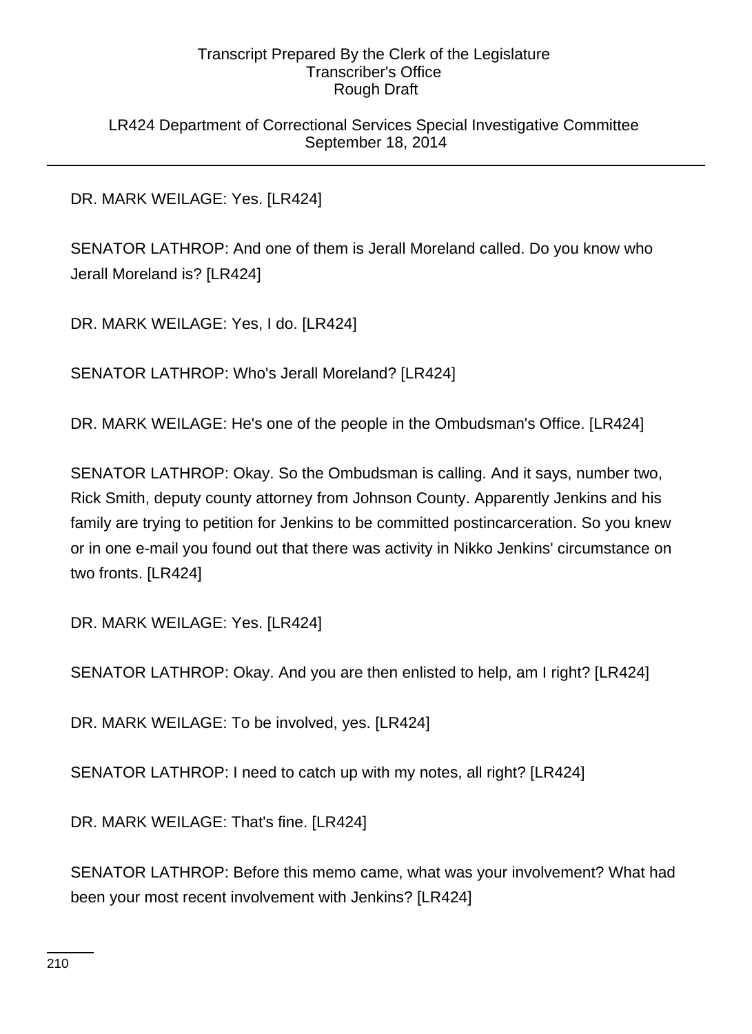DR. MARK WEILAGE: Yes. [LR424]

SENATOR LATHROP: And one of them is Jerall Moreland called. Do you know who Jerall Moreland is? [LR424]

DR. MARK WEILAGE: Yes, I do. [LR424]

SENATOR LATHROP: Who's Jerall Moreland? [LR424]

DR. MARK WEILAGE: He's one of the people in the Ombudsman's Office. [LR424]

SENATOR LATHROP: Okay. So the Ombudsman is calling. And it says, number two, Rick Smith, deputy county attorney from Johnson County. Apparently Jenkins and his family are trying to petition for Jenkins to be committed postincarceration. So you knew or in one e-mail you found out that there was activity in Nikko Jenkins' circumstance on two fronts. [LR424]

DR. MARK WEILAGE: Yes. [LR424]

SENATOR LATHROP: Okay. And you are then enlisted to help, am I right? [LR424]

DR. MARK WEILAGE: To be involved, yes. [LR424]

SENATOR LATHROP: I need to catch up with my notes, all right? [LR424]

DR. MARK WEILAGE: That's fine. [LR424]

SENATOR LATHROP: Before this memo came, what was your involvement? What had been your most recent involvement with Jenkins? [LR424]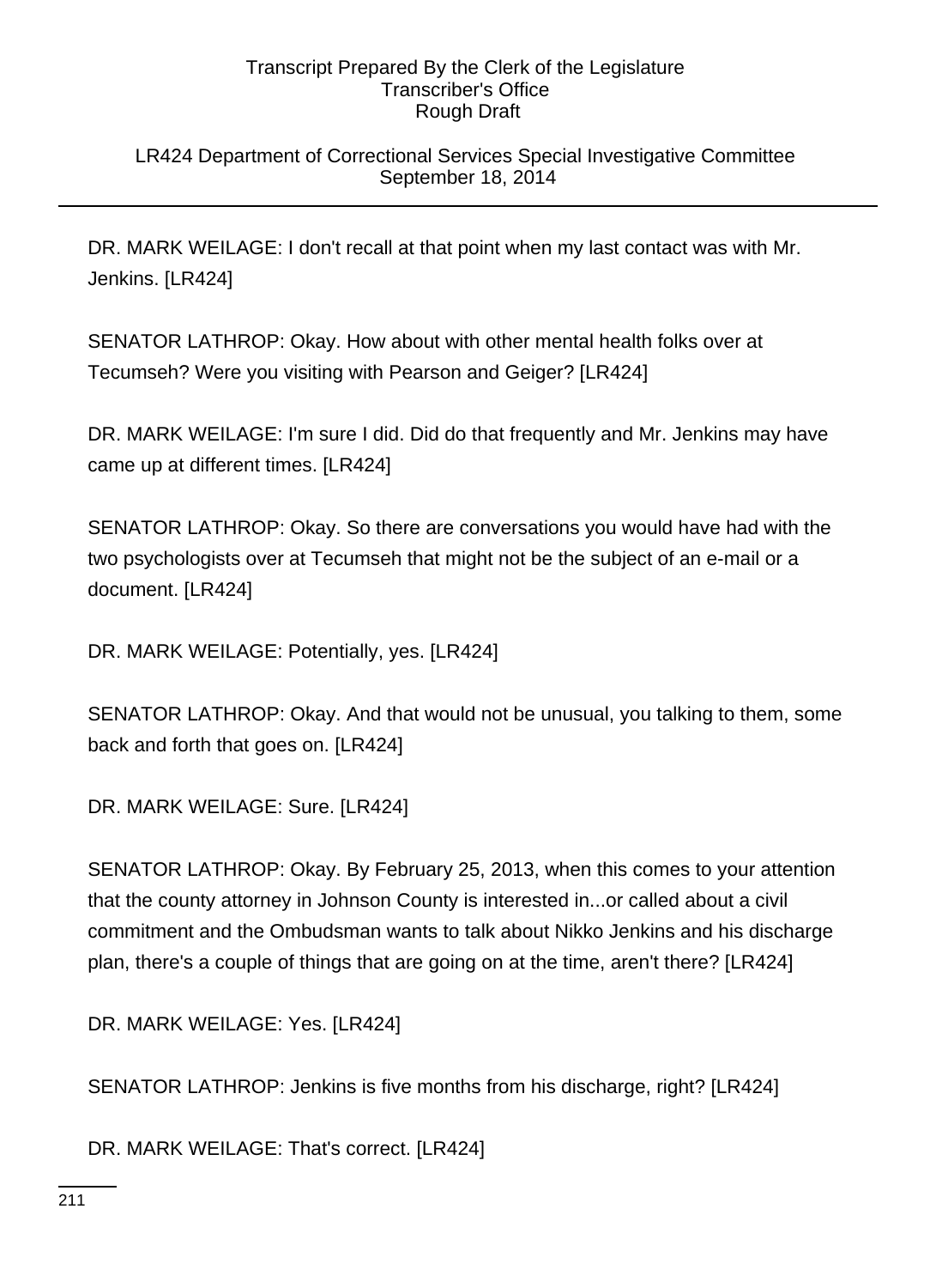DR. MARK WEILAGE: I don't recall at that point when my last contact was with Mr. Jenkins. [LR424]

SENATOR LATHROP: Okay. How about with other mental health folks over at Tecumseh? Were you visiting with Pearson and Geiger? [LR424]

DR. MARK WEILAGE: I'm sure I did. Did do that frequently and Mr. Jenkins may have came up at different times. [LR424]

SENATOR LATHROP: Okay. So there are conversations you would have had with the two psychologists over at Tecumseh that might not be the subject of an e-mail or a document. [LR424]

DR. MARK WEILAGE: Potentially, yes. [LR424]

SENATOR LATHROP: Okay. And that would not be unusual, you talking to them, some back and forth that goes on. [LR424]

DR. MARK WEILAGE: Sure. [LR424]

SENATOR LATHROP: Okay. By February 25, 2013, when this comes to your attention that the county attorney in Johnson County is interested in...or called about a civil commitment and the Ombudsman wants to talk about Nikko Jenkins and his discharge plan, there's a couple of things that are going on at the time, aren't there? [LR424]

DR. MARK WEILAGE: Yes. [LR424]

SENATOR LATHROP: Jenkins is five months from his discharge, right? [LR424]

DR. MARK WEILAGE: That's correct. [LR424]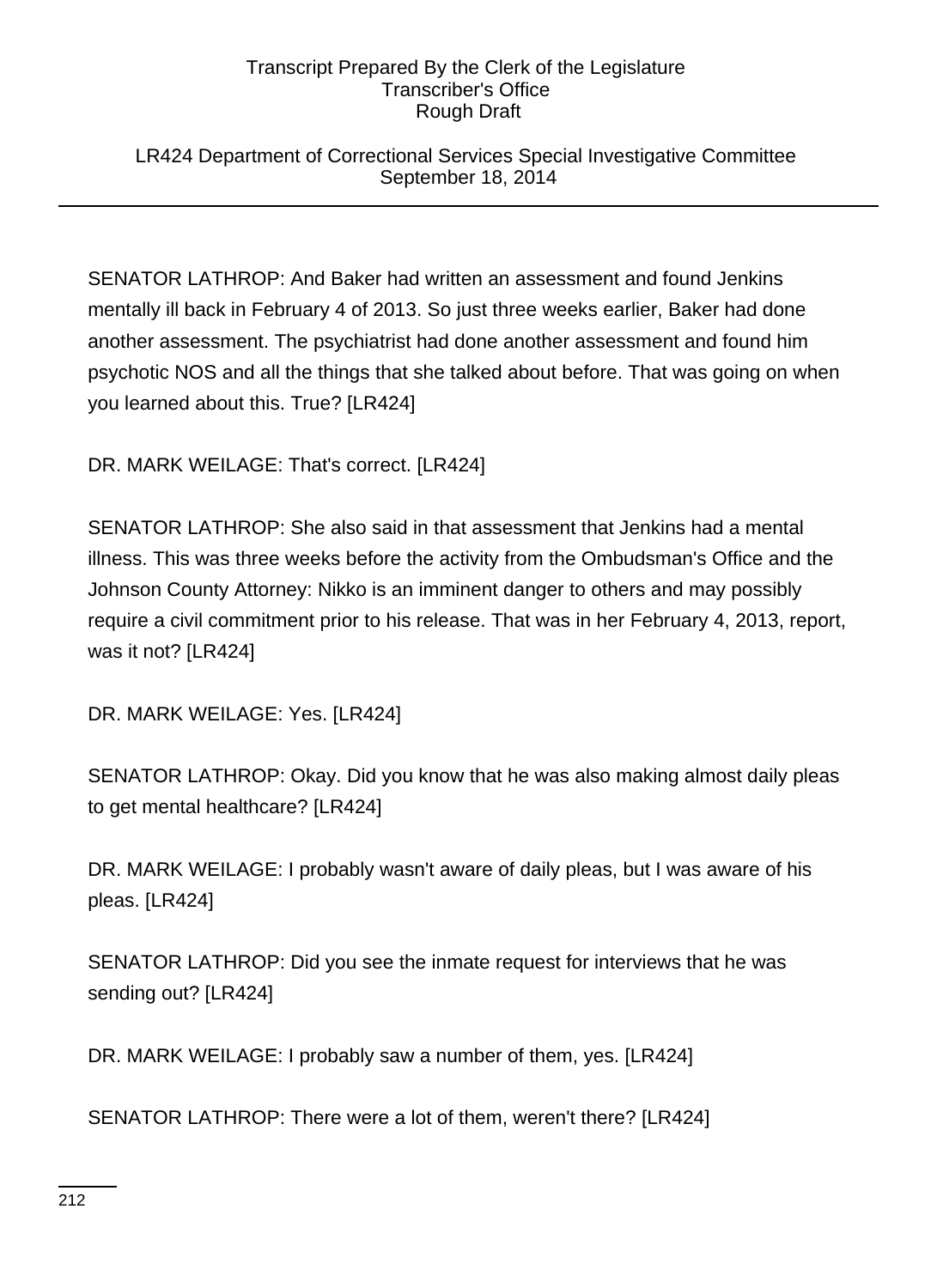SENATOR LATHROP: And Baker had written an assessment and found Jenkins mentally ill back in February 4 of 2013. So just three weeks earlier, Baker had done another assessment. The psychiatrist had done another assessment and found him psychotic NOS and all the things that she talked about before. That was going on when you learned about this. True? [LR424]

DR. MARK WEILAGE: That's correct. [LR424]

SENATOR LATHROP: She also said in that assessment that Jenkins had a mental illness. This was three weeks before the activity from the Ombudsman's Office and the Johnson County Attorney: Nikko is an imminent danger to others and may possibly require a civil commitment prior to his release. That was in her February 4, 2013, report, was it not? [LR424]

DR. MARK WEILAGE: Yes. [LR424]

SENATOR LATHROP: Okay. Did you know that he was also making almost daily pleas to get mental healthcare? [LR424]

DR. MARK WEILAGE: I probably wasn't aware of daily pleas, but I was aware of his pleas. [LR424]

SENATOR LATHROP: Did you see the inmate request for interviews that he was sending out? [LR424]

DR. MARK WEILAGE: I probably saw a number of them, yes. [LR424]

SENATOR LATHROP: There were a lot of them, weren't there? [LR424]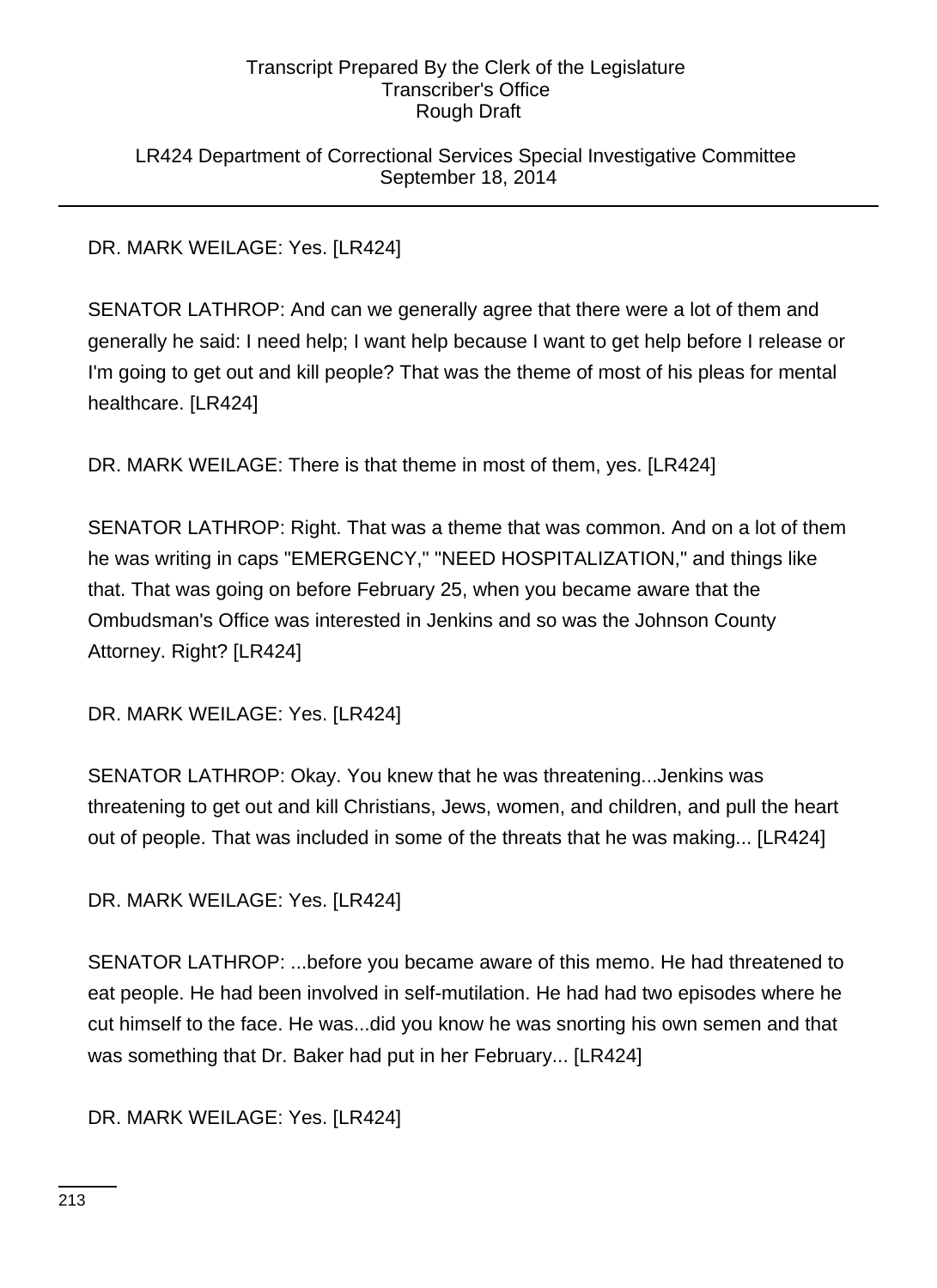DR. MARK WEILAGE: Yes. [LR424]

SENATOR LATHROP: And can we generally agree that there were a lot of them and generally he said: I need help; I want help because I want to get help before I release or I'm going to get out and kill people? That was the theme of most of his pleas for mental healthcare. [LR424]

DR. MARK WEILAGE: There is that theme in most of them, yes. [LR424]

SENATOR LATHROP: Right. That was a theme that was common. And on a lot of them he was writing in caps "EMERGENCY," "NEED HOSPITALIZATION," and things like that. That was going on before February 25, when you became aware that the Ombudsman's Office was interested in Jenkins and so was the Johnson County Attorney. Right? [LR424]

DR. MARK WEILAGE: Yes. [LR424]

SENATOR LATHROP: Okay. You knew that he was threatening...Jenkins was threatening to get out and kill Christians, Jews, women, and children, and pull the heart out of people. That was included in some of the threats that he was making... [LR424]

DR. MARK WEILAGE: Yes. [LR424]

SENATOR LATHROP: ...before you became aware of this memo. He had threatened to eat people. He had been involved in self-mutilation. He had had two episodes where he cut himself to the face. He was...did you know he was snorting his own semen and that was something that Dr. Baker had put in her February... [LR424]

DR. MARK WEILAGE: Yes. [LR424]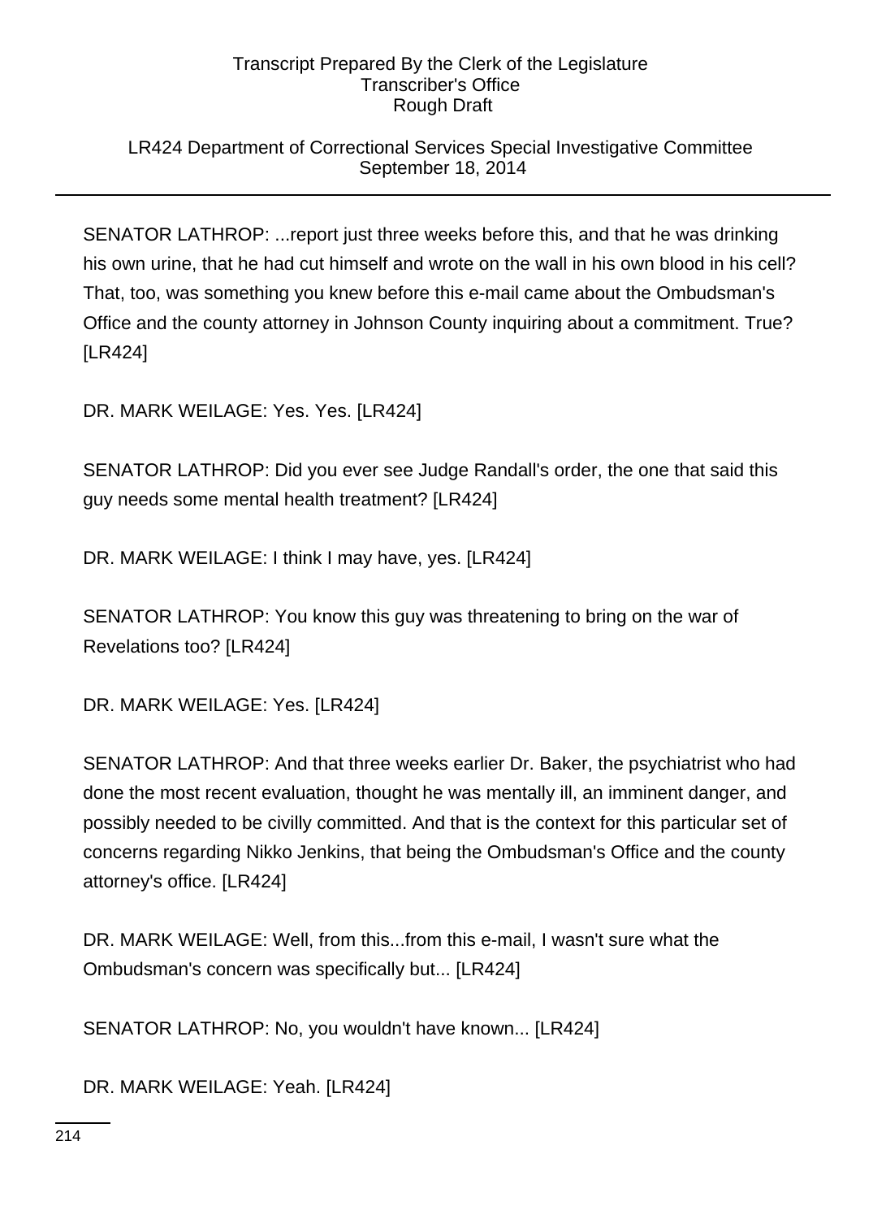SENATOR LATHROP: ...report just three weeks before this, and that he was drinking his own urine, that he had cut himself and wrote on the wall in his own blood in his cell? That, too, was something you knew before this e-mail came about the Ombudsman's Office and the county attorney in Johnson County inquiring about a commitment. True? [LR424]

DR. MARK WEILAGE: Yes. Yes. [LR424]

SENATOR LATHROP: Did you ever see Judge Randall's order, the one that said this guy needs some mental health treatment? [LR424]

DR. MARK WEILAGE: I think I may have, yes. [LR424]

SENATOR LATHROP: You know this guy was threatening to bring on the war of Revelations too? [LR424]

DR. MARK WEILAGE: Yes. [LR424]

SENATOR LATHROP: And that three weeks earlier Dr. Baker, the psychiatrist who had done the most recent evaluation, thought he was mentally ill, an imminent danger, and possibly needed to be civilly committed. And that is the context for this particular set of concerns regarding Nikko Jenkins, that being the Ombudsman's Office and the county attorney's office. [LR424]

DR. MARK WEILAGE: Well, from this...from this e-mail, I wasn't sure what the Ombudsman's concern was specifically but... [LR424]

SENATOR LATHROP: No, you wouldn't have known... [LR424]

DR. MARK WEILAGE: Yeah. [LR424]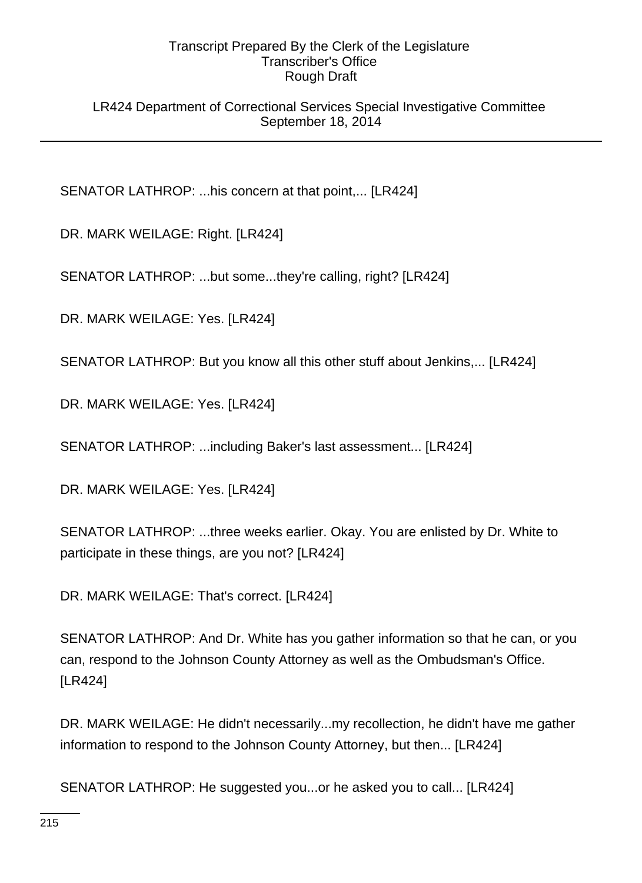SENATOR LATHROP: ...his concern at that point,... [LR424]

DR. MARK WEILAGE: Right. [LR424]

SENATOR LATHROP: ...but some...they're calling, right? [LR424]

DR. MARK WEILAGE: Yes. [LR424]

SENATOR LATHROP: But you know all this other stuff about Jenkins,... [LR424]

DR. MARK WEILAGE: Yes. [LR424]

SENATOR LATHROP: ...including Baker's last assessment... [LR424]

DR. MARK WEILAGE: Yes. [LR424]

SENATOR LATHROP: ...three weeks earlier. Okay. You are enlisted by Dr. White to participate in these things, are you not? [LR424]

DR. MARK WEILAGE: That's correct. [LR424]

SENATOR LATHROP: And Dr. White has you gather information so that he can, or you can, respond to the Johnson County Attorney as well as the Ombudsman's Office. [LR424]

DR. MARK WEILAGE: He didn't necessarily...my recollection, he didn't have me gather information to respond to the Johnson County Attorney, but then... [LR424]

SENATOR LATHROP: He suggested you...or he asked you to call... [LR424]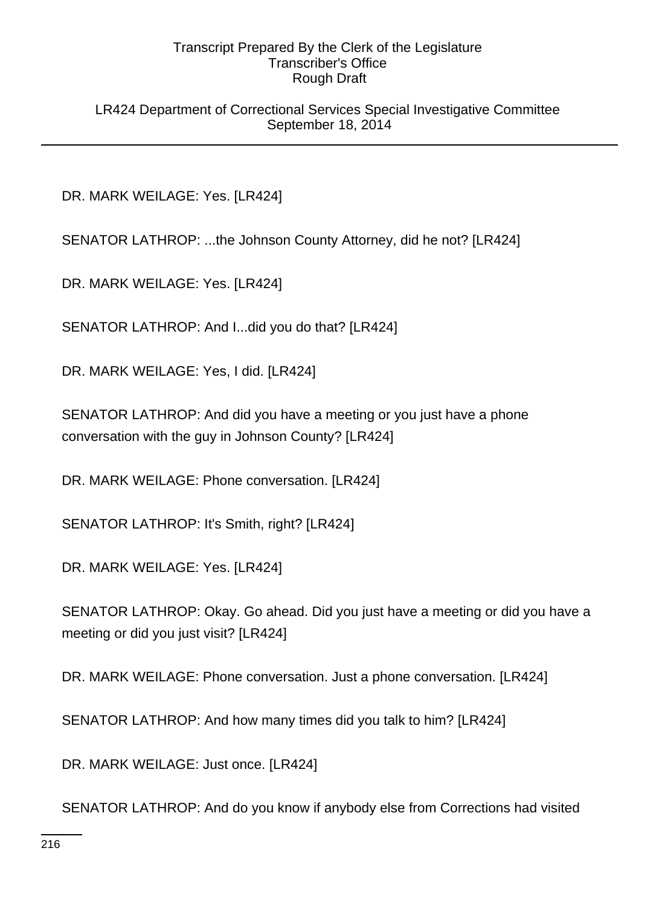DR. MARK WEILAGE: Yes. [LR424]

SENATOR LATHROP: ...the Johnson County Attorney, did he not? [LR424]

DR. MARK WEILAGE: Yes. [LR424]

SENATOR LATHROP: And I...did you do that? [LR424]

DR. MARK WEILAGE: Yes, I did. [LR424]

SENATOR LATHROP: And did you have a meeting or you just have a phone conversation with the guy in Johnson County? [LR424]

DR. MARK WEILAGE: Phone conversation. [LR424]

SENATOR LATHROP: It's Smith, right? [LR424]

DR. MARK WEILAGE: Yes. [LR424]

SENATOR LATHROP: Okay. Go ahead. Did you just have a meeting or did you have a meeting or did you just visit? [LR424]

DR. MARK WEILAGE: Phone conversation. Just a phone conversation. [LR424]

SENATOR LATHROP: And how many times did you talk to him? [LR424]

DR. MARK WEILAGE: Just once. [LR424]

SENATOR LATHROP: And do you know if anybody else from Corrections had visited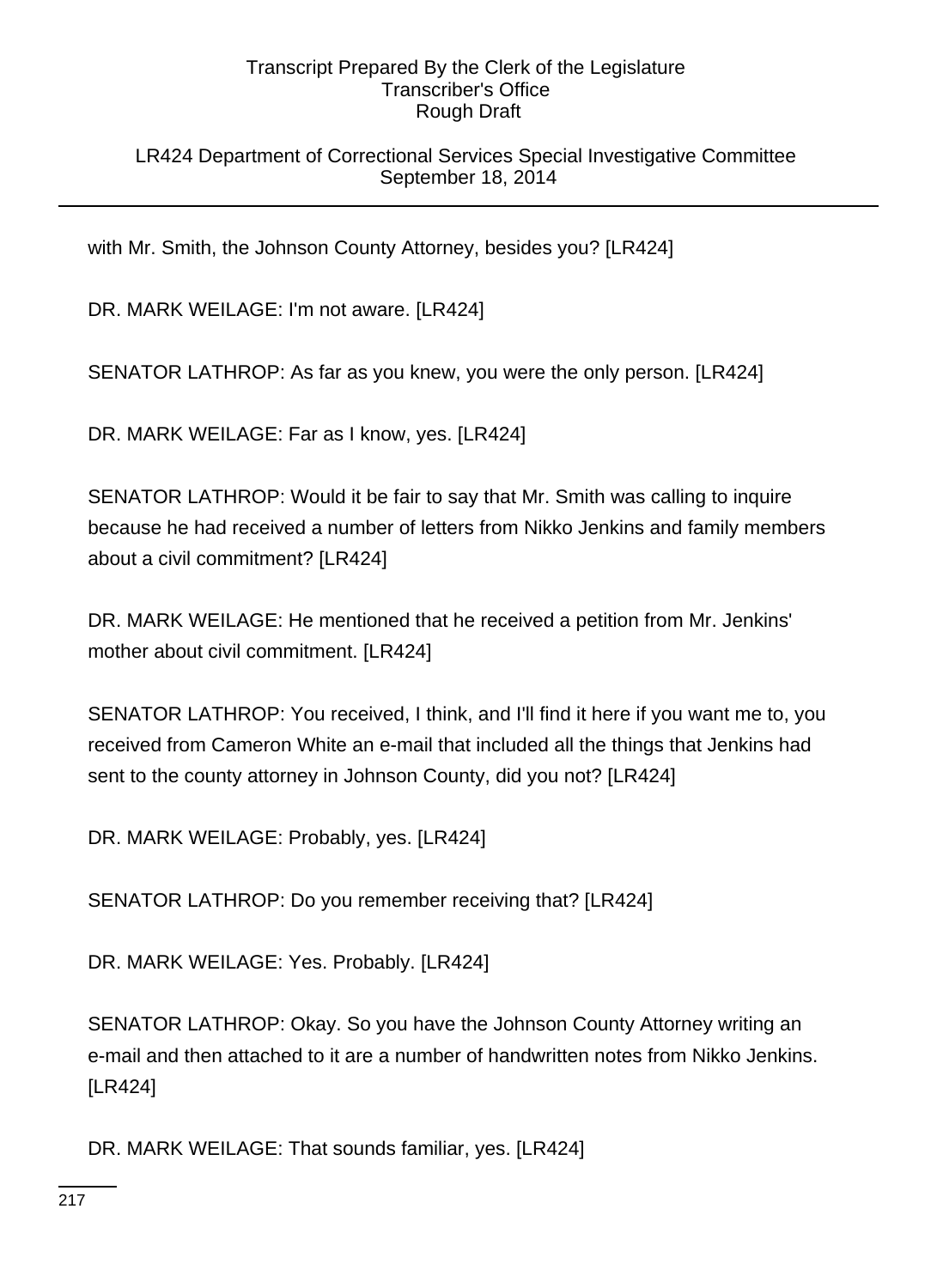with Mr. Smith, the Johnson County Attorney, besides you? [LR424]

DR. MARK WEILAGE: I'm not aware. [LR424]

SENATOR LATHROP: As far as you knew, you were the only person. [LR424]

DR. MARK WEILAGE: Far as I know, yes. [LR424]

SENATOR LATHROP: Would it be fair to say that Mr. Smith was calling to inquire because he had received a number of letters from Nikko Jenkins and family members about a civil commitment? [LR424]

DR. MARK WEILAGE: He mentioned that he received a petition from Mr. Jenkins' mother about civil commitment. [LR424]

SENATOR LATHROP: You received, I think, and I'll find it here if you want me to, you received from Cameron White an e-mail that included all the things that Jenkins had sent to the county attorney in Johnson County, did you not? [LR424]

DR. MARK WEILAGE: Probably, yes. [LR424]

SENATOR LATHROP: Do you remember receiving that? [LR424]

DR. MARK WEILAGE: Yes. Probably. [LR424]

SENATOR LATHROP: Okay. So you have the Johnson County Attorney writing an e-mail and then attached to it are a number of handwritten notes from Nikko Jenkins. [LR424]

DR. MARK WEILAGE: That sounds familiar, yes. [LR424]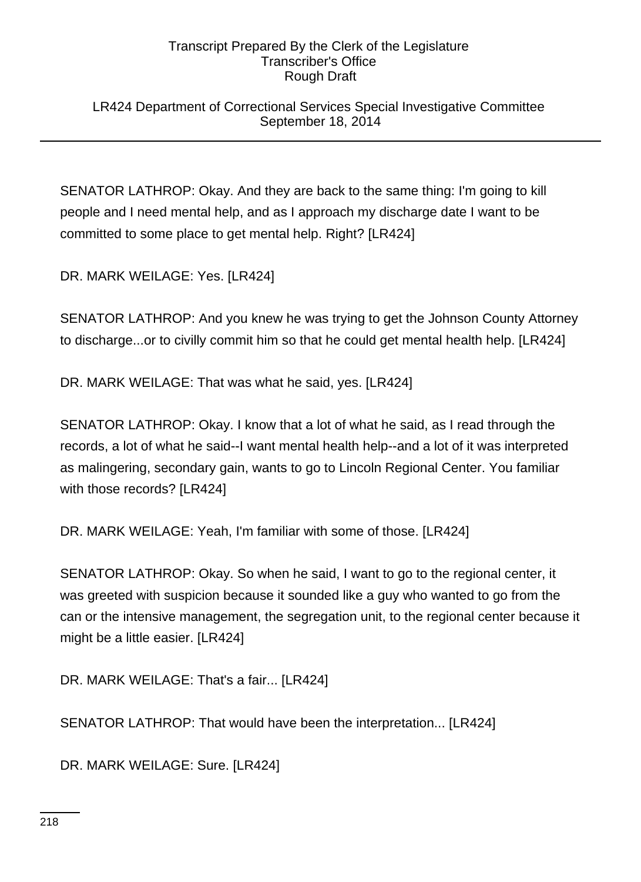SENATOR LATHROP: Okay. And they are back to the same thing: I'm going to kill people and I need mental help, and as I approach my discharge date I want to be committed to some place to get mental help. Right? [LR424]

DR. MARK WEILAGE: Yes. [LR424]

SENATOR LATHROP: And you knew he was trying to get the Johnson County Attorney to discharge...or to civilly commit him so that he could get mental health help. [LR424]

DR. MARK WEILAGE: That was what he said, yes. [LR424]

SENATOR LATHROP: Okay. I know that a lot of what he said, as I read through the records, a lot of what he said--I want mental health help--and a lot of it was interpreted as malingering, secondary gain, wants to go to Lincoln Regional Center. You familiar with those records? [LR424]

DR. MARK WEILAGE: Yeah, I'm familiar with some of those. [LR424]

SENATOR LATHROP: Okay. So when he said, I want to go to the regional center, it was greeted with suspicion because it sounded like a guy who wanted to go from the can or the intensive management, the segregation unit, to the regional center because it might be a little easier. [LR424]

DR. MARK WEILAGE: That's a fair... [LR424]

SENATOR LATHROP: That would have been the interpretation... [LR424]

DR. MARK WEILAGE: Sure. [LR424]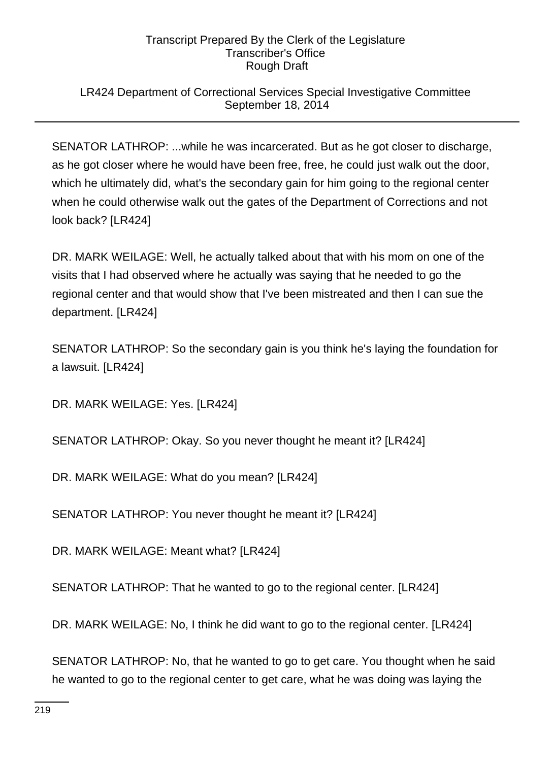SENATOR LATHROP: ...while he was incarcerated. But as he got closer to discharge, as he got closer where he would have been free, free, he could just walk out the door, which he ultimately did, what's the secondary gain for him going to the regional center when he could otherwise walk out the gates of the Department of Corrections and not look back? [LR424]

DR. MARK WEILAGE: Well, he actually talked about that with his mom on one of the visits that I had observed where he actually was saying that he needed to go the regional center and that would show that I've been mistreated and then I can sue the department. [LR424]

SENATOR LATHROP: So the secondary gain is you think he's laying the foundation for a lawsuit. [LR424]

DR. MARK WEILAGE: Yes. [LR424]

SENATOR LATHROP: Okay. So you never thought he meant it? [LR424]

DR. MARK WEILAGE: What do you mean? [LR424]

SENATOR LATHROP: You never thought he meant it? [LR424]

DR. MARK WEILAGE: Meant what? [LR424]

SENATOR LATHROP: That he wanted to go to the regional center. [LR424]

DR. MARK WEILAGE: No, I think he did want to go to the regional center. [LR424]

SENATOR LATHROP: No, that he wanted to go to get care. You thought when he said he wanted to go to the regional center to get care, what he was doing was laying the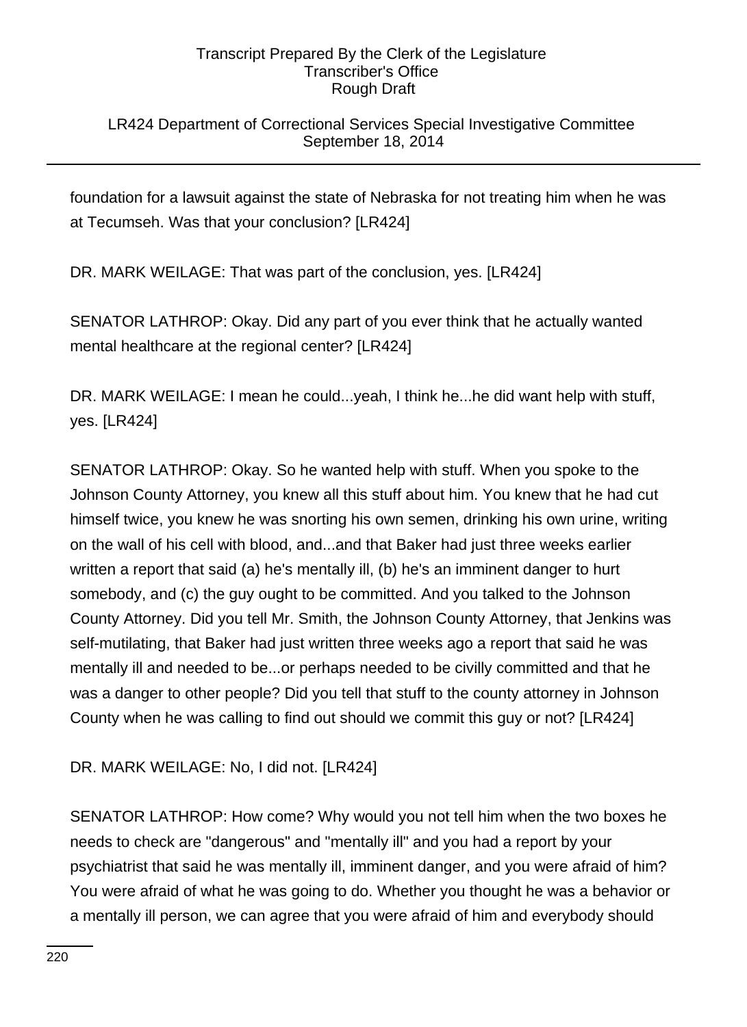foundation for a lawsuit against the state of Nebraska for not treating him when he was at Tecumseh. Was that your conclusion? [LR424]

DR. MARK WEILAGE: That was part of the conclusion, yes. [LR424]

SENATOR LATHROP: Okay. Did any part of you ever think that he actually wanted mental healthcare at the regional center? [LR424]

DR. MARK WEILAGE: I mean he could...yeah, I think he...he did want help with stuff, yes. [LR424]

SENATOR LATHROP: Okay. So he wanted help with stuff. When you spoke to the Johnson County Attorney, you knew all this stuff about him. You knew that he had cut himself twice, you knew he was snorting his own semen, drinking his own urine, writing on the wall of his cell with blood, and...and that Baker had just three weeks earlier written a report that said (a) he's mentally ill, (b) he's an imminent danger to hurt somebody, and (c) the guy ought to be committed. And you talked to the Johnson County Attorney. Did you tell Mr. Smith, the Johnson County Attorney, that Jenkins was self-mutilating, that Baker had just written three weeks ago a report that said he was mentally ill and needed to be...or perhaps needed to be civilly committed and that he was a danger to other people? Did you tell that stuff to the county attorney in Johnson County when he was calling to find out should we commit this guy or not? [LR424]

DR. MARK WEILAGE: No, I did not. [LR424]

SENATOR LATHROP: How come? Why would you not tell him when the two boxes he needs to check are "dangerous" and "mentally ill" and you had a report by your psychiatrist that said he was mentally ill, imminent danger, and you were afraid of him? You were afraid of what he was going to do. Whether you thought he was a behavior or a mentally ill person, we can agree that you were afraid of him and everybody should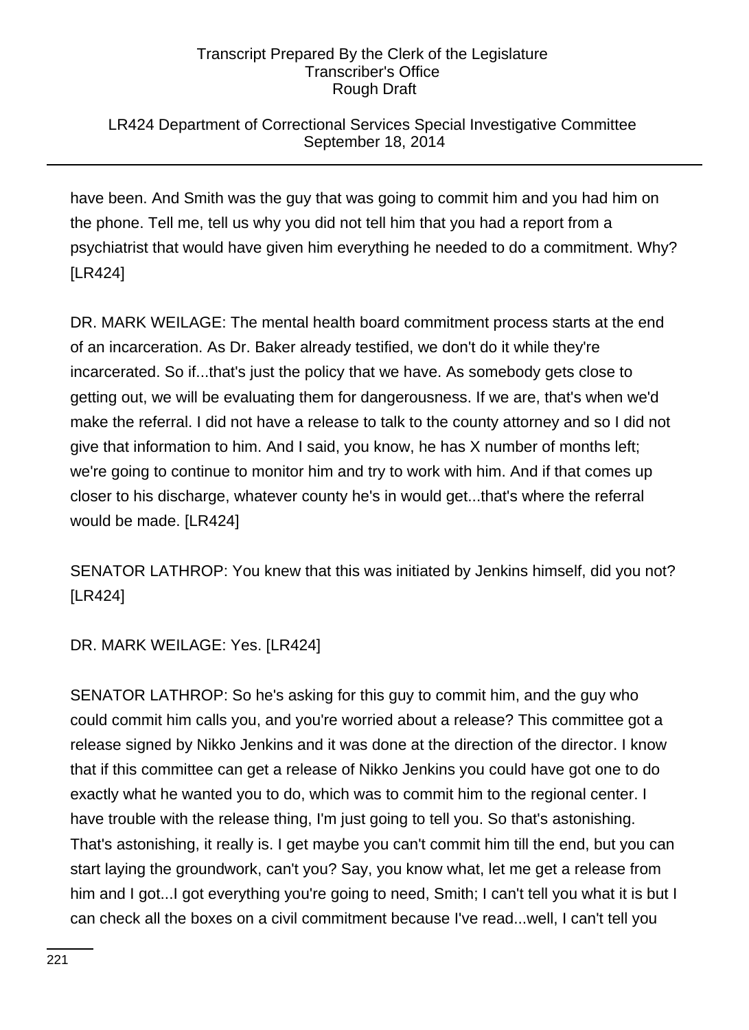have been. And Smith was the guy that was going to commit him and you had him on the phone. Tell me, tell us why you did not tell him that you had a report from a psychiatrist that would have given him everything he needed to do a commitment. Why? [LR424]

DR. MARK WEILAGE: The mental health board commitment process starts at the end of an incarceration. As Dr. Baker already testified, we don't do it while they're incarcerated. So if...that's just the policy that we have. As somebody gets close to getting out, we will be evaluating them for dangerousness. If we are, that's when we'd make the referral. I did not have a release to talk to the county attorney and so I did not give that information to him. And I said, you know, he has X number of months left; we're going to continue to monitor him and try to work with him. And if that comes up closer to his discharge, whatever county he's in would get...that's where the referral would be made. [LR424]

SENATOR LATHROP: You knew that this was initiated by Jenkins himself, did you not? [LR424]

DR. MARK WEILAGE: Yes. [LR424]

SENATOR LATHROP: So he's asking for this guy to commit him, and the guy who could commit him calls you, and you're worried about a release? This committee got a release signed by Nikko Jenkins and it was done at the direction of the director. I know that if this committee can get a release of Nikko Jenkins you could have got one to do exactly what he wanted you to do, which was to commit him to the regional center. I have trouble with the release thing, I'm just going to tell you. So that's astonishing. That's astonishing, it really is. I get maybe you can't commit him till the end, but you can start laying the groundwork, can't you? Say, you know what, let me get a release from him and I got...I got everything you're going to need, Smith; I can't tell you what it is but I can check all the boxes on a civil commitment because I've read...well, I can't tell you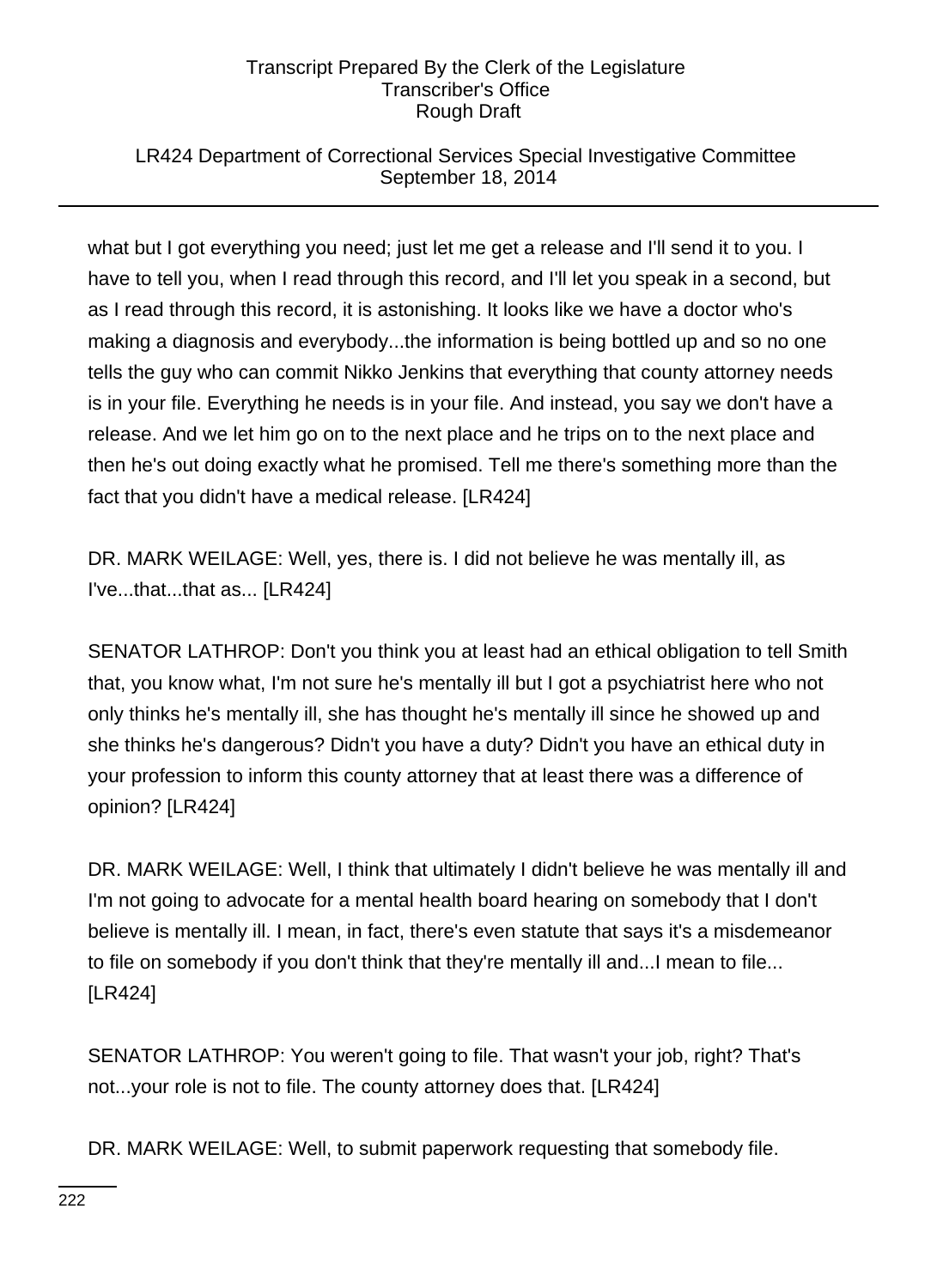what but I got everything you need; just let me get a release and I'll send it to you. I have to tell you, when I read through this record, and I'll let you speak in a second, but as I read through this record, it is astonishing. It looks like we have a doctor who's making a diagnosis and everybody...the information is being bottled up and so no one tells the guy who can commit Nikko Jenkins that everything that county attorney needs is in your file. Everything he needs is in your file. And instead, you say we don't have a release. And we let him go on to the next place and he trips on to the next place and then he's out doing exactly what he promised. Tell me there's something more than the fact that you didn't have a medical release. [LR424]

DR. MARK WEILAGE: Well, yes, there is. I did not believe he was mentally ill, as I've...that...that as... [LR424]

SENATOR LATHROP: Don't you think you at least had an ethical obligation to tell Smith that, you know what, I'm not sure he's mentally ill but I got a psychiatrist here who not only thinks he's mentally ill, she has thought he's mentally ill since he showed up and she thinks he's dangerous? Didn't you have a duty? Didn't you have an ethical duty in your profession to inform this county attorney that at least there was a difference of opinion? [LR424]

DR. MARK WEILAGE: Well, I think that ultimately I didn't believe he was mentally ill and I'm not going to advocate for a mental health board hearing on somebody that I don't believe is mentally ill. I mean, in fact, there's even statute that says it's a misdemeanor to file on somebody if you don't think that they're mentally ill and...I mean to file... [LR424]

SENATOR LATHROP: You weren't going to file. That wasn't your job, right? That's not...your role is not to file. The county attorney does that. [LR424]

DR. MARK WEILAGE: Well, to submit paperwork requesting that somebody file.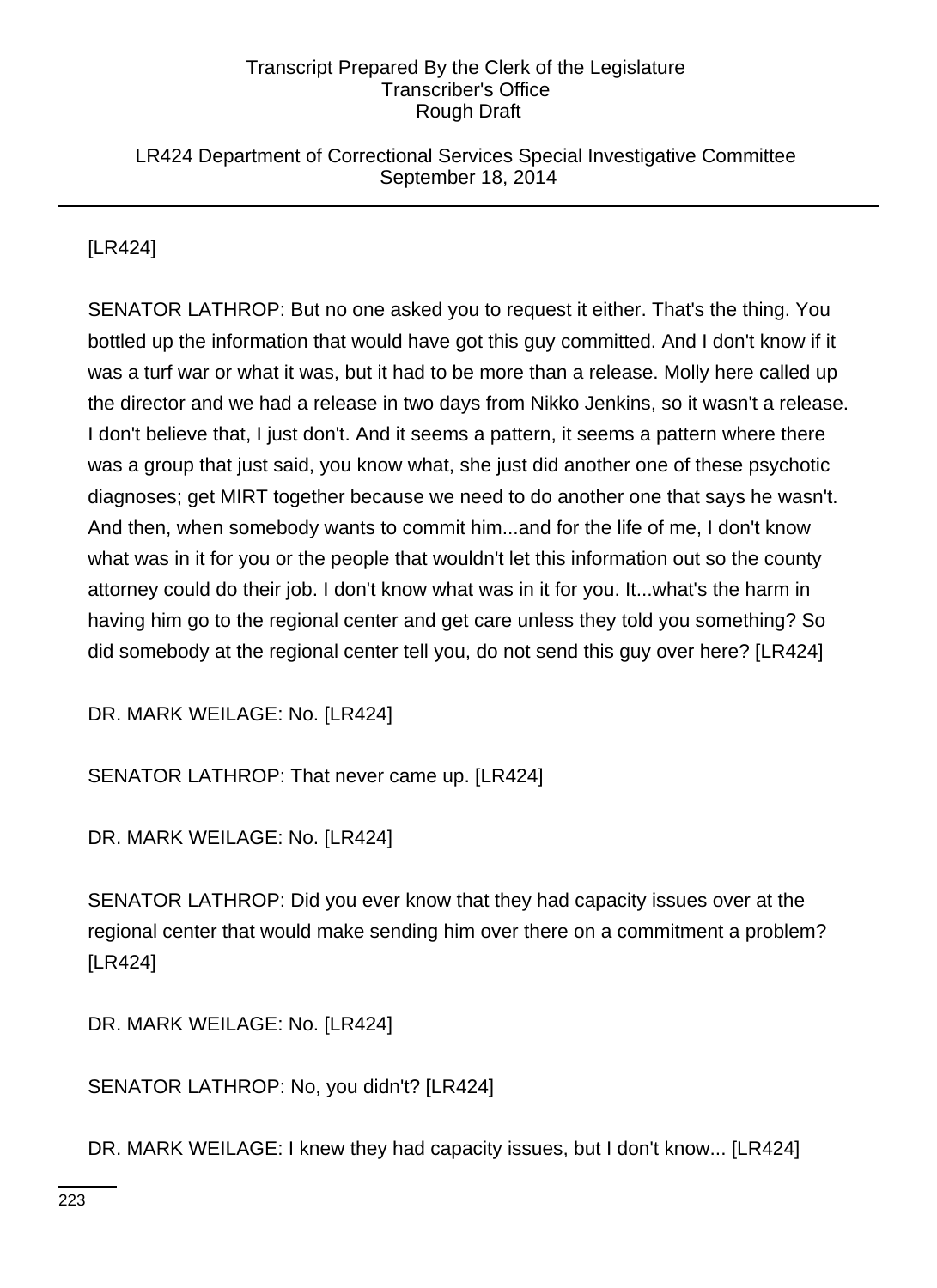[LR424]

SENATOR LATHROP: But no one asked you to request it either. That's the thing. You bottled up the information that would have got this guy committed. And I don't know if it was a turf war or what it was, but it had to be more than a release. Molly here called up the director and we had a release in two days from Nikko Jenkins, so it wasn't a release. I don't believe that, I just don't. And it seems a pattern, it seems a pattern where there was a group that just said, you know what, she just did another one of these psychotic diagnoses; get MIRT together because we need to do another one that says he wasn't. And then, when somebody wants to commit him...and for the life of me, I don't know what was in it for you or the people that wouldn't let this information out so the county attorney could do their job. I don't know what was in it for you. It...what's the harm in having him go to the regional center and get care unless they told you something? So did somebody at the regional center tell you, do not send this guy over here? [LR424]

DR. MARK WEILAGE: No. [LR424]

SENATOR LATHROP: That never came up. [LR424]

DR. MARK WEILAGE: No. [LR424]

SENATOR LATHROP: Did you ever know that they had capacity issues over at the regional center that would make sending him over there on a commitment a problem? [LR424]

DR. MARK WEILAGE: No. [LR424]

SENATOR LATHROP: No, you didn't? [LR424]

DR. MARK WEILAGE: I knew they had capacity issues, but I don't know... [LR424]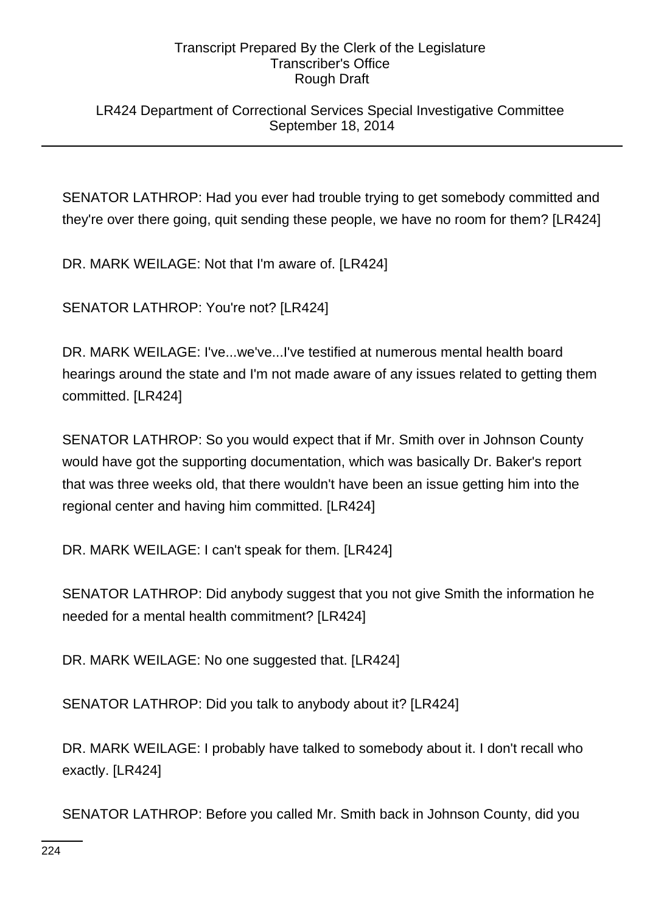SENATOR LATHROP: Had you ever had trouble trying to get somebody committed and they're over there going, quit sending these people, we have no room for them? [LR424]

DR. MARK WEILAGE: Not that I'm aware of. [LR424]

SENATOR LATHROP: You're not? [LR424]

DR. MARK WEILAGE: I've...we've...I've testified at numerous mental health board hearings around the state and I'm not made aware of any issues related to getting them committed. [LR424]

SENATOR LATHROP: So you would expect that if Mr. Smith over in Johnson County would have got the supporting documentation, which was basically Dr. Baker's report that was three weeks old, that there wouldn't have been an issue getting him into the regional center and having him committed. [LR424]

DR. MARK WEILAGE: I can't speak for them. [LR424]

SENATOR LATHROP: Did anybody suggest that you not give Smith the information he needed for a mental health commitment? [LR424]

DR. MARK WEILAGE: No one suggested that. [LR424]

SENATOR LATHROP: Did you talk to anybody about it? [LR424]

DR. MARK WEILAGE: I probably have talked to somebody about it. I don't recall who exactly. [LR424]

SENATOR LATHROP: Before you called Mr. Smith back in Johnson County, did you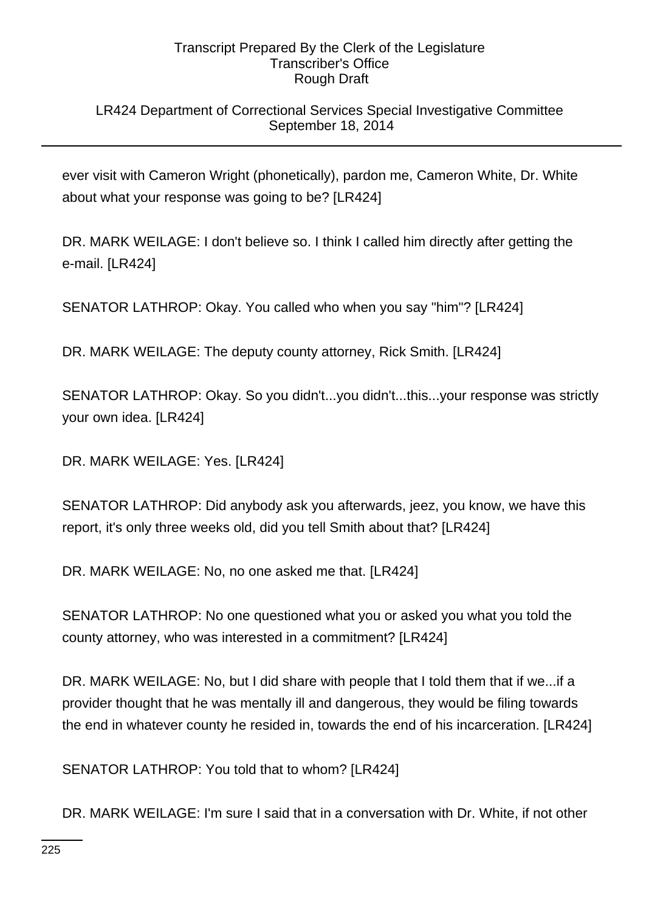ever visit with Cameron Wright (phonetically), pardon me, Cameron White, Dr. White about what your response was going to be? [LR424]

DR. MARK WEILAGE: I don't believe so. I think I called him directly after getting the e-mail. [LR424]

SENATOR LATHROP: Okay. You called who when you say "him"? [LR424]

DR. MARK WEILAGE: The deputy county attorney, Rick Smith. [LR424]

SENATOR LATHROP: Okay. So you didn't...you didn't...this...your response was strictly your own idea. [LR424]

DR. MARK WEILAGE: Yes. [LR424]

SENATOR LATHROP: Did anybody ask you afterwards, jeez, you know, we have this report, it's only three weeks old, did you tell Smith about that? [LR424]

DR. MARK WEILAGE: No, no one asked me that. [LR424]

SENATOR LATHROP: No one questioned what you or asked you what you told the county attorney, who was interested in a commitment? [LR424]

DR. MARK WEILAGE: No, but I did share with people that I told them that if we...if a provider thought that he was mentally ill and dangerous, they would be filing towards the end in whatever county he resided in, towards the end of his incarceration. [LR424]

SENATOR LATHROP: You told that to whom? [LR424]

DR. MARK WEILAGE: I'm sure I said that in a conversation with Dr. White, if not other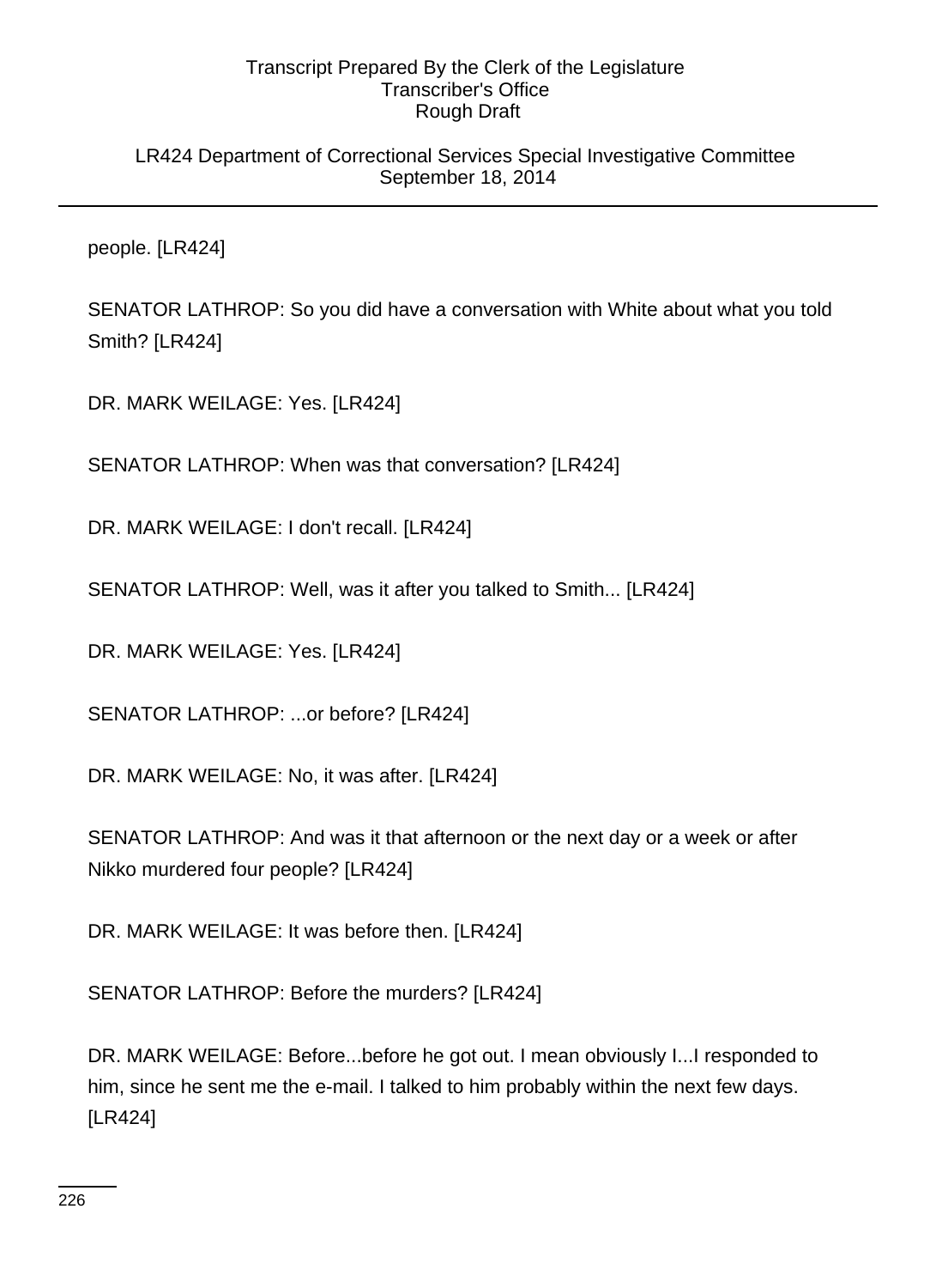people. [LR424]

SENATOR LATHROP: So you did have a conversation with White about what you told Smith? [LR424]

DR. MARK WEILAGE: Yes. [LR424]

SENATOR LATHROP: When was that conversation? [LR424]

DR. MARK WEILAGE: I don't recall. [LR424]

SENATOR LATHROP: Well, was it after you talked to Smith... [LR424]

DR. MARK WEILAGE: Yes. [LR424]

SENATOR LATHROP: ...or before? [LR424]

DR. MARK WEILAGE: No, it was after. [LR424]

SENATOR LATHROP: And was it that afternoon or the next day or a week or after Nikko murdered four people? [LR424]

DR. MARK WEILAGE: It was before then. [LR424]

SENATOR LATHROP: Before the murders? [LR424]

DR. MARK WEILAGE: Before...before he got out. I mean obviously I...I responded to him, since he sent me the e-mail. I talked to him probably within the next few days. [LR424]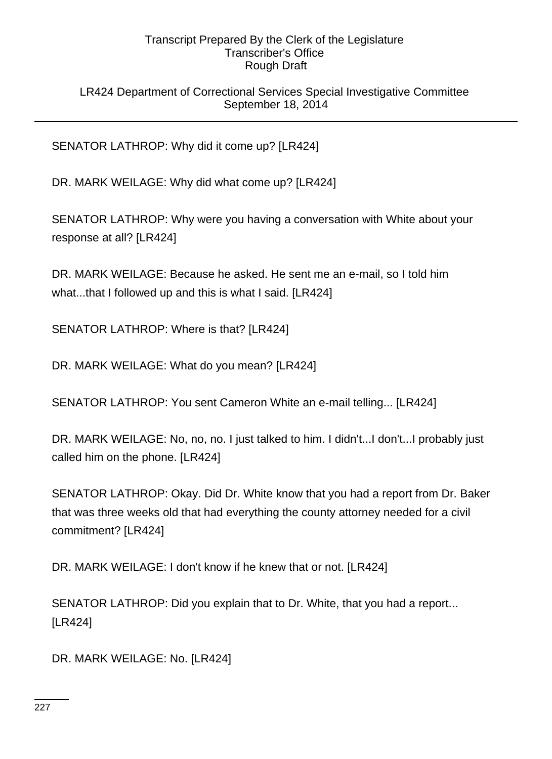SENATOR LATHROP: Why did it come up? [LR424]

DR. MARK WEILAGE: Why did what come up? [LR424]

SENATOR LATHROP: Why were you having a conversation with White about your response at all? [LR424]

DR. MARK WEILAGE: Because he asked. He sent me an e-mail, so I told him what...that I followed up and this is what I said. [LR424]

SENATOR LATHROP: Where is that? [LR424]

DR. MARK WEILAGE: What do you mean? [LR424]

SENATOR LATHROP: You sent Cameron White an e-mail telling... [LR424]

DR. MARK WEILAGE: No, no, no. I just talked to him. I didn't...I don't...I probably just called him on the phone. [LR424]

SENATOR LATHROP: Okay. Did Dr. White know that you had a report from Dr. Baker that was three weeks old that had everything the county attorney needed for a civil commitment? [LR424]

DR. MARK WEILAGE: I don't know if he knew that or not. [LR424]

SENATOR LATHROP: Did you explain that to Dr. White, that you had a report... [LR424]

DR. MARK WEILAGE: No. [LR424]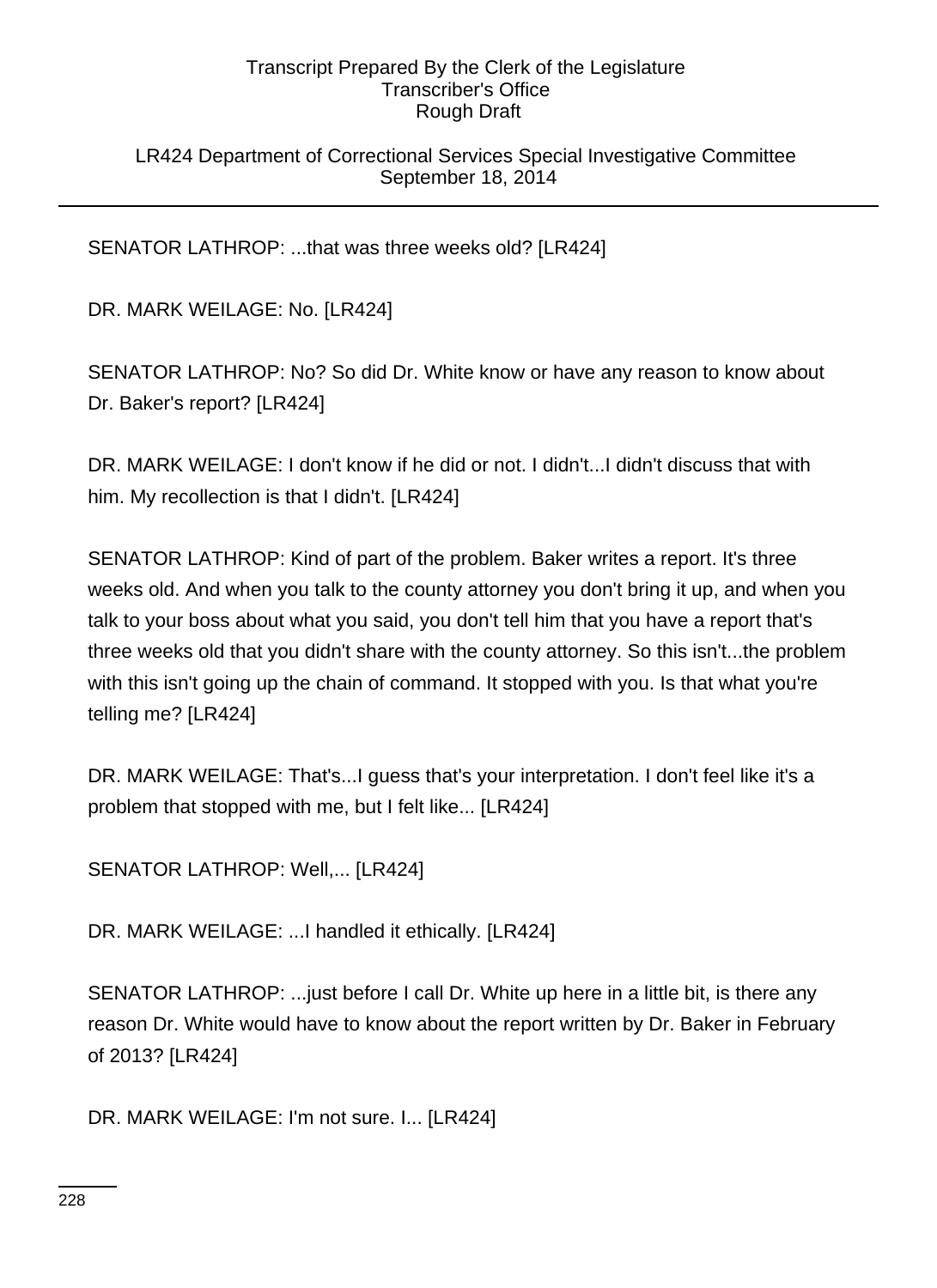SENATOR LATHROP: ...that was three weeks old? [LR424]

DR. MARK WEILAGE: No. [LR424]

SENATOR LATHROP: No? So did Dr. White know or have any reason to know about Dr. Baker's report? [LR424]

DR. MARK WEILAGE: I don't know if he did or not. I didn't...I didn't discuss that with him. My recollection is that I didn't. [LR424]

SENATOR LATHROP: Kind of part of the problem. Baker writes a report. It's three weeks old. And when you talk to the county attorney you don't bring it up, and when you talk to your boss about what you said, you don't tell him that you have a report that's three weeks old that you didn't share with the county attorney. So this isn't...the problem with this isn't going up the chain of command. It stopped with you. Is that what you're telling me? [LR424]

DR. MARK WEILAGE: That's...I guess that's your interpretation. I don't feel like it's a problem that stopped with me, but I felt like... [LR424]

SENATOR LATHROP: Well,... [LR424]

DR. MARK WEILAGE: ...I handled it ethically. [LR424]

SENATOR LATHROP: ...just before I call Dr. White up here in a little bit, is there any reason Dr. White would have to know about the report written by Dr. Baker in February of 2013? [LR424]

DR. MARK WEILAGE: I'm not sure. I... [LR424]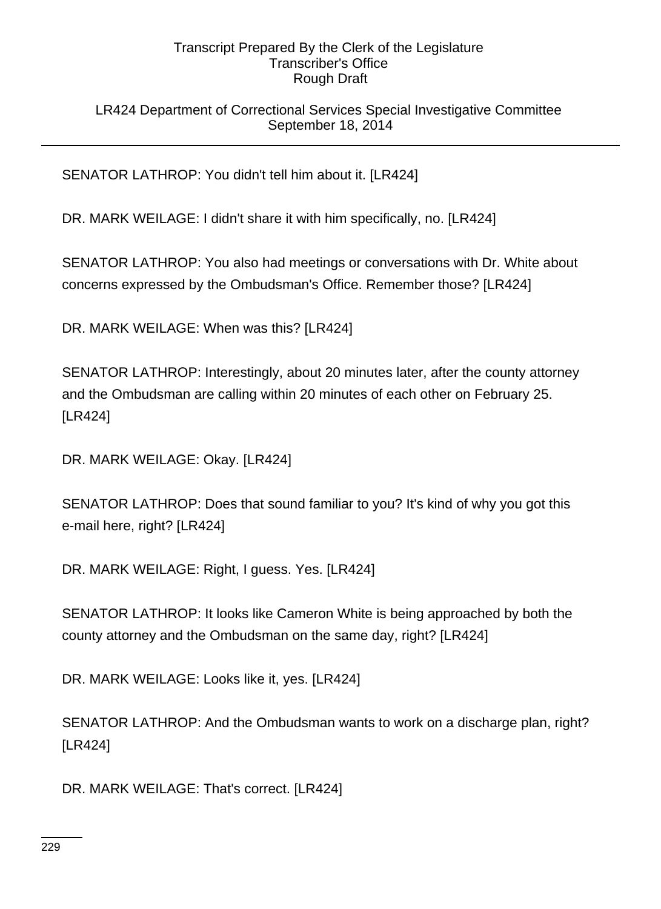SENATOR LATHROP: You didn't tell him about it. [LR424]

DR. MARK WEILAGE: I didn't share it with him specifically, no. [LR424]

SENATOR LATHROP: You also had meetings or conversations with Dr. White about concerns expressed by the Ombudsman's Office. Remember those? [LR424]

DR. MARK WEILAGE: When was this? [LR424]

SENATOR LATHROP: Interestingly, about 20 minutes later, after the county attorney and the Ombudsman are calling within 20 minutes of each other on February 25. [LR424]

DR. MARK WEILAGE: Okay. [LR424]

SENATOR LATHROP: Does that sound familiar to you? It's kind of why you got this e-mail here, right? [LR424]

DR. MARK WEILAGE: Right, I guess. Yes. [LR424]

SENATOR LATHROP: It looks like Cameron White is being approached by both the county attorney and the Ombudsman on the same day, right? [LR424]

DR. MARK WEILAGE: Looks like it, yes. [LR424]

SENATOR LATHROP: And the Ombudsman wants to work on a discharge plan, right? [LR424]

DR. MARK WEILAGE: That's correct. [LR424]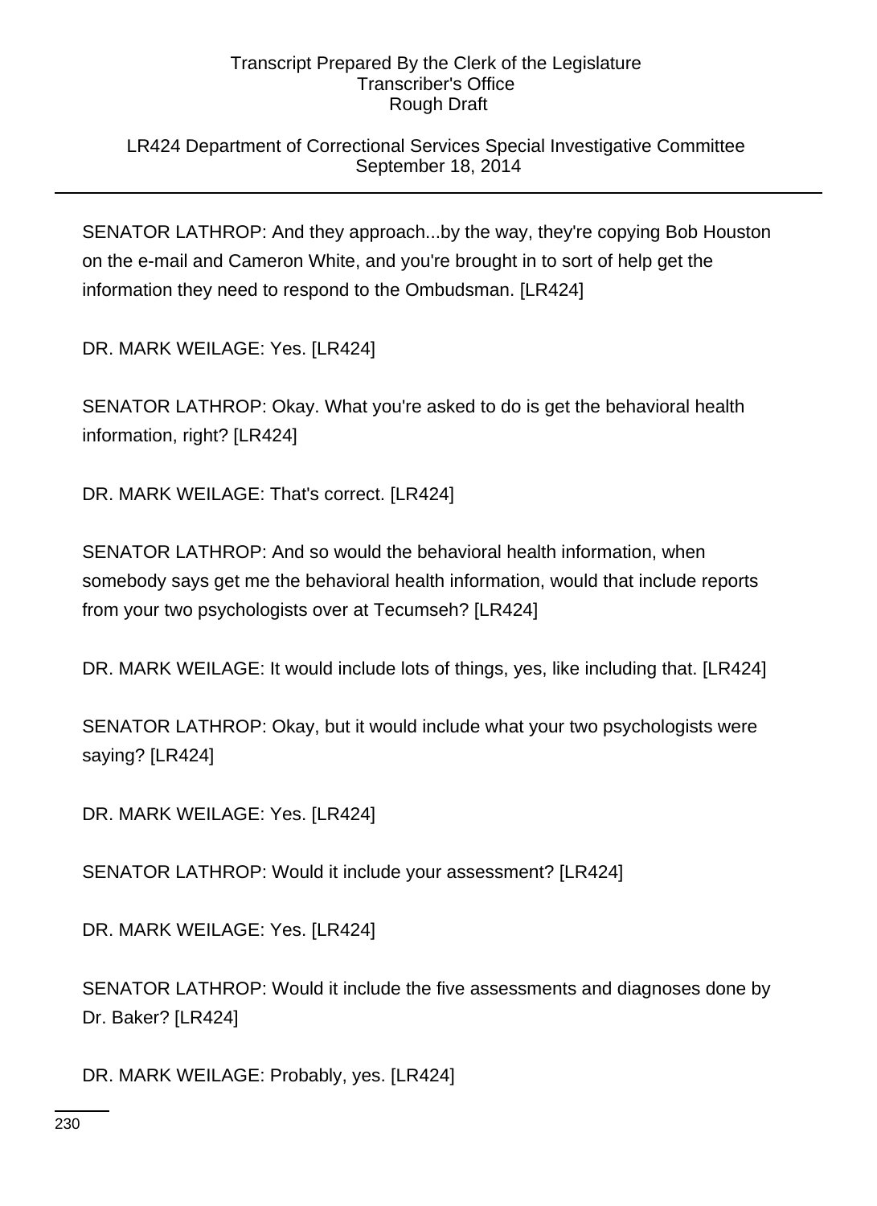SENATOR LATHROP: And they approach...by the way, they're copying Bob Houston on the e-mail and Cameron White, and you're brought in to sort of help get the information they need to respond to the Ombudsman. [LR424]

DR. MARK WEILAGE: Yes. [LR424]

SENATOR LATHROP: Okay. What you're asked to do is get the behavioral health information, right? [LR424]

DR. MARK WEILAGE: That's correct. [LR424]

SENATOR LATHROP: And so would the behavioral health information, when somebody says get me the behavioral health information, would that include reports from your two psychologists over at Tecumseh? [LR424]

DR. MARK WEILAGE: It would include lots of things, yes, like including that. [LR424]

SENATOR LATHROP: Okay, but it would include what your two psychologists were saying? [LR424]

DR. MARK WEILAGE: Yes. [LR424]

SENATOR LATHROP: Would it include your assessment? [LR424]

DR. MARK WEILAGE: Yes. [LR424]

SENATOR LATHROP: Would it include the five assessments and diagnoses done by Dr. Baker? [LR424]

DR. MARK WEILAGE: Probably, yes. [LR424]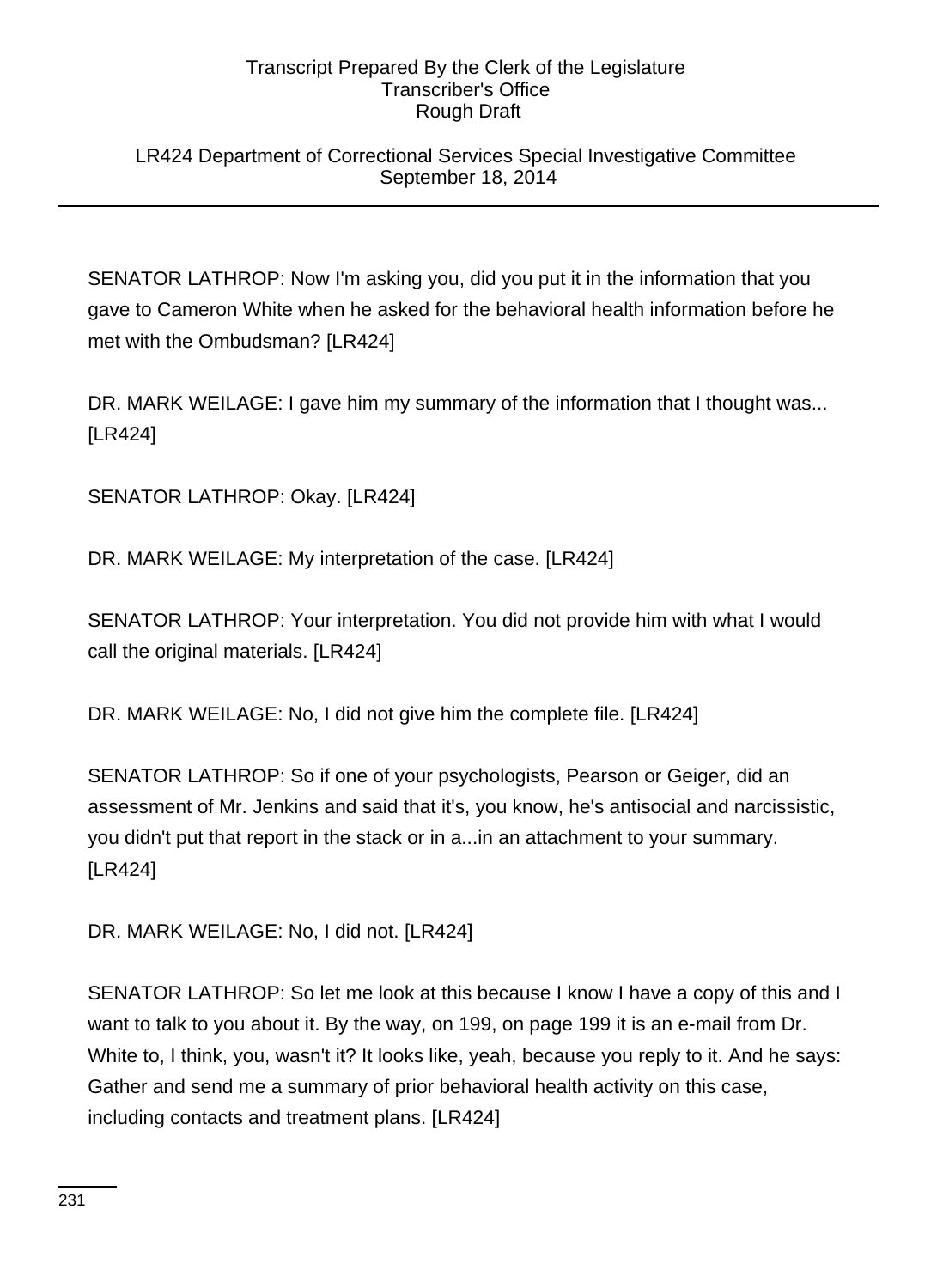SENATOR LATHROP: Now I'm asking you, did you put it in the information that you gave to Cameron White when he asked for the behavioral health information before he met with the Ombudsman? [LR424]

DR. MARK WEILAGE: I gave him my summary of the information that I thought was... [LR424]

SENATOR LATHROP: Okay. [LR424]

DR. MARK WEILAGE: My interpretation of the case. [LR424]

SENATOR LATHROP: Your interpretation. You did not provide him with what I would call the original materials. [LR424]

DR. MARK WEILAGE: No, I did not give him the complete file. [LR424]

SENATOR LATHROP: So if one of your psychologists, Pearson or Geiger, did an assessment of Mr. Jenkins and said that it's, you know, he's antisocial and narcissistic, you didn't put that report in the stack or in a...in an attachment to your summary. [LR424]

DR. MARK WEILAGE: No, I did not. [LR424]

SENATOR LATHROP: So let me look at this because I know I have a copy of this and I want to talk to you about it. By the way, on 199, on page 199 it is an e-mail from Dr. White to, I think, you, wasn't it? It looks like, yeah, because you reply to it. And he says: Gather and send me a summary of prior behavioral health activity on this case, including contacts and treatment plans. [LR424]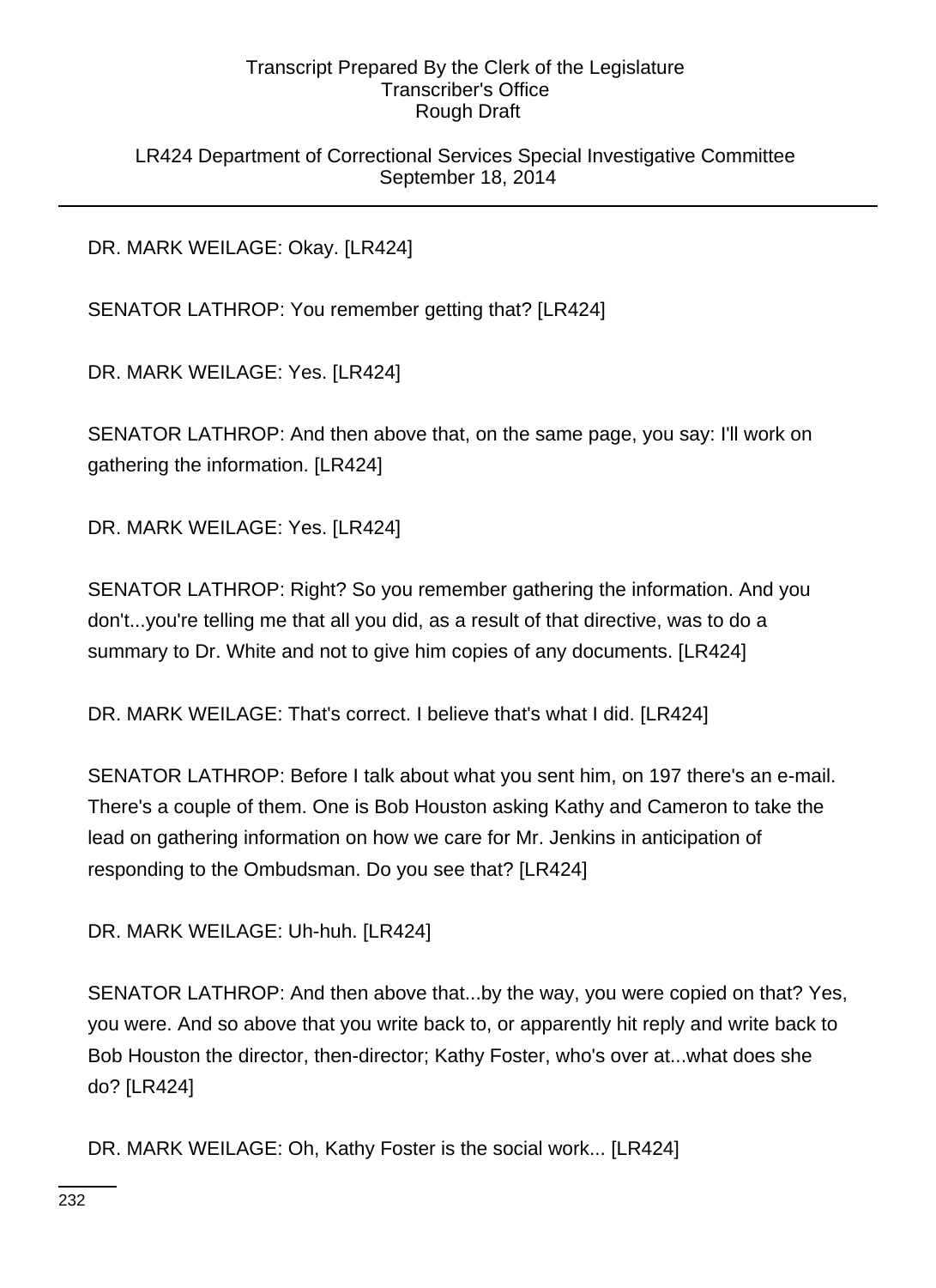DR. MARK WEILAGE: Okay. [LR424]

SENATOR LATHROP: You remember getting that? [LR424]

DR. MARK WEILAGE: Yes. [LR424]

SENATOR LATHROP: And then above that, on the same page, you say: I'll work on gathering the information. [LR424]

DR. MARK WEILAGE: Yes. [LR424]

SENATOR LATHROP: Right? So you remember gathering the information. And you don't...you're telling me that all you did, as a result of that directive, was to do a summary to Dr. White and not to give him copies of any documents. [LR424]

DR. MARK WEILAGE: That's correct. I believe that's what I did. [LR424]

SENATOR LATHROP: Before I talk about what you sent him, on 197 there's an e-mail. There's a couple of them. One is Bob Houston asking Kathy and Cameron to take the lead on gathering information on how we care for Mr. Jenkins in anticipation of responding to the Ombudsman. Do you see that? [LR424]

DR. MARK WEILAGE: Uh-huh. [LR424]

SENATOR LATHROP: And then above that...by the way, you were copied on that? Yes, you were. And so above that you write back to, or apparently hit reply and write back to Bob Houston the director, then-director; Kathy Foster, who's over at...what does she do? [LR424]

DR. MARK WEILAGE: Oh, Kathy Foster is the social work... [LR424]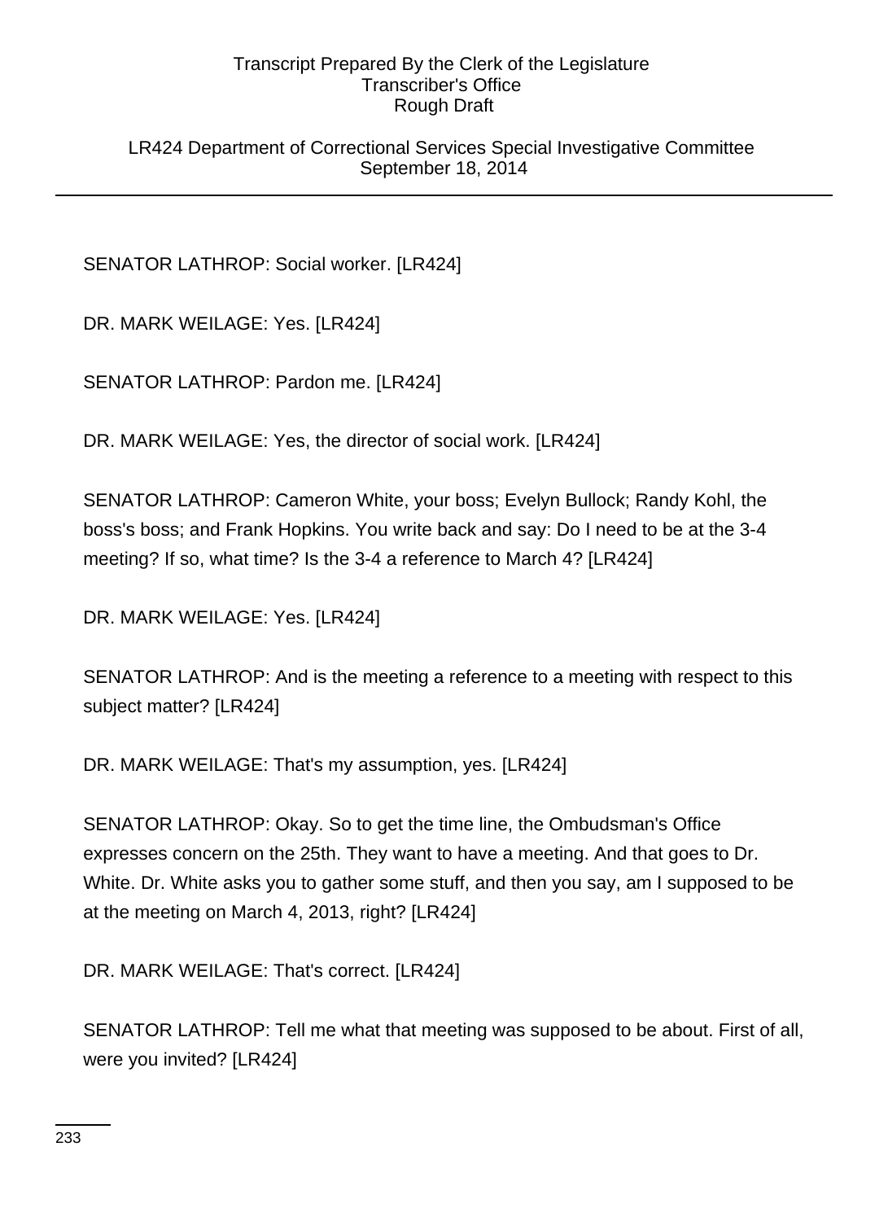SENATOR LATHROP: Social worker. [LR424]

DR. MARK WEILAGE: Yes. [LR424]

SENATOR LATHROP: Pardon me. [LR424]

DR. MARK WEILAGE: Yes, the director of social work. [LR424]

SENATOR LATHROP: Cameron White, your boss; Evelyn Bullock; Randy Kohl, the boss's boss; and Frank Hopkins. You write back and say: Do I need to be at the 3-4 meeting? If so, what time? Is the 3-4 a reference to March 4? [LR424]

DR. MARK WEILAGE: Yes. [LR424]

SENATOR LATHROP: And is the meeting a reference to a meeting with respect to this subject matter? [LR424]

DR. MARK WEILAGE: That's my assumption, yes. [LR424]

SENATOR LATHROP: Okay. So to get the time line, the Ombudsman's Office expresses concern on the 25th. They want to have a meeting. And that goes to Dr. White. Dr. White asks you to gather some stuff, and then you say, am I supposed to be at the meeting on March 4, 2013, right? [LR424]

DR. MARK WEILAGE: That's correct. [LR424]

SENATOR LATHROP: Tell me what that meeting was supposed to be about. First of all, were you invited? [LR424]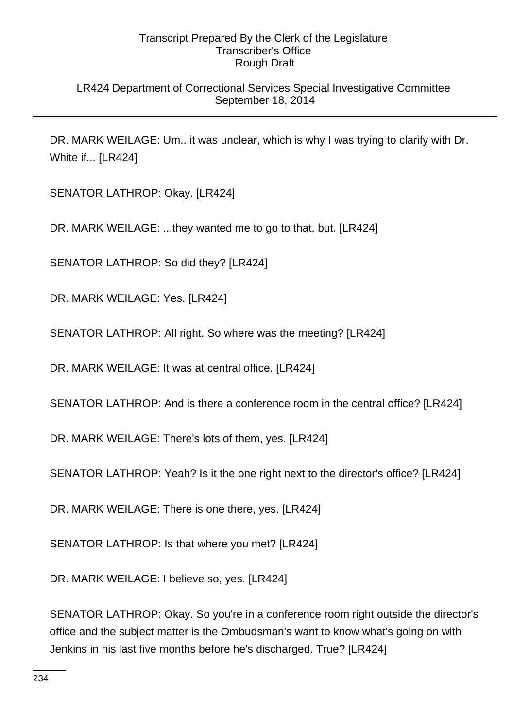DR. MARK WEILAGE: Um...it was unclear, which is why I was trying to clarify with Dr. White if... [LR424]

SENATOR LATHROP: Okay. [LR424]

DR. MARK WEILAGE: ...they wanted me to go to that, but. [LR424]

SENATOR LATHROP: So did they? [LR424]

DR. MARK WEILAGE: Yes. [LR424]

SENATOR LATHROP: All right. So where was the meeting? [LR424]

DR. MARK WEILAGE: It was at central office. [LR424]

SENATOR LATHROP: And is there a conference room in the central office? [LR424]

DR. MARK WEILAGE: There's lots of them, yes. [LR424]

SENATOR LATHROP: Yeah? Is it the one right next to the director's office? [LR424]

DR. MARK WEILAGE: There is one there, yes. [LR424]

SENATOR LATHROP: Is that where you met? [LR424]

DR. MARK WEILAGE: I believe so, yes. [LR424]

SENATOR LATHROP: Okay. So you're in a conference room right outside the director's office and the subject matter is the Ombudsman's want to know what's going on with Jenkins in his last five months before he's discharged. True? [LR424]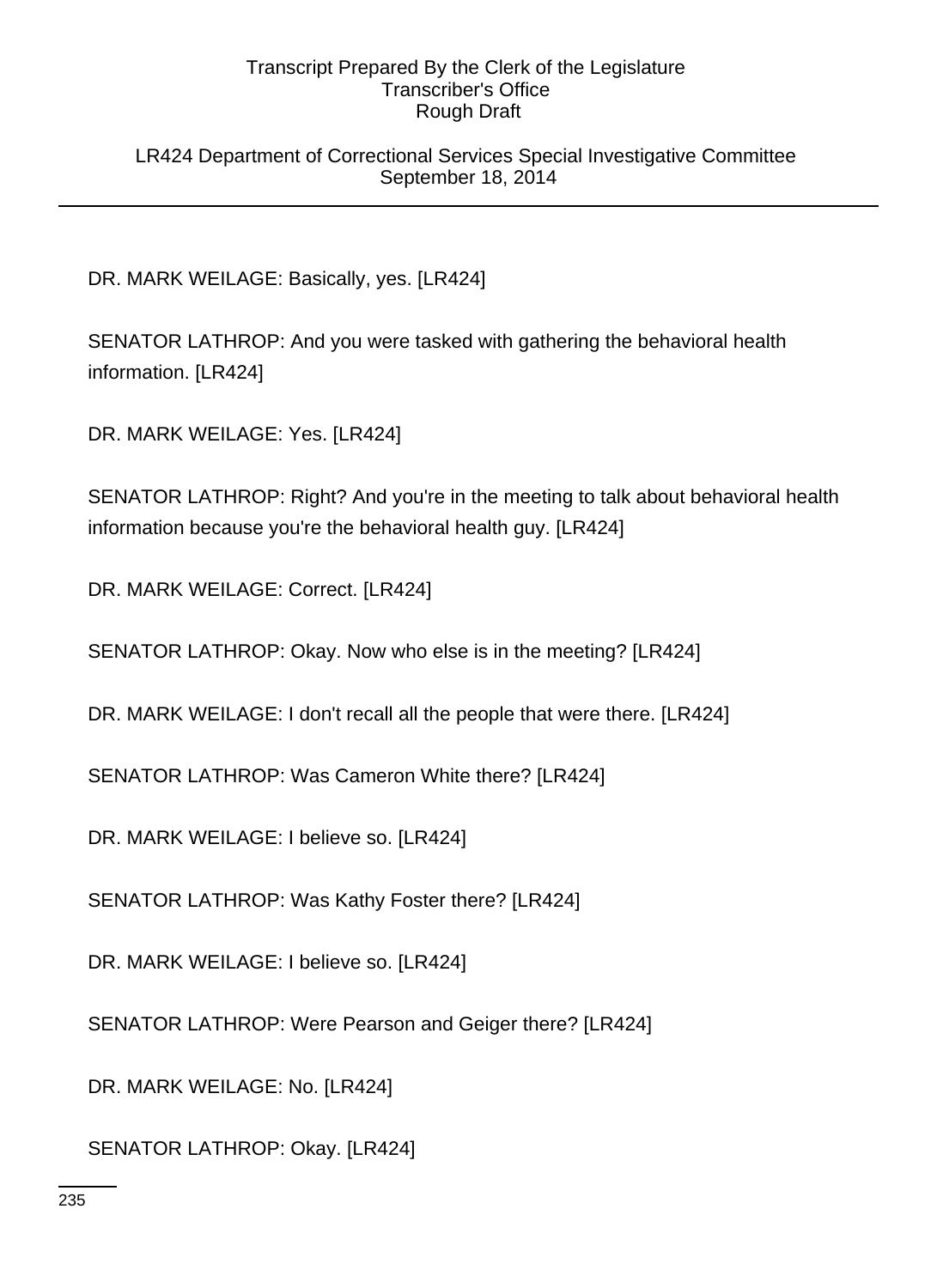DR. MARK WEILAGE: Basically, yes. [LR424]

SENATOR LATHROP: And you were tasked with gathering the behavioral health information. [LR424]

DR. MARK WEILAGE: Yes. [LR424]

SENATOR LATHROP: Right? And you're in the meeting to talk about behavioral health information because you're the behavioral health guy. [LR424]

DR. MARK WEILAGE: Correct. [LR424]

SENATOR LATHROP: Okay. Now who else is in the meeting? [LR424]

DR. MARK WEILAGE: I don't recall all the people that were there. [LR424]

SENATOR LATHROP: Was Cameron White there? [LR424]

DR. MARK WEILAGE: I believe so. [LR424]

SENATOR LATHROP: Was Kathy Foster there? [LR424]

DR. MARK WEILAGE: I believe so. [LR424]

SENATOR LATHROP: Were Pearson and Geiger there? [LR424]

DR. MARK WEILAGE: No. [LR424]

SENATOR LATHROP: Okay. [LR424]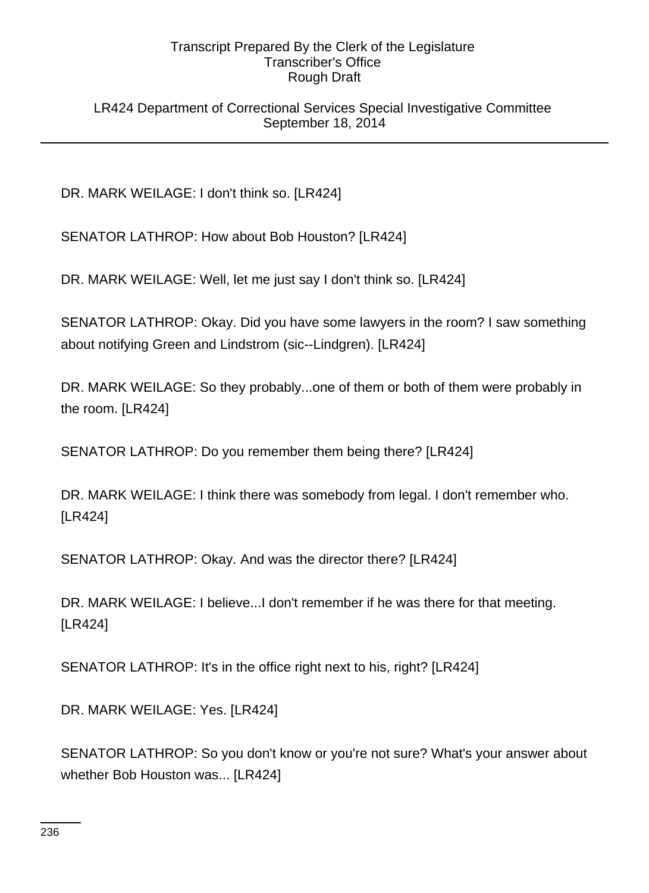DR. MARK WEILAGE: I don't think so. [LR424]

SENATOR LATHROP: How about Bob Houston? [LR424]

DR. MARK WEILAGE: Well, let me just say I don't think so. [LR424]

SENATOR LATHROP: Okay. Did you have some lawyers in the room? I saw something about notifying Green and Lindstrom (sic--Lindgren). [LR424]

DR. MARK WEILAGE: So they probably...one of them or both of them were probably in the room. [LR424]

SENATOR LATHROP: Do you remember them being there? [LR424]

DR. MARK WEILAGE: I think there was somebody from legal. I don't remember who. [LR424]

SENATOR LATHROP: Okay. And was the director there? [LR424]

DR. MARK WEILAGE: I believe...I don't remember if he was there for that meeting. [LR424]

SENATOR LATHROP: It's in the office right next to his, right? [LR424]

DR. MARK WEILAGE: Yes. [LR424]

SENATOR LATHROP: So you don't know or you're not sure? What's your answer about whether Bob Houston was... [LR424]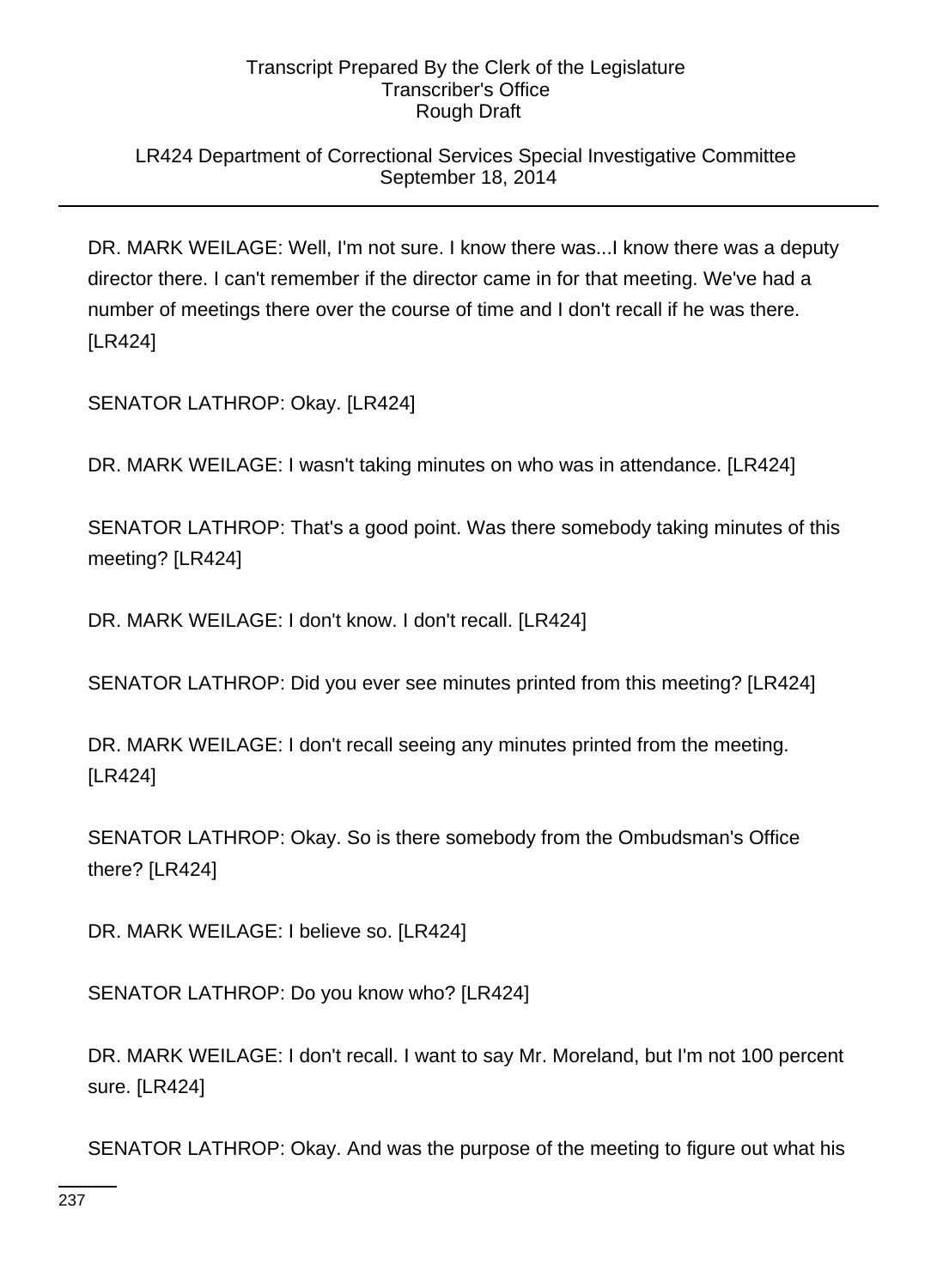DR. MARK WEILAGE: Well, I'm not sure. I know there was...I know there was a deputy director there. I can't remember if the director came in for that meeting. We've had a number of meetings there over the course of time and I don't recall if he was there. [LR424]

SENATOR LATHROP: Okay. [LR424]

DR. MARK WEILAGE: I wasn't taking minutes on who was in attendance. [LR424]

SENATOR LATHROP: That's a good point. Was there somebody taking minutes of this meeting? [LR424]

DR. MARK WEILAGE: I don't know. I don't recall. [LR424]

SENATOR LATHROP: Did you ever see minutes printed from this meeting? [LR424]

DR. MARK WEILAGE: I don't recall seeing any minutes printed from the meeting. [LR424]

SENATOR LATHROP: Okay. So is there somebody from the Ombudsman's Office there? [LR424]

DR. MARK WEILAGE: I believe so. [LR424]

SENATOR LATHROP: Do you know who? [LR424]

DR. MARK WEILAGE: I don't recall. I want to say Mr. Moreland, but I'm not 100 percent sure. [LR424]

SENATOR LATHROP: Okay. And was the purpose of the meeting to figure out what his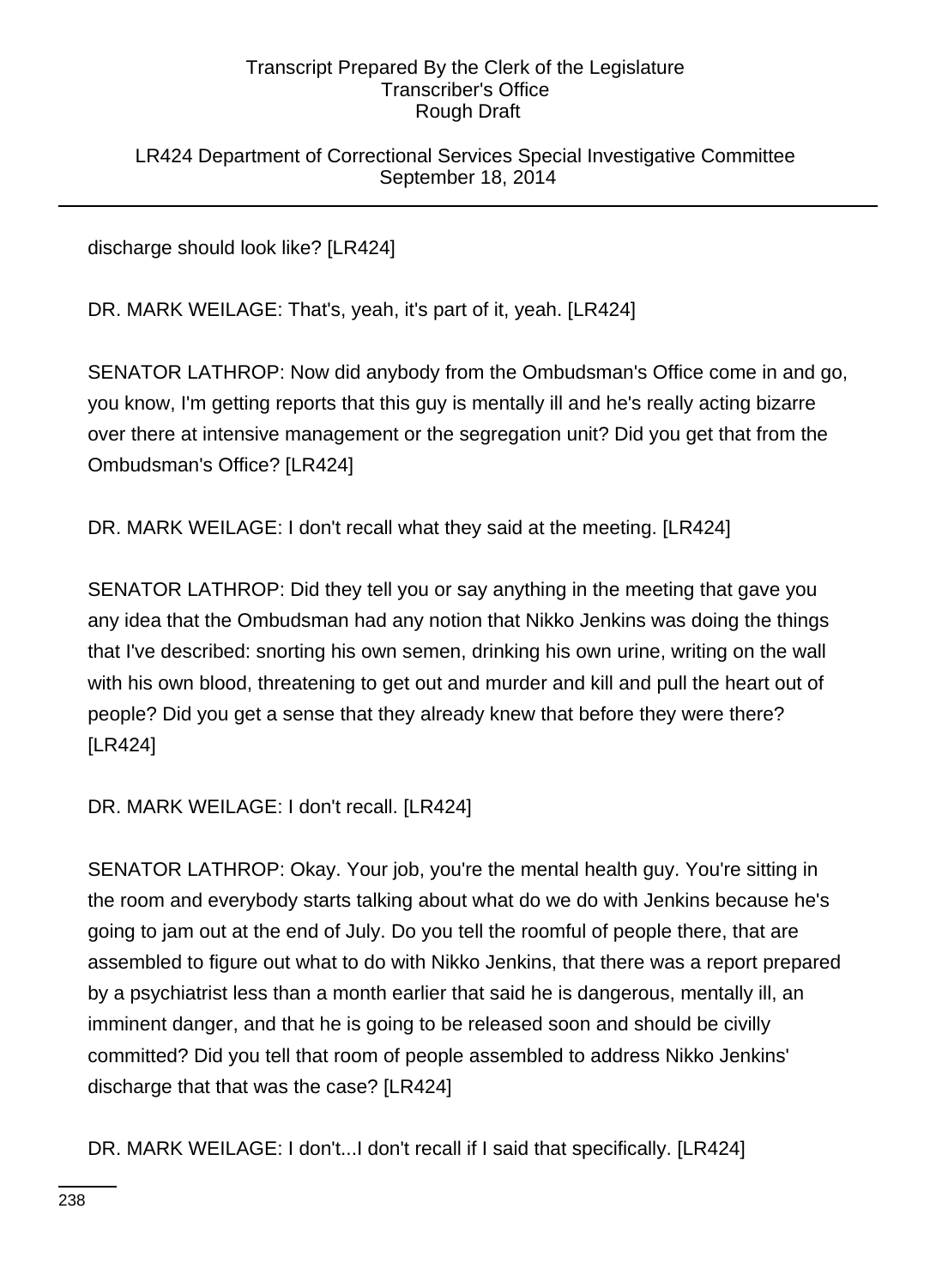discharge should look like? [LR424]

DR. MARK WEILAGE: That's, yeah, it's part of it, yeah. [LR424]

SENATOR LATHROP: Now did anybody from the Ombudsman's Office come in and go, you know, I'm getting reports that this guy is mentally ill and he's really acting bizarre over there at intensive management or the segregation unit? Did you get that from the Ombudsman's Office? [LR424]

DR. MARK WEILAGE: I don't recall what they said at the meeting. [LR424]

SENATOR LATHROP: Did they tell you or say anything in the meeting that gave you any idea that the Ombudsman had any notion that Nikko Jenkins was doing the things that I've described: snorting his own semen, drinking his own urine, writing on the wall with his own blood, threatening to get out and murder and kill and pull the heart out of people? Did you get a sense that they already knew that before they were there? [LR424]

DR. MARK WEILAGE: I don't recall. [LR424]

SENATOR LATHROP: Okay. Your job, you're the mental health guy. You're sitting in the room and everybody starts talking about what do we do with Jenkins because he's going to jam out at the end of July. Do you tell the roomful of people there, that are assembled to figure out what to do with Nikko Jenkins, that there was a report prepared by a psychiatrist less than a month earlier that said he is dangerous, mentally ill, an imminent danger, and that he is going to be released soon and should be civilly committed? Did you tell that room of people assembled to address Nikko Jenkins' discharge that that was the case? [LR424]

DR. MARK WEILAGE: I don't...I don't recall if I said that specifically. [LR424]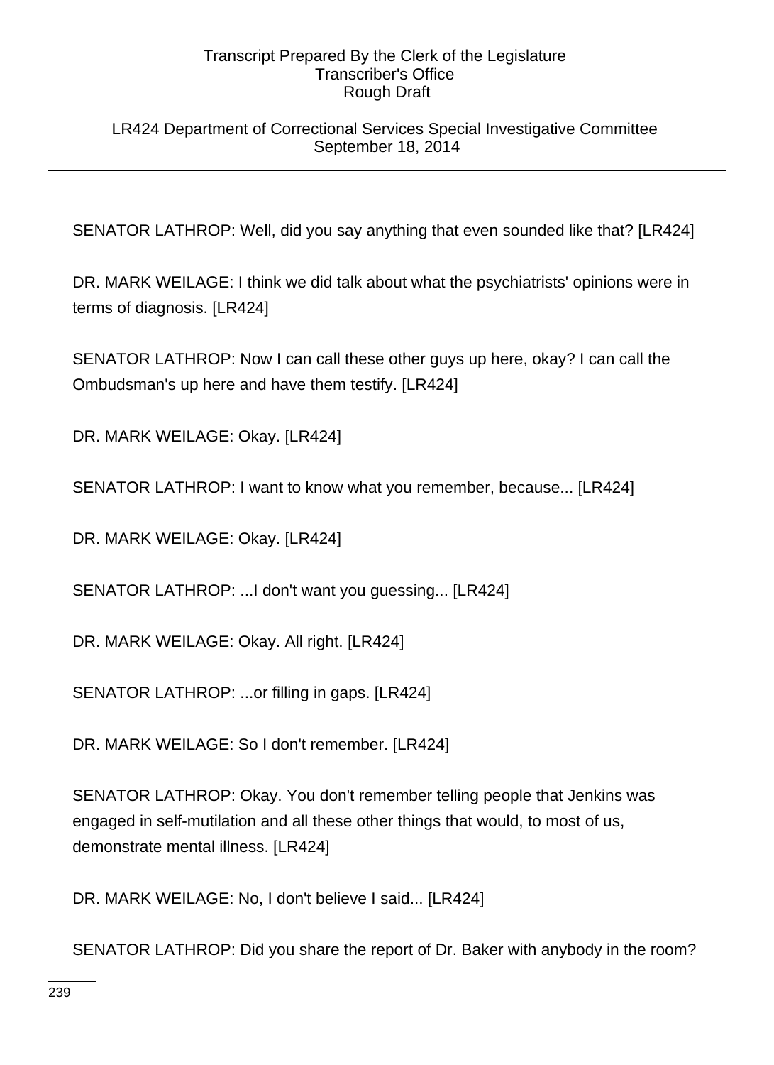SENATOR LATHROP: Well, did you say anything that even sounded like that? [LR424]

DR. MARK WEILAGE: I think we did talk about what the psychiatrists' opinions were in terms of diagnosis. [LR424]

SENATOR LATHROP: Now I can call these other guys up here, okay? I can call the Ombudsman's up here and have them testify. [LR424]

DR. MARK WEILAGE: Okay. [LR424]

SENATOR LATHROP: I want to know what you remember, because... [LR424]

DR. MARK WEILAGE: Okay. [LR424]

SENATOR LATHROP: ...I don't want you guessing... [LR424]

DR. MARK WEILAGE: Okay. All right. [LR424]

SENATOR LATHROP: ...or filling in gaps. [LR424]

DR. MARK WEILAGE: So I don't remember. [LR424]

SENATOR LATHROP: Okay. You don't remember telling people that Jenkins was engaged in self-mutilation and all these other things that would, to most of us, demonstrate mental illness. [LR424]

DR. MARK WEILAGE: No, I don't believe I said... [LR424]

SENATOR LATHROP: Did you share the report of Dr. Baker with anybody in the room?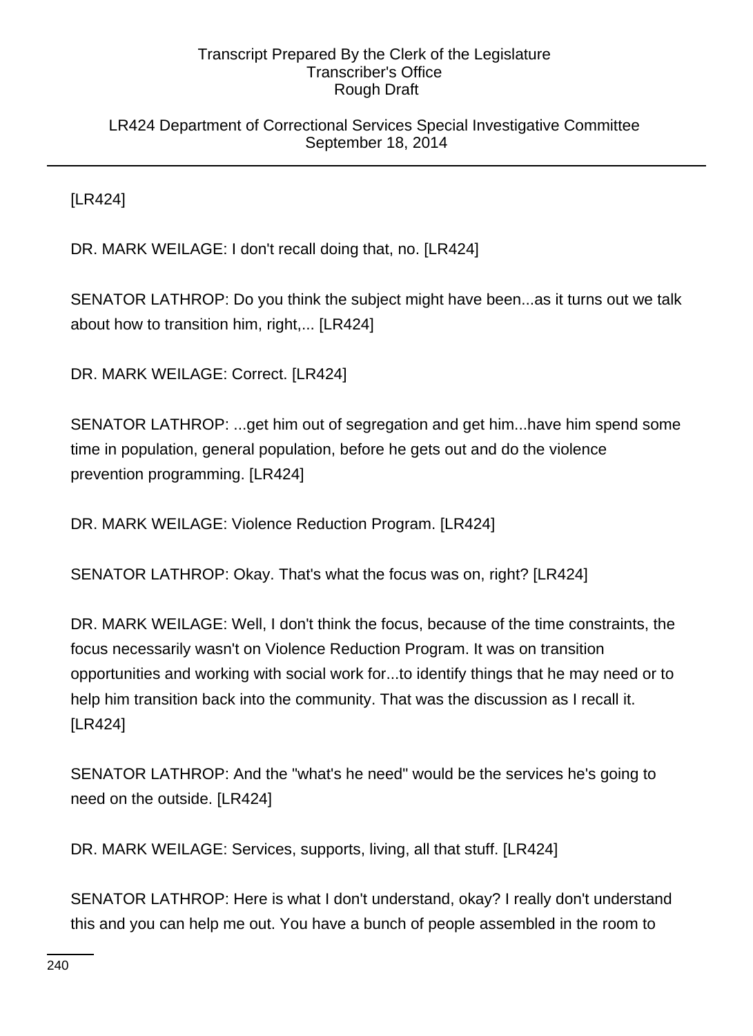[LR424]

DR. MARK WEILAGE: I don't recall doing that, no. [LR424]

SENATOR LATHROP: Do you think the subject might have been...as it turns out we talk about how to transition him, right,... [LR424]

DR. MARK WEILAGE: Correct. [LR424]

SENATOR LATHROP: ...get him out of segregation and get him...have him spend some time in population, general population, before he gets out and do the violence prevention programming. [LR424]

DR. MARK WEILAGE: Violence Reduction Program. [LR424]

SENATOR LATHROP: Okay. That's what the focus was on, right? [LR424]

DR. MARK WEILAGE: Well, I don't think the focus, because of the time constraints, the focus necessarily wasn't on Violence Reduction Program. It was on transition opportunities and working with social work for...to identify things that he may need or to help him transition back into the community. That was the discussion as I recall it. [LR424]

SENATOR LATHROP: And the "what's he need" would be the services he's going to need on the outside. [LR424]

DR. MARK WEILAGE: Services, supports, living, all that stuff. [LR424]

SENATOR LATHROP: Here is what I don't understand, okay? I really don't understand this and you can help me out. You have a bunch of people assembled in the room to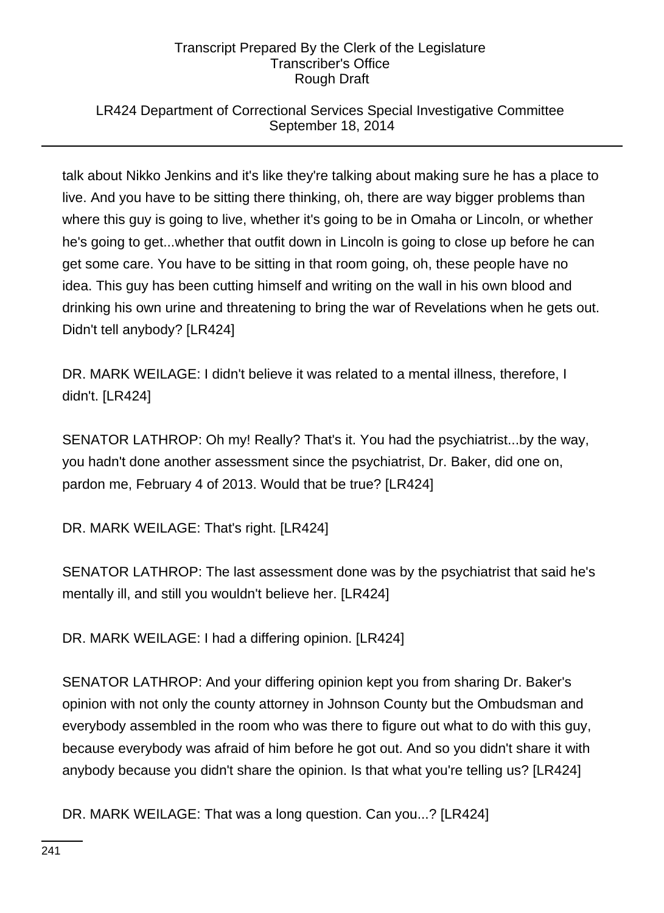talk about Nikko Jenkins and it's like they're talking about making sure he has a place to live. And you have to be sitting there thinking, oh, there are way bigger problems than where this guy is going to live, whether it's going to be in Omaha or Lincoln, or whether he's going to get...whether that outfit down in Lincoln is going to close up before he can get some care. You have to be sitting in that room going, oh, these people have no idea. This guy has been cutting himself and writing on the wall in his own blood and drinking his own urine and threatening to bring the war of Revelations when he gets out. Didn't tell anybody? [LR424]

DR. MARK WEILAGE: I didn't believe it was related to a mental illness, therefore, I didn't. [LR424]

SENATOR LATHROP: Oh my! Really? That's it. You had the psychiatrist...by the way, you hadn't done another assessment since the psychiatrist, Dr. Baker, did one on, pardon me, February 4 of 2013. Would that be true? [LR424]

DR. MARK WEILAGE: That's right. [LR424]

SENATOR LATHROP: The last assessment done was by the psychiatrist that said he's mentally ill, and still you wouldn't believe her. [LR424]

DR. MARK WEILAGE: I had a differing opinion. [LR424]

SENATOR LATHROP: And your differing opinion kept you from sharing Dr. Baker's opinion with not only the county attorney in Johnson County but the Ombudsman and everybody assembled in the room who was there to figure out what to do with this guy, because everybody was afraid of him before he got out. And so you didn't share it with anybody because you didn't share the opinion. Is that what you're telling us? [LR424]

DR. MARK WEILAGE: That was a long question. Can you...? [LR424]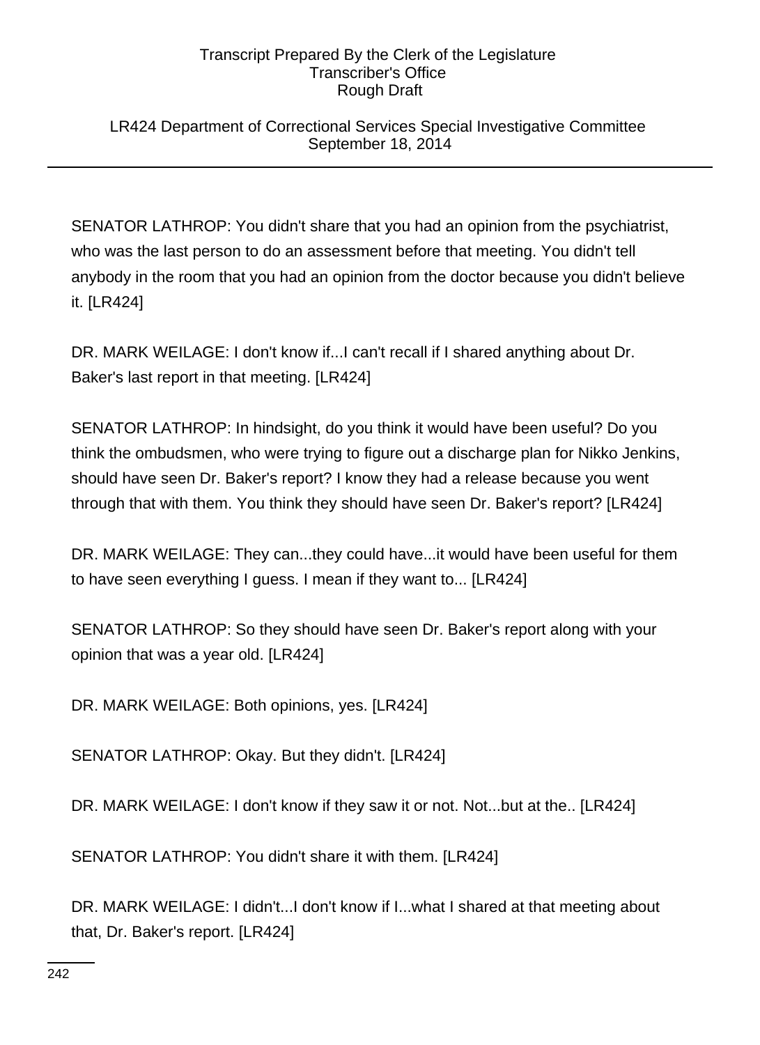SENATOR LATHROP: You didn't share that you had an opinion from the psychiatrist, who was the last person to do an assessment before that meeting. You didn't tell anybody in the room that you had an opinion from the doctor because you didn't believe it. [LR424]

DR. MARK WEILAGE: I don't know if...I can't recall if I shared anything about Dr. Baker's last report in that meeting. [LR424]

SENATOR LATHROP: In hindsight, do you think it would have been useful? Do you think the ombudsmen, who were trying to figure out a discharge plan for Nikko Jenkins, should have seen Dr. Baker's report? I know they had a release because you went through that with them. You think they should have seen Dr. Baker's report? [LR424]

DR. MARK WEILAGE: They can...they could have...it would have been useful for them to have seen everything I guess. I mean if they want to... [LR424]

SENATOR LATHROP: So they should have seen Dr. Baker's report along with your opinion that was a year old. [LR424]

DR. MARK WEILAGE: Both opinions, yes. [LR424]

SENATOR LATHROP: Okay. But they didn't. [LR424]

DR. MARK WEILAGE: I don't know if they saw it or not. Not...but at the.. [LR424]

SENATOR LATHROP: You didn't share it with them. [LR424]

DR. MARK WEILAGE: I didn't...I don't know if I...what I shared at that meeting about that, Dr. Baker's report. [LR424]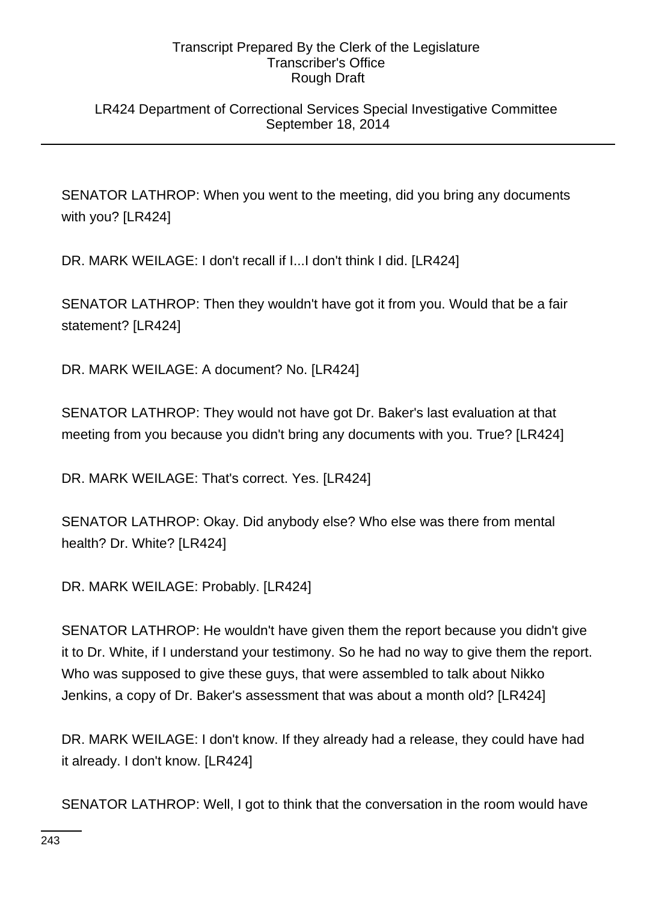SENATOR LATHROP: When you went to the meeting, did you bring any documents with you? [LR424]

DR. MARK WEILAGE: I don't recall if I...I don't think I did. [LR424]

SENATOR LATHROP: Then they wouldn't have got it from you. Would that be a fair statement? [LR424]

DR. MARK WEILAGE: A document? No. [LR424]

SENATOR LATHROP: They would not have got Dr. Baker's last evaluation at that meeting from you because you didn't bring any documents with you. True? [LR424]

DR. MARK WEILAGE: That's correct. Yes. [LR424]

SENATOR LATHROP: Okay. Did anybody else? Who else was there from mental health? Dr. White? [LR424]

DR. MARK WEILAGE: Probably. [LR424]

SENATOR LATHROP: He wouldn't have given them the report because you didn't give it to Dr. White, if I understand your testimony. So he had no way to give them the report. Who was supposed to give these guys, that were assembled to talk about Nikko Jenkins, a copy of Dr. Baker's assessment that was about a month old? [LR424]

DR. MARK WEILAGE: I don't know. If they already had a release, they could have had it already. I don't know. [LR424]

SENATOR LATHROP: Well, I got to think that the conversation in the room would have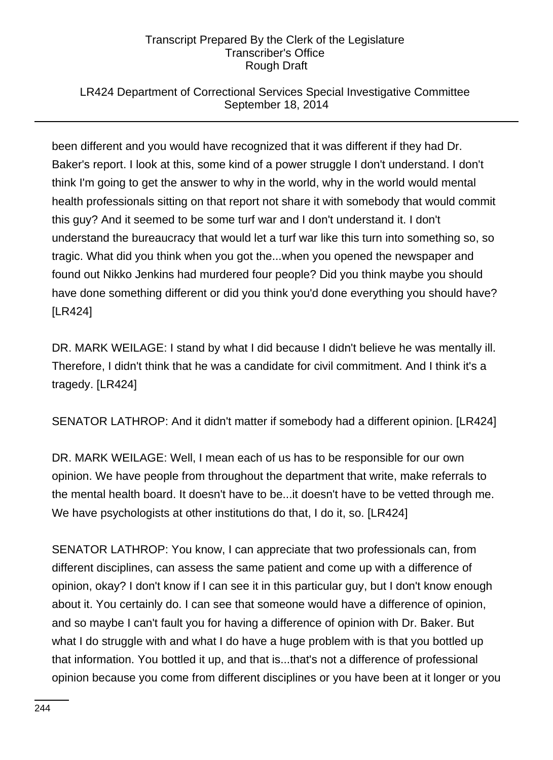been different and you would have recognized that it was different if they had Dr. Baker's report. I look at this, some kind of a power struggle I don't understand. I don't think I'm going to get the answer to why in the world, why in the world would mental health professionals sitting on that report not share it with somebody that would commit this guy? And it seemed to be some turf war and I don't understand it. I don't understand the bureaucracy that would let a turf war like this turn into something so, so tragic. What did you think when you got the...when you opened the newspaper and found out Nikko Jenkins had murdered four people? Did you think maybe you should have done something different or did you think you'd done everything you should have? [LR424]

DR. MARK WEILAGE: I stand by what I did because I didn't believe he was mentally ill. Therefore, I didn't think that he was a candidate for civil commitment. And I think it's a tragedy. [LR424]

SENATOR LATHROP: And it didn't matter if somebody had a different opinion. [LR424]

DR. MARK WEILAGE: Well, I mean each of us has to be responsible for our own opinion. We have people from throughout the department that write, make referrals to the mental health board. It doesn't have to be...it doesn't have to be vetted through me. We have psychologists at other institutions do that, I do it, so. [LR424]

SENATOR LATHROP: You know, I can appreciate that two professionals can, from different disciplines, can assess the same patient and come up with a difference of opinion, okay? I don't know if I can see it in this particular guy, but I don't know enough about it. You certainly do. I can see that someone would have a difference of opinion, and so maybe I can't fault you for having a difference of opinion with Dr. Baker. But what I do struggle with and what I do have a huge problem with is that you bottled up that information. You bottled it up, and that is...that's not a difference of professional opinion because you come from different disciplines or you have been at it longer or you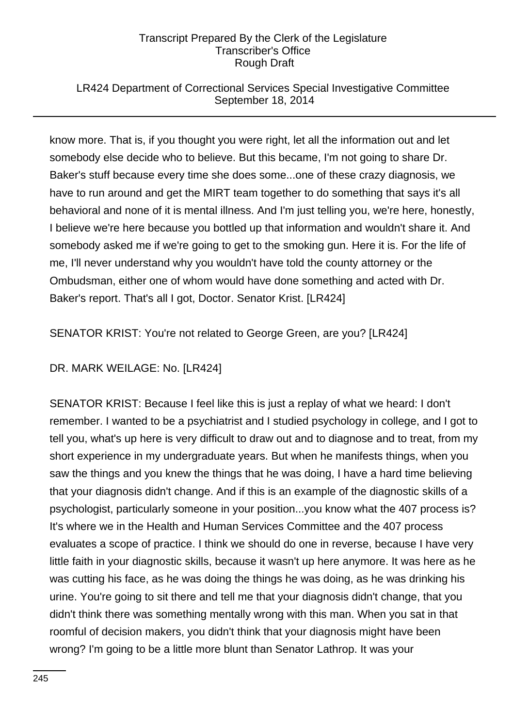know more. That is, if you thought you were right, let all the information out and let somebody else decide who to believe. But this became, I'm not going to share Dr. Baker's stuff because every time she does some...one of these crazy diagnosis, we have to run around and get the MIRT team together to do something that says it's all behavioral and none of it is mental illness. And I'm just telling you, we're here, honestly, I believe we're here because you bottled up that information and wouldn't share it. And somebody asked me if we're going to get to the smoking gun. Here it is. For the life of me, I'll never understand why you wouldn't have told the county attorney or the Ombudsman, either one of whom would have done something and acted with Dr. Baker's report. That's all I got, Doctor. Senator Krist. [LR424]

SENATOR KRIST: You're not related to George Green, are you? [LR424]

DR. MARK WEILAGE: No. [LR424]

SENATOR KRIST: Because I feel like this is just a replay of what we heard: I don't remember. I wanted to be a psychiatrist and I studied psychology in college, and I got to tell you, what's up here is very difficult to draw out and to diagnose and to treat, from my short experience in my undergraduate years. But when he manifests things, when you saw the things and you knew the things that he was doing, I have a hard time believing that your diagnosis didn't change. And if this is an example of the diagnostic skills of a psychologist, particularly someone in your position...you know what the 407 process is? It's where we in the Health and Human Services Committee and the 407 process evaluates a scope of practice. I think we should do one in reverse, because I have very little faith in your diagnostic skills, because it wasn't up here anymore. It was here as he was cutting his face, as he was doing the things he was doing, as he was drinking his urine. You're going to sit there and tell me that your diagnosis didn't change, that you didn't think there was something mentally wrong with this man. When you sat in that roomful of decision makers, you didn't think that your diagnosis might have been wrong? I'm going to be a little more blunt than Senator Lathrop. It was your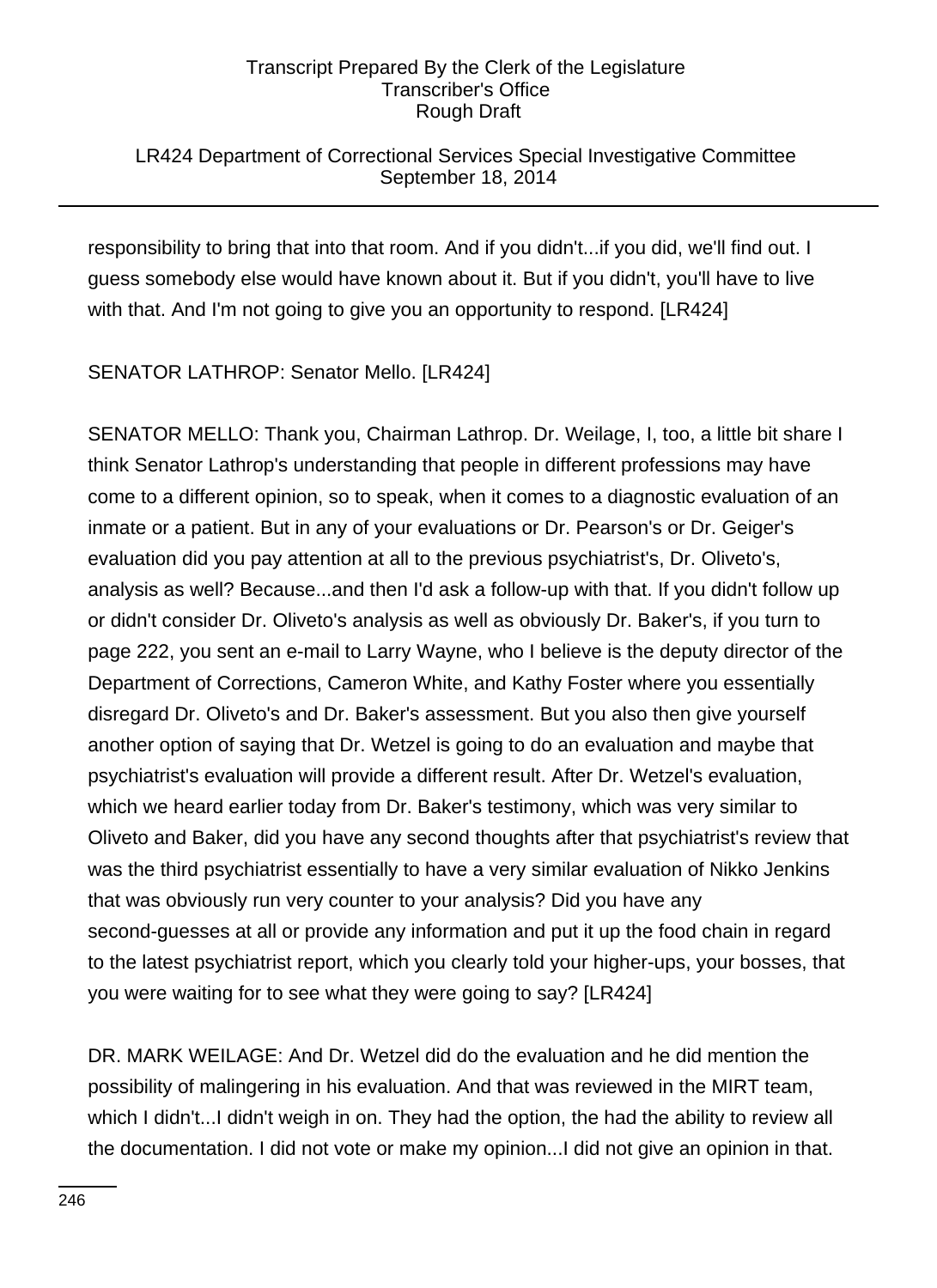responsibility to bring that into that room. And if you didn't...if you did, we'll find out. I guess somebody else would have known about it. But if you didn't, you'll have to live with that. And I'm not going to give you an opportunity to respond. [LR424]

SENATOR LATHROP: Senator Mello. [LR424]

SENATOR MELLO: Thank you, Chairman Lathrop. Dr. Weilage, I, too, a little bit share I think Senator Lathrop's understanding that people in different professions may have come to a different opinion, so to speak, when it comes to a diagnostic evaluation of an inmate or a patient. But in any of your evaluations or Dr. Pearson's or Dr. Geiger's evaluation did you pay attention at all to the previous psychiatrist's, Dr. Oliveto's, analysis as well? Because...and then I'd ask a follow-up with that. If you didn't follow up or didn't consider Dr. Oliveto's analysis as well as obviously Dr. Baker's, if you turn to page 222, you sent an e-mail to Larry Wayne, who I believe is the deputy director of the Department of Corrections, Cameron White, and Kathy Foster where you essentially disregard Dr. Oliveto's and Dr. Baker's assessment. But you also then give yourself another option of saying that Dr. Wetzel is going to do an evaluation and maybe that psychiatrist's evaluation will provide a different result. After Dr. Wetzel's evaluation, which we heard earlier today from Dr. Baker's testimony, which was very similar to Oliveto and Baker, did you have any second thoughts after that psychiatrist's review that was the third psychiatrist essentially to have a very similar evaluation of Nikko Jenkins that was obviously run very counter to your analysis? Did you have any second-guesses at all or provide any information and put it up the food chain in regard to the latest psychiatrist report, which you clearly told your higher-ups, your bosses, that you were waiting for to see what they were going to say? [LR424]

DR. MARK WEILAGE: And Dr. Wetzel did do the evaluation and he did mention the possibility of malingering in his evaluation. And that was reviewed in the MIRT team, which I didn't...I didn't weigh in on. They had the option, the had the ability to review all the documentation. I did not vote or make my opinion...I did not give an opinion in that.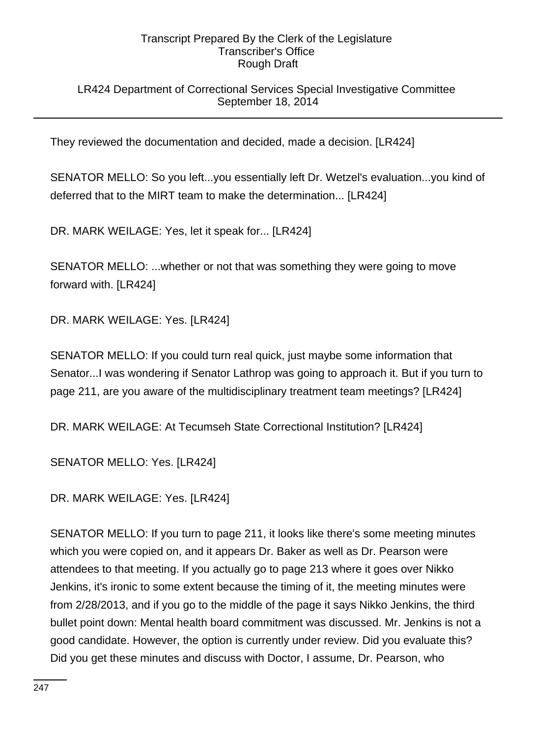They reviewed the documentation and decided, made a decision. [LR424]

SENATOR MELLO: So you left...you essentially left Dr. Wetzel's evaluation...you kind of deferred that to the MIRT team to make the determination... [LR424]

DR. MARK WEILAGE: Yes, let it speak for... [LR424]

SENATOR MELLO: ...whether or not that was something they were going to move forward with. [LR424]

DR. MARK WEILAGE: Yes. [LR424]

SENATOR MELLO: If you could turn real quick, just maybe some information that Senator...I was wondering if Senator Lathrop was going to approach it. But if you turn to page 211, are you aware of the multidisciplinary treatment team meetings? [LR424]

DR. MARK WEILAGE: At Tecumseh State Correctional Institution? [LR424]

SENATOR MELLO: Yes. [LR424]

DR. MARK WEILAGE: Yes. [LR424]

SENATOR MELLO: If you turn to page 211, it looks like there's some meeting minutes which you were copied on, and it appears Dr. Baker as well as Dr. Pearson were attendees to that meeting. If you actually go to page 213 where it goes over Nikko Jenkins, it's ironic to some extent because the timing of it, the meeting minutes were from 2/28/2013, and if you go to the middle of the page it says Nikko Jenkins, the third bullet point down: Mental health board commitment was discussed. Mr. Jenkins is not a good candidate. However, the option is currently under review. Did you evaluate this? Did you get these minutes and discuss with Doctor, I assume, Dr. Pearson, who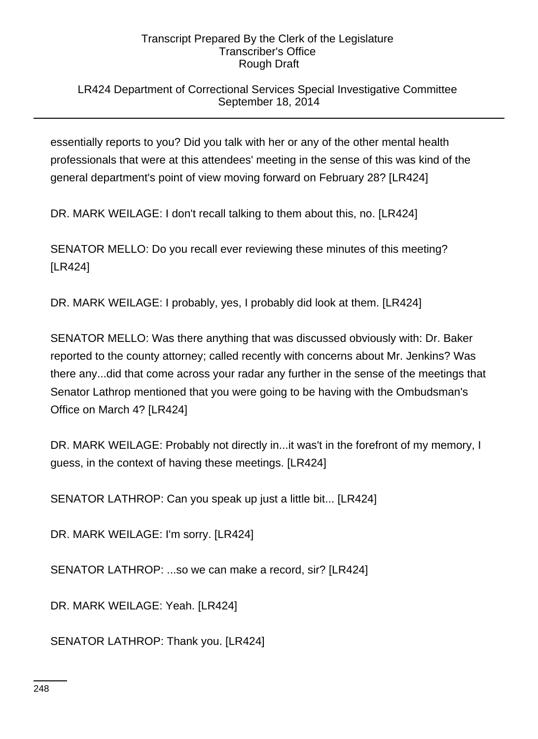essentially reports to you? Did you talk with her or any of the other mental health professionals that were at this attendees' meeting in the sense of this was kind of the general department's point of view moving forward on February 28? [LR424]

DR. MARK WEILAGE: I don't recall talking to them about this, no. [LR424]

SENATOR MELLO: Do you recall ever reviewing these minutes of this meeting? [LR424]

DR. MARK WEILAGE: I probably, yes, I probably did look at them. [LR424]

SENATOR MELLO: Was there anything that was discussed obviously with: Dr. Baker reported to the county attorney; called recently with concerns about Mr. Jenkins? Was there any...did that come across your radar any further in the sense of the meetings that Senator Lathrop mentioned that you were going to be having with the Ombudsman's Office on March 4? [LR424]

DR. MARK WEILAGE: Probably not directly in...it was't in the forefront of my memory, I guess, in the context of having these meetings. [LR424]

SENATOR LATHROP: Can you speak up just a little bit... [LR424]

DR. MARK WEILAGE: I'm sorry. [LR424]

SENATOR LATHROP: ...so we can make a record, sir? [LR424]

DR. MARK WEILAGE: Yeah. [LR424]

SENATOR LATHROP: Thank you. [LR424]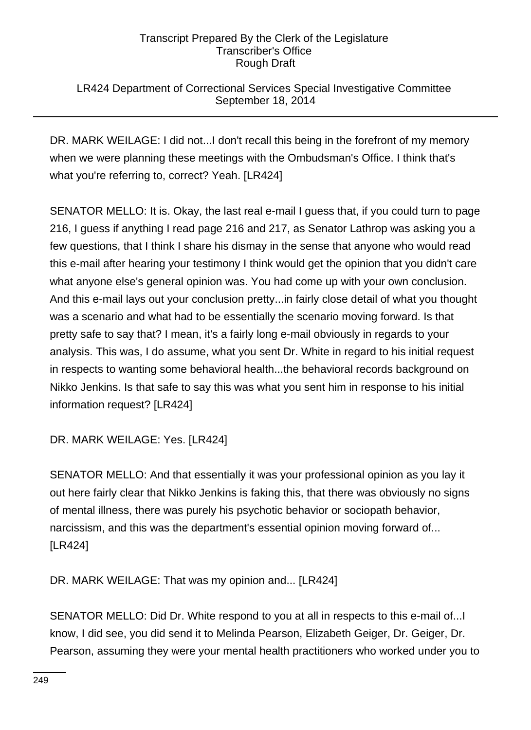DR. MARK WEILAGE: I did not...I don't recall this being in the forefront of my memory when we were planning these meetings with the Ombudsman's Office. I think that's what you're referring to, correct? Yeah. [LR424]

SENATOR MELLO: It is. Okay, the last real e-mail I guess that, if you could turn to page 216, I guess if anything I read page 216 and 217, as Senator Lathrop was asking you a few questions, that I think I share his dismay in the sense that anyone who would read this e-mail after hearing your testimony I think would get the opinion that you didn't care what anyone else's general opinion was. You had come up with your own conclusion. And this e-mail lays out your conclusion pretty...in fairly close detail of what you thought was a scenario and what had to be essentially the scenario moving forward. Is that pretty safe to say that? I mean, it's a fairly long e-mail obviously in regards to your analysis. This was, I do assume, what you sent Dr. White in regard to his initial request in respects to wanting some behavioral health...the behavioral records background on Nikko Jenkins. Is that safe to say this was what you sent him in response to his initial information request? [LR424]

DR. MARK WEILAGE: Yes. [LR424]

SENATOR MELLO: And that essentially it was your professional opinion as you lay it out here fairly clear that Nikko Jenkins is faking this, that there was obviously no signs of mental illness, there was purely his psychotic behavior or sociopath behavior, narcissism, and this was the department's essential opinion moving forward of... [LR424]

DR. MARK WEILAGE: That was my opinion and... [LR424]

SENATOR MELLO: Did Dr. White respond to you at all in respects to this e-mail of...I know, I did see, you did send it to Melinda Pearson, Elizabeth Geiger, Dr. Geiger, Dr. Pearson, assuming they were your mental health practitioners who worked under you to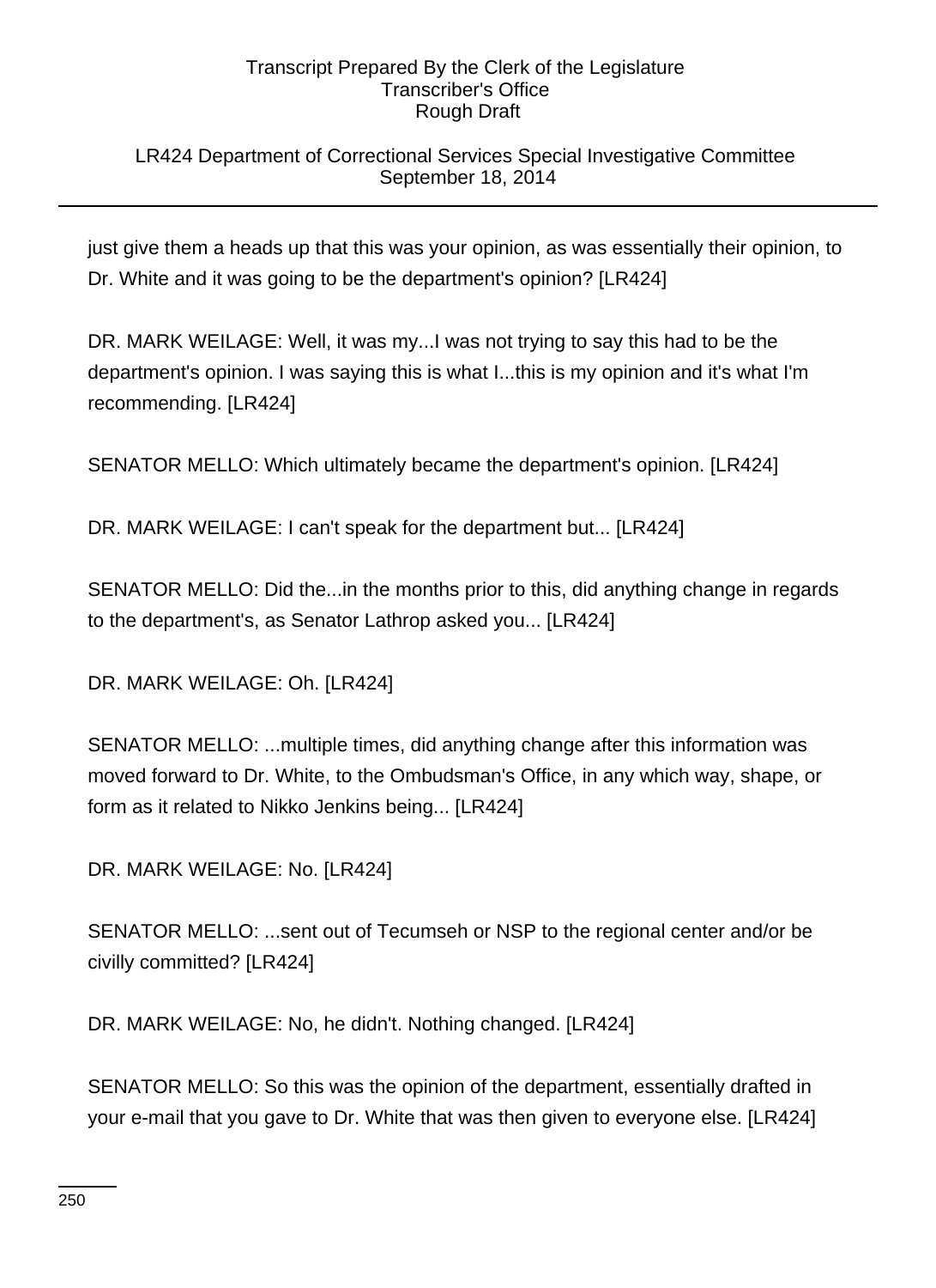just give them a heads up that this was your opinion, as was essentially their opinion, to Dr. White and it was going to be the department's opinion? [LR424]

DR. MARK WEILAGE: Well, it was my...I was not trying to say this had to be the department's opinion. I was saying this is what I...this is my opinion and it's what I'm recommending. [LR424]

SENATOR MELLO: Which ultimately became the department's opinion. [LR424]

DR. MARK WEILAGE: I can't speak for the department but... [LR424]

SENATOR MELLO: Did the...in the months prior to this, did anything change in regards to the department's, as Senator Lathrop asked you... [LR424]

DR. MARK WEILAGE: Oh. [LR424]

SENATOR MELLO: ...multiple times, did anything change after this information was moved forward to Dr. White, to the Ombudsman's Office, in any which way, shape, or form as it related to Nikko Jenkins being... [LR424]

DR. MARK WEILAGE: No. [LR424]

SENATOR MELLO: ...sent out of Tecumseh or NSP to the regional center and/or be civilly committed? [LR424]

DR. MARK WEILAGE: No, he didn't. Nothing changed. [LR424]

SENATOR MELLO: So this was the opinion of the department, essentially drafted in your e-mail that you gave to Dr. White that was then given to everyone else. [LR424]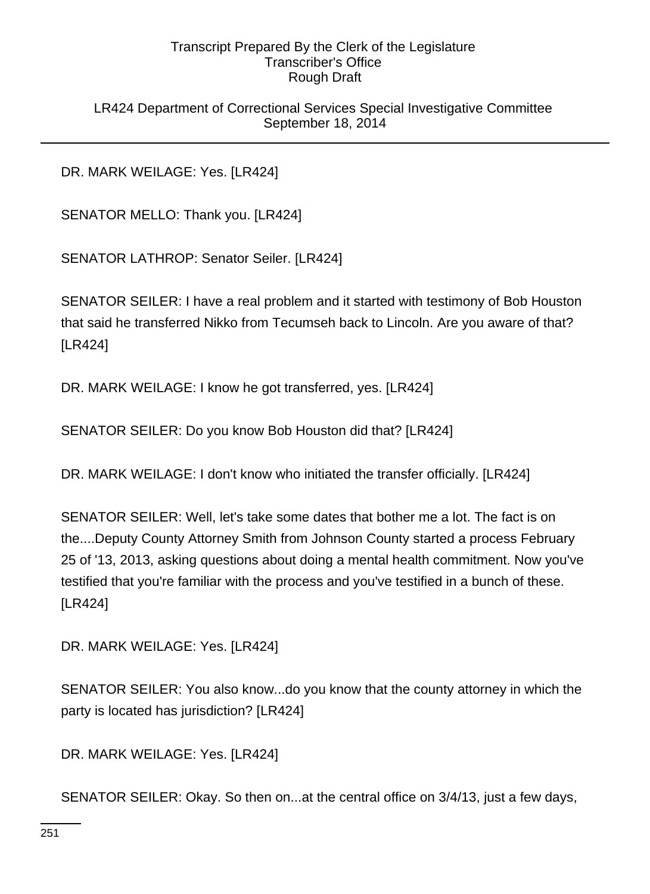DR. MARK WEILAGE: Yes. [LR424]

SENATOR MELLO: Thank you. [LR424]

SENATOR LATHROP: Senator Seiler. [LR424]

SENATOR SEILER: I have a real problem and it started with testimony of Bob Houston that said he transferred Nikko from Tecumseh back to Lincoln. Are you aware of that? [LR424]

DR. MARK WEILAGE: I know he got transferred, yes. [LR424]

SENATOR SEILER: Do you know Bob Houston did that? [LR424]

DR. MARK WEILAGE: I don't know who initiated the transfer officially. [LR424]

SENATOR SEILER: Well, let's take some dates that bother me a lot. The fact is on the....Deputy County Attorney Smith from Johnson County started a process February 25 of '13, 2013, asking questions about doing a mental health commitment. Now you've testified that you're familiar with the process and you've testified in a bunch of these. [LR424]

DR. MARK WEILAGE: Yes. [LR424]

SENATOR SEILER: You also know...do you know that the county attorney in which the party is located has jurisdiction? [LR424]

DR. MARK WEILAGE: Yes. [LR424]

SENATOR SEILER: Okay. So then on...at the central office on 3/4/13, just a few days,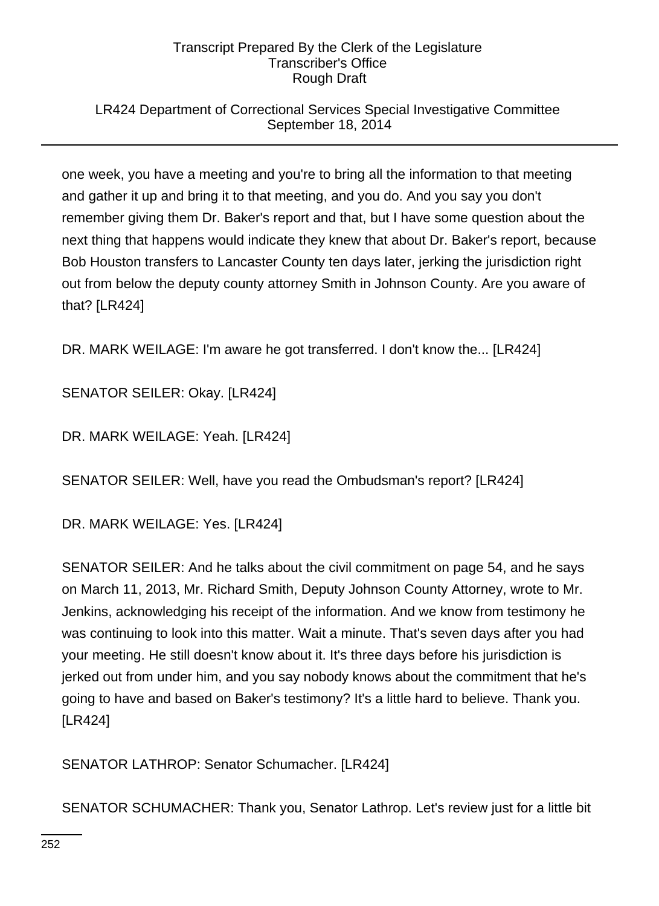one week, you have a meeting and you're to bring all the information to that meeting and gather it up and bring it to that meeting, and you do. And you say you don't remember giving them Dr. Baker's report and that, but I have some question about the next thing that happens would indicate they knew that about Dr. Baker's report, because Bob Houston transfers to Lancaster County ten days later, jerking the jurisdiction right out from below the deputy county attorney Smith in Johnson County. Are you aware of that? [LR424]

DR. MARK WEILAGE: I'm aware he got transferred. I don't know the... [LR424]

SENATOR SEILER: Okay. [LR424]

DR. MARK WEILAGE: Yeah. [LR424]

SENATOR SEILER: Well, have you read the Ombudsman's report? [LR424]

DR. MARK WEILAGE: Yes. [LR424]

SENATOR SEILER: And he talks about the civil commitment on page 54, and he says on March 11, 2013, Mr. Richard Smith, Deputy Johnson County Attorney, wrote to Mr. Jenkins, acknowledging his receipt of the information. And we know from testimony he was continuing to look into this matter. Wait a minute. That's seven days after you had your meeting. He still doesn't know about it. It's three days before his jurisdiction is jerked out from under him, and you say nobody knows about the commitment that he's going to have and based on Baker's testimony? It's a little hard to believe. Thank you. [LR424]

SENATOR LATHROP: Senator Schumacher. [LR424]

SENATOR SCHUMACHER: Thank you, Senator Lathrop. Let's review just for a little bit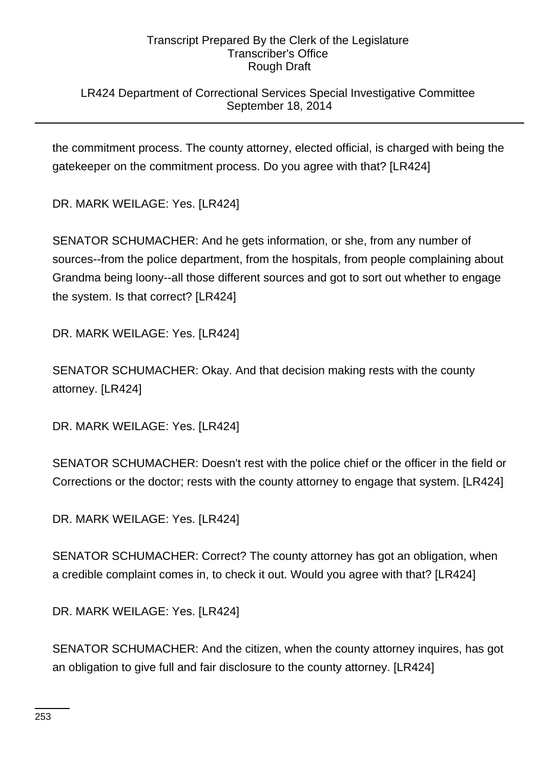the commitment process. The county attorney, elected official, is charged with being the gatekeeper on the commitment process. Do you agree with that? [LR424]

DR. MARK WEILAGE: Yes. [LR424]

SENATOR SCHUMACHER: And he gets information, or she, from any number of sources--from the police department, from the hospitals, from people complaining about Grandma being loony--all those different sources and got to sort out whether to engage the system. Is that correct? [LR424]

DR. MARK WEILAGE: Yes. [LR424]

SENATOR SCHUMACHER: Okay. And that decision making rests with the county attorney. [LR424]

DR. MARK WEILAGE: Yes. [LR424]

SENATOR SCHUMACHER: Doesn't rest with the police chief or the officer in the field or Corrections or the doctor; rests with the county attorney to engage that system. [LR424]

DR. MARK WEILAGE: Yes. [LR424]

SENATOR SCHUMACHER: Correct? The county attorney has got an obligation, when a credible complaint comes in, to check it out. Would you agree with that? [LR424]

DR. MARK WEILAGE: Yes. [LR424]

SENATOR SCHUMACHER: And the citizen, when the county attorney inquires, has got an obligation to give full and fair disclosure to the county attorney. [LR424]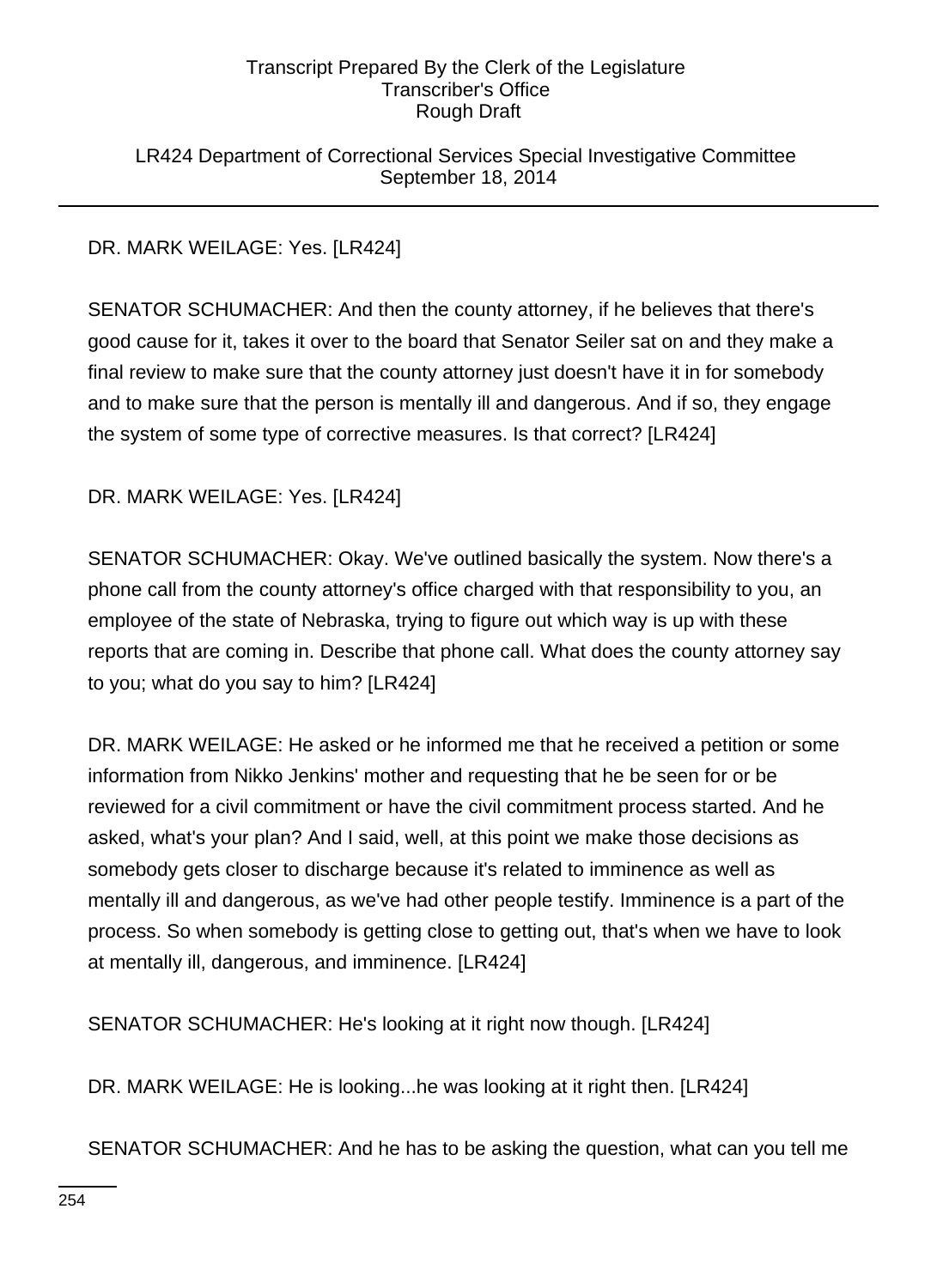DR. MARK WEILAGE: Yes. [LR424]

SENATOR SCHUMACHER: And then the county attorney, if he believes that there's good cause for it, takes it over to the board that Senator Seiler sat on and they make a final review to make sure that the county attorney just doesn't have it in for somebody and to make sure that the person is mentally ill and dangerous. And if so, they engage the system of some type of corrective measures. Is that correct? [LR424]

DR. MARK WEILAGE: Yes. [LR424]

SENATOR SCHUMACHER: Okay. We've outlined basically the system. Now there's a phone call from the county attorney's office charged with that responsibility to you, an employee of the state of Nebraska, trying to figure out which way is up with these reports that are coming in. Describe that phone call. What does the county attorney say to you; what do you say to him? [LR424]

DR. MARK WEILAGE: He asked or he informed me that he received a petition or some information from Nikko Jenkins' mother and requesting that he be seen for or be reviewed for a civil commitment or have the civil commitment process started. And he asked, what's your plan? And I said, well, at this point we make those decisions as somebody gets closer to discharge because it's related to imminence as well as mentally ill and dangerous, as we've had other people testify. Imminence is a part of the process. So when somebody is getting close to getting out, that's when we have to look at mentally ill, dangerous, and imminence. [LR424]

SENATOR SCHUMACHER: He's looking at it right now though. [LR424]

DR. MARK WEILAGE: He is looking...he was looking at it right then. [LR424]

SENATOR SCHUMACHER: And he has to be asking the question, what can you tell me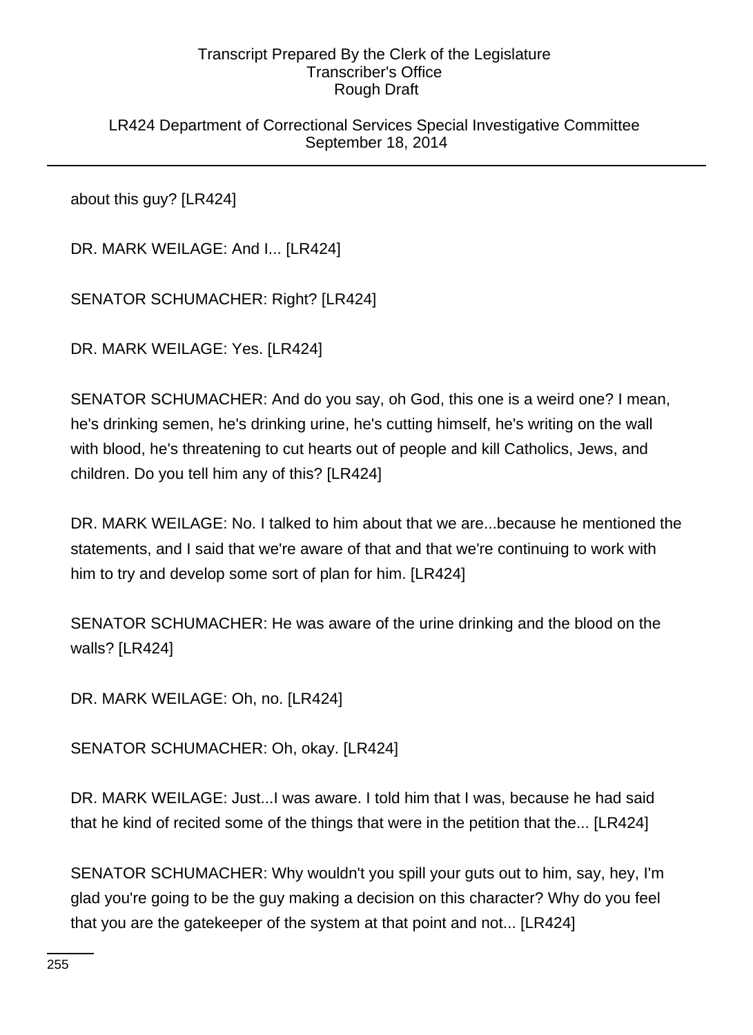about this guy? [LR424]

DR. MARK WEILAGE: And I... [LR424]

SENATOR SCHUMACHER: Right? [LR424]

DR. MARK WEILAGE: Yes. [LR424]

SENATOR SCHUMACHER: And do you say, oh God, this one is a weird one? I mean, he's drinking semen, he's drinking urine, he's cutting himself, he's writing on the wall with blood, he's threatening to cut hearts out of people and kill Catholics, Jews, and children. Do you tell him any of this? [LR424]

DR. MARK WEILAGE: No. I talked to him about that we are...because he mentioned the statements, and I said that we're aware of that and that we're continuing to work with him to try and develop some sort of plan for him. [LR424]

SENATOR SCHUMACHER: He was aware of the urine drinking and the blood on the walls? [LR424]

DR. MARK WEILAGE: Oh, no. [LR424]

SENATOR SCHUMACHER: Oh, okay. [LR424]

DR. MARK WEILAGE: Just...I was aware. I told him that I was, because he had said that he kind of recited some of the things that were in the petition that the... [LR424]

SENATOR SCHUMACHER: Why wouldn't you spill your guts out to him, say, hey, I'm glad you're going to be the guy making a decision on this character? Why do you feel that you are the gatekeeper of the system at that point and not... [LR424]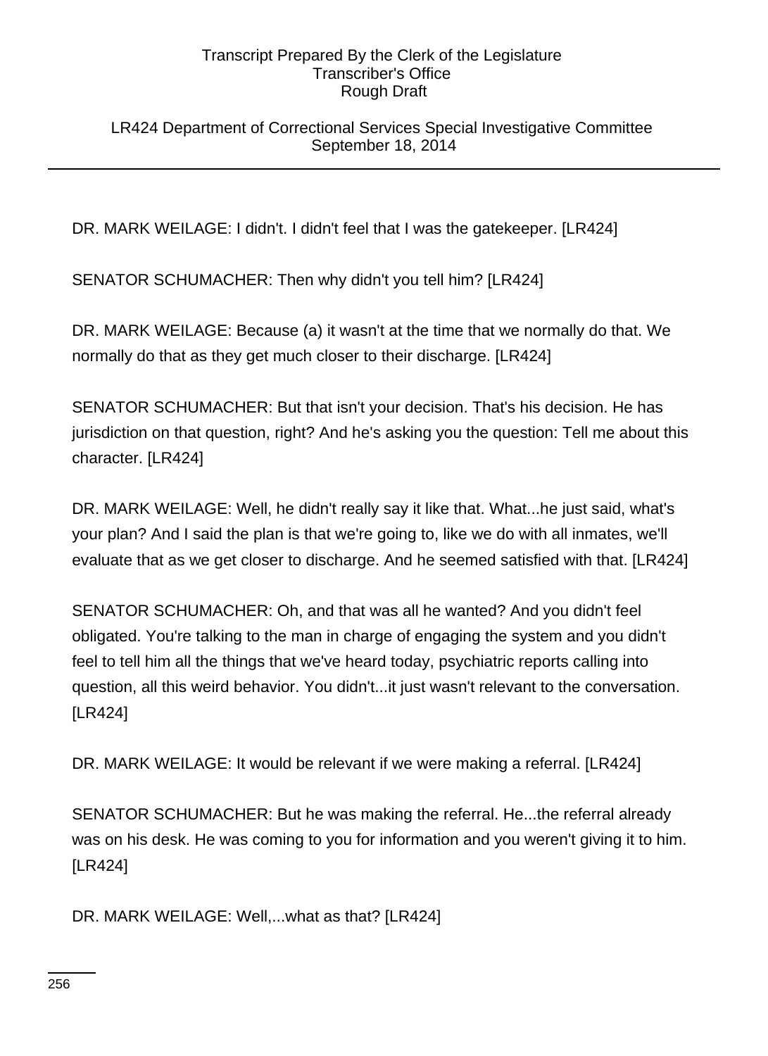DR. MARK WEILAGE: I didn't. I didn't feel that I was the gatekeeper. [LR424]

SENATOR SCHUMACHER: Then why didn't you tell him? [LR424]

DR. MARK WEILAGE: Because (a) it wasn't at the time that we normally do that. We normally do that as they get much closer to their discharge. [LR424]

SENATOR SCHUMACHER: But that isn't your decision. That's his decision. He has jurisdiction on that question, right? And he's asking you the question: Tell me about this character. [LR424]

DR. MARK WEILAGE: Well, he didn't really say it like that. What...he just said, what's your plan? And I said the plan is that we're going to, like we do with all inmates, we'll evaluate that as we get closer to discharge. And he seemed satisfied with that. [LR424]

SENATOR SCHUMACHER: Oh, and that was all he wanted? And you didn't feel obligated. You're talking to the man in charge of engaging the system and you didn't feel to tell him all the things that we've heard today, psychiatric reports calling into question, all this weird behavior. You didn't...it just wasn't relevant to the conversation. [LR424]

DR. MARK WEILAGE: It would be relevant if we were making a referral. [LR424]

SENATOR SCHUMACHER: But he was making the referral. He...the referral already was on his desk. He was coming to you for information and you weren't giving it to him. [LR424]

DR. MARK WEILAGE: Well,...what as that? [LR424]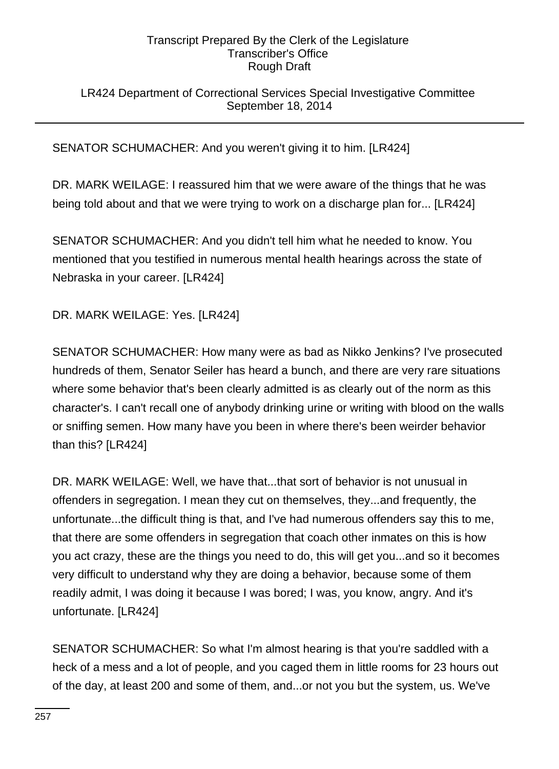SENATOR SCHUMACHER: And you weren't giving it to him. [LR424]

DR. MARK WEILAGE: I reassured him that we were aware of the things that he was being told about and that we were trying to work on a discharge plan for... [LR424]

SENATOR SCHUMACHER: And you didn't tell him what he needed to know. You mentioned that you testified in numerous mental health hearings across the state of Nebraska in your career. [LR424]

DR. MARK WEILAGE: Yes. [LR424]

SENATOR SCHUMACHER: How many were as bad as Nikko Jenkins? I've prosecuted hundreds of them, Senator Seiler has heard a bunch, and there are very rare situations where some behavior that's been clearly admitted is as clearly out of the norm as this character's. I can't recall one of anybody drinking urine or writing with blood on the walls or sniffing semen. How many have you been in where there's been weirder behavior than this? [LR424]

DR. MARK WEILAGE: Well, we have that...that sort of behavior is not unusual in offenders in segregation. I mean they cut on themselves, they...and frequently, the unfortunate...the difficult thing is that, and I've had numerous offenders say this to me, that there are some offenders in segregation that coach other inmates on this is how you act crazy, these are the things you need to do, this will get you...and so it becomes very difficult to understand why they are doing a behavior, because some of them readily admit, I was doing it because I was bored; I was, you know, angry. And it's unfortunate. [LR424]

SENATOR SCHUMACHER: So what I'm almost hearing is that you're saddled with a heck of a mess and a lot of people, and you caged them in little rooms for 23 hours out of the day, at least 200 and some of them, and...or not you but the system, us. We've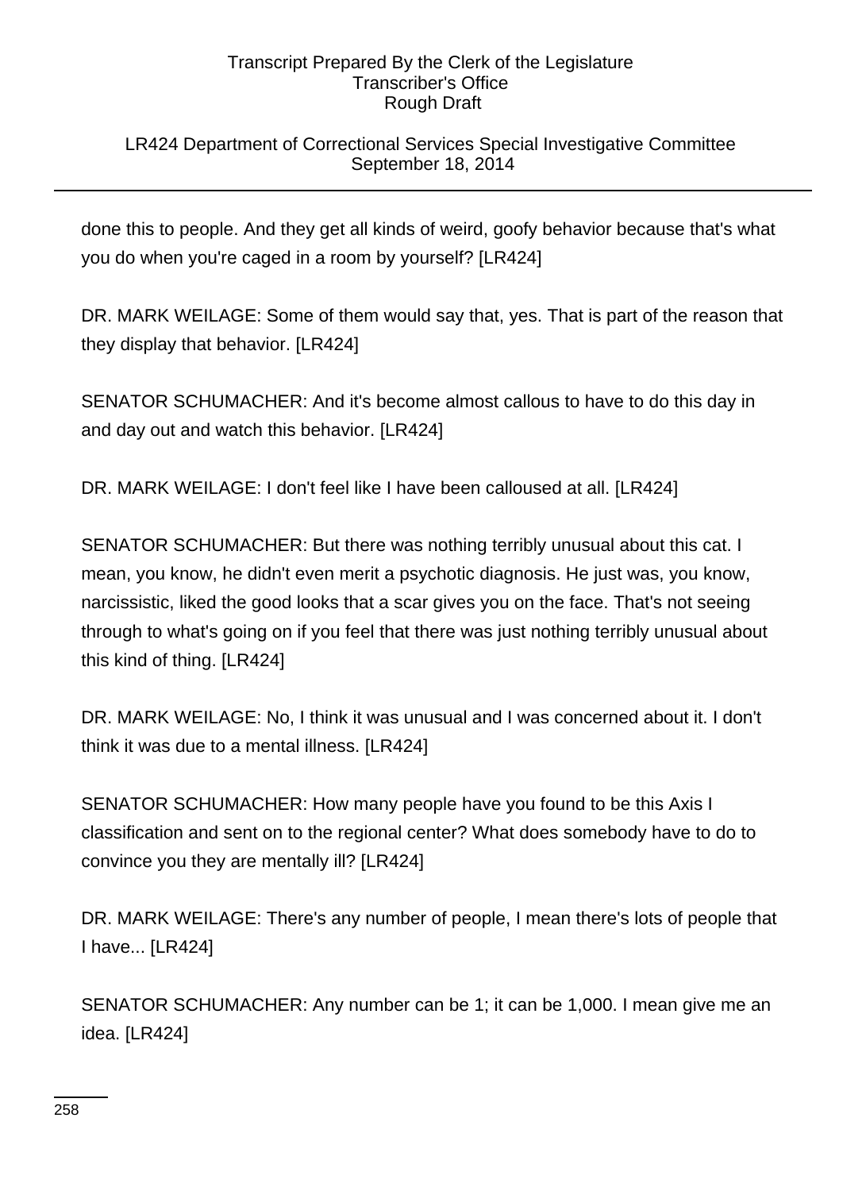done this to people. And they get all kinds of weird, goofy behavior because that's what you do when you're caged in a room by yourself? [LR424]

DR. MARK WEILAGE: Some of them would say that, yes. That is part of the reason that they display that behavior. [LR424]

SENATOR SCHUMACHER: And it's become almost callous to have to do this day in and day out and watch this behavior. [LR424]

DR. MARK WEILAGE: I don't feel like I have been calloused at all. [LR424]

SENATOR SCHUMACHER: But there was nothing terribly unusual about this cat. I mean, you know, he didn't even merit a psychotic diagnosis. He just was, you know, narcissistic, liked the good looks that a scar gives you on the face. That's not seeing through to what's going on if you feel that there was just nothing terribly unusual about this kind of thing. [LR424]

DR. MARK WEILAGE: No, I think it was unusual and I was concerned about it. I don't think it was due to a mental illness. [LR424]

SENATOR SCHUMACHER: How many people have you found to be this Axis I classification and sent on to the regional center? What does somebody have to do to convince you they are mentally ill? [LR424]

DR. MARK WEILAGE: There's any number of people, I mean there's lots of people that I have... [LR424]

SENATOR SCHUMACHER: Any number can be 1; it can be 1,000. I mean give me an idea. [LR424]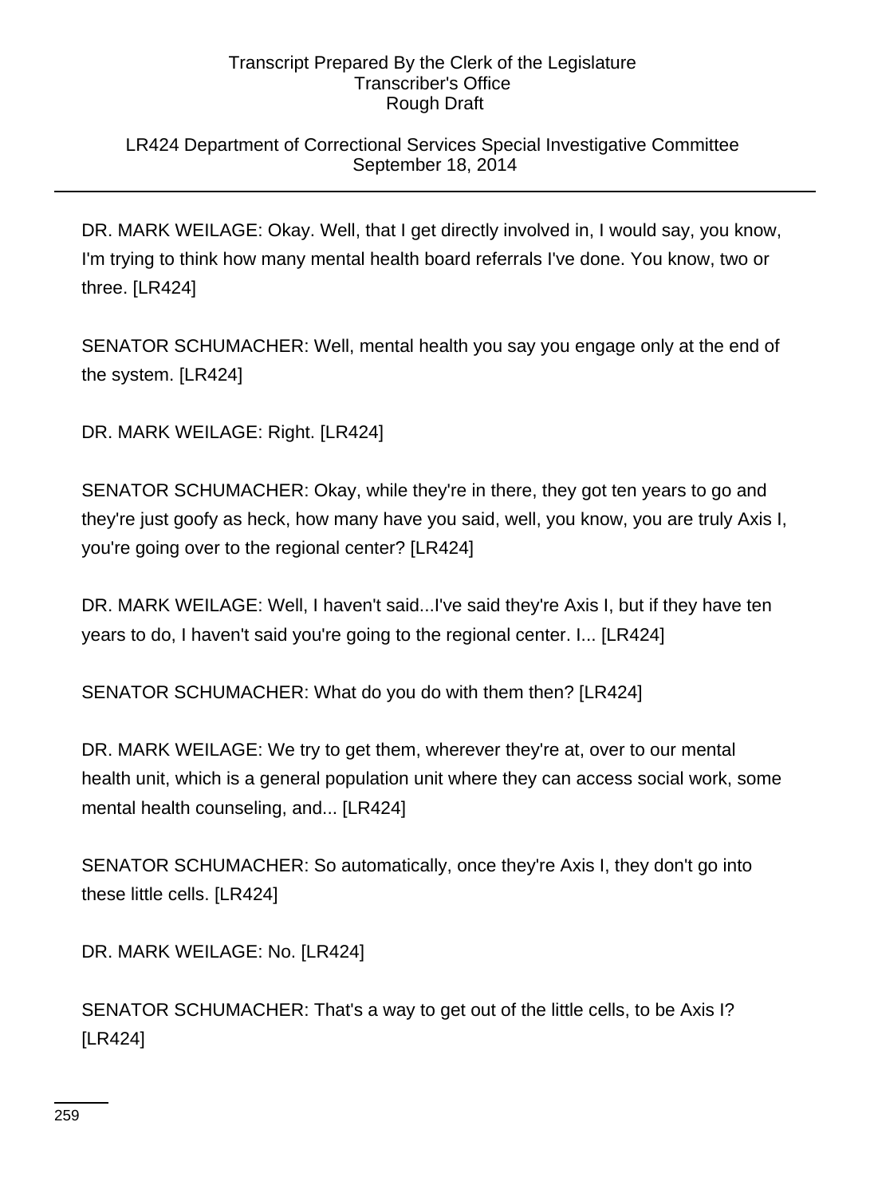DR. MARK WEILAGE: Okay. Well, that I get directly involved in, I would say, you know, I'm trying to think how many mental health board referrals I've done. You know, two or three. [LR424]

SENATOR SCHUMACHER: Well, mental health you say you engage only at the end of the system. [LR424]

DR. MARK WEILAGE: Right. [LR424]

SENATOR SCHUMACHER: Okay, while they're in there, they got ten years to go and they're just goofy as heck, how many have you said, well, you know, you are truly Axis I, you're going over to the regional center? [LR424]

DR. MARK WEILAGE: Well, I haven't said...I've said they're Axis I, but if they have ten years to do, I haven't said you're going to the regional center. I... [LR424]

SENATOR SCHUMACHER: What do you do with them then? [LR424]

DR. MARK WEILAGE: We try to get them, wherever they're at, over to our mental health unit, which is a general population unit where they can access social work, some mental health counseling, and... [LR424]

SENATOR SCHUMACHER: So automatically, once they're Axis I, they don't go into these little cells. [LR424]

DR. MARK WEILAGE: No. [LR424]

SENATOR SCHUMACHER: That's a way to get out of the little cells, to be Axis I? [LR424]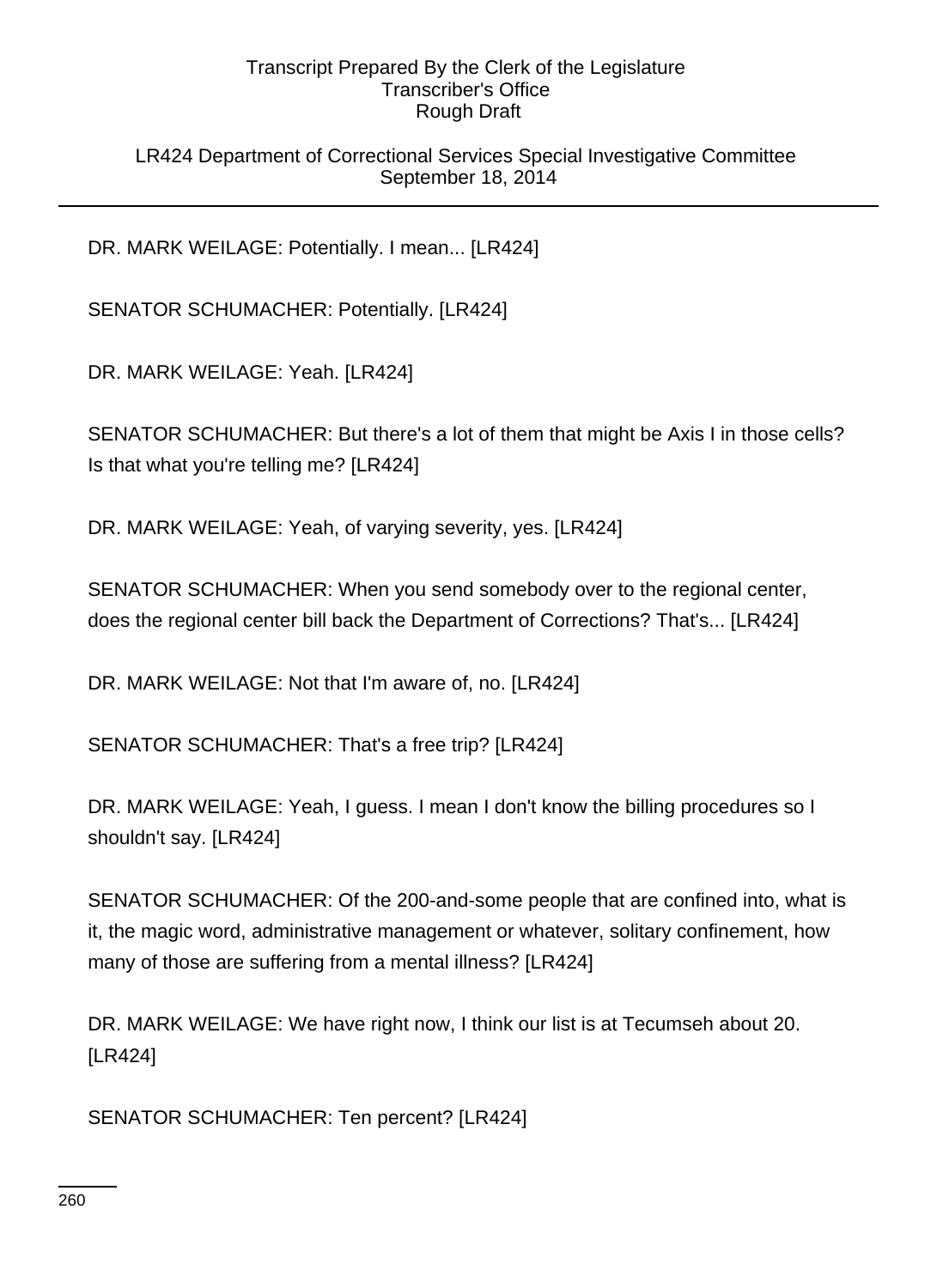DR. MARK WEILAGE: Potentially. I mean... [LR424]

SENATOR SCHUMACHER: Potentially. [LR424]

DR. MARK WEILAGE: Yeah. [LR424]

SENATOR SCHUMACHER: But there's a lot of them that might be Axis I in those cells? Is that what you're telling me? [LR424]

DR. MARK WEILAGE: Yeah, of varying severity, yes. [LR424]

SENATOR SCHUMACHER: When you send somebody over to the regional center, does the regional center bill back the Department of Corrections? That's... [LR424]

DR. MARK WEILAGE: Not that I'm aware of, no. [LR424]

SENATOR SCHUMACHER: That's a free trip? [LR424]

DR. MARK WEILAGE: Yeah, I guess. I mean I don't know the billing procedures so I shouldn't say. [LR424]

SENATOR SCHUMACHER: Of the 200-and-some people that are confined into, what is it, the magic word, administrative management or whatever, solitary confinement, how many of those are suffering from a mental illness? [LR424]

DR. MARK WEILAGE: We have right now, I think our list is at Tecumseh about 20. [LR424]

SENATOR SCHUMACHER: Ten percent? [LR424]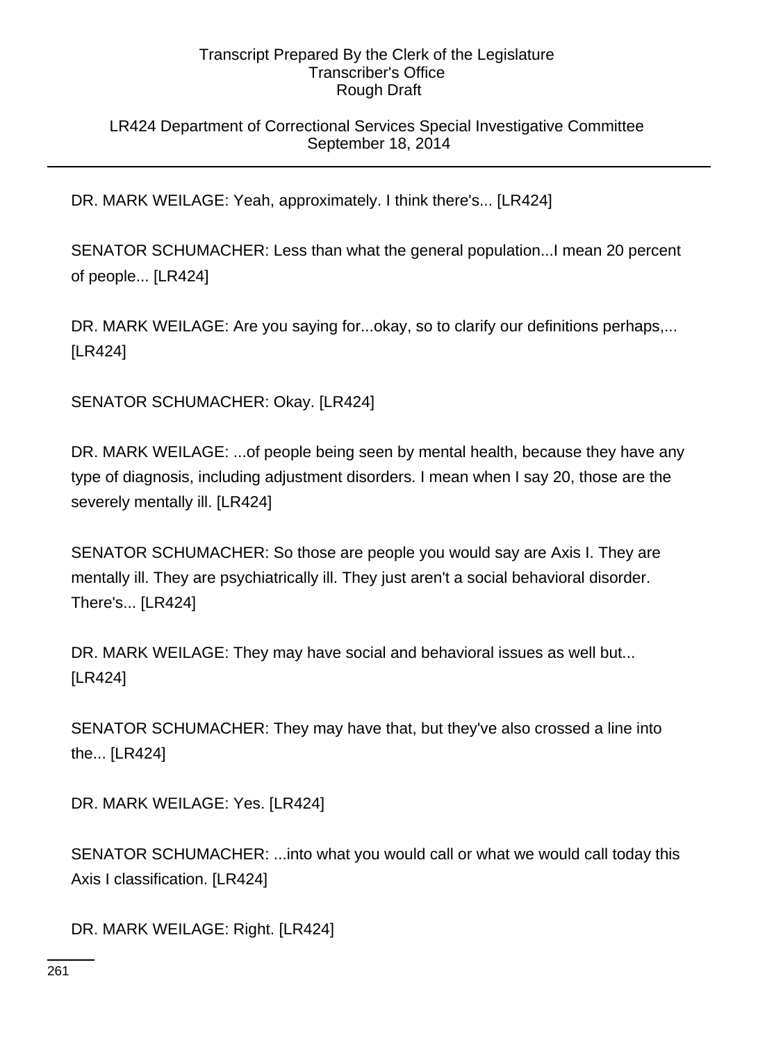DR. MARK WEILAGE: Yeah, approximately. I think there's... [LR424]

SENATOR SCHUMACHER: Less than what the general population...I mean 20 percent of people... [LR424]

DR. MARK WEILAGE: Are you saying for...okay, so to clarify our definitions perhaps,... [LR424]

SENATOR SCHUMACHER: Okay. [LR424]

DR. MARK WEILAGE: ...of people being seen by mental health, because they have any type of diagnosis, including adjustment disorders. I mean when I say 20, those are the severely mentally ill. [LR424]

SENATOR SCHUMACHER: So those are people you would say are Axis I. They are mentally ill. They are psychiatrically ill. They just aren't a social behavioral disorder. There's... [LR424]

DR. MARK WEILAGE: They may have social and behavioral issues as well but... [LR424]

SENATOR SCHUMACHER: They may have that, but they've also crossed a line into the... [LR424]

DR. MARK WEILAGE: Yes. [LR424]

SENATOR SCHUMACHER: ...into what you would call or what we would call today this Axis I classification. [LR424]

DR. MARK WEILAGE: Right. [LR424]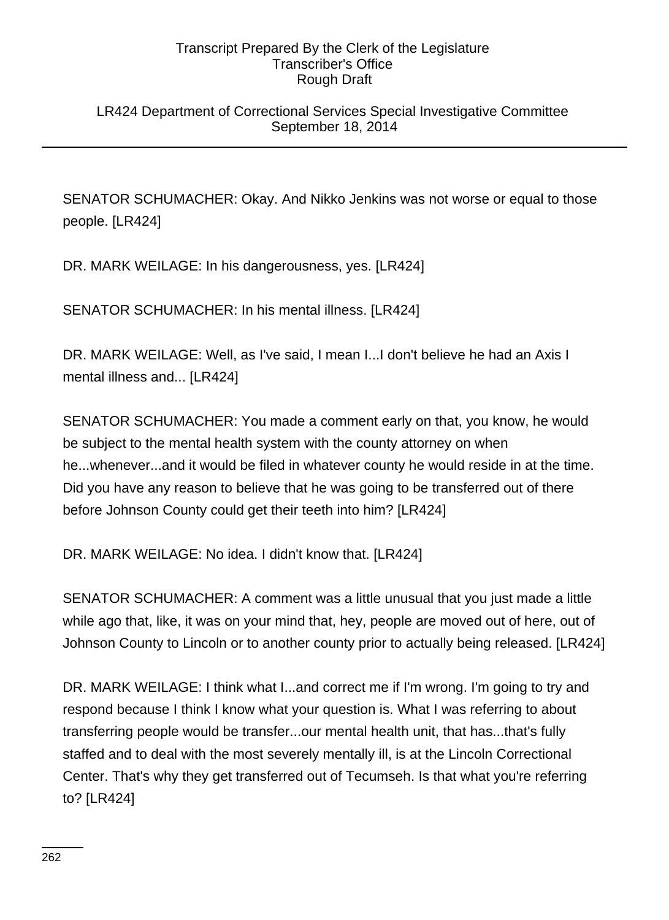SENATOR SCHUMACHER: Okay. And Nikko Jenkins was not worse or equal to those people. [LR424]

DR. MARK WEILAGE: In his dangerousness, yes. [LR424]

SENATOR SCHUMACHER: In his mental illness. [LR424]

DR. MARK WEILAGE: Well, as I've said, I mean I...I don't believe he had an Axis I mental illness and... [LR424]

SENATOR SCHUMACHER: You made a comment early on that, you know, he would be subject to the mental health system with the county attorney on when he...whenever...and it would be filed in whatever county he would reside in at the time. Did you have any reason to believe that he was going to be transferred out of there before Johnson County could get their teeth into him? [LR424]

DR. MARK WEILAGE: No idea. I didn't know that. [LR424]

SENATOR SCHUMACHER: A comment was a little unusual that you just made a little while ago that, like, it was on your mind that, hey, people are moved out of here, out of Johnson County to Lincoln or to another county prior to actually being released. [LR424]

DR. MARK WEILAGE: I think what I...and correct me if I'm wrong. I'm going to try and respond because I think I know what your question is. What I was referring to about transferring people would be transfer...our mental health unit, that has...that's fully staffed and to deal with the most severely mentally ill, is at the Lincoln Correctional Center. That's why they get transferred out of Tecumseh. Is that what you're referring to? [LR424]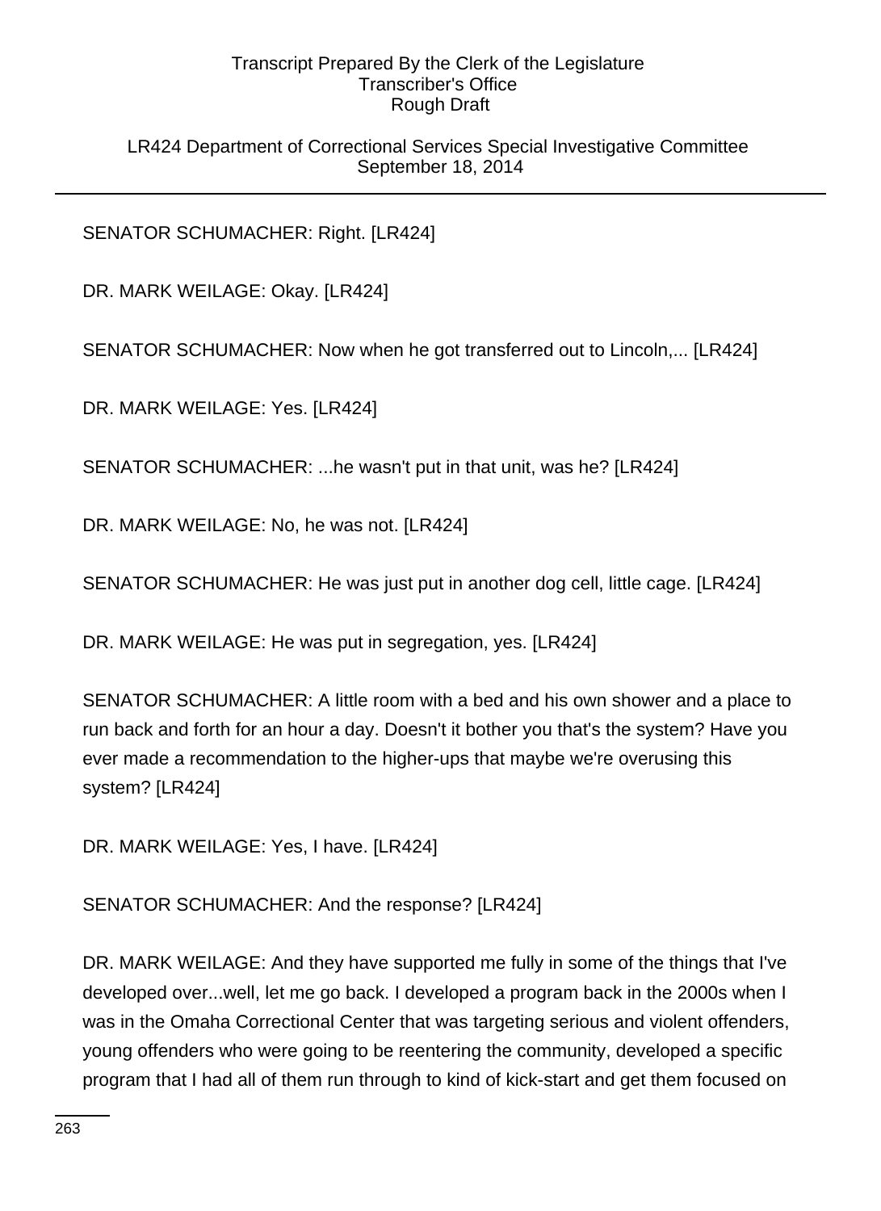SENATOR SCHUMACHER: Right. [LR424]

DR. MARK WEILAGE: Okay. [LR424]

SENATOR SCHUMACHER: Now when he got transferred out to Lincoln,... [LR424]

DR. MARK WEILAGE: Yes. [LR424]

SENATOR SCHUMACHER: ...he wasn't put in that unit, was he? [LR424]

DR. MARK WEILAGE: No, he was not. [LR424]

SENATOR SCHUMACHER: He was just put in another dog cell, little cage. [LR424]

DR. MARK WEILAGE: He was put in segregation, yes. [LR424]

SENATOR SCHUMACHER: A little room with a bed and his own shower and a place to run back and forth for an hour a day. Doesn't it bother you that's the system? Have you ever made a recommendation to the higher-ups that maybe we're overusing this system? [LR424]

DR. MARK WEILAGE: Yes, I have. [LR424]

SENATOR SCHUMACHER: And the response? [LR424]

DR. MARK WEILAGE: And they have supported me fully in some of the things that I've developed over...well, let me go back. I developed a program back in the 2000s when I was in the Omaha Correctional Center that was targeting serious and violent offenders, young offenders who were going to be reentering the community, developed a specific program that I had all of them run through to kind of kick-start and get them focused on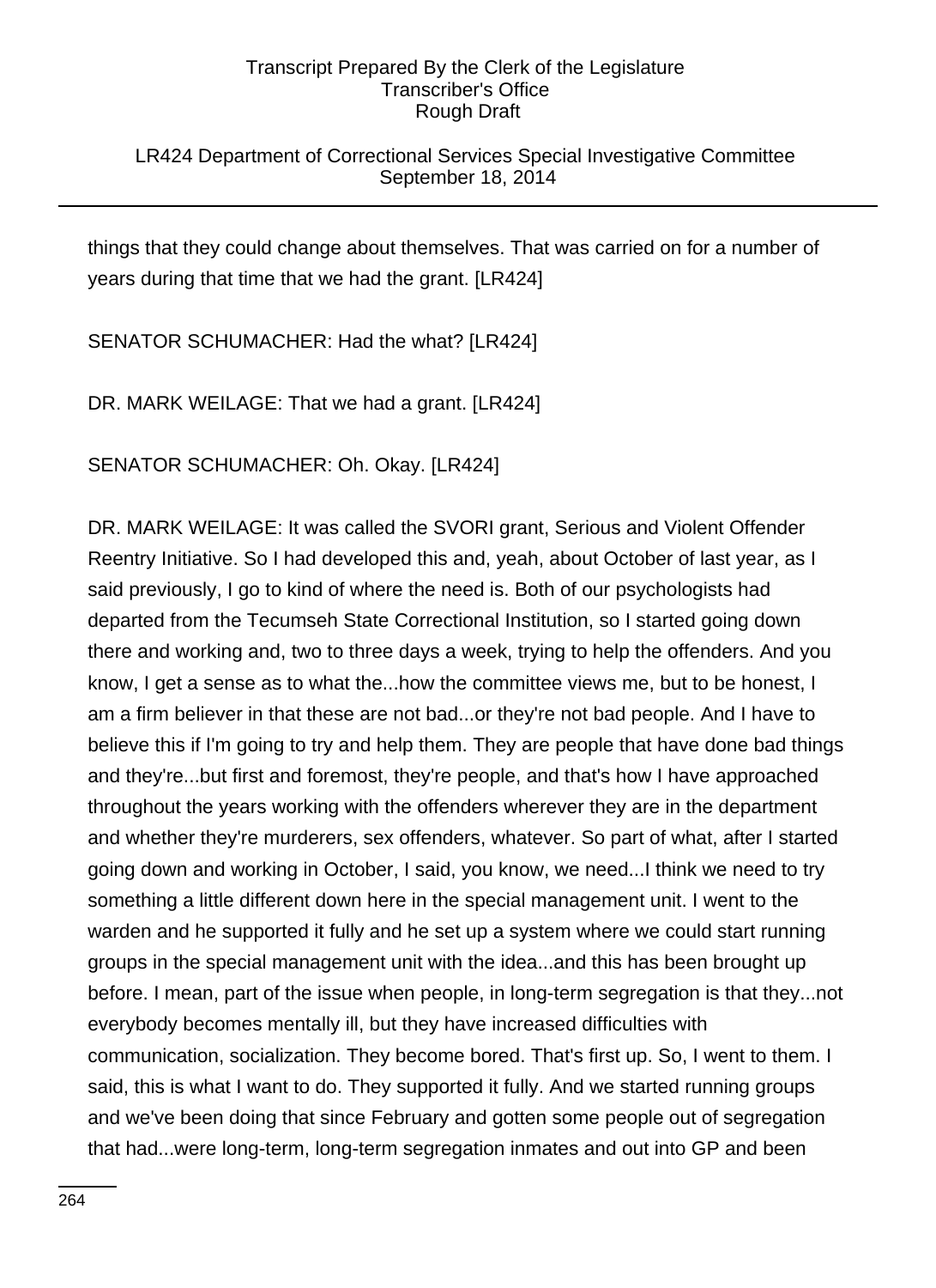things that they could change about themselves. That was carried on for a number of years during that time that we had the grant. [LR424]

SENATOR SCHUMACHER: Had the what? [LR424]

DR. MARK WEILAGE: That we had a grant. [LR424]

SENATOR SCHUMACHER: Oh. Okay. [LR424]

DR. MARK WEILAGE: It was called the SVORI grant, Serious and Violent Offender Reentry Initiative. So I had developed this and, yeah, about October of last year, as I said previously, I go to kind of where the need is. Both of our psychologists had departed from the Tecumseh State Correctional Institution, so I started going down there and working and, two to three days a week, trying to help the offenders. And you know, I get a sense as to what the...how the committee views me, but to be honest, I am a firm believer in that these are not bad...or they're not bad people. And I have to believe this if I'm going to try and help them. They are people that have done bad things and they're...but first and foremost, they're people, and that's how I have approached throughout the years working with the offenders wherever they are in the department and whether they're murderers, sex offenders, whatever. So part of what, after I started going down and working in October, I said, you know, we need...I think we need to try something a little different down here in the special management unit. I went to the warden and he supported it fully and he set up a system where we could start running groups in the special management unit with the idea...and this has been brought up before. I mean, part of the issue when people, in long-term segregation is that they...not everybody becomes mentally ill, but they have increased difficulties with communication, socialization. They become bored. That's first up. So, I went to them. I said, this is what I want to do. They supported it fully. And we started running groups and we've been doing that since February and gotten some people out of segregation that had...were long-term, long-term segregation inmates and out into GP and been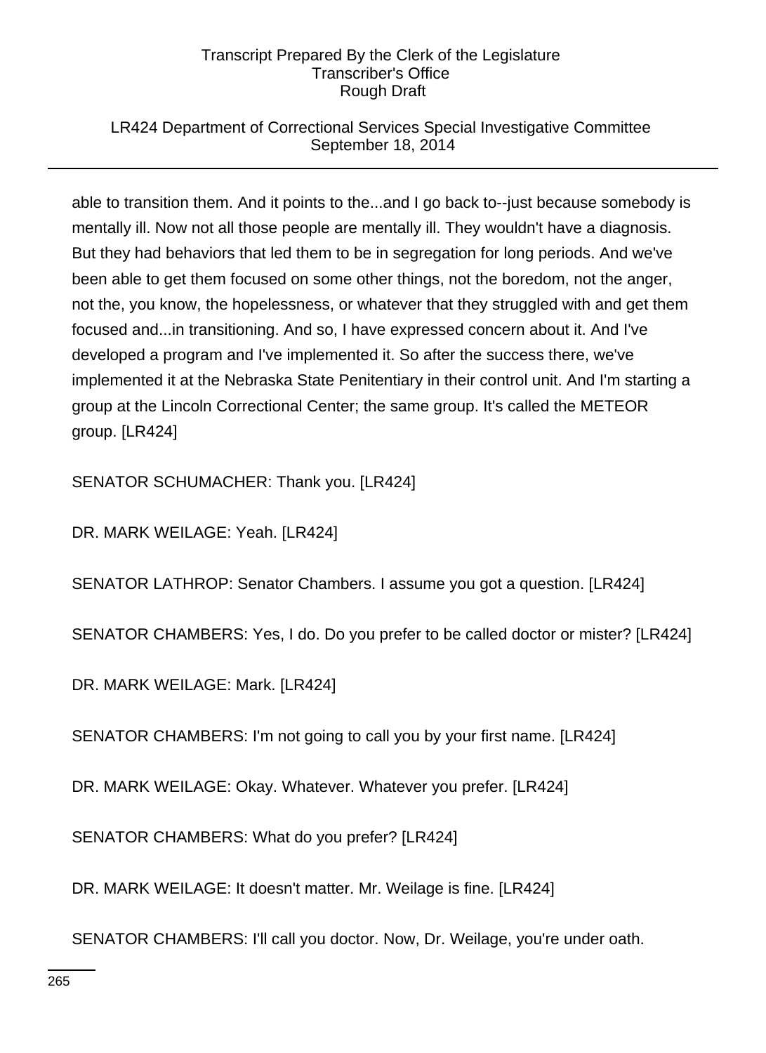able to transition them. And it points to the...and I go back to--just because somebody is mentally ill. Now not all those people are mentally ill. They wouldn't have a diagnosis. But they had behaviors that led them to be in segregation for long periods. And we've been able to get them focused on some other things, not the boredom, not the anger, not the, you know, the hopelessness, or whatever that they struggled with and get them focused and...in transitioning. And so, I have expressed concern about it. And I've developed a program and I've implemented it. So after the success there, we've implemented it at the Nebraska State Penitentiary in their control unit. And I'm starting a group at the Lincoln Correctional Center; the same group. It's called the METEOR group. [LR424]

SENATOR SCHUMACHER: Thank you. [LR424]

DR. MARK WEILAGE: Yeah. [LR424]

SENATOR LATHROP: Senator Chambers. I assume you got a question. [LR424]

SENATOR CHAMBERS: Yes, I do. Do you prefer to be called doctor or mister? [LR424]

DR. MARK WEILAGE: Mark. [LR424]

SENATOR CHAMBERS: I'm not going to call you by your first name. [LR424]

DR. MARK WEILAGE: Okay. Whatever. Whatever you prefer. [LR424]

SENATOR CHAMBERS: What do you prefer? [LR424]

DR. MARK WEILAGE: It doesn't matter. Mr. Weilage is fine. [LR424]

SENATOR CHAMBERS: I'll call you doctor. Now, Dr. Weilage, you're under oath.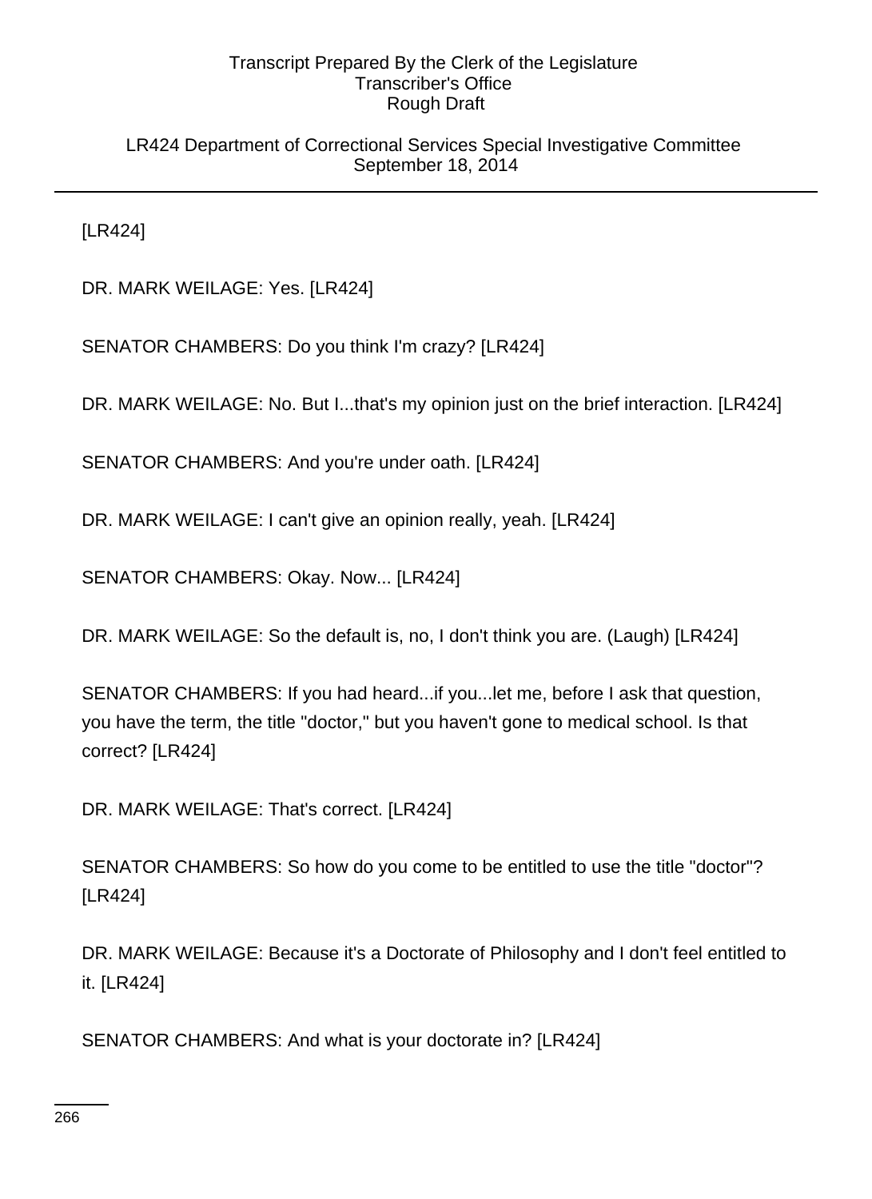[LR424]

DR. MARK WEILAGE: Yes. [LR424]

SENATOR CHAMBERS: Do you think I'm crazy? [LR424]

DR. MARK WEILAGE: No. But I...that's my opinion just on the brief interaction. [LR424]

SENATOR CHAMBERS: And you're under oath. [LR424]

DR. MARK WEILAGE: I can't give an opinion really, yeah. [LR424]

SENATOR CHAMBERS: Okay. Now... [LR424]

DR. MARK WEILAGE: So the default is, no, I don't think you are. (Laugh) [LR424]

SENATOR CHAMBERS: If you had heard...if you...let me, before I ask that question, you have the term, the title "doctor," but you haven't gone to medical school. Is that correct? [LR424]

DR. MARK WEILAGE: That's correct. [LR424]

SENATOR CHAMBERS: So how do you come to be entitled to use the title "doctor"? [LR424]

DR. MARK WEILAGE: Because it's a Doctorate of Philosophy and I don't feel entitled to it. [LR424]

SENATOR CHAMBERS: And what is your doctorate in? [LR424]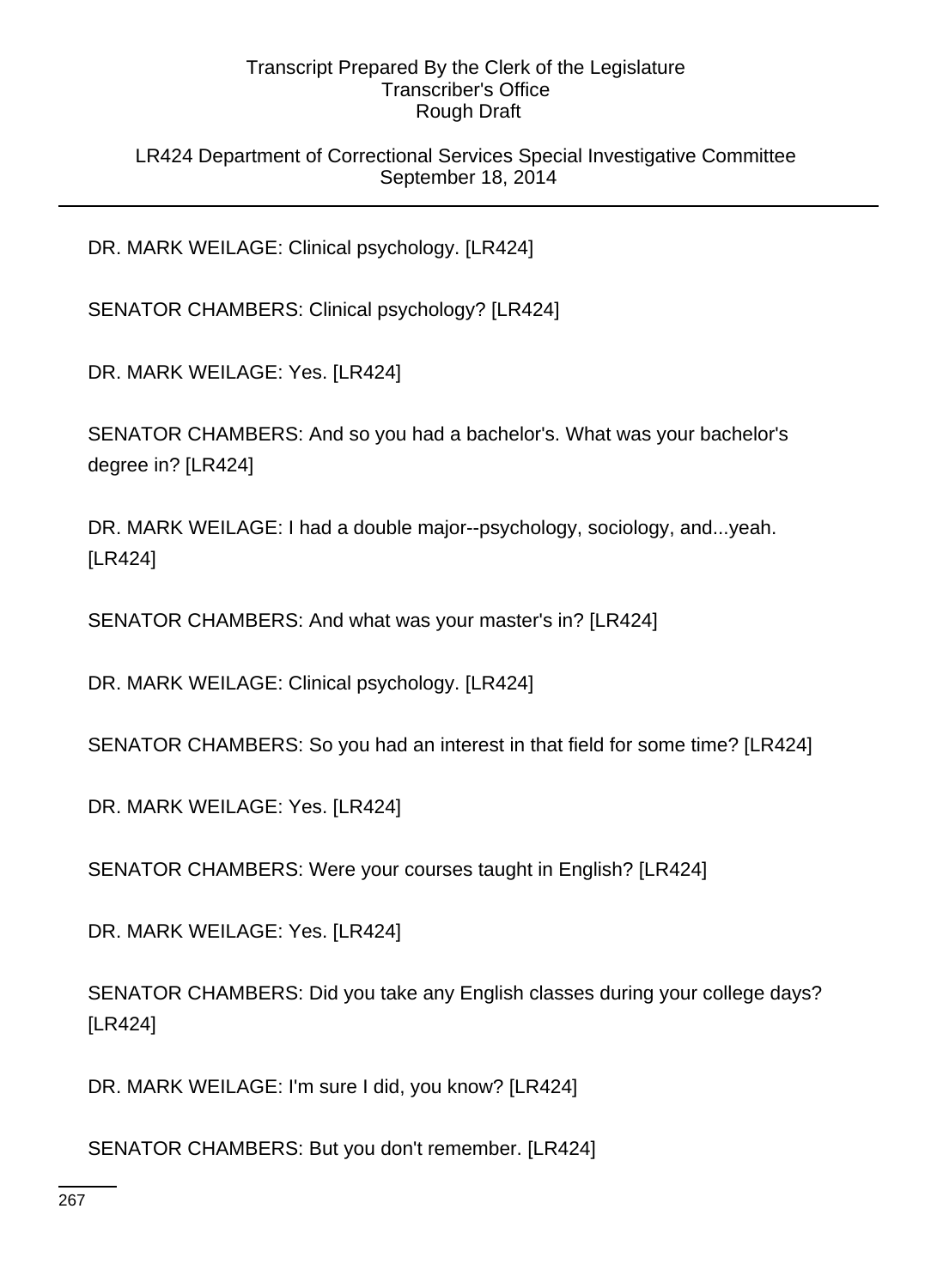DR. MARK WEILAGE: Clinical psychology. [LR424]

SENATOR CHAMBERS: Clinical psychology? [LR424]

DR. MARK WEILAGE: Yes. [LR424]

SENATOR CHAMBERS: And so you had a bachelor's. What was your bachelor's degree in? [LR424]

DR. MARK WEILAGE: I had a double major--psychology, sociology, and...yeah. [LR424]

SENATOR CHAMBERS: And what was your master's in? [LR424]

DR. MARK WEILAGE: Clinical psychology. [LR424]

SENATOR CHAMBERS: So you had an interest in that field for some time? [LR424]

DR. MARK WEILAGE: Yes. [LR424]

SENATOR CHAMBERS: Were your courses taught in English? [LR424]

DR. MARK WEILAGE: Yes. [LR424]

SENATOR CHAMBERS: Did you take any English classes during your college days? [LR424]

DR. MARK WEILAGE: I'm sure I did, you know? [LR424]

SENATOR CHAMBERS: But you don't remember. [LR424]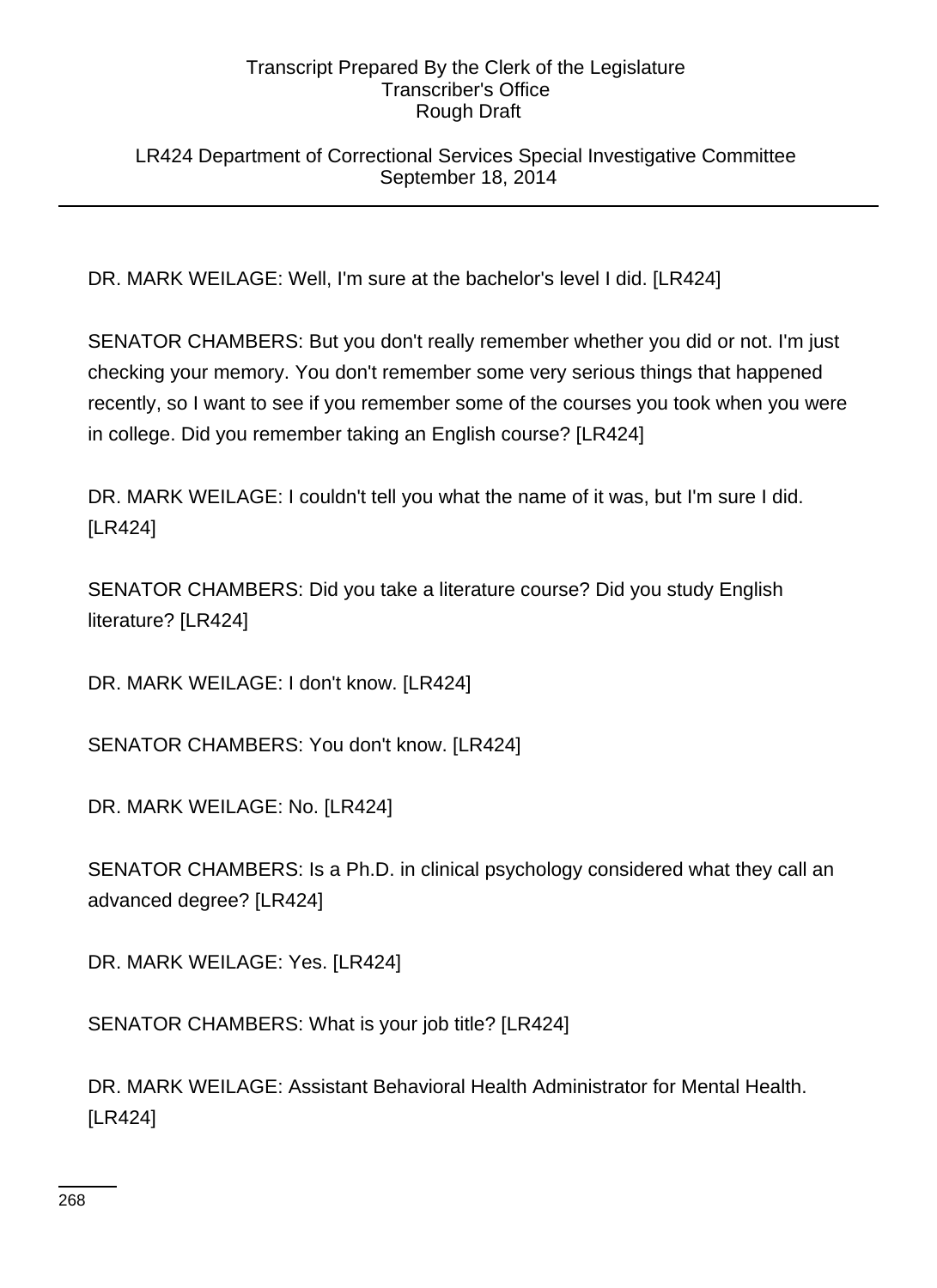DR. MARK WEILAGE: Well, I'm sure at the bachelor's level I did. [LR424]

SENATOR CHAMBERS: But you don't really remember whether you did or not. I'm just checking your memory. You don't remember some very serious things that happened recently, so I want to see if you remember some of the courses you took when you were in college. Did you remember taking an English course? [LR424]

DR. MARK WEILAGE: I couldn't tell you what the name of it was, but I'm sure I did. [LR424]

SENATOR CHAMBERS: Did you take a literature course? Did you study English literature? [LR424]

DR. MARK WEILAGE: I don't know. [LR424]

SENATOR CHAMBERS: You don't know. [LR424]

DR. MARK WEILAGE: No. [LR424]

SENATOR CHAMBERS: Is a Ph.D. in clinical psychology considered what they call an advanced degree? [LR424]

DR. MARK WEILAGE: Yes. [LR424]

SENATOR CHAMBERS: What is your job title? [LR424]

DR. MARK WEILAGE: Assistant Behavioral Health Administrator for Mental Health. [LR424]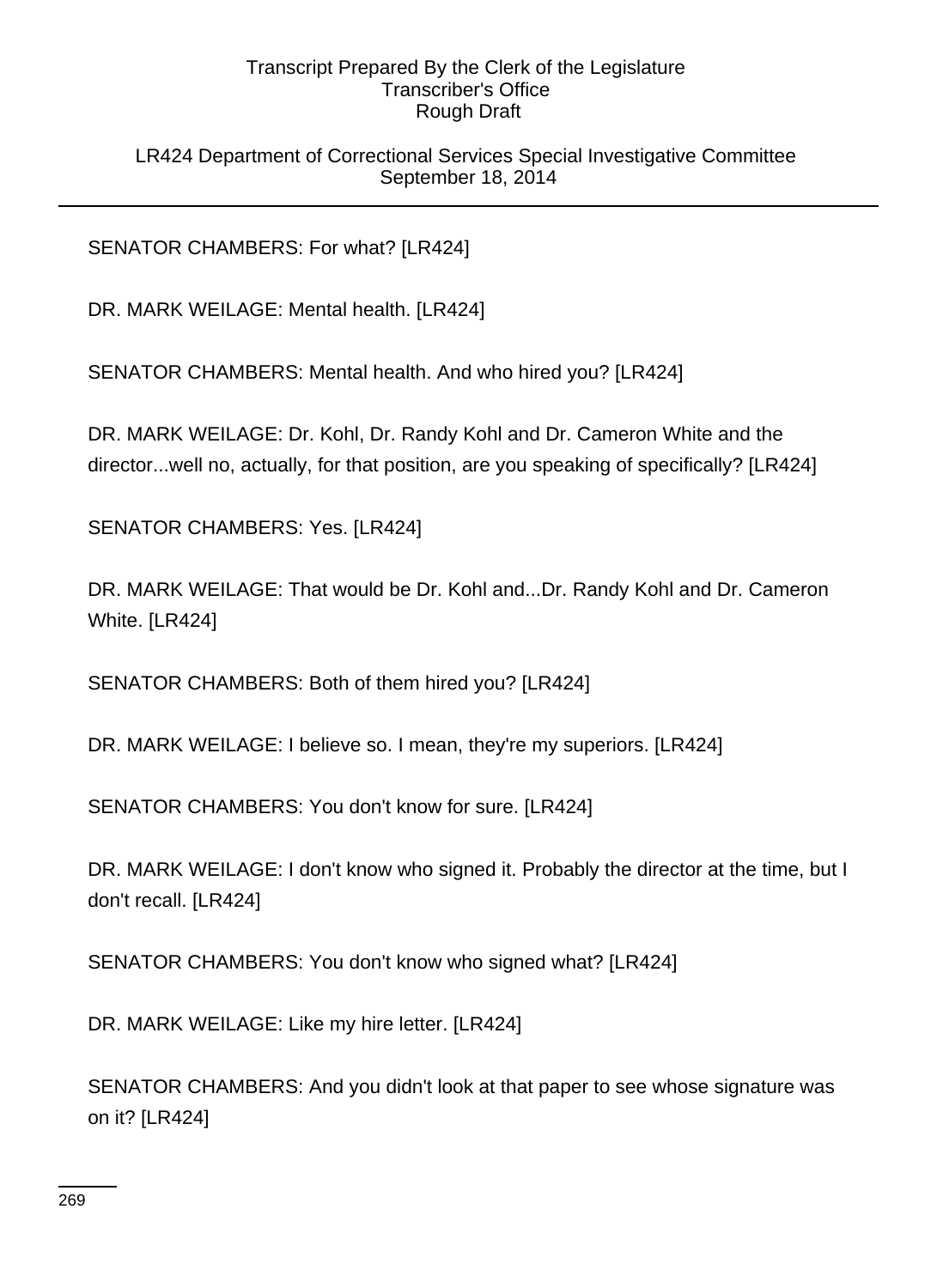SENATOR CHAMBERS: For what? [LR424]

DR. MARK WEILAGE: Mental health. [LR424]

SENATOR CHAMBERS: Mental health. And who hired you? [LR424]

DR. MARK WEILAGE: Dr. Kohl, Dr. Randy Kohl and Dr. Cameron White and the director...well no, actually, for that position, are you speaking of specifically? [LR424]

SENATOR CHAMBERS: Yes. [LR424]

DR. MARK WEILAGE: That would be Dr. Kohl and...Dr. Randy Kohl and Dr. Cameron White. [LR424]

SENATOR CHAMBERS: Both of them hired you? [LR424]

DR. MARK WEILAGE: I believe so. I mean, they're my superiors. [LR424]

SENATOR CHAMBERS: You don't know for sure. [LR424]

DR. MARK WEILAGE: I don't know who signed it. Probably the director at the time, but I don't recall. [LR424]

SENATOR CHAMBERS: You don't know who signed what? [LR424]

DR. MARK WEILAGE: Like my hire letter. [LR424]

SENATOR CHAMBERS: And you didn't look at that paper to see whose signature was on it? [LR424]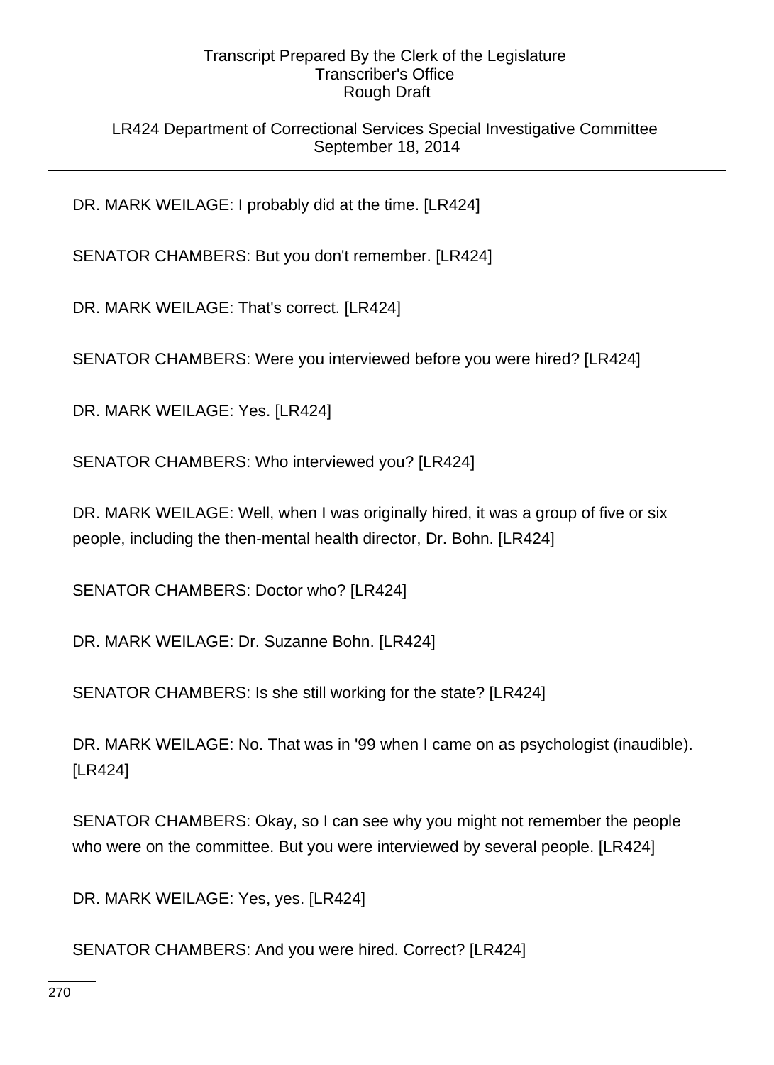DR. MARK WEILAGE: I probably did at the time. [LR424]

SENATOR CHAMBERS: But you don't remember. [LR424]

DR. MARK WEILAGE: That's correct. [LR424]

SENATOR CHAMBERS: Were you interviewed before you were hired? [LR424]

DR. MARK WEILAGE: Yes. [LR424]

SENATOR CHAMBERS: Who interviewed you? [LR424]

DR. MARK WEILAGE: Well, when I was originally hired, it was a group of five or six people, including the then-mental health director, Dr. Bohn. [LR424]

SENATOR CHAMBERS: Doctor who? [LR424]

DR. MARK WEILAGE: Dr. Suzanne Bohn. [LR424]

SENATOR CHAMBERS: Is she still working for the state? [LR424]

DR. MARK WEILAGE: No. That was in '99 when I came on as psychologist (inaudible). [LR424]

SENATOR CHAMBERS: Okay, so I can see why you might not remember the people who were on the committee. But you were interviewed by several people. [LR424]

DR. MARK WEILAGE: Yes, yes. [LR424]

SENATOR CHAMBERS: And you were hired. Correct? [LR424]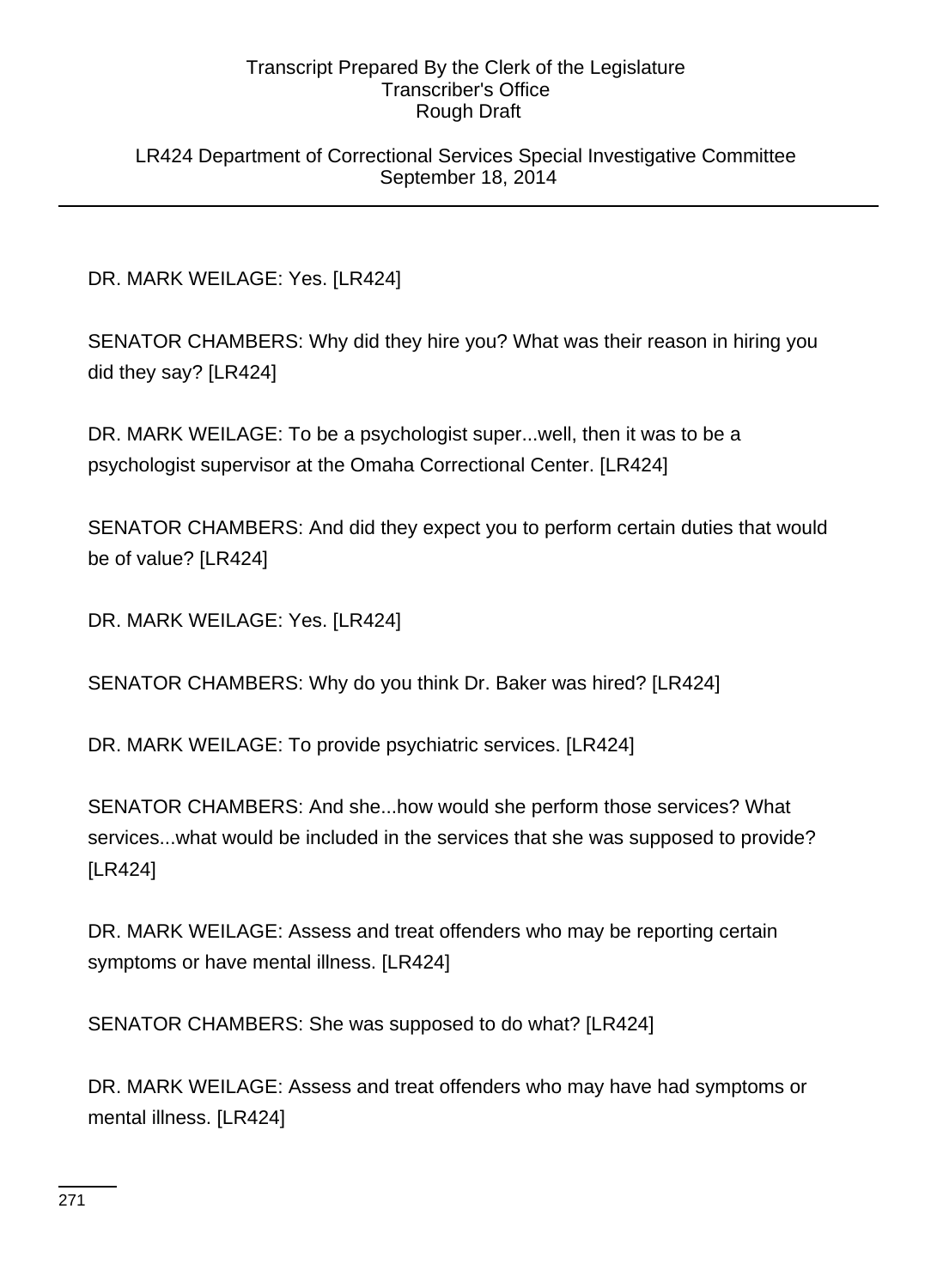DR. MARK WEILAGE: Yes. [LR424]

SENATOR CHAMBERS: Why did they hire you? What was their reason in hiring you did they say? [LR424]

DR. MARK WEILAGE: To be a psychologist super...well, then it was to be a psychologist supervisor at the Omaha Correctional Center. [LR424]

SENATOR CHAMBERS: And did they expect you to perform certain duties that would be of value? [LR424]

DR. MARK WEILAGE: Yes. [LR424]

SENATOR CHAMBERS: Why do you think Dr. Baker was hired? [LR424]

DR. MARK WEILAGE: To provide psychiatric services. [LR424]

SENATOR CHAMBERS: And she...how would she perform those services? What services...what would be included in the services that she was supposed to provide? [LR424]

DR. MARK WEILAGE: Assess and treat offenders who may be reporting certain symptoms or have mental illness. [LR424]

SENATOR CHAMBERS: She was supposed to do what? [LR424]

DR. MARK WEILAGE: Assess and treat offenders who may have had symptoms or mental illness. [LR424]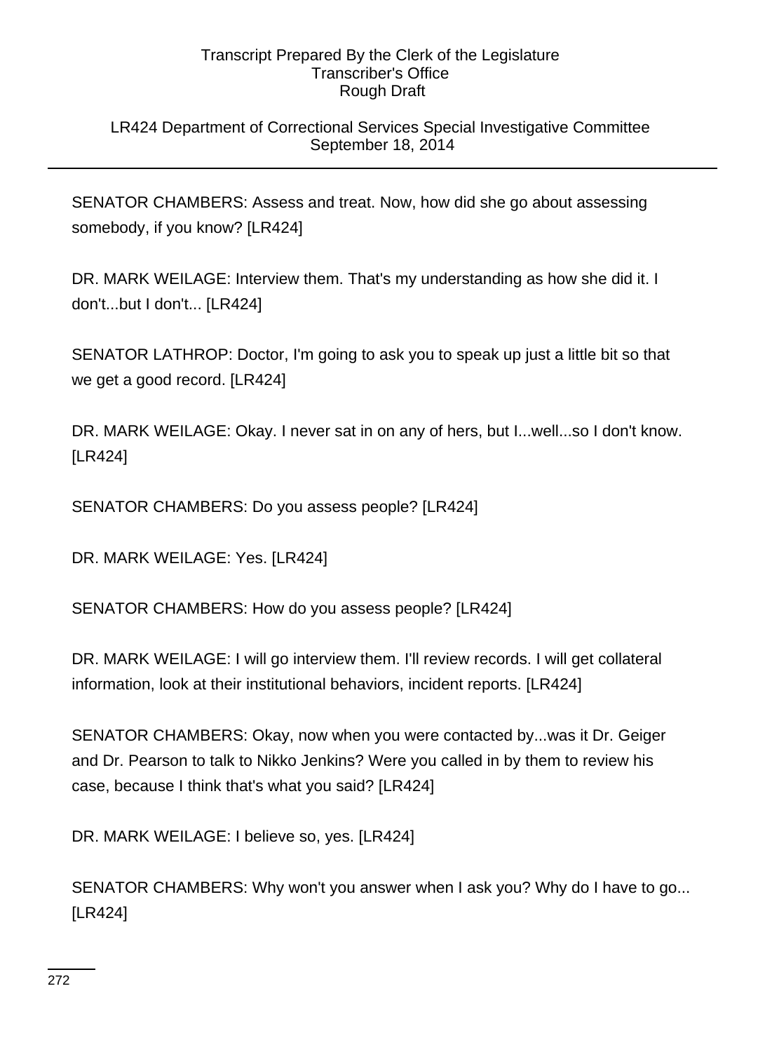SENATOR CHAMBERS: Assess and treat. Now, how did she go about assessing somebody, if you know? [LR424]

DR. MARK WEILAGE: Interview them. That's my understanding as how she did it. I don't...but I don't... [LR424]

SENATOR LATHROP: Doctor, I'm going to ask you to speak up just a little bit so that we get a good record. [LR424]

DR. MARK WEILAGE: Okay. I never sat in on any of hers, but I...well...so I don't know. [LR424]

SENATOR CHAMBERS: Do you assess people? [LR424]

DR. MARK WEILAGE: Yes. [LR424]

SENATOR CHAMBERS: How do you assess people? [LR424]

DR. MARK WEILAGE: I will go interview them. I'll review records. I will get collateral information, look at their institutional behaviors, incident reports. [LR424]

SENATOR CHAMBERS: Okay, now when you were contacted by...was it Dr. Geiger and Dr. Pearson to talk to Nikko Jenkins? Were you called in by them to review his case, because I think that's what you said? [LR424]

DR. MARK WEILAGE: I believe so, yes. [LR424]

SENATOR CHAMBERS: Why won't you answer when I ask you? Why do I have to go... [LR424]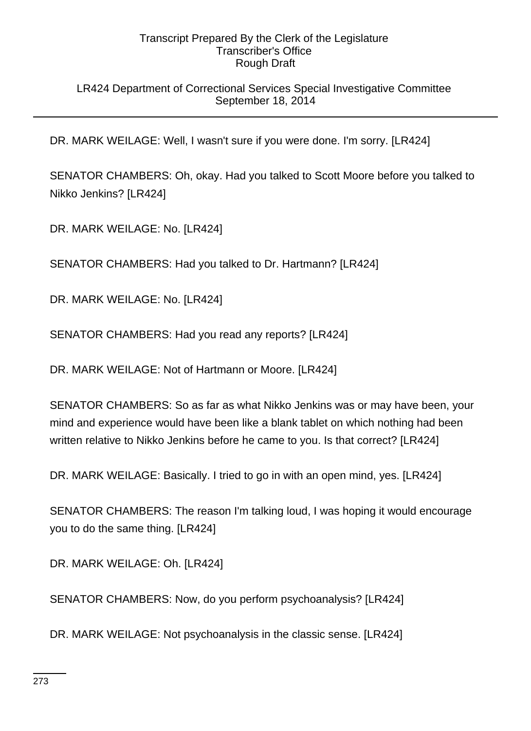DR. MARK WEILAGE: Well, I wasn't sure if you were done. I'm sorry. [LR424]

SENATOR CHAMBERS: Oh, okay. Had you talked to Scott Moore before you talked to Nikko Jenkins? [LR424]

DR. MARK WEILAGE: No. [LR424]

SENATOR CHAMBERS: Had you talked to Dr. Hartmann? [LR424]

DR. MARK WEILAGE: No. [LR424]

SENATOR CHAMBERS: Had you read any reports? [LR424]

DR. MARK WEILAGE: Not of Hartmann or Moore. [LR424]

SENATOR CHAMBERS: So as far as what Nikko Jenkins was or may have been, your mind and experience would have been like a blank tablet on which nothing had been written relative to Nikko Jenkins before he came to you. Is that correct? [LR424]

DR. MARK WEILAGE: Basically. I tried to go in with an open mind, yes. [LR424]

SENATOR CHAMBERS: The reason I'm talking loud, I was hoping it would encourage you to do the same thing. [LR424]

DR. MARK WEILAGE: Oh. [LR424]

SENATOR CHAMBERS: Now, do you perform psychoanalysis? [LR424]

DR. MARK WEILAGE: Not psychoanalysis in the classic sense. [LR424]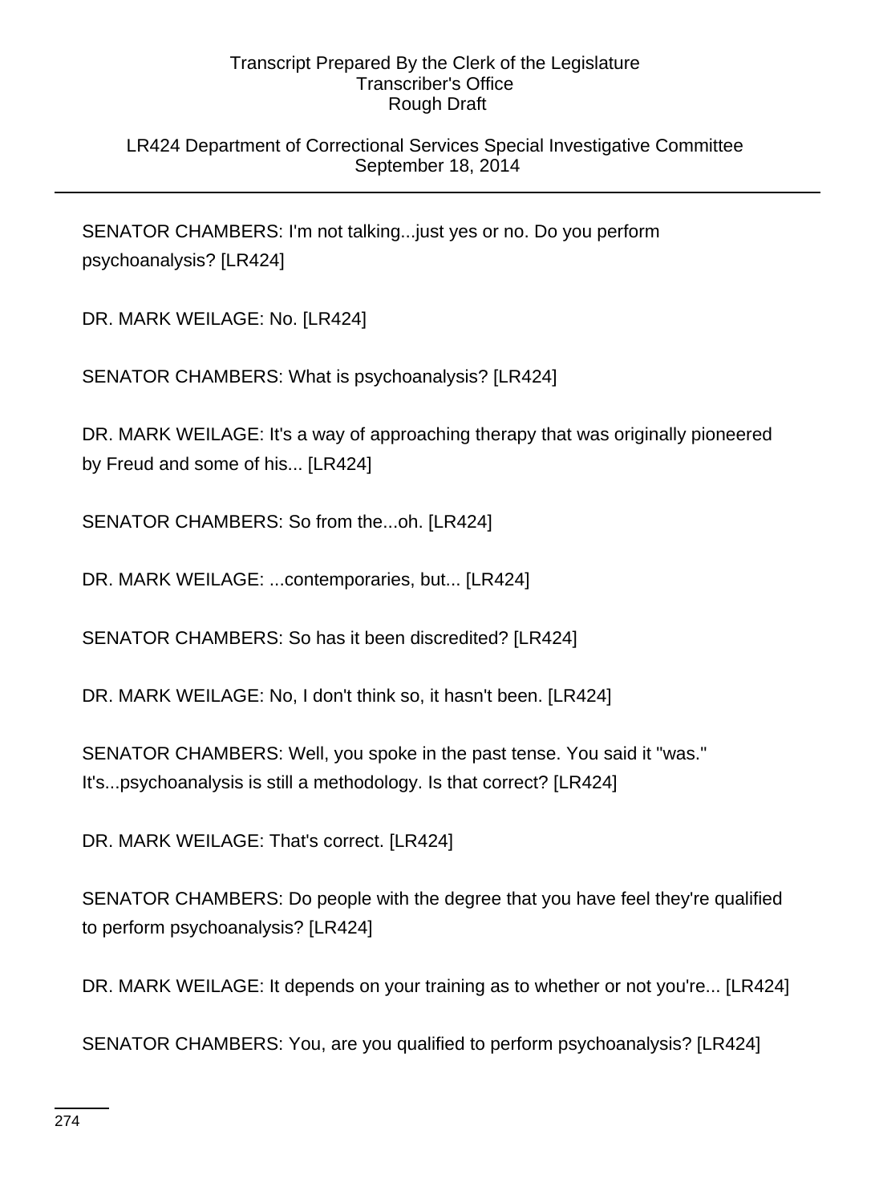SENATOR CHAMBERS: I'm not talking...just yes or no. Do you perform psychoanalysis? [LR424]

DR. MARK WEILAGE: No. [LR424]

SENATOR CHAMBERS: What is psychoanalysis? [LR424]

DR. MARK WEILAGE: It's a way of approaching therapy that was originally pioneered by Freud and some of his... [LR424]

SENATOR CHAMBERS: So from the...oh. [LR424]

DR. MARK WEILAGE: ...contemporaries, but... [LR424]

SENATOR CHAMBERS: So has it been discredited? [LR424]

DR. MARK WEILAGE: No, I don't think so, it hasn't been. [LR424]

SENATOR CHAMBERS: Well, you spoke in the past tense. You said it "was." It's...psychoanalysis is still a methodology. Is that correct? [LR424]

DR. MARK WEILAGE: That's correct. [LR424]

SENATOR CHAMBERS: Do people with the degree that you have feel they're qualified to perform psychoanalysis? [LR424]

DR. MARK WEILAGE: It depends on your training as to whether or not you're... [LR424]

SENATOR CHAMBERS: You, are you qualified to perform psychoanalysis? [LR424]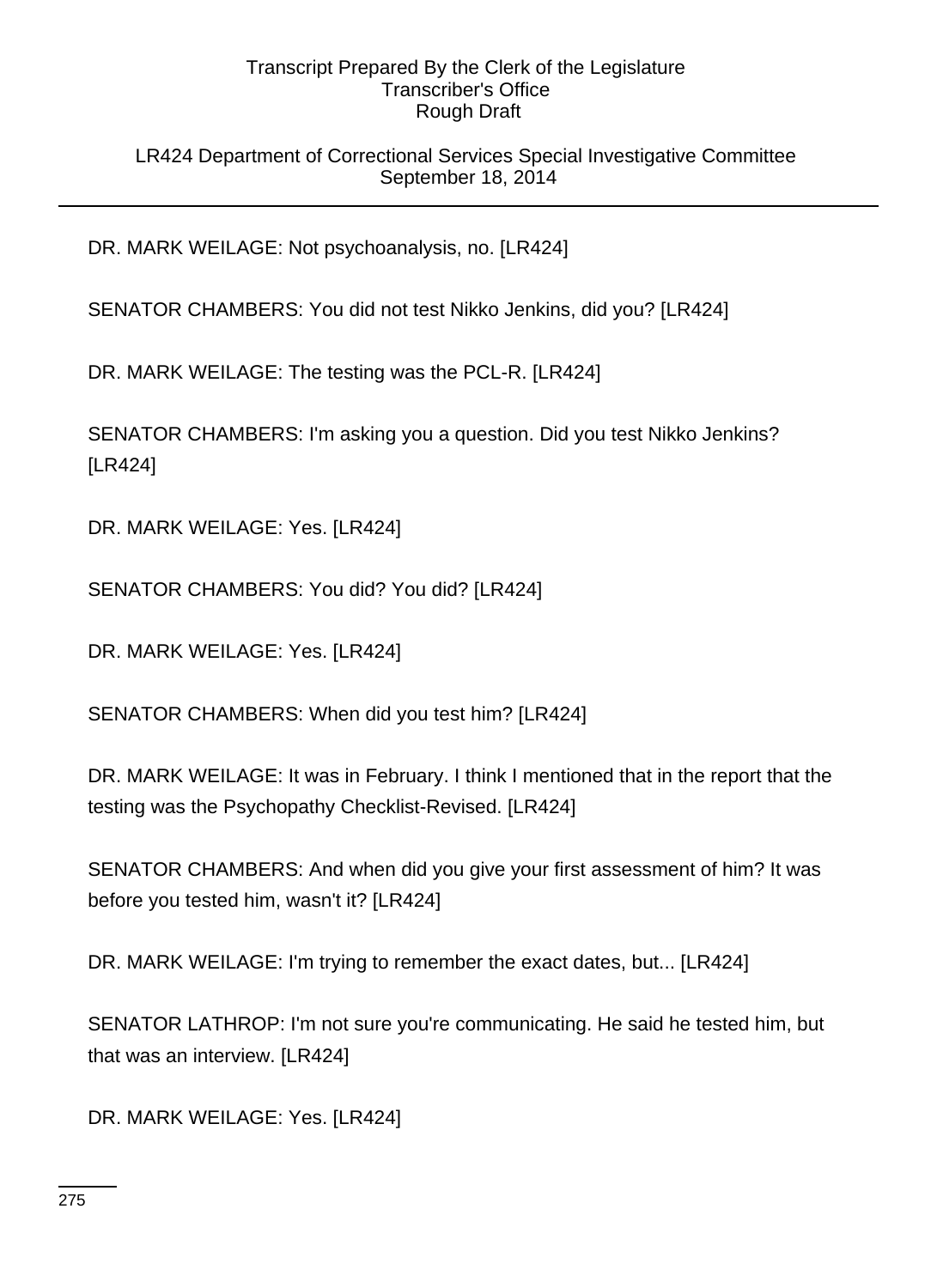DR. MARK WEILAGE: Not psychoanalysis, no. [LR424]

SENATOR CHAMBERS: You did not test Nikko Jenkins, did you? [LR424]

DR. MARK WEILAGE: The testing was the PCL-R. [LR424]

SENATOR CHAMBERS: I'm asking you a question. Did you test Nikko Jenkins? [LR424]

DR. MARK WEILAGE: Yes. [LR424]

SENATOR CHAMBERS: You did? You did? [LR424]

DR. MARK WEILAGE: Yes. [LR424]

SENATOR CHAMBERS: When did you test him? [LR424]

DR. MARK WEILAGE: It was in February. I think I mentioned that in the report that the testing was the Psychopathy Checklist-Revised. [LR424]

SENATOR CHAMBERS: And when did you give your first assessment of him? It was before you tested him, wasn't it? [LR424]

DR. MARK WEILAGE: I'm trying to remember the exact dates, but... [LR424]

SENATOR LATHROP: I'm not sure you're communicating. He said he tested him, but that was an interview. [LR424]

DR. MARK WEILAGE: Yes. [LR424]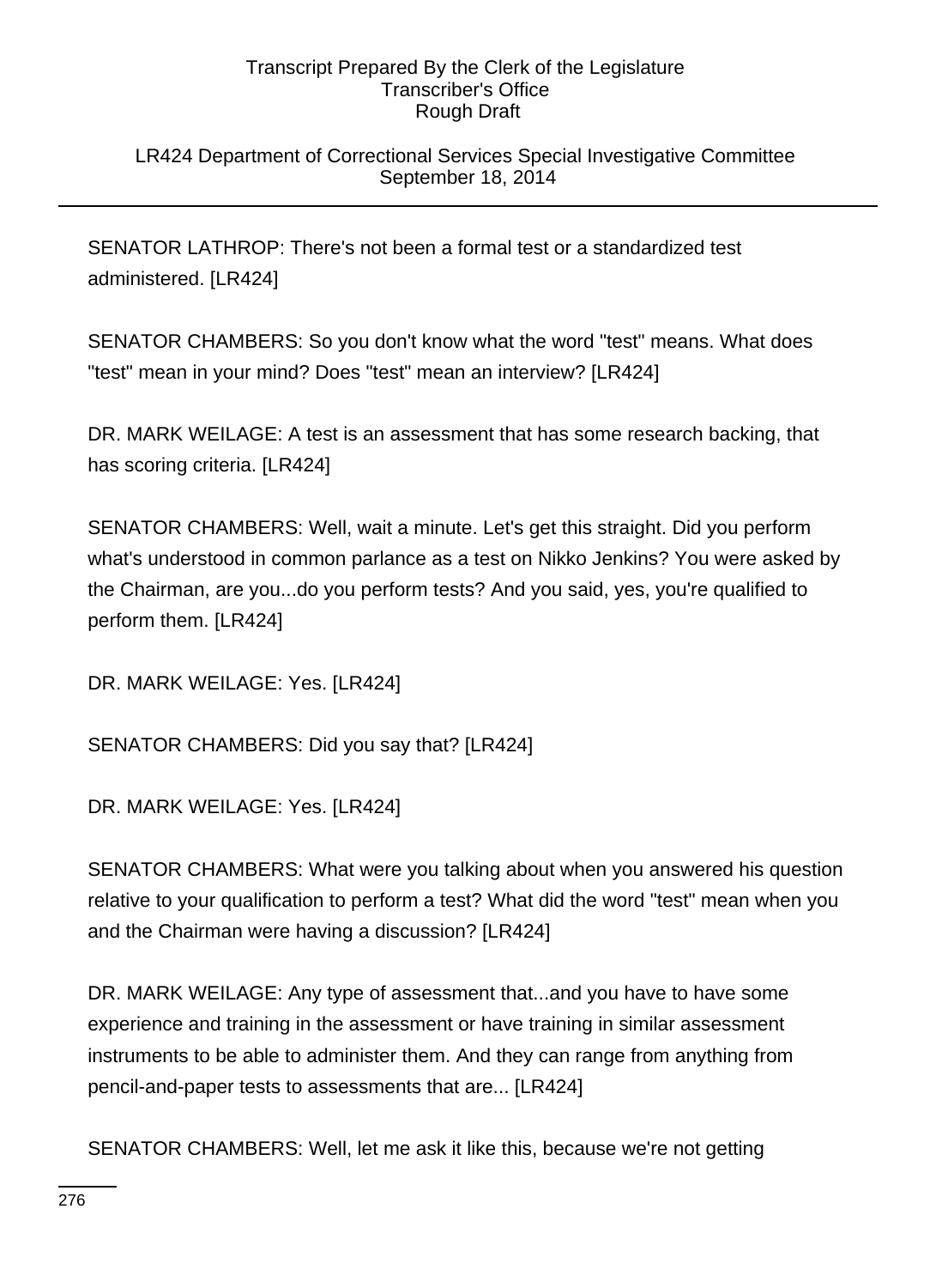SENATOR LATHROP: There's not been a formal test or a standardized test administered. [LR424]

SENATOR CHAMBERS: So you don't know what the word "test" means. What does "test" mean in your mind? Does "test" mean an interview? [LR424]

DR. MARK WEILAGE: A test is an assessment that has some research backing, that has scoring criteria. [LR424]

SENATOR CHAMBERS: Well, wait a minute. Let's get this straight. Did you perform what's understood in common parlance as a test on Nikko Jenkins? You were asked by the Chairman, are you...do you perform tests? And you said, yes, you're qualified to perform them. [LR424]

DR. MARK WEILAGE: Yes. [LR424]

SENATOR CHAMBERS: Did you say that? [LR424]

DR. MARK WEILAGE: Yes. [LR424]

SENATOR CHAMBERS: What were you talking about when you answered his question relative to your qualification to perform a test? What did the word "test" mean when you and the Chairman were having a discussion? [LR424]

DR. MARK WEILAGE: Any type of assessment that...and you have to have some experience and training in the assessment or have training in similar assessment instruments to be able to administer them. And they can range from anything from pencil-and-paper tests to assessments that are... [LR424]

SENATOR CHAMBERS: Well, let me ask it like this, because we're not getting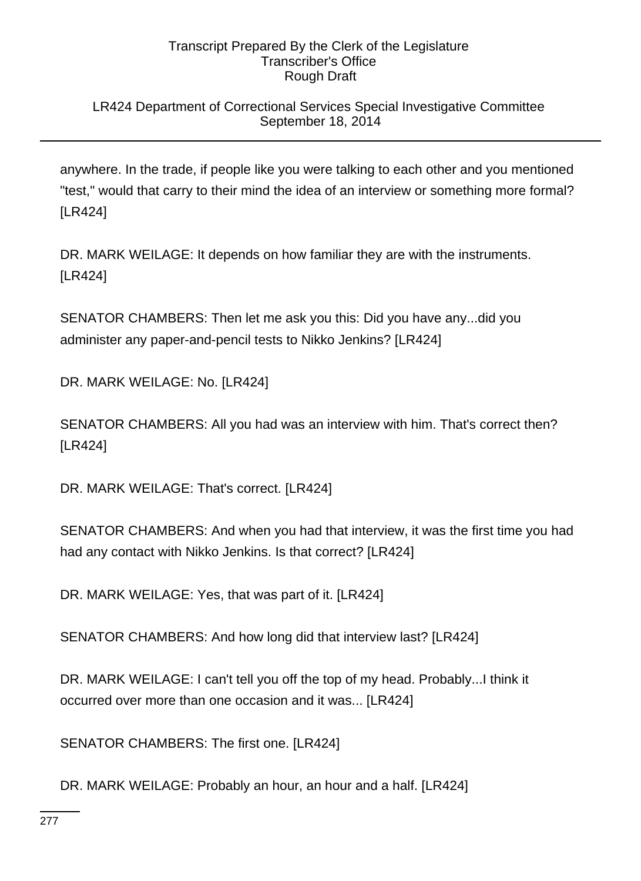anywhere. In the trade, if people like you were talking to each other and you mentioned "test," would that carry to their mind the idea of an interview or something more formal? [LR424]

DR. MARK WEILAGE: It depends on how familiar they are with the instruments. [LR424]

SENATOR CHAMBERS: Then let me ask you this: Did you have any...did you administer any paper-and-pencil tests to Nikko Jenkins? [LR424]

DR. MARK WEILAGE: No. [LR424]

SENATOR CHAMBERS: All you had was an interview with him. That's correct then? [LR424]

DR. MARK WEILAGE: That's correct. [LR424]

SENATOR CHAMBERS: And when you had that interview, it was the first time you had had any contact with Nikko Jenkins. Is that correct? [LR424]

DR. MARK WEILAGE: Yes, that was part of it. [LR424]

SENATOR CHAMBERS: And how long did that interview last? [LR424]

DR. MARK WEILAGE: I can't tell you off the top of my head. Probably...I think it occurred over more than one occasion and it was... [LR424]

SENATOR CHAMBERS: The first one. [LR424]

DR. MARK WEILAGE: Probably an hour, an hour and a half. [LR424]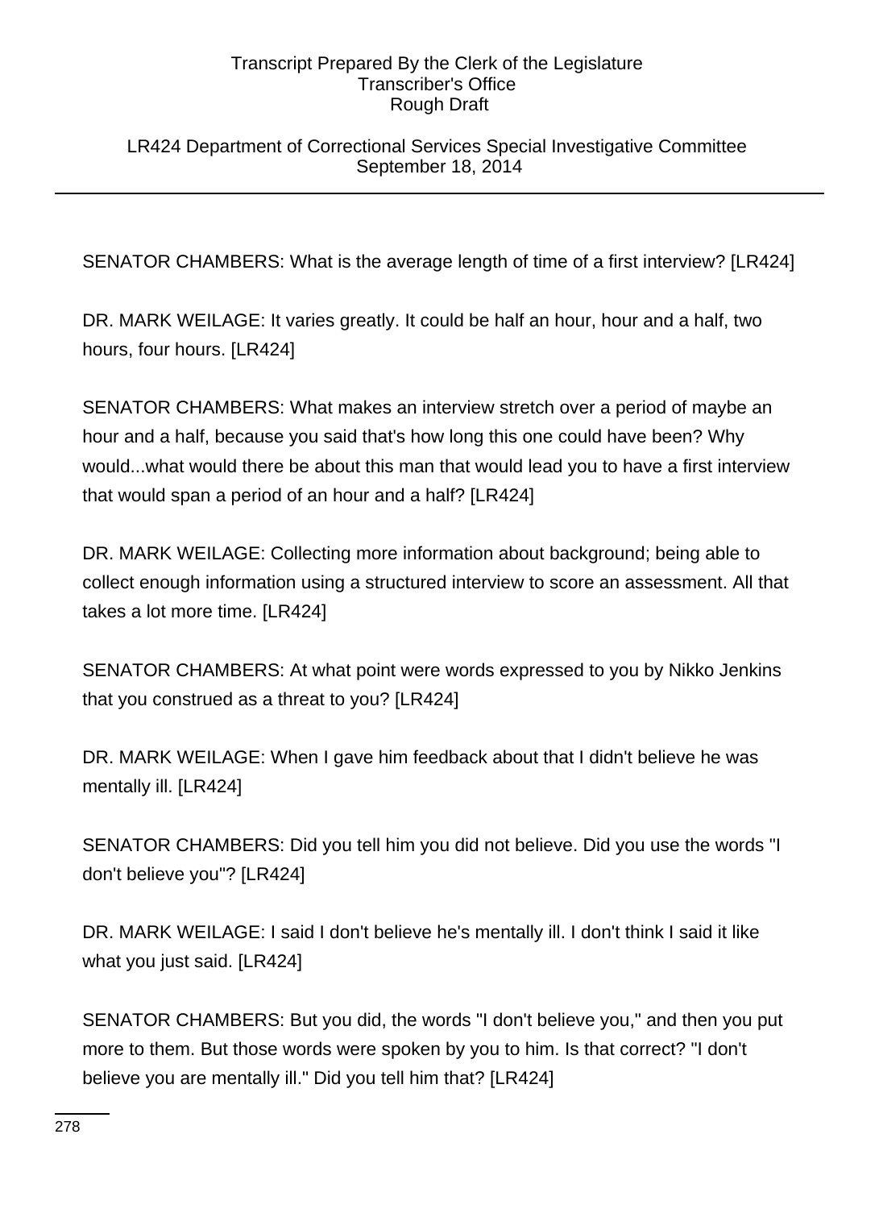SENATOR CHAMBERS: What is the average length of time of a first interview? [LR424]

DR. MARK WEILAGE: It varies greatly. It could be half an hour, hour and a half, two hours, four hours. [LR424]

SENATOR CHAMBERS: What makes an interview stretch over a period of maybe an hour and a half, because you said that's how long this one could have been? Why would...what would there be about this man that would lead you to have a first interview that would span a period of an hour and a half? [LR424]

DR. MARK WEILAGE: Collecting more information about background; being able to collect enough information using a structured interview to score an assessment. All that takes a lot more time. [LR424]

SENATOR CHAMBERS: At what point were words expressed to you by Nikko Jenkins that you construed as a threat to you? [LR424]

DR. MARK WEILAGE: When I gave him feedback about that I didn't believe he was mentally ill. [LR424]

SENATOR CHAMBERS: Did you tell him you did not believe. Did you use the words "I don't believe you"? [LR424]

DR. MARK WEILAGE: I said I don't believe he's mentally ill. I don't think I said it like what you just said. [LR424]

SENATOR CHAMBERS: But you did, the words "I don't believe you," and then you put more to them. But those words were spoken by you to him. Is that correct? "I don't believe you are mentally ill." Did you tell him that? [LR424]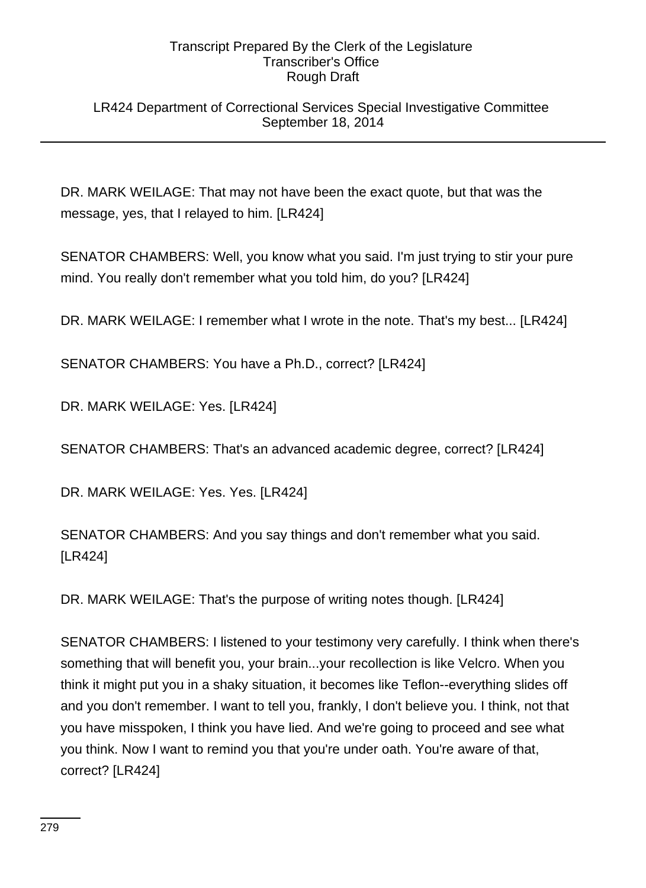DR. MARK WEILAGE: That may not have been the exact quote, but that was the message, yes, that I relayed to him. [LR424]

SENATOR CHAMBERS: Well, you know what you said. I'm just trying to stir your pure mind. You really don't remember what you told him, do you? [LR424]

DR. MARK WEILAGE: I remember what I wrote in the note. That's my best... [LR424]

SENATOR CHAMBERS: You have a Ph.D., correct? [LR424]

DR. MARK WEILAGE: Yes. [LR424]

SENATOR CHAMBERS: That's an advanced academic degree, correct? [LR424]

DR. MARK WEILAGE: Yes. Yes. [LR424]

SENATOR CHAMBERS: And you say things and don't remember what you said. [LR424]

DR. MARK WEILAGE: That's the purpose of writing notes though. [LR424]

SENATOR CHAMBERS: I listened to your testimony very carefully. I think when there's something that will benefit you, your brain...your recollection is like Velcro. When you think it might put you in a shaky situation, it becomes like Teflon--everything slides off and you don't remember. I want to tell you, frankly, I don't believe you. I think, not that you have misspoken, I think you have lied. And we're going to proceed and see what you think. Now I want to remind you that you're under oath. You're aware of that, correct? [LR424]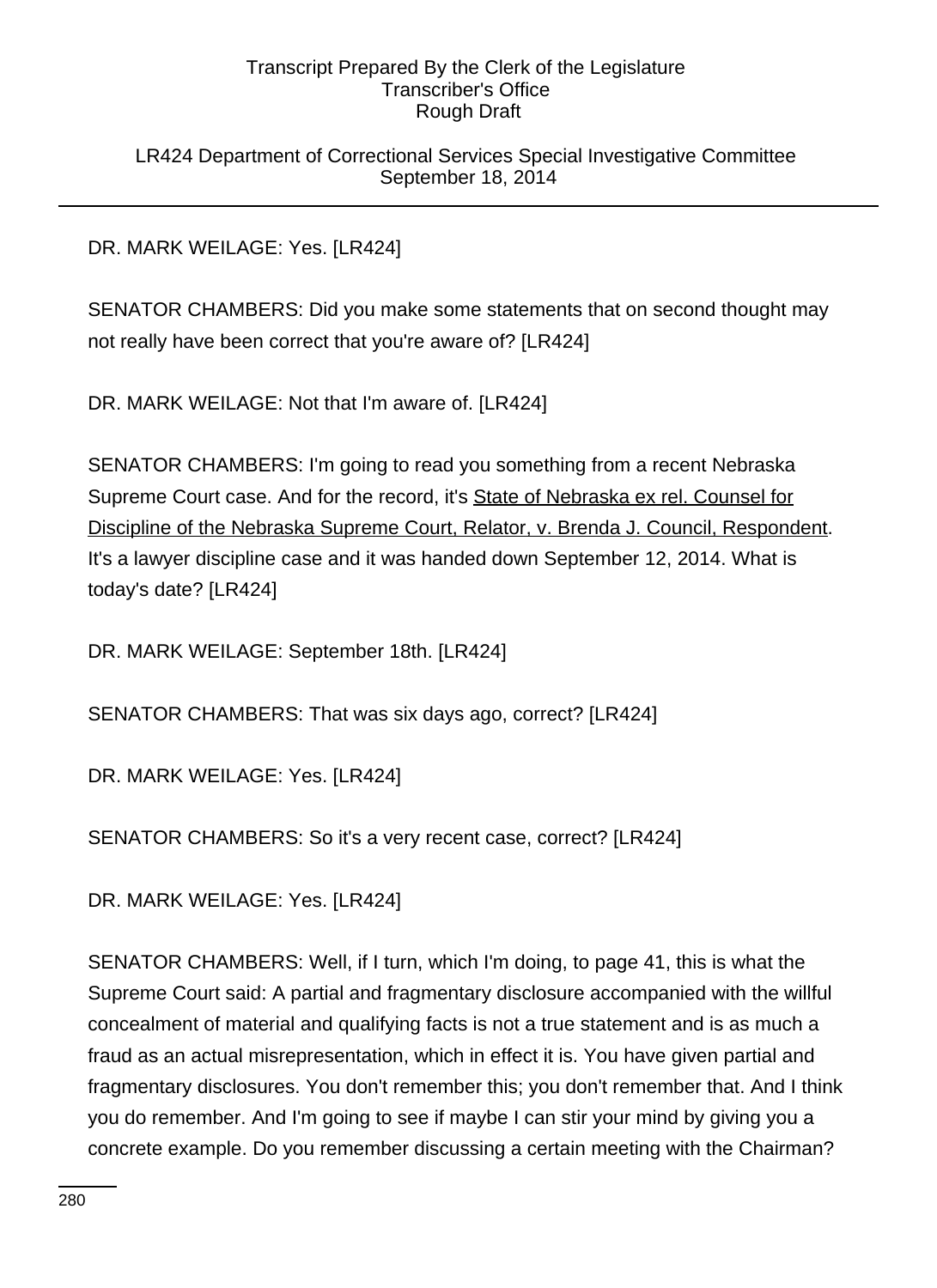DR. MARK WEILAGE: Yes. [LR424]

SENATOR CHAMBERS: Did you make some statements that on second thought may not really have been correct that you're aware of? [LR424]

DR. MARK WEILAGE: Not that I'm aware of. [LR424]

SENATOR CHAMBERS: I'm going to read you something from a recent Nebraska Supreme Court case. And for the record, it's State of Nebraska ex rel. Counsel for Discipline of the Nebraska Supreme Court, Relator, v. Brenda J. Council, Respondent. It's a lawyer discipline case and it was handed down September 12, 2014. What is today's date? [LR424]

DR. MARK WEILAGE: September 18th. [LR424]

SENATOR CHAMBERS: That was six days ago, correct? [LR424]

DR. MARK WEILAGE: Yes. [LR424]

SENATOR CHAMBERS: So it's a very recent case, correct? [LR424]

DR. MARK WEILAGE: Yes. [LR424]

SENATOR CHAMBERS: Well, if I turn, which I'm doing, to page 41, this is what the Supreme Court said: A partial and fragmentary disclosure accompanied with the willful concealment of material and qualifying facts is not a true statement and is as much a fraud as an actual misrepresentation, which in effect it is. You have given partial and fragmentary disclosures. You don't remember this; you don't remember that. And I think you do remember. And I'm going to see if maybe I can stir your mind by giving you a concrete example. Do you remember discussing a certain meeting with the Chairman?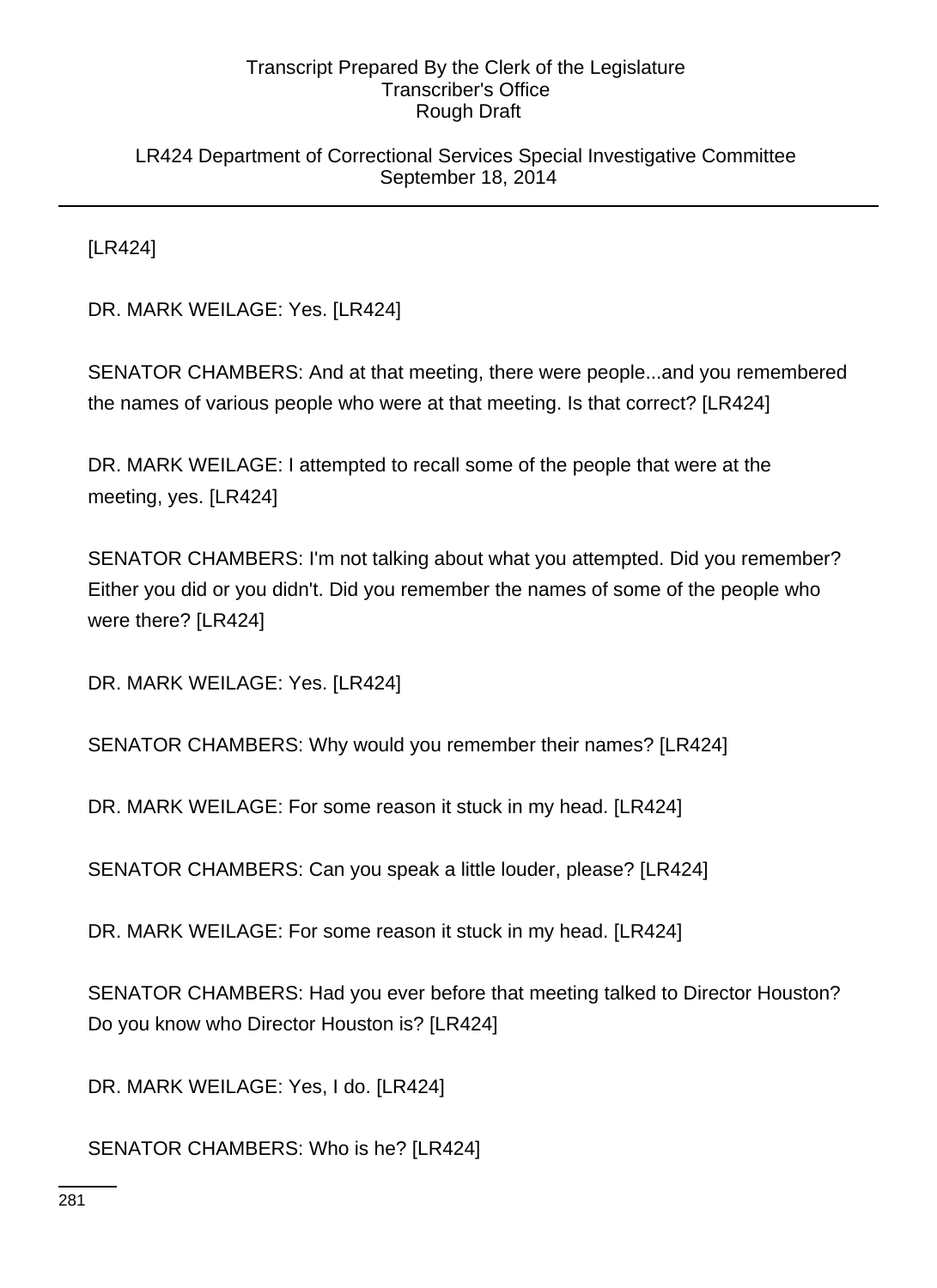[LR424]

DR. MARK WEILAGE: Yes. [LR424]

SENATOR CHAMBERS: And at that meeting, there were people...and you remembered the names of various people who were at that meeting. Is that correct? [LR424]

DR. MARK WEILAGE: I attempted to recall some of the people that were at the meeting, yes. [LR424]

SENATOR CHAMBERS: I'm not talking about what you attempted. Did you remember? Either you did or you didn't. Did you remember the names of some of the people who were there? [LR424]

DR. MARK WEILAGE: Yes. [LR424]

SENATOR CHAMBERS: Why would you remember their names? [LR424]

DR. MARK WEILAGE: For some reason it stuck in my head. [LR424]

SENATOR CHAMBERS: Can you speak a little louder, please? [LR424]

DR. MARK WEILAGE: For some reason it stuck in my head. [LR424]

SENATOR CHAMBERS: Had you ever before that meeting talked to Director Houston? Do you know who Director Houston is? [LR424]

DR. MARK WEILAGE: Yes, I do. [LR424]

SENATOR CHAMBERS: Who is he? [LR424]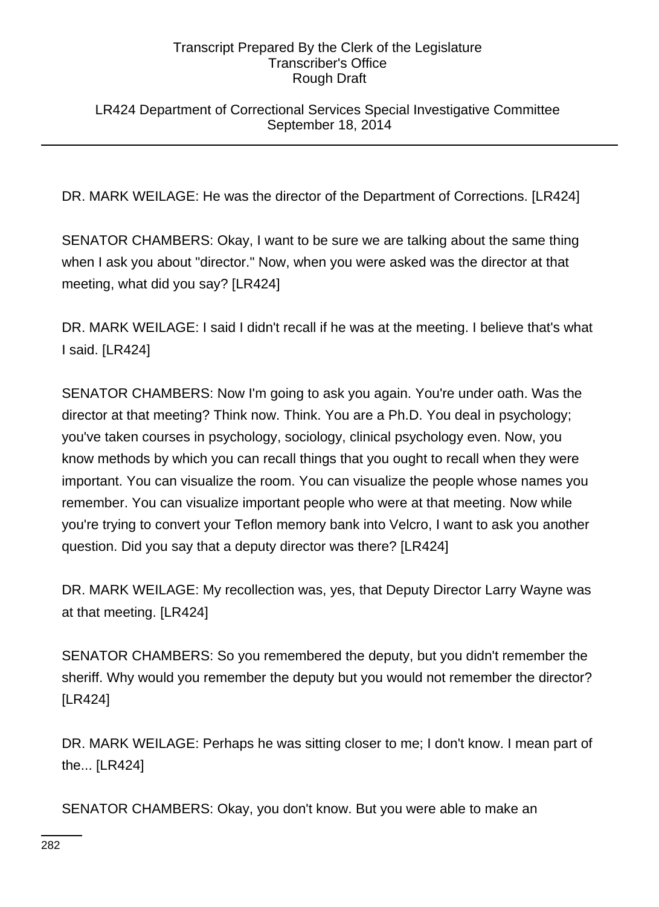DR. MARK WEILAGE: He was the director of the Department of Corrections. [LR424]

SENATOR CHAMBERS: Okay, I want to be sure we are talking about the same thing when I ask you about "director." Now, when you were asked was the director at that meeting, what did you say? [LR424]

DR. MARK WEILAGE: I said I didn't recall if he was at the meeting. I believe that's what I said. [LR424]

SENATOR CHAMBERS: Now I'm going to ask you again. You're under oath. Was the director at that meeting? Think now. Think. You are a Ph.D. You deal in psychology; you've taken courses in psychology, sociology, clinical psychology even. Now, you know methods by which you can recall things that you ought to recall when they were important. You can visualize the room. You can visualize the people whose names you remember. You can visualize important people who were at that meeting. Now while you're trying to convert your Teflon memory bank into Velcro, I want to ask you another question. Did you say that a deputy director was there? [LR424]

DR. MARK WEILAGE: My recollection was, yes, that Deputy Director Larry Wayne was at that meeting. [LR424]

SENATOR CHAMBERS: So you remembered the deputy, but you didn't remember the sheriff. Why would you remember the deputy but you would not remember the director? [LR424]

DR. MARK WEILAGE: Perhaps he was sitting closer to me; I don't know. I mean part of the... [LR424]

SENATOR CHAMBERS: Okay, you don't know. But you were able to make an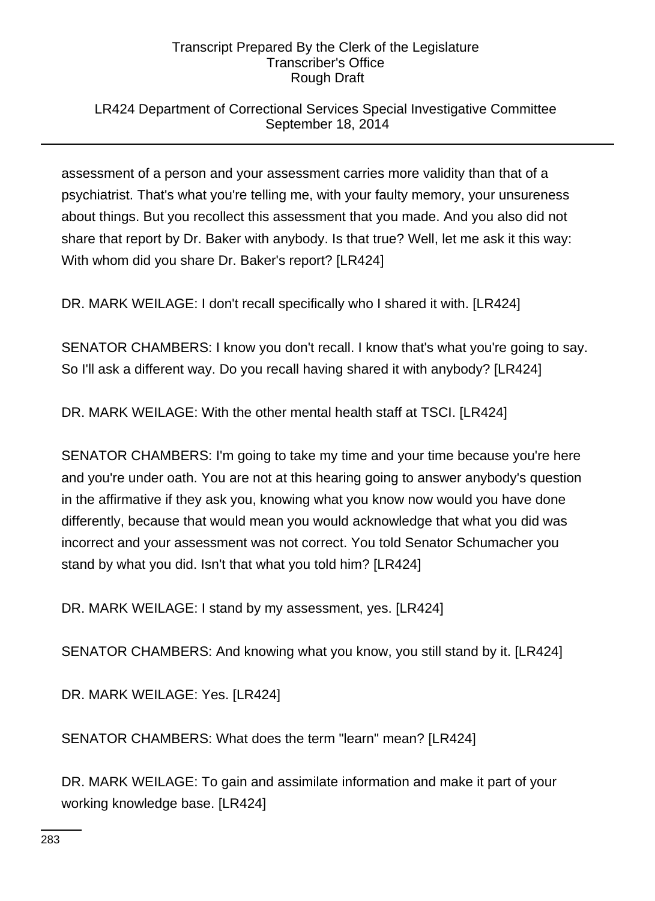assessment of a person and your assessment carries more validity than that of a psychiatrist. That's what you're telling me, with your faulty memory, your unsureness about things. But you recollect this assessment that you made. And you also did not share that report by Dr. Baker with anybody. Is that true? Well, let me ask it this way: With whom did you share Dr. Baker's report? [LR424]

DR. MARK WEILAGE: I don't recall specifically who I shared it with. [LR424]

SENATOR CHAMBERS: I know you don't recall. I know that's what you're going to say. So I'll ask a different way. Do you recall having shared it with anybody? [LR424]

DR. MARK WEILAGE: With the other mental health staff at TSCI. [LR424]

SENATOR CHAMBERS: I'm going to take my time and your time because you're here and you're under oath. You are not at this hearing going to answer anybody's question in the affirmative if they ask you, knowing what you know now would you have done differently, because that would mean you would acknowledge that what you did was incorrect and your assessment was not correct. You told Senator Schumacher you stand by what you did. Isn't that what you told him? [LR424]

DR. MARK WEILAGE: I stand by my assessment, yes. [LR424]

SENATOR CHAMBERS: And knowing what you know, you still stand by it. [LR424]

DR. MARK WEILAGE: Yes. [LR424]

SENATOR CHAMBERS: What does the term "learn" mean? [LR424]

DR. MARK WEILAGE: To gain and assimilate information and make it part of your working knowledge base. [LR424]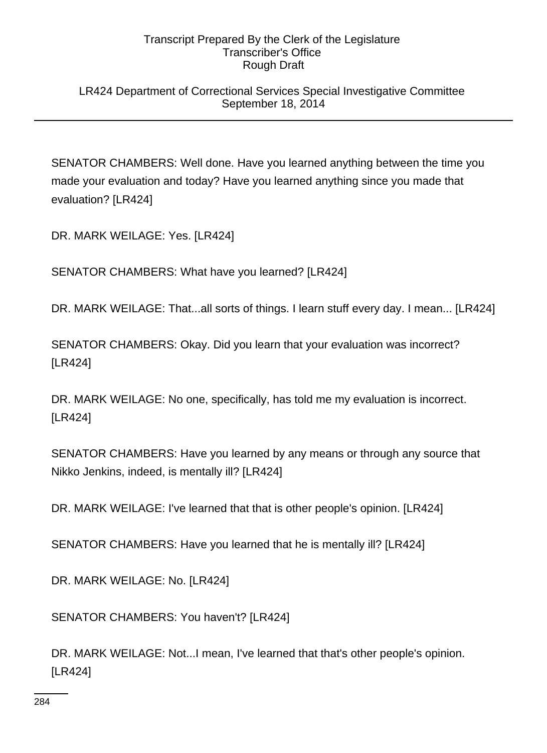SENATOR CHAMBERS: Well done. Have you learned anything between the time you made your evaluation and today? Have you learned anything since you made that evaluation? [LR424]

DR. MARK WEILAGE: Yes. [LR424]

SENATOR CHAMBERS: What have you learned? [LR424]

DR. MARK WEILAGE: That...all sorts of things. I learn stuff every day. I mean... [LR424]

SENATOR CHAMBERS: Okay. Did you learn that your evaluation was incorrect? [LR424]

DR. MARK WEILAGE: No one, specifically, has told me my evaluation is incorrect. [LR424]

SENATOR CHAMBERS: Have you learned by any means or through any source that Nikko Jenkins, indeed, is mentally ill? [LR424]

DR. MARK WEILAGE: I've learned that that is other people's opinion. [LR424]

SENATOR CHAMBERS: Have you learned that he is mentally ill? [LR424]

DR. MARK WEILAGE: No. [LR424]

SENATOR CHAMBERS: You haven't? [LR424]

DR. MARK WEILAGE: Not...I mean, I've learned that that's other people's opinion. [LR424]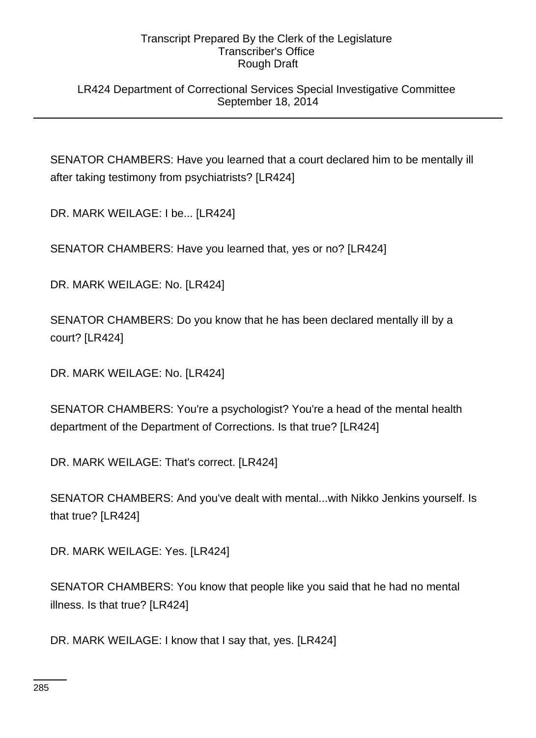SENATOR CHAMBERS: Have you learned that a court declared him to be mentally ill after taking testimony from psychiatrists? [LR424]

DR. MARK WEILAGE: I be... [LR424]

SENATOR CHAMBERS: Have you learned that, yes or no? [LR424]

DR. MARK WEILAGE: No. [LR424]

SENATOR CHAMBERS: Do you know that he has been declared mentally ill by a court? [LR424]

DR. MARK WEILAGE: No. [LR424]

SENATOR CHAMBERS: You're a psychologist? You're a head of the mental health department of the Department of Corrections. Is that true? [LR424]

DR. MARK WEILAGE: That's correct. [LR424]

SENATOR CHAMBERS: And you've dealt with mental...with Nikko Jenkins yourself. Is that true? [LR424]

DR. MARK WEILAGE: Yes. [LR424]

SENATOR CHAMBERS: You know that people like you said that he had no mental illness. Is that true? [LR424]

DR. MARK WEILAGE: I know that I say that, yes. [LR424]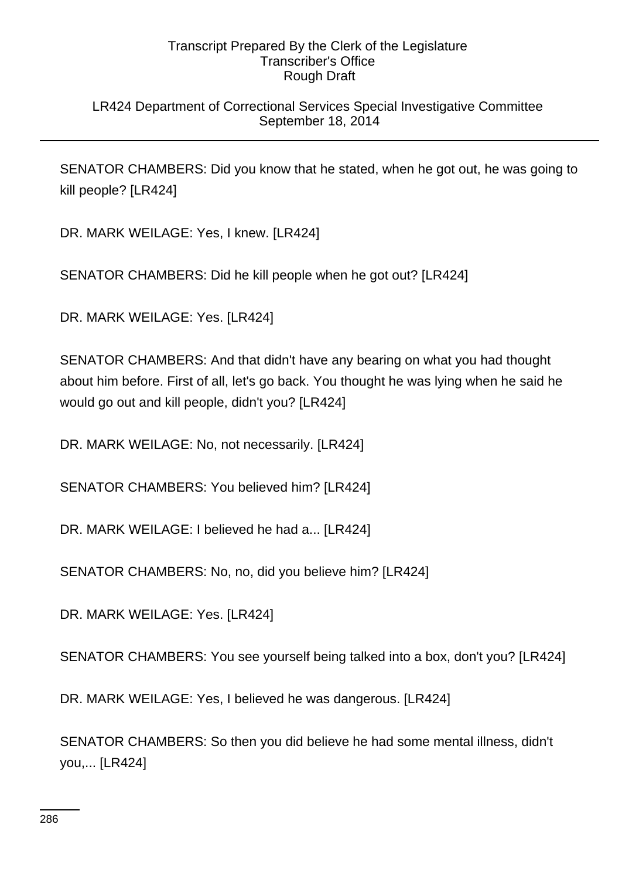SENATOR CHAMBERS: Did you know that he stated, when he got out, he was going to kill people? [LR424]

DR. MARK WEILAGE: Yes, I knew. [LR424]

SENATOR CHAMBERS: Did he kill people when he got out? [LR424]

DR. MARK WEILAGE: Yes. [LR424]

SENATOR CHAMBERS: And that didn't have any bearing on what you had thought about him before. First of all, let's go back. You thought he was lying when he said he would go out and kill people, didn't you? [LR424]

DR. MARK WEILAGE: No, not necessarily. [LR424]

SENATOR CHAMBERS: You believed him? [LR424]

DR. MARK WEILAGE: I believed he had a... [LR424]

SENATOR CHAMBERS: No, no, did you believe him? [LR424]

DR. MARK WEILAGE: Yes. [LR424]

SENATOR CHAMBERS: You see yourself being talked into a box, don't you? [LR424]

DR. MARK WEILAGE: Yes, I believed he was dangerous. [LR424]

SENATOR CHAMBERS: So then you did believe he had some mental illness, didn't you,... [LR424]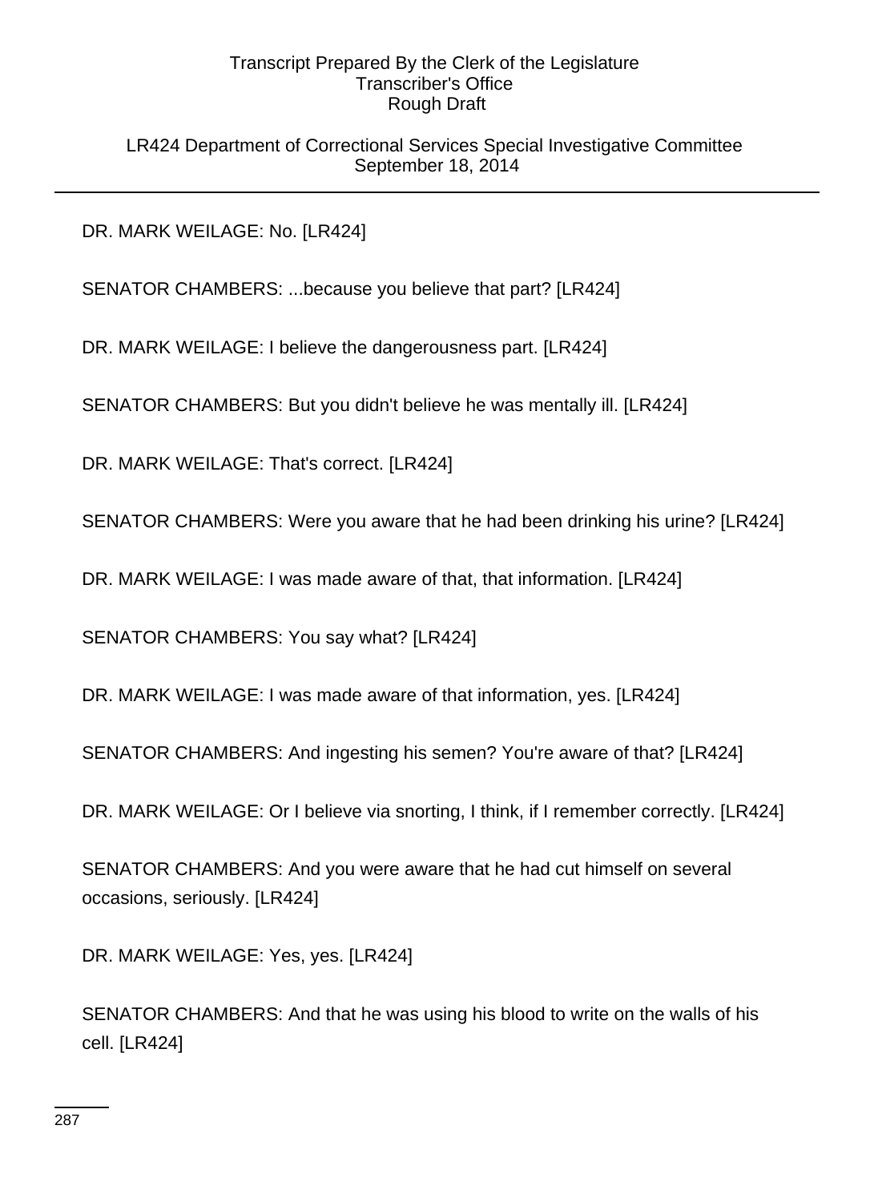DR. MARK WEILAGE: No. [LR424]

SENATOR CHAMBERS: ...because you believe that part? [LR424]

DR. MARK WEILAGE: I believe the dangerousness part. [LR424]

SENATOR CHAMBERS: But you didn't believe he was mentally ill. [LR424]

DR. MARK WEILAGE: That's correct. [LR424]

SENATOR CHAMBERS: Were you aware that he had been drinking his urine? [LR424]

DR. MARK WEILAGE: I was made aware of that, that information. [LR424]

SENATOR CHAMBERS: You say what? [LR424]

DR. MARK WEILAGE: I was made aware of that information, yes. [LR424]

SENATOR CHAMBERS: And ingesting his semen? You're aware of that? [LR424]

DR. MARK WEILAGE: Or I believe via snorting, I think, if I remember correctly. [LR424]

SENATOR CHAMBERS: And you were aware that he had cut himself on several occasions, seriously. [LR424]

DR. MARK WEILAGE: Yes, yes. [LR424]

SENATOR CHAMBERS: And that he was using his blood to write on the walls of his cell. [LR424]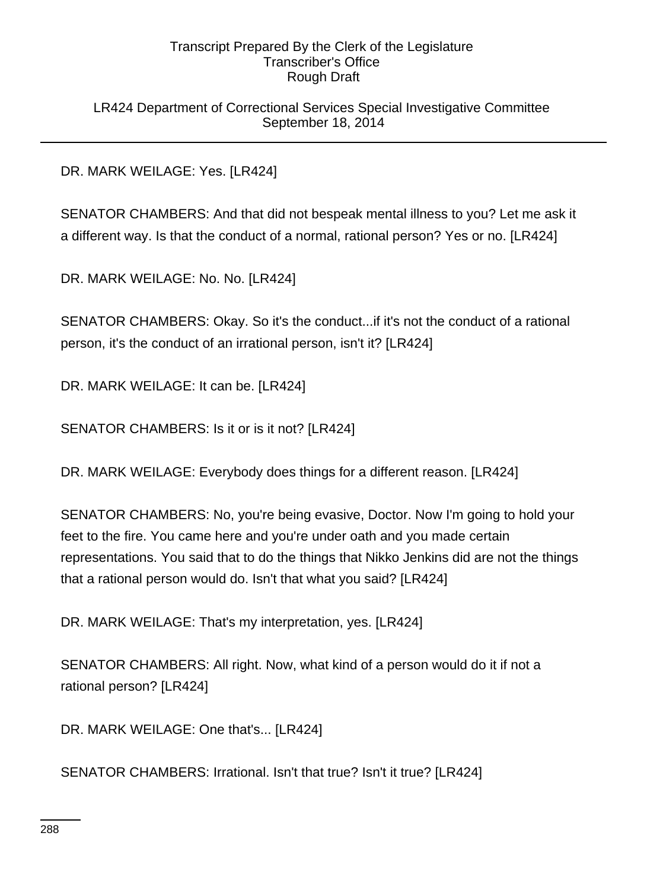DR. MARK WEILAGE: Yes. [LR424]

SENATOR CHAMBERS: And that did not bespeak mental illness to you? Let me ask it a different way. Is that the conduct of a normal, rational person? Yes or no. [LR424]

DR. MARK WEILAGE: No. No. [LR424]

SENATOR CHAMBERS: Okay. So it's the conduct...if it's not the conduct of a rational person, it's the conduct of an irrational person, isn't it? [LR424]

DR. MARK WEILAGE: It can be. [LR424]

SENATOR CHAMBERS: Is it or is it not? [LR424]

DR. MARK WEILAGE: Everybody does things for a different reason. [LR424]

SENATOR CHAMBERS: No, you're being evasive, Doctor. Now I'm going to hold your feet to the fire. You came here and you're under oath and you made certain representations. You said that to do the things that Nikko Jenkins did are not the things that a rational person would do. Isn't that what you said? [LR424]

DR. MARK WEILAGE: That's my interpretation, yes. [LR424]

SENATOR CHAMBERS: All right. Now, what kind of a person would do it if not a rational person? [LR424]

DR. MARK WEILAGE: One that's... [LR424]

SENATOR CHAMBERS: Irrational. Isn't that true? Isn't it true? [LR424]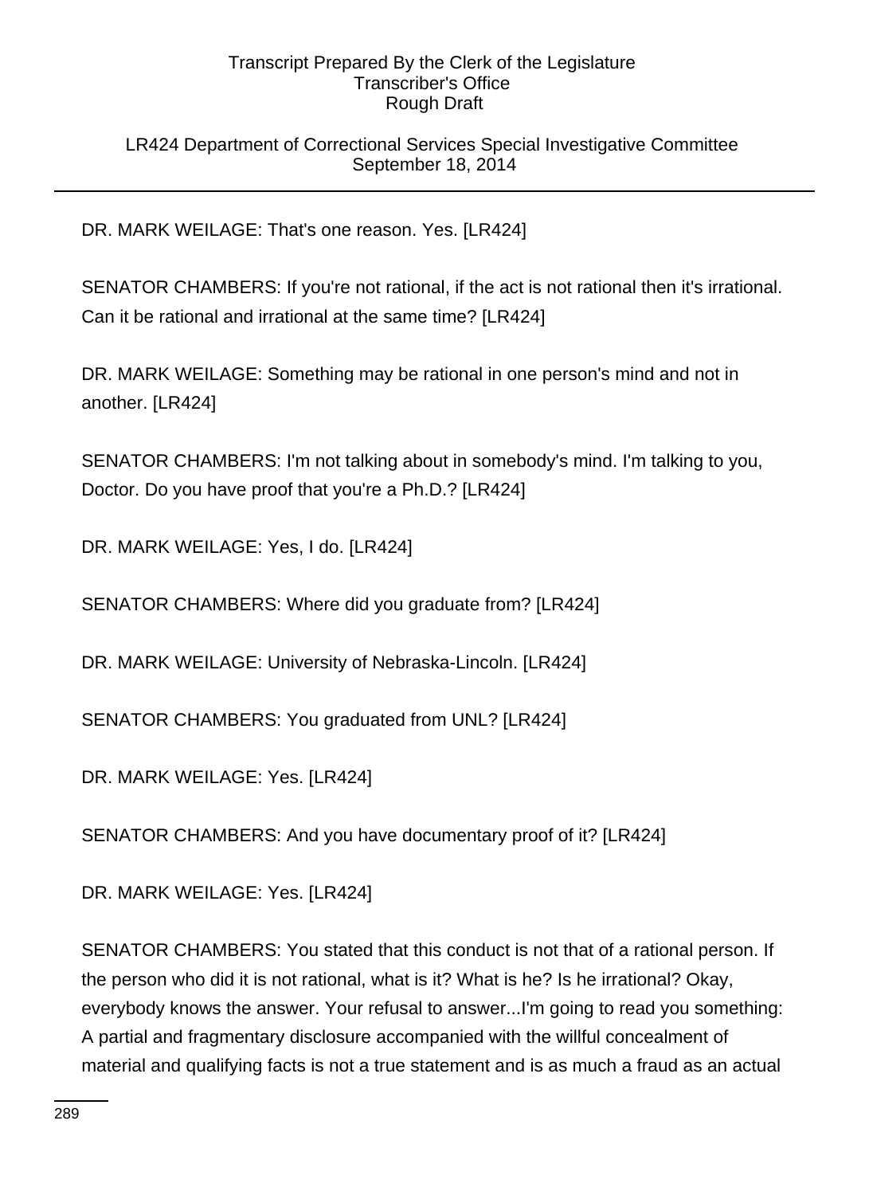DR. MARK WEILAGE: That's one reason. Yes. [LR424]

SENATOR CHAMBERS: If you're not rational, if the act is not rational then it's irrational. Can it be rational and irrational at the same time? [LR424]

DR. MARK WEILAGE: Something may be rational in one person's mind and not in another. [LR424]

SENATOR CHAMBERS: I'm not talking about in somebody's mind. I'm talking to you, Doctor. Do you have proof that you're a Ph.D.? [LR424]

DR. MARK WEILAGE: Yes, I do. [LR424]

SENATOR CHAMBERS: Where did you graduate from? [LR424]

DR. MARK WEILAGE: University of Nebraska-Lincoln. [LR424]

SENATOR CHAMBERS: You graduated from UNL? [LR424]

DR. MARK WEILAGE: Yes. [LR424]

SENATOR CHAMBERS: And you have documentary proof of it? [LR424]

DR. MARK WEILAGE: Yes. [LR424]

SENATOR CHAMBERS: You stated that this conduct is not that of a rational person. If the person who did it is not rational, what is it? What is he? Is he irrational? Okay, everybody knows the answer. Your refusal to answer...I'm going to read you something: A partial and fragmentary disclosure accompanied with the willful concealment of material and qualifying facts is not a true statement and is as much a fraud as an actual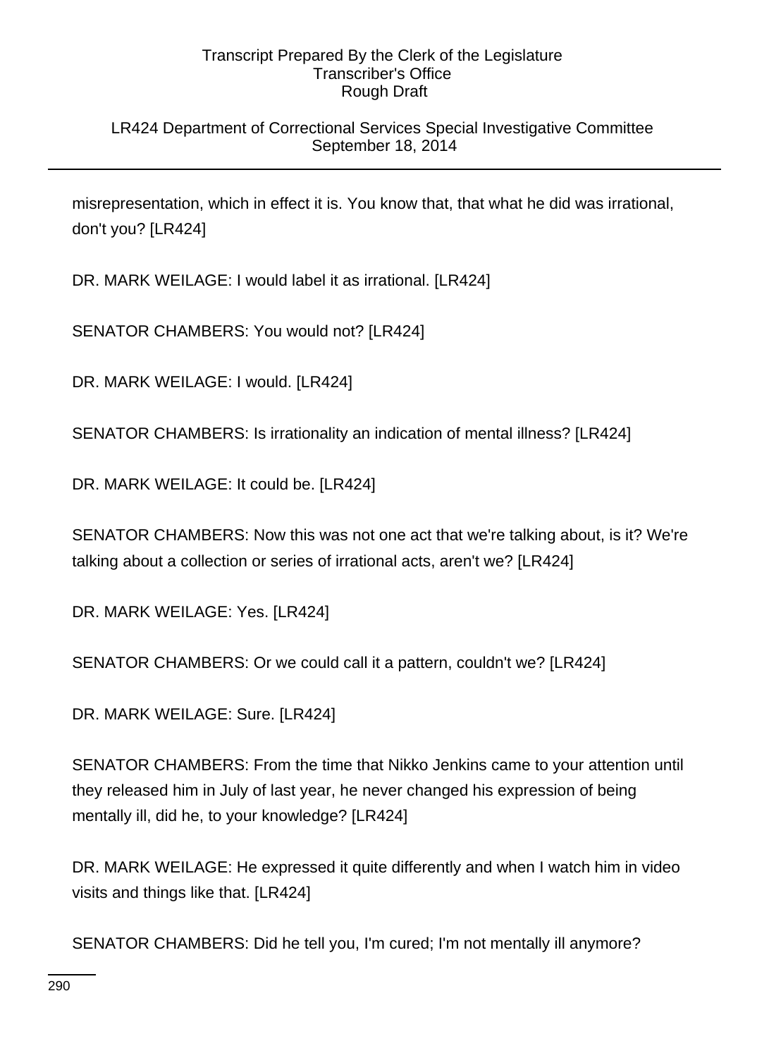misrepresentation, which in effect it is. You know that, that what he did was irrational, don't you? [LR424]

DR. MARK WEILAGE: I would label it as irrational. [LR424]

SENATOR CHAMBERS: You would not? [LR424]

DR. MARK WEILAGE: I would. [LR424]

SENATOR CHAMBERS: Is irrationality an indication of mental illness? [LR424]

DR. MARK WEILAGE: It could be. [LR424]

SENATOR CHAMBERS: Now this was not one act that we're talking about, is it? We're talking about a collection or series of irrational acts, aren't we? [LR424]

DR. MARK WEILAGE: Yes. [LR424]

SENATOR CHAMBERS: Or we could call it a pattern, couldn't we? [LR424]

DR. MARK WEILAGE: Sure. [LR424]

SENATOR CHAMBERS: From the time that Nikko Jenkins came to your attention until they released him in July of last year, he never changed his expression of being mentally ill, did he, to your knowledge? [LR424]

DR. MARK WEILAGE: He expressed it quite differently and when I watch him in video visits and things like that. [LR424]

SENATOR CHAMBERS: Did he tell you, I'm cured; I'm not mentally ill anymore?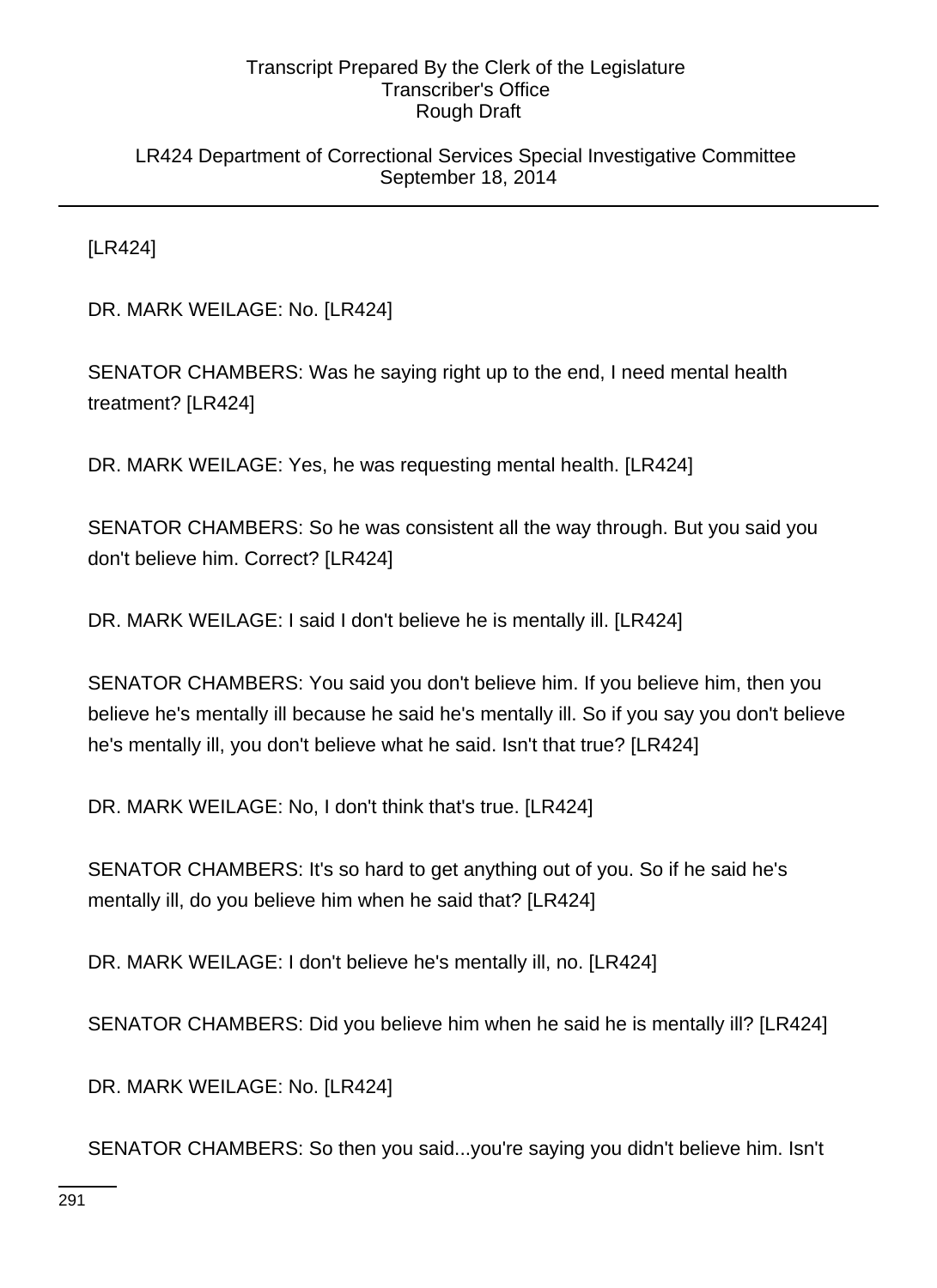[LR424]

DR. MARK WEILAGE: No. [LR424]

SENATOR CHAMBERS: Was he saying right up to the end, I need mental health treatment? [LR424]

DR. MARK WEILAGE: Yes, he was requesting mental health. [LR424]

SENATOR CHAMBERS: So he was consistent all the way through. But you said you don't believe him. Correct? [LR424]

DR. MARK WEILAGE: I said I don't believe he is mentally ill. [LR424]

SENATOR CHAMBERS: You said you don't believe him. If you believe him, then you believe he's mentally ill because he said he's mentally ill. So if you say you don't believe he's mentally ill, you don't believe what he said. Isn't that true? [LR424]

DR. MARK WEILAGE: No, I don't think that's true. [LR424]

SENATOR CHAMBERS: It's so hard to get anything out of you. So if he said he's mentally ill, do you believe him when he said that? [LR424]

DR. MARK WEILAGE: I don't believe he's mentally ill, no. [LR424]

SENATOR CHAMBERS: Did you believe him when he said he is mentally ill? [LR424]

DR. MARK WEILAGE: No. [LR424]

SENATOR CHAMBERS: So then you said...you're saying you didn't believe him. Isn't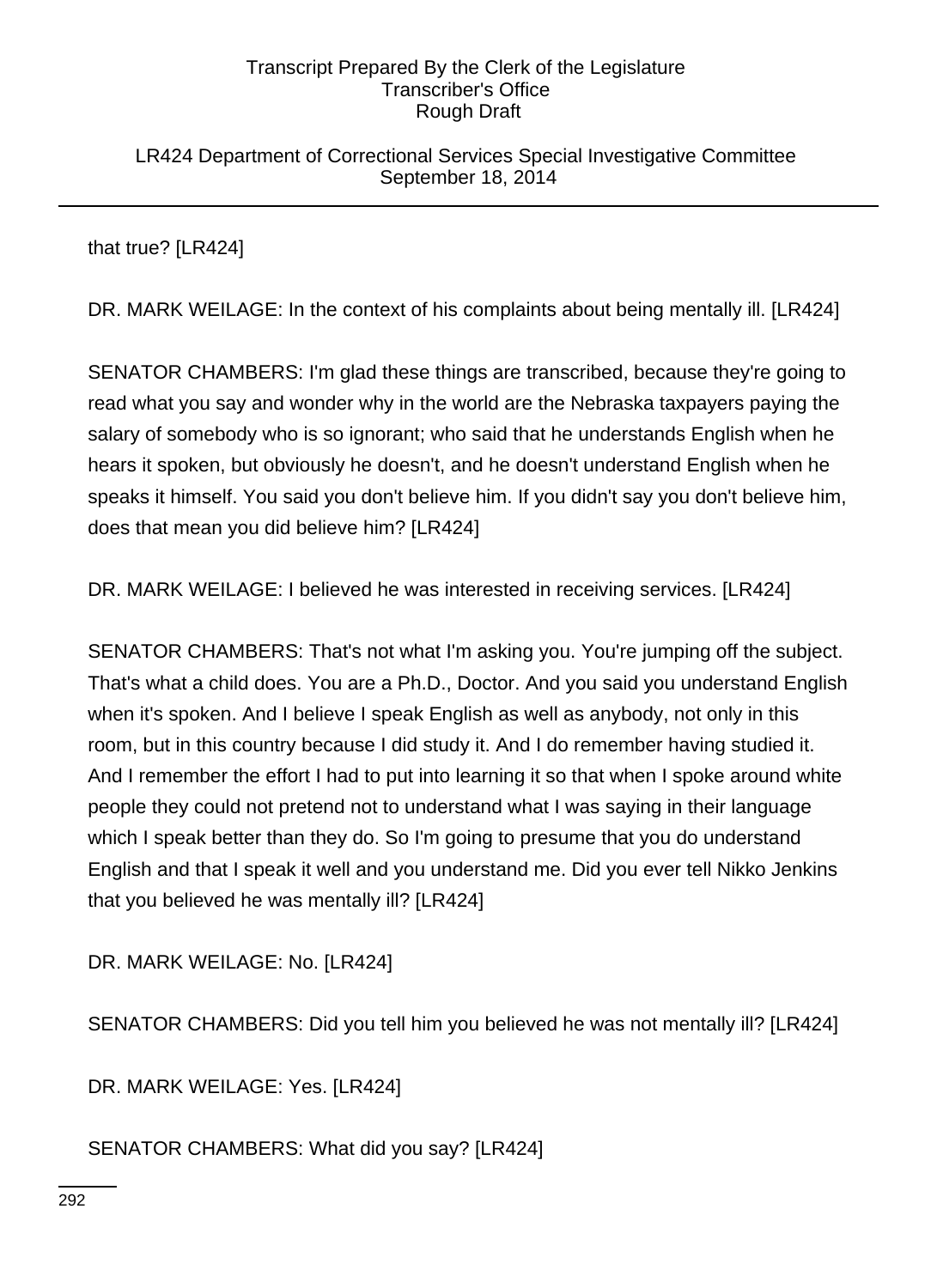that true? [LR424]

DR. MARK WEILAGE: In the context of his complaints about being mentally ill. [LR424]

SENATOR CHAMBERS: I'm glad these things are transcribed, because they're going to read what you say and wonder why in the world are the Nebraska taxpayers paying the salary of somebody who is so ignorant; who said that he understands English when he hears it spoken, but obviously he doesn't, and he doesn't understand English when he speaks it himself. You said you don't believe him. If you didn't say you don't believe him, does that mean you did believe him? [LR424]

DR. MARK WEILAGE: I believed he was interested in receiving services. [LR424]

SENATOR CHAMBERS: That's not what I'm asking you. You're jumping off the subject. That's what a child does. You are a Ph.D., Doctor. And you said you understand English when it's spoken. And I believe I speak English as well as anybody, not only in this room, but in this country because I did study it. And I do remember having studied it. And I remember the effort I had to put into learning it so that when I spoke around white people they could not pretend not to understand what I was saying in their language which I speak better than they do. So I'm going to presume that you do understand English and that I speak it well and you understand me. Did you ever tell Nikko Jenkins that you believed he was mentally ill? [LR424]

DR. MARK WEILAGE: No. [LR424]

SENATOR CHAMBERS: Did you tell him you believed he was not mentally ill? [LR424]

DR. MARK WEILAGE: Yes. [LR424]

SENATOR CHAMBERS: What did you say? [LR424]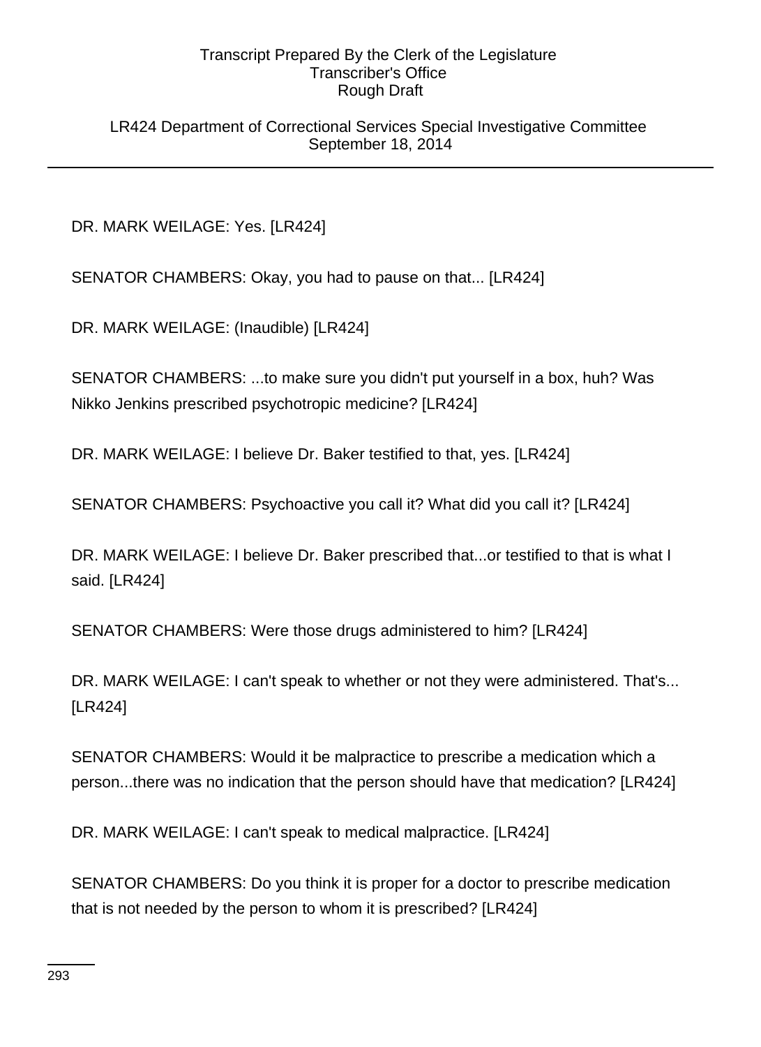DR. MARK WEILAGE: Yes. [LR424]

SENATOR CHAMBERS: Okay, you had to pause on that... [LR424]

DR. MARK WEILAGE: (Inaudible) [LR424]

SENATOR CHAMBERS: ...to make sure you didn't put yourself in a box, huh? Was Nikko Jenkins prescribed psychotropic medicine? [LR424]

DR. MARK WEILAGE: I believe Dr. Baker testified to that, yes. [LR424]

SENATOR CHAMBERS: Psychoactive you call it? What did you call it? [LR424]

DR. MARK WEILAGE: I believe Dr. Baker prescribed that...or testified to that is what I said. [LR424]

SENATOR CHAMBERS: Were those drugs administered to him? [LR424]

DR. MARK WEILAGE: I can't speak to whether or not they were administered. That's... [LR424]

SENATOR CHAMBERS: Would it be malpractice to prescribe a medication which a person...there was no indication that the person should have that medication? [LR424]

DR. MARK WEILAGE: I can't speak to medical malpractice. [LR424]

SENATOR CHAMBERS: Do you think it is proper for a doctor to prescribe medication that is not needed by the person to whom it is prescribed? [LR424]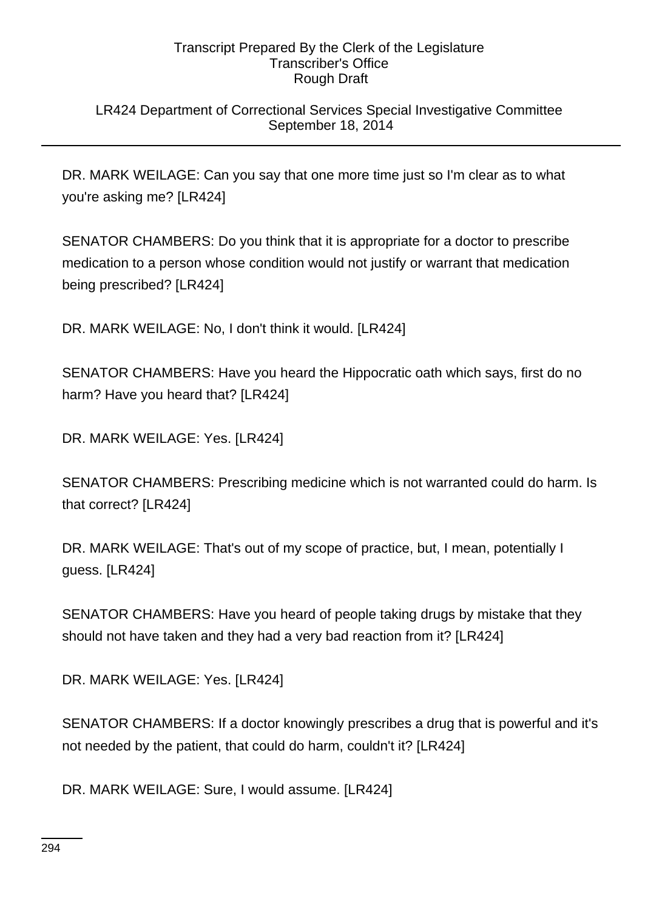DR. MARK WEILAGE: Can you say that one more time just so I'm clear as to what you're asking me? [LR424]

SENATOR CHAMBERS: Do you think that it is appropriate for a doctor to prescribe medication to a person whose condition would not justify or warrant that medication being prescribed? [LR424]

DR. MARK WEILAGE: No, I don't think it would. [LR424]

SENATOR CHAMBERS: Have you heard the Hippocratic oath which says, first do no harm? Have you heard that? [LR424]

DR. MARK WEILAGE: Yes. [LR424]

SENATOR CHAMBERS: Prescribing medicine which is not warranted could do harm. Is that correct? [LR424]

DR. MARK WEILAGE: That's out of my scope of practice, but, I mean, potentially I guess. [LR424]

SENATOR CHAMBERS: Have you heard of people taking drugs by mistake that they should not have taken and they had a very bad reaction from it? [LR424]

DR. MARK WEILAGE: Yes. [LR424]

SENATOR CHAMBERS: If a doctor knowingly prescribes a drug that is powerful and it's not needed by the patient, that could do harm, couldn't it? [LR424]

DR. MARK WEILAGE: Sure, I would assume. [LR424]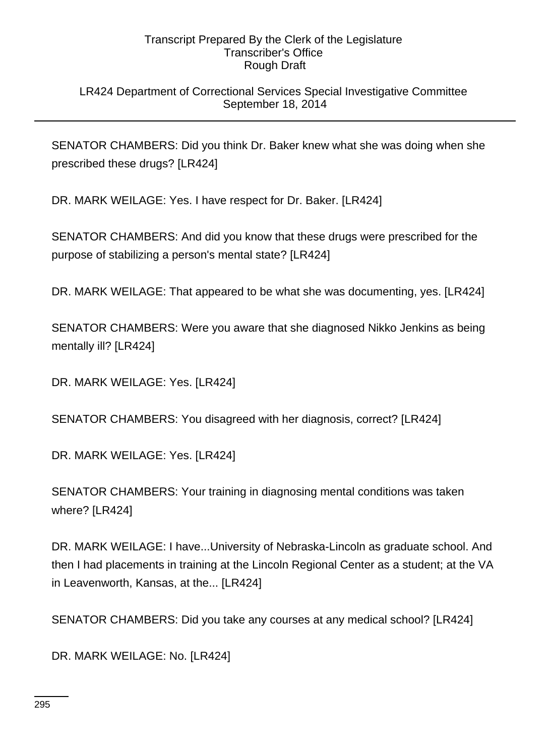SENATOR CHAMBERS: Did you think Dr. Baker knew what she was doing when she prescribed these drugs? [LR424]

DR. MARK WEILAGE: Yes. I have respect for Dr. Baker. [LR424]

SENATOR CHAMBERS: And did you know that these drugs were prescribed for the purpose of stabilizing a person's mental state? [LR424]

DR. MARK WEILAGE: That appeared to be what she was documenting, yes. [LR424]

SENATOR CHAMBERS: Were you aware that she diagnosed Nikko Jenkins as being mentally ill? [LR424]

DR. MARK WEILAGE: Yes. [LR424]

SENATOR CHAMBERS: You disagreed with her diagnosis, correct? [LR424]

DR. MARK WEILAGE: Yes. [LR424]

SENATOR CHAMBERS: Your training in diagnosing mental conditions was taken where? [LR424]

DR. MARK WEILAGE: I have...University of Nebraska-Lincoln as graduate school. And then I had placements in training at the Lincoln Regional Center as a student; at the VA in Leavenworth, Kansas, at the... [LR424]

SENATOR CHAMBERS: Did you take any courses at any medical school? [LR424]

DR. MARK WEILAGE: No. [LR424]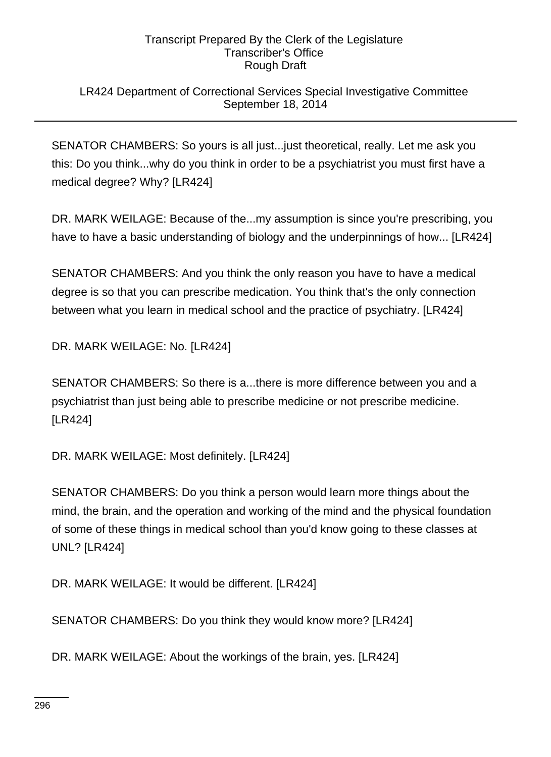SENATOR CHAMBERS: So yours is all just...just theoretical, really. Let me ask you this: Do you think...why do you think in order to be a psychiatrist you must first have a medical degree? Why? [LR424]

DR. MARK WEILAGE: Because of the...my assumption is since you're prescribing, you have to have a basic understanding of biology and the underpinnings of how... [LR424]

SENATOR CHAMBERS: And you think the only reason you have to have a medical degree is so that you can prescribe medication. You think that's the only connection between what you learn in medical school and the practice of psychiatry. [LR424]

DR. MARK WEILAGE: No. [LR424]

SENATOR CHAMBERS: So there is a...there is more difference between you and a psychiatrist than just being able to prescribe medicine or not prescribe medicine. [LR424]

DR. MARK WEILAGE: Most definitely. [LR424]

SENATOR CHAMBERS: Do you think a person would learn more things about the mind, the brain, and the operation and working of the mind and the physical foundation of some of these things in medical school than you'd know going to these classes at UNL? [LR424]

DR. MARK WEILAGE: It would be different. [LR424]

SENATOR CHAMBERS: Do you think they would know more? [LR424]

DR. MARK WEILAGE: About the workings of the brain, yes. [LR424]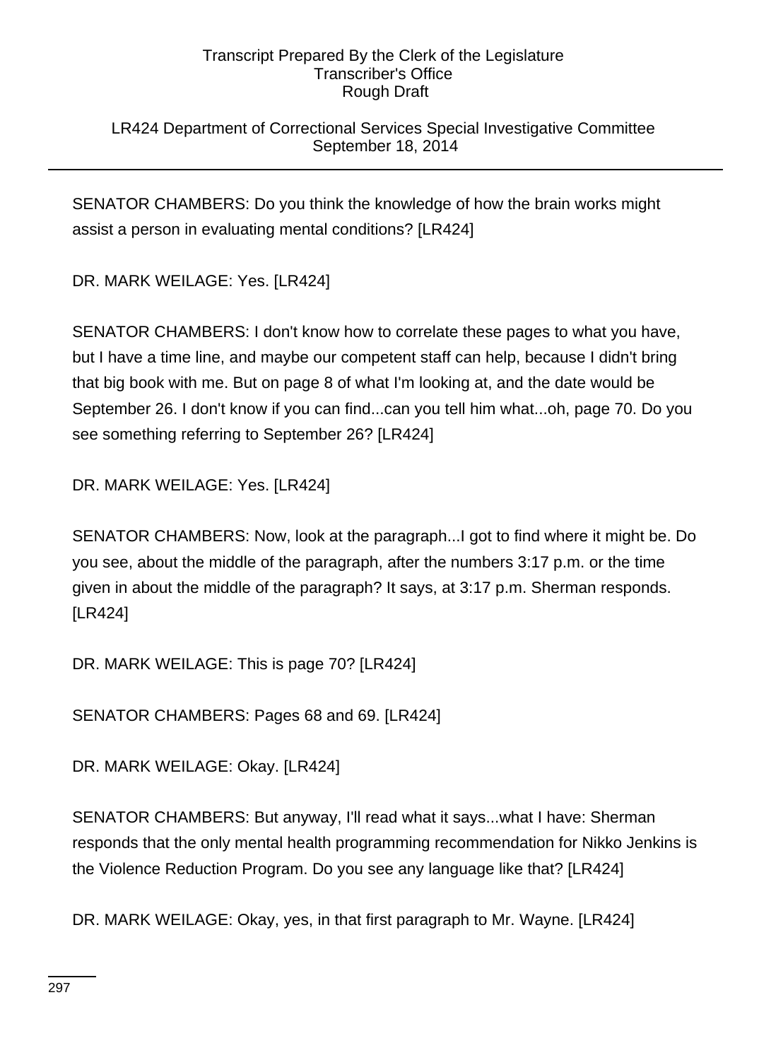SENATOR CHAMBERS: Do you think the knowledge of how the brain works might assist a person in evaluating mental conditions? [LR424]

DR. MARK WEILAGE: Yes. [LR424]

SENATOR CHAMBERS: I don't know how to correlate these pages to what you have, but I have a time line, and maybe our competent staff can help, because I didn't bring that big book with me. But on page 8 of what I'm looking at, and the date would be September 26. I don't know if you can find...can you tell him what...oh, page 70. Do you see something referring to September 26? [LR424]

DR. MARK WEILAGE: Yes. [LR424]

SENATOR CHAMBERS: Now, look at the paragraph...I got to find where it might be. Do you see, about the middle of the paragraph, after the numbers 3:17 p.m. or the time given in about the middle of the paragraph? It says, at 3:17 p.m. Sherman responds. [LR424]

DR. MARK WEILAGE: This is page 70? [LR424]

SENATOR CHAMBERS: Pages 68 and 69. [LR424]

DR. MARK WEILAGE: Okay. [LR424]

SENATOR CHAMBERS: But anyway, I'll read what it says...what I have: Sherman responds that the only mental health programming recommendation for Nikko Jenkins is the Violence Reduction Program. Do you see any language like that? [LR424]

DR. MARK WEILAGE: Okay, yes, in that first paragraph to Mr. Wayne. [LR424]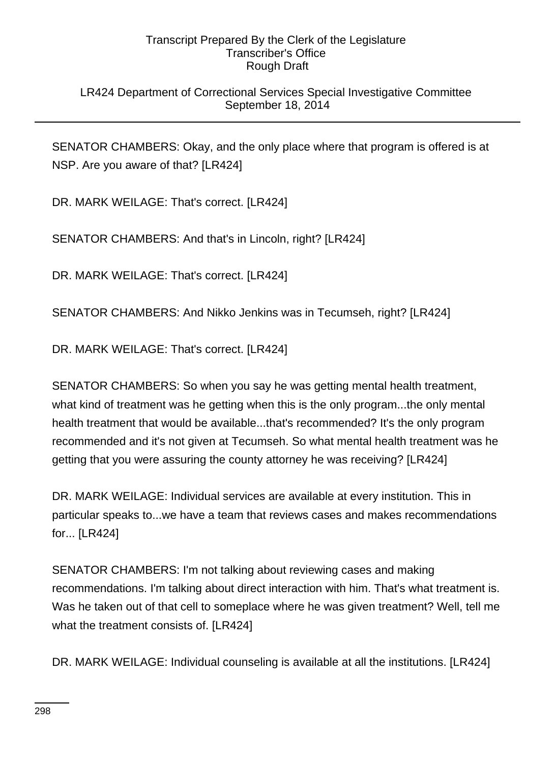SENATOR CHAMBERS: Okay, and the only place where that program is offered is at NSP. Are you aware of that? [LR424]

DR. MARK WEILAGE: That's correct. [LR424]

SENATOR CHAMBERS: And that's in Lincoln, right? [LR424]

DR. MARK WEILAGE: That's correct. [LR424]

SENATOR CHAMBERS: And Nikko Jenkins was in Tecumseh, right? [LR424]

DR. MARK WEILAGE: That's correct. [LR424]

SENATOR CHAMBERS: So when you say he was getting mental health treatment, what kind of treatment was he getting when this is the only program...the only mental health treatment that would be available...that's recommended? It's the only program recommended and it's not given at Tecumseh. So what mental health treatment was he getting that you were assuring the county attorney he was receiving? [LR424]

DR. MARK WEILAGE: Individual services are available at every institution. This in particular speaks to...we have a team that reviews cases and makes recommendations for... [LR424]

SENATOR CHAMBERS: I'm not talking about reviewing cases and making recommendations. I'm talking about direct interaction with him. That's what treatment is. Was he taken out of that cell to someplace where he was given treatment? Well, tell me what the treatment consists of. [LR424]

DR. MARK WEILAGE: Individual counseling is available at all the institutions. [LR424]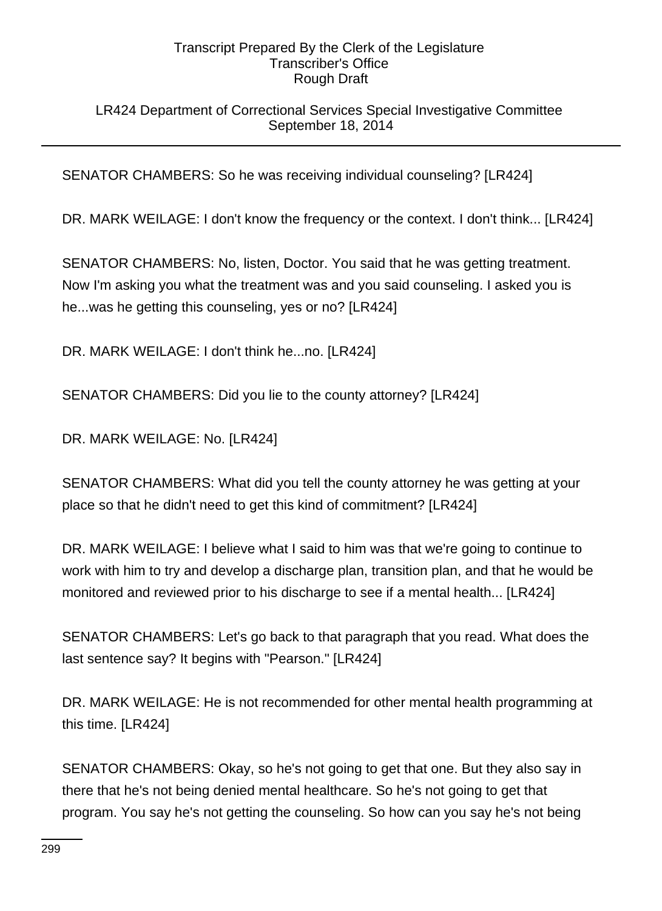SENATOR CHAMBERS: So he was receiving individual counseling? [LR424]

DR. MARK WEILAGE: I don't know the frequency or the context. I don't think... [LR424]

SENATOR CHAMBERS: No, listen, Doctor. You said that he was getting treatment. Now I'm asking you what the treatment was and you said counseling. I asked you is he...was he getting this counseling, yes or no? [LR424]

DR. MARK WEILAGE: I don't think he...no. [LR424]

SENATOR CHAMBERS: Did you lie to the county attorney? [LR424]

DR. MARK WEILAGE: No. [LR424]

SENATOR CHAMBERS: What did you tell the county attorney he was getting at your place so that he didn't need to get this kind of commitment? [LR424]

DR. MARK WEILAGE: I believe what I said to him was that we're going to continue to work with him to try and develop a discharge plan, transition plan, and that he would be monitored and reviewed prior to his discharge to see if a mental health... [LR424]

SENATOR CHAMBERS: Let's go back to that paragraph that you read. What does the last sentence say? It begins with "Pearson." [LR424]

DR. MARK WEILAGE: He is not recommended for other mental health programming at this time. [LR424]

SENATOR CHAMBERS: Okay, so he's not going to get that one. But they also say in there that he's not being denied mental healthcare. So he's not going to get that program. You say he's not getting the counseling. So how can you say he's not being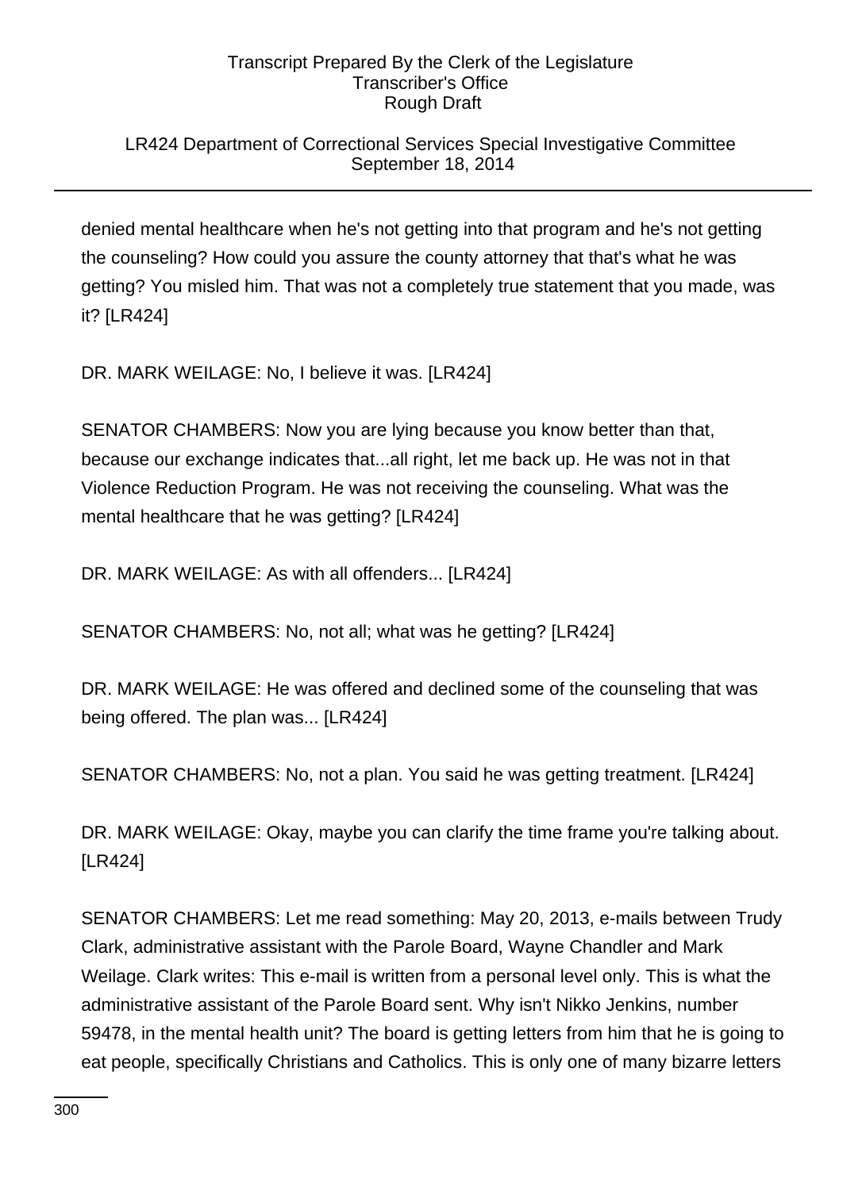denied mental healthcare when he's not getting into that program and he's not getting the counseling? How could you assure the county attorney that that's what he was getting? You misled him. That was not a completely true statement that you made, was it? [LR424]

DR. MARK WEILAGE: No, I believe it was. [LR424]

SENATOR CHAMBERS: Now you are lying because you know better than that, because our exchange indicates that...all right, let me back up. He was not in that Violence Reduction Program. He was not receiving the counseling. What was the mental healthcare that he was getting? [LR424]

DR. MARK WEILAGE: As with all offenders... [LR424]

SENATOR CHAMBERS: No, not all; what was he getting? [LR424]

DR. MARK WEILAGE: He was offered and declined some of the counseling that was being offered. The plan was... [LR424]

SENATOR CHAMBERS: No, not a plan. You said he was getting treatment. [LR424]

DR. MARK WEILAGE: Okay, maybe you can clarify the time frame you're talking about. [LR424]

SENATOR CHAMBERS: Let me read something: May 20, 2013, e-mails between Trudy Clark, administrative assistant with the Parole Board, Wayne Chandler and Mark Weilage. Clark writes: This e-mail is written from a personal level only. This is what the administrative assistant of the Parole Board sent. Why isn't Nikko Jenkins, number 59478, in the mental health unit? The board is getting letters from him that he is going to eat people, specifically Christians and Catholics. This is only one of many bizarre letters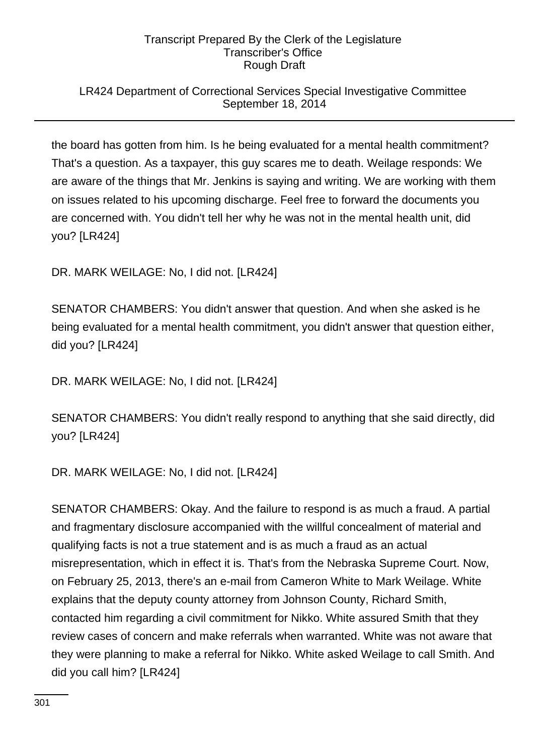the board has gotten from him. Is he being evaluated for a mental health commitment? That's a question. As a taxpayer, this guy scares me to death. Weilage responds: We are aware of the things that Mr. Jenkins is saying and writing. We are working with them on issues related to his upcoming discharge. Feel free to forward the documents you are concerned with. You didn't tell her why he was not in the mental health unit, did you? [LR424]

DR. MARK WEILAGE: No, I did not. [LR424]

SENATOR CHAMBERS: You didn't answer that question. And when she asked is he being evaluated for a mental health commitment, you didn't answer that question either, did you? [LR424]

DR. MARK WEILAGE: No, I did not. [LR424]

SENATOR CHAMBERS: You didn't really respond to anything that she said directly, did you? [LR424]

DR. MARK WEILAGE: No, I did not. [LR424]

SENATOR CHAMBERS: Okay. And the failure to respond is as much a fraud. A partial and fragmentary disclosure accompanied with the willful concealment of material and qualifying facts is not a true statement and is as much a fraud as an actual misrepresentation, which in effect it is. That's from the Nebraska Supreme Court. Now, on February 25, 2013, there's an e-mail from Cameron White to Mark Weilage. White explains that the deputy county attorney from Johnson County, Richard Smith, contacted him regarding a civil commitment for Nikko. White assured Smith that they review cases of concern and make referrals when warranted. White was not aware that they were planning to make a referral for Nikko. White asked Weilage to call Smith. And did you call him? [LR424]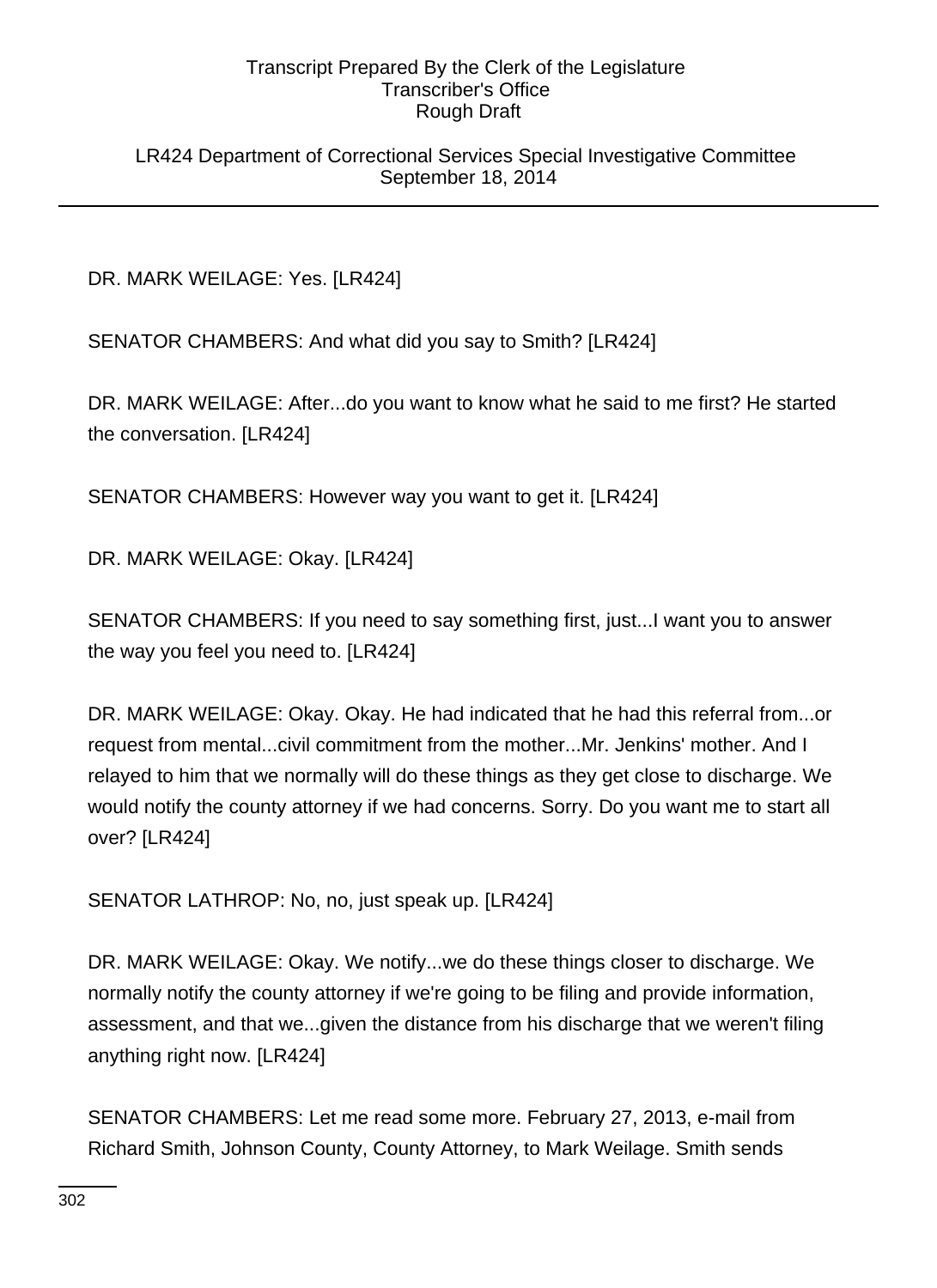DR. MARK WEILAGE: Yes. [LR424]

SENATOR CHAMBERS: And what did you say to Smith? [LR424]

DR. MARK WEILAGE: After...do you want to know what he said to me first? He started the conversation. [LR424]

SENATOR CHAMBERS: However way you want to get it. [LR424]

DR. MARK WEILAGE: Okay. [LR424]

SENATOR CHAMBERS: If you need to say something first, just...I want you to answer the way you feel you need to. [LR424]

DR. MARK WEILAGE: Okay. Okay. He had indicated that he had this referral from...or request from mental...civil commitment from the mother...Mr. Jenkins' mother. And I relayed to him that we normally will do these things as they get close to discharge. We would notify the county attorney if we had concerns. Sorry. Do you want me to start all over? [LR424]

SENATOR LATHROP: No, no, just speak up. [LR424]

DR. MARK WEILAGE: Okay. We notify...we do these things closer to discharge. We normally notify the county attorney if we're going to be filing and provide information, assessment, and that we...given the distance from his discharge that we weren't filing anything right now. [LR424]

SENATOR CHAMBERS: Let me read some more. February 27, 2013, e-mail from Richard Smith, Johnson County, County Attorney, to Mark Weilage. Smith sends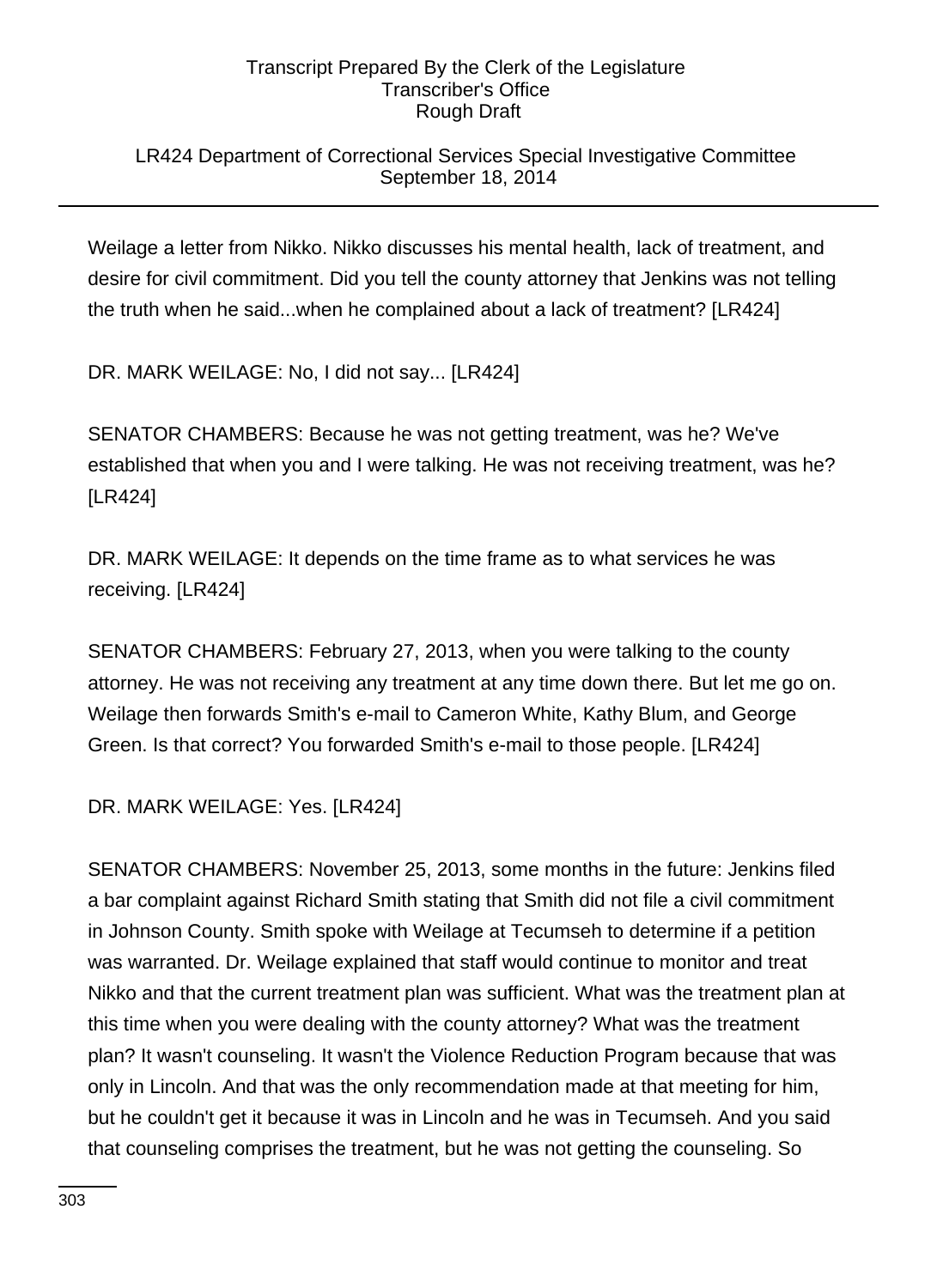Weilage a letter from Nikko. Nikko discusses his mental health, lack of treatment, and desire for civil commitment. Did you tell the county attorney that Jenkins was not telling the truth when he said...when he complained about a lack of treatment? [LR424]

DR. MARK WEILAGE: No, I did not say... [LR424]

SENATOR CHAMBERS: Because he was not getting treatment, was he? We've established that when you and I were talking. He was not receiving treatment, was he? [LR424]

DR. MARK WEILAGE: It depends on the time frame as to what services he was receiving. [LR424]

SENATOR CHAMBERS: February 27, 2013, when you were talking to the county attorney. He was not receiving any treatment at any time down there. But let me go on. Weilage then forwards Smith's e-mail to Cameron White, Kathy Blum, and George Green. Is that correct? You forwarded Smith's e-mail to those people. [LR424]

DR. MARK WEILAGE: Yes. [LR424]

SENATOR CHAMBERS: November 25, 2013, some months in the future: Jenkins filed a bar complaint against Richard Smith stating that Smith did not file a civil commitment in Johnson County. Smith spoke with Weilage at Tecumseh to determine if a petition was warranted. Dr. Weilage explained that staff would continue to monitor and treat Nikko and that the current treatment plan was sufficient. What was the treatment plan at this time when you were dealing with the county attorney? What was the treatment plan? It wasn't counseling. It wasn't the Violence Reduction Program because that was only in Lincoln. And that was the only recommendation made at that meeting for him, but he couldn't get it because it was in Lincoln and he was in Tecumseh. And you said that counseling comprises the treatment, but he was not getting the counseling. So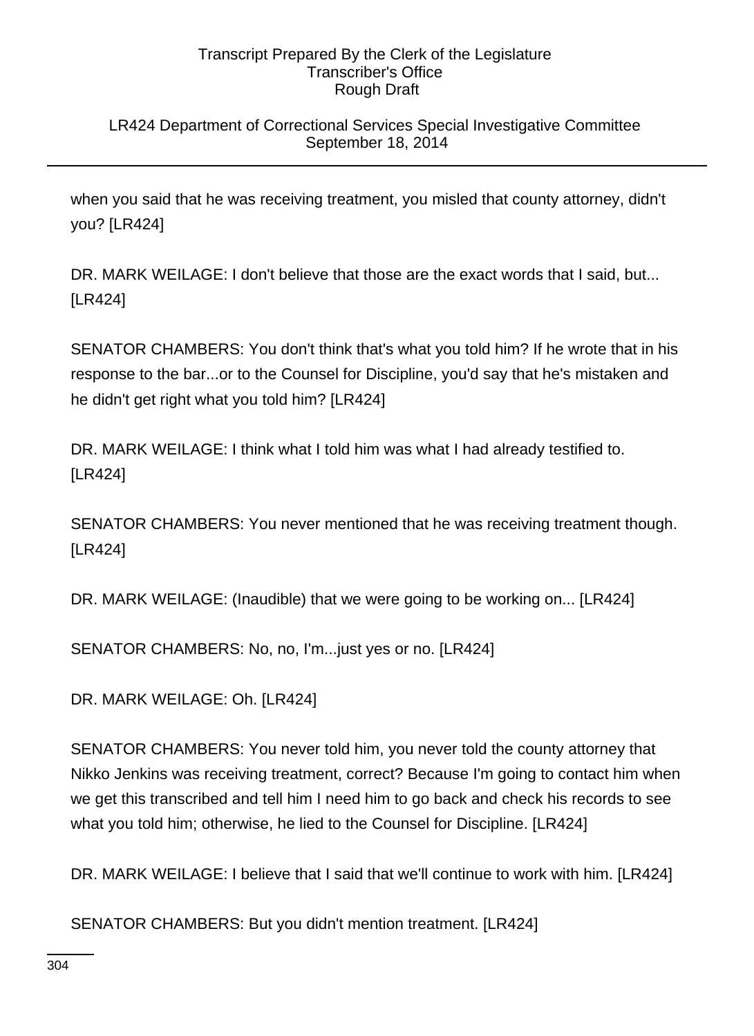when you said that he was receiving treatment, you misled that county attorney, didn't you? [LR424]

DR. MARK WEILAGE: I don't believe that those are the exact words that I said, but... [LR424]

SENATOR CHAMBERS: You don't think that's what you told him? If he wrote that in his response to the bar...or to the Counsel for Discipline, you'd say that he's mistaken and he didn't get right what you told him? [LR424]

DR. MARK WEILAGE: I think what I told him was what I had already testified to. [LR424]

SENATOR CHAMBERS: You never mentioned that he was receiving treatment though. [LR424]

DR. MARK WEILAGE: (Inaudible) that we were going to be working on... [LR424]

SENATOR CHAMBERS: No, no, I'm...just yes or no. [LR424]

DR. MARK WEILAGE: Oh. [LR424]

SENATOR CHAMBERS: You never told him, you never told the county attorney that Nikko Jenkins was receiving treatment, correct? Because I'm going to contact him when we get this transcribed and tell him I need him to go back and check his records to see what you told him; otherwise, he lied to the Counsel for Discipline. [LR424]

DR. MARK WEILAGE: I believe that I said that we'll continue to work with him. [LR424]

SENATOR CHAMBERS: But you didn't mention treatment. [LR424]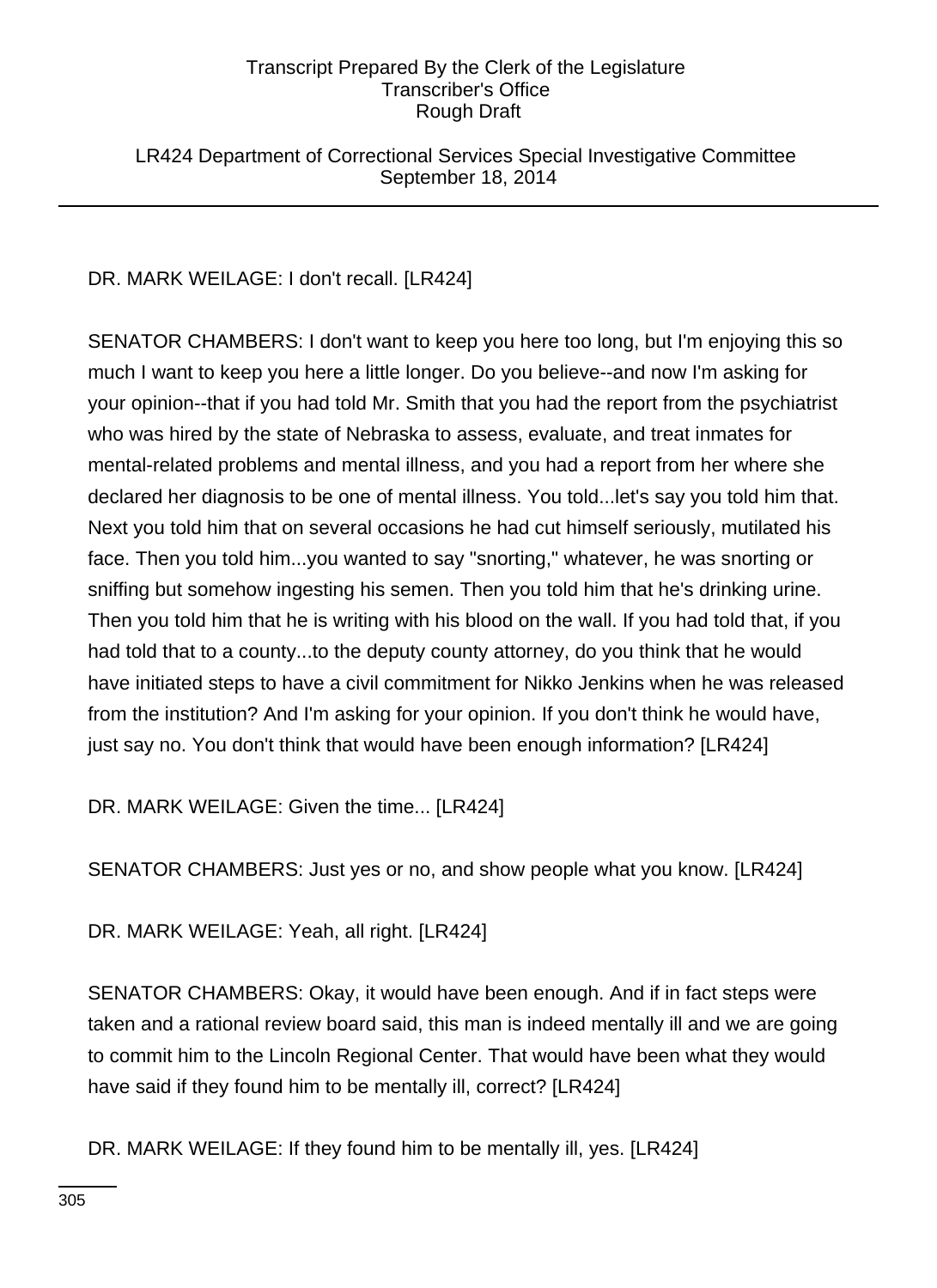DR. MARK WEILAGE: I don't recall. [LR424]

SENATOR CHAMBERS: I don't want to keep you here too long, but I'm enjoying this so much I want to keep you here a little longer. Do you believe--and now I'm asking for your opinion--that if you had told Mr. Smith that you had the report from the psychiatrist who was hired by the state of Nebraska to assess, evaluate, and treat inmates for mental-related problems and mental illness, and you had a report from her where she declared her diagnosis to be one of mental illness. You told...let's say you told him that. Next you told him that on several occasions he had cut himself seriously, mutilated his face. Then you told him...you wanted to say "snorting," whatever, he was snorting or sniffing but somehow ingesting his semen. Then you told him that he's drinking urine. Then you told him that he is writing with his blood on the wall. If you had told that, if you had told that to a county...to the deputy county attorney, do you think that he would have initiated steps to have a civil commitment for Nikko Jenkins when he was released from the institution? And I'm asking for your opinion. If you don't think he would have, just say no. You don't think that would have been enough information? [LR424]

DR. MARK WEILAGE: Given the time... [LR424]

SENATOR CHAMBERS: Just yes or no, and show people what you know. [LR424]

DR. MARK WEILAGE: Yeah, all right. [LR424]

SENATOR CHAMBERS: Okay, it would have been enough. And if in fact steps were taken and a rational review board said, this man is indeed mentally ill and we are going to commit him to the Lincoln Regional Center. That would have been what they would have said if they found him to be mentally ill, correct? [LR424]

DR. MARK WEILAGE: If they found him to be mentally ill, yes. [LR424]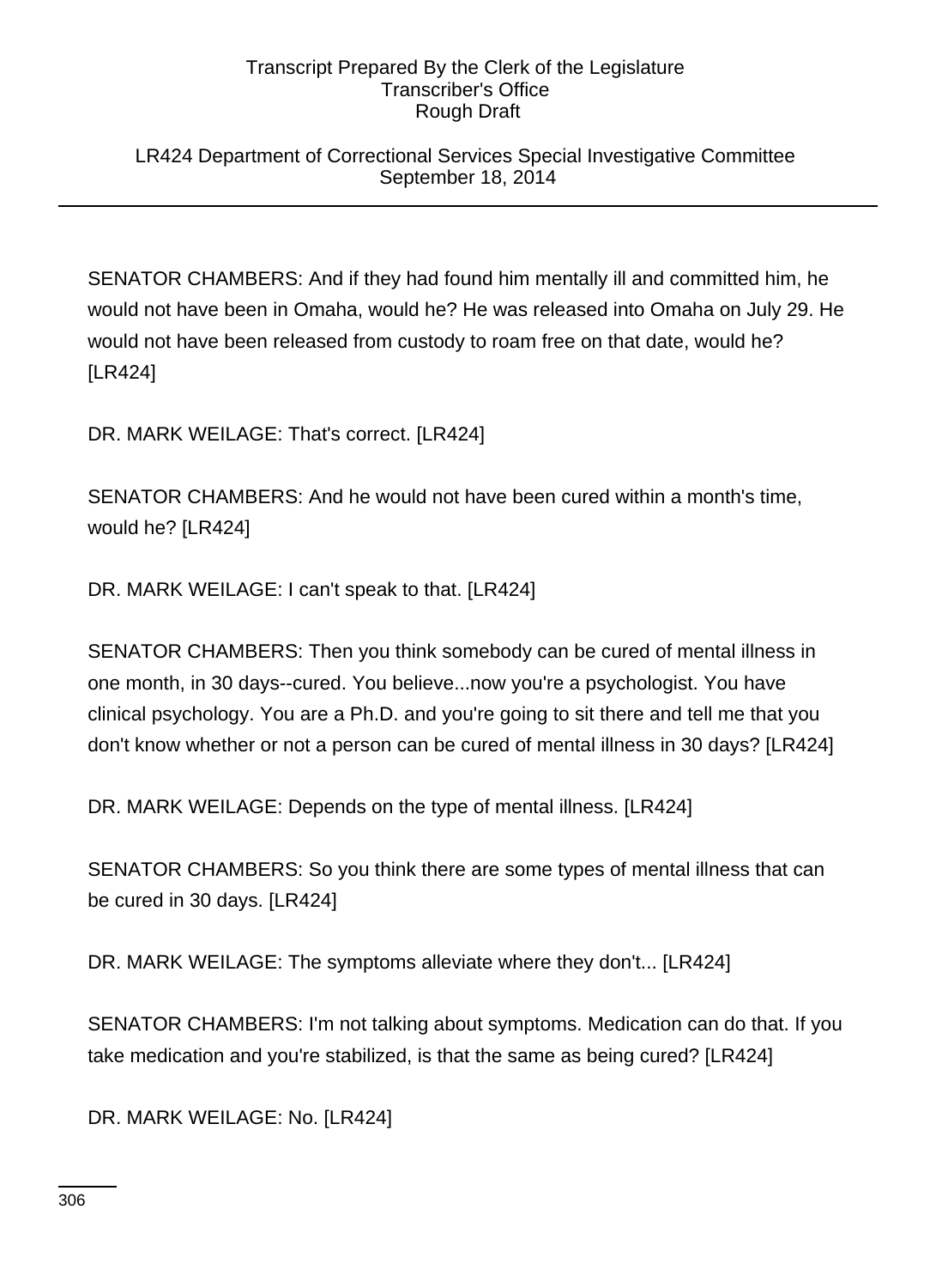SENATOR CHAMBERS: And if they had found him mentally ill and committed him, he would not have been in Omaha, would he? He was released into Omaha on July 29. He would not have been released from custody to roam free on that date, would he? [LR424]

DR. MARK WEILAGE: That's correct. [LR424]

SENATOR CHAMBERS: And he would not have been cured within a month's time, would he? [LR424]

DR. MARK WEILAGE: I can't speak to that. [LR424]

SENATOR CHAMBERS: Then you think somebody can be cured of mental illness in one month, in 30 days--cured. You believe...now you're a psychologist. You have clinical psychology. You are a Ph.D. and you're going to sit there and tell me that you don't know whether or not a person can be cured of mental illness in 30 days? [LR424]

DR. MARK WEILAGE: Depends on the type of mental illness. [LR424]

SENATOR CHAMBERS: So you think there are some types of mental illness that can be cured in 30 days. [LR424]

DR. MARK WEILAGE: The symptoms alleviate where they don't... [LR424]

SENATOR CHAMBERS: I'm not talking about symptoms. Medication can do that. If you take medication and you're stabilized, is that the same as being cured? [LR424]

DR. MARK WEILAGE: No. [LR424]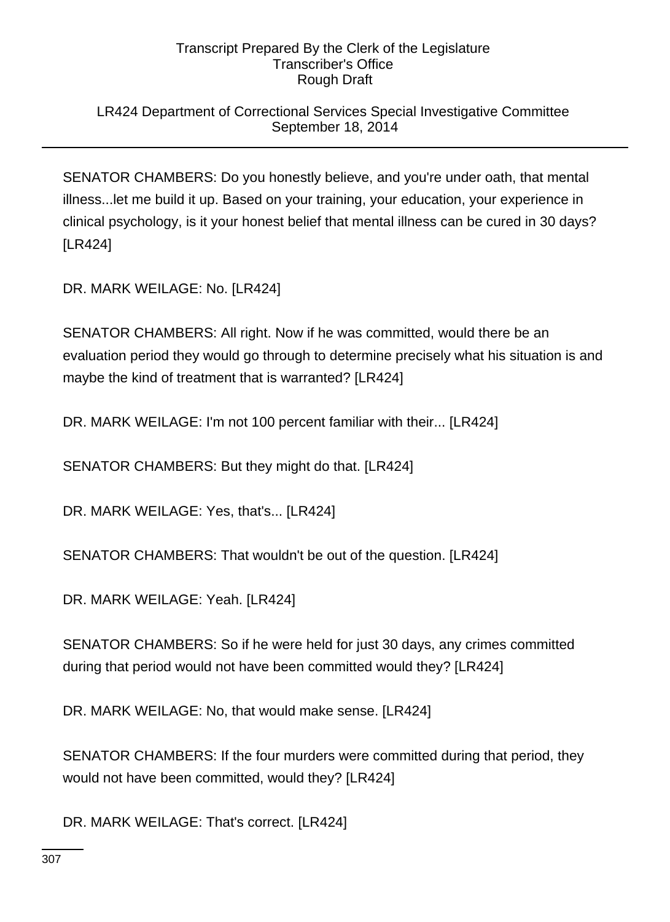SENATOR CHAMBERS: Do you honestly believe, and you're under oath, that mental illness...let me build it up. Based on your training, your education, your experience in clinical psychology, is it your honest belief that mental illness can be cured in 30 days? [LR424]

DR. MARK WEILAGE: No. [LR424]

SENATOR CHAMBERS: All right. Now if he was committed, would there be an evaluation period they would go through to determine precisely what his situation is and maybe the kind of treatment that is warranted? [LR424]

DR. MARK WEILAGE: I'm not 100 percent familiar with their... [LR424]

SENATOR CHAMBERS: But they might do that. [LR424]

DR. MARK WEILAGE: Yes, that's... [LR424]

SENATOR CHAMBERS: That wouldn't be out of the question. [LR424]

DR. MARK WEILAGE: Yeah. [LR424]

SENATOR CHAMBERS: So if he were held for just 30 days, any crimes committed during that period would not have been committed would they? [LR424]

DR. MARK WEILAGE: No, that would make sense. [LR424]

SENATOR CHAMBERS: If the four murders were committed during that period, they would not have been committed, would they? [LR424]

DR. MARK WEILAGE: That's correct. [LR424]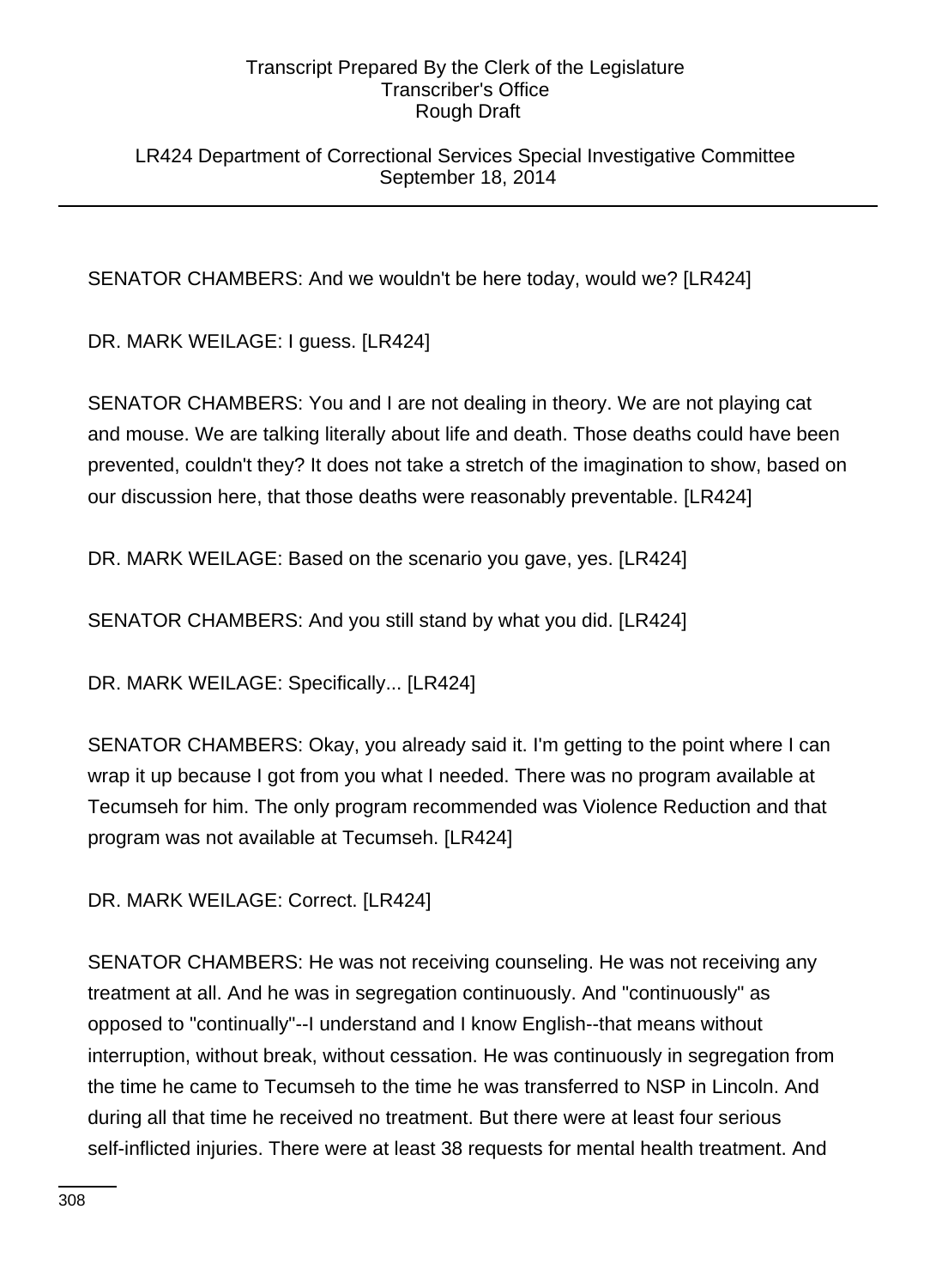SENATOR CHAMBERS: And we wouldn't be here today, would we? [LR424]

DR. MARK WEILAGE: I guess. [LR424]

SENATOR CHAMBERS: You and I are not dealing in theory. We are not playing cat and mouse. We are talking literally about life and death. Those deaths could have been prevented, couldn't they? It does not take a stretch of the imagination to show, based on our discussion here, that those deaths were reasonably preventable. [LR424]

DR. MARK WEILAGE: Based on the scenario you gave, yes. [LR424]

SENATOR CHAMBERS: And you still stand by what you did. [LR424]

DR. MARK WEILAGE: Specifically... [LR424]

SENATOR CHAMBERS: Okay, you already said it. I'm getting to the point where I can wrap it up because I got from you what I needed. There was no program available at Tecumseh for him. The only program recommended was Violence Reduction and that program was not available at Tecumseh. [LR424]

DR. MARK WEILAGE: Correct. [LR424]

SENATOR CHAMBERS: He was not receiving counseling. He was not receiving any treatment at all. And he was in segregation continuously. And "continuously" as opposed to "continually"--I understand and I know English--that means without interruption, without break, without cessation. He was continuously in segregation from the time he came to Tecumseh to the time he was transferred to NSP in Lincoln. And during all that time he received no treatment. But there were at least four serious self-inflicted injuries. There were at least 38 requests for mental health treatment. And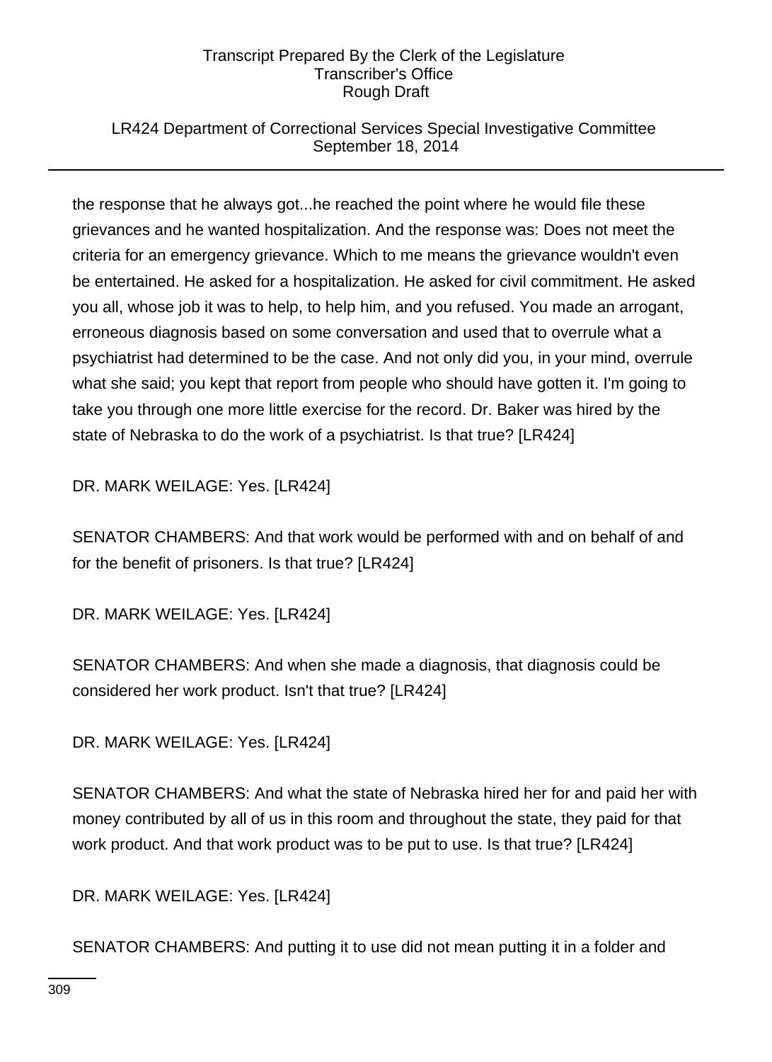the response that he always got...he reached the point where he would file these grievances and he wanted hospitalization. And the response was: Does not meet the criteria for an emergency grievance. Which to me means the grievance wouldn't even be entertained. He asked for a hospitalization. He asked for civil commitment. He asked you all, whose job it was to help, to help him, and you refused. You made an arrogant, erroneous diagnosis based on some conversation and used that to overrule what a psychiatrist had determined to be the case. And not only did you, in your mind, overrule what she said; you kept that report from people who should have gotten it. I'm going to take you through one more little exercise for the record. Dr. Baker was hired by the state of Nebraska to do the work of a psychiatrist. Is that true? [LR424]

DR. MARK WEILAGE: Yes. [LR424]

SENATOR CHAMBERS: And that work would be performed with and on behalf of and for the benefit of prisoners. Is that true? [LR424]

DR. MARK WEILAGE: Yes. [LR424]

SENATOR CHAMBERS: And when she made a diagnosis, that diagnosis could be considered her work product. Isn't that true? [LR424]

DR. MARK WEILAGE: Yes. [LR424]

SENATOR CHAMBERS: And what the state of Nebraska hired her for and paid her with money contributed by all of us in this room and throughout the state, they paid for that work product. And that work product was to be put to use. Is that true? [LR424]

DR. MARK WEILAGE: Yes. [LR424]

SENATOR CHAMBERS: And putting it to use did not mean putting it in a folder and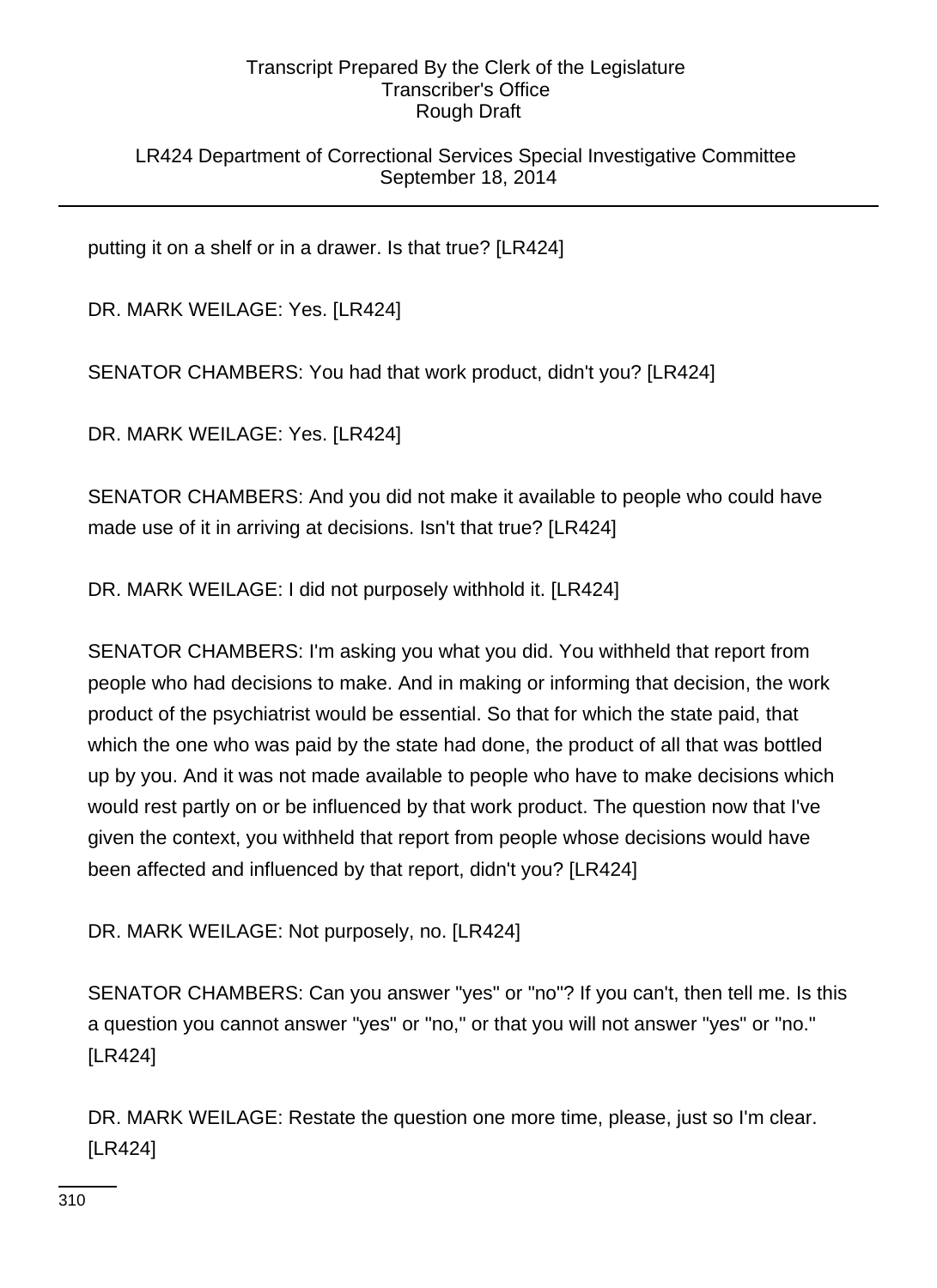putting it on a shelf or in a drawer. Is that true? [LR424]

DR. MARK WEILAGE: Yes. [LR424]

SENATOR CHAMBERS: You had that work product, didn't you? [LR424]

DR. MARK WEILAGE: Yes. [LR424]

SENATOR CHAMBERS: And you did not make it available to people who could have made use of it in arriving at decisions. Isn't that true? [LR424]

DR. MARK WEILAGE: I did not purposely withhold it. [LR424]

SENATOR CHAMBERS: I'm asking you what you did. You withheld that report from people who had decisions to make. And in making or informing that decision, the work product of the psychiatrist would be essential. So that for which the state paid, that which the one who was paid by the state had done, the product of all that was bottled up by you. And it was not made available to people who have to make decisions which would rest partly on or be influenced by that work product. The question now that I've given the context, you withheld that report from people whose decisions would have been affected and influenced by that report, didn't you? [LR424]

DR. MARK WEILAGE: Not purposely, no. [LR424]

SENATOR CHAMBERS: Can you answer "yes" or "no"? If you can't, then tell me. Is this a question you cannot answer "yes" or "no," or that you will not answer "yes" or "no." [LR424]

DR. MARK WEILAGE: Restate the question one more time, please, just so I'm clear. [LR424]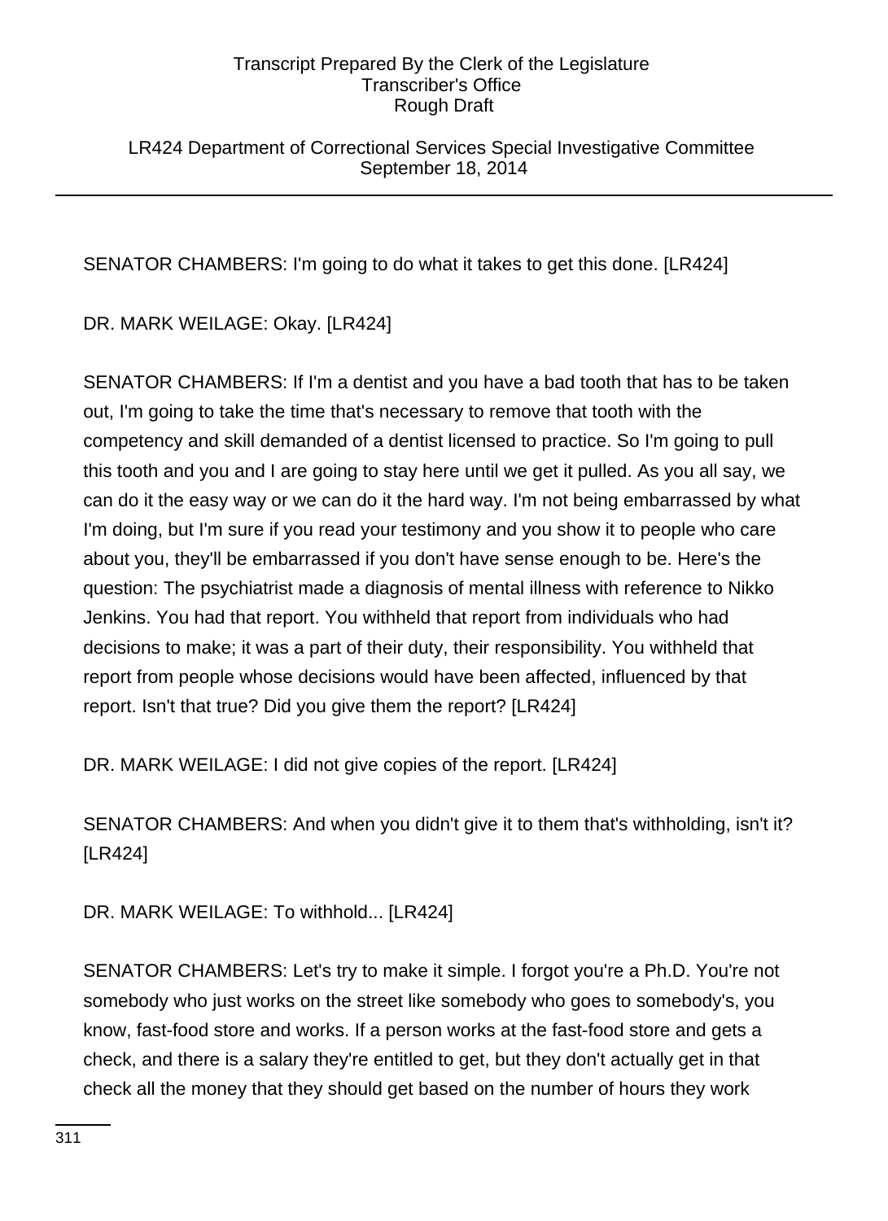SENATOR CHAMBERS: I'm going to do what it takes to get this done. [LR424]

DR. MARK WEILAGE: Okay. [LR424]

SENATOR CHAMBERS: If I'm a dentist and you have a bad tooth that has to be taken out, I'm going to take the time that's necessary to remove that tooth with the competency and skill demanded of a dentist licensed to practice. So I'm going to pull this tooth and you and I are going to stay here until we get it pulled. As you all say, we can do it the easy way or we can do it the hard way. I'm not being embarrassed by what I'm doing, but I'm sure if you read your testimony and you show it to people who care about you, they'll be embarrassed if you don't have sense enough to be. Here's the question: The psychiatrist made a diagnosis of mental illness with reference to Nikko Jenkins. You had that report. You withheld that report from individuals who had decisions to make; it was a part of their duty, their responsibility. You withheld that report from people whose decisions would have been affected, influenced by that report. Isn't that true? Did you give them the report? [LR424]

DR. MARK WEILAGE: I did not give copies of the report. [LR424]

SENATOR CHAMBERS: And when you didn't give it to them that's withholding, isn't it? [LR424]

DR. MARK WEILAGE: To withhold... [LR424]

SENATOR CHAMBERS: Let's try to make it simple. I forgot you're a Ph.D. You're not somebody who just works on the street like somebody who goes to somebody's, you know, fast-food store and works. If a person works at the fast-food store and gets a check, and there is a salary they're entitled to get, but they don't actually get in that check all the money that they should get based on the number of hours they work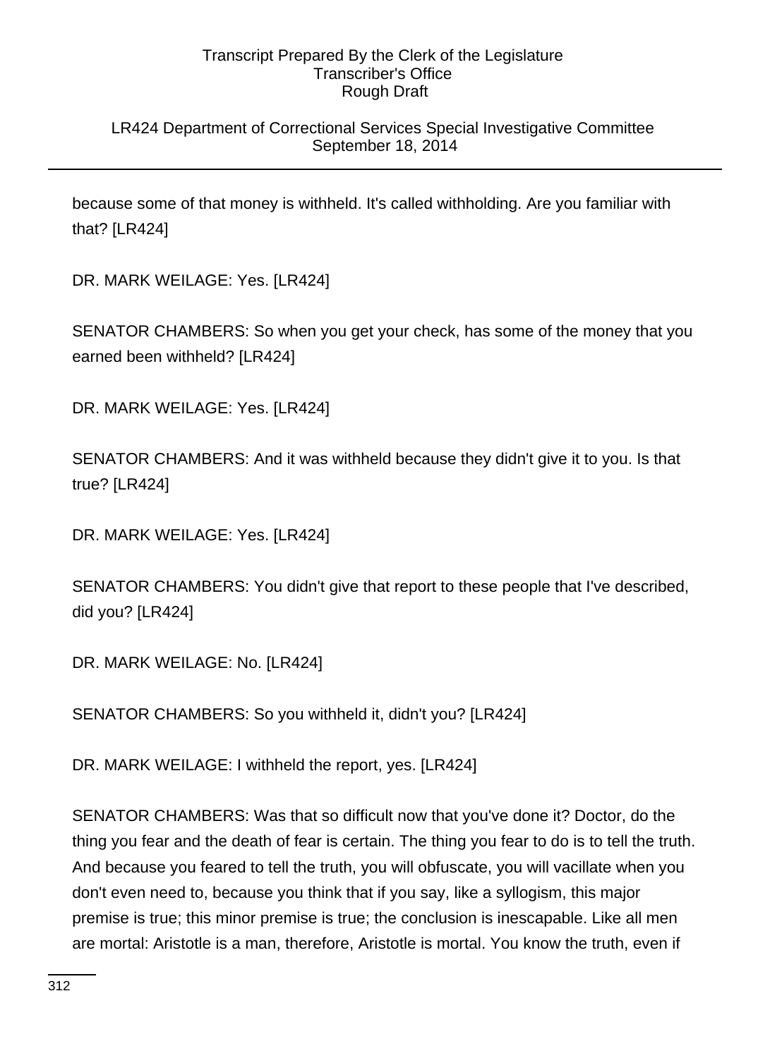because some of that money is withheld. It's called withholding. Are you familiar with that? [LR424]

DR. MARK WEILAGE: Yes. [LR424]

SENATOR CHAMBERS: So when you get your check, has some of the money that you earned been withheld? [LR424]

DR. MARK WEILAGE: Yes. [LR424]

SENATOR CHAMBERS: And it was withheld because they didn't give it to you. Is that true? [LR424]

DR. MARK WEILAGE: Yes. [LR424]

SENATOR CHAMBERS: You didn't give that report to these people that I've described, did you? [LR424]

DR. MARK WEILAGE: No. [LR424]

SENATOR CHAMBERS: So you withheld it, didn't you? [LR424]

DR. MARK WEILAGE: I withheld the report, yes. [LR424]

SENATOR CHAMBERS: Was that so difficult now that you've done it? Doctor, do the thing you fear and the death of fear is certain. The thing you fear to do is to tell the truth. And because you feared to tell the truth, you will obfuscate, you will vacillate when you don't even need to, because you think that if you say, like a syllogism, this major premise is true; this minor premise is true; the conclusion is inescapable. Like all men are mortal: Aristotle is a man, therefore, Aristotle is mortal. You know the truth, even if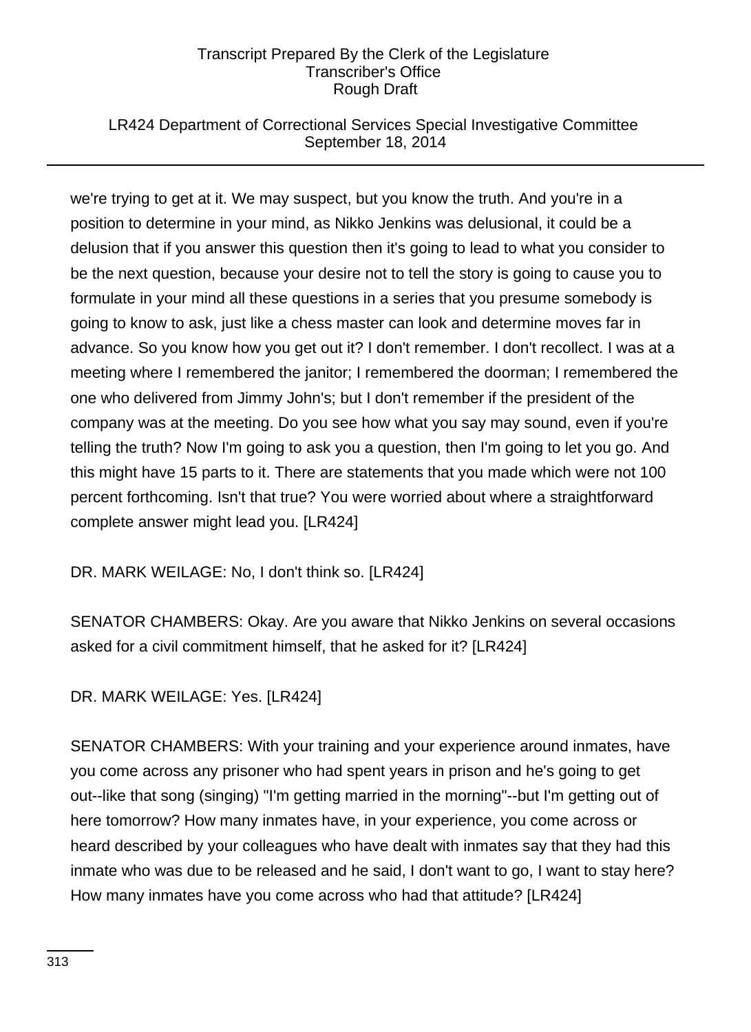we're trying to get at it. We may suspect, but you know the truth. And you're in a position to determine in your mind, as Nikko Jenkins was delusional, it could be a delusion that if you answer this question then it's going to lead to what you consider to be the next question, because your desire not to tell the story is going to cause you to formulate in your mind all these questions in a series that you presume somebody is going to know to ask, just like a chess master can look and determine moves far in advance. So you know how you get out it? I don't remember. I don't recollect. I was at a meeting where I remembered the janitor; I remembered the doorman; I remembered the one who delivered from Jimmy John's; but I don't remember if the president of the company was at the meeting. Do you see how what you say may sound, even if you're telling the truth? Now I'm going to ask you a question, then I'm going to let you go. And this might have 15 parts to it. There are statements that you made which were not 100 percent forthcoming. Isn't that true? You were worried about where a straightforward complete answer might lead you. [LR424]

DR. MARK WEILAGE: No, I don't think so. [LR424]

SENATOR CHAMBERS: Okay. Are you aware that Nikko Jenkins on several occasions asked for a civil commitment himself, that he asked for it? [LR424]

DR. MARK WEILAGE: Yes. [LR424]

SENATOR CHAMBERS: With your training and your experience around inmates, have you come across any prisoner who had spent years in prison and he's going to get out--like that song (singing) "I'm getting married in the morning"--but I'm getting out of here tomorrow? How many inmates have, in your experience, you come across or heard described by your colleagues who have dealt with inmates say that they had this inmate who was due to be released and he said, I don't want to go, I want to stay here? How many inmates have you come across who had that attitude? [LR424]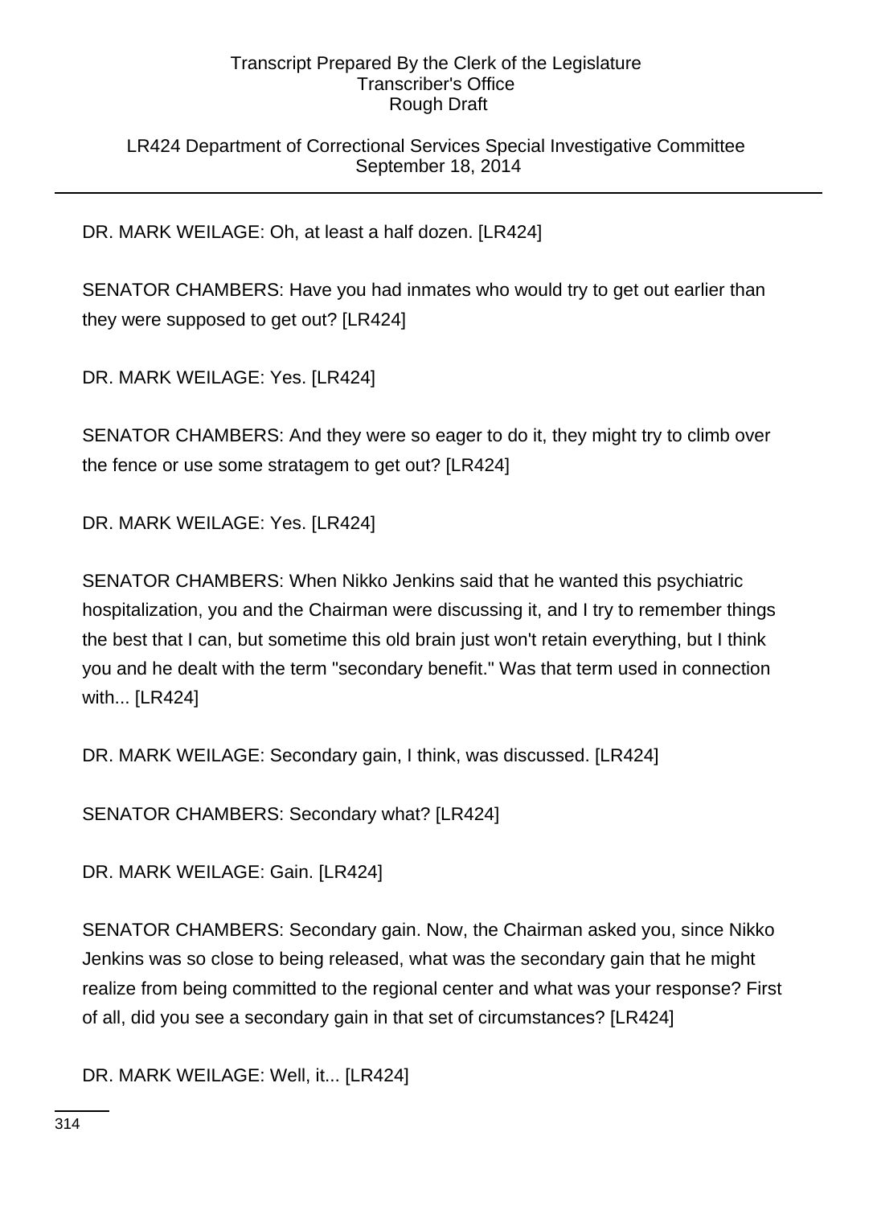DR. MARK WEILAGE: Oh, at least a half dozen. [LR424]

SENATOR CHAMBERS: Have you had inmates who would try to get out earlier than they were supposed to get out? [LR424]

DR. MARK WEILAGE: Yes. [LR424]

SENATOR CHAMBERS: And they were so eager to do it, they might try to climb over the fence or use some stratagem to get out? [LR424]

DR. MARK WEILAGE: Yes. [LR424]

SENATOR CHAMBERS: When Nikko Jenkins said that he wanted this psychiatric hospitalization, you and the Chairman were discussing it, and I try to remember things the best that I can, but sometime this old brain just won't retain everything, but I think you and he dealt with the term "secondary benefit." Was that term used in connection with... [LR424]

DR. MARK WEILAGE: Secondary gain, I think, was discussed. [LR424]

SENATOR CHAMBERS: Secondary what? [LR424]

DR. MARK WEILAGE: Gain. [LR424]

SENATOR CHAMBERS: Secondary gain. Now, the Chairman asked you, since Nikko Jenkins was so close to being released, what was the secondary gain that he might realize from being committed to the regional center and what was your response? First of all, did you see a secondary gain in that set of circumstances? [LR424]

DR. MARK WEILAGE: Well, it... [LR424]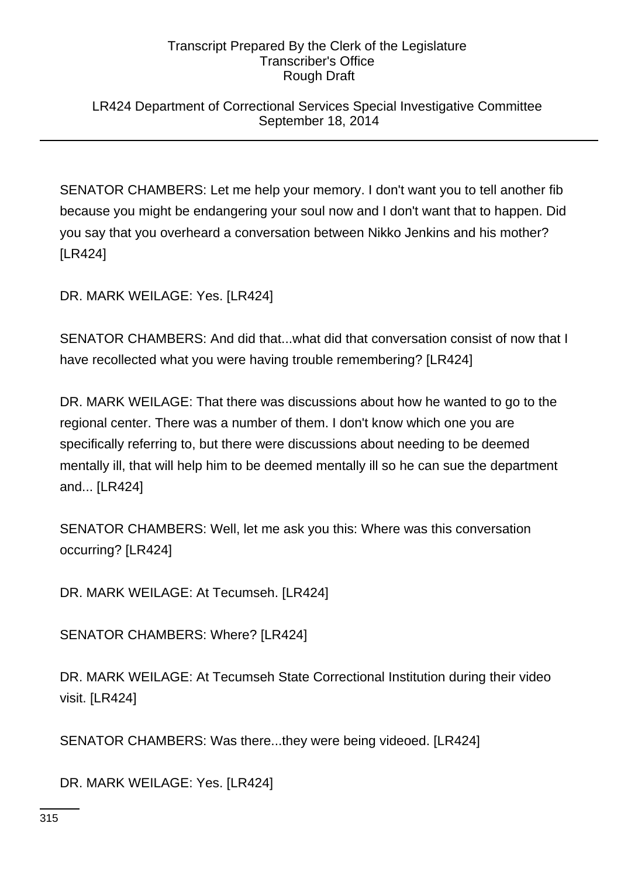SENATOR CHAMBERS: Let me help your memory. I don't want you to tell another fib because you might be endangering your soul now and I don't want that to happen. Did you say that you overheard a conversation between Nikko Jenkins and his mother? [LR424]

DR. MARK WEILAGE: Yes. [LR424]

SENATOR CHAMBERS: And did that...what did that conversation consist of now that I have recollected what you were having trouble remembering? [LR424]

DR. MARK WEILAGE: That there was discussions about how he wanted to go to the regional center. There was a number of them. I don't know which one you are specifically referring to, but there were discussions about needing to be deemed mentally ill, that will help him to be deemed mentally ill so he can sue the department and... [LR424]

SENATOR CHAMBERS: Well, let me ask you this: Where was this conversation occurring? [LR424]

DR. MARK WEILAGE: At Tecumseh. [LR424]

SENATOR CHAMBERS: Where? [LR424]

DR. MARK WEILAGE: At Tecumseh State Correctional Institution during their video visit. [LR424]

SENATOR CHAMBERS: Was there...they were being videoed. [LR424]

DR. MARK WEILAGE: Yes. [LR424]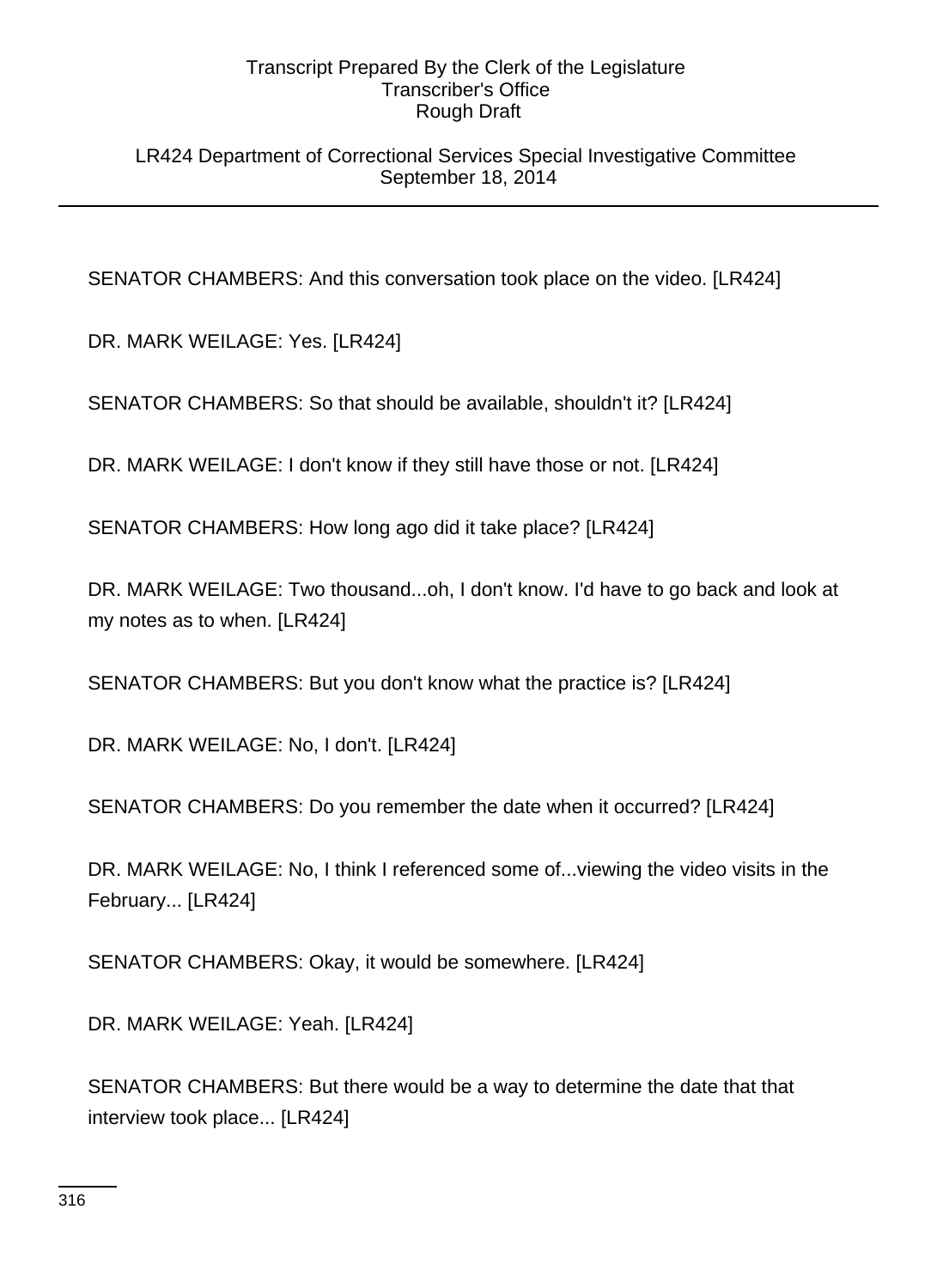SENATOR CHAMBERS: And this conversation took place on the video. [LR424]

DR. MARK WEILAGE: Yes. [LR424]

SENATOR CHAMBERS: So that should be available, shouldn't it? [LR424]

DR. MARK WEILAGE: I don't know if they still have those or not. [LR424]

SENATOR CHAMBERS: How long ago did it take place? [LR424]

DR. MARK WEILAGE: Two thousand...oh, I don't know. I'd have to go back and look at my notes as to when. [LR424]

SENATOR CHAMBERS: But you don't know what the practice is? [LR424]

DR. MARK WEILAGE: No, I don't. [LR424]

SENATOR CHAMBERS: Do you remember the date when it occurred? [LR424]

DR. MARK WEILAGE: No, I think I referenced some of...viewing the video visits in the February... [LR424]

SENATOR CHAMBERS: Okay, it would be somewhere. [LR424]

DR. MARK WEILAGE: Yeah. [LR424]

SENATOR CHAMBERS: But there would be a way to determine the date that that interview took place... [LR424]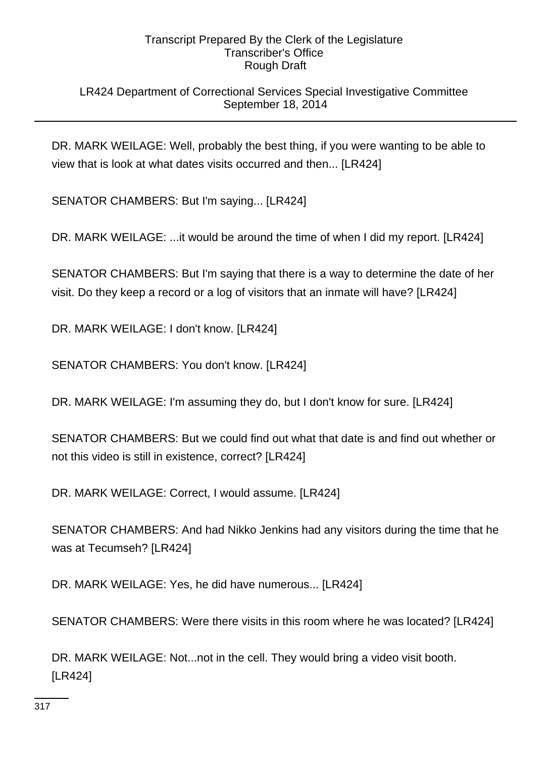DR. MARK WEILAGE: Well, probably the best thing, if you were wanting to be able to view that is look at what dates visits occurred and then... [LR424]

SENATOR CHAMBERS: But I'm saying... [LR424]

DR. MARK WEILAGE: ...it would be around the time of when I did my report. [LR424]

SENATOR CHAMBERS: But I'm saying that there is a way to determine the date of her visit. Do they keep a record or a log of visitors that an inmate will have? [LR424]

DR. MARK WEILAGE: I don't know. [LR424]

SENATOR CHAMBERS: You don't know. [LR424]

DR. MARK WEILAGE: I'm assuming they do, but I don't know for sure. [LR424]

SENATOR CHAMBERS: But we could find out what that date is and find out whether or not this video is still in existence, correct? [LR424]

DR. MARK WEILAGE: Correct, I would assume. [LR424]

SENATOR CHAMBERS: And had Nikko Jenkins had any visitors during the time that he was at Tecumseh? [LR424]

DR. MARK WEILAGE: Yes, he did have numerous... [LR424]

SENATOR CHAMBERS: Were there visits in this room where he was located? [LR424]

DR. MARK WEILAGE: Not...not in the cell. They would bring a video visit booth. [LR424]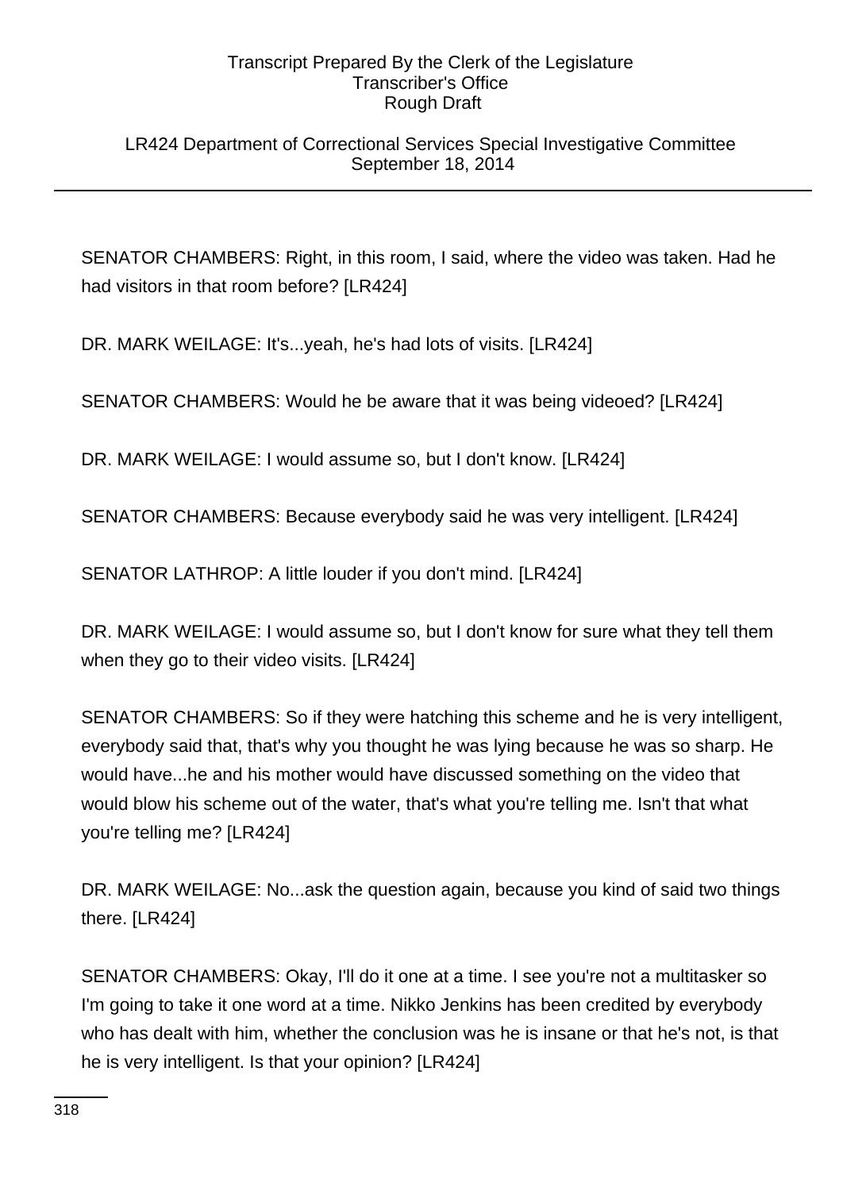SENATOR CHAMBERS: Right, in this room, I said, where the video was taken. Had he had visitors in that room before? [LR424]

DR. MARK WEILAGE: It's...yeah, he's had lots of visits. [LR424]

SENATOR CHAMBERS: Would he be aware that it was being videoed? [LR424]

DR. MARK WEILAGE: I would assume so, but I don't know. [LR424]

SENATOR CHAMBERS: Because everybody said he was very intelligent. [LR424]

SENATOR LATHROP: A little louder if you don't mind. [LR424]

DR. MARK WEILAGE: I would assume so, but I don't know for sure what they tell them when they go to their video visits. [LR424]

SENATOR CHAMBERS: So if they were hatching this scheme and he is very intelligent, everybody said that, that's why you thought he was lying because he was so sharp. He would have...he and his mother would have discussed something on the video that would blow his scheme out of the water, that's what you're telling me. Isn't that what you're telling me? [LR424]

DR. MARK WEILAGE: No...ask the question again, because you kind of said two things there. [LR424]

SENATOR CHAMBERS: Okay, I'll do it one at a time. I see you're not a multitasker so I'm going to take it one word at a time. Nikko Jenkins has been credited by everybody who has dealt with him, whether the conclusion was he is insane or that he's not, is that he is very intelligent. Is that your opinion? [LR424]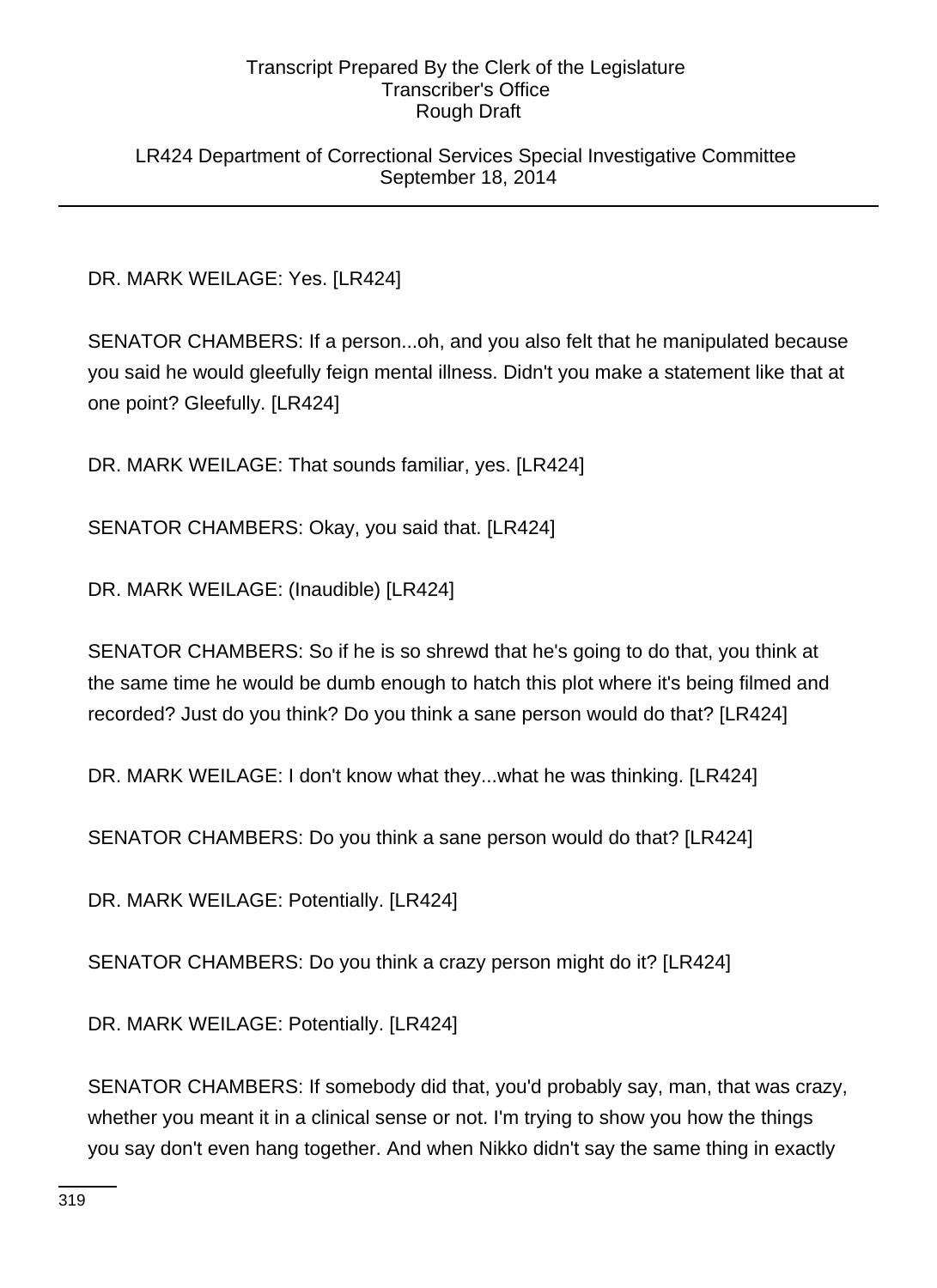DR. MARK WEILAGE: Yes. [LR424]

SENATOR CHAMBERS: If a person...oh, and you also felt that he manipulated because you said he would gleefully feign mental illness. Didn't you make a statement like that at one point? Gleefully. [LR424]

DR. MARK WEILAGE: That sounds familiar, yes. [LR424]

SENATOR CHAMBERS: Okay, you said that. [LR424]

DR. MARK WEILAGE: (Inaudible) [LR424]

SENATOR CHAMBERS: So if he is so shrewd that he's going to do that, you think at the same time he would be dumb enough to hatch this plot where it's being filmed and recorded? Just do you think? Do you think a sane person would do that? [LR424]

DR. MARK WEILAGE: I don't know what they...what he was thinking. [LR424]

SENATOR CHAMBERS: Do you think a sane person would do that? [LR424]

DR. MARK WEILAGE: Potentially. [LR424]

SENATOR CHAMBERS: Do you think a crazy person might do it? [LR424]

DR. MARK WEILAGE: Potentially. [LR424]

SENATOR CHAMBERS: If somebody did that, you'd probably say, man, that was crazy, whether you meant it in a clinical sense or not. I'm trying to show you how the things you say don't even hang together. And when Nikko didn't say the same thing in exactly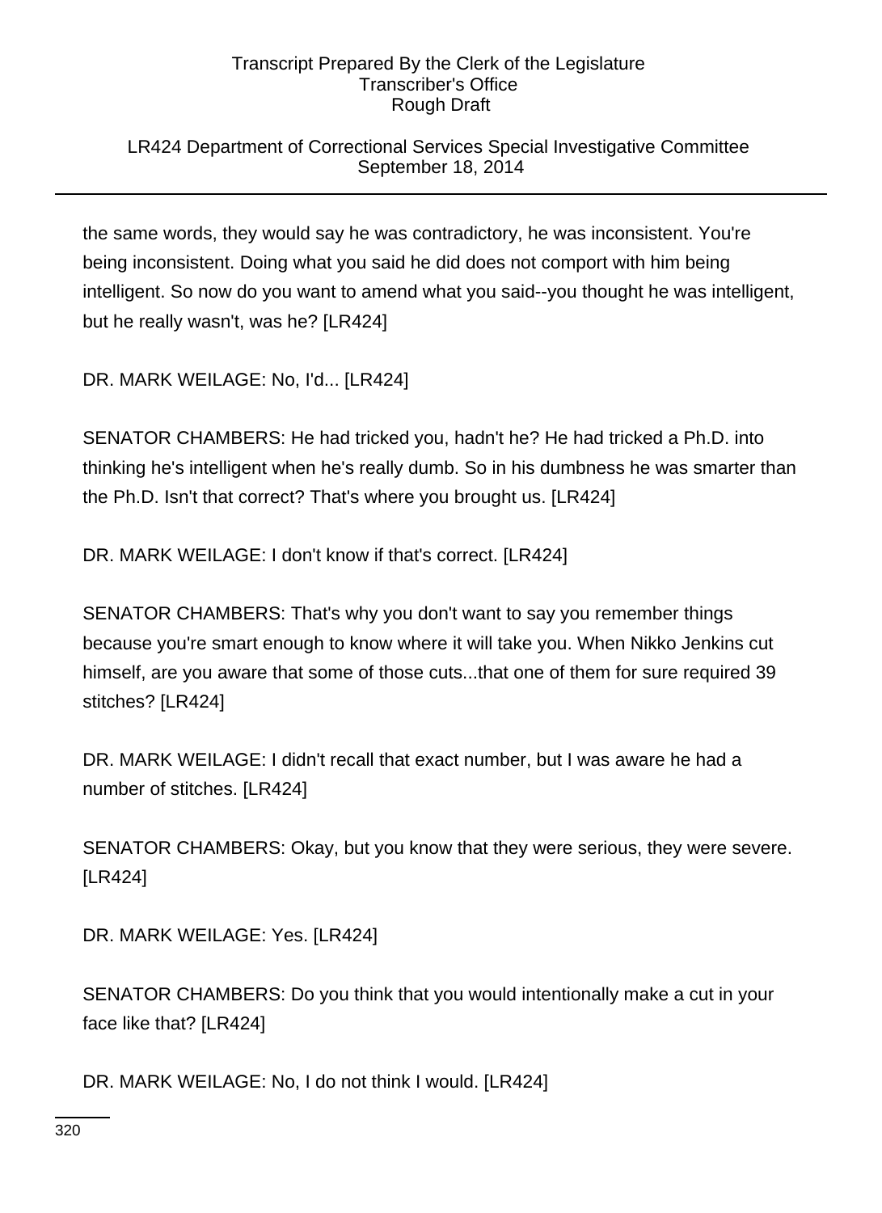the same words, they would say he was contradictory, he was inconsistent. You're being inconsistent. Doing what you said he did does not comport with him being intelligent. So now do you want to amend what you said--you thought he was intelligent, but he really wasn't, was he? [LR424]

DR. MARK WEILAGE: No, I'd... [LR424]

SENATOR CHAMBERS: He had tricked you, hadn't he? He had tricked a Ph.D. into thinking he's intelligent when he's really dumb. So in his dumbness he was smarter than the Ph.D. Isn't that correct? That's where you brought us. [LR424]

DR. MARK WEILAGE: I don't know if that's correct. [LR424]

SENATOR CHAMBERS: That's why you don't want to say you remember things because you're smart enough to know where it will take you. When Nikko Jenkins cut himself, are you aware that some of those cuts...that one of them for sure required 39 stitches? [LR424]

DR. MARK WEILAGE: I didn't recall that exact number, but I was aware he had a number of stitches. [LR424]

SENATOR CHAMBERS: Okay, but you know that they were serious, they were severe. [LR424]

DR. MARK WEILAGE: Yes. [LR424]

SENATOR CHAMBERS: Do you think that you would intentionally make a cut in your face like that? [LR424]

DR. MARK WEILAGE: No, I do not think I would. [LR424]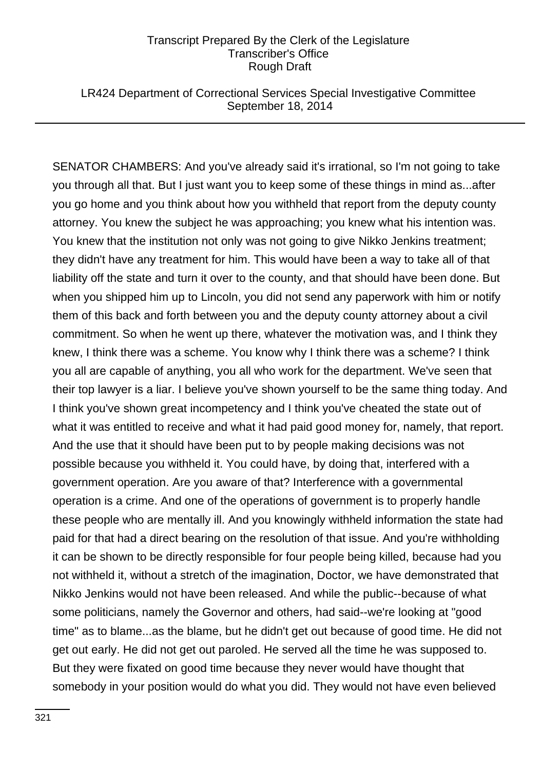SENATOR CHAMBERS: And you've already said it's irrational, so I'm not going to take you through all that. But I just want you to keep some of these things in mind as...after you go home and you think about how you withheld that report from the deputy county attorney. You knew the subject he was approaching; you knew what his intention was. You knew that the institution not only was not going to give Nikko Jenkins treatment; they didn't have any treatment for him. This would have been a way to take all of that liability off the state and turn it over to the county, and that should have been done. But when you shipped him up to Lincoln, you did not send any paperwork with him or notify them of this back and forth between you and the deputy county attorney about a civil commitment. So when he went up there, whatever the motivation was, and I think they knew, I think there was a scheme. You know why I think there was a scheme? I think you all are capable of anything, you all who work for the department. We've seen that their top lawyer is a liar. I believe you've shown yourself to be the same thing today. And I think you've shown great incompetency and I think you've cheated the state out of what it was entitled to receive and what it had paid good money for, namely, that report. And the use that it should have been put to by people making decisions was not possible because you withheld it. You could have, by doing that, interfered with a government operation. Are you aware of that? Interference with a governmental operation is a crime. And one of the operations of government is to properly handle these people who are mentally ill. And you knowingly withheld information the state had paid for that had a direct bearing on the resolution of that issue. And you're withholding it can be shown to be directly responsible for four people being killed, because had you not withheld it, without a stretch of the imagination, Doctor, we have demonstrated that Nikko Jenkins would not have been released. And while the public--because of what some politicians, namely the Governor and others, had said--we're looking at "good time" as to blame...as the blame, but he didn't get out because of good time. He did not get out early. He did not get out paroled. He served all the time he was supposed to. But they were fixated on good time because they never would have thought that somebody in your position would do what you did. They would not have even believed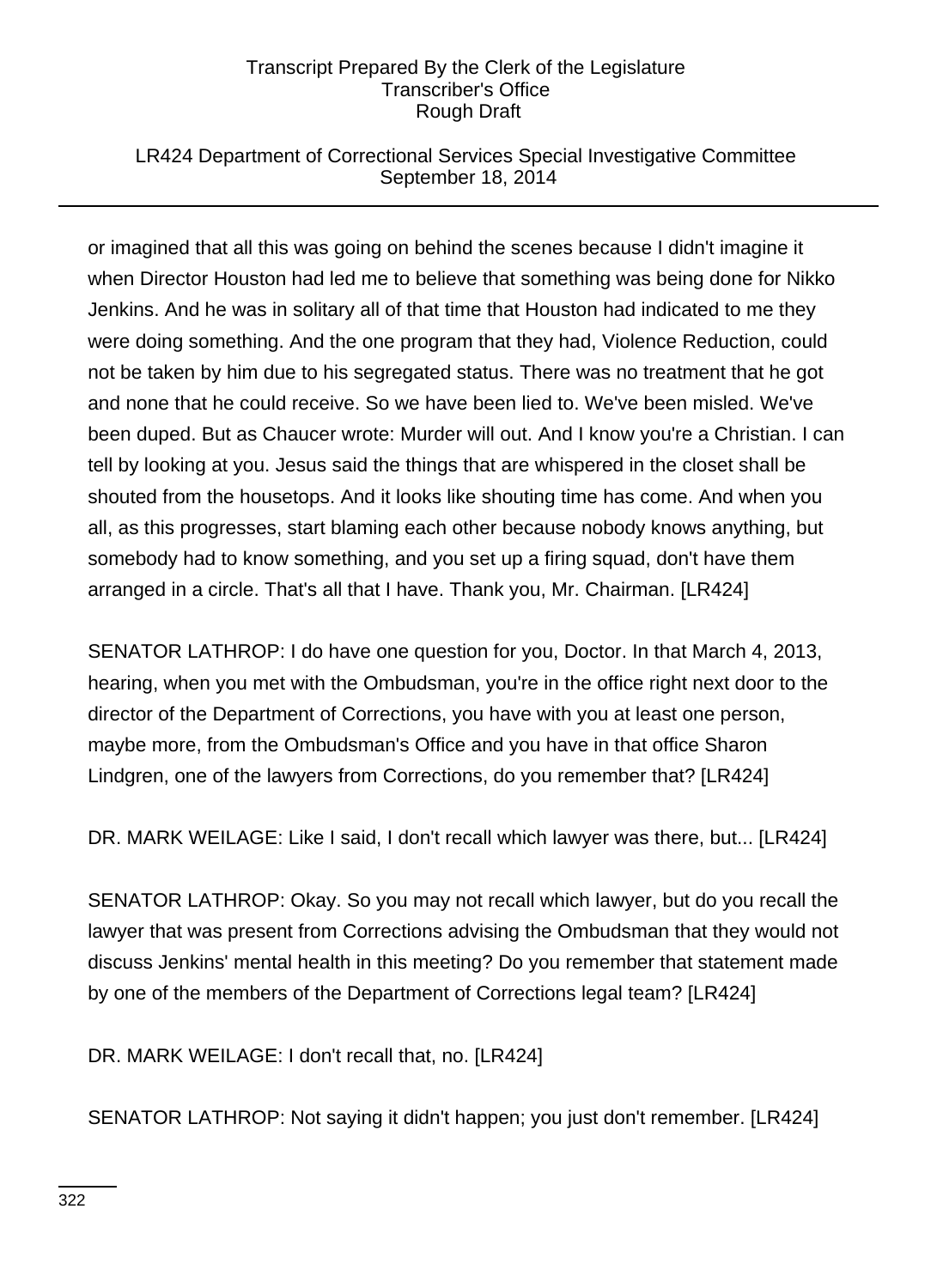or imagined that all this was going on behind the scenes because I didn't imagine it when Director Houston had led me to believe that something was being done for Nikko Jenkins. And he was in solitary all of that time that Houston had indicated to me they were doing something. And the one program that they had, Violence Reduction, could not be taken by him due to his segregated status. There was no treatment that he got and none that he could receive. So we have been lied to. We've been misled. We've been duped. But as Chaucer wrote: Murder will out. And I know you're a Christian. I can tell by looking at you. Jesus said the things that are whispered in the closet shall be shouted from the housetops. And it looks like shouting time has come. And when you all, as this progresses, start blaming each other because nobody knows anything, but somebody had to know something, and you set up a firing squad, don't have them arranged in a circle. That's all that I have. Thank you, Mr. Chairman. [LR424]

SENATOR LATHROP: I do have one question for you, Doctor. In that March 4, 2013, hearing, when you met with the Ombudsman, you're in the office right next door to the director of the Department of Corrections, you have with you at least one person, maybe more, from the Ombudsman's Office and you have in that office Sharon Lindgren, one of the lawyers from Corrections, do you remember that? [LR424]

DR. MARK WEILAGE: Like I said, I don't recall which lawyer was there, but... [LR424]

SENATOR LATHROP: Okay. So you may not recall which lawyer, but do you recall the lawyer that was present from Corrections advising the Ombudsman that they would not discuss Jenkins' mental health in this meeting? Do you remember that statement made by one of the members of the Department of Corrections legal team? [LR424]

DR. MARK WEILAGE: I don't recall that, no. [LR424]

SENATOR LATHROP: Not saying it didn't happen; you just don't remember. [LR424]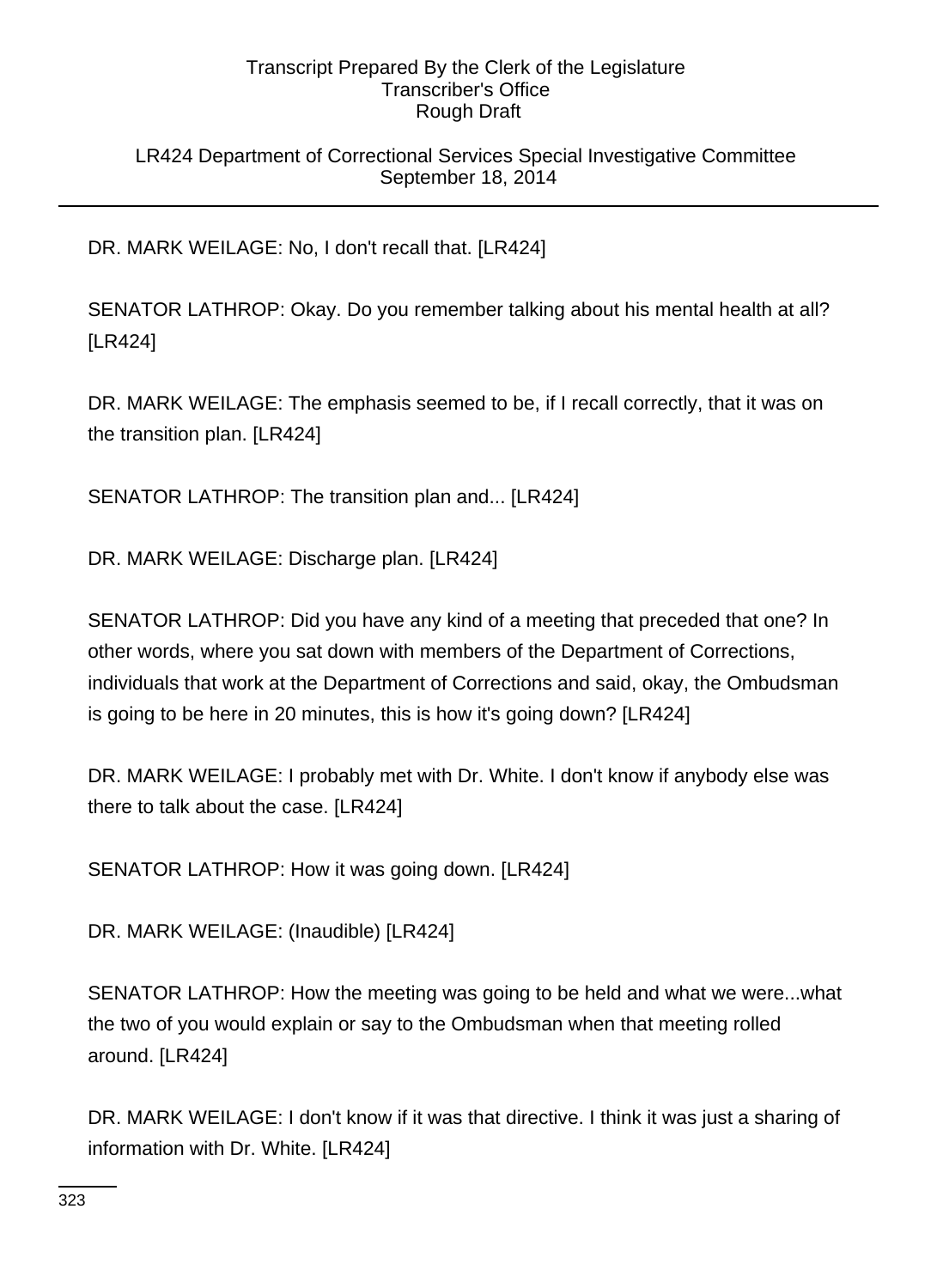DR. MARK WEILAGE: No, I don't recall that. [LR424]

SENATOR LATHROP: Okay. Do you remember talking about his mental health at all? [LR424]

DR. MARK WEILAGE: The emphasis seemed to be, if I recall correctly, that it was on the transition plan. [LR424]

SENATOR LATHROP: The transition plan and... [LR424]

DR. MARK WEILAGE: Discharge plan. [LR424]

SENATOR LATHROP: Did you have any kind of a meeting that preceded that one? In other words, where you sat down with members of the Department of Corrections, individuals that work at the Department of Corrections and said, okay, the Ombudsman is going to be here in 20 minutes, this is how it's going down? [LR424]

DR. MARK WEILAGE: I probably met with Dr. White. I don't know if anybody else was there to talk about the case. [LR424]

SENATOR LATHROP: How it was going down. [LR424]

DR. MARK WEILAGE: (Inaudible) [LR424]

SENATOR LATHROP: How the meeting was going to be held and what we were...what the two of you would explain or say to the Ombudsman when that meeting rolled around. [LR424]

DR. MARK WEILAGE: I don't know if it was that directive. I think it was just a sharing of information with Dr. White. [LR424]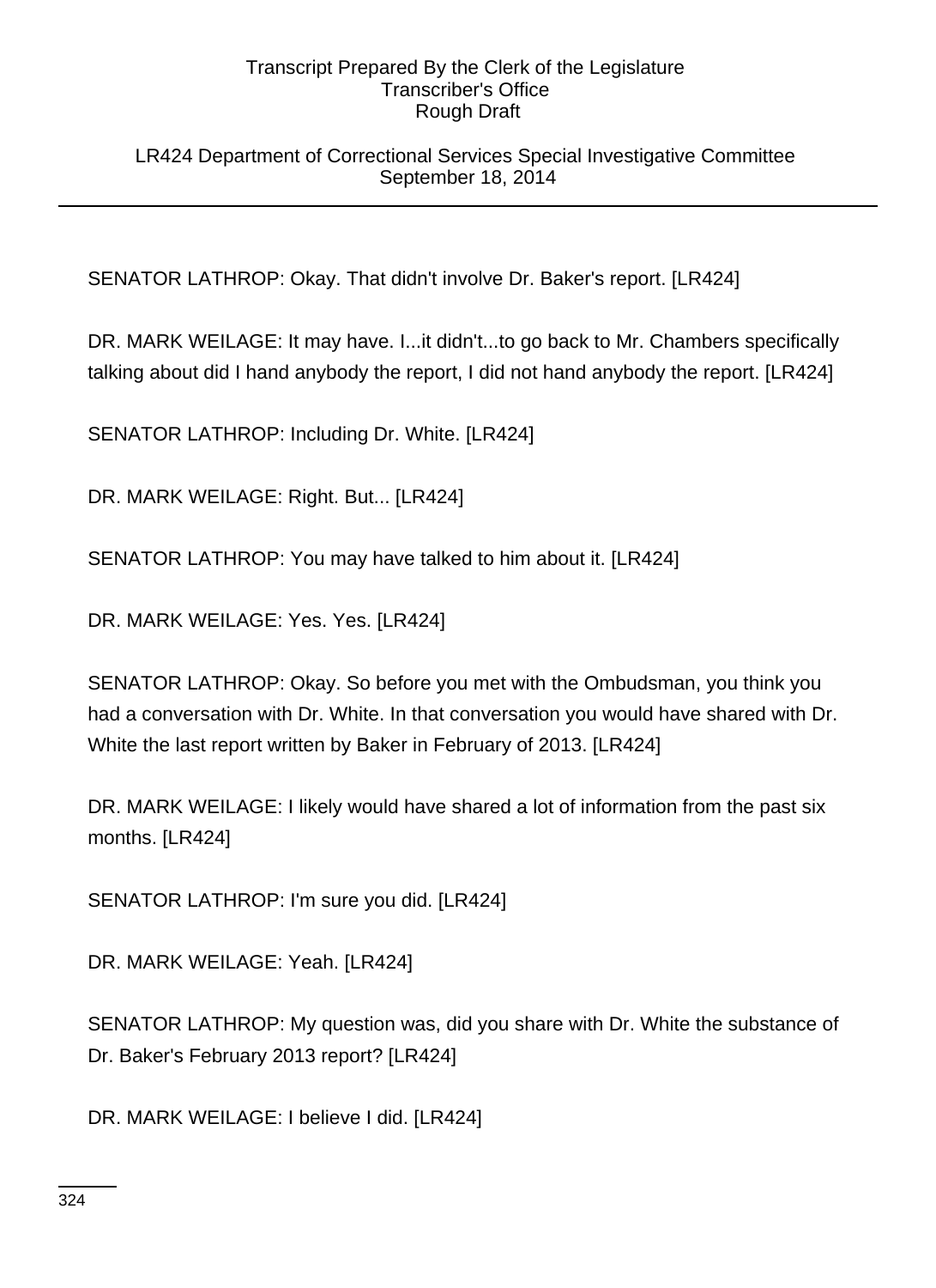SENATOR LATHROP: Okay. That didn't involve Dr. Baker's report. [LR424]

DR. MARK WEILAGE: It may have. I...it didn't...to go back to Mr. Chambers specifically talking about did I hand anybody the report, I did not hand anybody the report. [LR424]

SENATOR LATHROP: Including Dr. White. [LR424]

DR. MARK WEILAGE: Right. But... [LR424]

SENATOR LATHROP: You may have talked to him about it. [LR424]

DR. MARK WEILAGE: Yes. Yes. [LR424]

SENATOR LATHROP: Okay. So before you met with the Ombudsman, you think you had a conversation with Dr. White. In that conversation you would have shared with Dr. White the last report written by Baker in February of 2013. [LR424]

DR. MARK WEILAGE: I likely would have shared a lot of information from the past six months. [LR424]

SENATOR LATHROP: I'm sure you did. [LR424]

DR. MARK WEILAGE: Yeah. [LR424]

SENATOR LATHROP: My question was, did you share with Dr. White the substance of Dr. Baker's February 2013 report? [LR424]

DR. MARK WEILAGE: I believe I did. [LR424]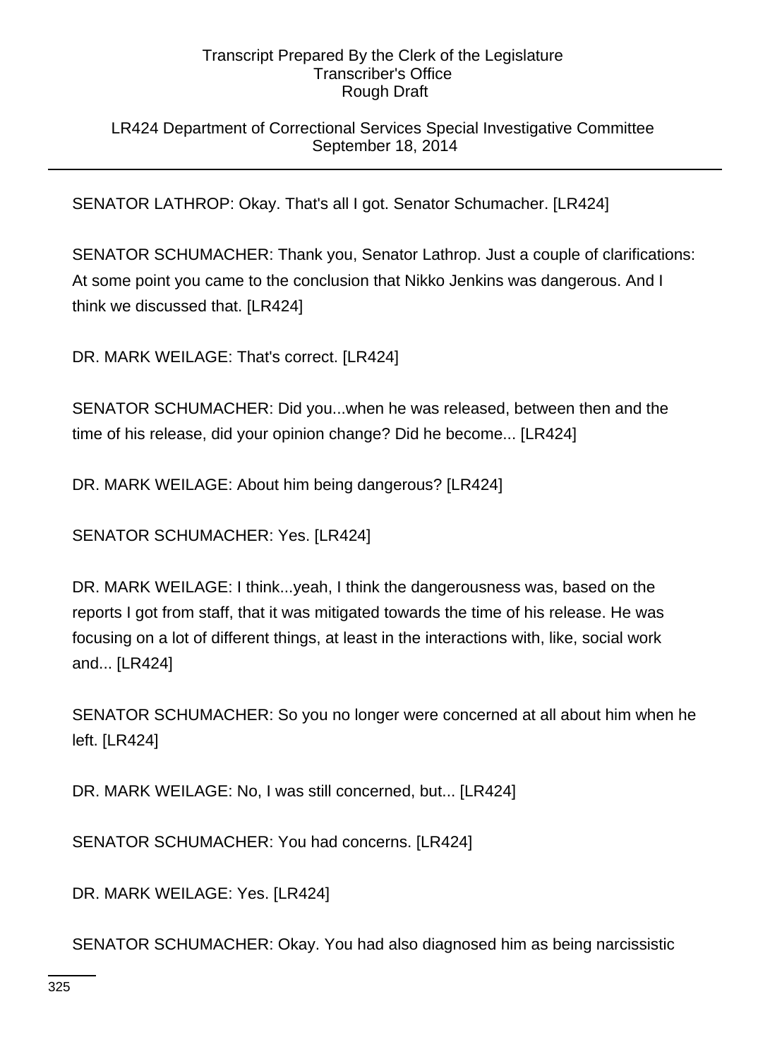SENATOR LATHROP: Okay. That's all I got. Senator Schumacher. [LR424]

SENATOR SCHUMACHER: Thank you, Senator Lathrop. Just a couple of clarifications: At some point you came to the conclusion that Nikko Jenkins was dangerous. And I think we discussed that. [LR424]

DR. MARK WEILAGE: That's correct. [LR424]

SENATOR SCHUMACHER: Did you...when he was released, between then and the time of his release, did your opinion change? Did he become... [LR424]

DR. MARK WEILAGE: About him being dangerous? [LR424]

SENATOR SCHUMACHER: Yes. [LR424]

DR. MARK WEILAGE: I think...yeah, I think the dangerousness was, based on the reports I got from staff, that it was mitigated towards the time of his release. He was focusing on a lot of different things, at least in the interactions with, like, social work and... [LR424]

SENATOR SCHUMACHER: So you no longer were concerned at all about him when he left. [LR424]

DR. MARK WEILAGE: No, I was still concerned, but... [LR424]

SENATOR SCHUMACHER: You had concerns. [LR424]

DR. MARK WEILAGE: Yes. [LR424]

SENATOR SCHUMACHER: Okay. You had also diagnosed him as being narcissistic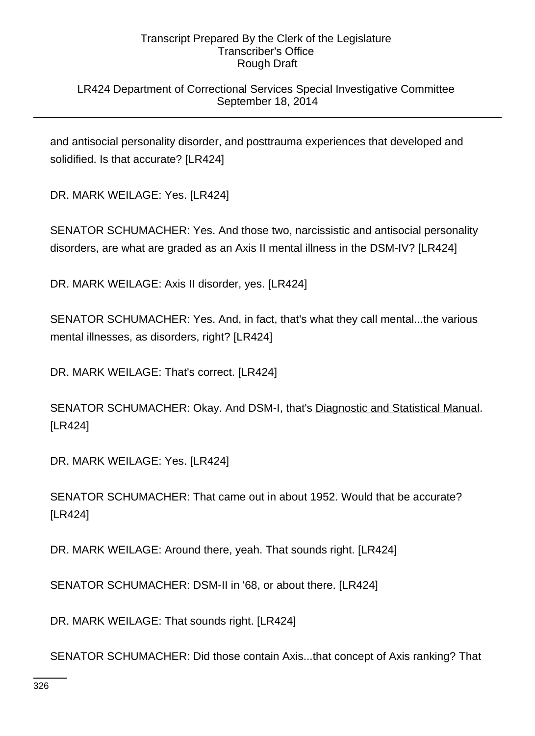and antisocial personality disorder, and posttrauma experiences that developed and solidified. Is that accurate? [LR424]

DR. MARK WEILAGE: Yes. [LR424]

SENATOR SCHUMACHER: Yes. And those two, narcissistic and antisocial personality disorders, are what are graded as an Axis II mental illness in the DSM-IV? [LR424]

DR. MARK WEILAGE: Axis II disorder, yes. [LR424]

SENATOR SCHUMACHER: Yes. And, in fact, that's what they call mental...the various mental illnesses, as disorders, right? [LR424]

DR. MARK WEILAGE: That's correct. [LR424]

SENATOR SCHUMACHER: Okay. And DSM-I, that's Diagnostic and Statistical Manual. [LR424]

DR. MARK WEILAGE: Yes. [LR424]

SENATOR SCHUMACHER: That came out in about 1952. Would that be accurate? [LR424]

DR. MARK WEILAGE: Around there, yeah. That sounds right. [LR424]

SENATOR SCHUMACHER: DSM-II in '68, or about there. [LR424]

DR. MARK WEILAGE: That sounds right. [LR424]

SENATOR SCHUMACHER: Did those contain Axis...that concept of Axis ranking? That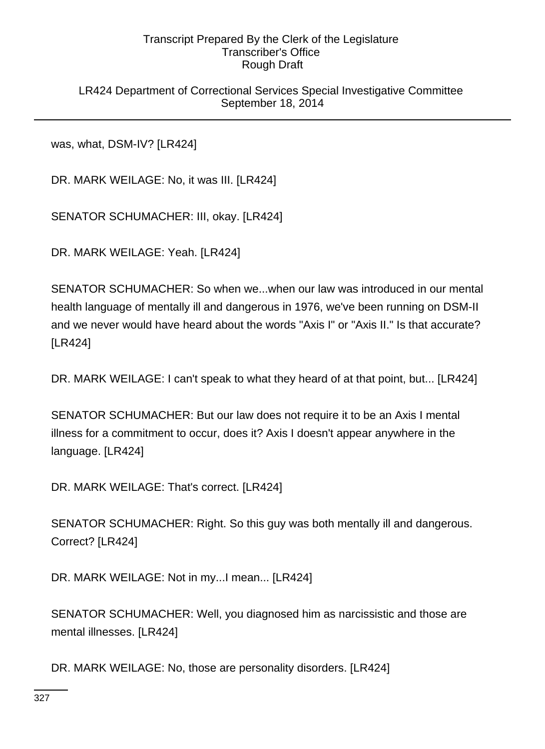was, what, DSM-IV? [LR424]

DR. MARK WEILAGE: No, it was III. [LR424]

SENATOR SCHUMACHER: III, okay. [LR424]

DR. MARK WEILAGE: Yeah. [LR424]

SENATOR SCHUMACHER: So when we...when our law was introduced in our mental health language of mentally ill and dangerous in 1976, we've been running on DSM-II and we never would have heard about the words "Axis I" or "Axis II." Is that accurate? [LR424]

DR. MARK WEILAGE: I can't speak to what they heard of at that point, but... [LR424]

SENATOR SCHUMACHER: But our law does not require it to be an Axis I mental illness for a commitment to occur, does it? Axis I doesn't appear anywhere in the language. [LR424]

DR. MARK WEILAGE: That's correct. [LR424]

SENATOR SCHUMACHER: Right. So this guy was both mentally ill and dangerous. Correct? [LR424]

DR. MARK WEILAGE: Not in my...I mean... [LR424]

SENATOR SCHUMACHER: Well, you diagnosed him as narcissistic and those are mental illnesses. [LR424]

DR. MARK WEILAGE: No, those are personality disorders. [LR424]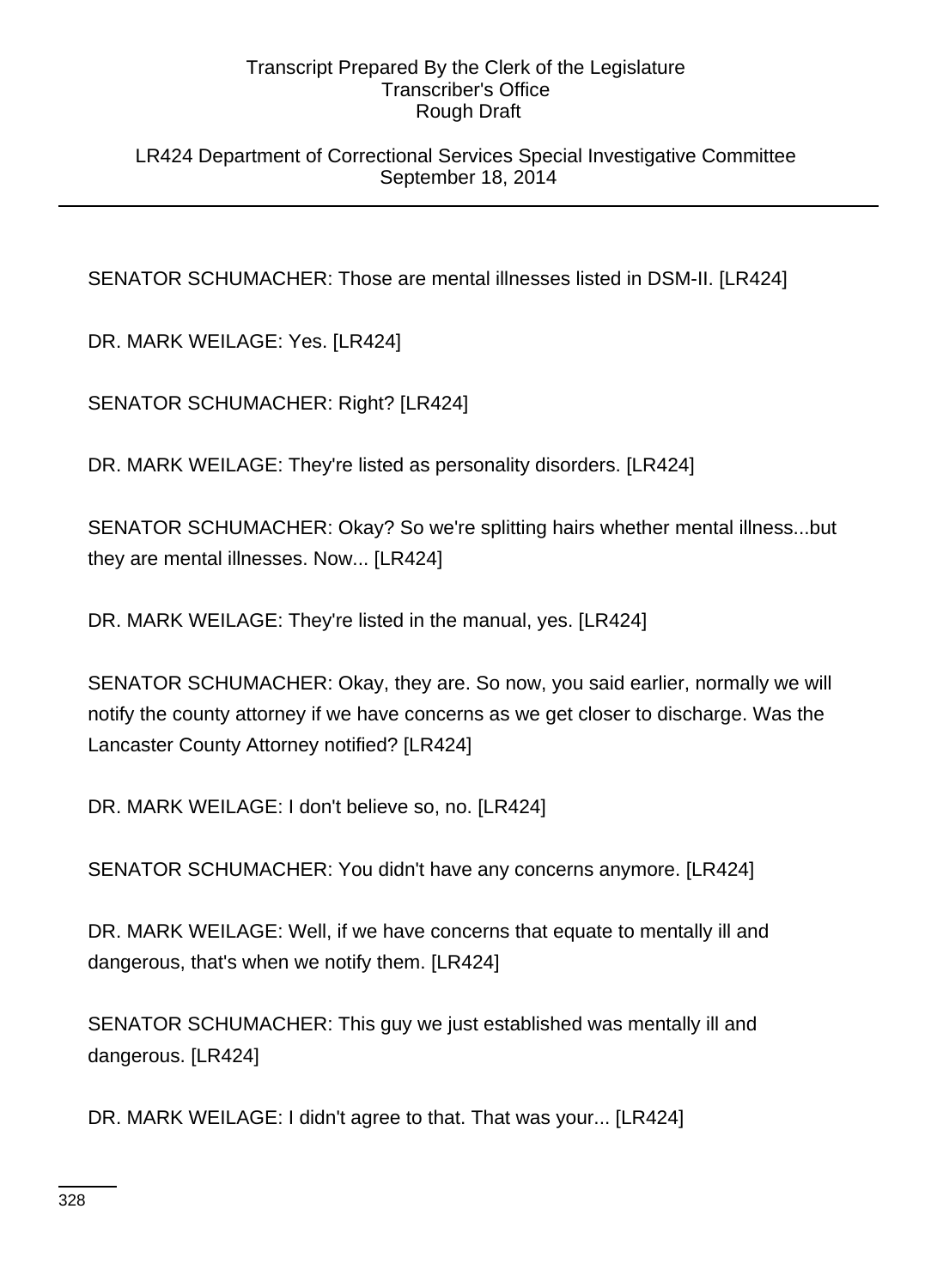SENATOR SCHUMACHER: Those are mental illnesses listed in DSM-II. [LR424]

DR. MARK WEILAGE: Yes. [LR424]

SENATOR SCHUMACHER: Right? [LR424]

DR. MARK WEILAGE: They're listed as personality disorders. [LR424]

SENATOR SCHUMACHER: Okay? So we're splitting hairs whether mental illness...but they are mental illnesses. Now... [LR424]

DR. MARK WEILAGE: They're listed in the manual, yes. [LR424]

SENATOR SCHUMACHER: Okay, they are. So now, you said earlier, normally we will notify the county attorney if we have concerns as we get closer to discharge. Was the Lancaster County Attorney notified? [LR424]

DR. MARK WEILAGE: I don't believe so, no. [LR424]

SENATOR SCHUMACHER: You didn't have any concerns anymore. [LR424]

DR. MARK WEILAGE: Well, if we have concerns that equate to mentally ill and dangerous, that's when we notify them. [LR424]

SENATOR SCHUMACHER: This guy we just established was mentally ill and dangerous. [LR424]

DR. MARK WEILAGE: I didn't agree to that. That was your... [LR424]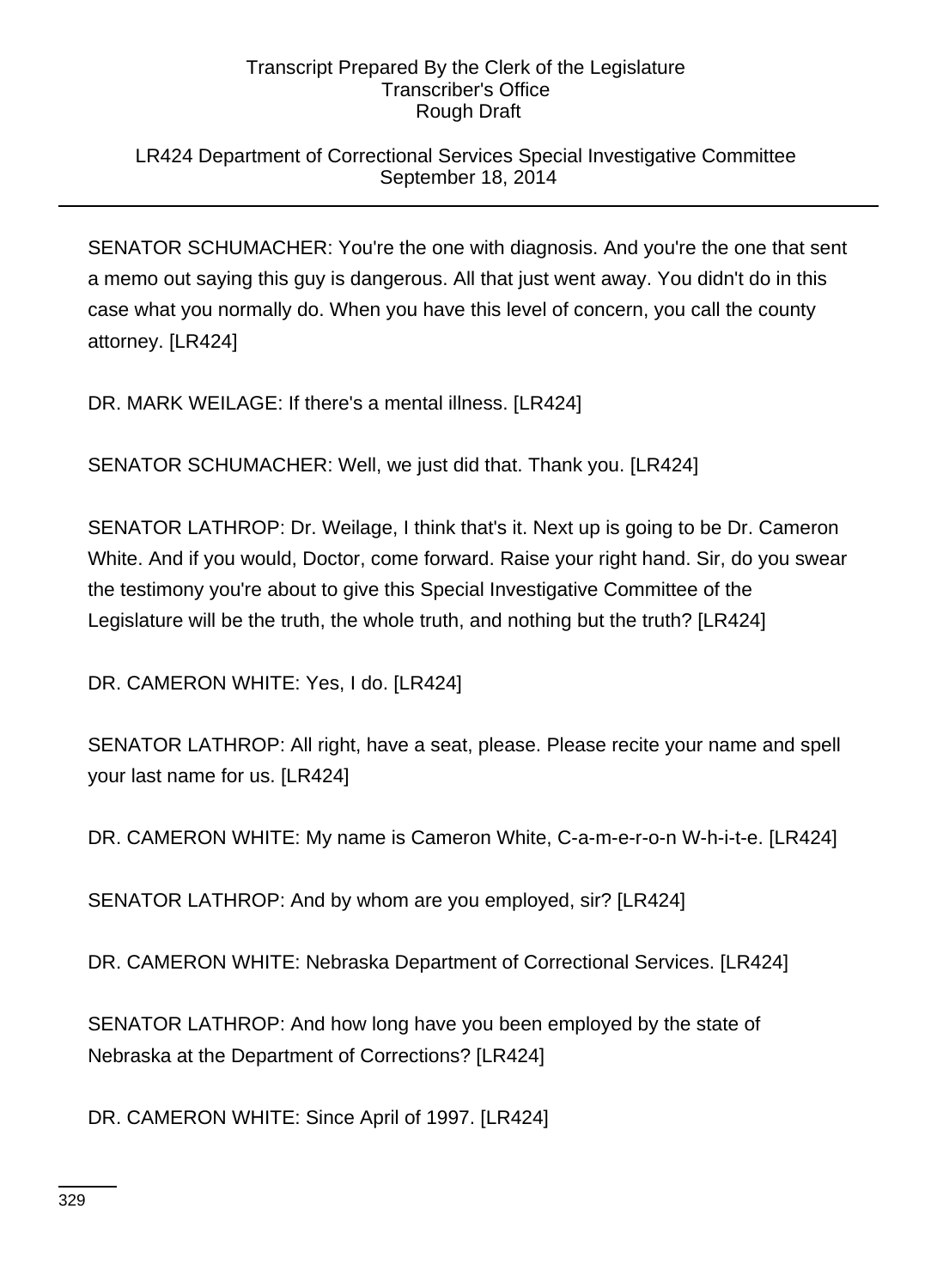SENATOR SCHUMACHER: You're the one with diagnosis. And you're the one that sent a memo out saying this guy is dangerous. All that just went away. You didn't do in this case what you normally do. When you have this level of concern, you call the county attorney. [LR424]

DR. MARK WEILAGE: If there's a mental illness. [LR424]

SENATOR SCHUMACHER: Well, we just did that. Thank you. [LR424]

SENATOR LATHROP: Dr. Weilage, I think that's it. Next up is going to be Dr. Cameron White. And if you would, Doctor, come forward. Raise your right hand. Sir, do you swear the testimony you're about to give this Special Investigative Committee of the Legislature will be the truth, the whole truth, and nothing but the truth? [LR424]

DR. CAMERON WHITE: Yes, I do. [LR424]

SENATOR LATHROP: All right, have a seat, please. Please recite your name and spell your last name for us. [LR424]

DR. CAMERON WHITE: My name is Cameron White, C-a-m-e-r-o-n W-h-i-t-e. [LR424]

SENATOR LATHROP: And by whom are you employed, sir? [LR424]

DR. CAMERON WHITE: Nebraska Department of Correctional Services. [LR424]

SENATOR LATHROP: And how long have you been employed by the state of Nebraska at the Department of Corrections? [LR424]

DR. CAMERON WHITE: Since April of 1997. [LR424]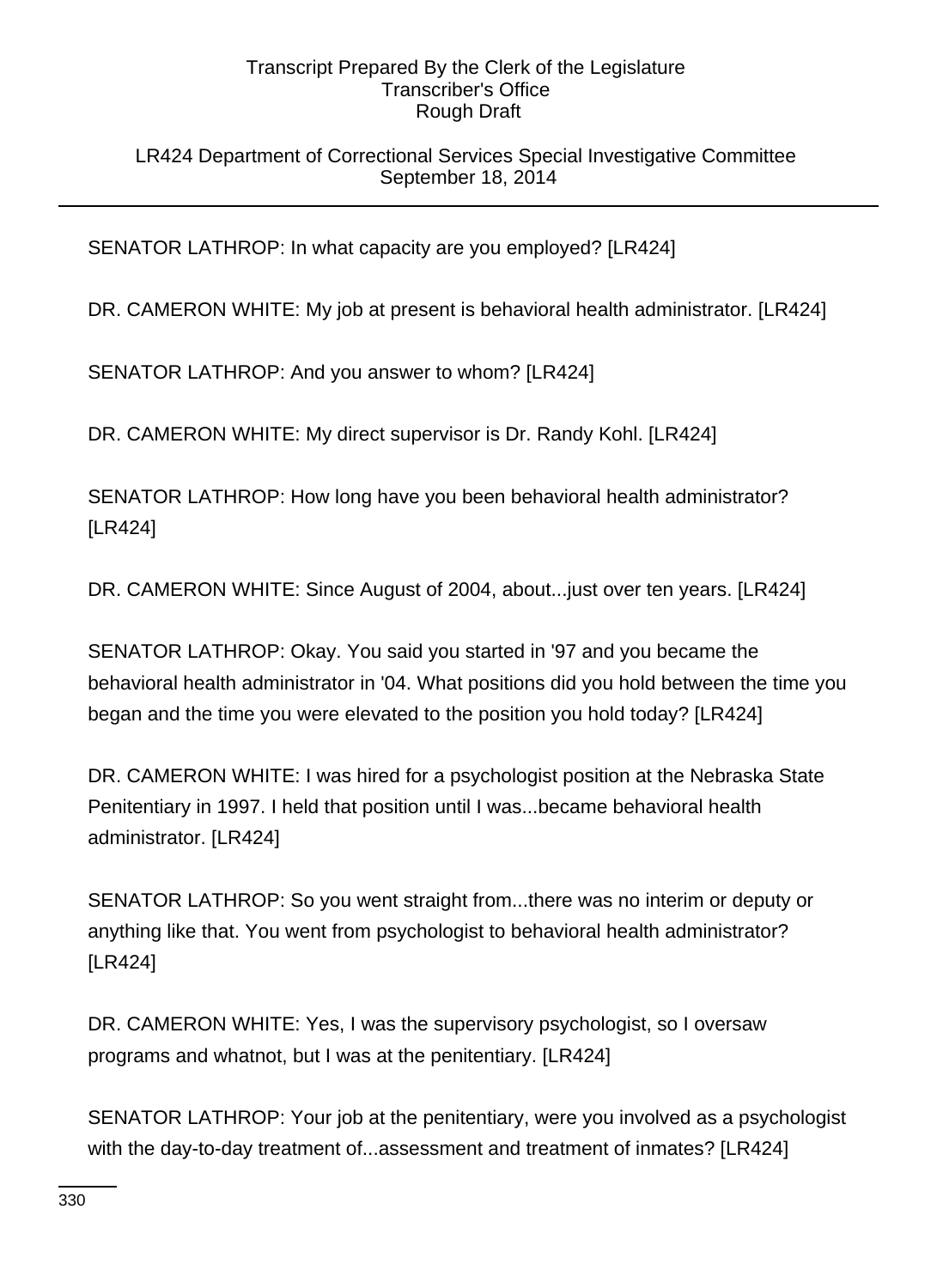SENATOR LATHROP: In what capacity are you employed? [LR424]

DR. CAMERON WHITE: My job at present is behavioral health administrator. [LR424]

SENATOR LATHROP: And you answer to whom? [LR424]

DR. CAMERON WHITE: My direct supervisor is Dr. Randy Kohl. [LR424]

SENATOR LATHROP: How long have you been behavioral health administrator? [LR424]

DR. CAMERON WHITE: Since August of 2004, about...just over ten years. [LR424]

SENATOR LATHROP: Okay. You said you started in '97 and you became the behavioral health administrator in '04. What positions did you hold between the time you began and the time you were elevated to the position you hold today? [LR424]

DR. CAMERON WHITE: I was hired for a psychologist position at the Nebraska State Penitentiary in 1997. I held that position until I was...became behavioral health administrator. [LR424]

SENATOR LATHROP: So you went straight from...there was no interim or deputy or anything like that. You went from psychologist to behavioral health administrator? [LR424]

DR. CAMERON WHITE: Yes, I was the supervisory psychologist, so I oversaw programs and whatnot, but I was at the penitentiary. [LR424]

SENATOR LATHROP: Your job at the penitentiary, were you involved as a psychologist with the day-to-day treatment of...assessment and treatment of inmates? [LR424]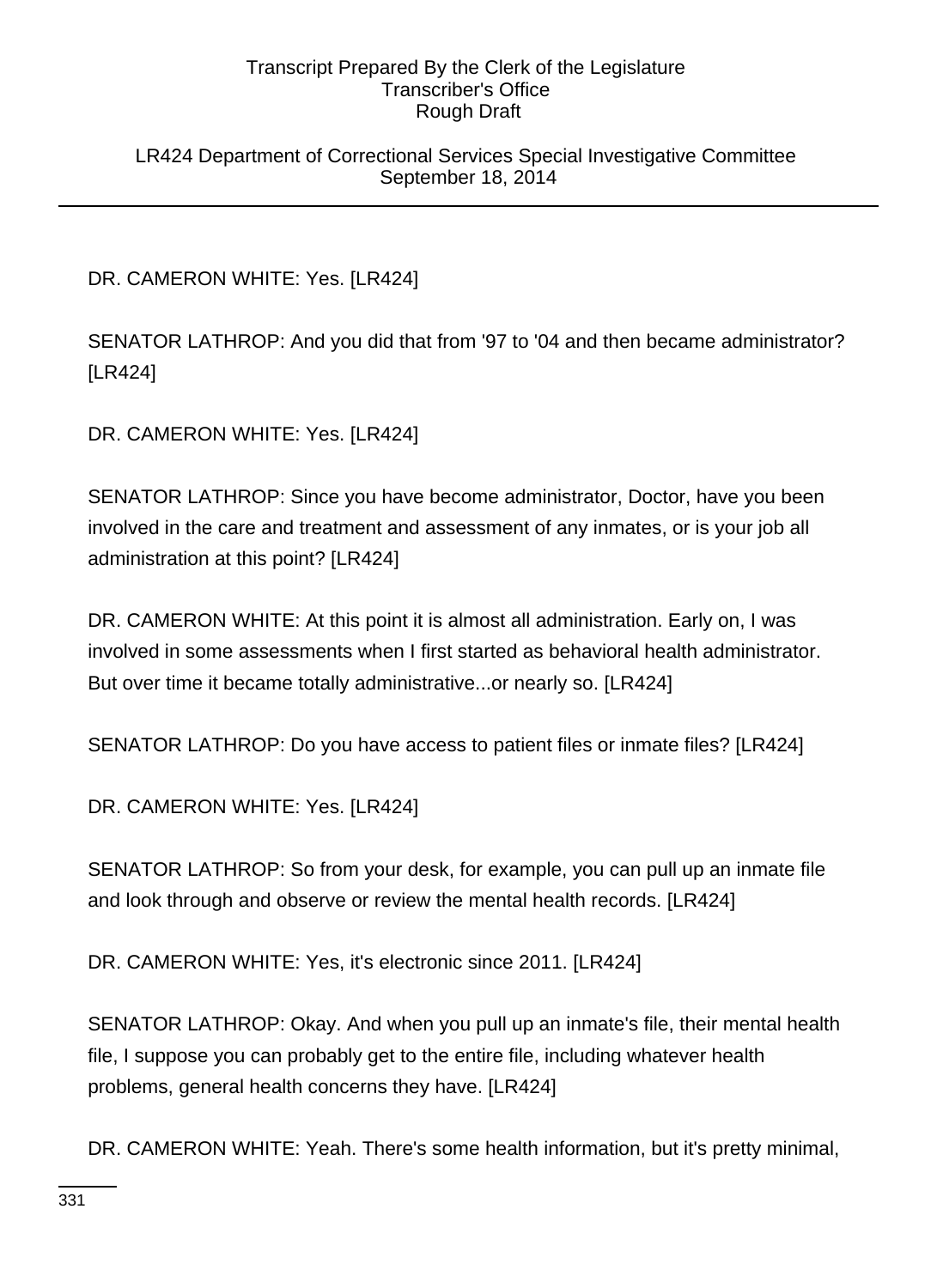DR. CAMERON WHITE: Yes. [LR424]

SENATOR LATHROP: And you did that from '97 to '04 and then became administrator? [LR424]

DR. CAMERON WHITE: Yes. [LR424]

SENATOR LATHROP: Since you have become administrator, Doctor, have you been involved in the care and treatment and assessment of any inmates, or is your job all administration at this point? [LR424]

DR. CAMERON WHITE: At this point it is almost all administration. Early on, I was involved in some assessments when I first started as behavioral health administrator. But over time it became totally administrative...or nearly so. [LR424]

SENATOR LATHROP: Do you have access to patient files or inmate files? [LR424]

DR. CAMERON WHITE: Yes. [LR424]

SENATOR LATHROP: So from your desk, for example, you can pull up an inmate file and look through and observe or review the mental health records. [LR424]

DR. CAMERON WHITE: Yes, it's electronic since 2011. [LR424]

SENATOR LATHROP: Okay. And when you pull up an inmate's file, their mental health file, I suppose you can probably get to the entire file, including whatever health problems, general health concerns they have. [LR424]

DR. CAMERON WHITE: Yeah. There's some health information, but it's pretty minimal,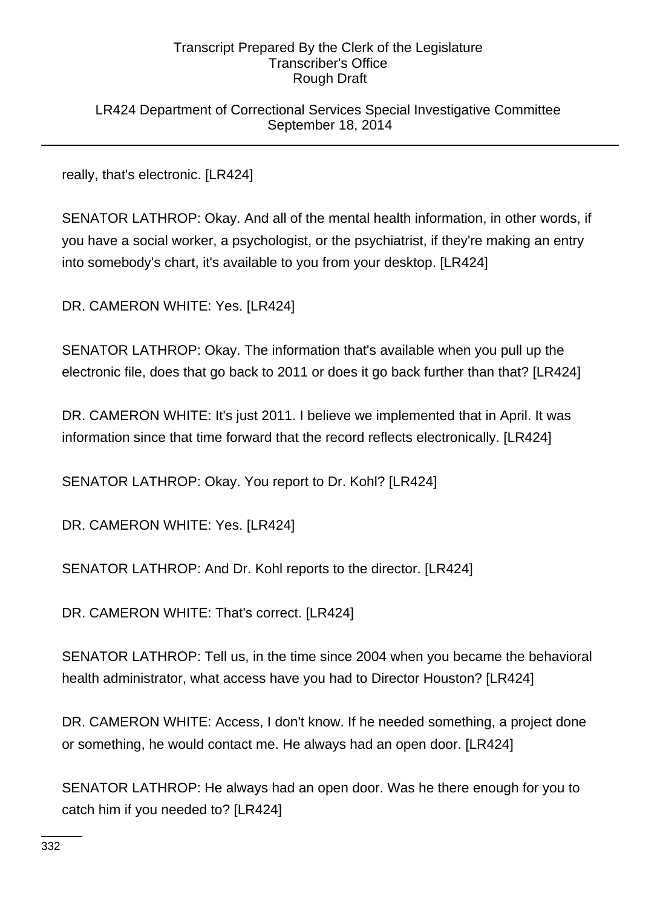really, that's electronic. [LR424]

SENATOR LATHROP: Okay. And all of the mental health information, in other words, if you have a social worker, a psychologist, or the psychiatrist, if they're making an entry into somebody's chart, it's available to you from your desktop. [LR424]

DR. CAMERON WHITE: Yes. [LR424]

SENATOR LATHROP: Okay. The information that's available when you pull up the electronic file, does that go back to 2011 or does it go back further than that? [LR424]

DR. CAMERON WHITE: It's just 2011. I believe we implemented that in April. It was information since that time forward that the record reflects electronically. [LR424]

SENATOR LATHROP: Okay. You report to Dr. Kohl? [LR424]

DR. CAMERON WHITE: Yes. [LR424]

SENATOR LATHROP: And Dr. Kohl reports to the director. [LR424]

DR. CAMERON WHITE: That's correct. [LR424]

SENATOR LATHROP: Tell us, in the time since 2004 when you became the behavioral health administrator, what access have you had to Director Houston? [LR424]

DR. CAMERON WHITE: Access, I don't know. If he needed something, a project done or something, he would contact me. He always had an open door. [LR424]

SENATOR LATHROP: He always had an open door. Was he there enough for you to catch him if you needed to? [LR424]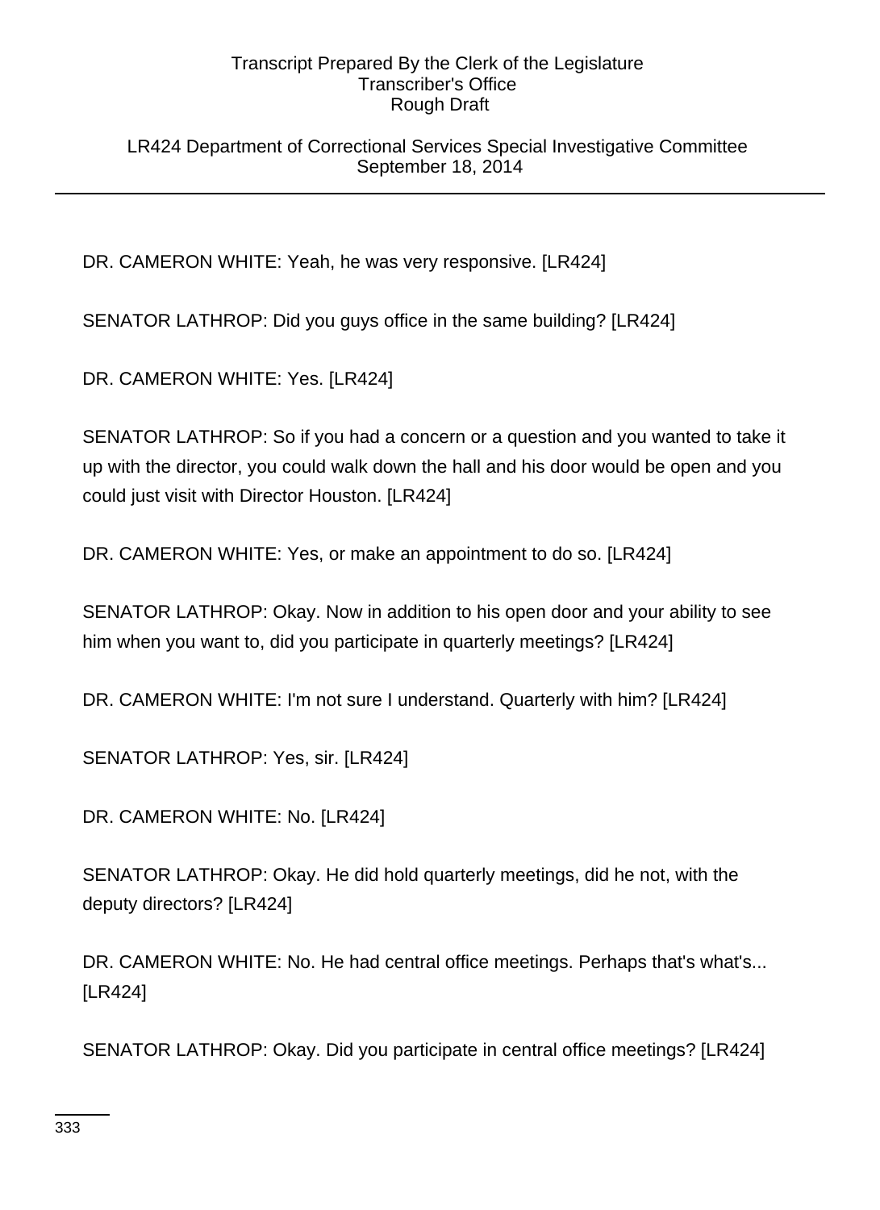DR. CAMERON WHITE: Yeah, he was very responsive. [LR424]

SENATOR LATHROP: Did you guys office in the same building? [LR424]

DR. CAMERON WHITE: Yes. [LR424]

SENATOR LATHROP: So if you had a concern or a question and you wanted to take it up with the director, you could walk down the hall and his door would be open and you could just visit with Director Houston. [LR424]

DR. CAMERON WHITE: Yes, or make an appointment to do so. [LR424]

SENATOR LATHROP: Okay. Now in addition to his open door and your ability to see him when you want to, did you participate in quarterly meetings? [LR424]

DR. CAMERON WHITE: I'm not sure I understand. Quarterly with him? [LR424]

SENATOR LATHROP: Yes, sir. [LR424]

DR. CAMERON WHITE: No. [LR424]

SENATOR LATHROP: Okay. He did hold quarterly meetings, did he not, with the deputy directors? [LR424]

DR. CAMERON WHITE: No. He had central office meetings. Perhaps that's what's... [LR424]

SENATOR LATHROP: Okay. Did you participate in central office meetings? [LR424]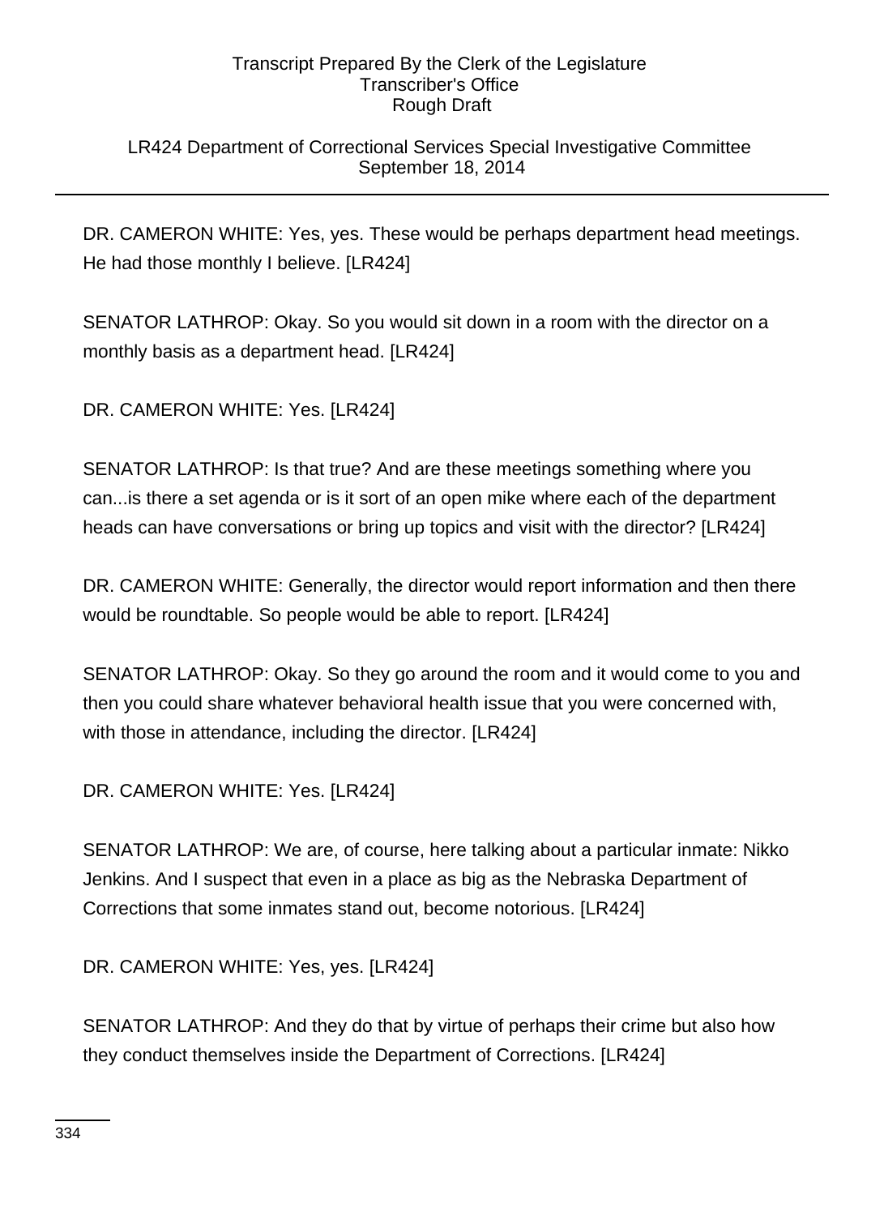DR. CAMERON WHITE: Yes, yes. These would be perhaps department head meetings. He had those monthly I believe. [LR424]

SENATOR LATHROP: Okay. So you would sit down in a room with the director on a monthly basis as a department head. [LR424]

DR. CAMERON WHITE: Yes. [LR424]

SENATOR LATHROP: Is that true? And are these meetings something where you can...is there a set agenda or is it sort of an open mike where each of the department heads can have conversations or bring up topics and visit with the director? [LR424]

DR. CAMERON WHITE: Generally, the director would report information and then there would be roundtable. So people would be able to report. [LR424]

SENATOR LATHROP: Okay. So they go around the room and it would come to you and then you could share whatever behavioral health issue that you were concerned with, with those in attendance, including the director. [LR424]

DR. CAMERON WHITE: Yes. [LR424]

SENATOR LATHROP: We are, of course, here talking about a particular inmate: Nikko Jenkins. And I suspect that even in a place as big as the Nebraska Department of Corrections that some inmates stand out, become notorious. [LR424]

DR. CAMERON WHITE: Yes, yes. [LR424]

SENATOR LATHROP: And they do that by virtue of perhaps their crime but also how they conduct themselves inside the Department of Corrections. [LR424]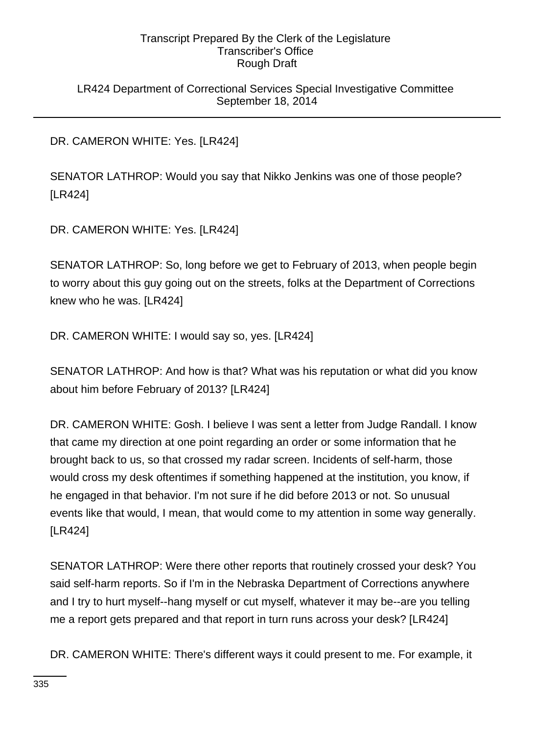DR. CAMERON WHITE: Yes. [LR424]

SENATOR LATHROP: Would you say that Nikko Jenkins was one of those people? [LR424]

DR. CAMERON WHITE: Yes. [LR424]

SENATOR LATHROP: So, long before we get to February of 2013, when people begin to worry about this guy going out on the streets, folks at the Department of Corrections knew who he was. [LR424]

DR. CAMERON WHITE: I would say so, yes. [LR424]

SENATOR LATHROP: And how is that? What was his reputation or what did you know about him before February of 2013? [LR424]

DR. CAMERON WHITE: Gosh. I believe I was sent a letter from Judge Randall. I know that came my direction at one point regarding an order or some information that he brought back to us, so that crossed my radar screen. Incidents of self-harm, those would cross my desk oftentimes if something happened at the institution, you know, if he engaged in that behavior. I'm not sure if he did before 2013 or not. So unusual events like that would, I mean, that would come to my attention in some way generally. [LR424]

SENATOR LATHROP: Were there other reports that routinely crossed your desk? You said self-harm reports. So if I'm in the Nebraska Department of Corrections anywhere and I try to hurt myself--hang myself or cut myself, whatever it may be--are you telling me a report gets prepared and that report in turn runs across your desk? [LR424]

DR. CAMERON WHITE: There's different ways it could present to me. For example, it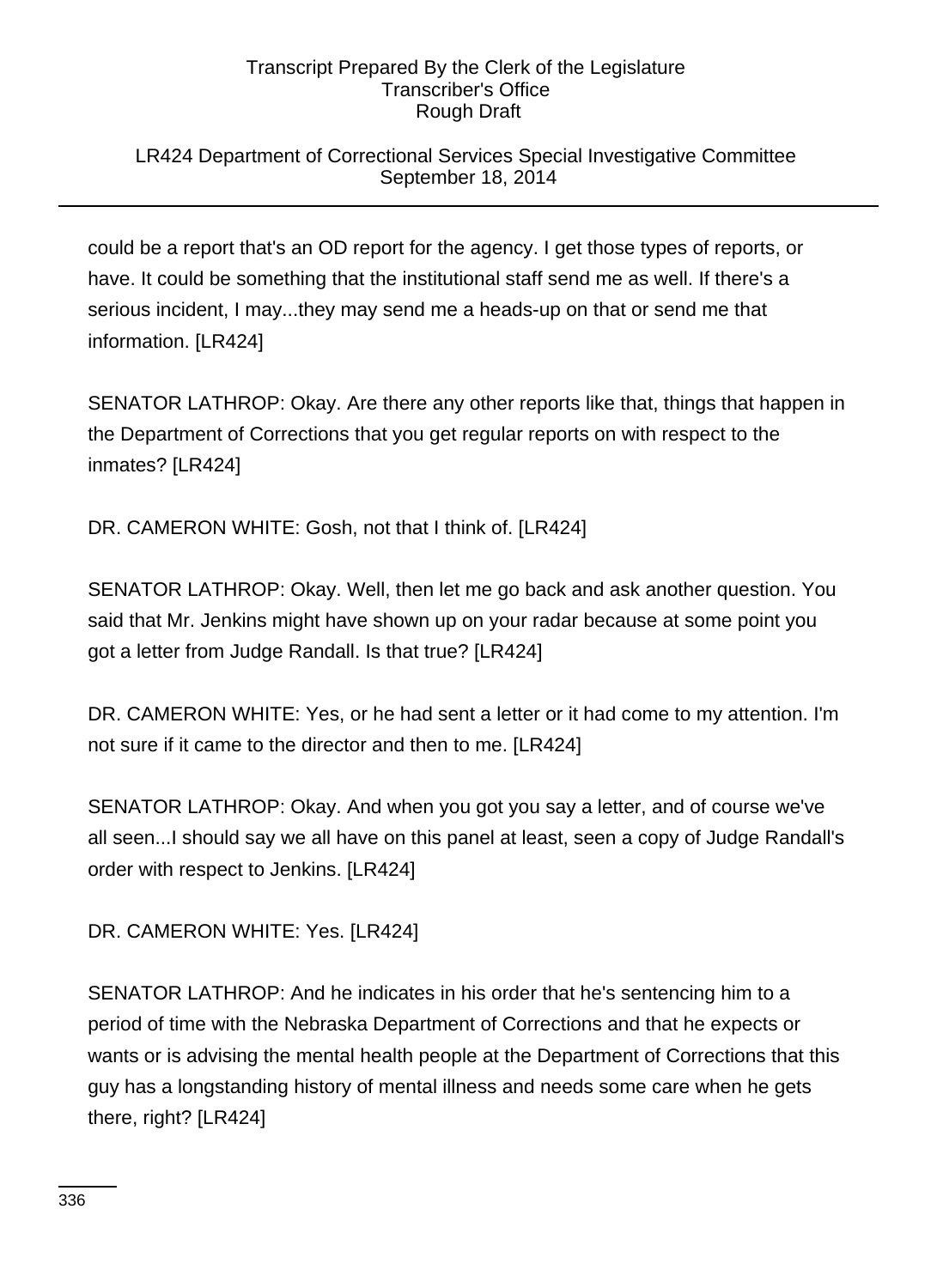could be a report that's an OD report for the agency. I get those types of reports, or have. It could be something that the institutional staff send me as well. If there's a serious incident, I may...they may send me a heads-up on that or send me that information. [LR424]

SENATOR LATHROP: Okay. Are there any other reports like that, things that happen in the Department of Corrections that you get regular reports on with respect to the inmates? [LR424]

DR. CAMERON WHITE: Gosh, not that I think of. [LR424]

SENATOR LATHROP: Okay. Well, then let me go back and ask another question. You said that Mr. Jenkins might have shown up on your radar because at some point you got a letter from Judge Randall. Is that true? [LR424]

DR. CAMERON WHITE: Yes, or he had sent a letter or it had come to my attention. I'm not sure if it came to the director and then to me. [LR424]

SENATOR LATHROP: Okay. And when you got you say a letter, and of course we've all seen...I should say we all have on this panel at least, seen a copy of Judge Randall's order with respect to Jenkins. [LR424]

DR. CAMERON WHITE: Yes. [LR424]

SENATOR LATHROP: And he indicates in his order that he's sentencing him to a period of time with the Nebraska Department of Corrections and that he expects or wants or is advising the mental health people at the Department of Corrections that this guy has a longstanding history of mental illness and needs some care when he gets there, right? [LR424]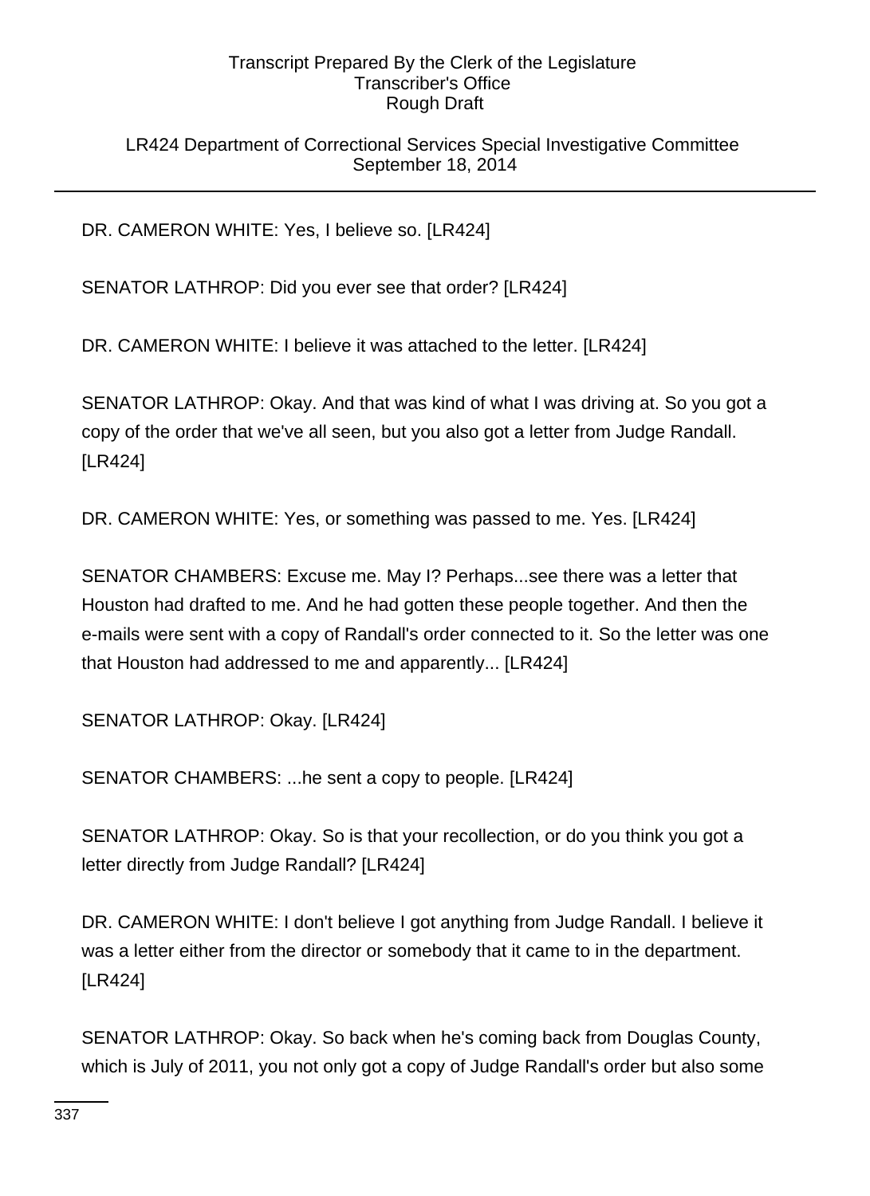DR. CAMERON WHITE: Yes, I believe so. [LR424]

SENATOR LATHROP: Did you ever see that order? [LR424]

DR. CAMERON WHITE: I believe it was attached to the letter. [LR424]

SENATOR LATHROP: Okay. And that was kind of what I was driving at. So you got a copy of the order that we've all seen, but you also got a letter from Judge Randall. [LR424]

DR. CAMERON WHITE: Yes, or something was passed to me. Yes. [LR424]

SENATOR CHAMBERS: Excuse me. May I? Perhaps...see there was a letter that Houston had drafted to me. And he had gotten these people together. And then the e-mails were sent with a copy of Randall's order connected to it. So the letter was one that Houston had addressed to me and apparently... [LR424]

SENATOR LATHROP: Okay. [LR424]

SENATOR CHAMBERS: ...he sent a copy to people. [LR424]

SENATOR LATHROP: Okay. So is that your recollection, or do you think you got a letter directly from Judge Randall? [LR424]

DR. CAMERON WHITE: I don't believe I got anything from Judge Randall. I believe it was a letter either from the director or somebody that it came to in the department. [LR424]

SENATOR LATHROP: Okay. So back when he's coming back from Douglas County, which is July of 2011, you not only got a copy of Judge Randall's order but also some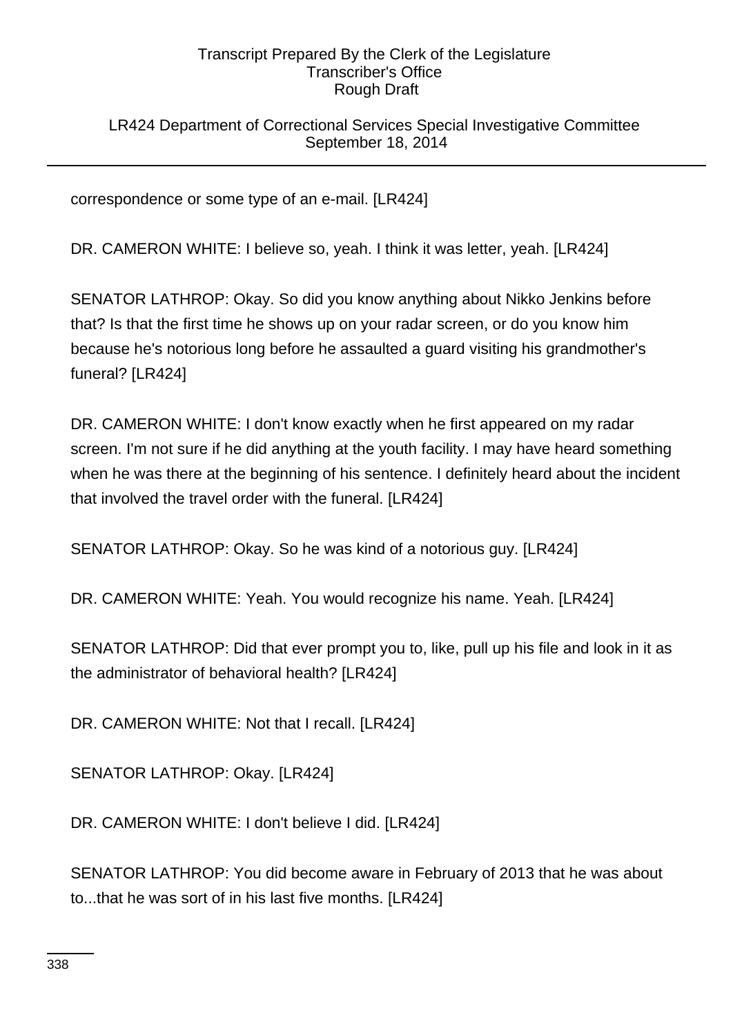correspondence or some type of an e-mail. [LR424]

DR. CAMERON WHITE: I believe so, yeah. I think it was letter, yeah. [LR424]

SENATOR LATHROP: Okay. So did you know anything about Nikko Jenkins before that? Is that the first time he shows up on your radar screen, or do you know him because he's notorious long before he assaulted a guard visiting his grandmother's funeral? [LR424]

DR. CAMERON WHITE: I don't know exactly when he first appeared on my radar screen. I'm not sure if he did anything at the youth facility. I may have heard something when he was there at the beginning of his sentence. I definitely heard about the incident that involved the travel order with the funeral. [LR424]

SENATOR LATHROP: Okay. So he was kind of a notorious guy. [LR424]

DR. CAMERON WHITE: Yeah. You would recognize his name. Yeah. [LR424]

SENATOR LATHROP: Did that ever prompt you to, like, pull up his file and look in it as the administrator of behavioral health? [LR424]

DR. CAMERON WHITE: Not that I recall. [LR424]

SENATOR LATHROP: Okay. [LR424]

DR. CAMERON WHITE: I don't believe I did. [LR424]

SENATOR LATHROP: You did become aware in February of 2013 that he was about to...that he was sort of in his last five months. [LR424]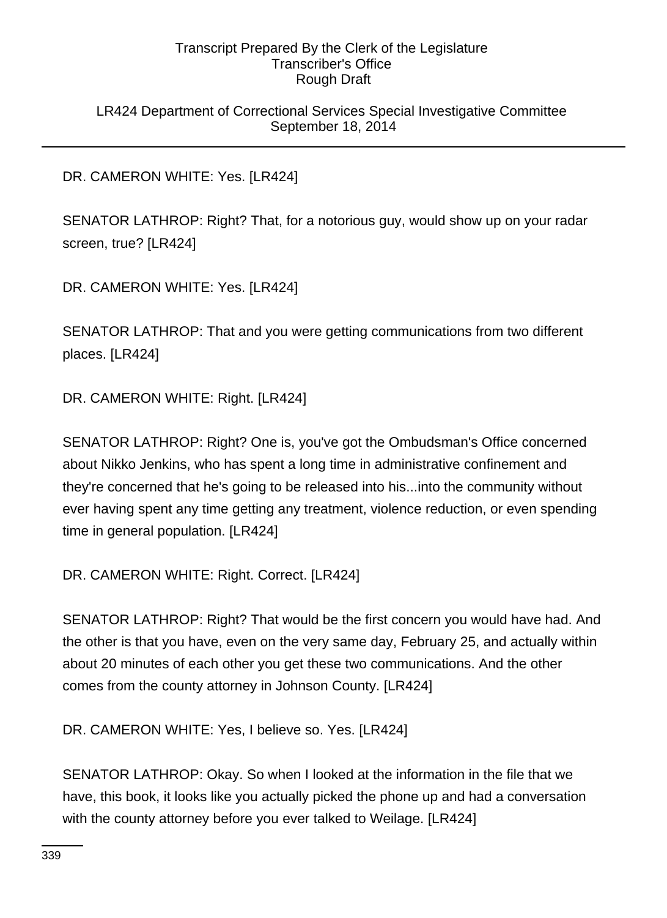DR. CAMERON WHITE: Yes. [LR424]

SENATOR LATHROP: Right? That, for a notorious guy, would show up on your radar screen, true? [LR424]

DR. CAMERON WHITE: Yes. [LR424]

SENATOR LATHROP: That and you were getting communications from two different places. [LR424]

DR. CAMERON WHITE: Right. [LR424]

SENATOR LATHROP: Right? One is, you've got the Ombudsman's Office concerned about Nikko Jenkins, who has spent a long time in administrative confinement and they're concerned that he's going to be released into his...into the community without ever having spent any time getting any treatment, violence reduction, or even spending time in general population. [LR424]

DR. CAMERON WHITE: Right. Correct. [LR424]

SENATOR LATHROP: Right? That would be the first concern you would have had. And the other is that you have, even on the very same day, February 25, and actually within about 20 minutes of each other you get these two communications. And the other comes from the county attorney in Johnson County. [LR424]

DR. CAMERON WHITE: Yes, I believe so. Yes. [LR424]

SENATOR LATHROP: Okay. So when I looked at the information in the file that we have, this book, it looks like you actually picked the phone up and had a conversation with the county attorney before you ever talked to Weilage. [LR424]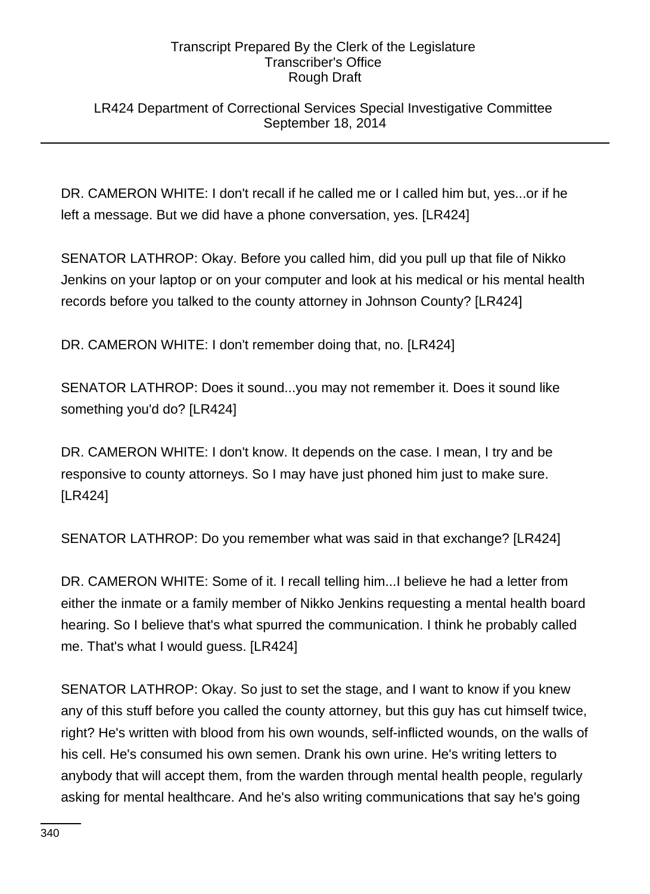DR. CAMERON WHITE: I don't recall if he called me or I called him but, yes...or if he left a message. But we did have a phone conversation, yes. [LR424]

SENATOR LATHROP: Okay. Before you called him, did you pull up that file of Nikko Jenkins on your laptop or on your computer and look at his medical or his mental health records before you talked to the county attorney in Johnson County? [LR424]

DR. CAMERON WHITE: I don't remember doing that, no. [LR424]

SENATOR LATHROP: Does it sound...you may not remember it. Does it sound like something you'd do? [LR424]

DR. CAMERON WHITE: I don't know. It depends on the case. I mean, I try and be responsive to county attorneys. So I may have just phoned him just to make sure. [LR424]

SENATOR LATHROP: Do you remember what was said in that exchange? [LR424]

DR. CAMERON WHITE: Some of it. I recall telling him...I believe he had a letter from either the inmate or a family member of Nikko Jenkins requesting a mental health board hearing. So I believe that's what spurred the communication. I think he probably called me. That's what I would guess. [LR424]

SENATOR LATHROP: Okay. So just to set the stage, and I want to know if you knew any of this stuff before you called the county attorney, but this guy has cut himself twice, right? He's written with blood from his own wounds, self-inflicted wounds, on the walls of his cell. He's consumed his own semen. Drank his own urine. He's writing letters to anybody that will accept them, from the warden through mental health people, regularly asking for mental healthcare. And he's also writing communications that say he's going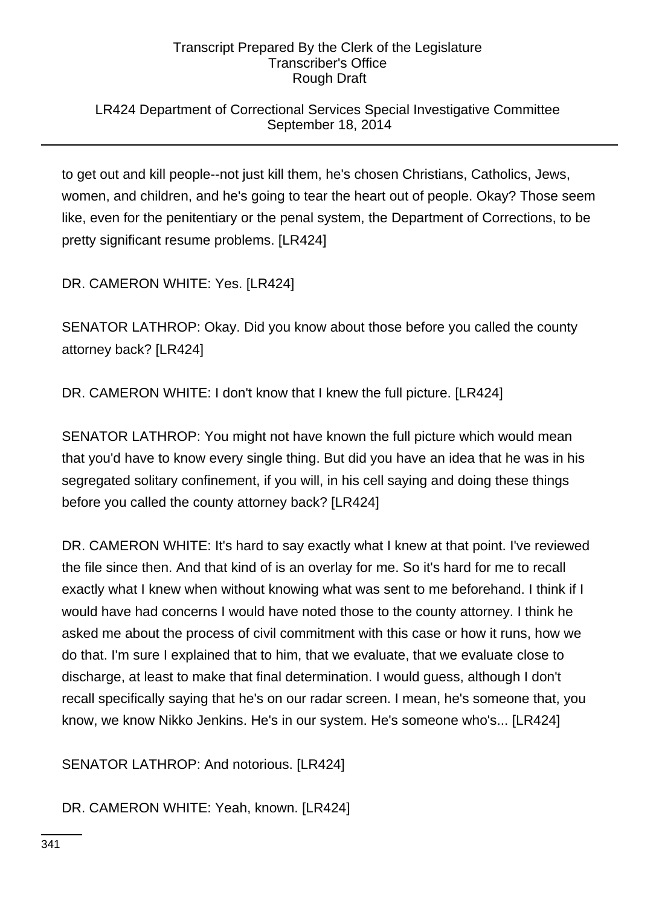to get out and kill people--not just kill them, he's chosen Christians, Catholics, Jews, women, and children, and he's going to tear the heart out of people. Okay? Those seem like, even for the penitentiary or the penal system, the Department of Corrections, to be pretty significant resume problems. [LR424]

DR. CAMERON WHITE: Yes. [LR424]

SENATOR LATHROP: Okay. Did you know about those before you called the county attorney back? [LR424]

DR. CAMERON WHITE: I don't know that I knew the full picture. [LR424]

SENATOR LATHROP: You might not have known the full picture which would mean that you'd have to know every single thing. But did you have an idea that he was in his segregated solitary confinement, if you will, in his cell saying and doing these things before you called the county attorney back? [LR424]

DR. CAMERON WHITE: It's hard to say exactly what I knew at that point. I've reviewed the file since then. And that kind of is an overlay for me. So it's hard for me to recall exactly what I knew when without knowing what was sent to me beforehand. I think if I would have had concerns I would have noted those to the county attorney. I think he asked me about the process of civil commitment with this case or how it runs, how we do that. I'm sure I explained that to him, that we evaluate, that we evaluate close to discharge, at least to make that final determination. I would guess, although I don't recall specifically saying that he's on our radar screen. I mean, he's someone that, you know, we know Nikko Jenkins. He's in our system. He's someone who's... [LR424]

SENATOR LATHROP: And notorious. [LR424]

DR. CAMERON WHITE: Yeah, known. [LR424]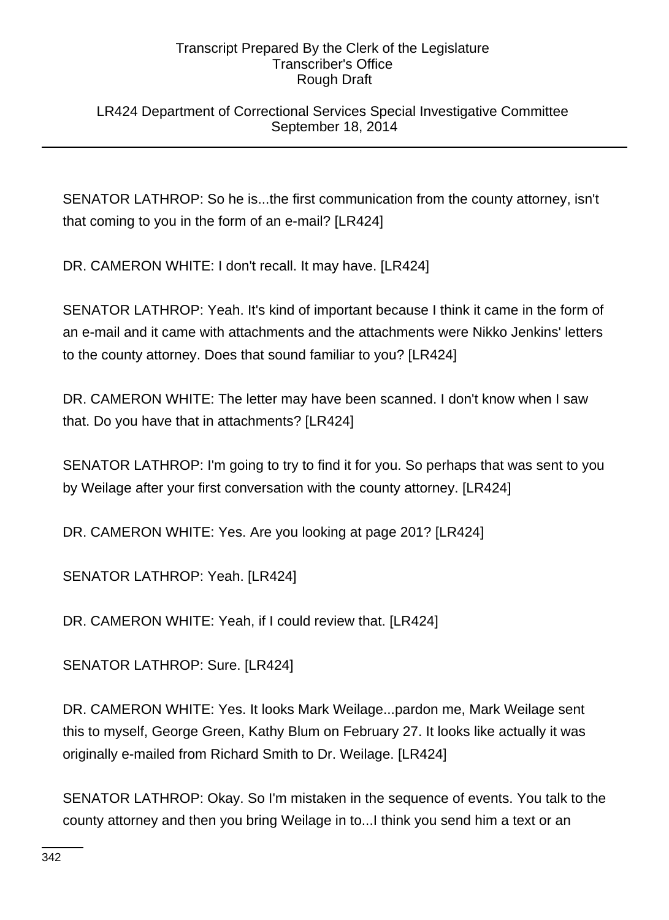SENATOR LATHROP: So he is...the first communication from the county attorney, isn't that coming to you in the form of an e-mail? [LR424]

DR. CAMERON WHITE: I don't recall. It may have. [LR424]

SENATOR LATHROP: Yeah. It's kind of important because I think it came in the form of an e-mail and it came with attachments and the attachments were Nikko Jenkins' letters to the county attorney. Does that sound familiar to you? [LR424]

DR. CAMERON WHITE: The letter may have been scanned. I don't know when I saw that. Do you have that in attachments? [LR424]

SENATOR LATHROP: I'm going to try to find it for you. So perhaps that was sent to you by Weilage after your first conversation with the county attorney. [LR424]

DR. CAMERON WHITE: Yes. Are you looking at page 201? [LR424]

SENATOR LATHROP: Yeah. [LR424]

DR. CAMERON WHITE: Yeah, if I could review that. [LR424]

SENATOR LATHROP: Sure. [LR424]

DR. CAMERON WHITE: Yes. It looks Mark Weilage...pardon me, Mark Weilage sent this to myself, George Green, Kathy Blum on February 27. It looks like actually it was originally e-mailed from Richard Smith to Dr. Weilage. [LR424]

SENATOR LATHROP: Okay. So I'm mistaken in the sequence of events. You talk to the county attorney and then you bring Weilage in to...I think you send him a text or an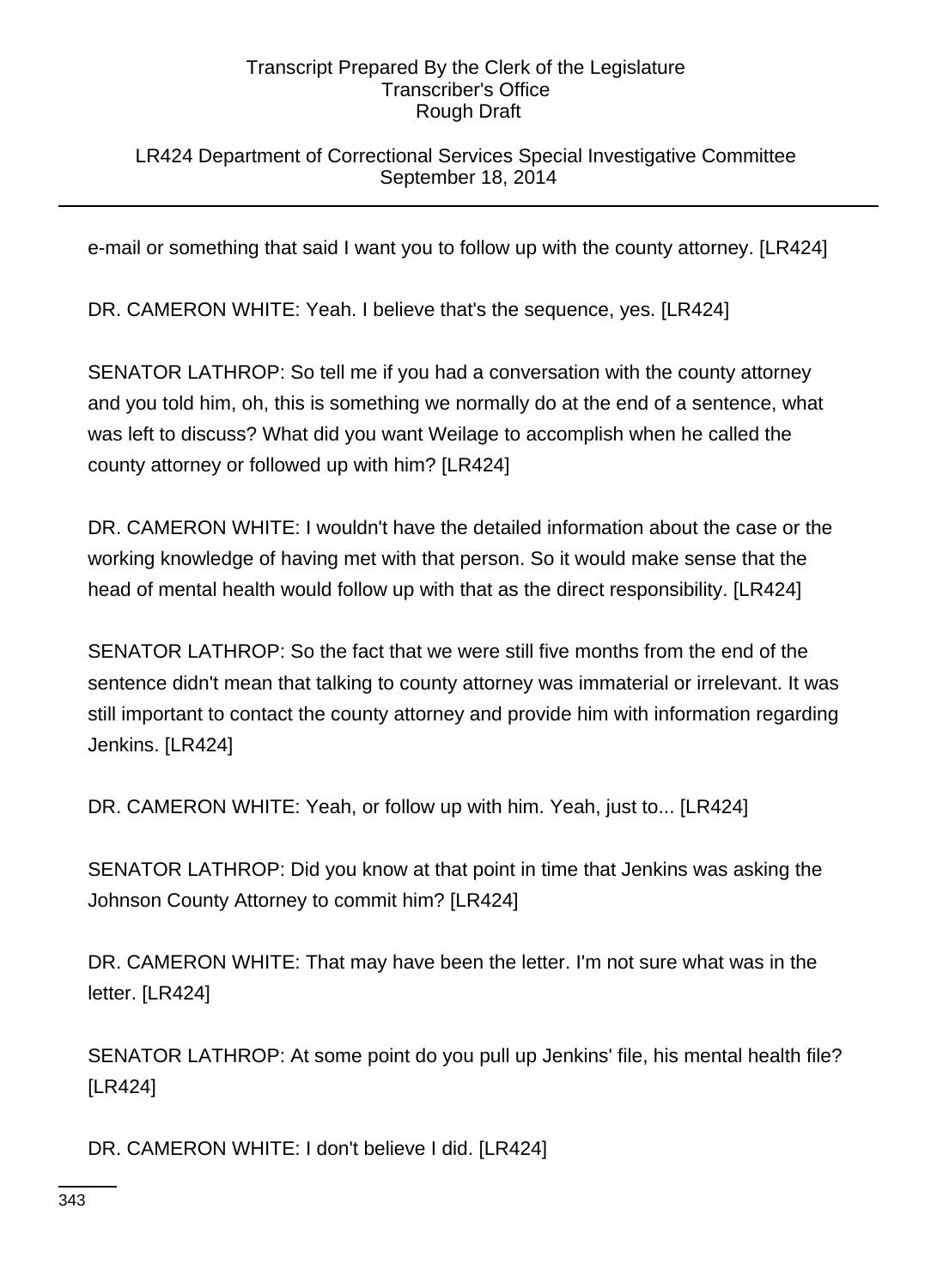e-mail or something that said I want you to follow up with the county attorney. [LR424]

DR. CAMERON WHITE: Yeah. I believe that's the sequence, yes. [LR424]

SENATOR LATHROP: So tell me if you had a conversation with the county attorney and you told him, oh, this is something we normally do at the end of a sentence, what was left to discuss? What did you want Weilage to accomplish when he called the county attorney or followed up with him? [LR424]

DR. CAMERON WHITE: I wouldn't have the detailed information about the case or the working knowledge of having met with that person. So it would make sense that the head of mental health would follow up with that as the direct responsibility. [LR424]

SENATOR LATHROP: So the fact that we were still five months from the end of the sentence didn't mean that talking to county attorney was immaterial or irrelevant. It was still important to contact the county attorney and provide him with information regarding Jenkins. [LR424]

DR. CAMERON WHITE: Yeah, or follow up with him. Yeah, just to... [LR424]

SENATOR LATHROP: Did you know at that point in time that Jenkins was asking the Johnson County Attorney to commit him? [LR424]

DR. CAMERON WHITE: That may have been the letter. I'm not sure what was in the letter. [LR424]

SENATOR LATHROP: At some point do you pull up Jenkins' file, his mental health file? [LR424]

DR. CAMERON WHITE: I don't believe I did. [LR424]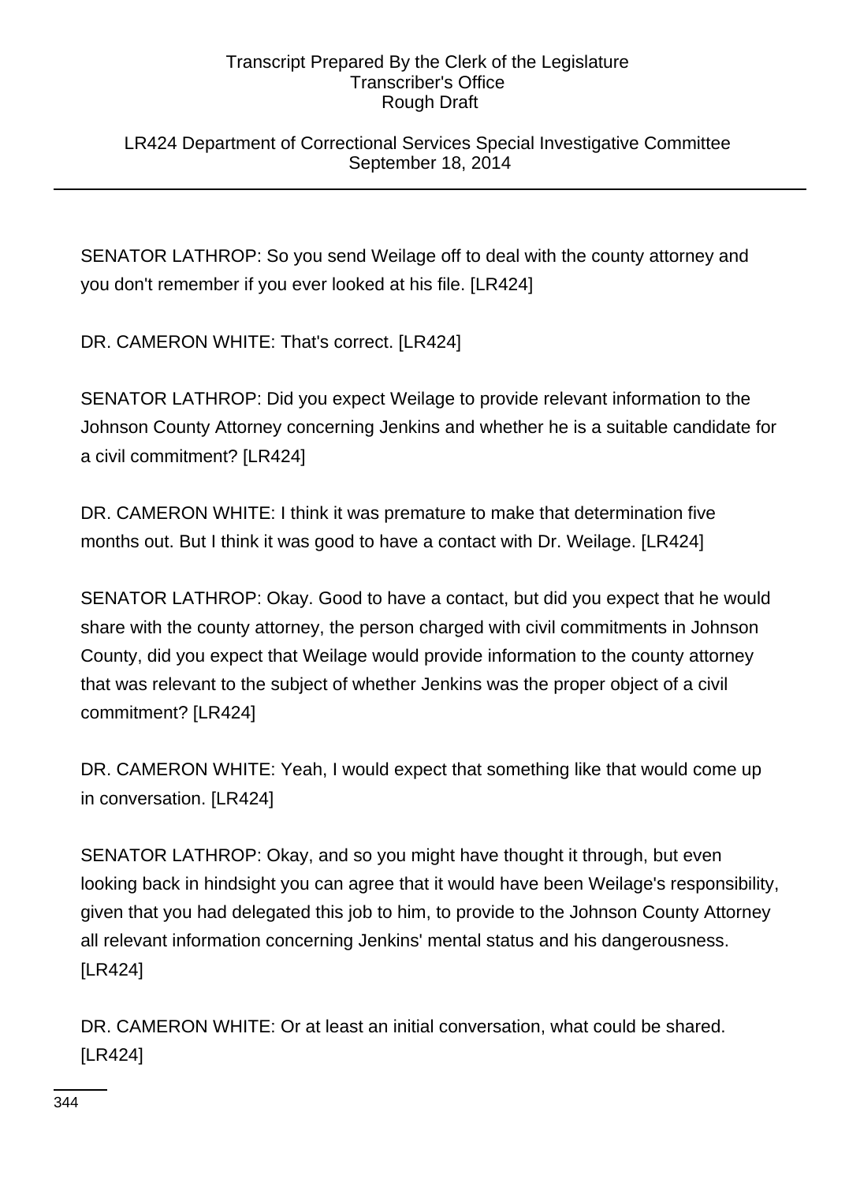SENATOR LATHROP: So you send Weilage off to deal with the county attorney and you don't remember if you ever looked at his file. [LR424]

DR. CAMERON WHITE: That's correct. [LR424]

SENATOR LATHROP: Did you expect Weilage to provide relevant information to the Johnson County Attorney concerning Jenkins and whether he is a suitable candidate for a civil commitment? [LR424]

DR. CAMERON WHITE: I think it was premature to make that determination five months out. But I think it was good to have a contact with Dr. Weilage. [LR424]

SENATOR LATHROP: Okay. Good to have a contact, but did you expect that he would share with the county attorney, the person charged with civil commitments in Johnson County, did you expect that Weilage would provide information to the county attorney that was relevant to the subject of whether Jenkins was the proper object of a civil commitment? [LR424]

DR. CAMERON WHITE: Yeah, I would expect that something like that would come up in conversation. [LR424]

SENATOR LATHROP: Okay, and so you might have thought it through, but even looking back in hindsight you can agree that it would have been Weilage's responsibility, given that you had delegated this job to him, to provide to the Johnson County Attorney all relevant information concerning Jenkins' mental status and his dangerousness. [LR424]

DR. CAMERON WHITE: Or at least an initial conversation, what could be shared. [LR424]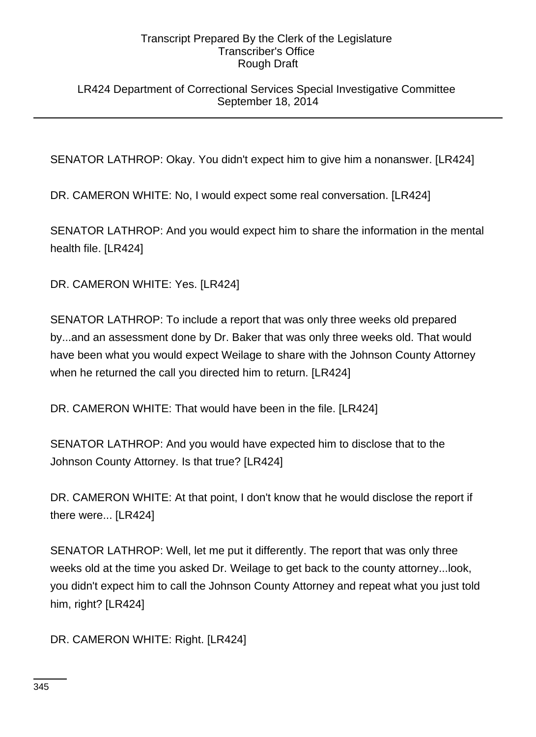SENATOR LATHROP: Okay. You didn't expect him to give him a nonanswer. [LR424]

DR. CAMERON WHITE: No, I would expect some real conversation. [LR424]

SENATOR LATHROP: And you would expect him to share the information in the mental health file. [LR424]

DR. CAMERON WHITE: Yes. [LR424]

SENATOR LATHROP: To include a report that was only three weeks old prepared by...and an assessment done by Dr. Baker that was only three weeks old. That would have been what you would expect Weilage to share with the Johnson County Attorney when he returned the call you directed him to return. [LR424]

DR. CAMERON WHITE: That would have been in the file. [LR424]

SENATOR LATHROP: And you would have expected him to disclose that to the Johnson County Attorney. Is that true? [LR424]

DR. CAMERON WHITE: At that point, I don't know that he would disclose the report if there were... [LR424]

SENATOR LATHROP: Well, let me put it differently. The report that was only three weeks old at the time you asked Dr. Weilage to get back to the county attorney...look, you didn't expect him to call the Johnson County Attorney and repeat what you just told him, right? [LR424]

DR. CAMERON WHITE: Right. [LR424]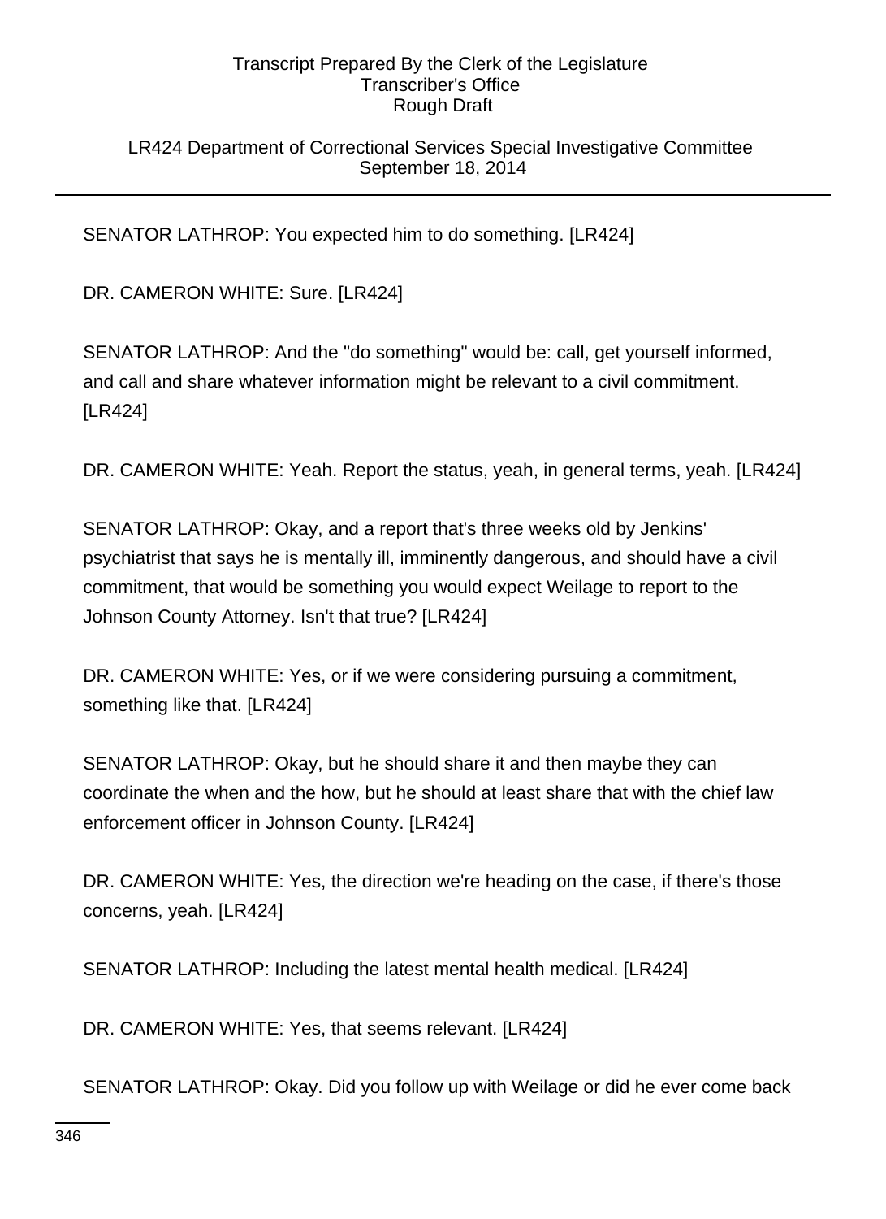SENATOR LATHROP: You expected him to do something. [LR424]

DR. CAMERON WHITE: Sure. [LR424]

SENATOR LATHROP: And the "do something" would be: call, get yourself informed, and call and share whatever information might be relevant to a civil commitment. [LR424]

DR. CAMERON WHITE: Yeah. Report the status, yeah, in general terms, yeah. [LR424]

SENATOR LATHROP: Okay, and a report that's three weeks old by Jenkins' psychiatrist that says he is mentally ill, imminently dangerous, and should have a civil commitment, that would be something you would expect Weilage to report to the Johnson County Attorney. Isn't that true? [LR424]

DR. CAMERON WHITE: Yes, or if we were considering pursuing a commitment, something like that. [LR424]

SENATOR LATHROP: Okay, but he should share it and then maybe they can coordinate the when and the how, but he should at least share that with the chief law enforcement officer in Johnson County. [LR424]

DR. CAMERON WHITE: Yes, the direction we're heading on the case, if there's those concerns, yeah. [LR424]

SENATOR LATHROP: Including the latest mental health medical. [LR424]

DR. CAMERON WHITE: Yes, that seems relevant. [LR424]

SENATOR LATHROP: Okay. Did you follow up with Weilage or did he ever come back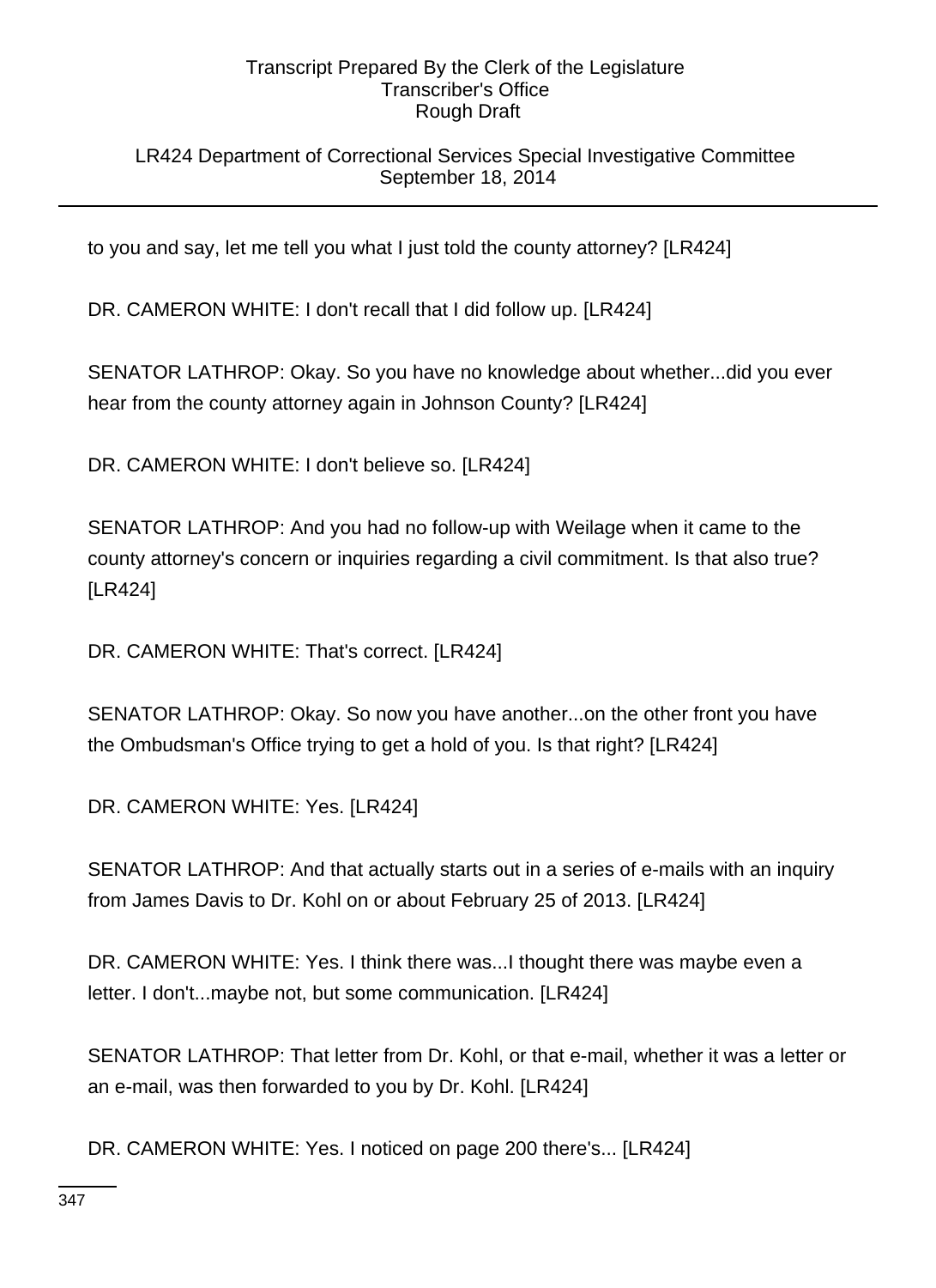to you and say, let me tell you what I just told the county attorney? [LR424]

DR. CAMERON WHITE: I don't recall that I did follow up. [LR424]

SENATOR LATHROP: Okay. So you have no knowledge about whether...did you ever hear from the county attorney again in Johnson County? [LR424]

DR. CAMERON WHITE: I don't believe so. [LR424]

SENATOR LATHROP: And you had no follow-up with Weilage when it came to the county attorney's concern or inquiries regarding a civil commitment. Is that also true? [LR424]

DR. CAMERON WHITE: That's correct. [LR424]

SENATOR LATHROP: Okay. So now you have another...on the other front you have the Ombudsman's Office trying to get a hold of you. Is that right? [LR424]

DR. CAMERON WHITE: Yes. [LR424]

SENATOR LATHROP: And that actually starts out in a series of e-mails with an inquiry from James Davis to Dr. Kohl on or about February 25 of 2013. [LR424]

DR. CAMERON WHITE: Yes. I think there was...I thought there was maybe even a letter. I don't...maybe not, but some communication. [LR424]

SENATOR LATHROP: That letter from Dr. Kohl, or that e-mail, whether it was a letter or an e-mail, was then forwarded to you by Dr. Kohl. [LR424]

DR. CAMERON WHITE: Yes. I noticed on page 200 there's... [LR424]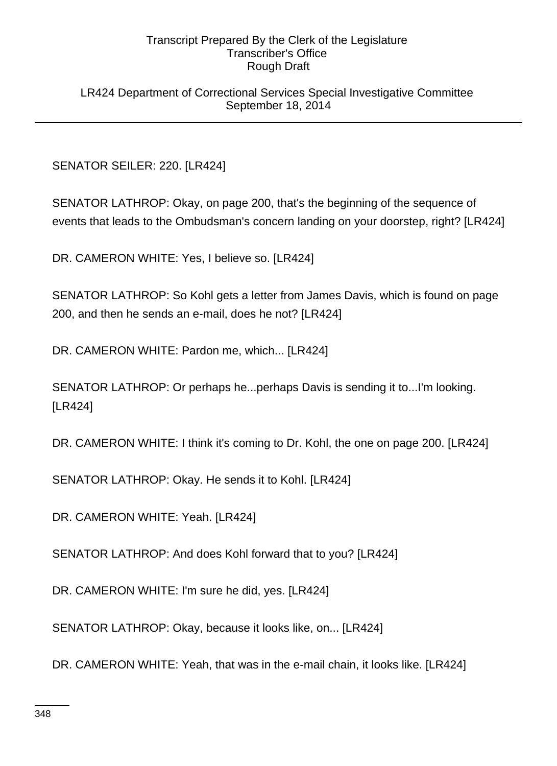SENATOR SEILER: 220. [LR424]

SENATOR LATHROP: Okay, on page 200, that's the beginning of the sequence of events that leads to the Ombudsman's concern landing on your doorstep, right? [LR424]

DR. CAMERON WHITE: Yes, I believe so. [LR424]

SENATOR LATHROP: So Kohl gets a letter from James Davis, which is found on page 200, and then he sends an e-mail, does he not? [LR424]

DR. CAMERON WHITE: Pardon me, which... [LR424]

SENATOR LATHROP: Or perhaps he...perhaps Davis is sending it to...I'm looking. [LR424]

DR. CAMERON WHITE: I think it's coming to Dr. Kohl, the one on page 200. [LR424]

SENATOR LATHROP: Okay. He sends it to Kohl. [LR424]

DR. CAMERON WHITE: Yeah. [LR424]

SENATOR LATHROP: And does Kohl forward that to you? [LR424]

DR. CAMERON WHITE: I'm sure he did, yes. [LR424]

SENATOR LATHROP: Okay, because it looks like, on... [LR424]

DR. CAMERON WHITE: Yeah, that was in the e-mail chain, it looks like. [LR424]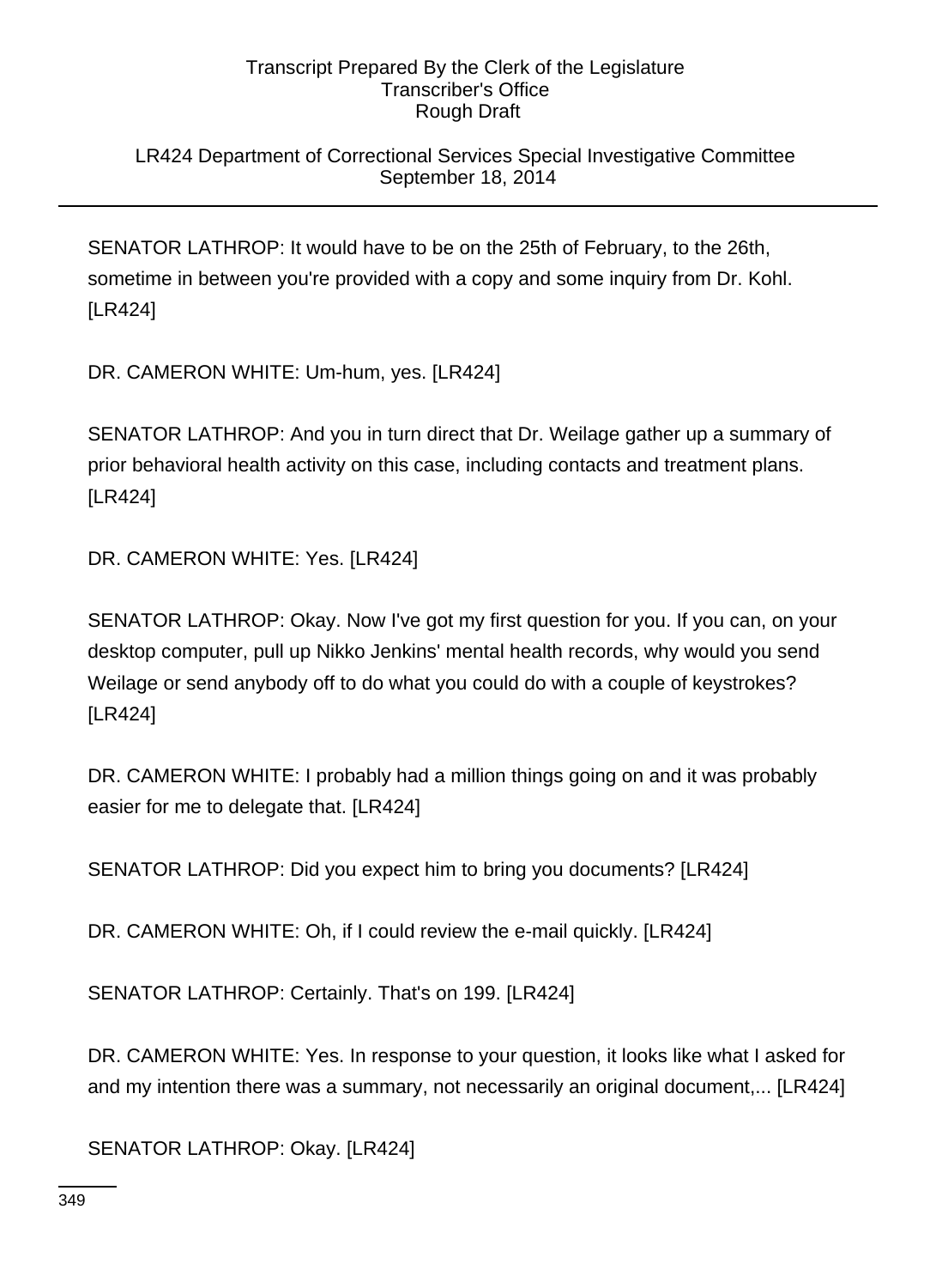SENATOR LATHROP: It would have to be on the 25th of February, to the 26th, sometime in between you're provided with a copy and some inquiry from Dr. Kohl. [LR424]

DR. CAMERON WHITE: Um-hum, yes. [LR424]

SENATOR LATHROP: And you in turn direct that Dr. Weilage gather up a summary of prior behavioral health activity on this case, including contacts and treatment plans. [LR424]

DR. CAMERON WHITE: Yes. [LR424]

SENATOR LATHROP: Okay. Now I've got my first question for you. If you can, on your desktop computer, pull up Nikko Jenkins' mental health records, why would you send Weilage or send anybody off to do what you could do with a couple of keystrokes? [LR424]

DR. CAMERON WHITE: I probably had a million things going on and it was probably easier for me to delegate that. [LR424]

SENATOR LATHROP: Did you expect him to bring you documents? [LR424]

DR. CAMERON WHITE: Oh, if I could review the e-mail quickly. [LR424]

SENATOR LATHROP: Certainly. That's on 199. [LR424]

DR. CAMERON WHITE: Yes. In response to your question, it looks like what I asked for and my intention there was a summary, not necessarily an original document,... [LR424]

SENATOR LATHROP: Okay. [LR424]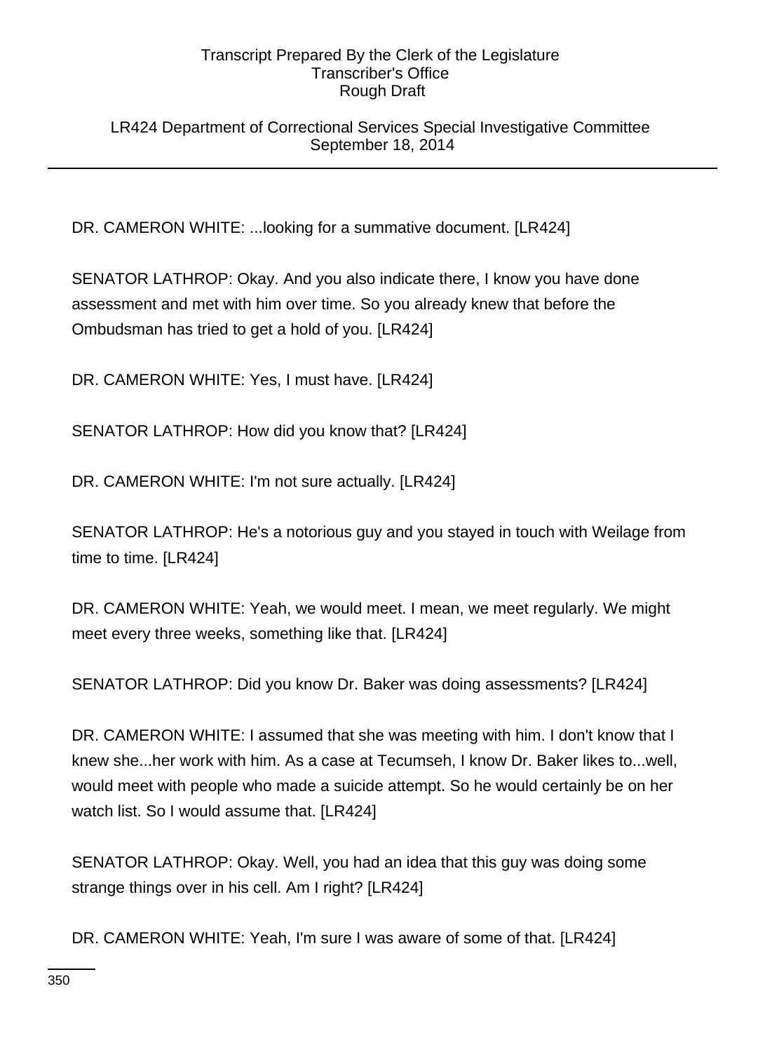DR. CAMERON WHITE: ...looking for a summative document. [LR424]

SENATOR LATHROP: Okay. And you also indicate there, I know you have done assessment and met with him over time. So you already knew that before the Ombudsman has tried to get a hold of you. [LR424]

DR. CAMERON WHITE: Yes, I must have. [LR424]

SENATOR LATHROP: How did you know that? [LR424]

DR. CAMERON WHITE: I'm not sure actually. [LR424]

SENATOR LATHROP: He's a notorious guy and you stayed in touch with Weilage from time to time. [LR424]

DR. CAMERON WHITE: Yeah, we would meet. I mean, we meet regularly. We might meet every three weeks, something like that. [LR424]

SENATOR LATHROP: Did you know Dr. Baker was doing assessments? [LR424]

DR. CAMERON WHITE: I assumed that she was meeting with him. I don't know that I knew she...her work with him. As a case at Tecumseh, I know Dr. Baker likes to...well, would meet with people who made a suicide attempt. So he would certainly be on her watch list. So I would assume that. [LR424]

SENATOR LATHROP: Okay. Well, you had an idea that this guy was doing some strange things over in his cell. Am I right? [LR424]

DR. CAMERON WHITE: Yeah, I'm sure I was aware of some of that. [LR424]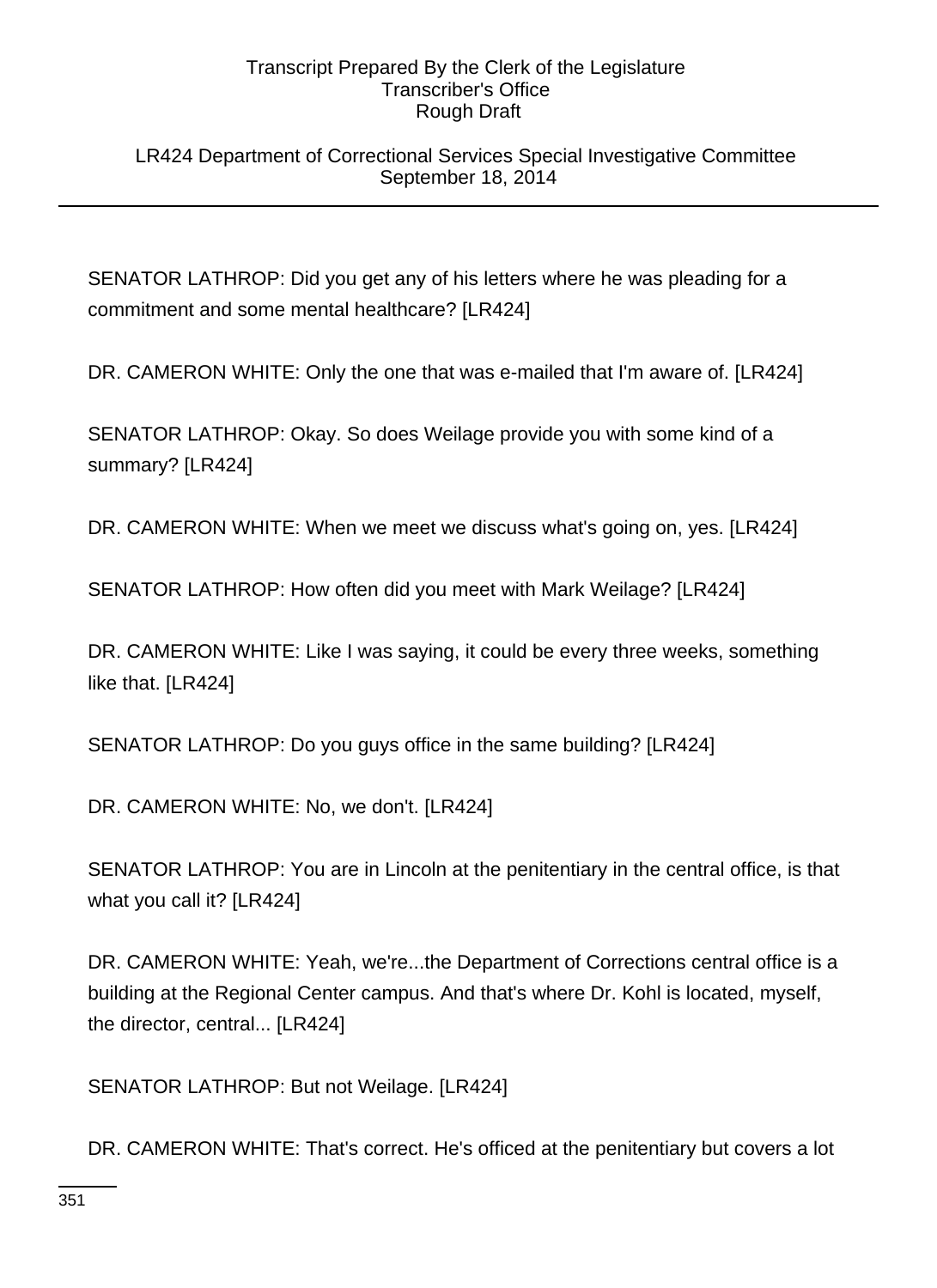SENATOR LATHROP: Did you get any of his letters where he was pleading for a commitment and some mental healthcare? [LR424]

DR. CAMERON WHITE: Only the one that was e-mailed that I'm aware of. [LR424]

SENATOR LATHROP: Okay. So does Weilage provide you with some kind of a summary? [LR424]

DR. CAMERON WHITE: When we meet we discuss what's going on, yes. [LR424]

SENATOR LATHROP: How often did you meet with Mark Weilage? [LR424]

DR. CAMERON WHITE: Like I was saying, it could be every three weeks, something like that. [LR424]

SENATOR LATHROP: Do you guys office in the same building? [LR424]

DR. CAMERON WHITE: No, we don't. [LR424]

SENATOR LATHROP: You are in Lincoln at the penitentiary in the central office, is that what you call it? [LR424]

DR. CAMERON WHITE: Yeah, we're...the Department of Corrections central office is a building at the Regional Center campus. And that's where Dr. Kohl is located, myself, the director, central... [LR424]

SENATOR LATHROP: But not Weilage. [LR424]

DR. CAMERON WHITE: That's correct. He's officed at the penitentiary but covers a lot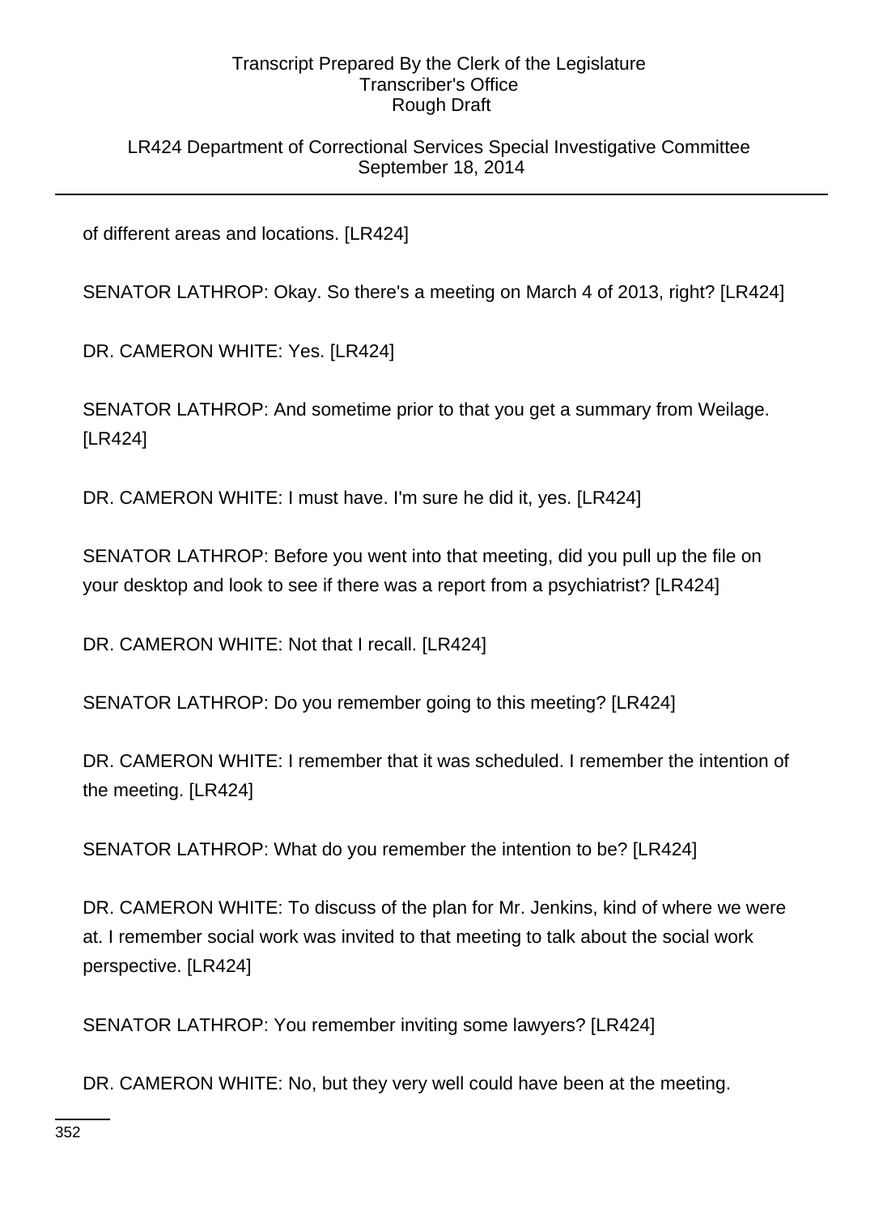of different areas and locations. [LR424]

SENATOR LATHROP: Okay. So there's a meeting on March 4 of 2013, right? [LR424]

DR. CAMERON WHITE: Yes. [LR424]

SENATOR LATHROP: And sometime prior to that you get a summary from Weilage. [LR424]

DR. CAMERON WHITE: I must have. I'm sure he did it, yes. [LR424]

SENATOR LATHROP: Before you went into that meeting, did you pull up the file on your desktop and look to see if there was a report from a psychiatrist? [LR424]

DR. CAMERON WHITE: Not that I recall. [LR424]

SENATOR LATHROP: Do you remember going to this meeting? [LR424]

DR. CAMERON WHITE: I remember that it was scheduled. I remember the intention of the meeting. [LR424]

SENATOR LATHROP: What do you remember the intention to be? [LR424]

DR. CAMERON WHITE: To discuss of the plan for Mr. Jenkins, kind of where we were at. I remember social work was invited to that meeting to talk about the social work perspective. [LR424]

SENATOR LATHROP: You remember inviting some lawyers? [LR424]

DR. CAMERON WHITE: No, but they very well could have been at the meeting.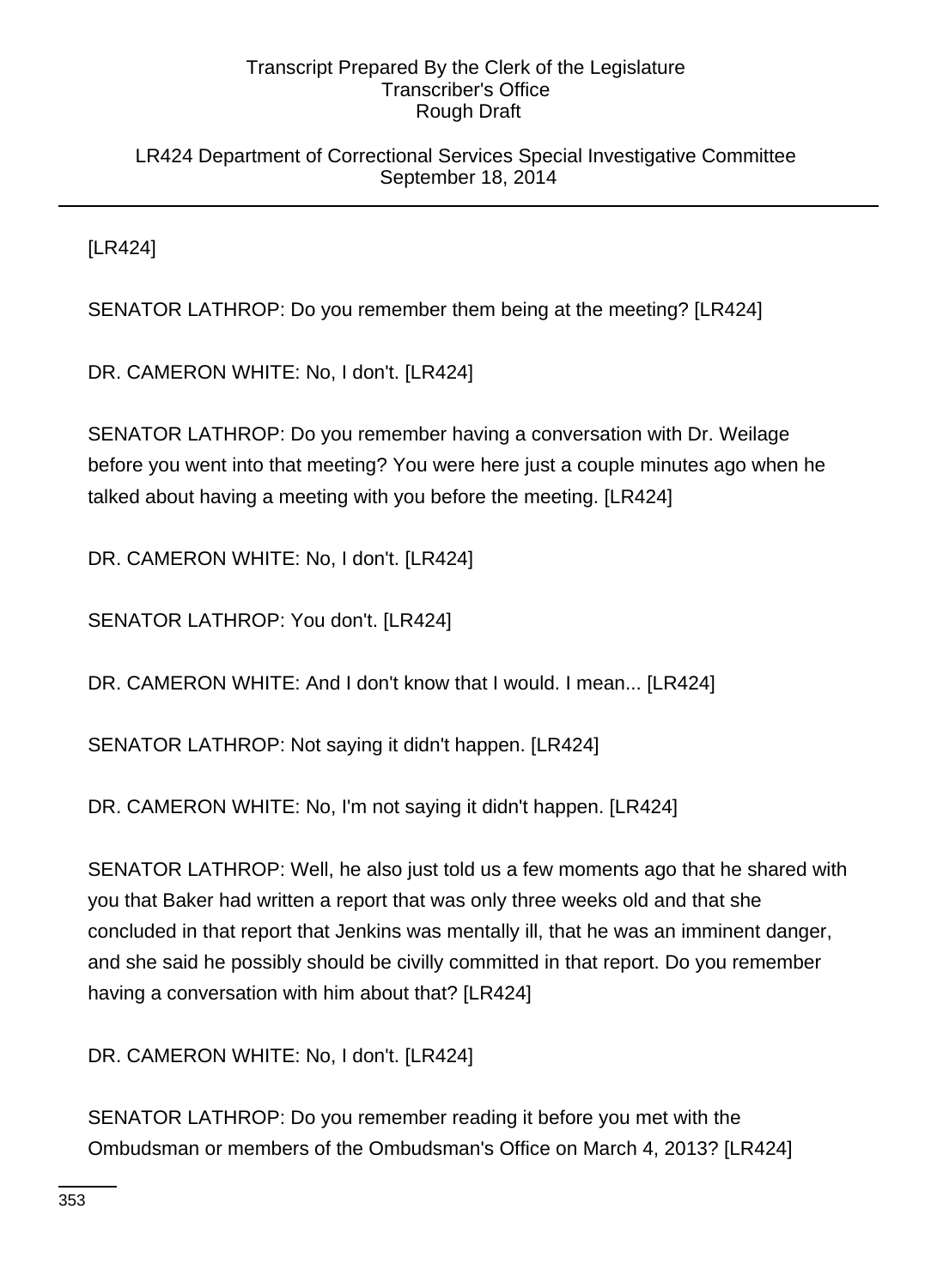[LR424]

SENATOR LATHROP: Do you remember them being at the meeting? [LR424]

DR. CAMERON WHITE: No, I don't. [LR424]

SENATOR LATHROP: Do you remember having a conversation with Dr. Weilage before you went into that meeting? You were here just a couple minutes ago when he talked about having a meeting with you before the meeting. [LR424]

DR. CAMERON WHITE: No, I don't. [LR424]

SENATOR LATHROP: You don't. [LR424]

DR. CAMERON WHITE: And I don't know that I would. I mean... [LR424]

SENATOR LATHROP: Not saying it didn't happen. [LR424]

DR. CAMERON WHITE: No, I'm not saying it didn't happen. [LR424]

SENATOR LATHROP: Well, he also just told us a few moments ago that he shared with you that Baker had written a report that was only three weeks old and that she concluded in that report that Jenkins was mentally ill, that he was an imminent danger, and she said he possibly should be civilly committed in that report. Do you remember having a conversation with him about that? [LR424]

DR. CAMERON WHITE: No, I don't. [LR424]

SENATOR LATHROP: Do you remember reading it before you met with the Ombudsman or members of the Ombudsman's Office on March 4, 2013? [LR424]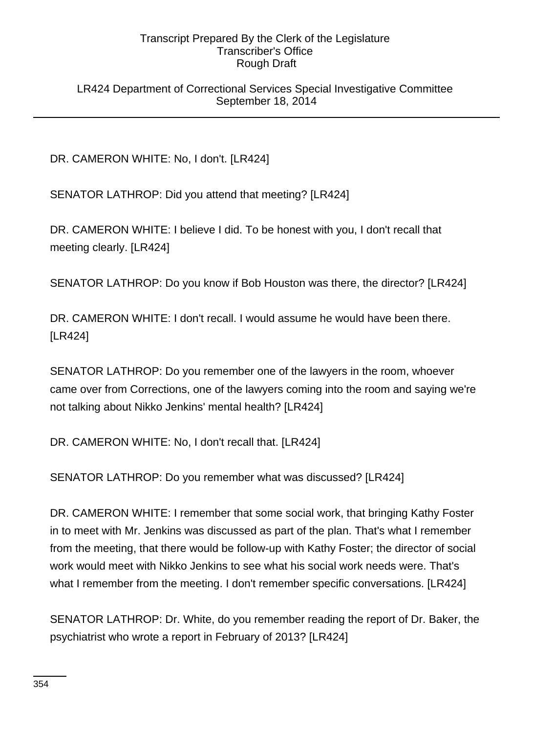DR. CAMERON WHITE: No, I don't. [LR424]

SENATOR LATHROP: Did you attend that meeting? [LR424]

DR. CAMERON WHITE: I believe I did. To be honest with you, I don't recall that meeting clearly. [LR424]

SENATOR LATHROP: Do you know if Bob Houston was there, the director? [LR424]

DR. CAMERON WHITE: I don't recall. I would assume he would have been there. [LR424]

SENATOR LATHROP: Do you remember one of the lawyers in the room, whoever came over from Corrections, one of the lawyers coming into the room and saying we're not talking about Nikko Jenkins' mental health? [LR424]

DR. CAMERON WHITE: No, I don't recall that. [LR424]

SENATOR LATHROP: Do you remember what was discussed? [LR424]

DR. CAMERON WHITE: I remember that some social work, that bringing Kathy Foster in to meet with Mr. Jenkins was discussed as part of the plan. That's what I remember from the meeting, that there would be follow-up with Kathy Foster; the director of social work would meet with Nikko Jenkins to see what his social work needs were. That's what I remember from the meeting. I don't remember specific conversations. [LR424]

SENATOR LATHROP: Dr. White, do you remember reading the report of Dr. Baker, the psychiatrist who wrote a report in February of 2013? [LR424]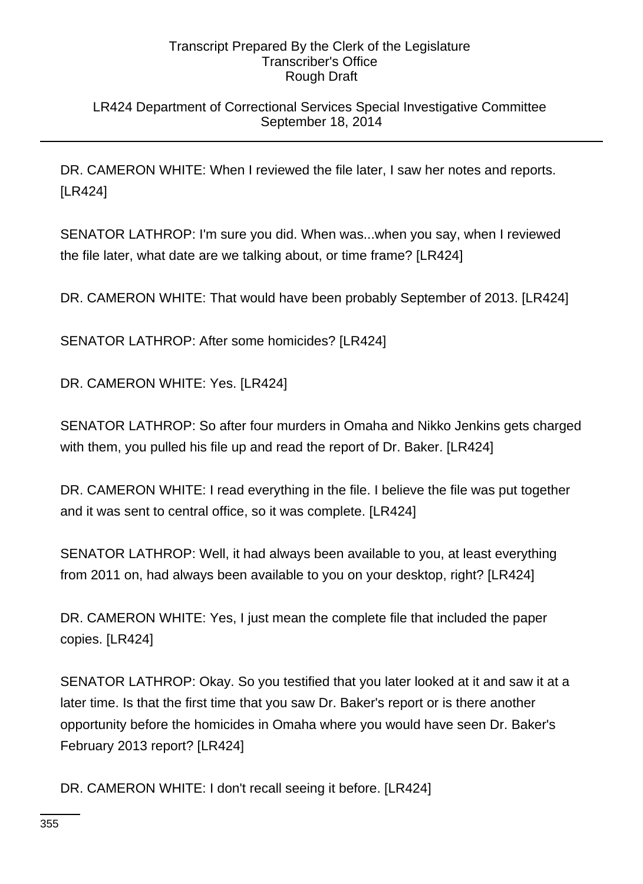DR. CAMERON WHITE: When I reviewed the file later, I saw her notes and reports. [LR424]

SENATOR LATHROP: I'm sure you did. When was...when you say, when I reviewed the file later, what date are we talking about, or time frame? [LR424]

DR. CAMERON WHITE: That would have been probably September of 2013. [LR424]

SENATOR LATHROP: After some homicides? [LR424]

DR. CAMERON WHITE: Yes. [LR424]

SENATOR LATHROP: So after four murders in Omaha and Nikko Jenkins gets charged with them, you pulled his file up and read the report of Dr. Baker. [LR424]

DR. CAMERON WHITE: I read everything in the file. I believe the file was put together and it was sent to central office, so it was complete. [LR424]

SENATOR LATHROP: Well, it had always been available to you, at least everything from 2011 on, had always been available to you on your desktop, right? [LR424]

DR. CAMERON WHITE: Yes, I just mean the complete file that included the paper copies. [LR424]

SENATOR LATHROP: Okay. So you testified that you later looked at it and saw it at a later time. Is that the first time that you saw Dr. Baker's report or is there another opportunity before the homicides in Omaha where you would have seen Dr. Baker's February 2013 report? [LR424]

DR. CAMERON WHITE: I don't recall seeing it before. [LR424]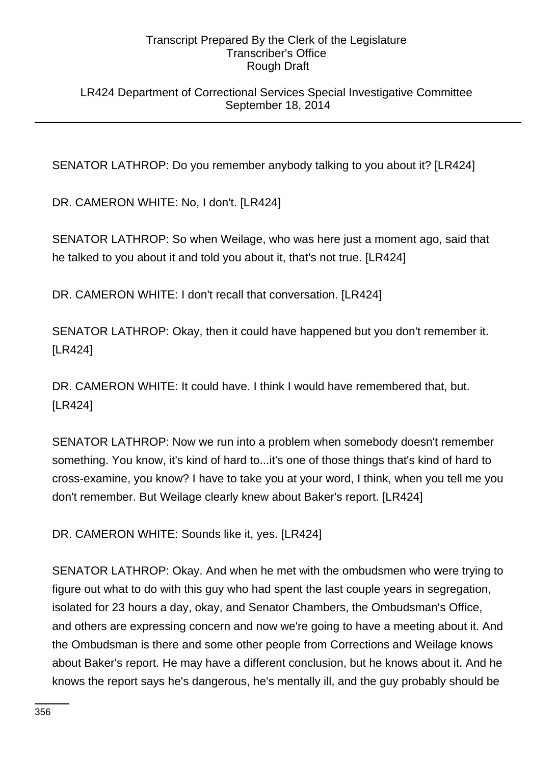SENATOR LATHROP: Do you remember anybody talking to you about it? [LR424]

DR. CAMERON WHITE: No, I don't. [LR424]

SENATOR LATHROP: So when Weilage, who was here just a moment ago, said that he talked to you about it and told you about it, that's not true. [LR424]

DR. CAMERON WHITE: I don't recall that conversation. [LR424]

SENATOR LATHROP: Okay, then it could have happened but you don't remember it. [LR424]

DR. CAMERON WHITE: It could have. I think I would have remembered that, but. [LR424]

SENATOR LATHROP: Now we run into a problem when somebody doesn't remember something. You know, it's kind of hard to...it's one of those things that's kind of hard to cross-examine, you know? I have to take you at your word, I think, when you tell me you don't remember. But Weilage clearly knew about Baker's report. [LR424]

DR. CAMERON WHITE: Sounds like it, yes. [LR424]

SENATOR LATHROP: Okay. And when he met with the ombudsmen who were trying to figure out what to do with this guy who had spent the last couple years in segregation, isolated for 23 hours a day, okay, and Senator Chambers, the Ombudsman's Office, and others are expressing concern and now we're going to have a meeting about it. And the Ombudsman is there and some other people from Corrections and Weilage knows about Baker's report. He may have a different conclusion, but he knows about it. And he knows the report says he's dangerous, he's mentally ill, and the guy probably should be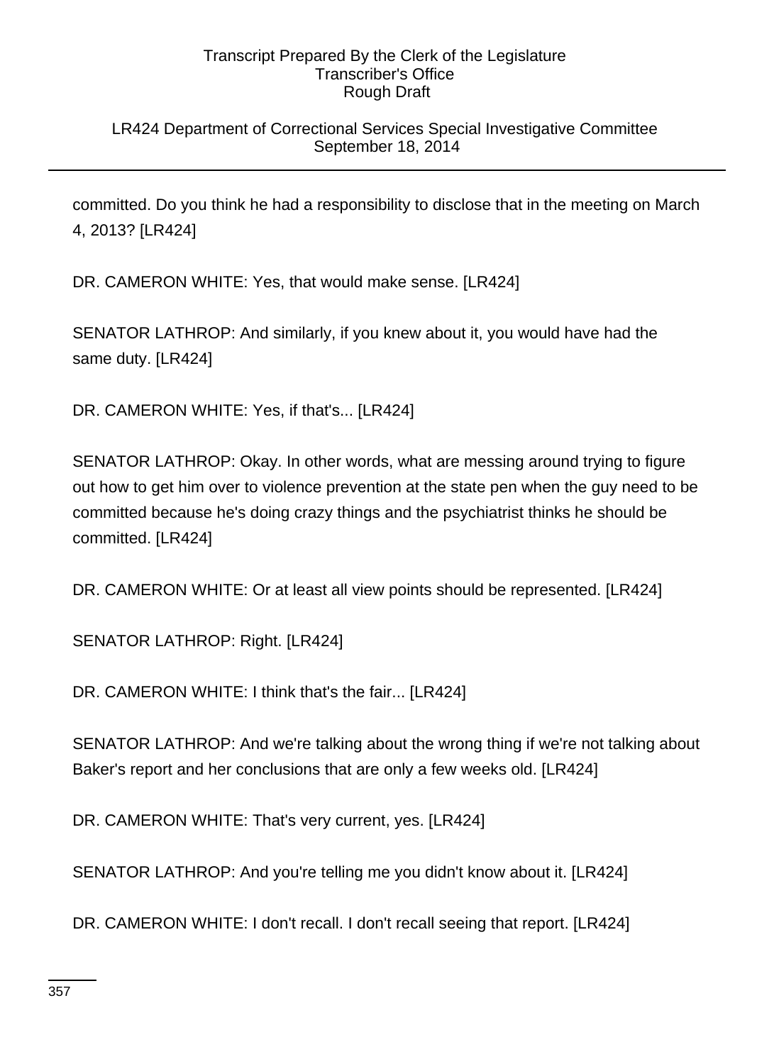committed. Do you think he had a responsibility to disclose that in the meeting on March 4, 2013? [LR424]

DR. CAMERON WHITE: Yes, that would make sense. [LR424]

SENATOR LATHROP: And similarly, if you knew about it, you would have had the same duty. [LR424]

DR. CAMERON WHITE: Yes, if that's... [LR424]

SENATOR LATHROP: Okay. In other words, what are messing around trying to figure out how to get him over to violence prevention at the state pen when the guy need to be committed because he's doing crazy things and the psychiatrist thinks he should be committed. [LR424]

DR. CAMERON WHITE: Or at least all view points should be represented. [LR424]

SENATOR LATHROP: Right. [LR424]

DR. CAMERON WHITE: I think that's the fair... [LR424]

SENATOR LATHROP: And we're talking about the wrong thing if we're not talking about Baker's report and her conclusions that are only a few weeks old. [LR424]

DR. CAMERON WHITE: That's very current, yes. [LR424]

SENATOR LATHROP: And you're telling me you didn't know about it. [LR424]

DR. CAMERON WHITE: I don't recall. I don't recall seeing that report. [LR424]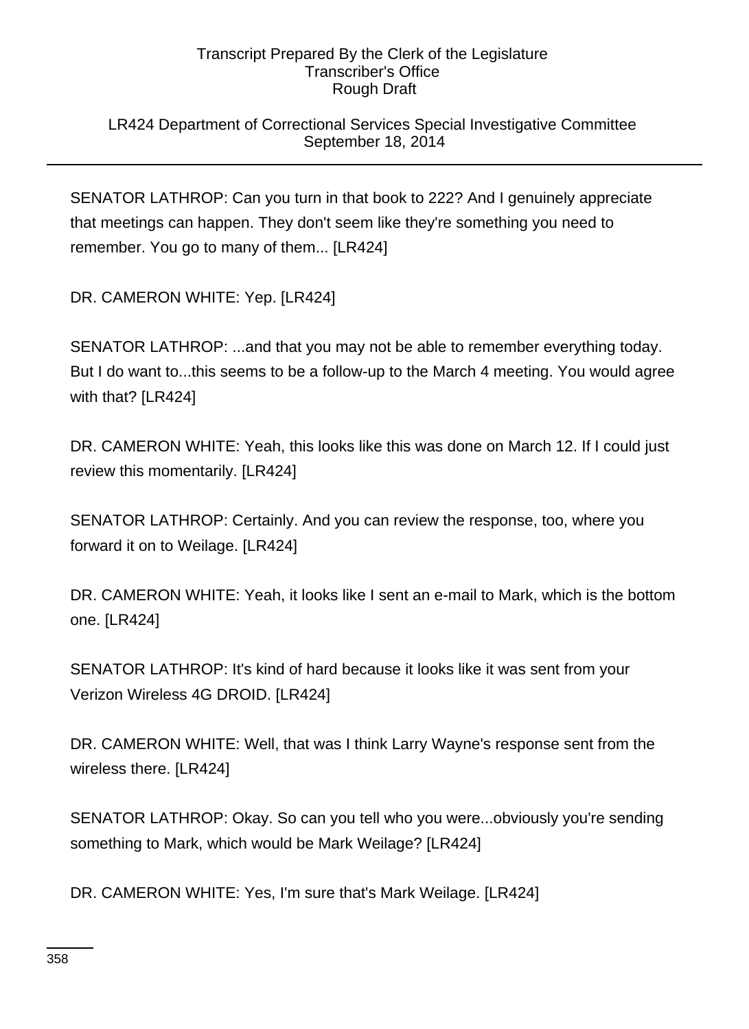SENATOR LATHROP: Can you turn in that book to 222? And I genuinely appreciate that meetings can happen. They don't seem like they're something you need to remember. You go to many of them... [LR424]

DR. CAMERON WHITE: Yep. [LR424]

SENATOR LATHROP: ...and that you may not be able to remember everything today. But I do want to...this seems to be a follow-up to the March 4 meeting. You would agree with that? [LR424]

DR. CAMERON WHITE: Yeah, this looks like this was done on March 12. If I could just review this momentarily. [LR424]

SENATOR LATHROP: Certainly. And you can review the response, too, where you forward it on to Weilage. [LR424]

DR. CAMERON WHITE: Yeah, it looks like I sent an e-mail to Mark, which is the bottom one. [LR424]

SENATOR LATHROP: It's kind of hard because it looks like it was sent from your Verizon Wireless 4G DROID. [LR424]

DR. CAMERON WHITE: Well, that was I think Larry Wayne's response sent from the wireless there. [LR424]

SENATOR LATHROP: Okay. So can you tell who you were...obviously you're sending something to Mark, which would be Mark Weilage? [LR424]

DR. CAMERON WHITE: Yes, I'm sure that's Mark Weilage. [LR424]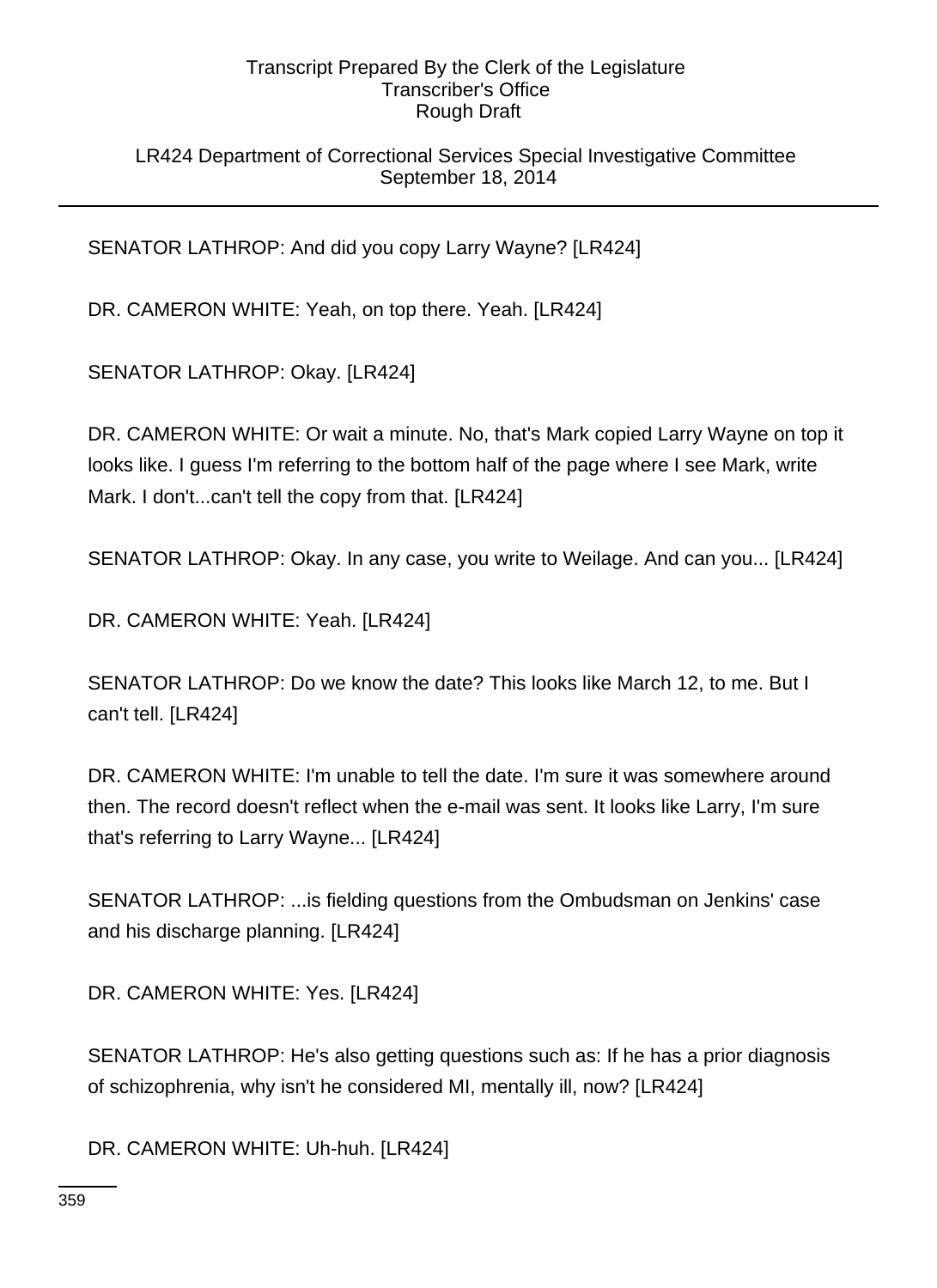SENATOR LATHROP: And did you copy Larry Wayne? [LR424]

DR. CAMERON WHITE: Yeah, on top there. Yeah. [LR424]

SENATOR LATHROP: Okay. [LR424]

DR. CAMERON WHITE: Or wait a minute. No, that's Mark copied Larry Wayne on top it looks like. I guess I'm referring to the bottom half of the page where I see Mark, write Mark. I don't...can't tell the copy from that. [LR424]

SENATOR LATHROP: Okay. In any case, you write to Weilage. And can you... [LR424]

DR. CAMERON WHITE: Yeah. [LR424]

SENATOR LATHROP: Do we know the date? This looks like March 12, to me. But I can't tell. [LR424]

DR. CAMERON WHITE: I'm unable to tell the date. I'm sure it was somewhere around then. The record doesn't reflect when the e-mail was sent. It looks like Larry, I'm sure that's referring to Larry Wayne... [LR424]

SENATOR LATHROP: ...is fielding questions from the Ombudsman on Jenkins' case and his discharge planning. [LR424]

DR. CAMERON WHITE: Yes. [LR424]

SENATOR LATHROP: He's also getting questions such as: If he has a prior diagnosis of schizophrenia, why isn't he considered MI, mentally ill, now? [LR424]

DR. CAMERON WHITE: Uh-huh. [LR424]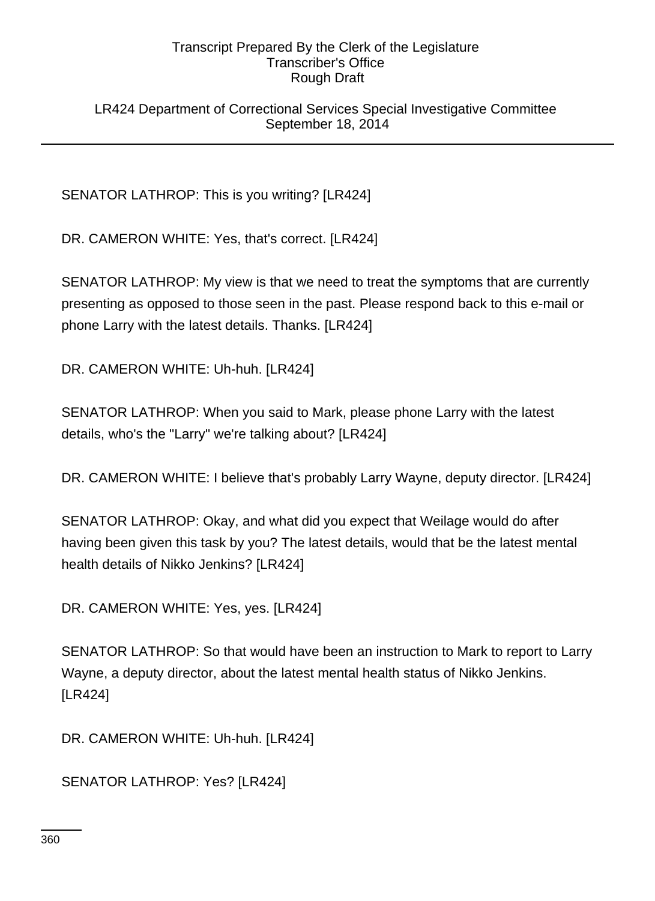SENATOR LATHROP: This is you writing? [LR424]

DR. CAMERON WHITE: Yes, that's correct. [LR424]

SENATOR LATHROP: My view is that we need to treat the symptoms that are currently presenting as opposed to those seen in the past. Please respond back to this e-mail or phone Larry with the latest details. Thanks. [LR424]

DR. CAMERON WHITE: Uh-huh. [LR424]

SENATOR LATHROP: When you said to Mark, please phone Larry with the latest details, who's the "Larry" we're talking about? [LR424]

DR. CAMERON WHITE: I believe that's probably Larry Wayne, deputy director. [LR424]

SENATOR LATHROP: Okay, and what did you expect that Weilage would do after having been given this task by you? The latest details, would that be the latest mental health details of Nikko Jenkins? [LR424]

DR. CAMERON WHITE: Yes, yes. [LR424]

SENATOR LATHROP: So that would have been an instruction to Mark to report to Larry Wayne, a deputy director, about the latest mental health status of Nikko Jenkins. [LR424]

DR. CAMERON WHITE: Uh-huh. [LR424]

SENATOR LATHROP: Yes? [LR424]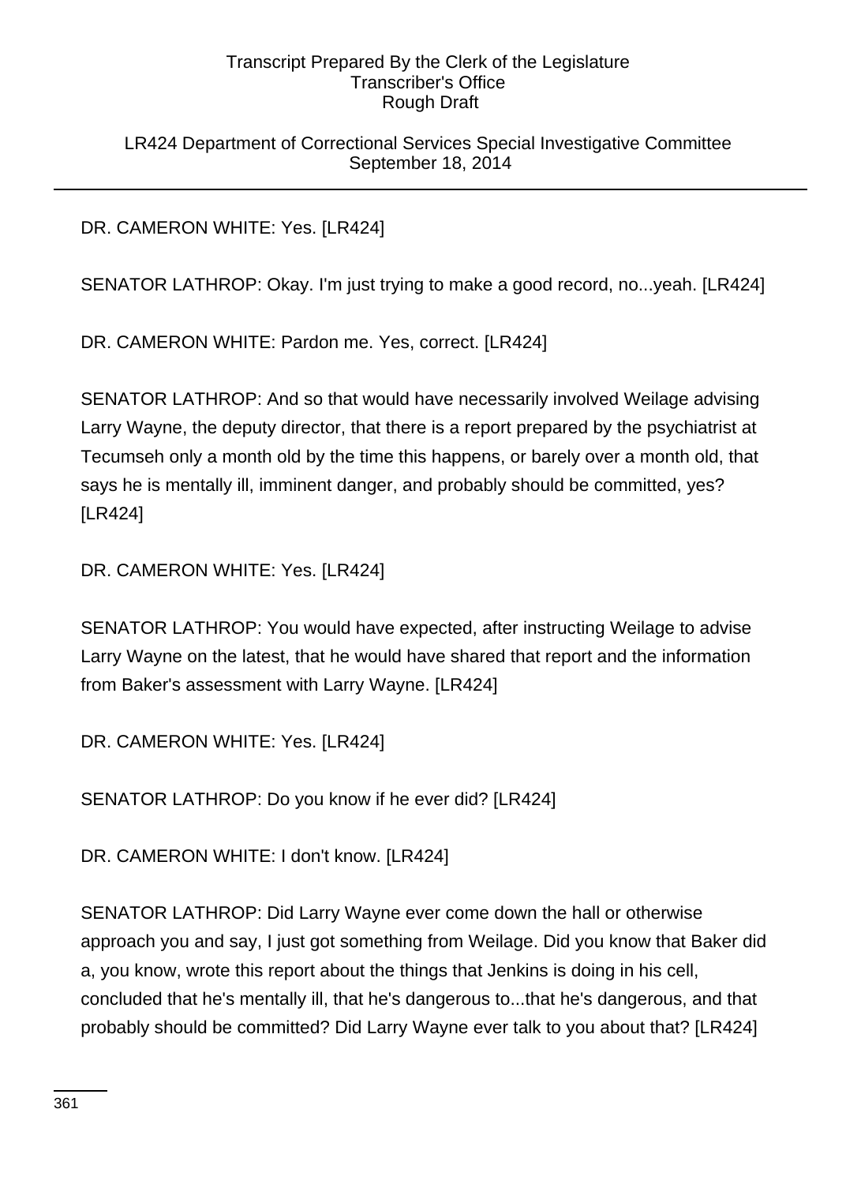DR. CAMERON WHITE: Yes. [LR424]

SENATOR LATHROP: Okay. I'm just trying to make a good record, no...yeah. [LR424]

DR. CAMERON WHITE: Pardon me. Yes, correct. [LR424]

SENATOR LATHROP: And so that would have necessarily involved Weilage advising Larry Wayne, the deputy director, that there is a report prepared by the psychiatrist at Tecumseh only a month old by the time this happens, or barely over a month old, that says he is mentally ill, imminent danger, and probably should be committed, yes? [LR424]

DR. CAMERON WHITE: Yes. [LR424]

SENATOR LATHROP: You would have expected, after instructing Weilage to advise Larry Wayne on the latest, that he would have shared that report and the information from Baker's assessment with Larry Wayne. [LR424]

DR. CAMERON WHITE: Yes. [LR424]

SENATOR LATHROP: Do you know if he ever did? [LR424]

DR. CAMERON WHITE: I don't know. [LR424]

SENATOR LATHROP: Did Larry Wayne ever come down the hall or otherwise approach you and say, I just got something from Weilage. Did you know that Baker did a, you know, wrote this report about the things that Jenkins is doing in his cell, concluded that he's mentally ill, that he's dangerous to...that he's dangerous, and that probably should be committed? Did Larry Wayne ever talk to you about that? [LR424]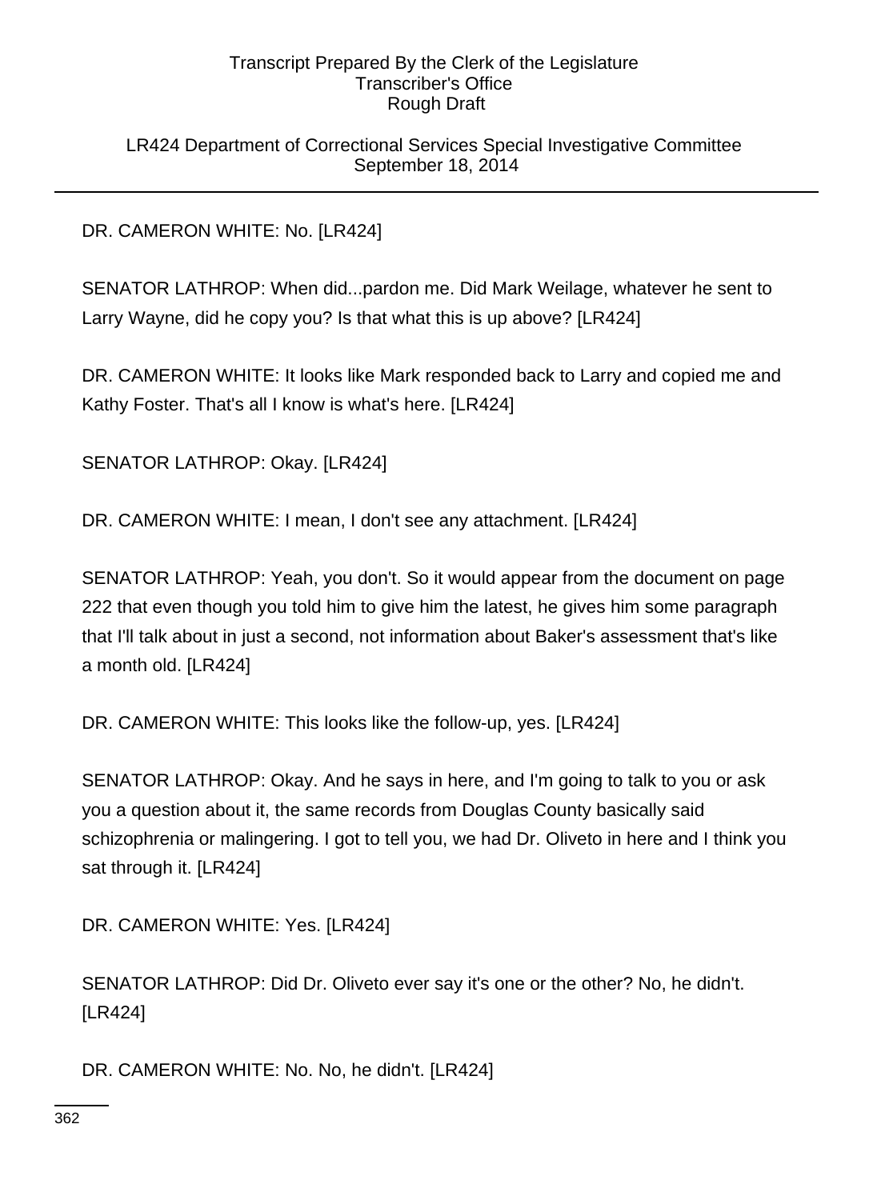DR. CAMERON WHITE: No. [LR424]

SENATOR LATHROP: When did...pardon me. Did Mark Weilage, whatever he sent to Larry Wayne, did he copy you? Is that what this is up above? [LR424]

DR. CAMERON WHITE: It looks like Mark responded back to Larry and copied me and Kathy Foster. That's all I know is what's here. [LR424]

SENATOR LATHROP: Okay. [LR424]

DR. CAMERON WHITE: I mean, I don't see any attachment. [LR424]

SENATOR LATHROP: Yeah, you don't. So it would appear from the document on page 222 that even though you told him to give him the latest, he gives him some paragraph that I'll talk about in just a second, not information about Baker's assessment that's like a month old. [LR424]

DR. CAMERON WHITE: This looks like the follow-up, yes. [LR424]

SENATOR LATHROP: Okay. And he says in here, and I'm going to talk to you or ask you a question about it, the same records from Douglas County basically said schizophrenia or malingering. I got to tell you, we had Dr. Oliveto in here and I think you sat through it. [LR424]

DR. CAMERON WHITE: Yes. [LR424]

SENATOR LATHROP: Did Dr. Oliveto ever say it's one or the other? No, he didn't. [LR424]

DR. CAMERON WHITE: No. No, he didn't. [LR424]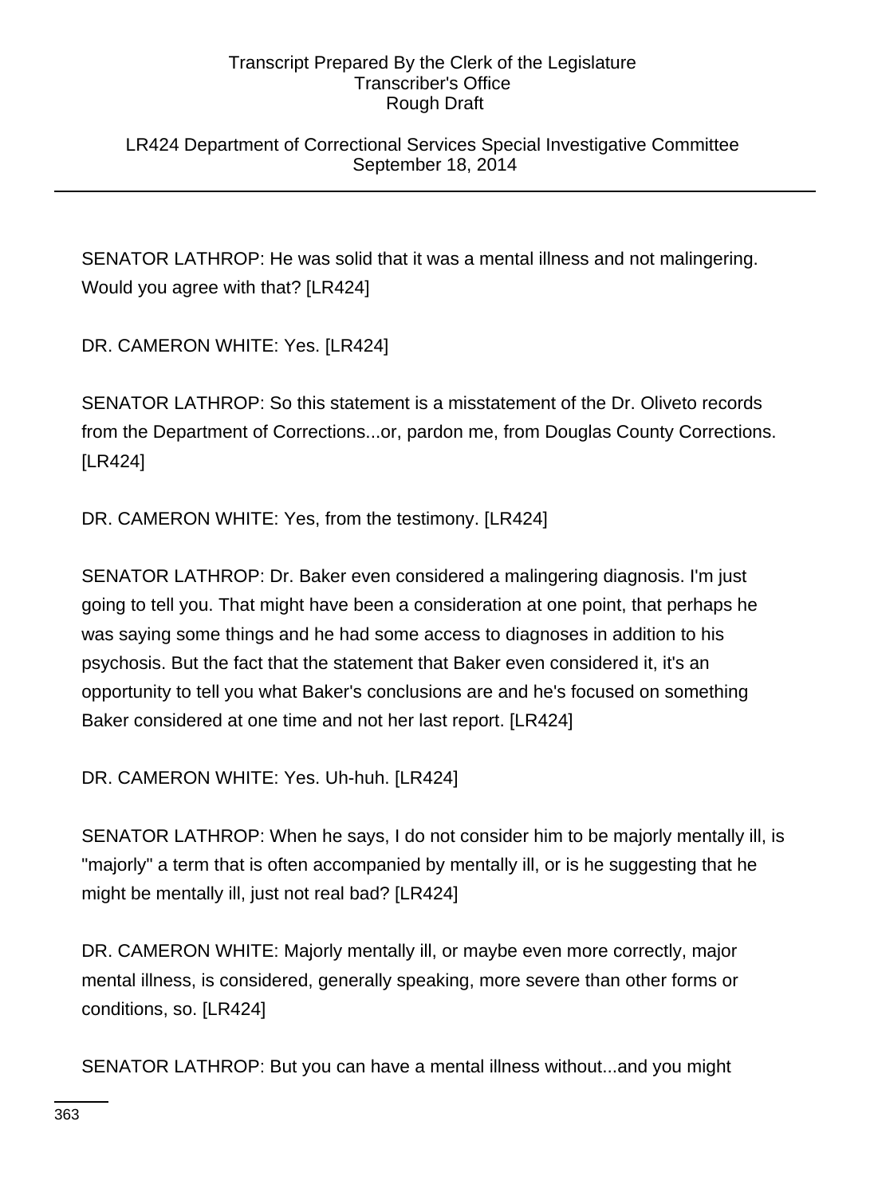SENATOR LATHROP: He was solid that it was a mental illness and not malingering. Would you agree with that? [LR424]

DR. CAMERON WHITE: Yes. [LR424]

SENATOR LATHROP: So this statement is a misstatement of the Dr. Oliveto records from the Department of Corrections...or, pardon me, from Douglas County Corrections. [LR424]

DR. CAMERON WHITE: Yes, from the testimony. [LR424]

SENATOR LATHROP: Dr. Baker even considered a malingering diagnosis. I'm just going to tell you. That might have been a consideration at one point, that perhaps he was saying some things and he had some access to diagnoses in addition to his psychosis. But the fact that the statement that Baker even considered it, it's an opportunity to tell you what Baker's conclusions are and he's focused on something Baker considered at one time and not her last report. [LR424]

DR. CAMERON WHITE: Yes. Uh-huh. [LR424]

SENATOR LATHROP: When he says, I do not consider him to be majorly mentally ill, is "majorly" a term that is often accompanied by mentally ill, or is he suggesting that he might be mentally ill, just not real bad? [LR424]

DR. CAMERON WHITE: Majorly mentally ill, or maybe even more correctly, major mental illness, is considered, generally speaking, more severe than other forms or conditions, so. [LR424]

SENATOR LATHROP: But you can have a mental illness without...and you might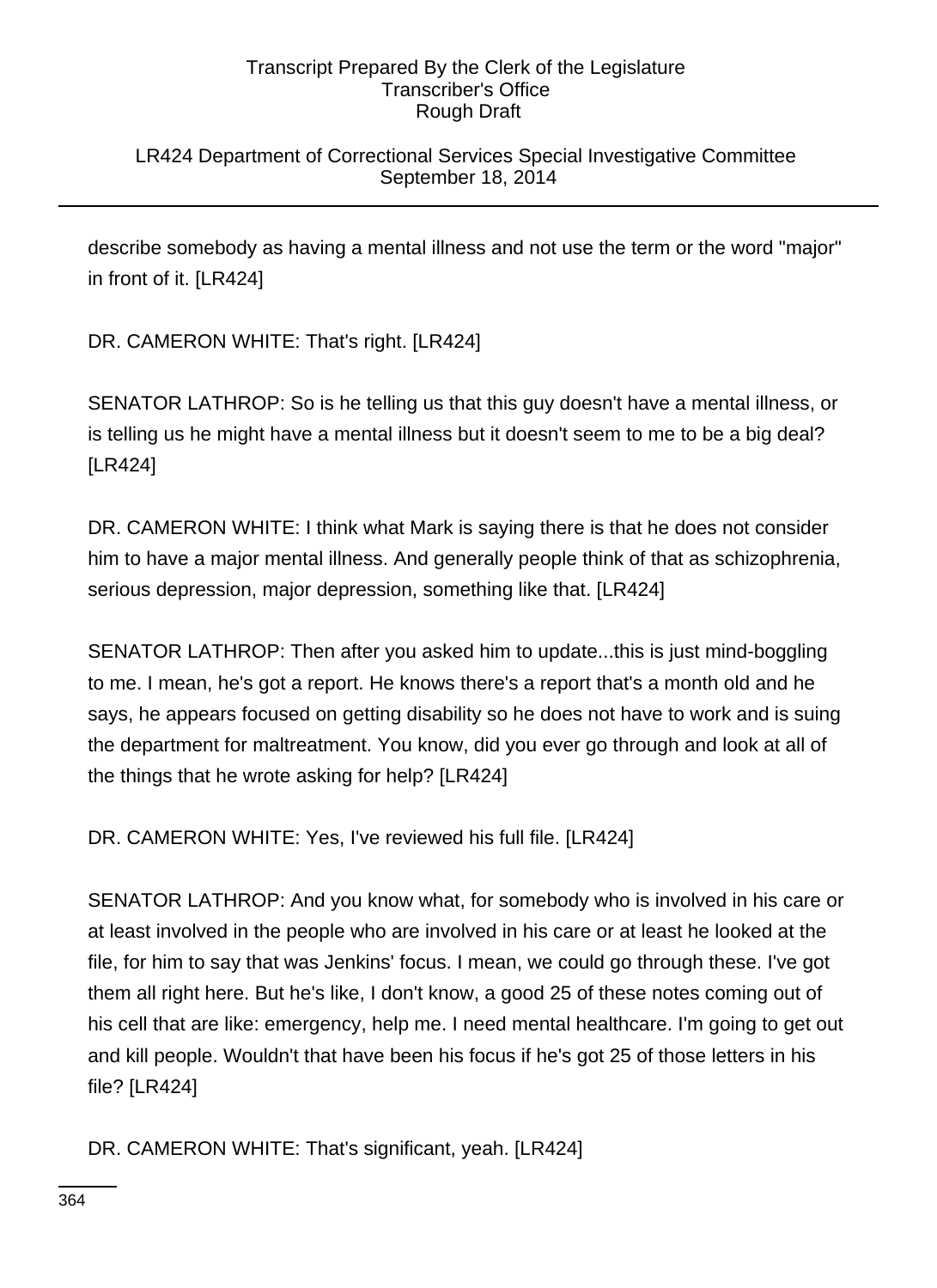describe somebody as having a mental illness and not use the term or the word "major" in front of it. [LR424]

DR. CAMERON WHITE: That's right. [LR424]

SENATOR LATHROP: So is he telling us that this guy doesn't have a mental illness, or is telling us he might have a mental illness but it doesn't seem to me to be a big deal? [LR424]

DR. CAMERON WHITE: I think what Mark is saying there is that he does not consider him to have a major mental illness. And generally people think of that as schizophrenia, serious depression, major depression, something like that. [LR424]

SENATOR LATHROP: Then after you asked him to update...this is just mind-boggling to me. I mean, he's got a report. He knows there's a report that's a month old and he says, he appears focused on getting disability so he does not have to work and is suing the department for maltreatment. You know, did you ever go through and look at all of the things that he wrote asking for help? [LR424]

DR. CAMERON WHITE: Yes, I've reviewed his full file. [LR424]

SENATOR LATHROP: And you know what, for somebody who is involved in his care or at least involved in the people who are involved in his care or at least he looked at the file, for him to say that was Jenkins' focus. I mean, we could go through these. I've got them all right here. But he's like, I don't know, a good 25 of these notes coming out of his cell that are like: emergency, help me. I need mental healthcare. I'm going to get out and kill people. Wouldn't that have been his focus if he's got 25 of those letters in his file? [LR424]

DR. CAMERON WHITE: That's significant, yeah. [LR424]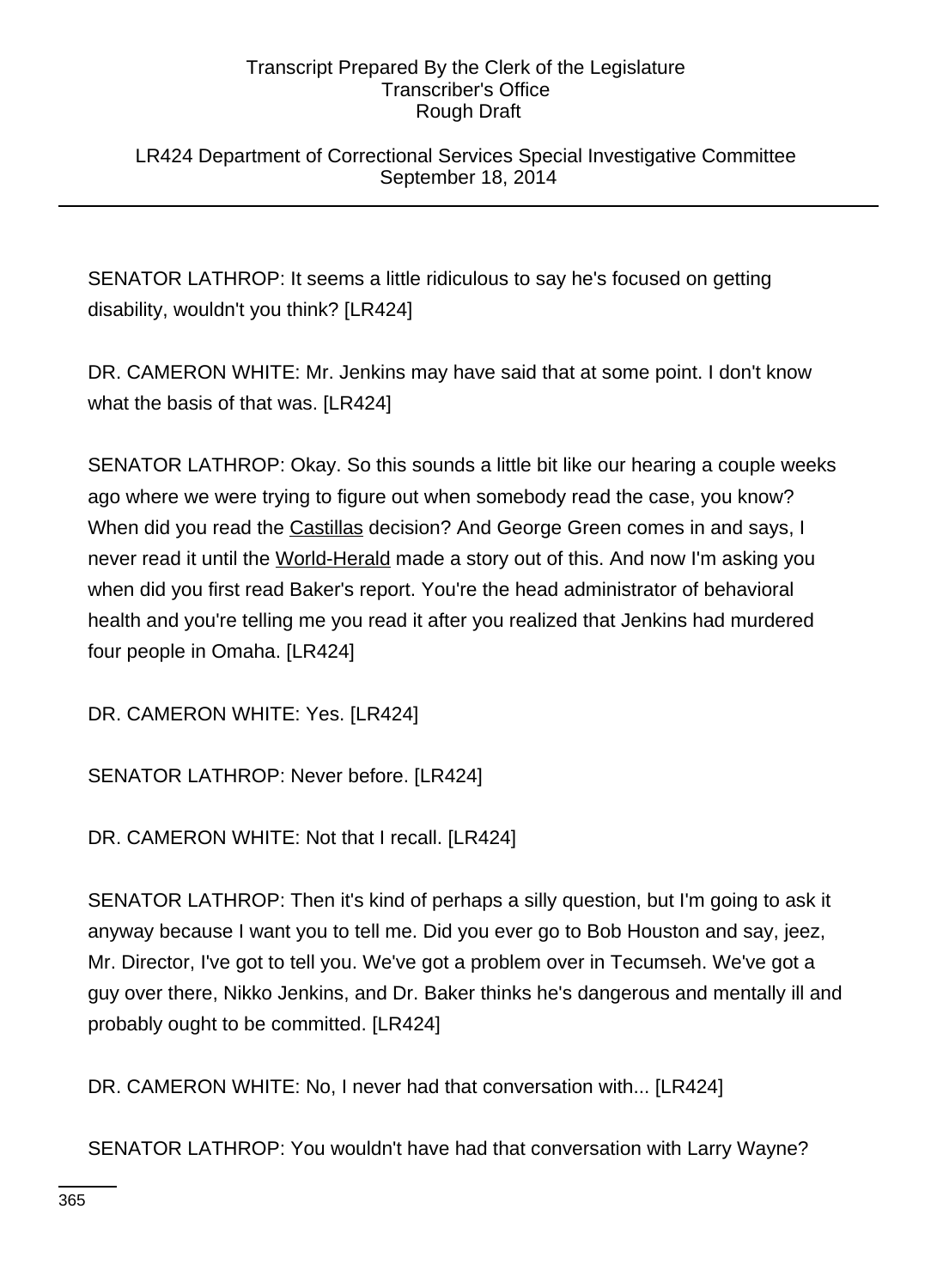SENATOR LATHROP: It seems a little ridiculous to say he's focused on getting disability, wouldn't you think? [LR424]

DR. CAMERON WHITE: Mr. Jenkins may have said that at some point. I don't know what the basis of that was. [LR424]

SENATOR LATHROP: Okay. So this sounds a little bit like our hearing a couple weeks ago where we were trying to figure out when somebody read the case, you know? When did you read the Castillas decision? And George Green comes in and says, I never read it until the World-Herald made a story out of this. And now I'm asking you when did you first read Baker's report. You're the head administrator of behavioral health and you're telling me you read it after you realized that Jenkins had murdered four people in Omaha. [LR424]

DR. CAMERON WHITE: Yes. [LR424]

SENATOR LATHROP: Never before. [LR424]

DR. CAMERON WHITE: Not that I recall. [LR424]

SENATOR LATHROP: Then it's kind of perhaps a silly question, but I'm going to ask it anyway because I want you to tell me. Did you ever go to Bob Houston and say, jeez, Mr. Director, I've got to tell you. We've got a problem over in Tecumseh. We've got a guy over there, Nikko Jenkins, and Dr. Baker thinks he's dangerous and mentally ill and probably ought to be committed. [LR424]

DR. CAMERON WHITE: No, I never had that conversation with... [LR424]

SENATOR LATHROP: You wouldn't have had that conversation with Larry Wayne?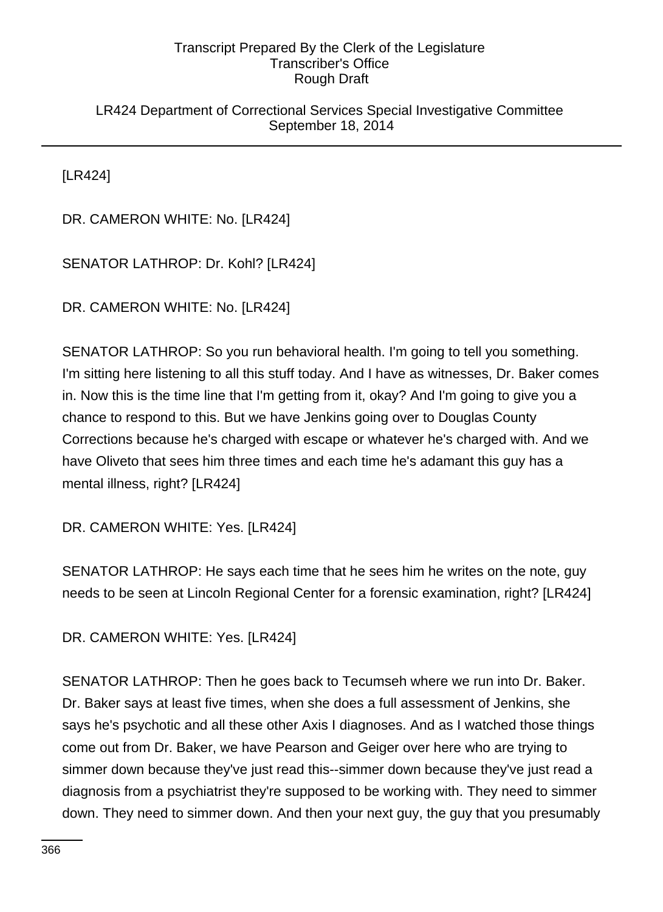[LR424]

DR. CAMERON WHITE: No. [LR424]

SENATOR LATHROP: Dr. Kohl? [LR424]

DR. CAMERON WHITE: No. [LR424]

SENATOR LATHROP: So you run behavioral health. I'm going to tell you something. I'm sitting here listening to all this stuff today. And I have as witnesses, Dr. Baker comes in. Now this is the time line that I'm getting from it, okay? And I'm going to give you a chance to respond to this. But we have Jenkins going over to Douglas County Corrections because he's charged with escape or whatever he's charged with. And we have Oliveto that sees him three times and each time he's adamant this guy has a mental illness, right? [LR424]

DR. CAMERON WHITE: Yes. [LR424]

SENATOR LATHROP: He says each time that he sees him he writes on the note, guy needs to be seen at Lincoln Regional Center for a forensic examination, right? [LR424]

DR. CAMERON WHITE: Yes. [LR424]

SENATOR LATHROP: Then he goes back to Tecumseh where we run into Dr. Baker. Dr. Baker says at least five times, when she does a full assessment of Jenkins, she says he's psychotic and all these other Axis I diagnoses. And as I watched those things come out from Dr. Baker, we have Pearson and Geiger over here who are trying to simmer down because they've just read this--simmer down because they've just read a diagnosis from a psychiatrist they're supposed to be working with. They need to simmer down. They need to simmer down. And then your next guy, the guy that you presumably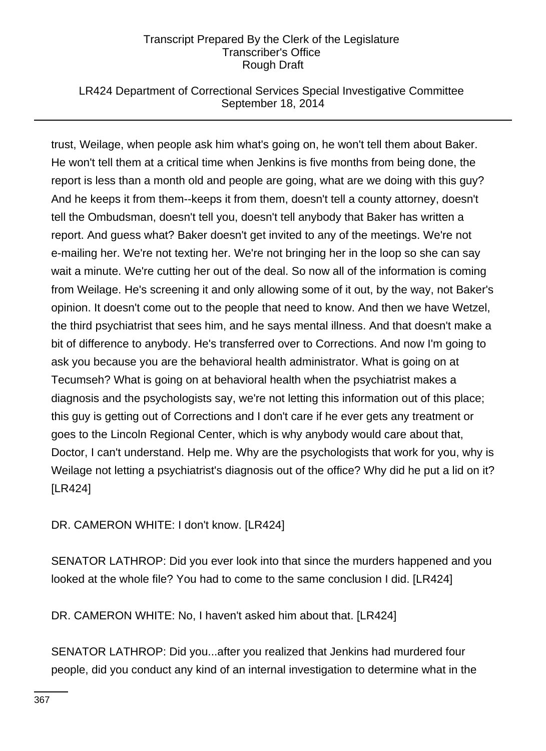trust, Weilage, when people ask him what's going on, he won't tell them about Baker. He won't tell them at a critical time when Jenkins is five months from being done, the report is less than a month old and people are going, what are we doing with this guy? And he keeps it from them--keeps it from them, doesn't tell a county attorney, doesn't tell the Ombudsman, doesn't tell you, doesn't tell anybody that Baker has written a report. And guess what? Baker doesn't get invited to any of the meetings. We're not e-mailing her. We're not texting her. We're not bringing her in the loop so she can say wait a minute. We're cutting her out of the deal. So now all of the information is coming from Weilage. He's screening it and only allowing some of it out, by the way, not Baker's opinion. It doesn't come out to the people that need to know. And then we have Wetzel, the third psychiatrist that sees him, and he says mental illness. And that doesn't make a bit of difference to anybody. He's transferred over to Corrections. And now I'm going to ask you because you are the behavioral health administrator. What is going on at Tecumseh? What is going on at behavioral health when the psychiatrist makes a diagnosis and the psychologists say, we're not letting this information out of this place; this guy is getting out of Corrections and I don't care if he ever gets any treatment or goes to the Lincoln Regional Center, which is why anybody would care about that, Doctor, I can't understand. Help me. Why are the psychologists that work for you, why is Weilage not letting a psychiatrist's diagnosis out of the office? Why did he put a lid on it? [LR424]

DR. CAMERON WHITE: I don't know. [LR424]

SENATOR LATHROP: Did you ever look into that since the murders happened and you looked at the whole file? You had to come to the same conclusion I did. [LR424]

DR. CAMERON WHITE: No, I haven't asked him about that. [LR424]

SENATOR LATHROP: Did you...after you realized that Jenkins had murdered four people, did you conduct any kind of an internal investigation to determine what in the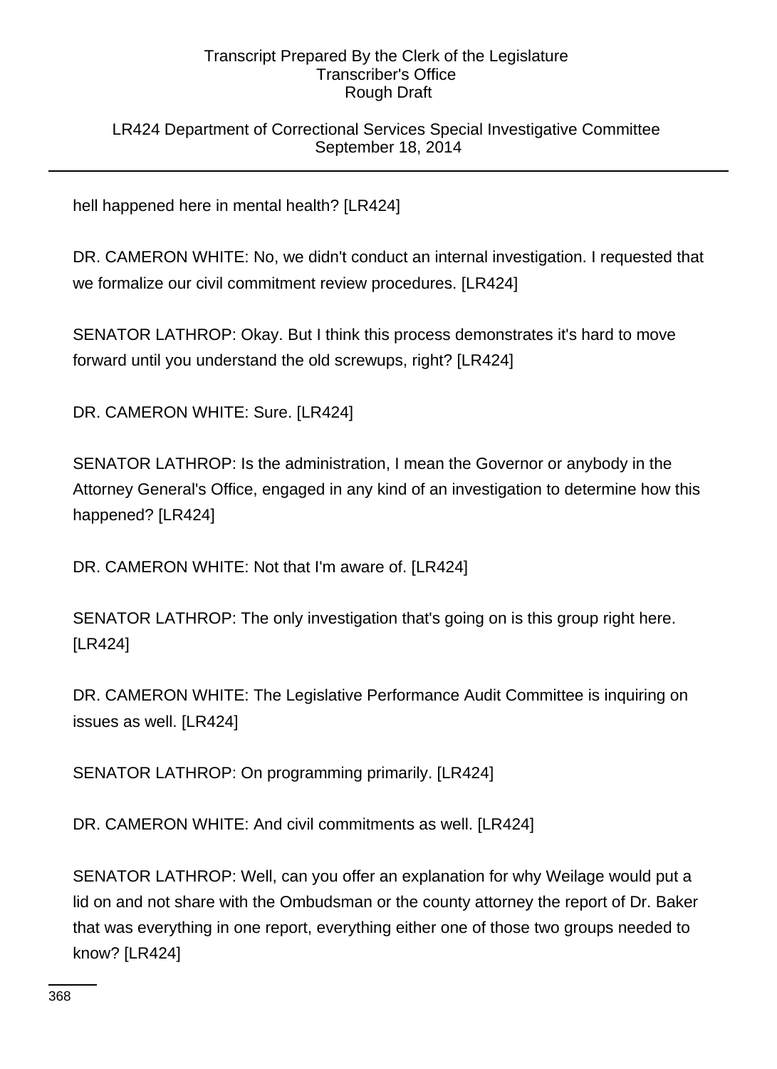hell happened here in mental health? [LR424]

DR. CAMERON WHITE: No, we didn't conduct an internal investigation. I requested that we formalize our civil commitment review procedures. [LR424]

SENATOR LATHROP: Okay. But I think this process demonstrates it's hard to move forward until you understand the old screwups, right? [LR424]

DR. CAMERON WHITE: Sure. [LR424]

SENATOR LATHROP: Is the administration, I mean the Governor or anybody in the Attorney General's Office, engaged in any kind of an investigation to determine how this happened? [LR424]

DR. CAMERON WHITE: Not that I'm aware of. [LR424]

SENATOR LATHROP: The only investigation that's going on is this group right here. [LR424]

DR. CAMERON WHITE: The Legislative Performance Audit Committee is inquiring on issues as well. [LR424]

SENATOR LATHROP: On programming primarily. [LR424]

DR. CAMERON WHITE: And civil commitments as well. [LR424]

SENATOR LATHROP: Well, can you offer an explanation for why Weilage would put a lid on and not share with the Ombudsman or the county attorney the report of Dr. Baker that was everything in one report, everything either one of those two groups needed to know? [LR424]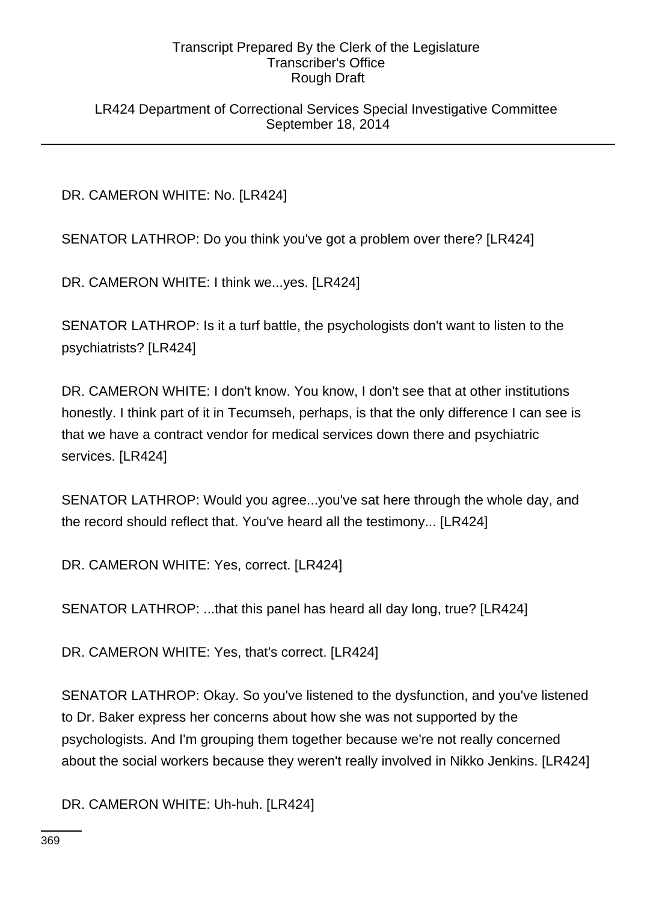DR. CAMERON WHITE: No. [LR424]

SENATOR LATHROP: Do you think you've got a problem over there? [LR424]

DR. CAMERON WHITE: I think we...yes. [LR424]

SENATOR LATHROP: Is it a turf battle, the psychologists don't want to listen to the psychiatrists? [LR424]

DR. CAMERON WHITE: I don't know. You know, I don't see that at other institutions honestly. I think part of it in Tecumseh, perhaps, is that the only difference I can see is that we have a contract vendor for medical services down there and psychiatric services. [LR424]

SENATOR LATHROP: Would you agree...you've sat here through the whole day, and the record should reflect that. You've heard all the testimony... [LR424]

DR. CAMERON WHITE: Yes, correct. [LR424]

SENATOR LATHROP: ...that this panel has heard all day long, true? [LR424]

DR. CAMERON WHITE: Yes, that's correct. [LR424]

SENATOR LATHROP: Okay. So you've listened to the dysfunction, and you've listened to Dr. Baker express her concerns about how she was not supported by the psychologists. And I'm grouping them together because we're not really concerned about the social workers because they weren't really involved in Nikko Jenkins. [LR424]

DR. CAMERON WHITE: Uh-huh. [LR424]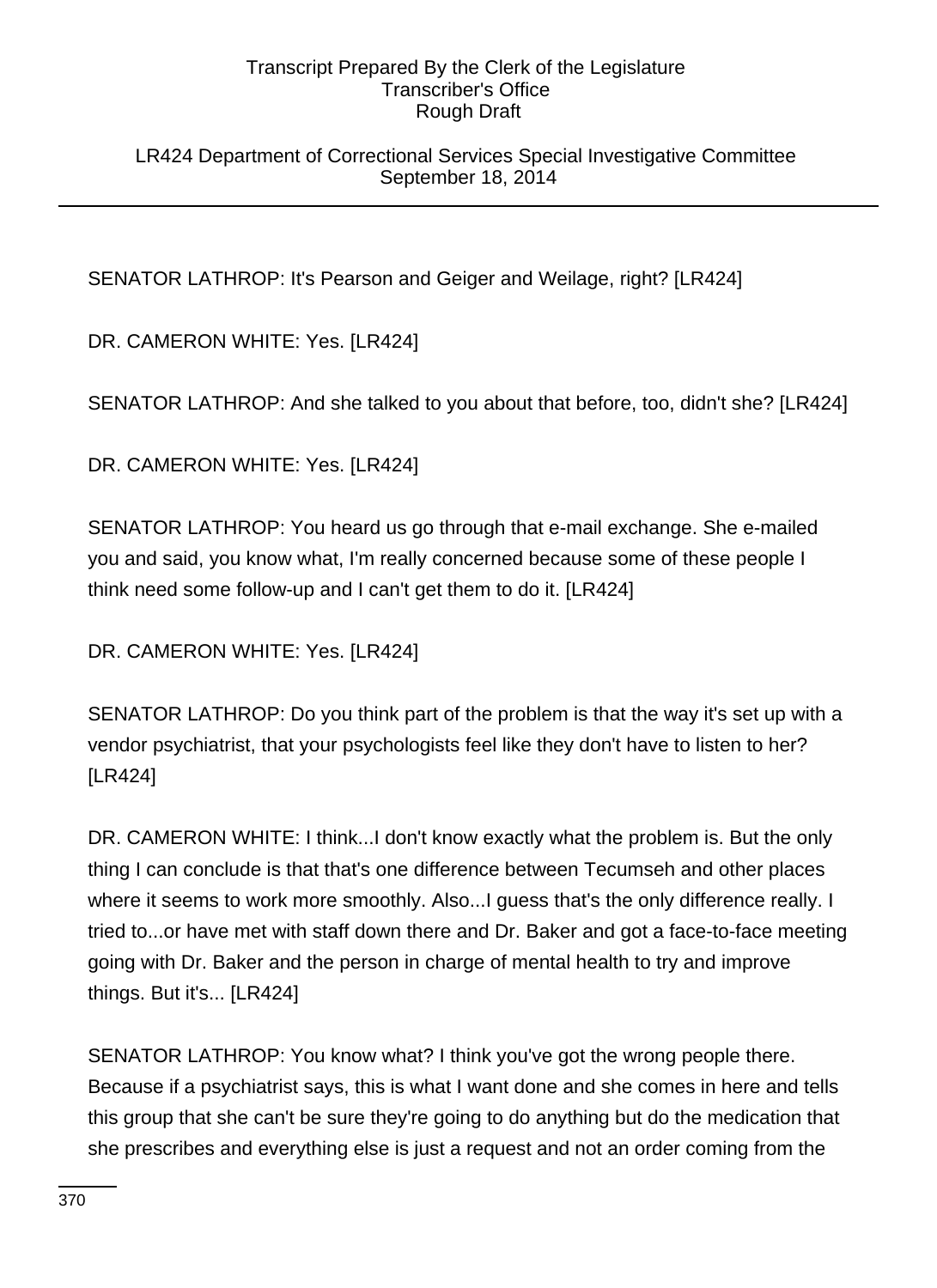SENATOR LATHROP: It's Pearson and Geiger and Weilage, right? [LR424]

DR. CAMERON WHITE: Yes. [LR424]

SENATOR LATHROP: And she talked to you about that before, too, didn't she? [LR424]

DR. CAMERON WHITE: Yes. [LR424]

SENATOR LATHROP: You heard us go through that e-mail exchange. She e-mailed you and said, you know what, I'm really concerned because some of these people I think need some follow-up and I can't get them to do it. [LR424]

DR. CAMERON WHITE: Yes. [LR424]

SENATOR LATHROP: Do you think part of the problem is that the way it's set up with a vendor psychiatrist, that your psychologists feel like they don't have to listen to her? [LR424]

DR. CAMERON WHITE: I think...I don't know exactly what the problem is. But the only thing I can conclude is that that's one difference between Tecumseh and other places where it seems to work more smoothly. Also...I guess that's the only difference really. I tried to...or have met with staff down there and Dr. Baker and got a face-to-face meeting going with Dr. Baker and the person in charge of mental health to try and improve things. But it's... [LR424]

SENATOR LATHROP: You know what? I think you've got the wrong people there. Because if a psychiatrist says, this is what I want done and she comes in here and tells this group that she can't be sure they're going to do anything but do the medication that she prescribes and everything else is just a request and not an order coming from the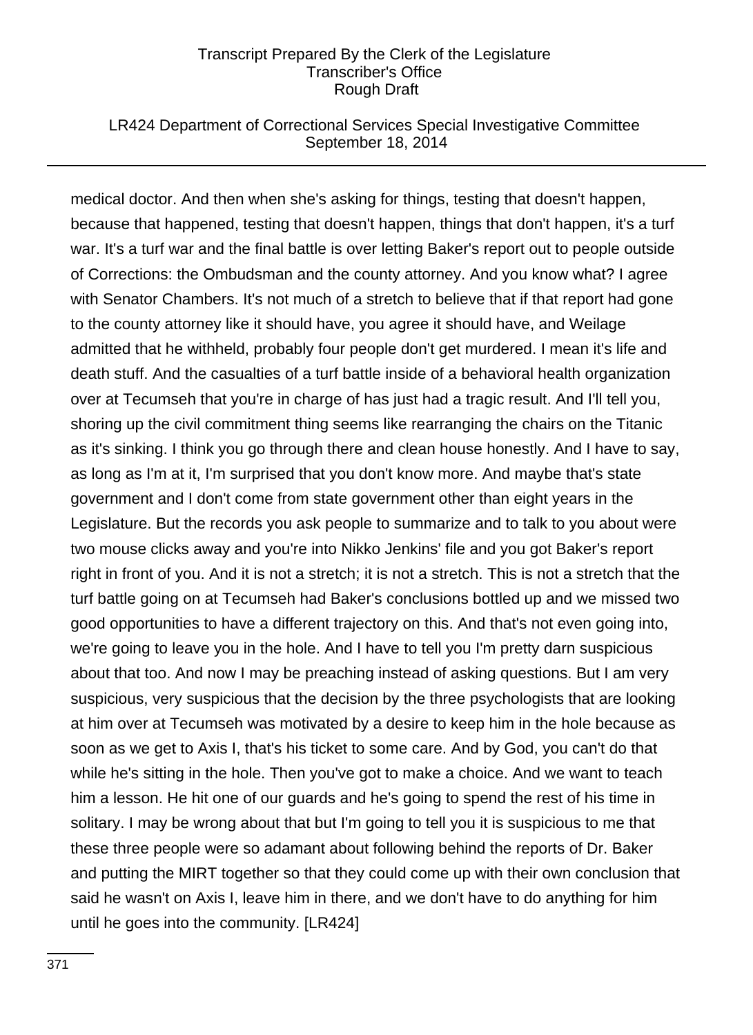medical doctor. And then when she's asking for things, testing that doesn't happen, because that happened, testing that doesn't happen, things that don't happen, it's a turf war. It's a turf war and the final battle is over letting Baker's report out to people outside of Corrections: the Ombudsman and the county attorney. And you know what? I agree with Senator Chambers. It's not much of a stretch to believe that if that report had gone to the county attorney like it should have, you agree it should have, and Weilage admitted that he withheld, probably four people don't get murdered. I mean it's life and death stuff. And the casualties of a turf battle inside of a behavioral health organization over at Tecumseh that you're in charge of has just had a tragic result. And I'll tell you, shoring up the civil commitment thing seems like rearranging the chairs on the Titanic as it's sinking. I think you go through there and clean house honestly. And I have to say, as long as I'm at it, I'm surprised that you don't know more. And maybe that's state government and I don't come from state government other than eight years in the Legislature. But the records you ask people to summarize and to talk to you about were two mouse clicks away and you're into Nikko Jenkins' file and you got Baker's report right in front of you. And it is not a stretch; it is not a stretch. This is not a stretch that the turf battle going on at Tecumseh had Baker's conclusions bottled up and we missed two good opportunities to have a different trajectory on this. And that's not even going into, we're going to leave you in the hole. And I have to tell you I'm pretty darn suspicious about that too. And now I may be preaching instead of asking questions. But I am very suspicious, very suspicious that the decision by the three psychologists that are looking at him over at Tecumseh was motivated by a desire to keep him in the hole because as soon as we get to Axis I, that's his ticket to some care. And by God, you can't do that while he's sitting in the hole. Then you've got to make a choice. And we want to teach him a lesson. He hit one of our guards and he's going to spend the rest of his time in solitary. I may be wrong about that but I'm going to tell you it is suspicious to me that these three people were so adamant about following behind the reports of Dr. Baker and putting the MIRT together so that they could come up with their own conclusion that said he wasn't on Axis I, leave him in there, and we don't have to do anything for him until he goes into the community. [LR424]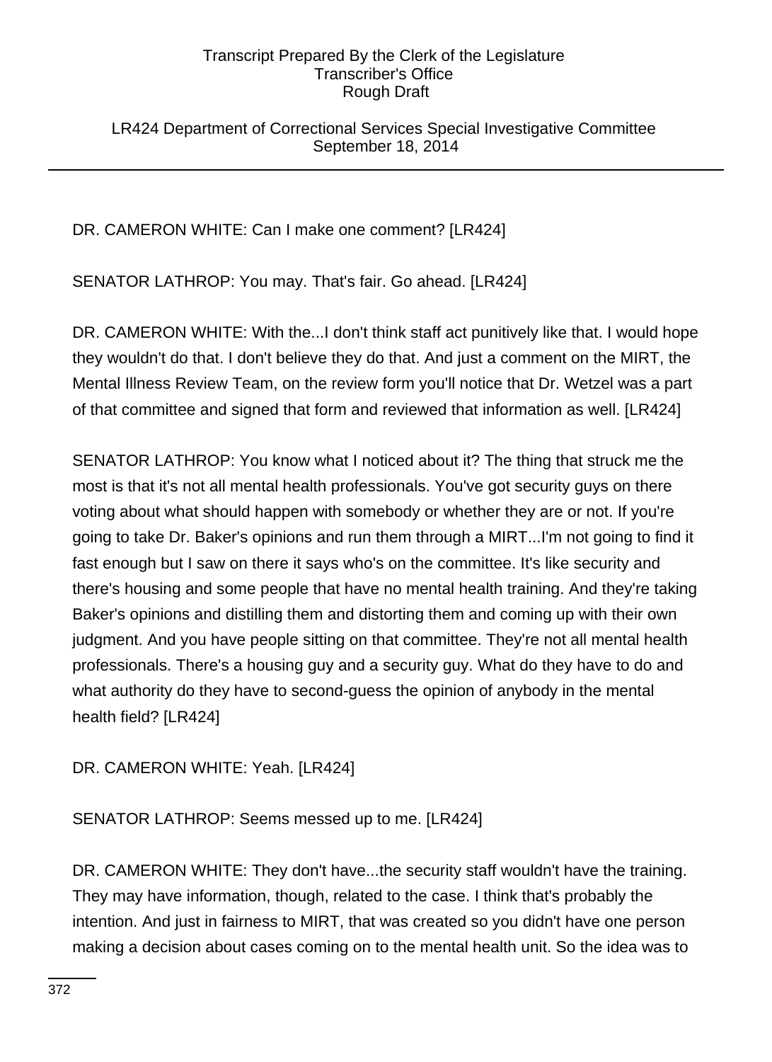DR. CAMERON WHITE: Can I make one comment? [LR424]

SENATOR LATHROP: You may. That's fair. Go ahead. [LR424]

DR. CAMERON WHITE: With the...I don't think staff act punitively like that. I would hope they wouldn't do that. I don't believe they do that. And just a comment on the MIRT, the Mental Illness Review Team, on the review form you'll notice that Dr. Wetzel was a part of that committee and signed that form and reviewed that information as well. [LR424]

SENATOR LATHROP: You know what I noticed about it? The thing that struck me the most is that it's not all mental health professionals. You've got security guys on there voting about what should happen with somebody or whether they are or not. If you're going to take Dr. Baker's opinions and run them through a MIRT...I'm not going to find it fast enough but I saw on there it says who's on the committee. It's like security and there's housing and some people that have no mental health training. And they're taking Baker's opinions and distilling them and distorting them and coming up with their own judgment. And you have people sitting on that committee. They're not all mental health professionals. There's a housing guy and a security guy. What do they have to do and what authority do they have to second-guess the opinion of anybody in the mental health field? [LR424]

DR. CAMERON WHITE: Yeah. [LR424]

SENATOR LATHROP: Seems messed up to me. [LR424]

DR. CAMERON WHITE: They don't have...the security staff wouldn't have the training. They may have information, though, related to the case. I think that's probably the intention. And just in fairness to MIRT, that was created so you didn't have one person making a decision about cases coming on to the mental health unit. So the idea was to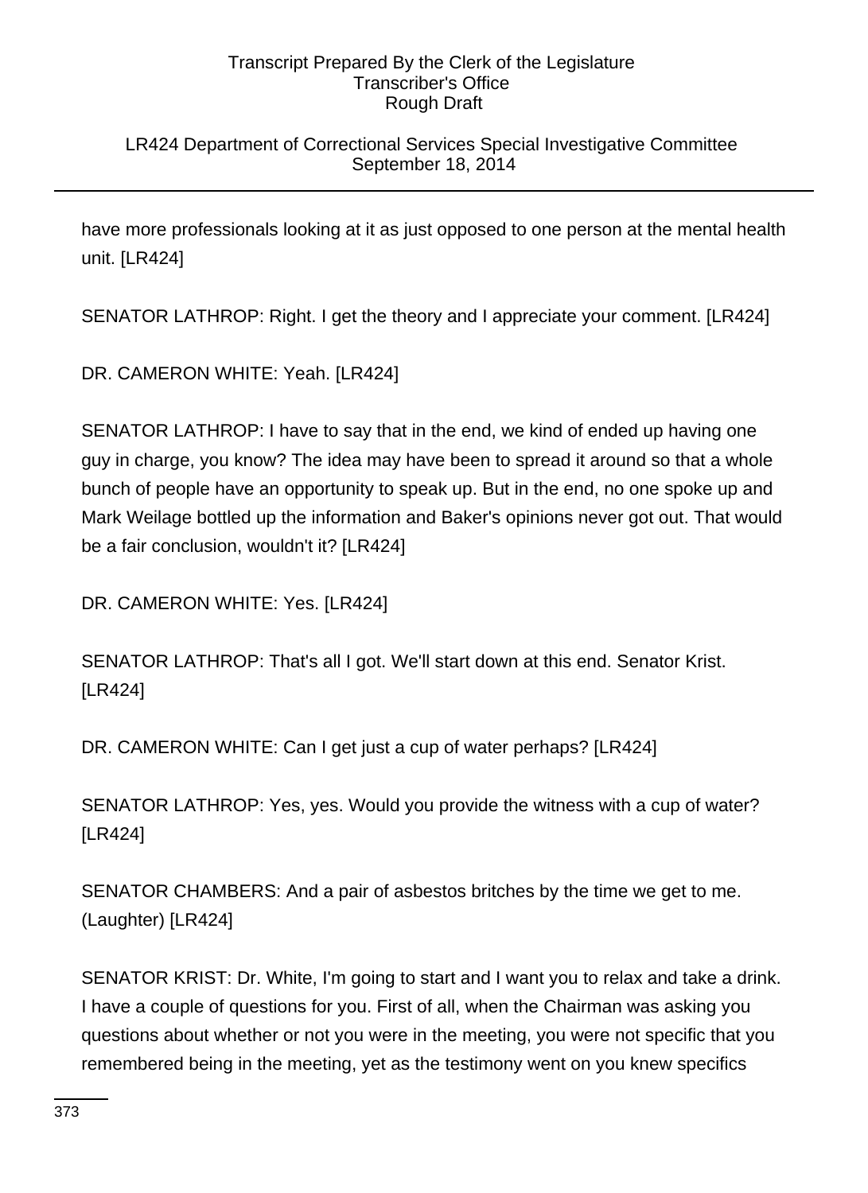have more professionals looking at it as just opposed to one person at the mental health unit. [LR424]

SENATOR LATHROP: Right. I get the theory and I appreciate your comment. [LR424]

DR. CAMERON WHITE: Yeah. [LR424]

SENATOR LATHROP: I have to say that in the end, we kind of ended up having one guy in charge, you know? The idea may have been to spread it around so that a whole bunch of people have an opportunity to speak up. But in the end, no one spoke up and Mark Weilage bottled up the information and Baker's opinions never got out. That would be a fair conclusion, wouldn't it? [LR424]

DR. CAMERON WHITE: Yes. [LR424]

SENATOR LATHROP: That's all I got. We'll start down at this end. Senator Krist. [LR424]

DR. CAMERON WHITE: Can I get just a cup of water perhaps? [LR424]

SENATOR LATHROP: Yes, yes. Would you provide the witness with a cup of water? [LR424]

SENATOR CHAMBERS: And a pair of asbestos britches by the time we get to me. (Laughter) [LR424]

SENATOR KRIST: Dr. White, I'm going to start and I want you to relax and take a drink. I have a couple of questions for you. First of all, when the Chairman was asking you questions about whether or not you were in the meeting, you were not specific that you remembered being in the meeting, yet as the testimony went on you knew specifics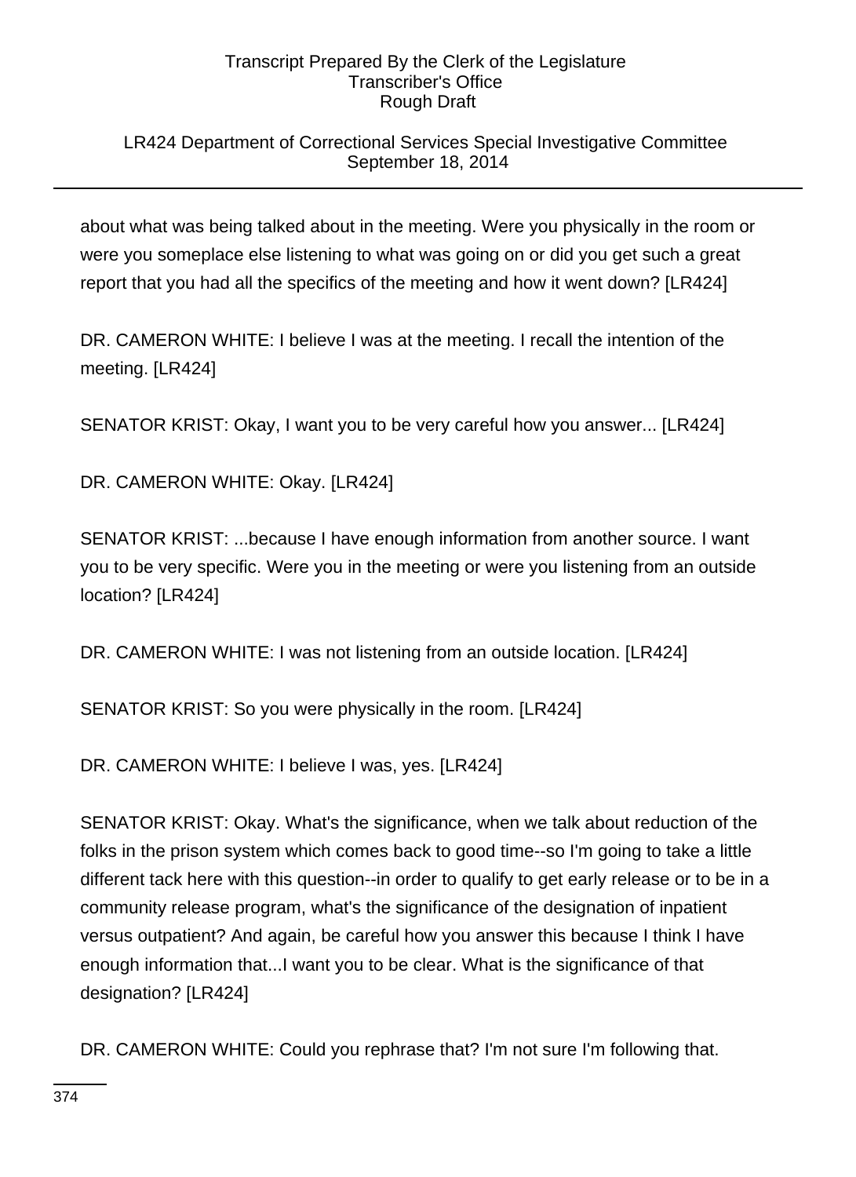about what was being talked about in the meeting. Were you physically in the room or were you someplace else listening to what was going on or did you get such a great report that you had all the specifics of the meeting and how it went down? [LR424]

DR. CAMERON WHITE: I believe I was at the meeting. I recall the intention of the meeting. [LR424]

SENATOR KRIST: Okay, I want you to be very careful how you answer... [LR424]

DR. CAMERON WHITE: Okay. [LR424]

SENATOR KRIST: ...because I have enough information from another source. I want you to be very specific. Were you in the meeting or were you listening from an outside location? [LR424]

DR. CAMERON WHITE: I was not listening from an outside location. [LR424]

SENATOR KRIST: So you were physically in the room. [LR424]

DR. CAMERON WHITE: I believe I was, yes. [LR424]

SENATOR KRIST: Okay. What's the significance, when we talk about reduction of the folks in the prison system which comes back to good time--so I'm going to take a little different tack here with this question--in order to qualify to get early release or to be in a community release program, what's the significance of the designation of inpatient versus outpatient? And again, be careful how you answer this because I think I have enough information that...I want you to be clear. What is the significance of that designation? [LR424]

DR. CAMERON WHITE: Could you rephrase that? I'm not sure I'm following that.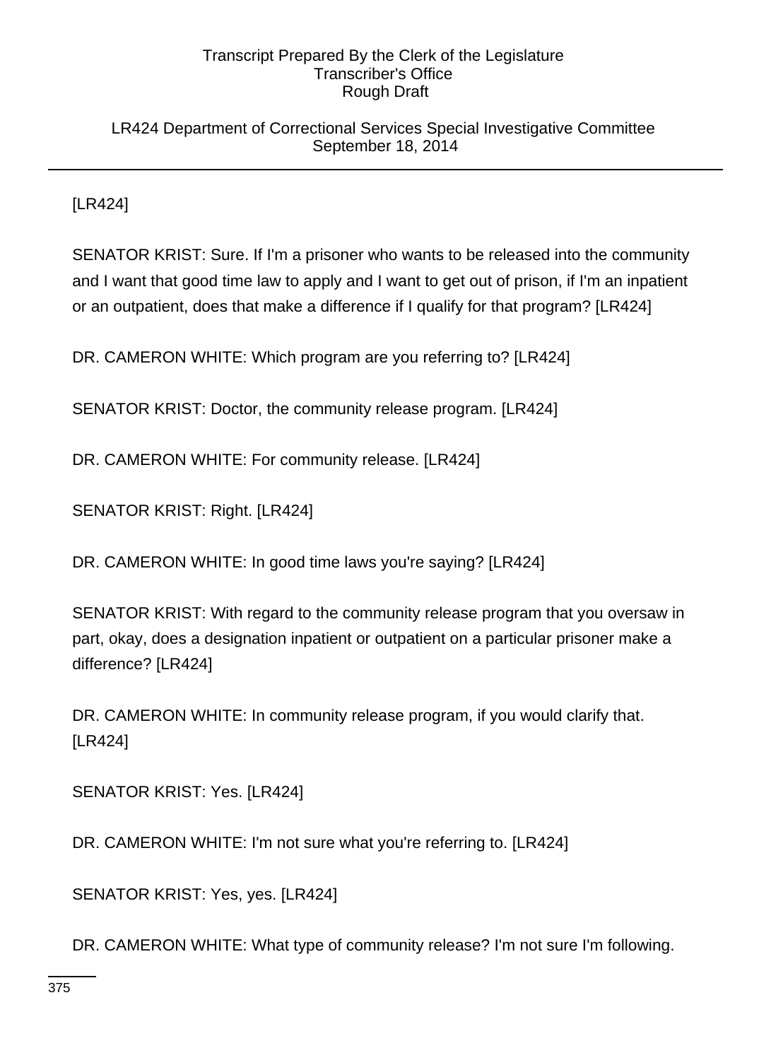[LR424]

SENATOR KRIST: Sure. If I'm a prisoner who wants to be released into the community and I want that good time law to apply and I want to get out of prison, if I'm an inpatient or an outpatient, does that make a difference if I qualify for that program? [LR424]

DR. CAMERON WHITE: Which program are you referring to? [LR424]

SENATOR KRIST: Doctor, the community release program. [LR424]

DR. CAMERON WHITE: For community release. [LR424]

SENATOR KRIST: Right. [LR424]

DR. CAMERON WHITE: In good time laws you're saying? [LR424]

SENATOR KRIST: With regard to the community release program that you oversaw in part, okay, does a designation inpatient or outpatient on a particular prisoner make a difference? [LR424]

DR. CAMERON WHITE: In community release program, if you would clarify that. [LR424]

SENATOR KRIST: Yes. [LR424]

DR. CAMERON WHITE: I'm not sure what you're referring to. [LR424]

SENATOR KRIST: Yes, yes. [LR424]

DR. CAMERON WHITE: What type of community release? I'm not sure I'm following.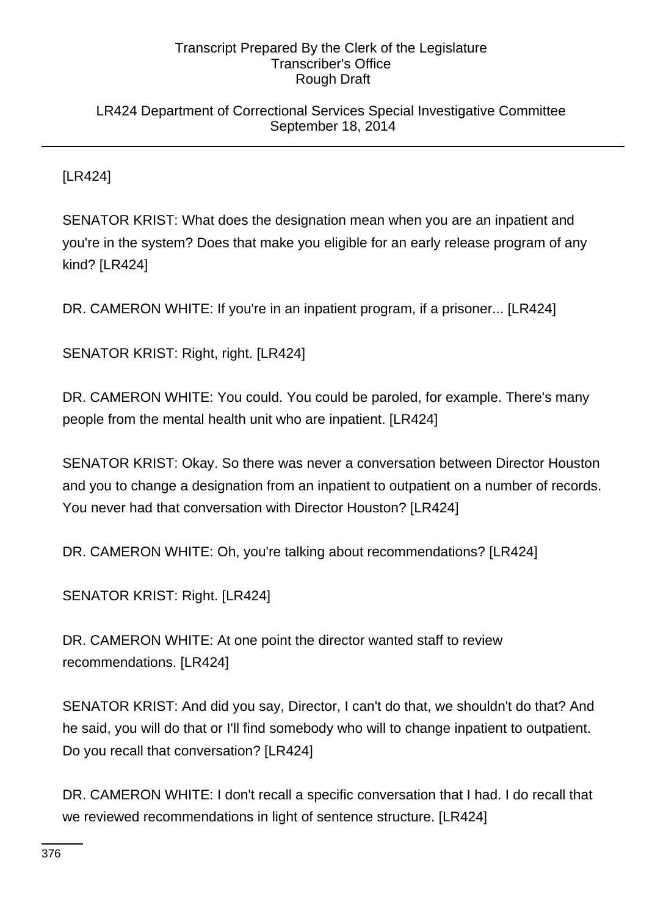[LR424]

SENATOR KRIST: What does the designation mean when you are an inpatient and you're in the system? Does that make you eligible for an early release program of any kind? [LR424]

DR. CAMERON WHITE: If you're in an inpatient program, if a prisoner... [LR424]

SENATOR KRIST: Right, right. [LR424]

DR. CAMERON WHITE: You could. You could be paroled, for example. There's many people from the mental health unit who are inpatient. [LR424]

SENATOR KRIST: Okay. So there was never a conversation between Director Houston and you to change a designation from an inpatient to outpatient on a number of records. You never had that conversation with Director Houston? [LR424]

DR. CAMERON WHITE: Oh, you're talking about recommendations? [LR424]

SENATOR KRIST: Right. [LR424]

DR. CAMERON WHITE: At one point the director wanted staff to review recommendations. [LR424]

SENATOR KRIST: And did you say, Director, I can't do that, we shouldn't do that? And he said, you will do that or I'll find somebody who will to change inpatient to outpatient. Do you recall that conversation? [LR424]

DR. CAMERON WHITE: I don't recall a specific conversation that I had. I do recall that we reviewed recommendations in light of sentence structure. [LR424]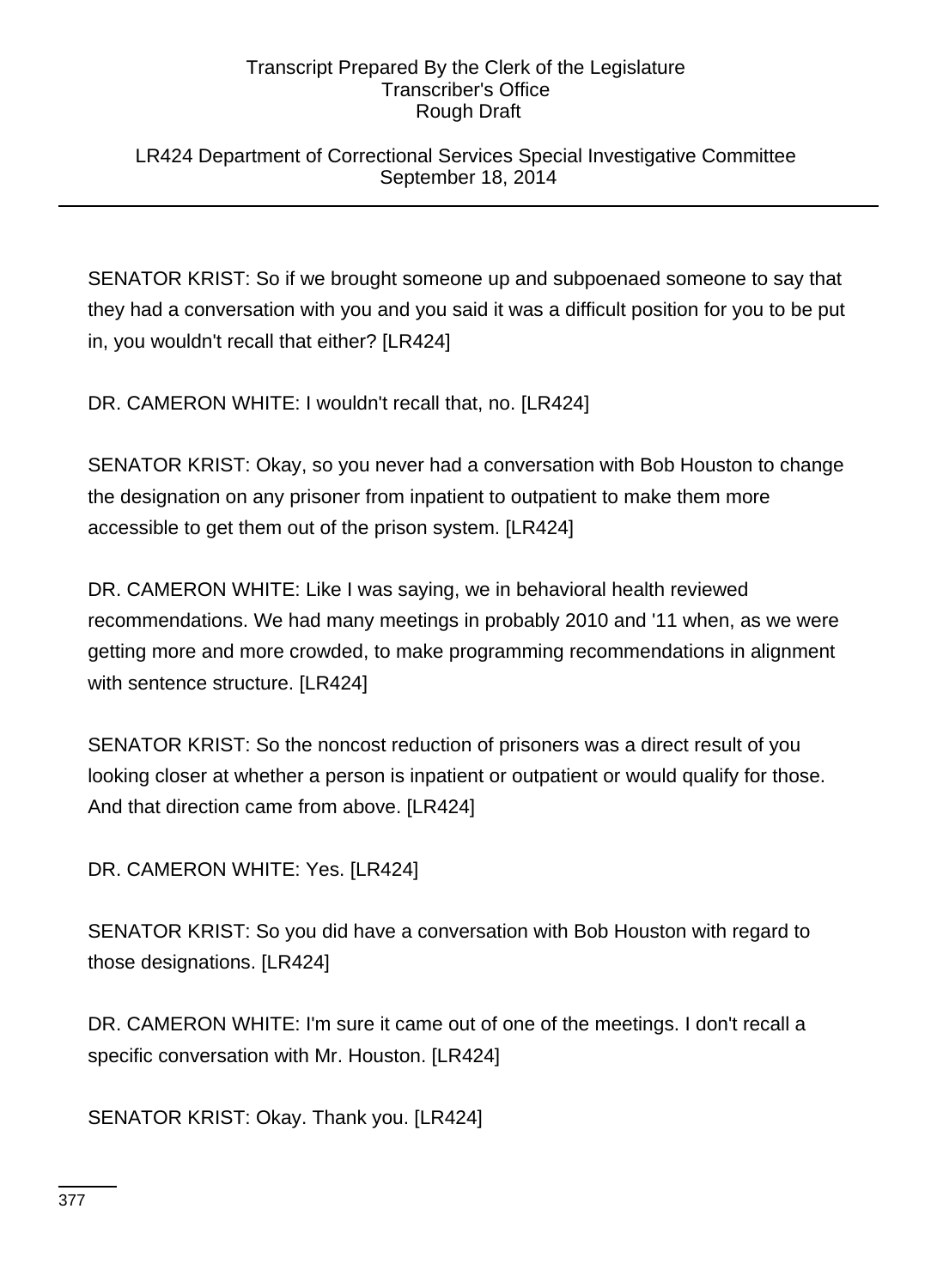SENATOR KRIST: So if we brought someone up and subpoenaed someone to say that they had a conversation with you and you said it was a difficult position for you to be put in, you wouldn't recall that either? [LR424]

DR. CAMERON WHITE: I wouldn't recall that, no. [LR424]

SENATOR KRIST: Okay, so you never had a conversation with Bob Houston to change the designation on any prisoner from inpatient to outpatient to make them more accessible to get them out of the prison system. [LR424]

DR. CAMERON WHITE: Like I was saying, we in behavioral health reviewed recommendations. We had many meetings in probably 2010 and '11 when, as we were getting more and more crowded, to make programming recommendations in alignment with sentence structure. [LR424]

SENATOR KRIST: So the noncost reduction of prisoners was a direct result of you looking closer at whether a person is inpatient or outpatient or would qualify for those. And that direction came from above. [LR424]

DR. CAMERON WHITE: Yes. [LR424]

SENATOR KRIST: So you did have a conversation with Bob Houston with regard to those designations. [LR424]

DR. CAMERON WHITE: I'm sure it came out of one of the meetings. I don't recall a specific conversation with Mr. Houston. [LR424]

SENATOR KRIST: Okay. Thank you. [LR424]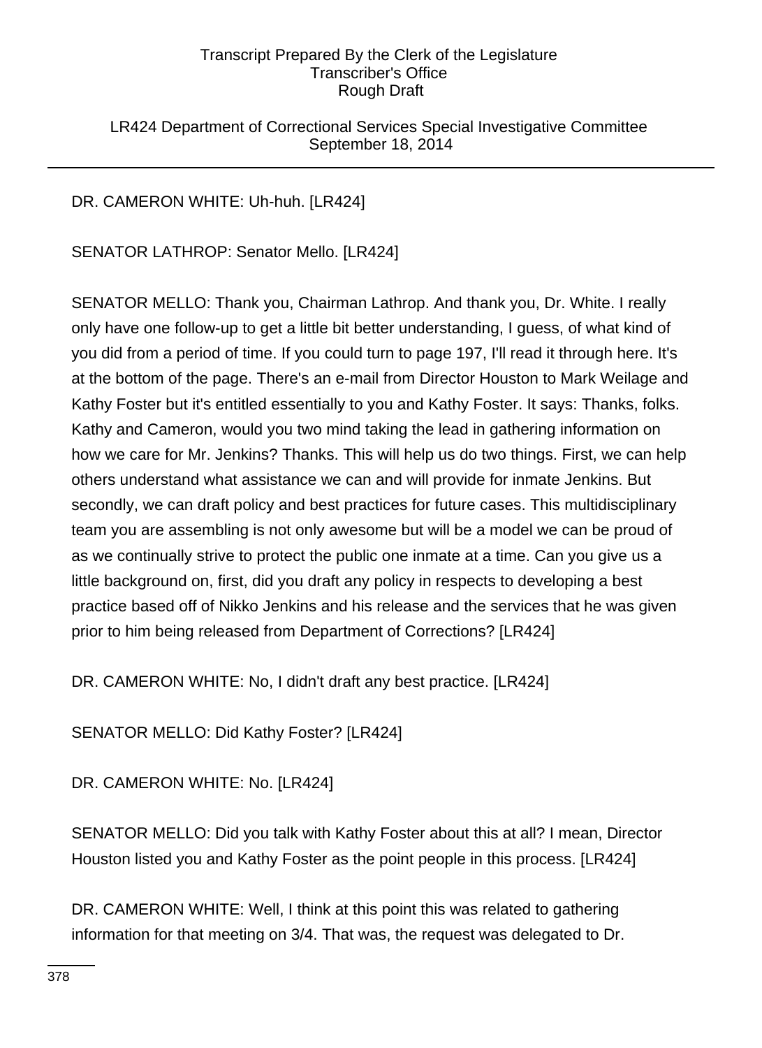DR. CAMERON WHITE: Uh-huh. [LR424]

SENATOR LATHROP: Senator Mello. [LR424]

SENATOR MELLO: Thank you, Chairman Lathrop. And thank you, Dr. White. I really only have one follow-up to get a little bit better understanding, I guess, of what kind of you did from a period of time. If you could turn to page 197, I'll read it through here. It's at the bottom of the page. There's an e-mail from Director Houston to Mark Weilage and Kathy Foster but it's entitled essentially to you and Kathy Foster. It says: Thanks, folks. Kathy and Cameron, would you two mind taking the lead in gathering information on how we care for Mr. Jenkins? Thanks. This will help us do two things. First, we can help others understand what assistance we can and will provide for inmate Jenkins. But secondly, we can draft policy and best practices for future cases. This multidisciplinary team you are assembling is not only awesome but will be a model we can be proud of as we continually strive to protect the public one inmate at a time. Can you give us a little background on, first, did you draft any policy in respects to developing a best practice based off of Nikko Jenkins and his release and the services that he was given prior to him being released from Department of Corrections? [LR424]

DR. CAMERON WHITE: No, I didn't draft any best practice. [LR424]

SENATOR MELLO: Did Kathy Foster? [LR424]

DR. CAMERON WHITE: No. [LR424]

SENATOR MELLO: Did you talk with Kathy Foster about this at all? I mean, Director Houston listed you and Kathy Foster as the point people in this process. [LR424]

DR. CAMERON WHITE: Well, I think at this point this was related to gathering information for that meeting on 3/4. That was, the request was delegated to Dr.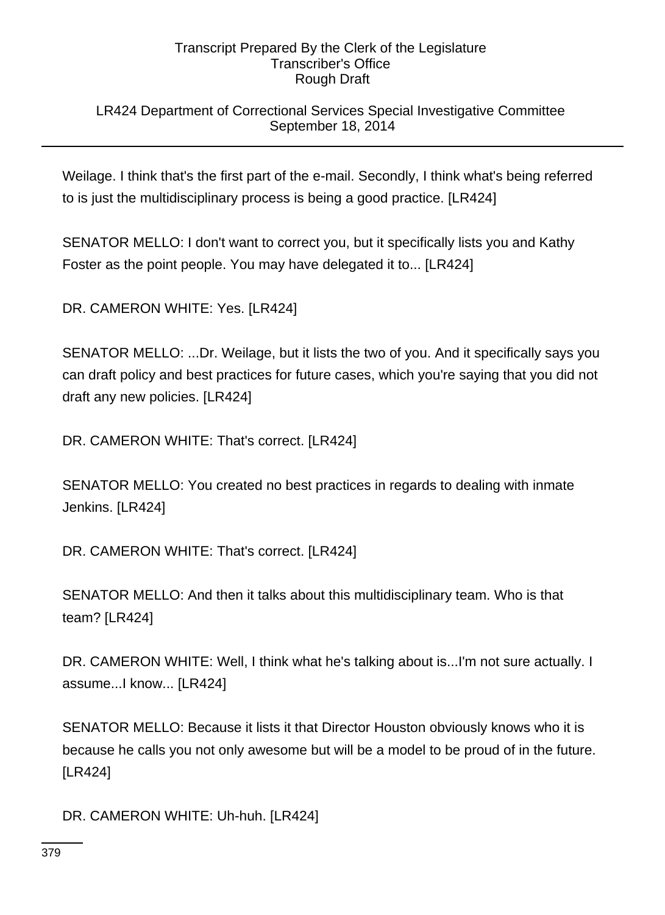Weilage. I think that's the first part of the e-mail. Secondly, I think what's being referred to is just the multidisciplinary process is being a good practice. [LR424]

SENATOR MELLO: I don't want to correct you, but it specifically lists you and Kathy Foster as the point people. You may have delegated it to... [LR424]

DR. CAMERON WHITE: Yes. [LR424]

SENATOR MELLO: ...Dr. Weilage, but it lists the two of you. And it specifically says you can draft policy and best practices for future cases, which you're saying that you did not draft any new policies. [LR424]

DR. CAMERON WHITE: That's correct. [LR424]

SENATOR MELLO: You created no best practices in regards to dealing with inmate Jenkins. [LR424]

DR. CAMERON WHITE: That's correct. [LR424]

SENATOR MELLO: And then it talks about this multidisciplinary team. Who is that team? [LR424]

DR. CAMERON WHITE: Well, I think what he's talking about is...I'm not sure actually. I assume...I know... [LR424]

SENATOR MELLO: Because it lists it that Director Houston obviously knows who it is because he calls you not only awesome but will be a model to be proud of in the future. [LR424]

DR. CAMERON WHITE: Uh-huh. [LR424]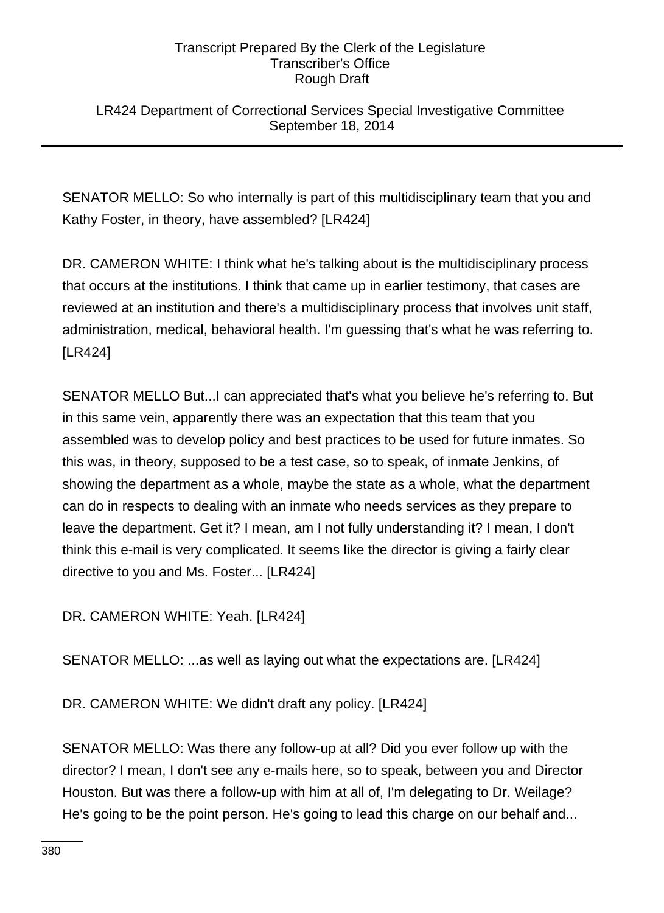SENATOR MELLO: So who internally is part of this multidisciplinary team that you and Kathy Foster, in theory, have assembled? [LR424]

DR. CAMERON WHITE: I think what he's talking about is the multidisciplinary process that occurs at the institutions. I think that came up in earlier testimony, that cases are reviewed at an institution and there's a multidisciplinary process that involves unit staff, administration, medical, behavioral health. I'm guessing that's what he was referring to. [LR424]

SENATOR MELLO But...I can appreciated that's what you believe he's referring to. But in this same vein, apparently there was an expectation that this team that you assembled was to develop policy and best practices to be used for future inmates. So this was, in theory, supposed to be a test case, so to speak, of inmate Jenkins, of showing the department as a whole, maybe the state as a whole, what the department can do in respects to dealing with an inmate who needs services as they prepare to leave the department. Get it? I mean, am I not fully understanding it? I mean, I don't think this e-mail is very complicated. It seems like the director is giving a fairly clear directive to you and Ms. Foster... [LR424]

DR. CAMERON WHITE: Yeah. [LR424]

SENATOR MELLO: ...as well as laying out what the expectations are. [LR424]

DR. CAMERON WHITE: We didn't draft any policy. [LR424]

SENATOR MELLO: Was there any follow-up at all? Did you ever follow up with the director? I mean, I don't see any e-mails here, so to speak, between you and Director Houston. But was there a follow-up with him at all of, I'm delegating to Dr. Weilage? He's going to be the point person. He's going to lead this charge on our behalf and...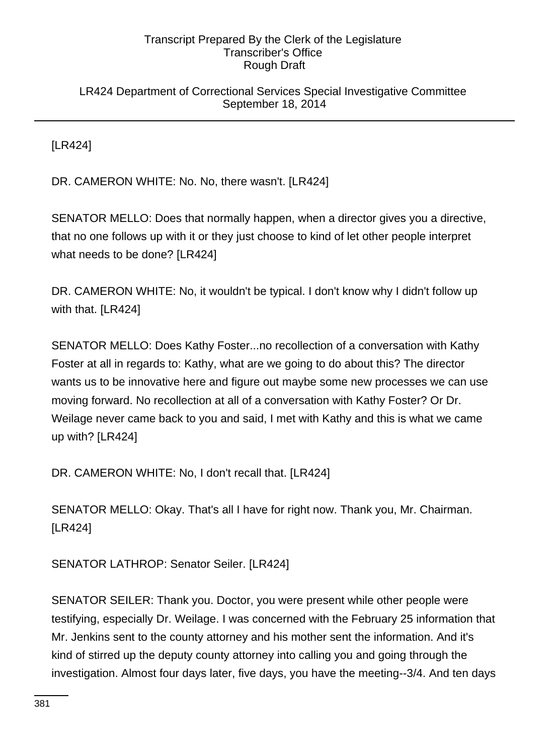[LR424]

DR. CAMERON WHITE: No. No, there wasn't. [LR424]

SENATOR MELLO: Does that normally happen, when a director gives you a directive, that no one follows up with it or they just choose to kind of let other people interpret what needs to be done? [LR424]

DR. CAMERON WHITE: No, it wouldn't be typical. I don't know why I didn't follow up with that. [LR424]

SENATOR MELLO: Does Kathy Foster...no recollection of a conversation with Kathy Foster at all in regards to: Kathy, what are we going to do about this? The director wants us to be innovative here and figure out maybe some new processes we can use moving forward. No recollection at all of a conversation with Kathy Foster? Or Dr. Weilage never came back to you and said, I met with Kathy and this is what we came up with? [LR424]

DR. CAMERON WHITE: No, I don't recall that. [LR424]

SENATOR MELLO: Okay. That's all I have for right now. Thank you, Mr. Chairman. [LR424]

SENATOR LATHROP: Senator Seiler. [LR424]

SENATOR SEILER: Thank you. Doctor, you were present while other people were testifying, especially Dr. Weilage. I was concerned with the February 25 information that Mr. Jenkins sent to the county attorney and his mother sent the information. And it's kind of stirred up the deputy county attorney into calling you and going through the investigation. Almost four days later, five days, you have the meeting--3/4. And ten days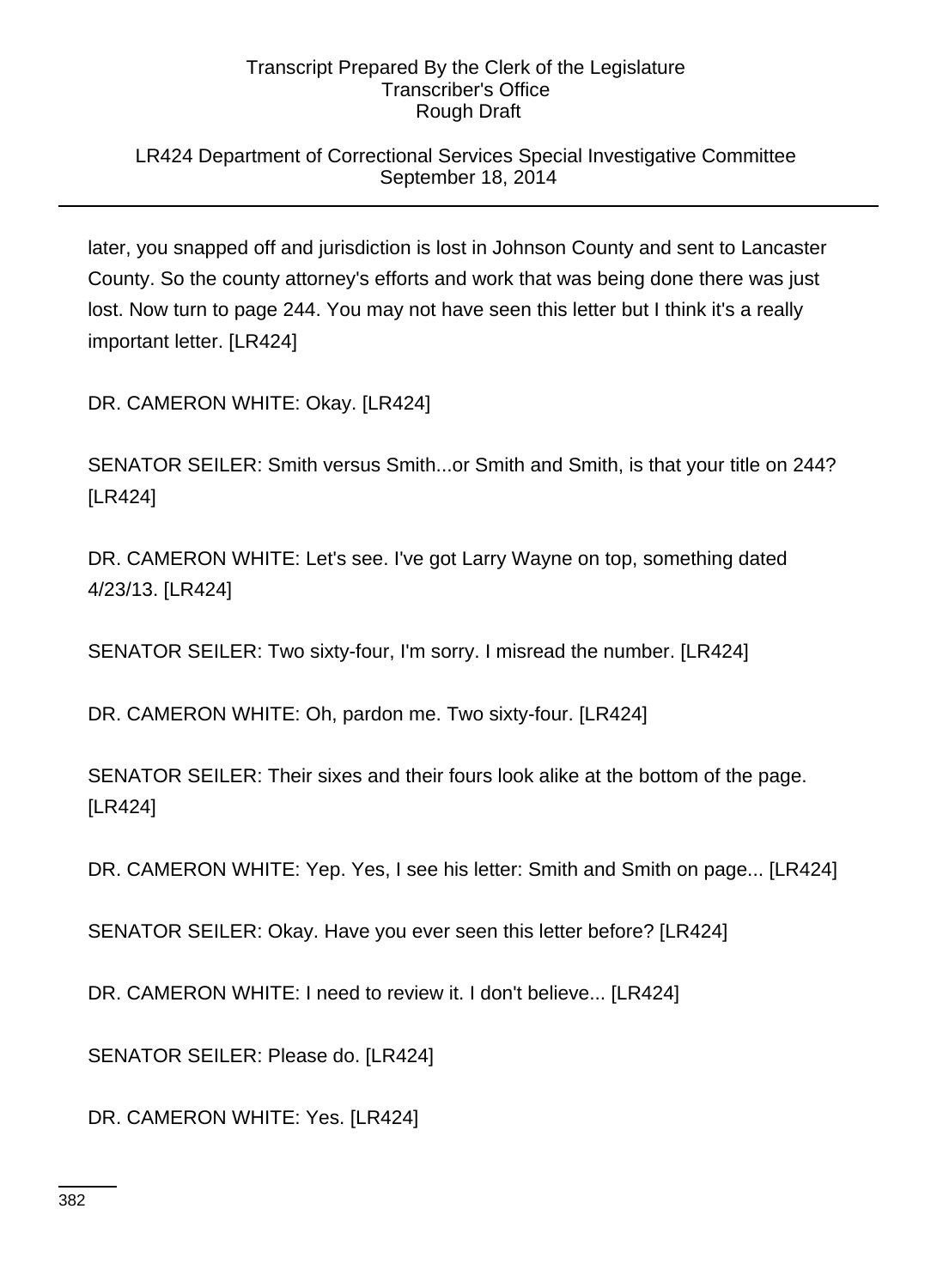later, you snapped off and jurisdiction is lost in Johnson County and sent to Lancaster County. So the county attorney's efforts and work that was being done there was just lost. Now turn to page 244. You may not have seen this letter but I think it's a really important letter. [LR424]

DR. CAMERON WHITE: Okay. [LR424]

SENATOR SEILER: Smith versus Smith...or Smith and Smith, is that your title on 244? [LR424]

DR. CAMERON WHITE: Let's see. I've got Larry Wayne on top, something dated 4/23/13. [LR424]

SENATOR SEILER: Two sixty-four, I'm sorry. I misread the number. [LR424]

DR. CAMERON WHITE: Oh, pardon me. Two sixty-four. [LR424]

SENATOR SEILER: Their sixes and their fours look alike at the bottom of the page. [LR424]

DR. CAMERON WHITE: Yep. Yes, I see his letter: Smith and Smith on page... [LR424]

SENATOR SEILER: Okay. Have you ever seen this letter before? [LR424]

DR. CAMERON WHITE: I need to review it. I don't believe... [LR424]

SENATOR SEILER: Please do. [LR424]

DR. CAMERON WHITE: Yes. [LR424]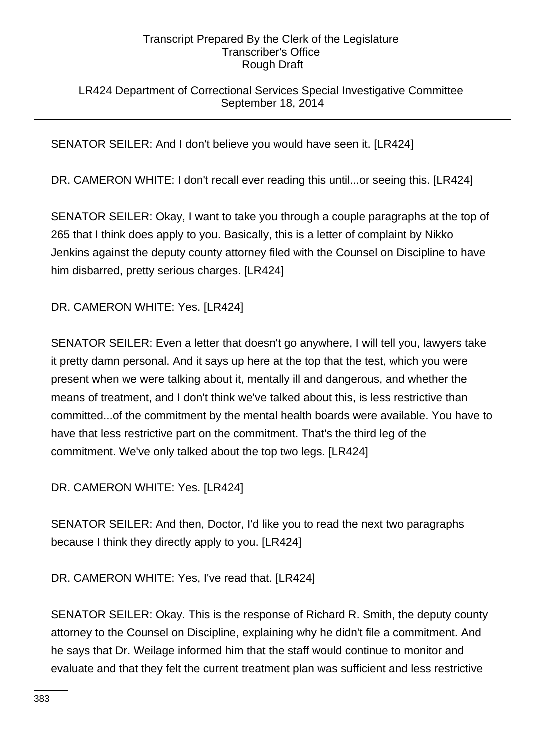SENATOR SEILER: And I don't believe you would have seen it. [LR424]

DR. CAMERON WHITE: I don't recall ever reading this until...or seeing this. [LR424]

SENATOR SEILER: Okay, I want to take you through a couple paragraphs at the top of 265 that I think does apply to you. Basically, this is a letter of complaint by Nikko Jenkins against the deputy county attorney filed with the Counsel on Discipline to have him disbarred, pretty serious charges. [LR424]

DR. CAMERON WHITE: Yes. [LR424]

SENATOR SEILER: Even a letter that doesn't go anywhere, I will tell you, lawyers take it pretty damn personal. And it says up here at the top that the test, which you were present when we were talking about it, mentally ill and dangerous, and whether the means of treatment, and I don't think we've talked about this, is less restrictive than committed...of the commitment by the mental health boards were available. You have to have that less restrictive part on the commitment. That's the third leg of the commitment. We've only talked about the top two legs. [LR424]

DR. CAMERON WHITE: Yes. [LR424]

SENATOR SEILER: And then, Doctor, I'd like you to read the next two paragraphs because I think they directly apply to you. [LR424]

DR. CAMERON WHITE: Yes, I've read that. [LR424]

SENATOR SEILER: Okay. This is the response of Richard R. Smith, the deputy county attorney to the Counsel on Discipline, explaining why he didn't file a commitment. And he says that Dr. Weilage informed him that the staff would continue to monitor and evaluate and that they felt the current treatment plan was sufficient and less restrictive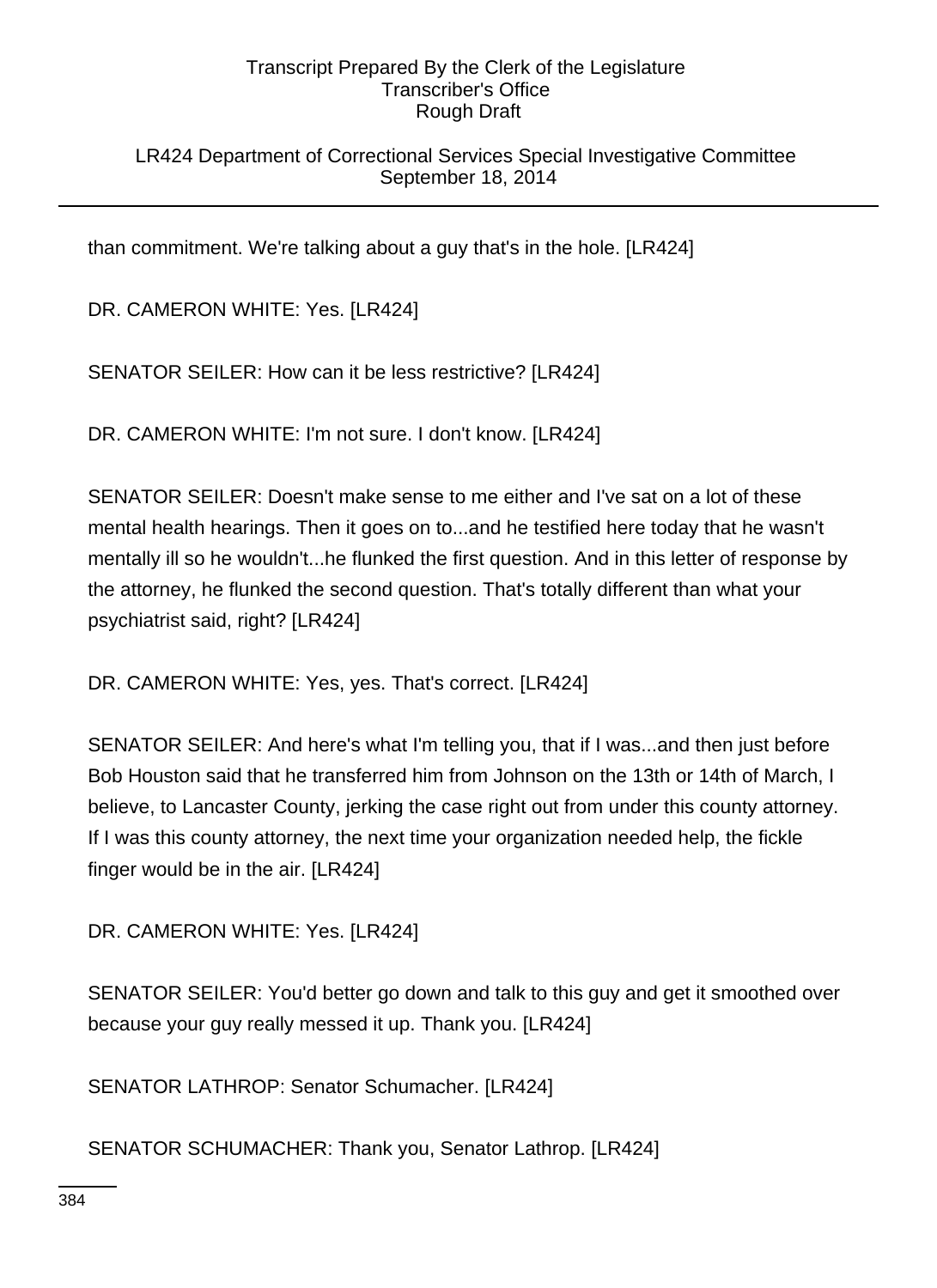than commitment. We're talking about a guy that's in the hole. [LR424]

DR. CAMERON WHITE: Yes. [LR424]

SENATOR SEILER: How can it be less restrictive? [LR424]

DR. CAMERON WHITE: I'm not sure. I don't know. [LR424]

SENATOR SEILER: Doesn't make sense to me either and I've sat on a lot of these mental health hearings. Then it goes on to...and he testified here today that he wasn't mentally ill so he wouldn't...he flunked the first question. And in this letter of response by the attorney, he flunked the second question. That's totally different than what your psychiatrist said, right? [LR424]

DR. CAMERON WHITE: Yes, yes. That's correct. [LR424]

SENATOR SEILER: And here's what I'm telling you, that if I was...and then just before Bob Houston said that he transferred him from Johnson on the 13th or 14th of March, I believe, to Lancaster County, jerking the case right out from under this county attorney. If I was this county attorney, the next time your organization needed help, the fickle finger would be in the air. [LR424]

DR. CAMERON WHITE: Yes. [LR424]

SENATOR SEILER: You'd better go down and talk to this guy and get it smoothed over because your guy really messed it up. Thank you. [LR424]

SENATOR LATHROP: Senator Schumacher. [LR424]

SENATOR SCHUMACHER: Thank you, Senator Lathrop. [LR424]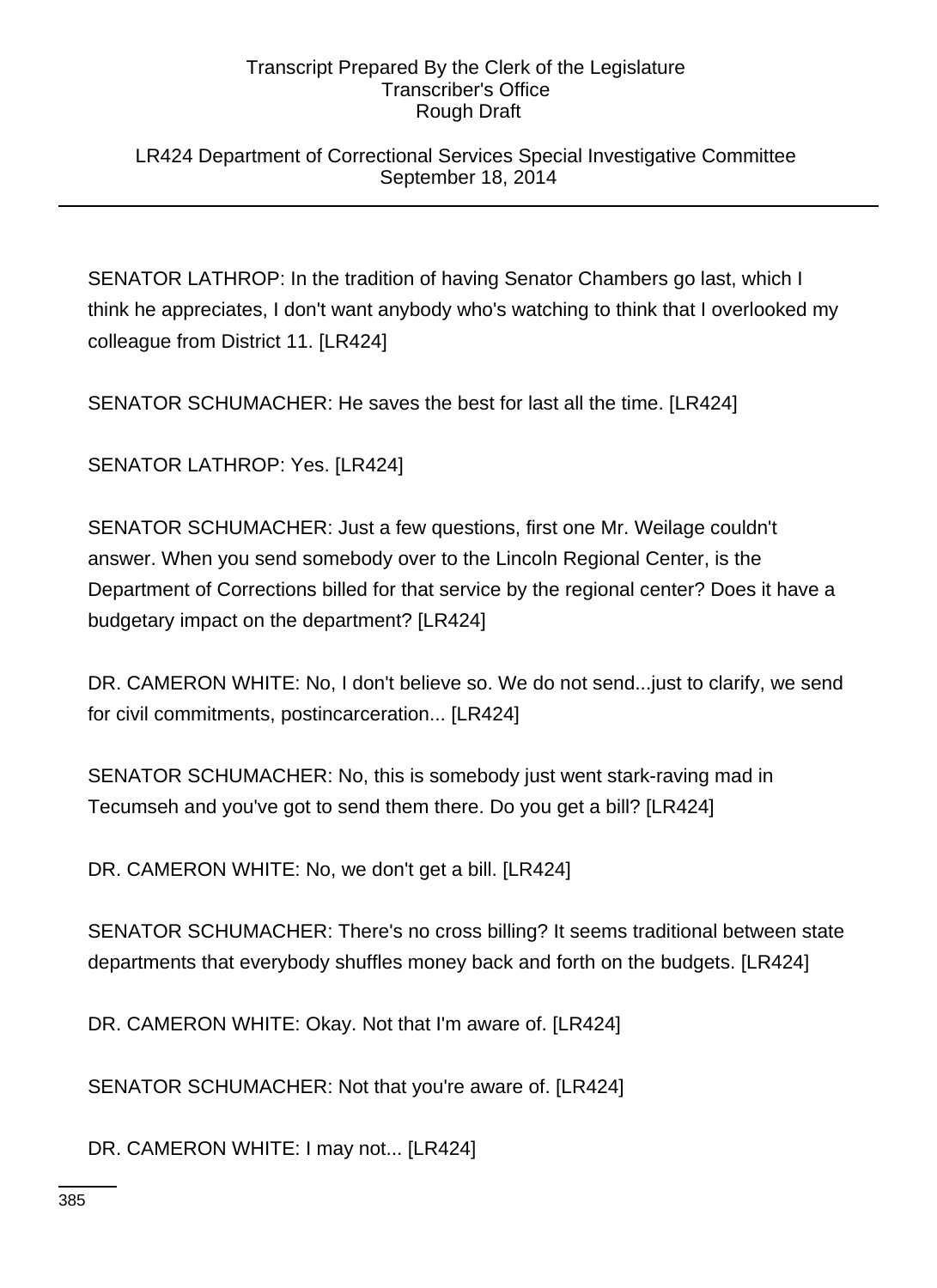SENATOR LATHROP: In the tradition of having Senator Chambers go last, which I think he appreciates, I don't want anybody who's watching to think that I overlooked my colleague from District 11. [LR424]

SENATOR SCHUMACHER: He saves the best for last all the time. [LR424]

SENATOR LATHROP: Yes. [LR424]

SENATOR SCHUMACHER: Just a few questions, first one Mr. Weilage couldn't answer. When you send somebody over to the Lincoln Regional Center, is the Department of Corrections billed for that service by the regional center? Does it have a budgetary impact on the department? [LR424]

DR. CAMERON WHITE: No, I don't believe so. We do not send...just to clarify, we send for civil commitments, postincarceration... [LR424]

SENATOR SCHUMACHER: No, this is somebody just went stark-raving mad in Tecumseh and you've got to send them there. Do you get a bill? [LR424]

DR. CAMERON WHITE: No, we don't get a bill. [LR424]

SENATOR SCHUMACHER: There's no cross billing? It seems traditional between state departments that everybody shuffles money back and forth on the budgets. [LR424]

DR. CAMERON WHITE: Okay. Not that I'm aware of. [LR424]

SENATOR SCHUMACHER: Not that you're aware of. [LR424]

DR. CAMERON WHITE: I may not... [LR424]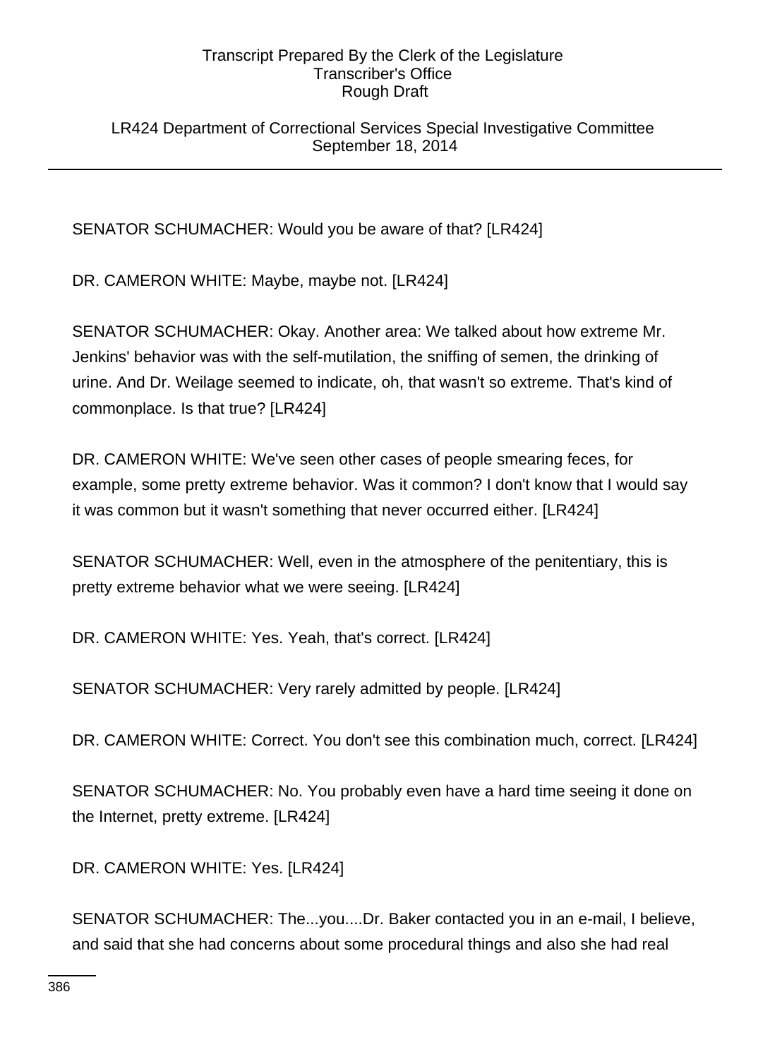SENATOR SCHUMACHER: Would you be aware of that? [LR424]

DR. CAMERON WHITE: Maybe, maybe not. [LR424]

SENATOR SCHUMACHER: Okay. Another area: We talked about how extreme Mr. Jenkins' behavior was with the self-mutilation, the sniffing of semen, the drinking of urine. And Dr. Weilage seemed to indicate, oh, that wasn't so extreme. That's kind of commonplace. Is that true? [LR424]

DR. CAMERON WHITE: We've seen other cases of people smearing feces, for example, some pretty extreme behavior. Was it common? I don't know that I would say it was common but it wasn't something that never occurred either. [LR424]

SENATOR SCHUMACHER: Well, even in the atmosphere of the penitentiary, this is pretty extreme behavior what we were seeing. [LR424]

DR. CAMERON WHITE: Yes. Yeah, that's correct. [LR424]

SENATOR SCHUMACHER: Very rarely admitted by people. [LR424]

DR. CAMERON WHITE: Correct. You don't see this combination much, correct. [LR424]

SENATOR SCHUMACHER: No. You probably even have a hard time seeing it done on the Internet, pretty extreme. [LR424]

DR. CAMERON WHITE: Yes. [LR424]

SENATOR SCHUMACHER: The...you....Dr. Baker contacted you in an e-mail, I believe, and said that she had concerns about some procedural things and also she had real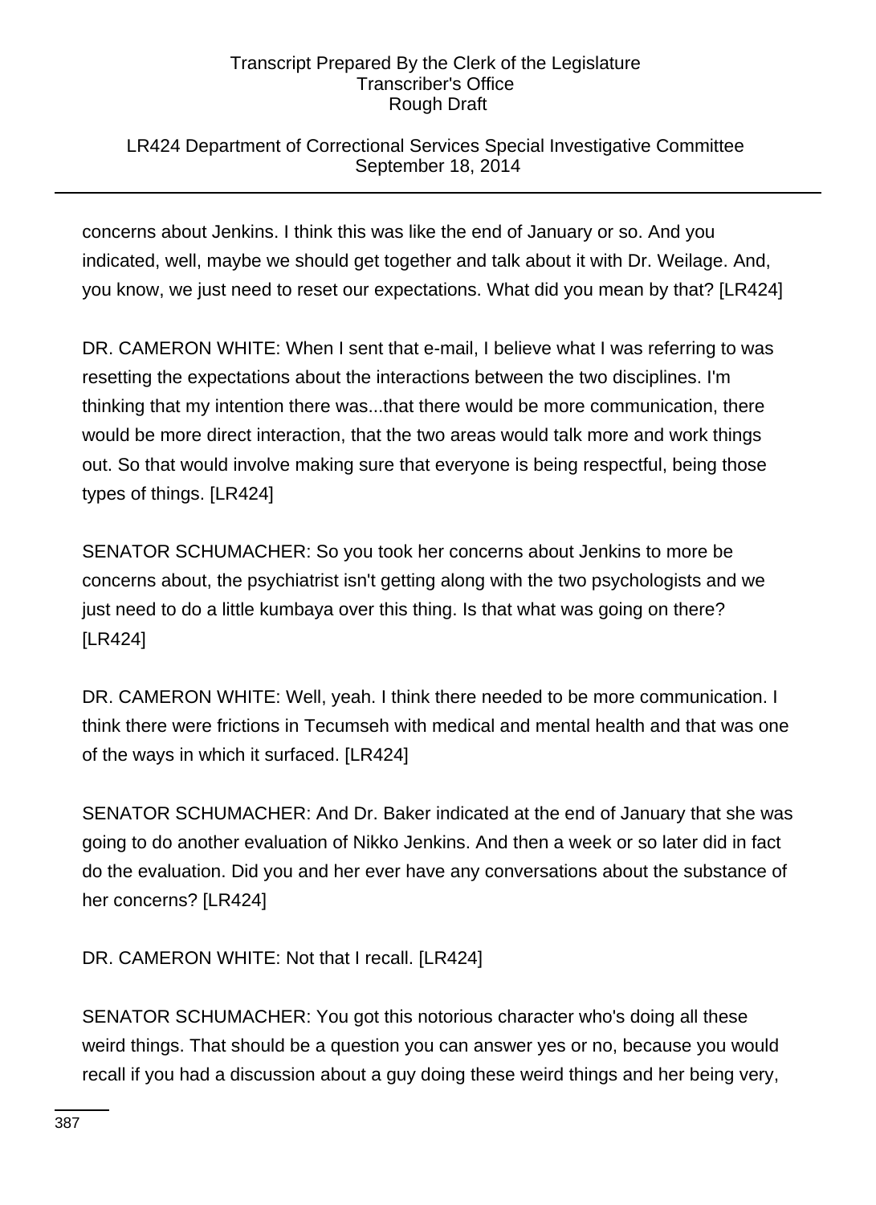concerns about Jenkins. I think this was like the end of January or so. And you indicated, well, maybe we should get together and talk about it with Dr. Weilage. And, you know, we just need to reset our expectations. What did you mean by that? [LR424]

DR. CAMERON WHITE: When I sent that e-mail, I believe what I was referring to was resetting the expectations about the interactions between the two disciplines. I'm thinking that my intention there was...that there would be more communication, there would be more direct interaction, that the two areas would talk more and work things out. So that would involve making sure that everyone is being respectful, being those types of things. [LR424]

SENATOR SCHUMACHER: So you took her concerns about Jenkins to more be concerns about, the psychiatrist isn't getting along with the two psychologists and we just need to do a little kumbaya over this thing. Is that what was going on there? [LR424]

DR. CAMERON WHITE: Well, yeah. I think there needed to be more communication. I think there were frictions in Tecumseh with medical and mental health and that was one of the ways in which it surfaced. [LR424]

SENATOR SCHUMACHER: And Dr. Baker indicated at the end of January that she was going to do another evaluation of Nikko Jenkins. And then a week or so later did in fact do the evaluation. Did you and her ever have any conversations about the substance of her concerns? [LR424]

DR. CAMERON WHITE: Not that I recall. [LR424]

SENATOR SCHUMACHER: You got this notorious character who's doing all these weird things. That should be a question you can answer yes or no, because you would recall if you had a discussion about a guy doing these weird things and her being very,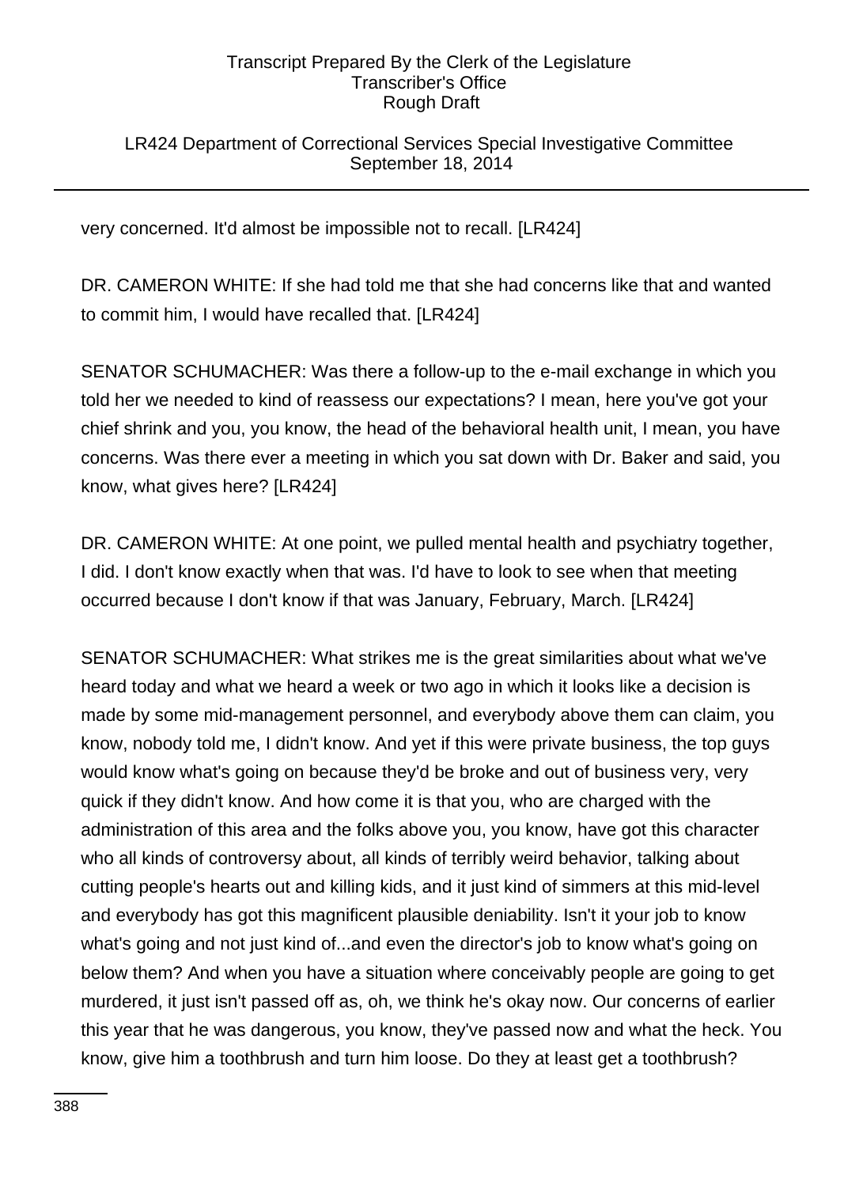very concerned. It'd almost be impossible not to recall. [LR424]

DR. CAMERON WHITE: If she had told me that she had concerns like that and wanted to commit him, I would have recalled that. [LR424]

SENATOR SCHUMACHER: Was there a follow-up to the e-mail exchange in which you told her we needed to kind of reassess our expectations? I mean, here you've got your chief shrink and you, you know, the head of the behavioral health unit, I mean, you have concerns. Was there ever a meeting in which you sat down with Dr. Baker and said, you know, what gives here? [LR424]

DR. CAMERON WHITE: At one point, we pulled mental health and psychiatry together, I did. I don't know exactly when that was. I'd have to look to see when that meeting occurred because I don't know if that was January, February, March. [LR424]

SENATOR SCHUMACHER: What strikes me is the great similarities about what we've heard today and what we heard a week or two ago in which it looks like a decision is made by some mid-management personnel, and everybody above them can claim, you know, nobody told me, I didn't know. And yet if this were private business, the top guys would know what's going on because they'd be broke and out of business very, very quick if they didn't know. And how come it is that you, who are charged with the administration of this area and the folks above you, you know, have got this character who all kinds of controversy about, all kinds of terribly weird behavior, talking about cutting people's hearts out and killing kids, and it just kind of simmers at this mid-level and everybody has got this magnificent plausible deniability. Isn't it your job to know what's going and not just kind of...and even the director's job to know what's going on below them? And when you have a situation where conceivably people are going to get murdered, it just isn't passed off as, oh, we think he's okay now. Our concerns of earlier this year that he was dangerous, you know, they've passed now and what the heck. You know, give him a toothbrush and turn him loose. Do they at least get a toothbrush?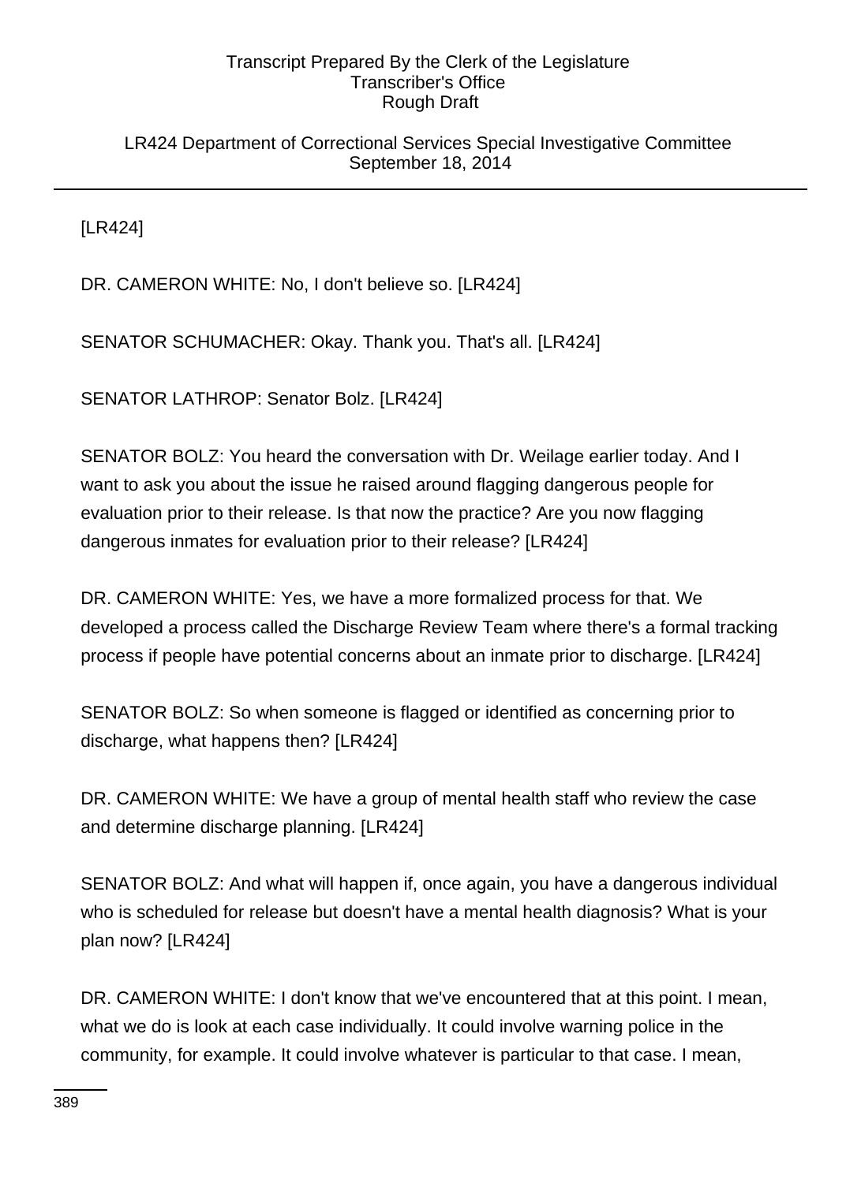[LR424]

DR. CAMERON WHITE: No, I don't believe so. [LR424]

SENATOR SCHUMACHER: Okay. Thank you. That's all. [LR424]

SENATOR LATHROP: Senator Bolz. [LR424]

SENATOR BOLZ: You heard the conversation with Dr. Weilage earlier today. And I want to ask you about the issue he raised around flagging dangerous people for evaluation prior to their release. Is that now the practice? Are you now flagging dangerous inmates for evaluation prior to their release? [LR424]

DR. CAMERON WHITE: Yes, we have a more formalized process for that. We developed a process called the Discharge Review Team where there's a formal tracking process if people have potential concerns about an inmate prior to discharge. [LR424]

SENATOR BOLZ: So when someone is flagged or identified as concerning prior to discharge, what happens then? [LR424]

DR. CAMERON WHITE: We have a group of mental health staff who review the case and determine discharge planning. [LR424]

SENATOR BOLZ: And what will happen if, once again, you have a dangerous individual who is scheduled for release but doesn't have a mental health diagnosis? What is your plan now? [LR424]

DR. CAMERON WHITE: I don't know that we've encountered that at this point. I mean, what we do is look at each case individually. It could involve warning police in the community, for example. It could involve whatever is particular to that case. I mean,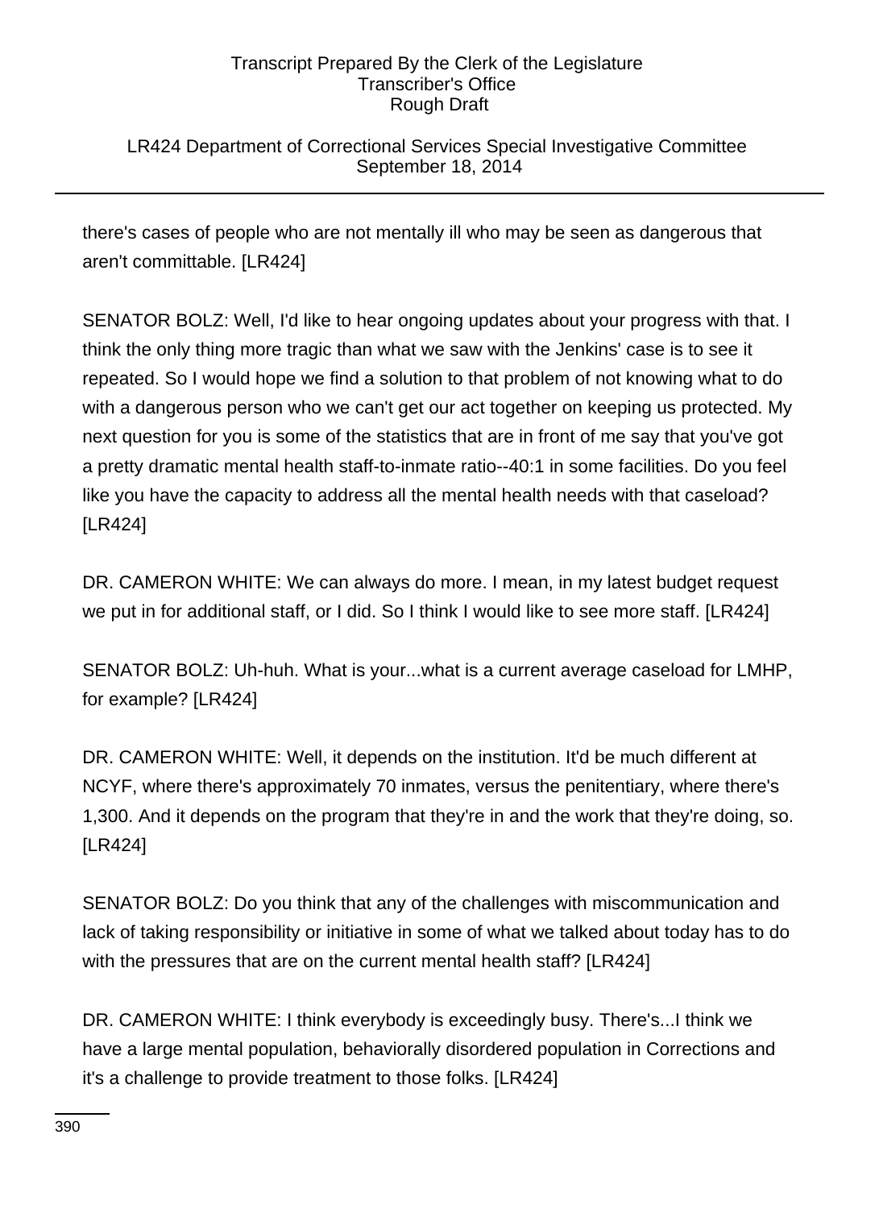there's cases of people who are not mentally ill who may be seen as dangerous that aren't committable. [LR424]

SENATOR BOLZ: Well, I'd like to hear ongoing updates about your progress with that. I think the only thing more tragic than what we saw with the Jenkins' case is to see it repeated. So I would hope we find a solution to that problem of not knowing what to do with a dangerous person who we can't get our act together on keeping us protected. My next question for you is some of the statistics that are in front of me say that you've got a pretty dramatic mental health staff-to-inmate ratio--40:1 in some facilities. Do you feel like you have the capacity to address all the mental health needs with that caseload? [LR424]

DR. CAMERON WHITE: We can always do more. I mean, in my latest budget request we put in for additional staff, or I did. So I think I would like to see more staff. [LR424]

SENATOR BOLZ: Uh-huh. What is your...what is a current average caseload for LMHP, for example? [LR424]

DR. CAMERON WHITE: Well, it depends on the institution. It'd be much different at NCYF, where there's approximately 70 inmates, versus the penitentiary, where there's 1,300. And it depends on the program that they're in and the work that they're doing, so. [LR424]

SENATOR BOLZ: Do you think that any of the challenges with miscommunication and lack of taking responsibility or initiative in some of what we talked about today has to do with the pressures that are on the current mental health staff? [LR424]

DR. CAMERON WHITE: I think everybody is exceedingly busy. There's...I think we have a large mental population, behaviorally disordered population in Corrections and it's a challenge to provide treatment to those folks. [LR424]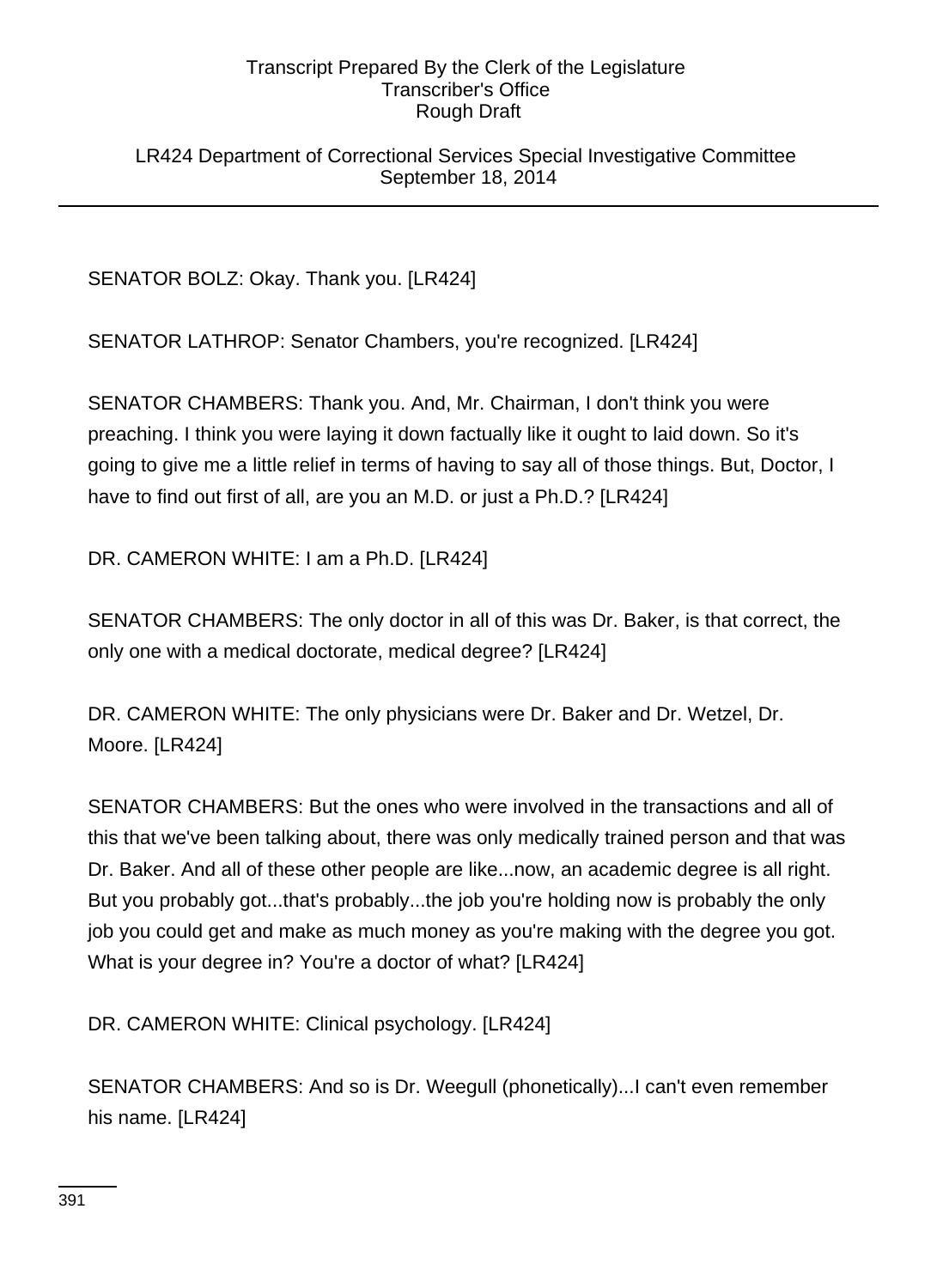SENATOR BOLZ: Okay. Thank you. [LR424]

SENATOR LATHROP: Senator Chambers, you're recognized. [LR424]

SENATOR CHAMBERS: Thank you. And, Mr. Chairman, I don't think you were preaching. I think you were laying it down factually like it ought to laid down. So it's going to give me a little relief in terms of having to say all of those things. But, Doctor, I have to find out first of all, are you an M.D. or just a Ph.D.? [LR424]

DR. CAMERON WHITE: I am a Ph.D. [LR424]

SENATOR CHAMBERS: The only doctor in all of this was Dr. Baker, is that correct, the only one with a medical doctorate, medical degree? [LR424]

DR. CAMERON WHITE: The only physicians were Dr. Baker and Dr. Wetzel, Dr. Moore. [LR424]

SENATOR CHAMBERS: But the ones who were involved in the transactions and all of this that we've been talking about, there was only medically trained person and that was Dr. Baker. And all of these other people are like...now, an academic degree is all right. But you probably got...that's probably...the job you're holding now is probably the only job you could get and make as much money as you're making with the degree you got. What is your degree in? You're a doctor of what? [LR424]

DR. CAMERON WHITE: Clinical psychology. [LR424]

SENATOR CHAMBERS: And so is Dr. Weegull (phonetically)...I can't even remember his name. [LR424]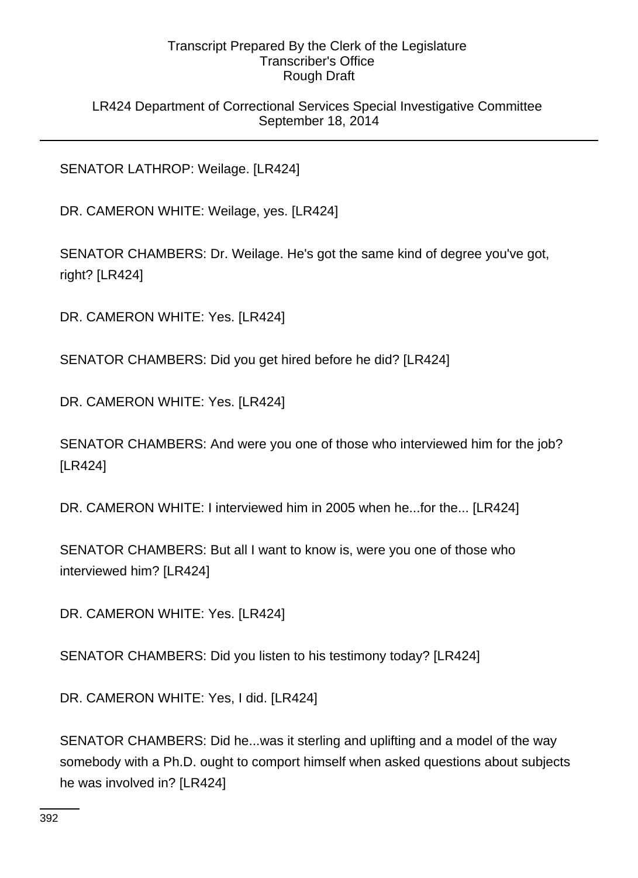SENATOR LATHROP: Weilage. [LR424]

DR. CAMERON WHITE: Weilage, yes. [LR424]

SENATOR CHAMBERS: Dr. Weilage. He's got the same kind of degree you've got, right? [LR424]

DR. CAMERON WHITE: Yes. [LR424]

SENATOR CHAMBERS: Did you get hired before he did? [LR424]

DR. CAMERON WHITE: Yes. [LR424]

SENATOR CHAMBERS: And were you one of those who interviewed him for the job? [LR424]

DR. CAMERON WHITE: I interviewed him in 2005 when he...for the... [LR424]

SENATOR CHAMBERS: But all I want to know is, were you one of those who interviewed him? [LR424]

DR. CAMERON WHITE: Yes. [LR424]

SENATOR CHAMBERS: Did you listen to his testimony today? [LR424]

DR. CAMERON WHITE: Yes, I did. [LR424]

SENATOR CHAMBERS: Did he...was it sterling and uplifting and a model of the way somebody with a Ph.D. ought to comport himself when asked questions about subjects he was involved in? [LR424]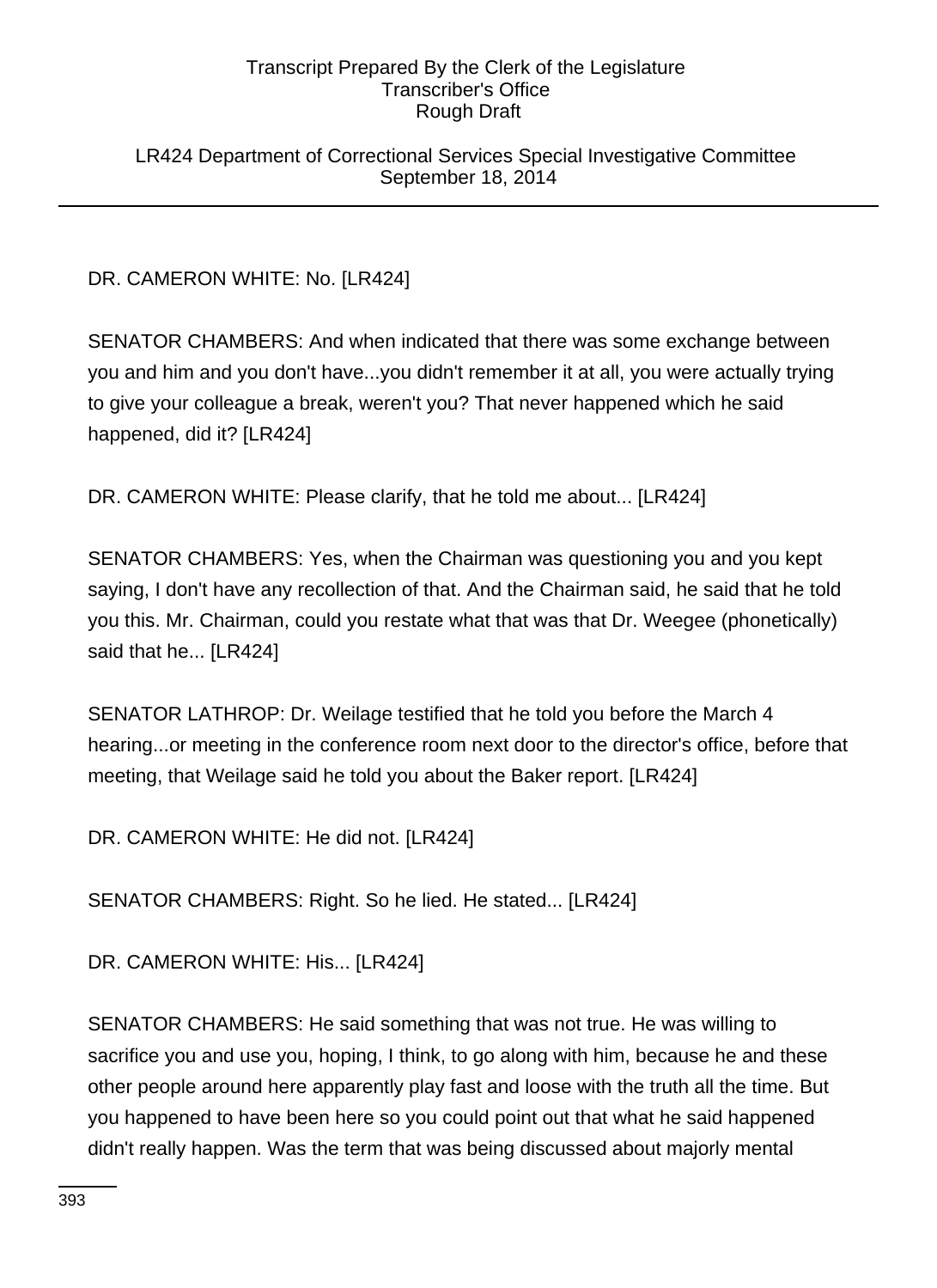DR. CAMERON WHITE: No. [LR424]

SENATOR CHAMBERS: And when indicated that there was some exchange between you and him and you don't have...you didn't remember it at all, you were actually trying to give your colleague a break, weren't you? That never happened which he said happened, did it? [LR424]

DR. CAMERON WHITE: Please clarify, that he told me about... [LR424]

SENATOR CHAMBERS: Yes, when the Chairman was questioning you and you kept saying, I don't have any recollection of that. And the Chairman said, he said that he told you this. Mr. Chairman, could you restate what that was that Dr. Weegee (phonetically) said that he... [LR424]

SENATOR LATHROP: Dr. Weilage testified that he told you before the March 4 hearing...or meeting in the conference room next door to the director's office, before that meeting, that Weilage said he told you about the Baker report. [LR424]

DR. CAMERON WHITE: He did not. [LR424]

SENATOR CHAMBERS: Right. So he lied. He stated... [LR424]

DR. CAMERON WHITE: His... [LR424]

SENATOR CHAMBERS: He said something that was not true. He was willing to sacrifice you and use you, hoping, I think, to go along with him, because he and these other people around here apparently play fast and loose with the truth all the time. But you happened to have been here so you could point out that what he said happened didn't really happen. Was the term that was being discussed about majorly mental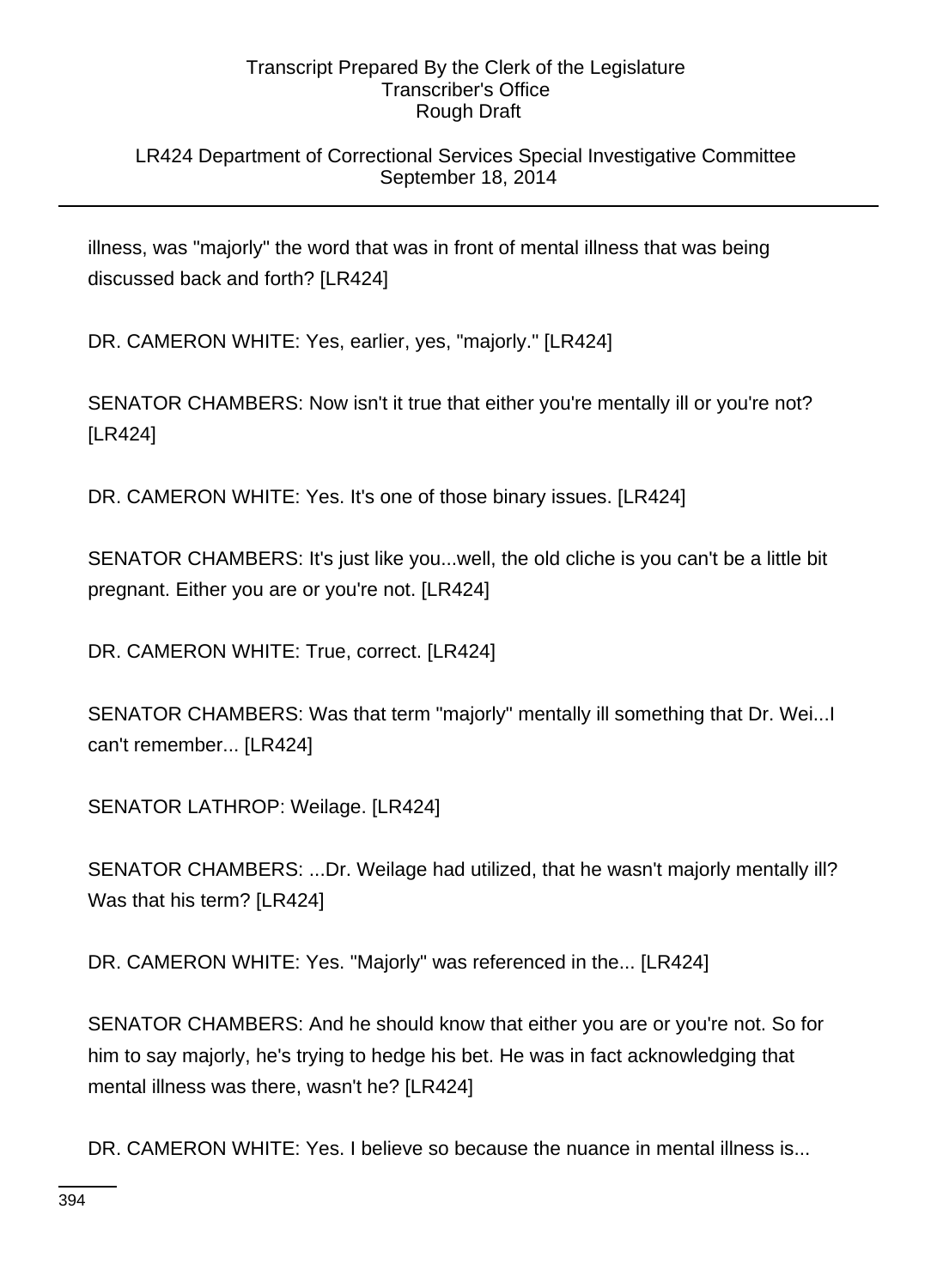illness, was "majorly" the word that was in front of mental illness that was being discussed back and forth? [LR424]

DR. CAMERON WHITE: Yes, earlier, yes, "majorly." [LR424]

SENATOR CHAMBERS: Now isn't it true that either you're mentally ill or you're not? [LR424]

DR. CAMERON WHITE: Yes. It's one of those binary issues. [LR424]

SENATOR CHAMBERS: It's just like you...well, the old cliche is you can't be a little bit pregnant. Either you are or you're not. [LR424]

DR. CAMERON WHITE: True, correct. [LR424]

SENATOR CHAMBERS: Was that term "majorly" mentally ill something that Dr. Wei...I can't remember... [LR424]

SENATOR LATHROP: Weilage. [LR424]

SENATOR CHAMBERS: ...Dr. Weilage had utilized, that he wasn't majorly mentally ill? Was that his term? [LR424]

DR. CAMERON WHITE: Yes. "Majorly" was referenced in the... [LR424]

SENATOR CHAMBERS: And he should know that either you are or you're not. So for him to say majorly, he's trying to hedge his bet. He was in fact acknowledging that mental illness was there, wasn't he? [LR424]

DR. CAMERON WHITE: Yes. I believe so because the nuance in mental illness is...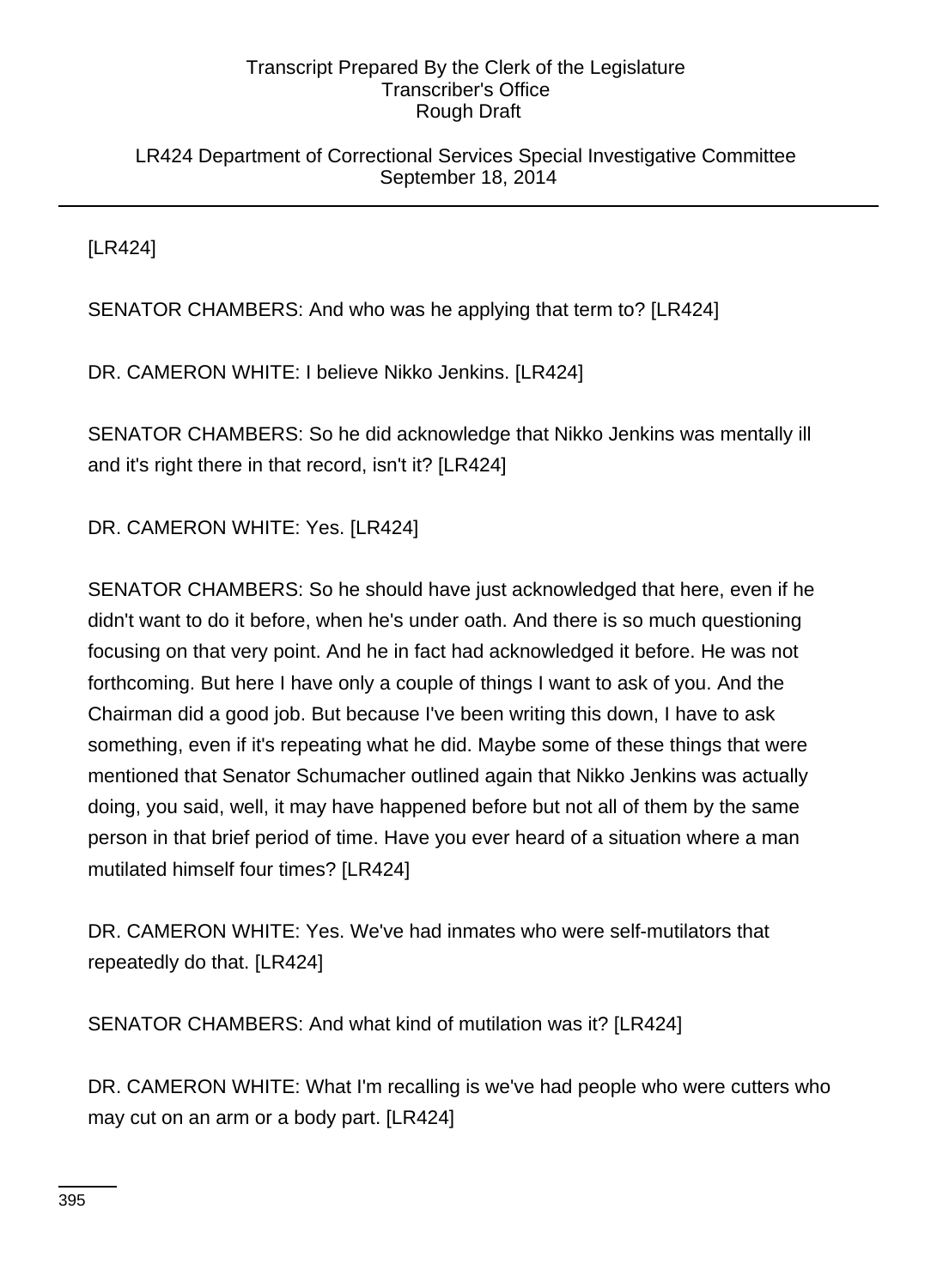[LR424]

SENATOR CHAMBERS: And who was he applying that term to? [LR424]

DR. CAMERON WHITE: I believe Nikko Jenkins. [LR424]

SENATOR CHAMBERS: So he did acknowledge that Nikko Jenkins was mentally ill and it's right there in that record, isn't it? [LR424]

DR. CAMERON WHITE: Yes. [LR424]

SENATOR CHAMBERS: So he should have just acknowledged that here, even if he didn't want to do it before, when he's under oath. And there is so much questioning focusing on that very point. And he in fact had acknowledged it before. He was not forthcoming. But here I have only a couple of things I want to ask of you. And the Chairman did a good job. But because I've been writing this down, I have to ask something, even if it's repeating what he did. Maybe some of these things that were mentioned that Senator Schumacher outlined again that Nikko Jenkins was actually doing, you said, well, it may have happened before but not all of them by the same person in that brief period of time. Have you ever heard of a situation where a man mutilated himself four times? [LR424]

DR. CAMERON WHITE: Yes. We've had inmates who were self-mutilators that repeatedly do that. [LR424]

SENATOR CHAMBERS: And what kind of mutilation was it? [LR424]

DR. CAMERON WHITE: What I'm recalling is we've had people who were cutters who may cut on an arm or a body part. [LR424]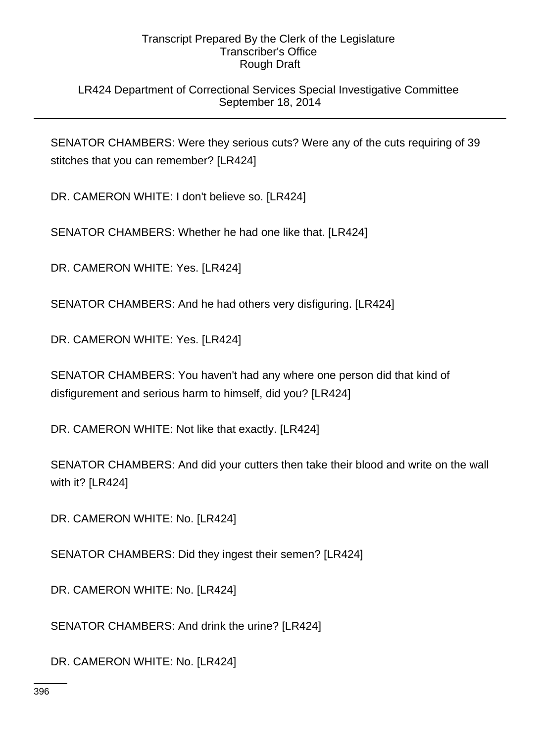SENATOR CHAMBERS: Were they serious cuts? Were any of the cuts requiring of 39 stitches that you can remember? [LR424]

DR. CAMERON WHITE: I don't believe so. [LR424]

SENATOR CHAMBERS: Whether he had one like that. [LR424]

DR. CAMERON WHITE: Yes. [LR424]

SENATOR CHAMBERS: And he had others very disfiguring. [LR424]

DR. CAMERON WHITE: Yes. [LR424]

SENATOR CHAMBERS: You haven't had any where one person did that kind of disfigurement and serious harm to himself, did you? [LR424]

DR. CAMERON WHITE: Not like that exactly. [LR424]

SENATOR CHAMBERS: And did your cutters then take their blood and write on the wall with it? [LR424]

DR. CAMERON WHITE: No. [LR424]

SENATOR CHAMBERS: Did they ingest their semen? [LR424]

DR. CAMERON WHITE: No. [LR424]

SENATOR CHAMBERS: And drink the urine? [LR424]

DR. CAMERON WHITE: No. [LR424]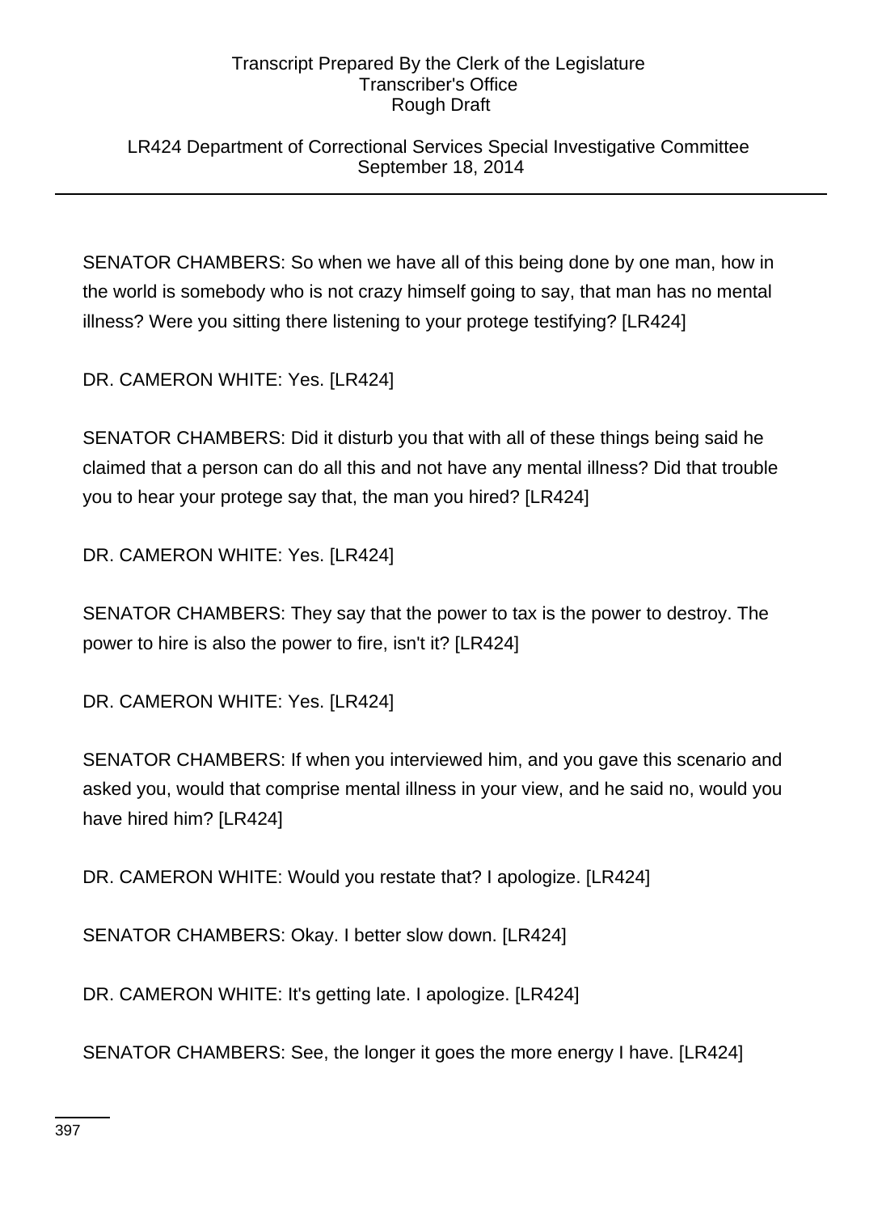SENATOR CHAMBERS: So when we have all of this being done by one man, how in the world is somebody who is not crazy himself going to say, that man has no mental illness? Were you sitting there listening to your protege testifying? [LR424]

DR. CAMERON WHITE: Yes. [LR424]

SENATOR CHAMBERS: Did it disturb you that with all of these things being said he claimed that a person can do all this and not have any mental illness? Did that trouble you to hear your protege say that, the man you hired? [LR424]

DR. CAMERON WHITE: Yes. [LR424]

SENATOR CHAMBERS: They say that the power to tax is the power to destroy. The power to hire is also the power to fire, isn't it? [LR424]

DR. CAMERON WHITE: Yes. [LR424]

SENATOR CHAMBERS: If when you interviewed him, and you gave this scenario and asked you, would that comprise mental illness in your view, and he said no, would you have hired him? [LR424]

DR. CAMERON WHITE: Would you restate that? I apologize. [LR424]

SENATOR CHAMBERS: Okay. I better slow down. [LR424]

DR. CAMERON WHITE: It's getting late. I apologize. [LR424]

SENATOR CHAMBERS: See, the longer it goes the more energy I have. [LR424]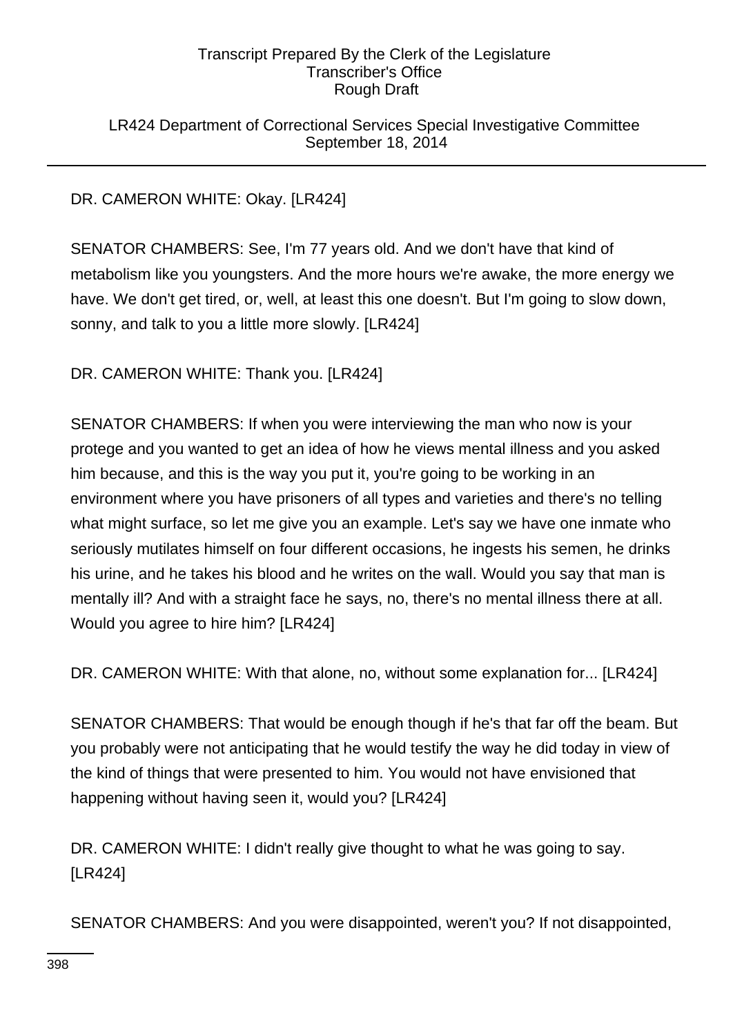DR. CAMERON WHITE: Okay. [LR424]

SENATOR CHAMBERS: See, I'm 77 years old. And we don't have that kind of metabolism like you youngsters. And the more hours we're awake, the more energy we have. We don't get tired, or, well, at least this one doesn't. But I'm going to slow down, sonny, and talk to you a little more slowly. [LR424]

DR. CAMERON WHITE: Thank you. [LR424]

SENATOR CHAMBERS: If when you were interviewing the man who now is your protege and you wanted to get an idea of how he views mental illness and you asked him because, and this is the way you put it, you're going to be working in an environment where you have prisoners of all types and varieties and there's no telling what might surface, so let me give you an example. Let's say we have one inmate who seriously mutilates himself on four different occasions, he ingests his semen, he drinks his urine, and he takes his blood and he writes on the wall. Would you say that man is mentally ill? And with a straight face he says, no, there's no mental illness there at all. Would you agree to hire him? [LR424]

DR. CAMERON WHITE: With that alone, no, without some explanation for... [LR424]

SENATOR CHAMBERS: That would be enough though if he's that far off the beam. But you probably were not anticipating that he would testify the way he did today in view of the kind of things that were presented to him. You would not have envisioned that happening without having seen it, would you? [LR424]

DR. CAMERON WHITE: I didn't really give thought to what he was going to say. [LR424]

SENATOR CHAMBERS: And you were disappointed, weren't you? If not disappointed,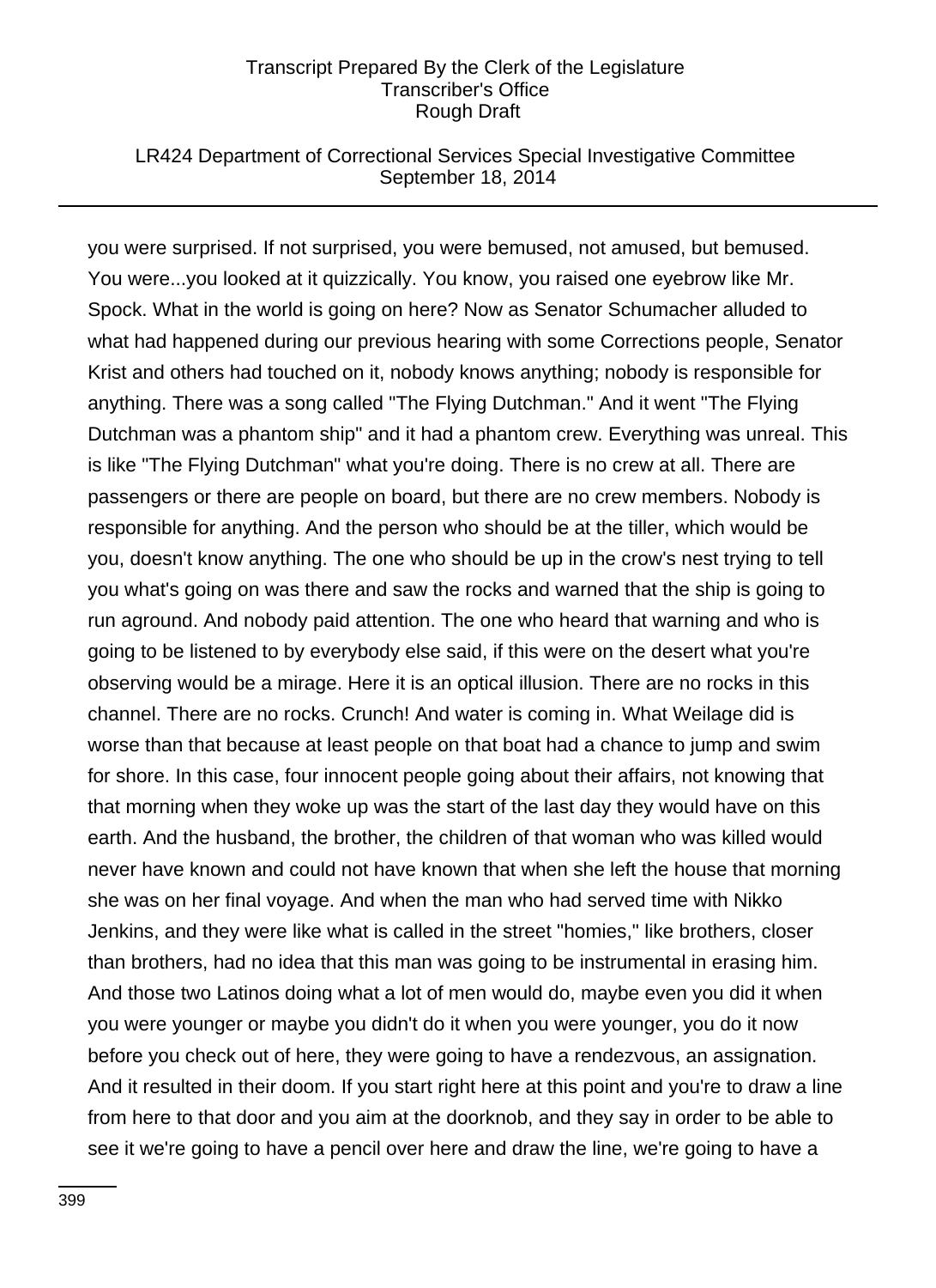you were surprised. If not surprised, you were bemused, not amused, but bemused. You were...you looked at it quizzically. You know, you raised one eyebrow like Mr. Spock. What in the world is going on here? Now as Senator Schumacher alluded to what had happened during our previous hearing with some Corrections people, Senator Krist and others had touched on it, nobody knows anything; nobody is responsible for anything. There was a song called "The Flying Dutchman." And it went "The Flying Dutchman was a phantom ship" and it had a phantom crew. Everything was unreal. This is like "The Flying Dutchman" what you're doing. There is no crew at all. There are passengers or there are people on board, but there are no crew members. Nobody is responsible for anything. And the person who should be at the tiller, which would be you, doesn't know anything. The one who should be up in the crow's nest trying to tell you what's going on was there and saw the rocks and warned that the ship is going to run aground. And nobody paid attention. The one who heard that warning and who is going to be listened to by everybody else said, if this were on the desert what you're observing would be a mirage. Here it is an optical illusion. There are no rocks in this channel. There are no rocks. Crunch! And water is coming in. What Weilage did is worse than that because at least people on that boat had a chance to jump and swim for shore. In this case, four innocent people going about their affairs, not knowing that that morning when they woke up was the start of the last day they would have on this earth. And the husband, the brother, the children of that woman who was killed would never have known and could not have known that when she left the house that morning she was on her final voyage. And when the man who had served time with Nikko Jenkins, and they were like what is called in the street "homies," like brothers, closer than brothers, had no idea that this man was going to be instrumental in erasing him. And those two Latinos doing what a lot of men would do, maybe even you did it when you were younger or maybe you didn't do it when you were younger, you do it now before you check out of here, they were going to have a rendezvous, an assignation. And it resulted in their doom. If you start right here at this point and you're to draw a line from here to that door and you aim at the doorknob, and they say in order to be able to see it we're going to have a pencil over here and draw the line, we're going to have a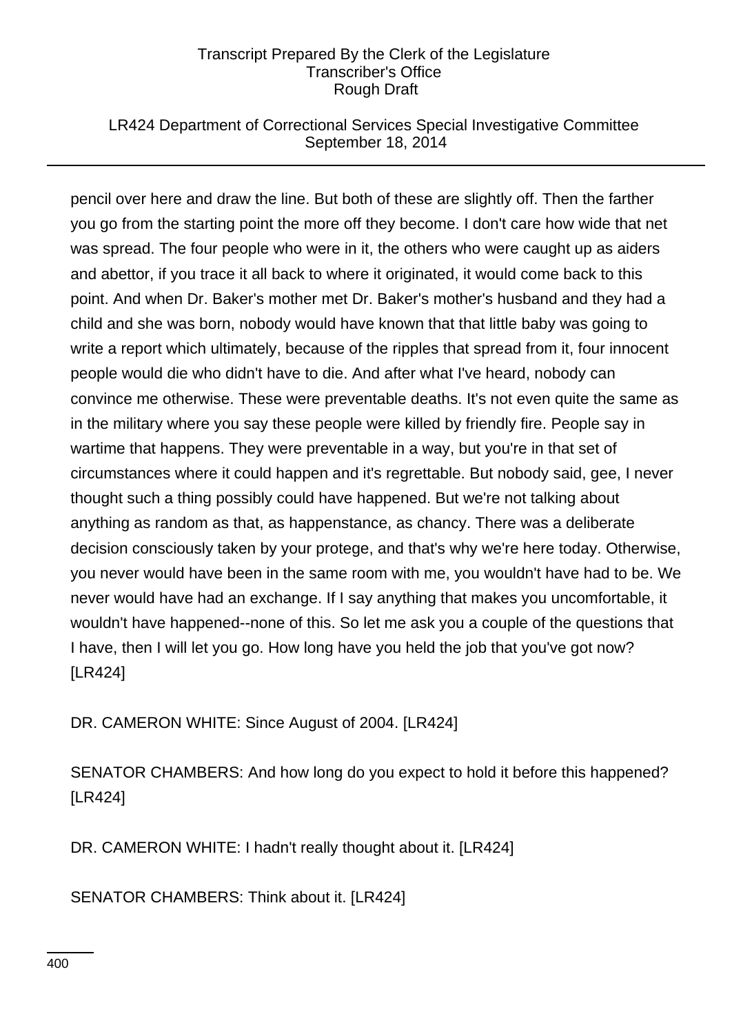pencil over here and draw the line. But both of these are slightly off. Then the farther you go from the starting point the more off they become. I don't care how wide that net was spread. The four people who were in it, the others who were caught up as aiders and abettor, if you trace it all back to where it originated, it would come back to this point. And when Dr. Baker's mother met Dr. Baker's mother's husband and they had a child and she was born, nobody would have known that that little baby was going to write a report which ultimately, because of the ripples that spread from it, four innocent people would die who didn't have to die. And after what I've heard, nobody can convince me otherwise. These were preventable deaths. It's not even quite the same as in the military where you say these people were killed by friendly fire. People say in wartime that happens. They were preventable in a way, but you're in that set of circumstances where it could happen and it's regrettable. But nobody said, gee, I never thought such a thing possibly could have happened. But we're not talking about anything as random as that, as happenstance, as chancy. There was a deliberate decision consciously taken by your protege, and that's why we're here today. Otherwise, you never would have been in the same room with me, you wouldn't have had to be. We never would have had an exchange. If I say anything that makes you uncomfortable, it wouldn't have happened--none of this. So let me ask you a couple of the questions that I have, then I will let you go. How long have you held the job that you've got now? [LR424]

DR. CAMERON WHITE: Since August of 2004. [LR424]

SENATOR CHAMBERS: And how long do you expect to hold it before this happened? [LR424]

DR. CAMERON WHITE: I hadn't really thought about it. [LR424]

SENATOR CHAMBERS: Think about it. [LR424]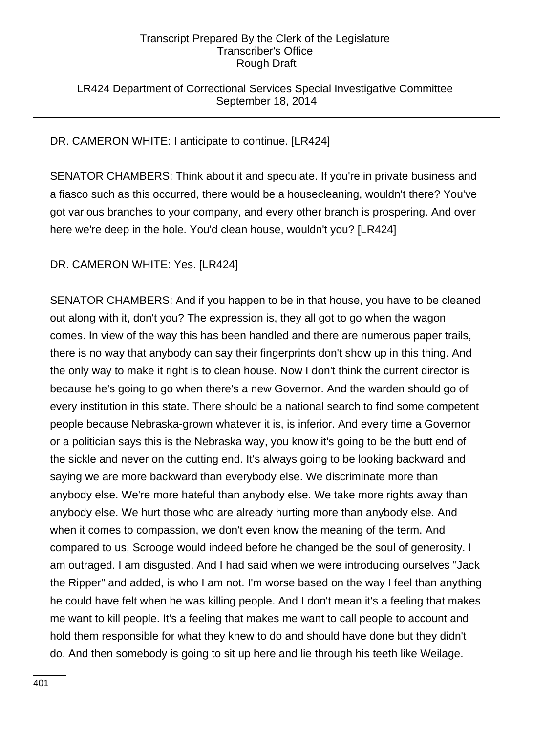DR. CAMERON WHITE: I anticipate to continue. [LR424]

SENATOR CHAMBERS: Think about it and speculate. If you're in private business and a fiasco such as this occurred, there would be a housecleaning, wouldn't there? You've got various branches to your company, and every other branch is prospering. And over here we're deep in the hole. You'd clean house, wouldn't you? [LR424]

DR. CAMERON WHITE: Yes. [LR424]

SENATOR CHAMBERS: And if you happen to be in that house, you have to be cleaned out along with it, don't you? The expression is, they all got to go when the wagon comes. In view of the way this has been handled and there are numerous paper trails, there is no way that anybody can say their fingerprints don't show up in this thing. And the only way to make it right is to clean house. Now I don't think the current director is because he's going to go when there's a new Governor. And the warden should go of every institution in this state. There should be a national search to find some competent people because Nebraska-grown whatever it is, is inferior. And every time a Governor or a politician says this is the Nebraska way, you know it's going to be the butt end of the sickle and never on the cutting end. It's always going to be looking backward and saying we are more backward than everybody else. We discriminate more than anybody else. We're more hateful than anybody else. We take more rights away than anybody else. We hurt those who are already hurting more than anybody else. And when it comes to compassion, we don't even know the meaning of the term. And compared to us, Scrooge would indeed before he changed be the soul of generosity. I am outraged. I am disgusted. And I had said when we were introducing ourselves "Jack the Ripper" and added, is who I am not. I'm worse based on the way I feel than anything he could have felt when he was killing people. And I don't mean it's a feeling that makes me want to kill people. It's a feeling that makes me want to call people to account and hold them responsible for what they knew to do and should have done but they didn't do. And then somebody is going to sit up here and lie through his teeth like Weilage.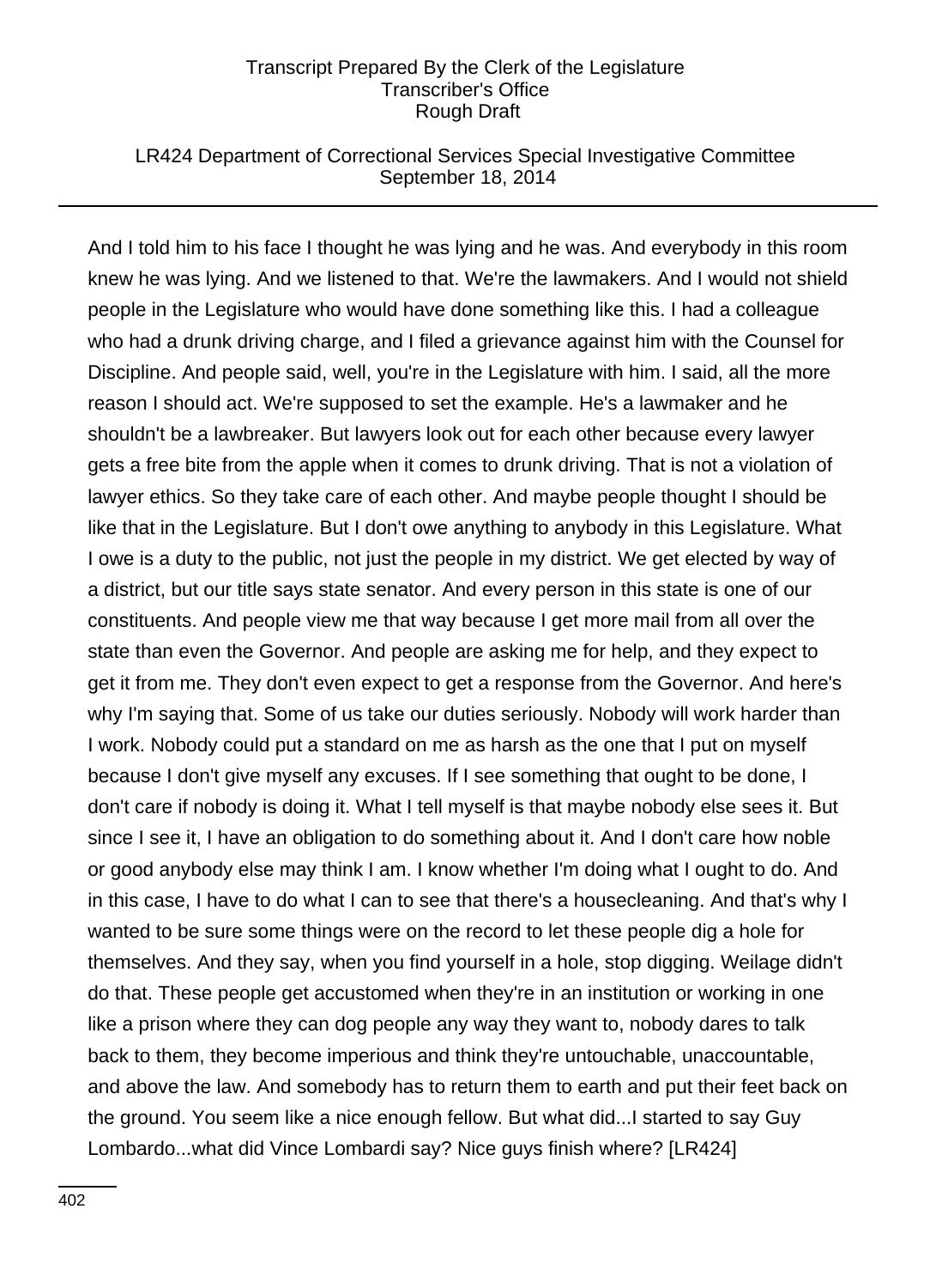And I told him to his face I thought he was lying and he was. And everybody in this room knew he was lying. And we listened to that. We're the lawmakers. And I would not shield people in the Legislature who would have done something like this. I had a colleague who had a drunk driving charge, and I filed a grievance against him with the Counsel for Discipline. And people said, well, you're in the Legislature with him. I said, all the more reason I should act. We're supposed to set the example. He's a lawmaker and he shouldn't be a lawbreaker. But lawyers look out for each other because every lawyer gets a free bite from the apple when it comes to drunk driving. That is not a violation of lawyer ethics. So they take care of each other. And maybe people thought I should be like that in the Legislature. But I don't owe anything to anybody in this Legislature. What I owe is a duty to the public, not just the people in my district. We get elected by way of a district, but our title says state senator. And every person in this state is one of our constituents. And people view me that way because I get more mail from all over the state than even the Governor. And people are asking me for help, and they expect to get it from me. They don't even expect to get a response from the Governor. And here's why I'm saying that. Some of us take our duties seriously. Nobody will work harder than I work. Nobody could put a standard on me as harsh as the one that I put on myself because I don't give myself any excuses. If I see something that ought to be done, I don't care if nobody is doing it. What I tell myself is that maybe nobody else sees it. But since I see it, I have an obligation to do something about it. And I don't care how noble or good anybody else may think I am. I know whether I'm doing what I ought to do. And in this case, I have to do what I can to see that there's a housecleaning. And that's why I wanted to be sure some things were on the record to let these people dig a hole for themselves. And they say, when you find yourself in a hole, stop digging. Weilage didn't do that. These people get accustomed when they're in an institution or working in one like a prison where they can dog people any way they want to, nobody dares to talk back to them, they become imperious and think they're untouchable, unaccountable, and above the law. And somebody has to return them to earth and put their feet back on the ground. You seem like a nice enough fellow. But what did...I started to say Guy Lombardo...what did Vince Lombardi say? Nice guys finish where? [LR424]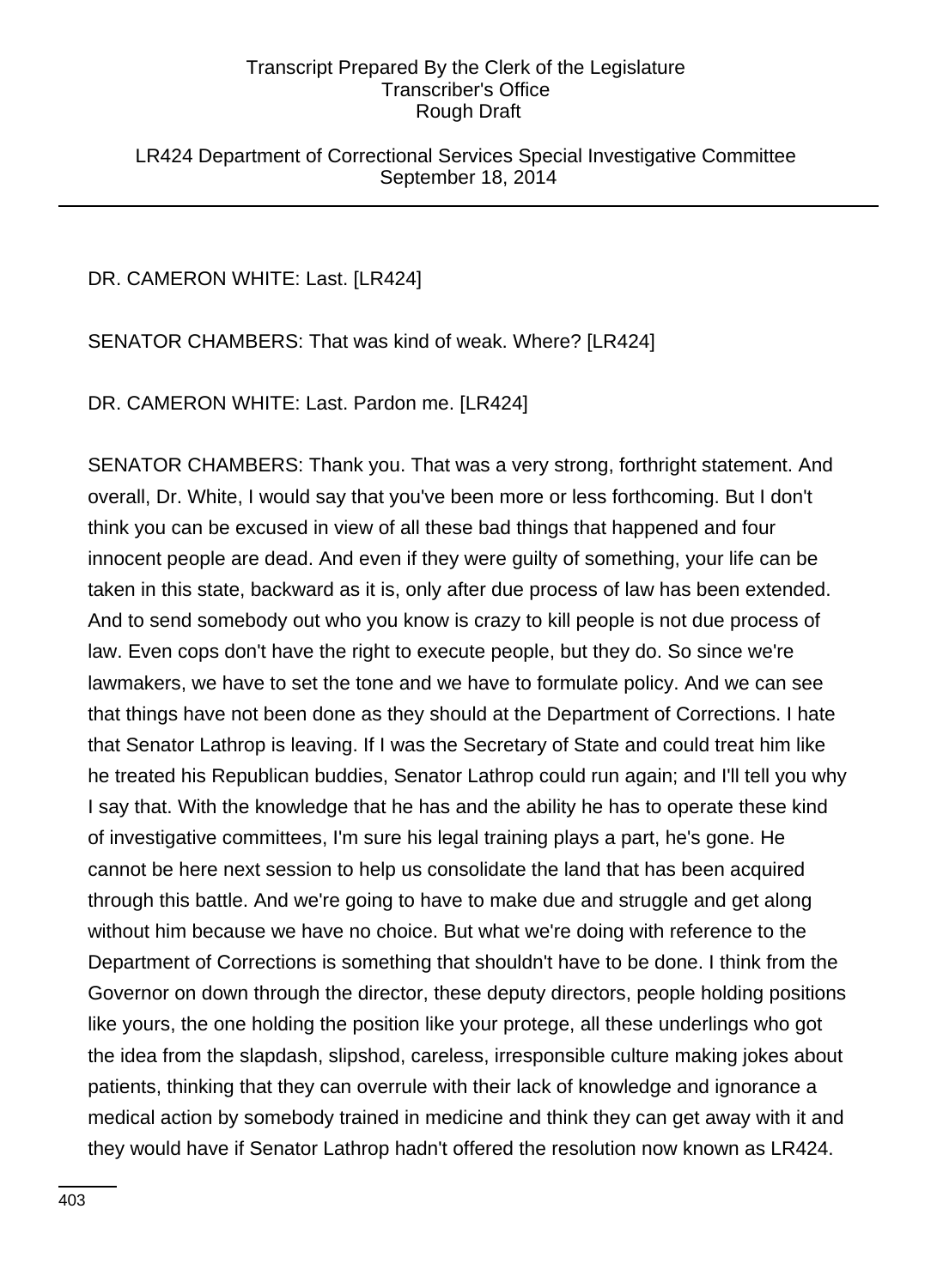DR. CAMERON WHITE: Last. [LR424]

SENATOR CHAMBERS: That was kind of weak. Where? [LR424]

DR. CAMERON WHITE: Last. Pardon me. [LR424]

SENATOR CHAMBERS: Thank you. That was a very strong, forthright statement. And overall, Dr. White, I would say that you've been more or less forthcoming. But I don't think you can be excused in view of all these bad things that happened and four innocent people are dead. And even if they were guilty of something, your life can be taken in this state, backward as it is, only after due process of law has been extended. And to send somebody out who you know is crazy to kill people is not due process of law. Even cops don't have the right to execute people, but they do. So since we're lawmakers, we have to set the tone and we have to formulate policy. And we can see that things have not been done as they should at the Department of Corrections. I hate that Senator Lathrop is leaving. If I was the Secretary of State and could treat him like he treated his Republican buddies, Senator Lathrop could run again; and I'll tell you why I say that. With the knowledge that he has and the ability he has to operate these kind of investigative committees, I'm sure his legal training plays a part, he's gone. He cannot be here next session to help us consolidate the land that has been acquired through this battle. And we're going to have to make due and struggle and get along without him because we have no choice. But what we're doing with reference to the Department of Corrections is something that shouldn't have to be done. I think from the Governor on down through the director, these deputy directors, people holding positions like yours, the one holding the position like your protege, all these underlings who got the idea from the slapdash, slipshod, careless, irresponsible culture making jokes about patients, thinking that they can overrule with their lack of knowledge and ignorance a medical action by somebody trained in medicine and think they can get away with it and they would have if Senator Lathrop hadn't offered the resolution now known as LR424.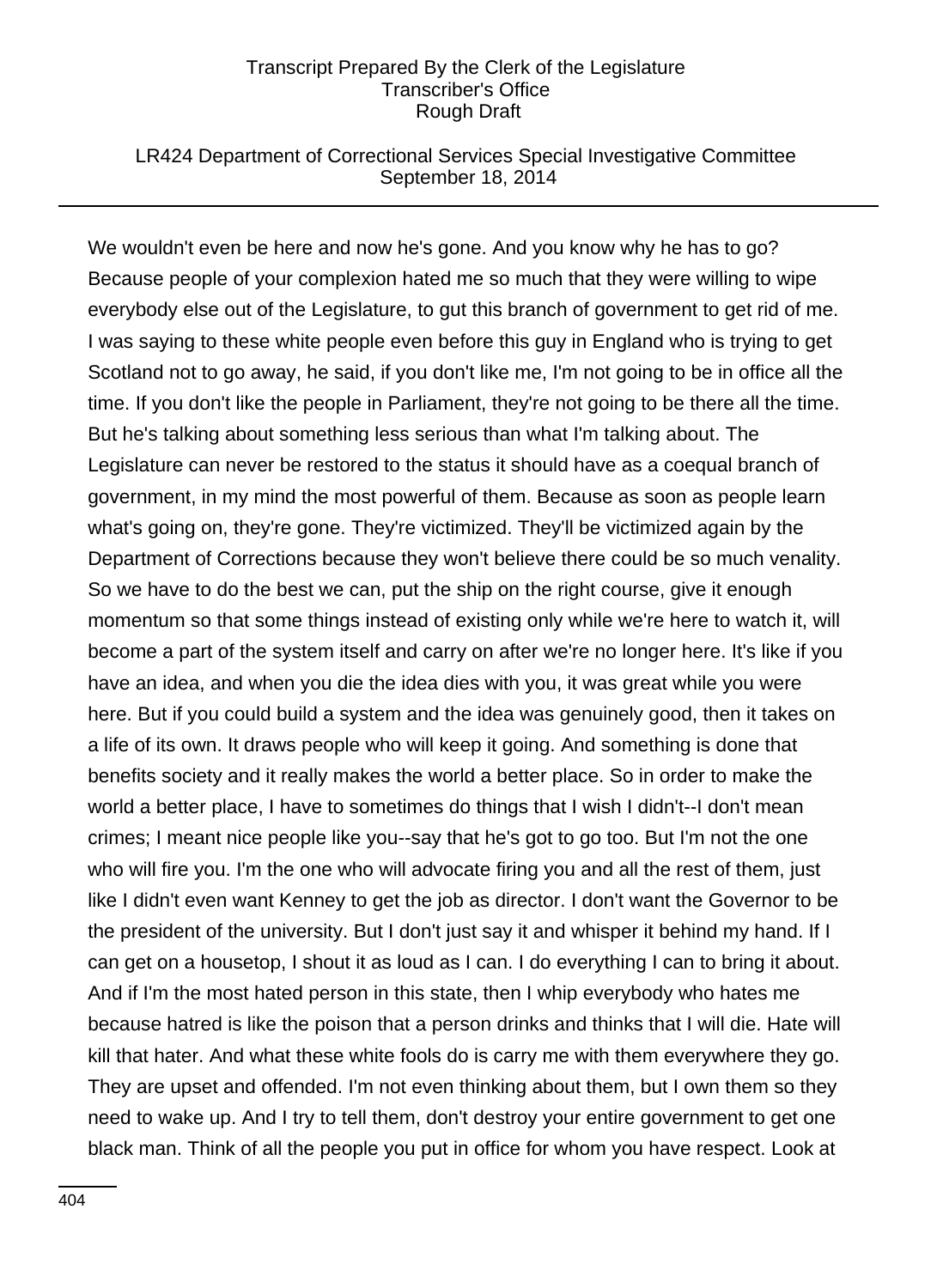We wouldn't even be here and now he's gone. And you know why he has to go? Because people of your complexion hated me so much that they were willing to wipe everybody else out of the Legislature, to gut this branch of government to get rid of me. I was saying to these white people even before this guy in England who is trying to get Scotland not to go away, he said, if you don't like me, I'm not going to be in office all the time. If you don't like the people in Parliament, they're not going to be there all the time. But he's talking about something less serious than what I'm talking about. The Legislature can never be restored to the status it should have as a coequal branch of government, in my mind the most powerful of them. Because as soon as people learn what's going on, they're gone. They're victimized. They'll be victimized again by the Department of Corrections because they won't believe there could be so much venality. So we have to do the best we can, put the ship on the right course, give it enough momentum so that some things instead of existing only while we're here to watch it, will become a part of the system itself and carry on after we're no longer here. It's like if you have an idea, and when you die the idea dies with you, it was great while you were here. But if you could build a system and the idea was genuinely good, then it takes on a life of its own. It draws people who will keep it going. And something is done that benefits society and it really makes the world a better place. So in order to make the world a better place, I have to sometimes do things that I wish I didn't--I don't mean crimes; I meant nice people like you--say that he's got to go too. But I'm not the one who will fire you. I'm the one who will advocate firing you and all the rest of them, just like I didn't even want Kenney to get the job as director. I don't want the Governor to be the president of the university. But I don't just say it and whisper it behind my hand. If I can get on a housetop, I shout it as loud as I can. I do everything I can to bring it about. And if I'm the most hated person in this state, then I whip everybody who hates me because hatred is like the poison that a person drinks and thinks that I will die. Hate will kill that hater. And what these white fools do is carry me with them everywhere they go. They are upset and offended. I'm not even thinking about them, but I own them so they need to wake up. And I try to tell them, don't destroy your entire government to get one black man. Think of all the people you put in office for whom you have respect. Look at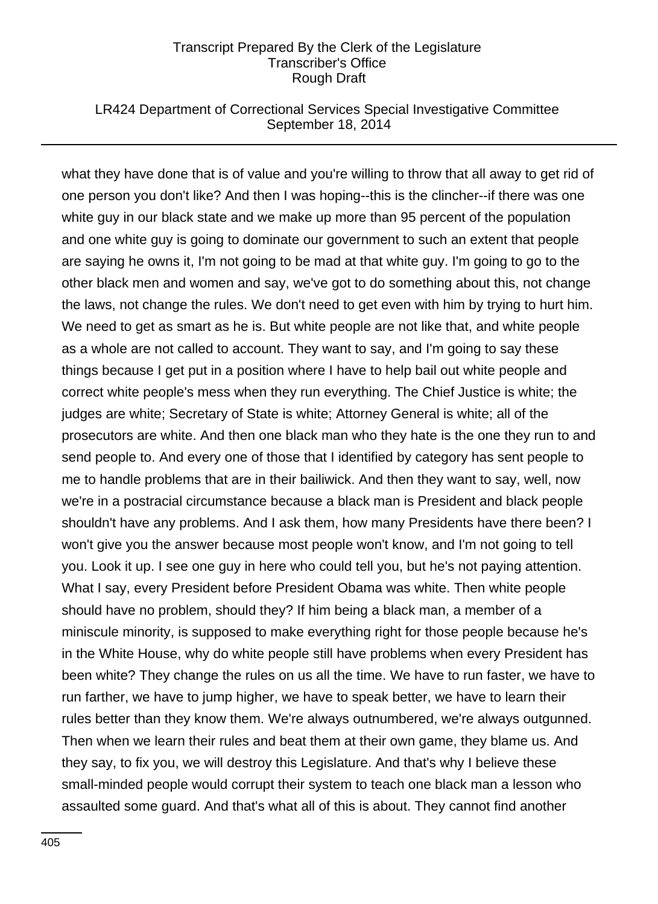what they have done that is of value and you're willing to throw that all away to get rid of one person you don't like? And then I was hoping--this is the clincher--if there was one white guy in our black state and we make up more than 95 percent of the population and one white guy is going to dominate our government to such an extent that people are saying he owns it, I'm not going to be mad at that white guy. I'm going to go to the other black men and women and say, we've got to do something about this, not change the laws, not change the rules. We don't need to get even with him by trying to hurt him. We need to get as smart as he is. But white people are not like that, and white people as a whole are not called to account. They want to say, and I'm going to say these things because I get put in a position where I have to help bail out white people and correct white people's mess when they run everything. The Chief Justice is white; the judges are white; Secretary of State is white; Attorney General is white; all of the prosecutors are white. And then one black man who they hate is the one they run to and send people to. And every one of those that I identified by category has sent people to me to handle problems that are in their bailiwick. And then they want to say, well, now we're in a postracial circumstance because a black man is President and black people shouldn't have any problems. And I ask them, how many Presidents have there been? I won't give you the answer because most people won't know, and I'm not going to tell you. Look it up. I see one guy in here who could tell you, but he's not paying attention. What I say, every President before President Obama was white. Then white people should have no problem, should they? If him being a black man, a member of a miniscule minority, is supposed to make everything right for those people because he's in the White House, why do white people still have problems when every President has been white? They change the rules on us all the time. We have to run faster, we have to run farther, we have to jump higher, we have to speak better, we have to learn their rules better than they know them. We're always outnumbered, we're always outgunned. Then when we learn their rules and beat them at their own game, they blame us. And they say, to fix you, we will destroy this Legislature. And that's why I believe these small-minded people would corrupt their system to teach one black man a lesson who assaulted some guard. And that's what all of this is about. They cannot find another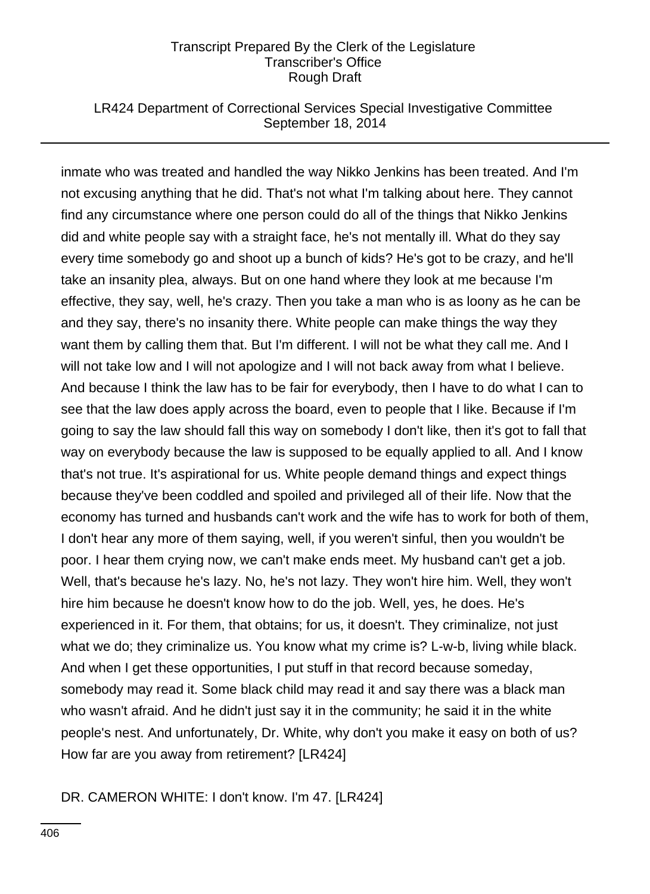inmate who was treated and handled the way Nikko Jenkins has been treated. And I'm not excusing anything that he did. That's not what I'm talking about here. They cannot find any circumstance where one person could do all of the things that Nikko Jenkins did and white people say with a straight face, he's not mentally ill. What do they say every time somebody go and shoot up a bunch of kids? He's got to be crazy, and he'll take an insanity plea, always. But on one hand where they look at me because I'm effective, they say, well, he's crazy. Then you take a man who is as loony as he can be and they say, there's no insanity there. White people can make things the way they want them by calling them that. But I'm different. I will not be what they call me. And I will not take low and I will not apologize and I will not back away from what I believe. And because I think the law has to be fair for everybody, then I have to do what I can to see that the law does apply across the board, even to people that I like. Because if I'm going to say the law should fall this way on somebody I don't like, then it's got to fall that way on everybody because the law is supposed to be equally applied to all. And I know that's not true. It's aspirational for us. White people demand things and expect things because they've been coddled and spoiled and privileged all of their life. Now that the economy has turned and husbands can't work and the wife has to work for both of them, I don't hear any more of them saying, well, if you weren't sinful, then you wouldn't be poor. I hear them crying now, we can't make ends meet. My husband can't get a job. Well, that's because he's lazy. No, he's not lazy. They won't hire him. Well, they won't hire him because he doesn't know how to do the job. Well, yes, he does. He's experienced in it. For them, that obtains; for us, it doesn't. They criminalize, not just what we do; they criminalize us. You know what my crime is? L-w-b, living while black. And when I get these opportunities, I put stuff in that record because someday, somebody may read it. Some black child may read it and say there was a black man who wasn't afraid. And he didn't just say it in the community; he said it in the white people's nest. And unfortunately, Dr. White, why don't you make it easy on both of us? How far are you away from retirement? [LR424]

DR. CAMERON WHITE: I don't know. I'm 47. [LR424]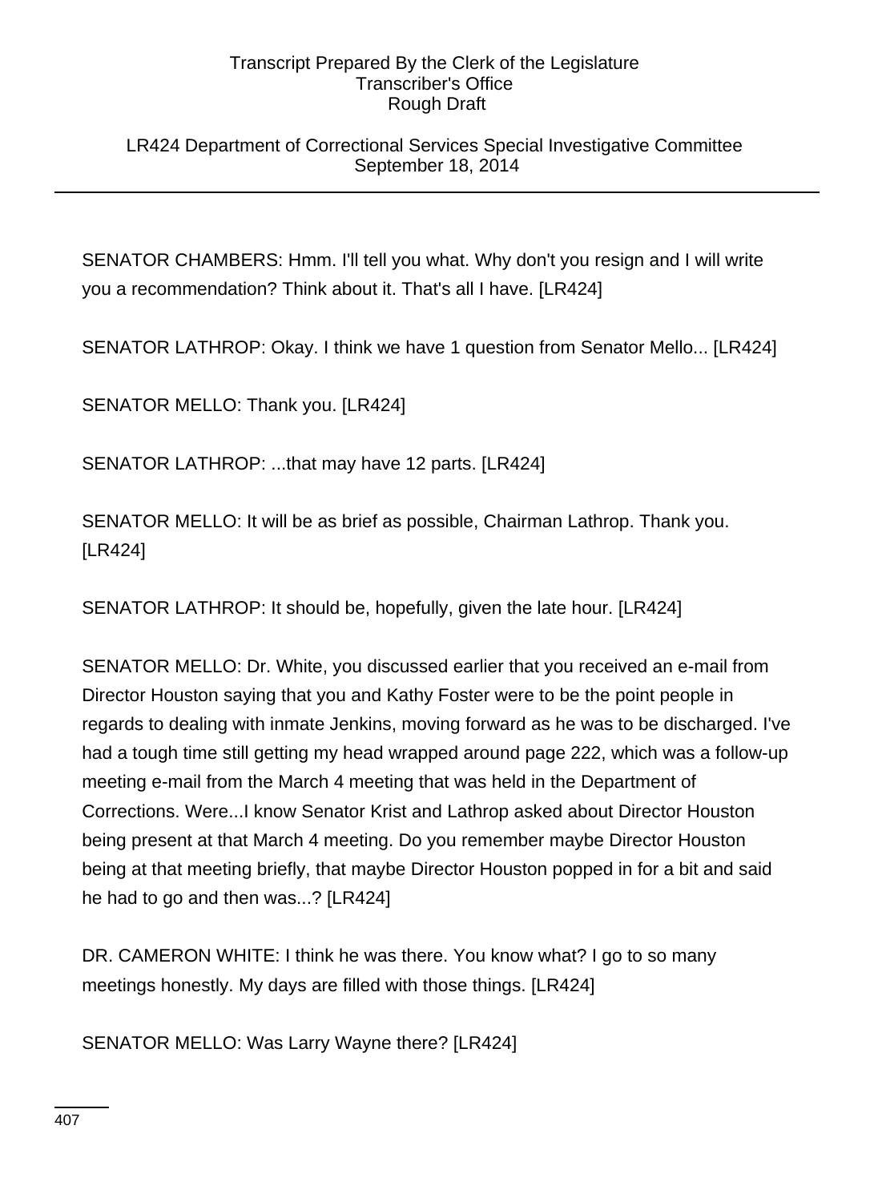SENATOR CHAMBERS: Hmm. I'll tell you what. Why don't you resign and I will write you a recommendation? Think about it. That's all I have. [LR424]

SENATOR LATHROP: Okay. I think we have 1 question from Senator Mello... [LR424]

SENATOR MELLO: Thank you. [LR424]

SENATOR LATHROP: ...that may have 12 parts. [LR424]

SENATOR MELLO: It will be as brief as possible, Chairman Lathrop. Thank you. [LR424]

SENATOR LATHROP: It should be, hopefully, given the late hour. [LR424]

SENATOR MELLO: Dr. White, you discussed earlier that you received an e-mail from Director Houston saying that you and Kathy Foster were to be the point people in regards to dealing with inmate Jenkins, moving forward as he was to be discharged. I've had a tough time still getting my head wrapped around page 222, which was a follow-up meeting e-mail from the March 4 meeting that was held in the Department of Corrections. Were...I know Senator Krist and Lathrop asked about Director Houston being present at that March 4 meeting. Do you remember maybe Director Houston being at that meeting briefly, that maybe Director Houston popped in for a bit and said he had to go and then was...? [LR424]

DR. CAMERON WHITE: I think he was there. You know what? I go to so many meetings honestly. My days are filled with those things. [LR424]

SENATOR MELLO: Was Larry Wayne there? [LR424]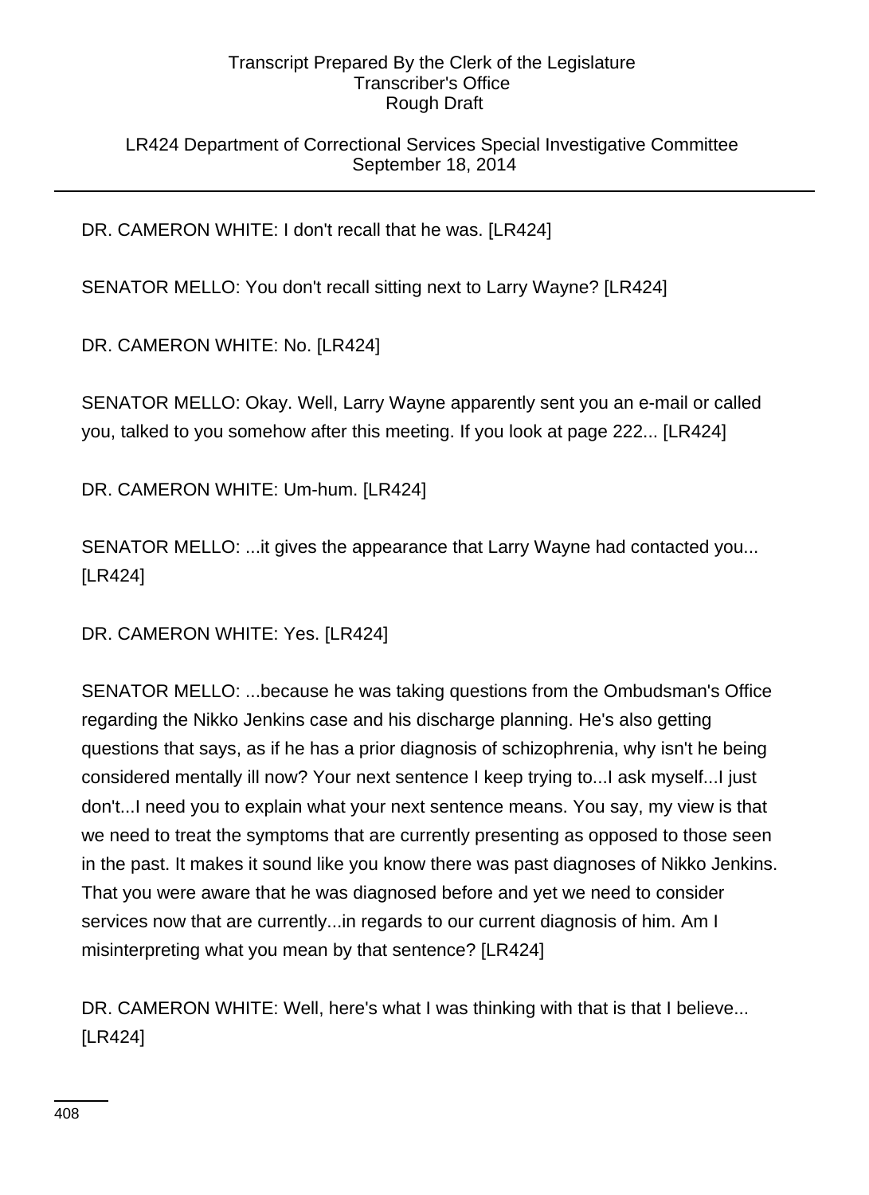DR. CAMERON WHITE: I don't recall that he was. [LR424]

SENATOR MELLO: You don't recall sitting next to Larry Wayne? [LR424]

DR. CAMERON WHITE: No. [LR424]

SENATOR MELLO: Okay. Well, Larry Wayne apparently sent you an e-mail or called you, talked to you somehow after this meeting. If you look at page 222... [LR424]

DR. CAMERON WHITE: Um-hum. [LR424]

SENATOR MELLO: ...it gives the appearance that Larry Wayne had contacted you... [LR424]

DR. CAMERON WHITE: Yes. [LR424]

SENATOR MELLO: ...because he was taking questions from the Ombudsman's Office regarding the Nikko Jenkins case and his discharge planning. He's also getting questions that says, as if he has a prior diagnosis of schizophrenia, why isn't he being considered mentally ill now? Your next sentence I keep trying to...I ask myself...I just don't...I need you to explain what your next sentence means. You say, my view is that we need to treat the symptoms that are currently presenting as opposed to those seen in the past. It makes it sound like you know there was past diagnoses of Nikko Jenkins. That you were aware that he was diagnosed before and yet we need to consider services now that are currently...in regards to our current diagnosis of him. Am I misinterpreting what you mean by that sentence? [LR424]

DR. CAMERON WHITE: Well, here's what I was thinking with that is that I believe... [LR424]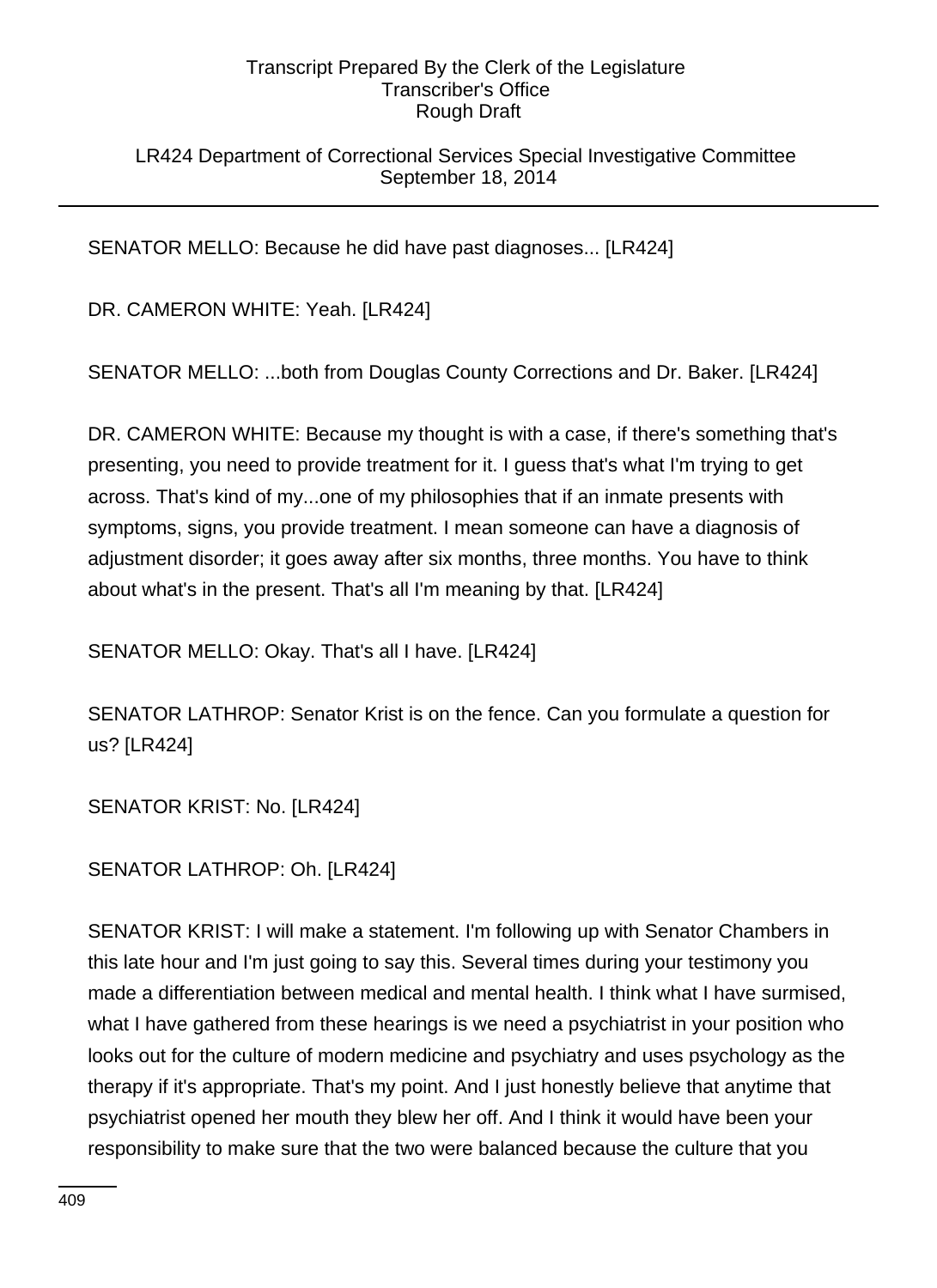SENATOR MELLO: Because he did have past diagnoses... [LR424]

DR. CAMERON WHITE: Yeah. [LR424]

SENATOR MELLO: ...both from Douglas County Corrections and Dr. Baker. [LR424]

DR. CAMERON WHITE: Because my thought is with a case, if there's something that's presenting, you need to provide treatment for it. I guess that's what I'm trying to get across. That's kind of my...one of my philosophies that if an inmate presents with symptoms, signs, you provide treatment. I mean someone can have a diagnosis of adjustment disorder; it goes away after six months, three months. You have to think about what's in the present. That's all I'm meaning by that. [LR424]

SENATOR MELLO: Okay. That's all I have. [LR424]

SENATOR LATHROP: Senator Krist is on the fence. Can you formulate a question for us? [LR424]

SENATOR KRIST: No. [LR424]

SENATOR LATHROP: Oh. [LR424]

SENATOR KRIST: I will make a statement. I'm following up with Senator Chambers in this late hour and I'm just going to say this. Several times during your testimony you made a differentiation between medical and mental health. I think what I have surmised, what I have gathered from these hearings is we need a psychiatrist in your position who looks out for the culture of modern medicine and psychiatry and uses psychology as the therapy if it's appropriate. That's my point. And I just honestly believe that anytime that psychiatrist opened her mouth they blew her off. And I think it would have been your responsibility to make sure that the two were balanced because the culture that you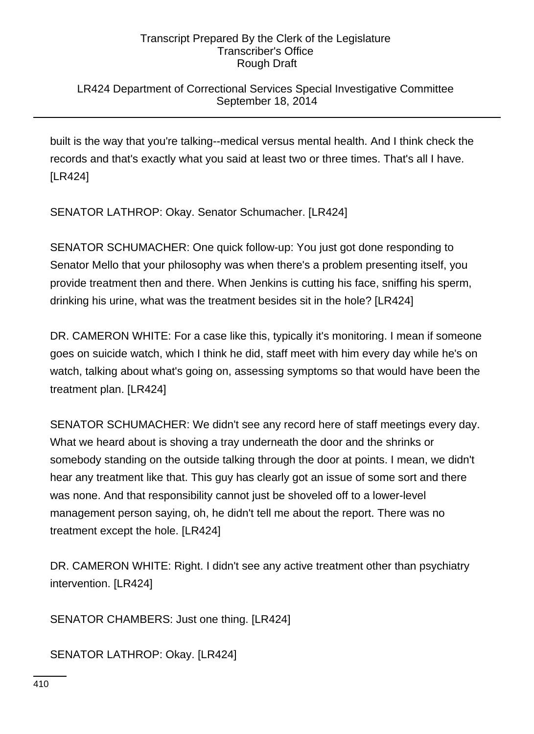built is the way that you're talking--medical versus mental health. And I think check the records and that's exactly what you said at least two or three times. That's all I have. [LR424]

SENATOR LATHROP: Okay. Senator Schumacher. [LR424]

SENATOR SCHUMACHER: One quick follow-up: You just got done responding to Senator Mello that your philosophy was when there's a problem presenting itself, you provide treatment then and there. When Jenkins is cutting his face, sniffing his sperm, drinking his urine, what was the treatment besides sit in the hole? [LR424]

DR. CAMERON WHITE: For a case like this, typically it's monitoring. I mean if someone goes on suicide watch, which I think he did, staff meet with him every day while he's on watch, talking about what's going on, assessing symptoms so that would have been the treatment plan. [LR424]

SENATOR SCHUMACHER: We didn't see any record here of staff meetings every day. What we heard about is shoving a tray underneath the door and the shrinks or somebody standing on the outside talking through the door at points. I mean, we didn't hear any treatment like that. This guy has clearly got an issue of some sort and there was none. And that responsibility cannot just be shoveled off to a lower-level management person saying, oh, he didn't tell me about the report. There was no treatment except the hole. [LR424]

DR. CAMERON WHITE: Right. I didn't see any active treatment other than psychiatry intervention. [LR424]

SENATOR CHAMBERS: Just one thing. [LR424]

SENATOR LATHROP: Okay. [LR424]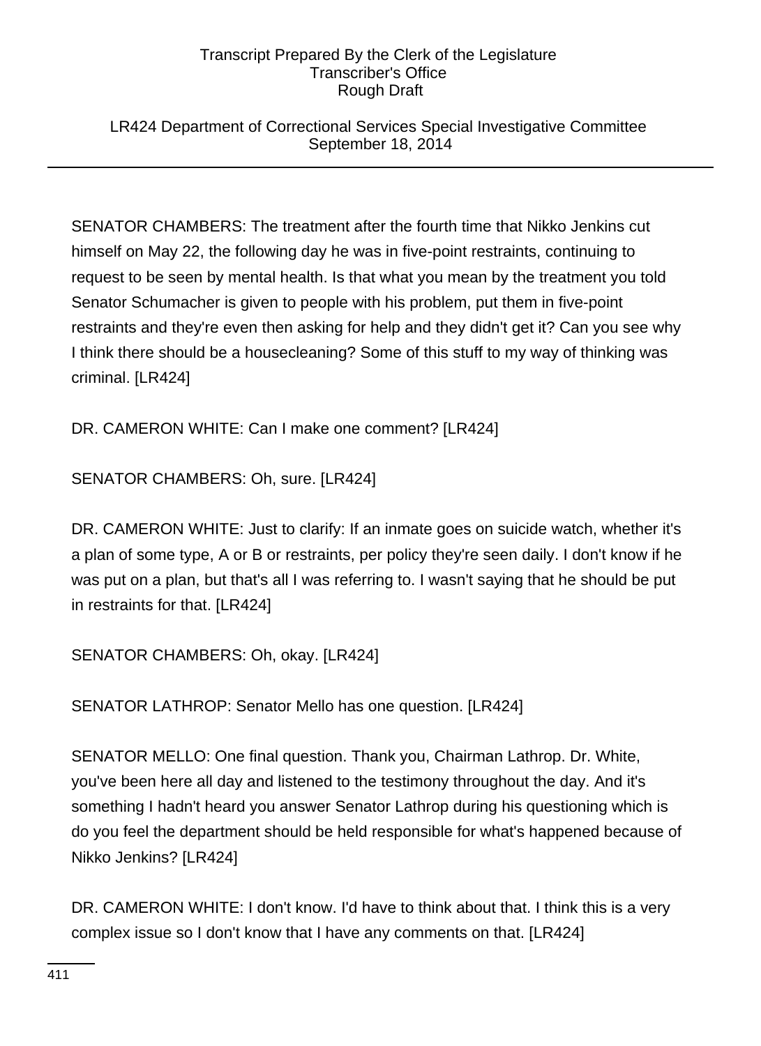SENATOR CHAMBERS: The treatment after the fourth time that Nikko Jenkins cut himself on May 22, the following day he was in five-point restraints, continuing to request to be seen by mental health. Is that what you mean by the treatment you told Senator Schumacher is given to people with his problem, put them in five-point restraints and they're even then asking for help and they didn't get it? Can you see why I think there should be a housecleaning? Some of this stuff to my way of thinking was criminal. [LR424]

DR. CAMERON WHITE: Can I make one comment? [LR424]

SENATOR CHAMBERS: Oh, sure. [LR424]

DR. CAMERON WHITE: Just to clarify: If an inmate goes on suicide watch, whether it's a plan of some type, A or B or restraints, per policy they're seen daily. I don't know if he was put on a plan, but that's all I was referring to. I wasn't saying that he should be put in restraints for that. [LR424]

SENATOR CHAMBERS: Oh, okay. [LR424]

SENATOR LATHROP: Senator Mello has one question. [LR424]

SENATOR MELLO: One final question. Thank you, Chairman Lathrop. Dr. White, you've been here all day and listened to the testimony throughout the day. And it's something I hadn't heard you answer Senator Lathrop during his questioning which is do you feel the department should be held responsible for what's happened because of Nikko Jenkins? [LR424]

DR. CAMERON WHITE: I don't know. I'd have to think about that. I think this is a very complex issue so I don't know that I have any comments on that. [LR424]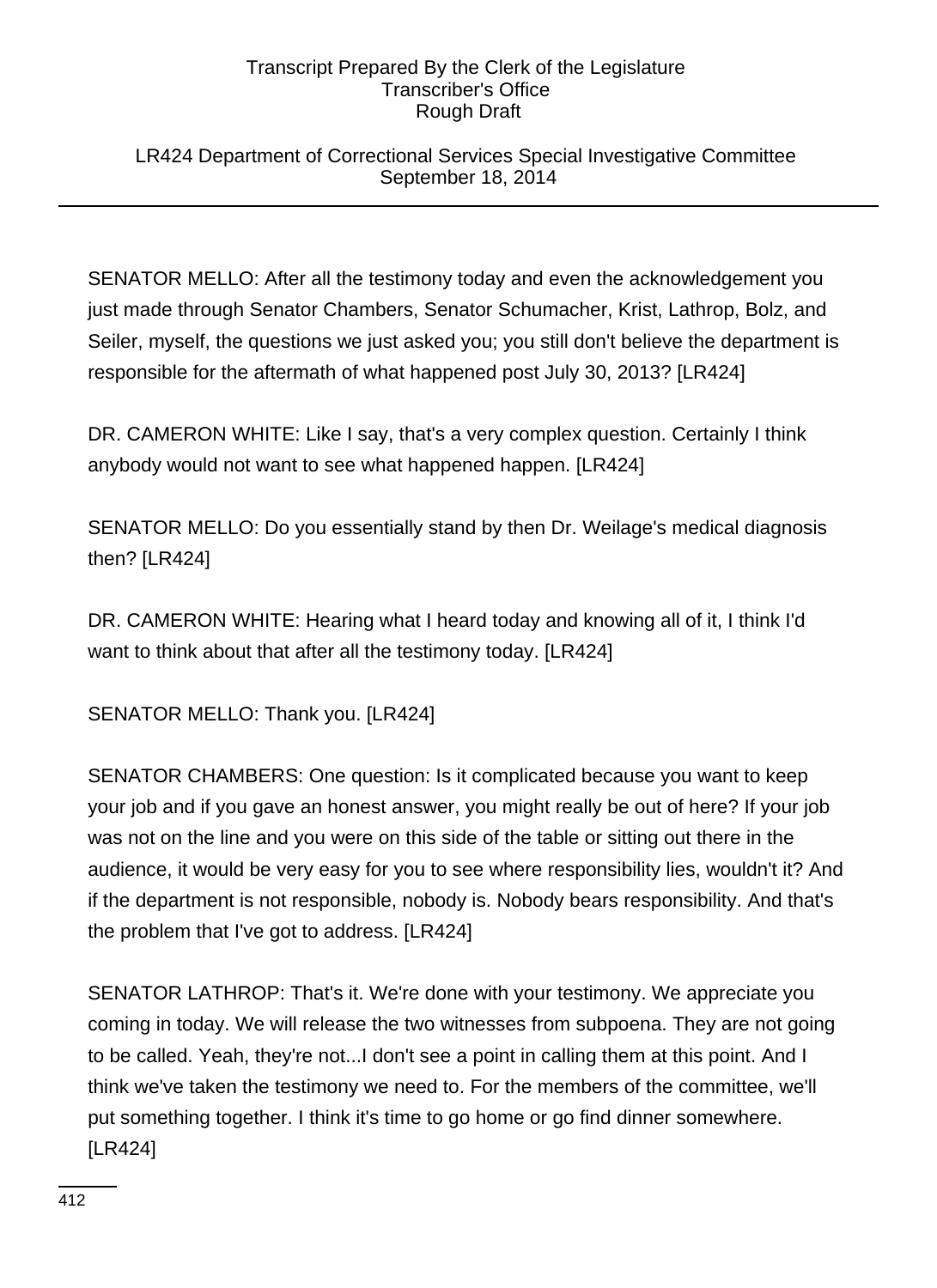SENATOR MELLO: After all the testimony today and even the acknowledgement you just made through Senator Chambers, Senator Schumacher, Krist, Lathrop, Bolz, and Seiler, myself, the questions we just asked you; you still don't believe the department is responsible for the aftermath of what happened post July 30, 2013? [LR424]

DR. CAMERON WHITE: Like I say, that's a very complex question. Certainly I think anybody would not want to see what happened happen. [LR424]

SENATOR MELLO: Do you essentially stand by then Dr. Weilage's medical diagnosis then? [LR424]

DR. CAMERON WHITE: Hearing what I heard today and knowing all of it, I think I'd want to think about that after all the testimony today. [LR424]

SENATOR MELLO: Thank you. [LR424]

SENATOR CHAMBERS: One question: Is it complicated because you want to keep your job and if you gave an honest answer, you might really be out of here? If your job was not on the line and you were on this side of the table or sitting out there in the audience, it would be very easy for you to see where responsibility lies, wouldn't it? And if the department is not responsible, nobody is. Nobody bears responsibility. And that's the problem that I've got to address. [LR424]

SENATOR LATHROP: That's it. We're done with your testimony. We appreciate you coming in today. We will release the two witnesses from subpoena. They are not going to be called. Yeah, they're not...I don't see a point in calling them at this point. And I think we've taken the testimony we need to. For the members of the committee, we'll put something together. I think it's time to go home or go find dinner somewhere. [LR424]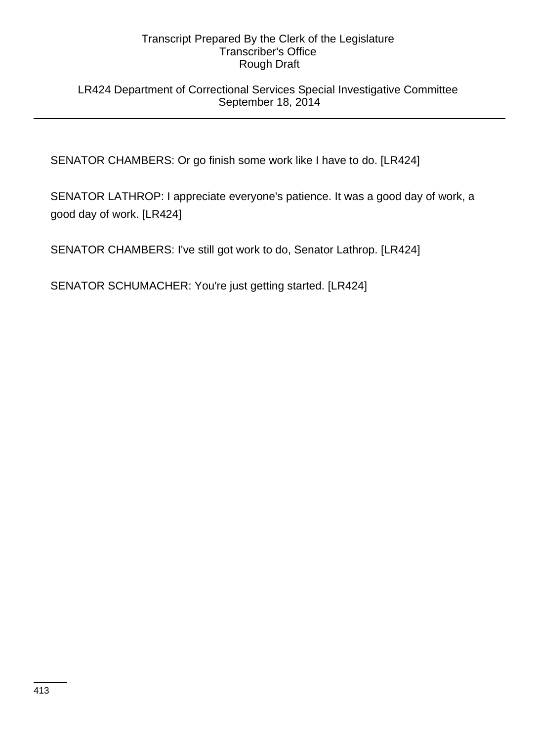SENATOR CHAMBERS: Or go finish some work like I have to do. [LR424]

SENATOR LATHROP: I appreciate everyone's patience. It was a good day of work, a good day of work. [LR424]

SENATOR CHAMBERS: I've still got work to do, Senator Lathrop. [LR424]

SENATOR SCHUMACHER: You're just getting started. [LR424]